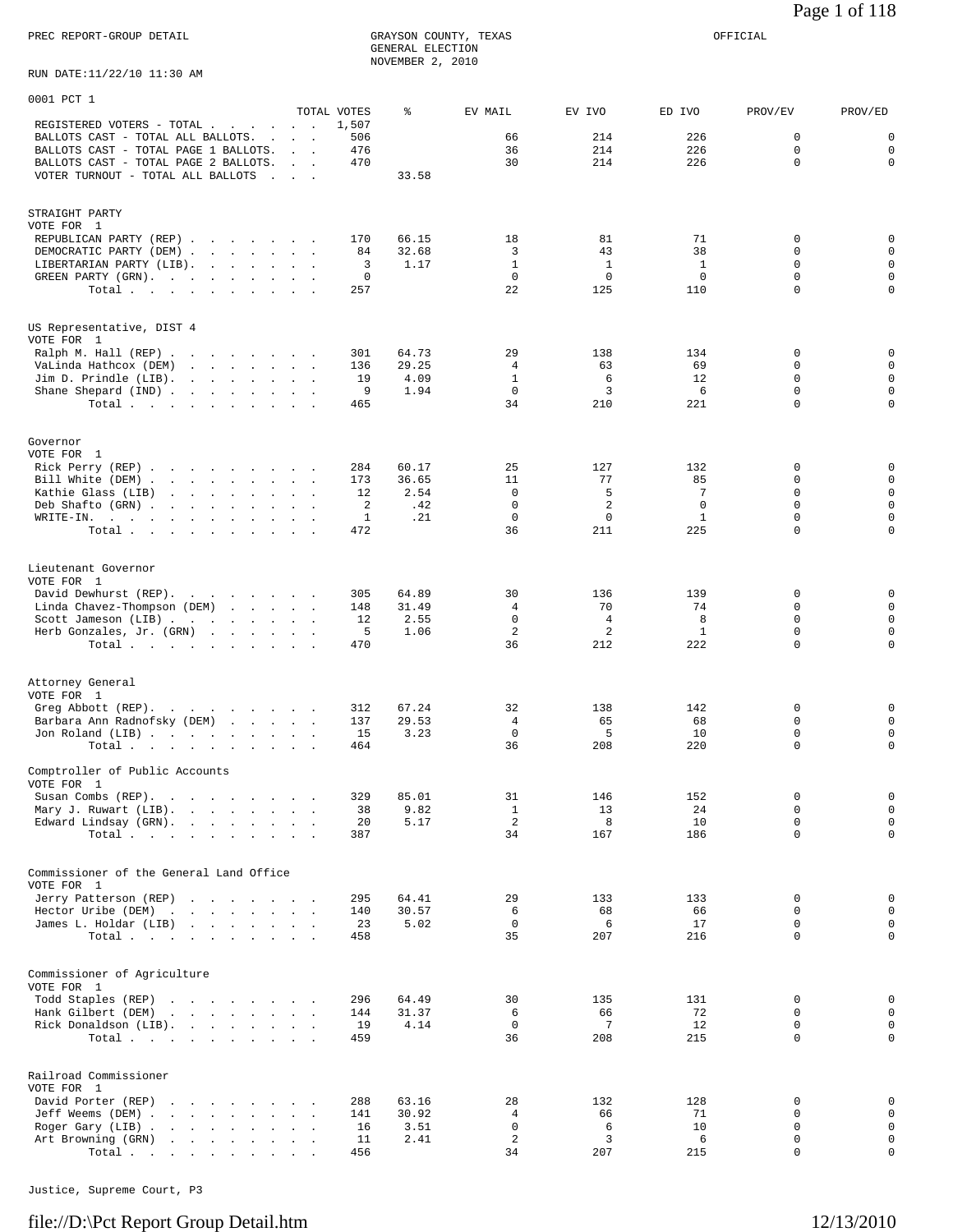PREC REPORT-GROUP DETAIL

GRAYSON COUNTY, TEXAS
GENERAL ELECTION
NOVEMBER 2, 2010

OFFICIAL

RUN DATE:11/22/10 11:30 AM

0001 PCT 1

| | TOTAL VOTES | % | EV MAIL | EV IVO | ED IVO | PROV/EV | PROV/ED |
|---|---|---|---|---|---|---|---|
| REGISTERED VOTERS - TOTAL | 1,507 | | | | | | |
| BALLOTS CAST - TOTAL ALL BALLOTS | 506 | | 66 | 214 | 226 | 0 | 0 |
| BALLOTS CAST - TOTAL PAGE 1 BALLOTS | 476 | | 36 | 214 | 226 | 0 | 0 |
| BALLOTS CAST - TOTAL PAGE 2 BALLOTS | 470 | | 30 | 214 | 226 | 0 | 0 |
| VOTER TURNOUT - TOTAL ALL BALLOTS | | 33.58 | | | | | |

STRAIGHT PARTY
VOTE FOR 1

| | TOTAL VOTES | % | EV MAIL | EV IVO | ED IVO | PROV/EV | PROV/ED |
|---|---|---|---|---|---|---|---|
| REPUBLICAN PARTY (REP) | 170 | 66.15 | 18 | 81 | 71 | 0 | 0 |
| DEMOCRATIC PARTY (DEM) | 84 | 32.68 | 3 | 43 | 38 | 0 | 0 |
| LIBERTARIAN PARTY (LIB) | 3 | 1.17 | 1 | 1 | 1 | 0 | 0 |
| GREEN PARTY (GRN) | 0 | | 0 | 0 | 0 | 0 | 0 |
| Total | 257 | | 22 | 125 | 110 | 0 | 0 |

US Representative, DIST 4
VOTE FOR 1

| | TOTAL VOTES | % | EV MAIL | EV IVO | ED IVO | PROV/EV | PROV/ED |
|---|---|---|---|---|---|---|---|
| Ralph M. Hall (REP) | 301 | 64.73 | 29 | 138 | 134 | 0 | 0 |
| VaLinda Hathcox (DEM) | 136 | 29.25 | 4 | 63 | 69 | 0 | 0 |
| Jim D. Prindle (LIB) | 19 | 4.09 | 1 | 6 | 12 | 0 | 0 |
| Shane Shepard (IND) | 9 | 1.94 | 0 | 3 | 6 | 0 | 0 |
| Total | 465 | | 34 | 210 | 221 | 0 | 0 |

Governor
VOTE FOR 1

| | TOTAL VOTES | % | EV MAIL | EV IVO | ED IVO | PROV/EV | PROV/ED |
|---|---|---|---|---|---|---|---|
| Rick Perry (REP) | 284 | 60.17 | 25 | 127 | 132 | 0 | 0 |
| Bill White (DEM) | 173 | 36.65 | 11 | 77 | 85 | 0 | 0 |
| Kathie Glass (LIB) | 12 | 2.54 | 0 | 5 | 7 | 0 | 0 |
| Deb Shafto (GRN) | 2 | .42 | 0 | 2 | 0 | 0 | 0 |
| WRITE-IN. | 1 | .21 | 0 | 0 | 1 | 0 | 0 |
| Total | 472 | | 36 | 211 | 225 | 0 | 0 |

Lieutenant Governor
VOTE FOR 1

| | TOTAL VOTES | % | EV MAIL | EV IVO | ED IVO | PROV/EV | PROV/ED |
|---|---|---|---|---|---|---|---|
| David Dewhurst (REP) | 305 | 64.89 | 30 | 136 | 139 | 0 | 0 |
| Linda Chavez-Thompson (DEM) | 148 | 31.49 | 4 | 70 | 74 | 0 | 0 |
| Scott Jameson (LIB) | 12 | 2.55 | 0 | 4 | 8 | 0 | 0 |
| Herb Gonzales, Jr. (GRN) | 5 | 1.06 | 2 | 2 | 1 | 0 | 0 |
| Total | 470 | | 36 | 212 | 222 | 0 | 0 |

Attorney General
VOTE FOR 1

| | TOTAL VOTES | % | EV MAIL | EV IVO | ED IVO | PROV/EV | PROV/ED |
|---|---|---|---|---|---|---|---|
| Greg Abbott (REP) | 312 | 67.24 | 32 | 138 | 142 | 0 | 0 |
| Barbara Ann Radnofsky (DEM) | 137 | 29.53 | 4 | 65 | 68 | 0 | 0 |
| Jon Roland (LIB) | 15 | 3.23 | 0 | 5 | 10 | 0 | 0 |
| Total | 464 | | 36 | 208 | 220 | 0 | 0 |

Comptroller of Public Accounts
VOTE FOR 1

| | TOTAL VOTES | % | EV MAIL | EV IVO | ED IVO | PROV/EV | PROV/ED |
|---|---|---|---|---|---|---|---|
| Susan Combs (REP) | 329 | 85.01 | 31 | 146 | 152 | 0 | 0 |
| Mary J. Ruwart (LIB) | 38 | 9.82 | 1 | 13 | 24 | 0 | 0 |
| Edward Lindsay (GRN) | 20 | 5.17 | 2 | 8 | 10 | 0 | 0 |
| Total | 387 | | 34 | 167 | 186 | 0 | 0 |

Commissioner of the General Land Office
VOTE FOR 1

| | TOTAL VOTES | % | EV MAIL | EV IVO | ED IVO | PROV/EV | PROV/ED |
|---|---|---|---|---|---|---|---|
| Jerry Patterson (REP) | 295 | 64.41 | 29 | 133 | 133 | 0 | 0 |
| Hector Uribe (DEM) | 140 | 30.57 | 6 | 68 | 66 | 0 | 0 |
| James L. Holdar (LIB) | 23 | 5.02 | 0 | 6 | 17 | 0 | 0 |
| Total | 458 | | 35 | 207 | 216 | 0 | 0 |

Commissioner of Agriculture
VOTE FOR 1

| | TOTAL VOTES | % | EV MAIL | EV IVO | ED IVO | PROV/EV | PROV/ED |
|---|---|---|---|---|---|---|---|
| Todd Staples (REP) | 296 | 64.49 | 30 | 135 | 131 | 0 | 0 |
| Hank Gilbert (DEM) | 144 | 31.37 | 6 | 66 | 72 | 0 | 0 |
| Rick Donaldson (LIB) | 19 | 4.14 | 0 | 7 | 12 | 0 | 0 |
| Total | 459 | | 36 | 208 | 215 | 0 | 0 |

Railroad Commissioner
VOTE FOR 1

| | TOTAL VOTES | % | EV MAIL | EV IVO | ED IVO | PROV/EV | PROV/ED |
|---|---|---|---|---|---|---|---|
| David Porter (REP) | 288 | 63.16 | 28 | 132 | 128 | 0 | 0 |
| Jeff Weems (DEM) | 141 | 30.92 | 4 | 66 | 71 | 0 | 0 |
| Roger Gary (LIB) | 16 | 3.51 | 0 | 6 | 10 | 0 | 0 |
| Art Browning (GRN) | 11 | 2.41 | 2 | 3 | 6 | 0 | 0 |
| Total | 456 | | 34 | 207 | 215 | 0 | 0 |

Justice, Supreme Court, P3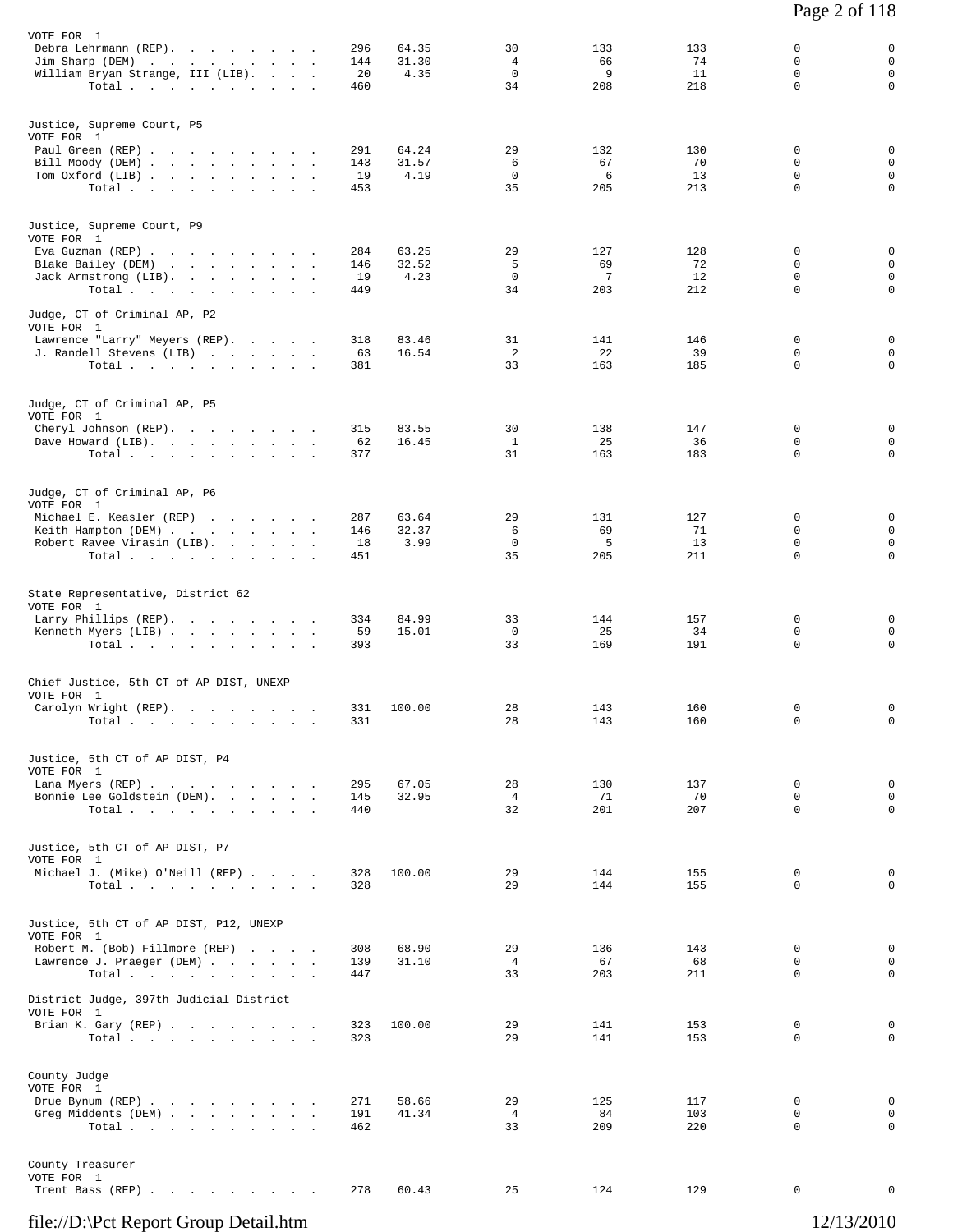VOTE FOR 1

| | | | | | | | |
|---|---|---|---|---|---|---|---|
| Debra Lehrmann (REP) | 296 | 64.35 | 30 | 133 | 133 | 0 | 0 |
| Jim Sharp (DEM) | 144 | 31.30 | 4 | 66 | 74 | 0 | 0 |
| William Bryan Strange, III (LIB) | 20 | 4.35 | 0 | 9 | 11 | 0 | 0 |
| Total | 460 | | 34 | 208 | 218 | 0 | 0 |

Justice, Supreme Court, P5
VOTE FOR 1

| | | | | | | | |
|---|---|---|---|---|---|---|---|
| Paul Green (REP) | 291 | 64.24 | 29 | 132 | 130 | 0 | 0 |
| Bill Moody (DEM) | 143 | 31.57 | 6 | 67 | 70 | 0 | 0 |
| Tom Oxford (LIB) | 19 | 4.19 | 0 | 6 | 13 | 0 | 0 |
| Total | 453 | | 35 | 205 | 213 | 0 | 0 |

Justice, Supreme Court, P9
VOTE FOR 1

| | | | | | | | |
|---|---|---|---|---|---|---|---|
| Eva Guzman (REP) | 284 | 63.25 | 29 | 127 | 128 | 0 | 0 |
| Blake Bailey (DEM) | 146 | 32.52 | 5 | 69 | 72 | 0 | 0 |
| Jack Armstrong (LIB) | 19 | 4.23 | 0 | 7 | 12 | 0 | 0 |
| Total | 449 | | 34 | 203 | 212 | 0 | 0 |

Judge, CT of Criminal AP, P2
VOTE FOR 1

| | | | | | | | |
|---|---|---|---|---|---|---|---|
| Lawrence "Larry" Meyers (REP) | 318 | 83.46 | 31 | 141 | 146 | 0 | 0 |
| J. Randell Stevens (LIB) | 63 | 16.54 | 2 | 22 | 39 | 0 | 0 |
| Total | 381 | | 33 | 163 | 185 | 0 | 0 |

Judge, CT of Criminal AP, P5
VOTE FOR 1

| | | | | | | | |
|---|---|---|---|---|---|---|---|
| Cheryl Johnson (REP) | 315 | 83.55 | 30 | 138 | 147 | 0 | 0 |
| Dave Howard (LIB) | 62 | 16.45 | 1 | 25 | 36 | 0 | 0 |
| Total | 377 | | 31 | 163 | 183 | 0 | 0 |

Judge, CT of Criminal AP, P6
VOTE FOR 1

| | | | | | | | |
|---|---|---|---|---|---|---|---|
| Michael E. Keasler (REP) | 287 | 63.64 | 29 | 131 | 127 | 0 | 0 |
| Keith Hampton (DEM) | 146 | 32.37 | 6 | 69 | 71 | 0 | 0 |
| Robert Ravee Virasin (LIB) | 18 | 3.99 | 0 | 5 | 13 | 0 | 0 |
| Total | 451 | | 35 | 205 | 211 | 0 | 0 |

State Representative, District 62
VOTE FOR 1

| | | | | | | | |
|---|---|---|---|---|---|---|---|
| Larry Phillips (REP) | 334 | 84.99 | 33 | 144 | 157 | 0 | 0 |
| Kenneth Myers (LIB) | 59 | 15.01 | 0 | 25 | 34 | 0 | 0 |
| Total | 393 | | 33 | 169 | 191 | 0 | 0 |

Chief Justice, 5th CT of AP DIST, UNEXP
VOTE FOR 1

| | | | | | | | |
|---|---|---|---|---|---|---|---|
| Carolyn Wright (REP) | 331 | 100.00 | 28 | 143 | 160 | 0 | 0 |
| Total | 331 | | 28 | 143 | 160 | 0 | 0 |

Justice, 5th CT of AP DIST, P4
VOTE FOR 1

| | | | | | | | |
|---|---|---|---|---|---|---|---|
| Lana Myers (REP) | 295 | 67.05 | 28 | 130 | 137 | 0 | 0 |
| Bonnie Lee Goldstein (DEM) | 145 | 32.95 | 4 | 71 | 70 | 0 | 0 |
| Total | 440 | | 32 | 201 | 207 | 0 | 0 |

Justice, 5th CT of AP DIST, P7
VOTE FOR 1

| | | | | | | | |
|---|---|---|---|---|---|---|---|
| Michael J. (Mike) O'Neill (REP) | 328 | 100.00 | 29 | 144 | 155 | 0 | 0 |
| Total | 328 | | 29 | 144 | 155 | 0 | 0 |

Justice, 5th CT of AP DIST, P12, UNEXP
VOTE FOR 1

| | | | | | | | |
|---|---|---|---|---|---|---|---|
| Robert M. (Bob) Fillmore (REP) | 308 | 68.90 | 29 | 136 | 143 | 0 | 0 |
| Lawrence J. Praeger (DEM) | 139 | 31.10 | 4 | 67 | 68 | 0 | 0 |
| Total | 447 | | 33 | 203 | 211 | 0 | 0 |

District Judge, 397th Judicial District
VOTE FOR 1

| | | | | | | | |
|---|---|---|---|---|---|---|---|
| Brian K. Gary (REP) | 323 | 100.00 | 29 | 141 | 153 | 0 | 0 |
| Total | 323 | | 29 | 141 | 153 | 0 | 0 |

County Judge
VOTE FOR 1

| | | | | | | | |
|---|---|---|---|---|---|---|---|
| Drue Bynum (REP) | 271 | 58.66 | 29 | 125 | 117 | 0 | 0 |
| Greg Middents (DEM) | 191 | 41.34 | 4 | 84 | 103 | 0 | 0 |
| Total | 462 | | 33 | 209 | 220 | 0 | 0 |

County Treasurer
VOTE FOR 1

| | | | | | | | |
|---|---|---|---|---|---|---|---|
| Trent Bass (REP) | 278 | 60.43 | 25 | 124 | 129 | 0 | 0 |

file://D:\Pct Report Group Detail.htm 12/13/2010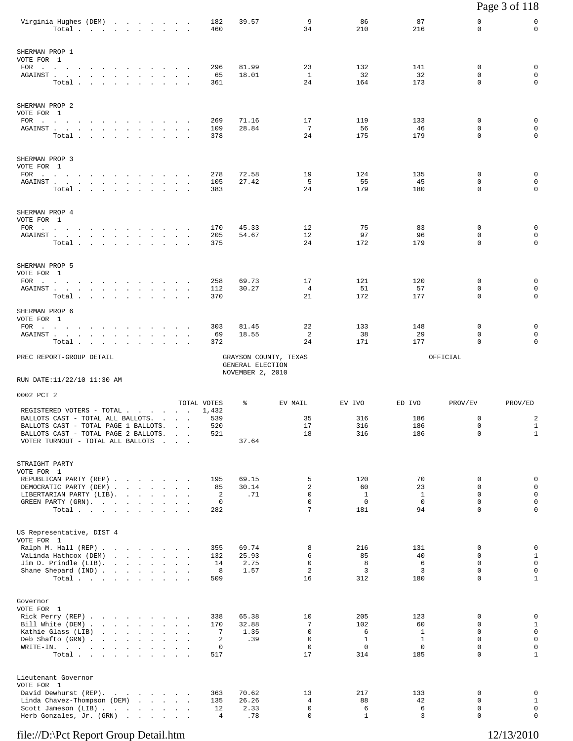| | TOTAL VOTES | % | EV MAIL | EV IVO | ED IVO | PROV/EV | PROV/ED |
|---|---|---|---|---|---|---|---|
| Virginia Hughes (DEM) | 182 | 39.57 | 9 | 86 | 87 | 0 | 0 |
| Total | 460 | | 34 | 210 | 216 | 0 | 0 |

SHERMAN PROP 1
VOTE FOR 1

| | TOTAL VOTES | % | EV MAIL | EV IVO | ED IVO | PROV/EV | PROV/ED |
|---|---|---|---|---|---|---|---|
| FOR | 296 | 81.99 | 23 | 132 | 141 | 0 | 0 |
| AGAINST | 65 | 18.01 | 1 | 32 | 32 | 0 | 0 |
| Total | 361 | | 24 | 164 | 173 | 0 | 0 |

SHERMAN PROP 2
VOTE FOR 1

| | TOTAL VOTES | % | EV MAIL | EV IVO | ED IVO | PROV/EV | PROV/ED |
|---|---|---|---|---|---|---|---|
| FOR | 269 | 71.16 | 17 | 119 | 133 | 0 | 0 |
| AGAINST | 109 | 28.84 | 7 | 56 | 46 | 0 | 0 |
| Total | 378 | | 24 | 175 | 179 | 0 | 0 |

SHERMAN PROP 3
VOTE FOR 1

| | TOTAL VOTES | % | EV MAIL | EV IVO | ED IVO | PROV/EV | PROV/ED |
|---|---|---|---|---|---|---|---|
| FOR | 278 | 72.58 | 19 | 124 | 135 | 0 | 0 |
| AGAINST | 105 | 27.42 | 5 | 55 | 45 | 0 | 0 |
| Total | 383 | | 24 | 179 | 180 | 0 | 0 |

SHERMAN PROP 4
VOTE FOR 1

| | TOTAL VOTES | % | EV MAIL | EV IVO | ED IVO | PROV/EV | PROV/ED |
|---|---|---|---|---|---|---|---|
| FOR | 170 | 45.33 | 12 | 75 | 83 | 0 | 0 |
| AGAINST | 205 | 54.67 | 12 | 97 | 96 | 0 | 0 |
| Total | 375 | | 24 | 172 | 179 | 0 | 0 |

SHERMAN PROP 5
VOTE FOR 1

| | TOTAL VOTES | % | EV MAIL | EV IVO | ED IVO | PROV/EV | PROV/ED |
|---|---|---|---|---|---|---|---|
| FOR | 258 | 69.73 | 17 | 121 | 120 | 0 | 0 |
| AGAINST | 112 | 30.27 | 4 | 51 | 57 | 0 | 0 |
| Total | 370 | | 21 | 172 | 177 | 0 | 0 |

SHERMAN PROP 6
VOTE FOR 1

| | TOTAL VOTES | % | EV MAIL | EV IVO | ED IVO | PROV/EV | PROV/ED |
|---|---|---|---|---|---|---|---|
| FOR | 303 | 81.45 | 22 | 133 | 148 | 0 | 0 |
| AGAINST | 69 | 18.55 | 2 | 38 | 29 | 0 | 0 |
| Total | 372 | | 24 | 171 | 177 | 0 | 0 |

PREC REPORT-GROUP DETAIL

GRAYSON COUNTY, TEXAS
GENERAL ELECTION
NOVEMBER 2, 2010

OFFICIAL

RUN DATE:11/22/10 11:30 AM

## 0002 PCT 2

| | TOTAL VOTES | % | EV MAIL | EV IVO | ED IVO | PROV/EV | PROV/ED |
|---|---|---|---|---|---|---|---|
| REGISTERED VOTERS - TOTAL | 1,432 | | | | | | |
| BALLOTS CAST - TOTAL ALL BALLOTS | 539 | | 35 | 316 | 186 | 0 | 2 |
| BALLOTS CAST - TOTAL PAGE 1 BALLOTS | 520 | | 17 | 316 | 186 | 0 | 1 |
| BALLOTS CAST - TOTAL PAGE 2 BALLOTS | 521 | | 18 | 316 | 186 | 0 | 1 |
| VOTER TURNOUT - TOTAL ALL BALLOTS | | 37.64 | | | | | |

STRAIGHT PARTY
VOTE FOR 1

| | TOTAL VOTES | % | EV MAIL | EV IVO | ED IVO | PROV/EV | PROV/ED |
|---|---|---|---|---|---|---|---|
| REPUBLICAN PARTY (REP) | 195 | 69.15 | 5 | 120 | 70 | 0 | 0 |
| DEMOCRATIC PARTY (DEM) | 85 | 30.14 | 2 | 60 | 23 | 0 | 0 |
| LIBERTARIAN PARTY (LIB) | 2 | .71 | 0 | 1 | 1 | 0 | 0 |
| GREEN PARTY (GRN) | 0 | | 0 | 0 | 0 | 0 | 0 |
| Total | 282 | | 7 | 181 | 94 | 0 | 0 |

US Representative, DIST 4
VOTE FOR 1

| | TOTAL VOTES | % | EV MAIL | EV IVO | ED IVO | PROV/EV | PROV/ED |
|---|---|---|---|---|---|---|---|
| Ralph M. Hall (REP) | 355 | 69.74 | 8 | 216 | 131 | 0 | 0 |
| VaLinda Hathcox (DEM) | 132 | 25.93 | 6 | 85 | 40 | 0 | 1 |
| Jim D. Prindle (LIB) | 14 | 2.75 | 0 | 8 | 6 | 0 | 0 |
| Shane Shepard (IND) | 8 | 1.57 | 2 | 3 | 3 | 0 | 0 |
| Total | 509 | | 16 | 312 | 180 | 0 | 1 |

Governor
VOTE FOR 1

| | TOTAL VOTES | % | EV MAIL | EV IVO | ED IVO | PROV/EV | PROV/ED |
|---|---|---|---|---|---|---|---|
| Rick Perry (REP) | 338 | 65.38 | 10 | 205 | 123 | 0 | 0 |
| Bill White (DEM) | 170 | 32.88 | 7 | 102 | 60 | 0 | 1 |
| Kathie Glass (LIB) | 7 | 1.35 | 0 | 6 | 1 | 0 | 0 |
| Deb Shafto (GRN) | 2 | .39 | 0 | 1 | 1 | 0 | 0 |
| WRITE-IN. | 0 | | 0 | 0 | 0 | 0 | 0 |
| Total | 517 | | 17 | 314 | 185 | 0 | 1 |

Lieutenant Governor
VOTE FOR 1

| | TOTAL VOTES | % | EV MAIL | EV IVO | ED IVO | PROV/EV | PROV/ED |
|---|---|---|---|---|---|---|---|
| David Dewhurst (REP) | 363 | 70.62 | 13 | 217 | 133 | 0 | 0 |
| Linda Chavez-Thompson (DEM) | 135 | 26.26 | 4 | 88 | 42 | 0 | 1 |
| Scott Jameson (LIB) | 12 | 2.33 | 0 | 6 | 6 | 0 | 0 |
| Herb Gonzales, Jr. (GRN) | 4 | .78 | 0 | 1 | 3 | 0 | 0 |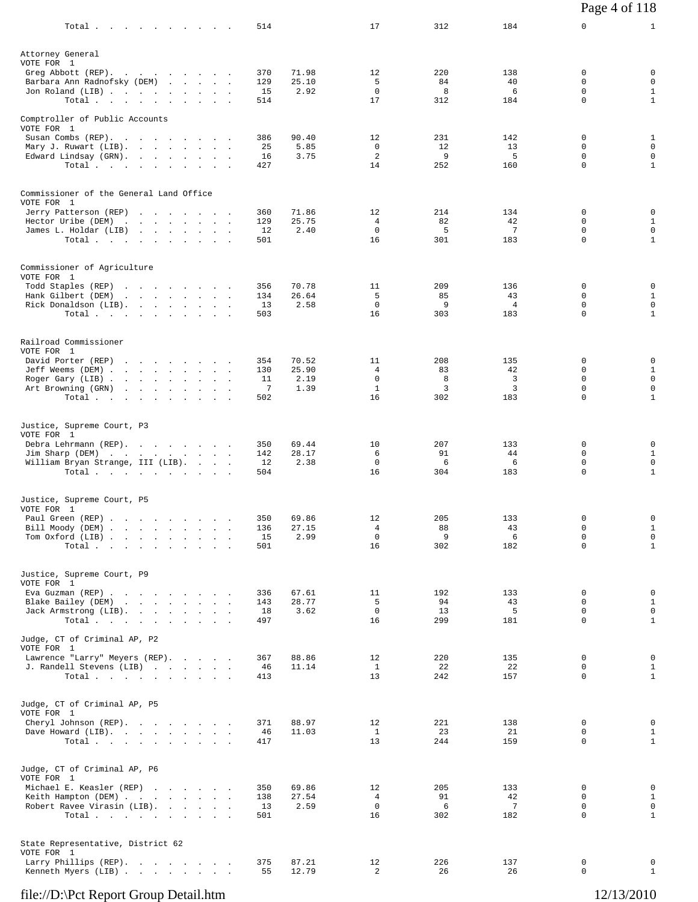| | | | | | | | |
|---|---|---|---|---|---|---|---|
| Total | 514 | | 17 | 312 | 184 | 0 | 1 |

**Attorney General**
VOTE FOR 1

| Candidate | Votes | Pct | | | | | |
|---|---|---|---|---|---|---|---|
| Greg Abbott (REP) | 370 | 71.98 | 12 | 220 | 138 | 0 | 0 |
| Barbara Ann Radnofsky (DEM) | 129 | 25.10 | 5 | 84 | 40 | 0 | 0 |
| Jon Roland (LIB) | 15 | 2.92 | 0 | 8 | 6 | 0 | 1 |
| Total | 514 | | 17 | 312 | 184 | 0 | 1 |

**Comptroller of Public Accounts**
VOTE FOR 1

| Candidate | Votes | Pct | | | | | |
|---|---|---|---|---|---|---|---|
| Susan Combs (REP) | 386 | 90.40 | 12 | 231 | 142 | 0 | 1 |
| Mary J. Ruwart (LIB) | 25 | 5.85 | 0 | 12 | 13 | 0 | 0 |
| Edward Lindsay (GRN) | 16 | 3.75 | 2 | 9 | 5 | 0 | 0 |
| Total | 427 | | 14 | 252 | 160 | 0 | 1 |

**Commissioner of the General Land Office**
VOTE FOR 1

| Candidate | Votes | Pct | | | | | |
|---|---|---|---|---|---|---|---|
| Jerry Patterson (REP) | 360 | 71.86 | 12 | 214 | 134 | 0 | 0 |
| Hector Uribe (DEM) | 129 | 25.75 | 4 | 82 | 42 | 0 | 1 |
| James L. Holdar (LIB) | 12 | 2.40 | 0 | 5 | 7 | 0 | 0 |
| Total | 501 | | 16 | 301 | 183 | 0 | 1 |

**Commissioner of Agriculture**
VOTE FOR 1

| Candidate | Votes | Pct | | | | | |
|---|---|---|---|---|---|---|---|
| Todd Staples (REP) | 356 | 70.78 | 11 | 209 | 136 | 0 | 0 |
| Hank Gilbert (DEM) | 134 | 26.64 | 5 | 85 | 43 | 0 | 1 |
| Rick Donaldson (LIB) | 13 | 2.58 | 0 | 9 | 4 | 0 | 0 |
| Total | 503 | | 16 | 303 | 183 | 0 | 1 |

**Railroad Commissioner**
VOTE FOR 1

| Candidate | Votes | Pct | | | | | |
|---|---|---|---|---|---|---|---|
| David Porter (REP) | 354 | 70.52 | 11 | 208 | 135 | 0 | 0 |
| Jeff Weems (DEM) | 130 | 25.90 | 4 | 83 | 42 | 0 | 1 |
| Roger Gary (LIB) | 11 | 2.19 | 0 | 8 | 3 | 0 | 0 |
| Art Browning (GRN) | 7 | 1.39 | 1 | 3 | 3 | 0 | 0 |
| Total | 502 | | 16 | 302 | 183 | 0 | 1 |

**Justice, Supreme Court, P3**
VOTE FOR 1

| Candidate | Votes | Pct | | | | | |
|---|---|---|---|---|---|---|---|
| Debra Lehrmann (REP) | 350 | 69.44 | 10 | 207 | 133 | 0 | 0 |
| Jim Sharp (DEM) | 142 | 28.17 | 6 | 91 | 44 | 0 | 1 |
| William Bryan Strange, III (LIB) | 12 | 2.38 | 0 | 6 | 6 | 0 | 0 |
| Total | 504 | | 16 | 304 | 183 | 0 | 1 |

**Justice, Supreme Court, P5**
VOTE FOR 1

| Candidate | Votes | Pct | | | | | |
|---|---|---|---|---|---|---|---|
| Paul Green (REP) | 350 | 69.86 | 12 | 205 | 133 | 0 | 0 |
| Bill Moody (DEM) | 136 | 27.15 | 4 | 88 | 43 | 0 | 1 |
| Tom Oxford (LIB) | 15 | 2.99 | 0 | 9 | 6 | 0 | 0 |
| Total | 501 | | 16 | 302 | 182 | 0 | 1 |

**Justice, Supreme Court, P9**
VOTE FOR 1

| Candidate | Votes | Pct | | | | | |
|---|---|---|---|---|---|---|---|
| Eva Guzman (REP) | 336 | 67.61 | 11 | 192 | 133 | 0 | 0 |
| Blake Bailey (DEM) | 143 | 28.77 | 5 | 94 | 43 | 0 | 1 |
| Jack Armstrong (LIB) | 18 | 3.62 | 0 | 13 | 5 | 0 | 0 |
| Total | 497 | | 16 | 299 | 181 | 0 | 1 |

**Judge, CT of Criminal AP, P2**
VOTE FOR 1

| Candidate | Votes | Pct | | | | | |
|---|---|---|---|---|---|---|---|
| Lawrence "Larry" Meyers (REP) | 367 | 88.86 | 12 | 220 | 135 | 0 | 0 |
| J. Randell Stevens (LIB) | 46 | 11.14 | 1 | 22 | 22 | 0 | 1 |
| Total | 413 | | 13 | 242 | 157 | 0 | 1 |

**Judge, CT of Criminal AP, P5**
VOTE FOR 1

| Candidate | Votes | Pct | | | | | |
|---|---|---|---|---|---|---|---|
| Cheryl Johnson (REP) | 371 | 88.97 | 12 | 221 | 138 | 0 | 0 |
| Dave Howard (LIB) | 46 | 11.03 | 1 | 23 | 21 | 0 | 1 |
| Total | 417 | | 13 | 244 | 159 | 0 | 1 |

**Judge, CT of Criminal AP, P6**
VOTE FOR 1

| Candidate | Votes | Pct | | | | | |
|---|---|---|---|---|---|---|---|
| Michael E. Keasler (REP) | 350 | 69.86 | 12 | 205 | 133 | 0 | 0 |
| Keith Hampton (DEM) | 138 | 27.54 | 4 | 91 | 42 | 0 | 1 |
| Robert Ravee Virasin (LIB) | 13 | 2.59 | 0 | 6 | 7 | 0 | 0 |
| Total | 501 | | 16 | 302 | 182 | 0 | 1 |

**State Representative, District 62**
VOTE FOR 1

| Candidate | Votes | Pct | | | | | |
|---|---|---|---|---|---|---|---|
| Larry Phillips (REP) | 375 | 87.21 | 12 | 226 | 137 | 0 | 0 |
| Kenneth Myers (LIB) | 55 | 12.79 | 2 | 26 | 26 | 0 | 1 |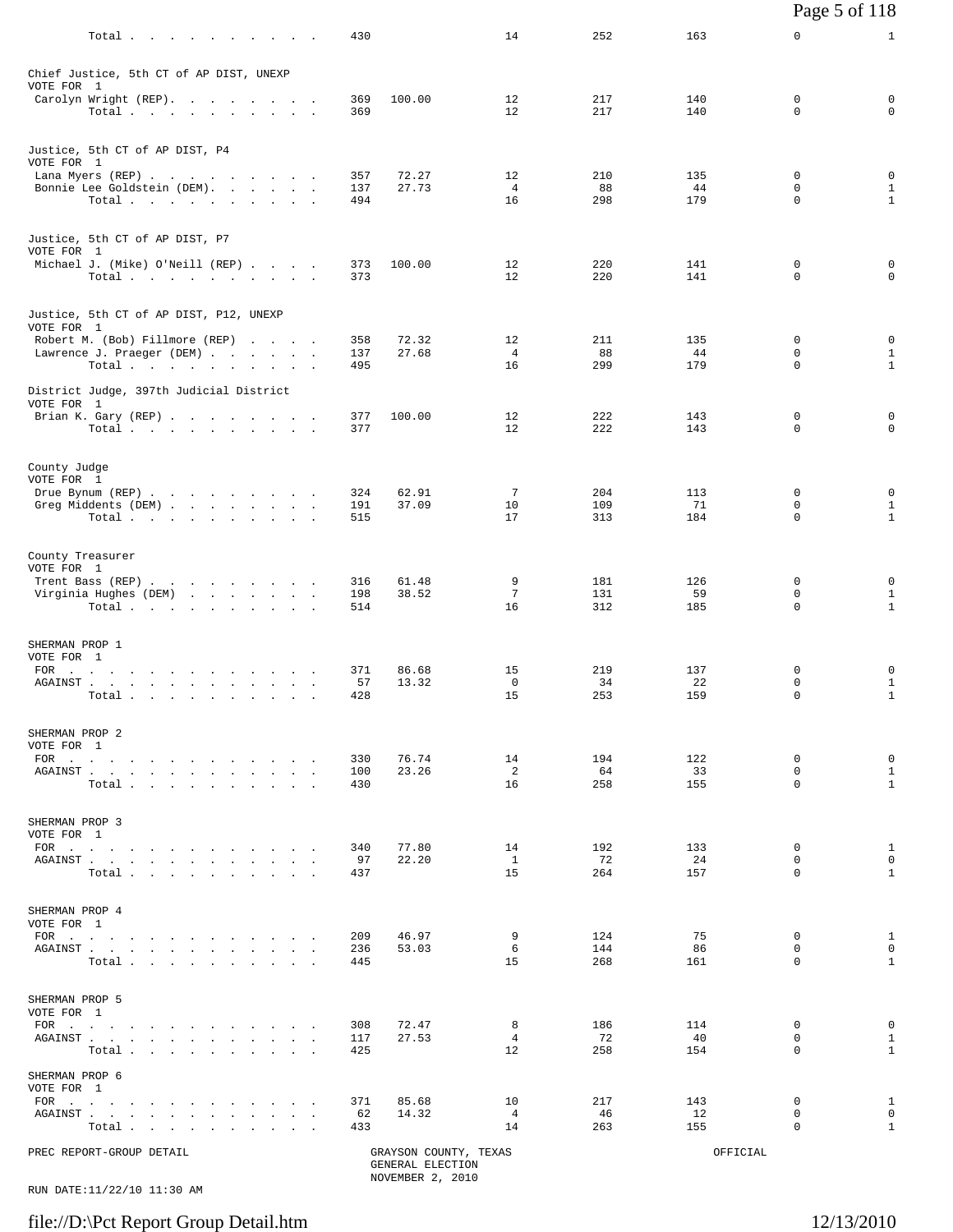| | | | | | | |
|---|---|---|---|---|---|---|
| Total | 430 | | 14 | 252 | 163 | 0 | 1 |

**Chief Justice, 5th CT of AP DIST, UNEXP**
VOTE FOR 1

| | | | | | | | |
|---|---|---|---|---|---|---|---|
| Carolyn Wright (REP) | 369 | 100.00 | 12 | 217 | 140 | 0 | 0 |
| Total | 369 | | 12 | 217 | 140 | 0 | 0 |

**Justice, 5th CT of AP DIST, P4**
VOTE FOR 1

| | | | | | | | |
|---|---|---|---|---|---|---|---|
| Lana Myers (REP) | 357 | 72.27 | 12 | 210 | 135 | 0 | 0 |
| Bonnie Lee Goldstein (DEM) | 137 | 27.73 | 4 | 88 | 44 | 0 | 1 |
| Total | 494 | | 16 | 298 | 179 | 0 | 1 |

**Justice, 5th CT of AP DIST, P7**
VOTE FOR 1

| | | | | | | | |
|---|---|---|---|---|---|---|---|
| Michael J. (Mike) O'Neill (REP) | 373 | 100.00 | 12 | 220 | 141 | 0 | 0 |
| Total | 373 | | 12 | 220 | 141 | 0 | 0 |

**Justice, 5th CT of AP DIST, P12, UNEXP**
VOTE FOR 1

| | | | | | | | |
|---|---|---|---|---|---|---|---|
| Robert M. (Bob) Fillmore (REP) | 358 | 72.32 | 12 | 211 | 135 | 0 | 0 |
| Lawrence J. Praeger (DEM) | 137 | 27.68 | 4 | 88 | 44 | 0 | 1 |
| Total | 495 | | 16 | 299 | 179 | 0 | 1 |

**District Judge, 397th Judicial District**
VOTE FOR 1

| | | | | | | | |
|---|---|---|---|---|---|---|---|
| Brian K. Gary (REP) | 377 | 100.00 | 12 | 222 | 143 | 0 | 0 |
| Total | 377 | | 12 | 222 | 143 | 0 | 0 |

**County Judge**
VOTE FOR 1

| | | | | | | | |
|---|---|---|---|---|---|---|---|
| Drue Bynum (REP) | 324 | 62.91 | 7 | 204 | 113 | 0 | 0 |
| Greg Middents (DEM) | 191 | 37.09 | 10 | 109 | 71 | 0 | 1 |
| Total | 515 | | 17 | 313 | 184 | 0 | 1 |

**County Treasurer**
VOTE FOR 1

| | | | | | | | |
|---|---|---|---|---|---|---|---|
| Trent Bass (REP) | 316 | 61.48 | 9 | 181 | 126 | 0 | 0 |
| Virginia Hughes (DEM) | 198 | 38.52 | 7 | 131 | 59 | 0 | 1 |
| Total | 514 | | 16 | 312 | 185 | 0 | 1 |

**SHERMAN PROP 1**
VOTE FOR 1

| | | | | | | | |
|---|---|---|---|---|---|---|---|
| FOR | 371 | 86.68 | 15 | 219 | 137 | 0 | 0 |
| AGAINST | 57 | 13.32 | 0 | 34 | 22 | 0 | 1 |
| Total | 428 | | 15 | 253 | 159 | 0 | 1 |

**SHERMAN PROP 2**
VOTE FOR 1

| | | | | | | | |
|---|---|---|---|---|---|---|---|
| FOR | 330 | 76.74 | 14 | 194 | 122 | 0 | 0 |
| AGAINST | 100 | 23.26 | 2 | 64 | 33 | 0 | 1 |
| Total | 430 | | 16 | 258 | 155 | 0 | 1 |

**SHERMAN PROP 3**
VOTE FOR 1

| | | | | | | | |
|---|---|---|---|---|---|---|---|
| FOR | 340 | 77.80 | 14 | 192 | 133 | 0 | 1 |
| AGAINST | 97 | 22.20 | 1 | 72 | 24 | 0 | 0 |
| Total | 437 | | 15 | 264 | 157 | 0 | 1 |

**SHERMAN PROP 4**
VOTE FOR 1

| | | | | | | | |
|---|---|---|---|---|---|---|---|
| FOR | 209 | 46.97 | 9 | 124 | 75 | 0 | 1 |
| AGAINST | 236 | 53.03 | 6 | 144 | 86 | 0 | 0 |
| Total | 445 | | 15 | 268 | 161 | 0 | 1 |

**SHERMAN PROP 5**
VOTE FOR 1

| | | | | | | | |
|---|---|---|---|---|---|---|---|
| FOR | 308 | 72.47 | 8 | 186 | 114 | 0 | 0 |
| AGAINST | 117 | 27.53 | 4 | 72 | 40 | 0 | 1 |
| Total | 425 | | 12 | 258 | 154 | 0 | 1 |

**SHERMAN PROP 6**
VOTE FOR 1

| | | | | | | | |
|---|---|---|---|---|---|---|---|
| FOR | 371 | 85.68 | 10 | 217 | 143 | 0 | 1 |
| AGAINST | 62 | 14.32 | 4 | 46 | 12 | 0 | 0 |
| Total | 433 | | 14 | 263 | 155 | 0 | 1 |

PREC REPORT-GROUP DETAIL — GRAYSON COUNTY, TEXAS — GENERAL ELECTION — NOVEMBER 2, 2010 — OFFICIAL

RUN DATE:11/22/10 11:30 AM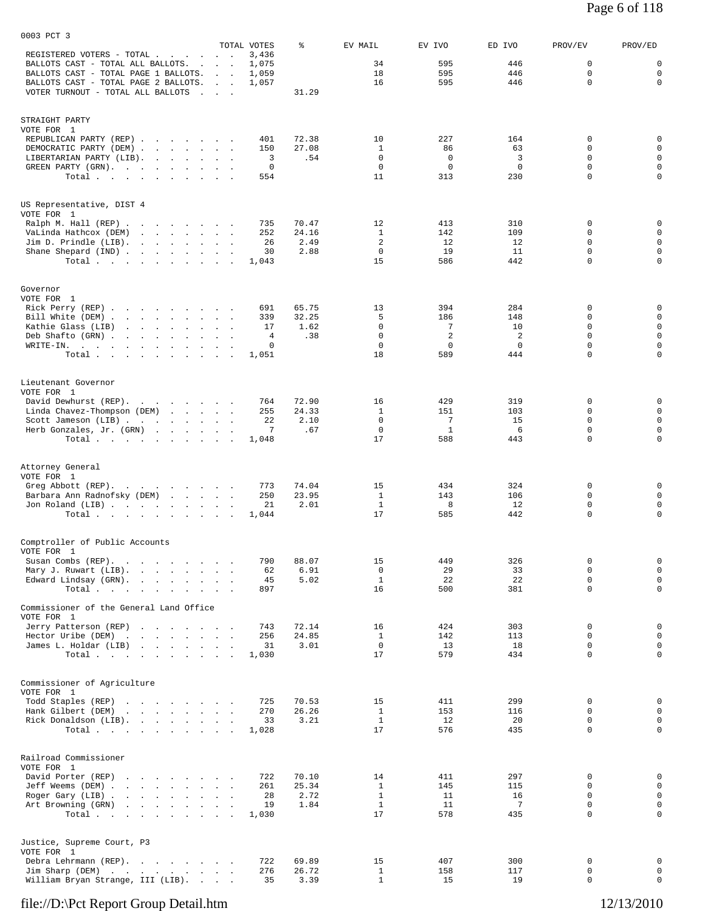0003 PCT 3

| | TOTAL VOTES | % | EV MAIL | EV IVO | ED IVO | PROV/EV | PROV/ED |
|---|---|---|---|---|---|---|---|
| REGISTERED VOTERS - TOTAL | 3,436 | | | | | | |
| BALLOTS CAST - TOTAL ALL BALLOTS | 1,075 | | 34 | 595 | 446 | 0 | 0 |
| BALLOTS CAST - TOTAL PAGE 1 BALLOTS | 1,059 | | 18 | 595 | 446 | 0 | 0 |
| BALLOTS CAST - TOTAL PAGE 2 BALLOTS | 1,057 | | 16 | 595 | 446 | 0 | 0 |
| VOTER TURNOUT - TOTAL ALL BALLOTS | | 31.29 | | | | | |

STRAIGHT PARTY
VOTE FOR 1

| | TOTAL VOTES | % | EV MAIL | EV IVO | ED IVO | PROV/EV | PROV/ED |
|---|---|---|---|---|---|---|---|
| REPUBLICAN PARTY (REP) | 401 | 72.38 | 10 | 227 | 164 | 0 | 0 |
| DEMOCRATIC PARTY (DEM) | 150 | 27.08 | 1 | 86 | 63 | 0 | 0 |
| LIBERTARIAN PARTY (LIB) | 3 | .54 | 0 | 0 | 3 | 0 | 0 |
| GREEN PARTY (GRN) | 0 | | 0 | 0 | 0 | 0 | 0 |
| Total | 554 | | 11 | 313 | 230 | 0 | 0 |

US Representative, DIST 4
VOTE FOR 1

| | TOTAL VOTES | % | EV MAIL | EV IVO | ED IVO | PROV/EV | PROV/ED |
|---|---|---|---|---|---|---|---|
| Ralph M. Hall (REP) | 735 | 70.47 | 12 | 413 | 310 | 0 | 0 |
| VaLinda Hathcox (DEM) | 252 | 24.16 | 1 | 142 | 109 | 0 | 0 |
| Jim D. Prindle (LIB) | 26 | 2.49 | 2 | 12 | 12 | 0 | 0 |
| Shane Shepard (IND) | 30 | 2.88 | 0 | 19 | 11 | 0 | 0 |
| Total | 1,043 | | 15 | 586 | 442 | 0 | 0 |

Governor
VOTE FOR 1

| | TOTAL VOTES | % | EV MAIL | EV IVO | ED IVO | PROV/EV | PROV/ED |
|---|---|---|---|---|---|---|---|
| Rick Perry (REP) | 691 | 65.75 | 13 | 394 | 284 | 0 | 0 |
| Bill White (DEM) | 339 | 32.25 | 5 | 186 | 148 | 0 | 0 |
| Kathie Glass (LIB) | 17 | 1.62 | 0 | 7 | 10 | 0 | 0 |
| Deb Shafto (GRN) | 4 | .38 | 0 | 2 | 2 | 0 | 0 |
| WRITE-IN. | 0 | | 0 | 0 | 0 | 0 | 0 |
| Total | 1,051 | | 18 | 589 | 444 | 0 | 0 |

Lieutenant Governor
VOTE FOR 1

| | TOTAL VOTES | % | EV MAIL | EV IVO | ED IVO | PROV/EV | PROV/ED |
|---|---|---|---|---|---|---|---|
| David Dewhurst (REP) | 764 | 72.90 | 16 | 429 | 319 | 0 | 0 |
| Linda Chavez-Thompson (DEM) | 255 | 24.33 | 1 | 151 | 103 | 0 | 0 |
| Scott Jameson (LIB) | 22 | 2.10 | 0 | 7 | 15 | 0 | 0 |
| Herb Gonzales, Jr. (GRN) | 7 | .67 | 0 | 1 | 6 | 0 | 0 |
| Total | 1,048 | | 17 | 588 | 443 | 0 | 0 |

Attorney General
VOTE FOR 1

| | TOTAL VOTES | % | EV MAIL | EV IVO | ED IVO | PROV/EV | PROV/ED |
|---|---|---|---|---|---|---|---|
| Greg Abbott (REP) | 773 | 74.04 | 15 | 434 | 324 | 0 | 0 |
| Barbara Ann Radnofsky (DEM) | 250 | 23.95 | 1 | 143 | 106 | 0 | 0 |
| Jon Roland (LIB) | 21 | 2.01 | 1 | 8 | 12 | 0 | 0 |
| Total | 1,044 | | 17 | 585 | 442 | 0 | 0 |

Comptroller of Public Accounts
VOTE FOR 1

| | TOTAL VOTES | % | EV MAIL | EV IVO | ED IVO | PROV/EV | PROV/ED |
|---|---|---|---|---|---|---|---|
| Susan Combs (REP) | 790 | 88.07 | 15 | 449 | 326 | 0 | 0 |
| Mary J. Ruwart (LIB) | 62 | 6.91 | 0 | 29 | 33 | 0 | 0 |
| Edward Lindsay (GRN) | 45 | 5.02 | 1 | 22 | 22 | 0 | 0 |
| Total | 897 | | 16 | 500 | 381 | 0 | 0 |

Commissioner of the General Land Office
VOTE FOR 1

| | TOTAL VOTES | % | EV MAIL | EV IVO | ED IVO | PROV/EV | PROV/ED |
|---|---|---|---|---|---|---|---|
| Jerry Patterson (REP) | 743 | 72.14 | 16 | 424 | 303 | 0 | 0 |
| Hector Uribe (DEM) | 256 | 24.85 | 1 | 142 | 113 | 0 | 0 |
| James L. Holdar (LIB) | 31 | 3.01 | 0 | 13 | 18 | 0 | 0 |
| Total | 1,030 | | 17 | 579 | 434 | 0 | 0 |

Commissioner of Agriculture
VOTE FOR 1

| | TOTAL VOTES | % | EV MAIL | EV IVO | ED IVO | PROV/EV | PROV/ED |
|---|---|---|---|---|---|---|---|
| Todd Staples (REP) | 725 | 70.53 | 15 | 411 | 299 | 0 | 0 |
| Hank Gilbert (DEM) | 270 | 26.26 | 1 | 153 | 116 | 0 | 0 |
| Rick Donaldson (LIB) | 33 | 3.21 | 1 | 12 | 20 | 0 | 0 |
| Total | 1,028 | | 17 | 576 | 435 | 0 | 0 |

Railroad Commissioner
VOTE FOR 1

| | TOTAL VOTES | % | EV MAIL | EV IVO | ED IVO | PROV/EV | PROV/ED |
|---|---|---|---|---|---|---|---|
| David Porter (REP) | 722 | 70.10 | 14 | 411 | 297 | 0 | 0 |
| Jeff Weems (DEM) | 261 | 25.34 | 1 | 145 | 115 | 0 | 0 |
| Roger Gary (LIB) | 28 | 2.72 | 1 | 11 | 16 | 0 | 0 |
| Art Browning (GRN) | 19 | 1.84 | 1 | 11 | 7 | 0 | 0 |
| Total | 1,030 | | 17 | 578 | 435 | 0 | 0 |

Justice, Supreme Court, P3
VOTE FOR 1

| | TOTAL VOTES | % | EV MAIL | EV IVO | ED IVO | PROV/EV | PROV/ED |
|---|---|---|---|---|---|---|---|
| Debra Lehrmann (REP) | 722 | 69.89 | 15 | 407 | 300 | 0 | 0 |
| Jim Sharp (DEM) | 276 | 26.72 | 1 | 158 | 117 | 0 | 0 |
| William Bryan Strange, III (LIB) | 35 | 3.39 | 1 | 15 | 19 | 0 | 0 |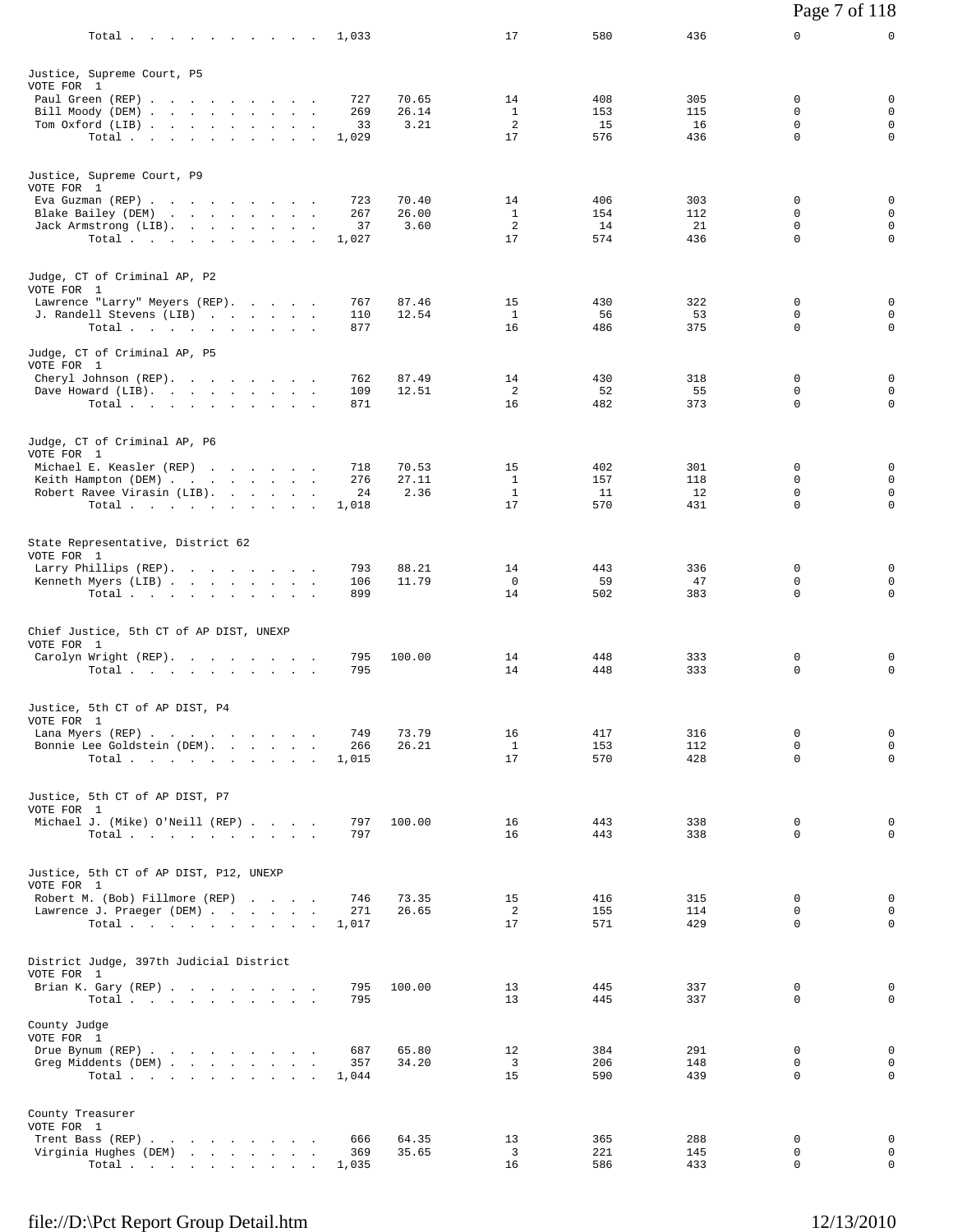| | | | | | | | |
|---|---|---|---|---|---|---|---|
| Total | 1,033 | | 17 | 580 | 436 | 0 | 0 |

**Justice, Supreme Court, P5**
VOTE FOR 1

| Candidate | Votes | % | | | | | |
|---|---|---|---|---|---|---|---|
| Paul Green (REP) | 727 | 70.65 | 14 | 408 | 305 | 0 | 0 |
| Bill Moody (DEM) | 269 | 26.14 | 1 | 153 | 115 | 0 | 0 |
| Tom Oxford (LIB) | 33 | 3.21 | 2 | 15 | 16 | 0 | 0 |
| Total | 1,029 | | 17 | 576 | 436 | 0 | 0 |

**Justice, Supreme Court, P9**
VOTE FOR 1

| Candidate | Votes | % | | | | | |
|---|---|---|---|---|---|---|---|
| Eva Guzman (REP) | 723 | 70.40 | 14 | 406 | 303 | 0 | 0 |
| Blake Bailey (DEM) | 267 | 26.00 | 1 | 154 | 112 | 0 | 0 |
| Jack Armstrong (LIB). | 37 | 3.60 | 2 | 14 | 21 | 0 | 0 |
| Total | 1,027 | | 17 | 574 | 436 | 0 | 0 |

**Judge, CT of Criminal AP, P2**
VOTE FOR 1

| Candidate | Votes | % | | | | | |
|---|---|---|---|---|---|---|---|
| Lawrence "Larry" Meyers (REP). | 767 | 87.46 | 15 | 430 | 322 | 0 | 0 |
| J. Randell Stevens (LIB) | 110 | 12.54 | 1 | 56 | 53 | 0 | 0 |
| Total | 877 | | 16 | 486 | 375 | 0 | 0 |

**Judge, CT of Criminal AP, P5**
VOTE FOR 1

| Candidate | Votes | % | | | | | |
|---|---|---|---|---|---|---|---|
| Cheryl Johnson (REP). | 762 | 87.49 | 14 | 430 | 318 | 0 | 0 |
| Dave Howard (LIB). | 109 | 12.51 | 2 | 52 | 55 | 0 | 0 |
| Total | 871 | | 16 | 482 | 373 | 0 | 0 |

**Judge, CT of Criminal AP, P6**
VOTE FOR 1

| Candidate | Votes | % | | | | | |
|---|---|---|---|---|---|---|---|
| Michael E. Keasler (REP) | 718 | 70.53 | 15 | 402 | 301 | 0 | 0 |
| Keith Hampton (DEM) | 276 | 27.11 | 1 | 157 | 118 | 0 | 0 |
| Robert Ravee Virasin (LIB). | 24 | 2.36 | 1 | 11 | 12 | 0 | 0 |
| Total | 1,018 | | 17 | 570 | 431 | 0 | 0 |

**State Representative, District 62**
VOTE FOR 1

| Candidate | Votes | % | | | | | |
|---|---|---|---|---|---|---|---|
| Larry Phillips (REP). | 793 | 88.21 | 14 | 443 | 336 | 0 | 0 |
| Kenneth Myers (LIB) | 106 | 11.79 | 0 | 59 | 47 | 0 | 0 |
| Total | 899 | | 14 | 502 | 383 | 0 | 0 |

**Chief Justice, 5th CT of AP DIST, UNEXP**
VOTE FOR 1

| Candidate | Votes | % | | | | | |
|---|---|---|---|---|---|---|---|
| Carolyn Wright (REP). | 795 | 100.00 | 14 | 448 | 333 | 0 | 0 |
| Total | 795 | | 14 | 448 | 333 | 0 | 0 |

**Justice, 5th CT of AP DIST, P4**
VOTE FOR 1

| Candidate | Votes | % | | | | | |
|---|---|---|---|---|---|---|---|
| Lana Myers (REP) | 749 | 73.79 | 16 | 417 | 316 | 0 | 0 |
| Bonnie Lee Goldstein (DEM). | 266 | 26.21 | 1 | 153 | 112 | 0 | 0 |
| Total | 1,015 | | 17 | 570 | 428 | 0 | 0 |

**Justice, 5th CT of AP DIST, P7**
VOTE FOR 1

| Candidate | Votes | % | | | | | |
|---|---|---|---|---|---|---|---|
| Michael J. (Mike) O'Neill (REP) | 797 | 100.00 | 16 | 443 | 338 | 0 | 0 |
| Total | 797 | | 16 | 443 | 338 | 0 | 0 |

**Justice, 5th CT of AP DIST, P12, UNEXP**
VOTE FOR 1

| Candidate | Votes | % | | | | | |
|---|---|---|---|---|---|---|---|
| Robert M. (Bob) Fillmore (REP) | 746 | 73.35 | 15 | 416 | 315 | 0 | 0 |
| Lawrence J. Praeger (DEM) | 271 | 26.65 | 2 | 155 | 114 | 0 | 0 |
| Total | 1,017 | | 17 | 571 | 429 | 0 | 0 |

**District Judge, 397th Judicial District**
VOTE FOR 1

| Candidate | Votes | % | | | | | |
|---|---|---|---|---|---|---|---|
| Brian K. Gary (REP) | 795 | 100.00 | 13 | 445 | 337 | 0 | 0 |
| Total | 795 | | 13 | 445 | 337 | 0 | 0 |

**County Judge**
VOTE FOR 1

| Candidate | Votes | % | | | | | |
|---|---|---|---|---|---|---|---|
| Drue Bynum (REP) | 687 | 65.80 | 12 | 384 | 291 | 0 | 0 |
| Greg Middents (DEM) | 357 | 34.20 | 3 | 206 | 148 | 0 | 0 |
| Total | 1,044 | | 15 | 590 | 439 | 0 | 0 |

**County Treasurer**
VOTE FOR 1

| Candidate | Votes | % | | | | | |
|---|---|---|---|---|---|---|---|
| Trent Bass (REP) | 666 | 64.35 | 13 | 365 | 288 | 0 | 0 |
| Virginia Hughes (DEM) | 369 | 35.65 | 3 | 221 | 145 | 0 | 0 |
| Total | 1,035 | | 16 | 586 | 433 | 0 | 0 |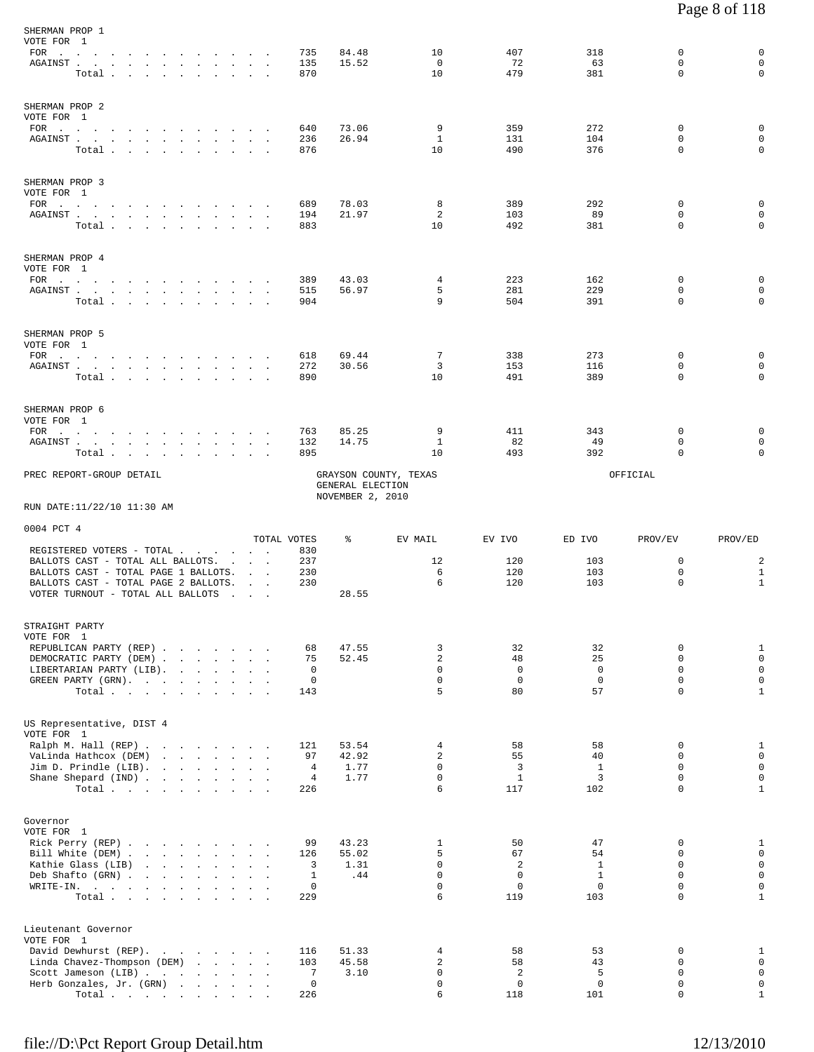SHERMAN PROP 1
VOTE FOR 1

| | TOTAL VOTES | % | EV MAIL | EV IVO | ED IVO | PROV/EV | PROV/ED |
|---|---|---|---|---|---|---|---|
| FOR | 735 | 84.48 | 10 | 407 | 318 | 0 | 0 |
| AGAINST | 135 | 15.52 | 0 | 72 | 63 | 0 | 0 |
| Total | 870 | | 10 | 479 | 381 | 0 | 0 |

SHERMAN PROP 2
VOTE FOR 1

| | TOTAL VOTES | % | EV MAIL | EV IVO | ED IVO | PROV/EV | PROV/ED |
|---|---|---|---|---|---|---|---|
| FOR | 640 | 73.06 | 9 | 359 | 272 | 0 | 0 |
| AGAINST | 236 | 26.94 | 1 | 131 | 104 | 0 | 0 |
| Total | 876 | | 10 | 490 | 376 | 0 | 0 |

SHERMAN PROP 3
VOTE FOR 1

| | TOTAL VOTES | % | EV MAIL | EV IVO | ED IVO | PROV/EV | PROV/ED |
|---|---|---|---|---|---|---|---|
| FOR | 689 | 78.03 | 8 | 389 | 292 | 0 | 0 |
| AGAINST | 194 | 21.97 | 2 | 103 | 89 | 0 | 0 |
| Total | 883 | | 10 | 492 | 381 | 0 | 0 |

SHERMAN PROP 4
VOTE FOR 1

| | TOTAL VOTES | % | EV MAIL | EV IVO | ED IVO | PROV/EV | PROV/ED |
|---|---|---|---|---|---|---|---|
| FOR | 389 | 43.03 | 4 | 223 | 162 | 0 | 0 |
| AGAINST | 515 | 56.97 | 5 | 281 | 229 | 0 | 0 |
| Total | 904 | | 9 | 504 | 391 | 0 | 0 |

SHERMAN PROP 5
VOTE FOR 1

| | TOTAL VOTES | % | EV MAIL | EV IVO | ED IVO | PROV/EV | PROV/ED |
|---|---|---|---|---|---|---|---|
| FOR | 618 | 69.44 | 7 | 338 | 273 | 0 | 0 |
| AGAINST | 272 | 30.56 | 3 | 153 | 116 | 0 | 0 |
| Total | 890 | | 10 | 491 | 389 | 0 | 0 |

SHERMAN PROP 6
VOTE FOR 1

| | TOTAL VOTES | % | EV MAIL | EV IVO | ED IVO | PROV/EV | PROV/ED |
|---|---|---|---|---|---|---|---|
| FOR | 763 | 85.25 | 9 | 411 | 343 | 0 | 0 |
| AGAINST | 132 | 14.75 | 1 | 82 | 49 | 0 | 0 |
| Total | 895 | | 10 | 493 | 392 | 0 | 0 |

PREC REPORT-GROUP DETAIL — GRAYSON COUNTY, TEXAS — GENERAL ELECTION — NOVEMBER 2, 2010 — OFFICIAL

RUN DATE:11/22/10 11:30 AM

0004 PCT 4

| | TOTAL VOTES | % | EV MAIL | EV IVO | ED IVO | PROV/EV | PROV/ED |
|---|---|---|---|---|---|---|---|
| REGISTERED VOTERS - TOTAL | 830 | | | | | | |
| BALLOTS CAST - TOTAL ALL BALLOTS | 237 | | 12 | 120 | 103 | 0 | 2 |
| BALLOTS CAST - TOTAL PAGE 1 BALLOTS | 230 | | 6 | 120 | 103 | 0 | 1 |
| BALLOTS CAST - TOTAL PAGE 2 BALLOTS | 230 | | 6 | 120 | 103 | 0 | 1 |
| VOTER TURNOUT - TOTAL ALL BALLOTS | | 28.55 | | | | | |

STRAIGHT PARTY
VOTE FOR 1

| | TOTAL VOTES | % | EV MAIL | EV IVO | ED IVO | PROV/EV | PROV/ED |
|---|---|---|---|---|---|---|---|
| REPUBLICAN PARTY (REP) | 68 | 47.55 | 3 | 32 | 32 | 0 | 1 |
| DEMOCRATIC PARTY (DEM) | 75 | 52.45 | 2 | 48 | 25 | 0 | 0 |
| LIBERTARIAN PARTY (LIB) | 0 | | 0 | 0 | 0 | 0 | 0 |
| GREEN PARTY (GRN) | 0 | | 0 | 0 | 0 | 0 | 0 |
| Total | 143 | | 5 | 80 | 57 | 0 | 1 |

US Representative, DIST 4
VOTE FOR 1

| | TOTAL VOTES | % | EV MAIL | EV IVO | ED IVO | PROV/EV | PROV/ED |
|---|---|---|---|---|---|---|---|
| Ralph M. Hall (REP) | 121 | 53.54 | 4 | 58 | 58 | 0 | 1 |
| VaLinda Hathcox (DEM) | 97 | 42.92 | 2 | 55 | 40 | 0 | 0 |
| Jim D. Prindle (LIB) | 4 | 1.77 | 0 | 3 | 1 | 0 | 0 |
| Shane Shepard (IND) | 4 | 1.77 | 0 | 1 | 3 | 0 | 0 |
| Total | 226 | | 6 | 117 | 102 | 0 | 1 |

Governor
VOTE FOR 1

| | TOTAL VOTES | % | EV MAIL | EV IVO | ED IVO | PROV/EV | PROV/ED |
|---|---|---|---|---|---|---|---|
| Rick Perry (REP) | 99 | 43.23 | 1 | 50 | 47 | 0 | 1 |
| Bill White (DEM) | 126 | 55.02 | 5 | 67 | 54 | 0 | 0 |
| Kathie Glass (LIB) | 3 | 1.31 | 0 | 2 | 1 | 0 | 0 |
| Deb Shafto (GRN) | 1 | .44 | 0 | 0 | 1 | 0 | 0 |
| WRITE-IN. | 0 | | 0 | 0 | 0 | 0 | 0 |
| Total | 229 | | 6 | 119 | 103 | 0 | 1 |

Lieutenant Governor
VOTE FOR 1

| | TOTAL VOTES | % | EV MAIL | EV IVO | ED IVO | PROV/EV | PROV/ED |
|---|---|---|---|---|---|---|---|
| David Dewhurst (REP) | 116 | 51.33 | 4 | 58 | 53 | 0 | 1 |
| Linda Chavez-Thompson (DEM) | 103 | 45.58 | 2 | 58 | 43 | 0 | 0 |
| Scott Jameson (LIB) | 7 | 3.10 | 0 | 2 | 5 | 0 | 0 |
| Herb Gonzales, Jr. (GRN) | 0 | | 0 | 0 | 0 | 0 | 0 |
| Total | 226 | | 6 | 118 | 101 | 0 | 1 |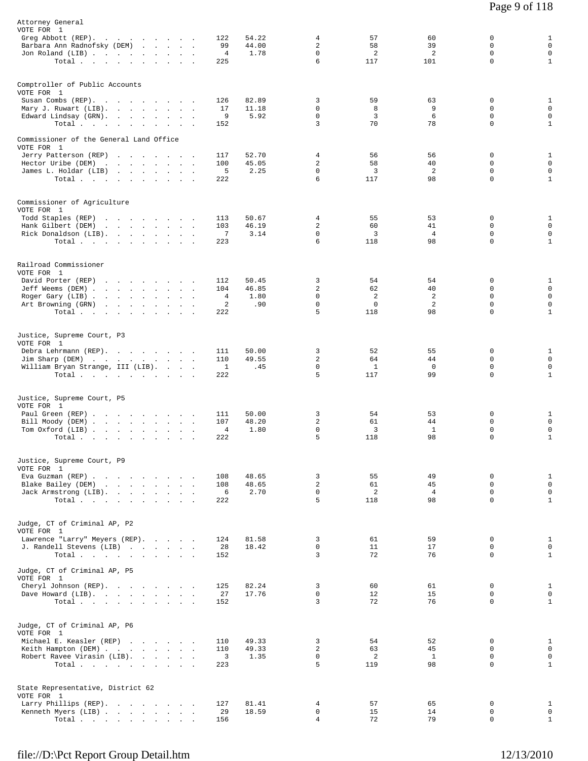## Attorney General

VOTE FOR 1

| Candidate | Total | Pct | | | | | |
|---|---|---|---|---|---|---|---|
| Greg Abbott (REP) | 122 | 54.22 | 4 | 57 | 60 | 0 | 1 |
| Barbara Ann Radnofsky (DEM) | 99 | 44.00 | 2 | 58 | 39 | 0 | 0 |
| Jon Roland (LIB) | 4 | 1.78 | 0 | 2 | 2 | 0 | 0 |
| Total | 225 | | 6 | 117 | 101 | 0 | 1 |

## Comptroller of Public Accounts

VOTE FOR 1

| Candidate | Total | Pct | | | | | |
|---|---|---|---|---|---|---|---|
| Susan Combs (REP) | 126 | 82.89 | 3 | 59 | 63 | 0 | 1 |
| Mary J. Ruwart (LIB) | 17 | 11.18 | 0 | 8 | 9 | 0 | 0 |
| Edward Lindsay (GRN) | 9 | 5.92 | 0 | 3 | 6 | 0 | 0 |
| Total | 152 | | 3 | 70 | 78 | 0 | 1 |

## Commissioner of the General Land Office

VOTE FOR 1

| Candidate | Total | Pct | | | | | |
|---|---|---|---|---|---|---|---|
| Jerry Patterson (REP) | 117 | 52.70 | 4 | 56 | 56 | 0 | 1 |
| Hector Uribe (DEM) | 100 | 45.05 | 2 | 58 | 40 | 0 | 0 |
| James L. Holdar (LIB) | 5 | 2.25 | 0 | 3 | 2 | 0 | 0 |
| Total | 222 | | 6 | 117 | 98 | 0 | 1 |

## Commissioner of Agriculture

VOTE FOR 1

| Candidate | Total | Pct | | | | | |
|---|---|---|---|---|---|---|---|
| Todd Staples (REP) | 113 | 50.67 | 4 | 55 | 53 | 0 | 1 |
| Hank Gilbert (DEM) | 103 | 46.19 | 2 | 60 | 41 | 0 | 0 |
| Rick Donaldson (LIB) | 7 | 3.14 | 0 | 3 | 4 | 0 | 0 |
| Total | 223 | | 6 | 118 | 98 | 0 | 1 |

## Railroad Commissioner

VOTE FOR 1

| Candidate | Total | Pct | | | | | |
|---|---|---|---|---|---|---|---|
| David Porter (REP) | 112 | 50.45 | 3 | 54 | 54 | 0 | 1 |
| Jeff Weems (DEM) | 104 | 46.85 | 2 | 62 | 40 | 0 | 0 |
| Roger Gary (LIB) | 4 | 1.80 | 0 | 2 | 2 | 0 | 0 |
| Art Browning (GRN) | 2 | .90 | 0 | 0 | 2 | 0 | 0 |
| Total | 222 | | 5 | 118 | 98 | 0 | 1 |

## Justice, Supreme Court, P3

VOTE FOR 1

| Candidate | Total | Pct | | | | | |
|---|---|---|---|---|---|---|---|
| Debra Lehrmann (REP) | 111 | 50.00 | 3 | 52 | 55 | 0 | 1 |
| Jim Sharp (DEM) | 110 | 49.55 | 2 | 64 | 44 | 0 | 0 |
| William Bryan Strange, III (LIB) | 1 | .45 | 0 | 1 | 0 | 0 | 0 |
| Total | 222 | | 5 | 117 | 99 | 0 | 1 |

## Justice, Supreme Court, P5

VOTE FOR 1

| Candidate | Total | Pct | | | | | |
|---|---|---|---|---|---|---|---|
| Paul Green (REP) | 111 | 50.00 | 3 | 54 | 53 | 0 | 1 |
| Bill Moody (DEM) | 107 | 48.20 | 2 | 61 | 44 | 0 | 0 |
| Tom Oxford (LIB) | 4 | 1.80 | 0 | 3 | 1 | 0 | 0 |
| Total | 222 | | 5 | 118 | 98 | 0 | 1 |

## Justice, Supreme Court, P9

VOTE FOR 1

| Candidate | Total | Pct | | | | | |
|---|---|---|---|---|---|---|---|
| Eva Guzman (REP) | 108 | 48.65 | 3 | 55 | 49 | 0 | 1 |
| Blake Bailey (DEM) | 108 | 48.65 | 2 | 61 | 45 | 0 | 0 |
| Jack Armstrong (LIB) | 6 | 2.70 | 0 | 2 | 4 | 0 | 0 |
| Total | 222 | | 5 | 118 | 98 | 0 | 1 |

## Judge, CT of Criminal AP, P2

VOTE FOR 1

| Candidate | Total | Pct | | | | | |
|---|---|---|---|---|---|---|---|
| Lawrence "Larry" Meyers (REP) | 124 | 81.58 | 3 | 61 | 59 | 0 | 1 |
| J. Randell Stevens (LIB) | 28 | 18.42 | 0 | 11 | 17 | 0 | 0 |
| Total | 152 | | 3 | 72 | 76 | 0 | 1 |

## Judge, CT of Criminal AP, P5

VOTE FOR 1

| Candidate | Total | Pct | | | | | |
|---|---|---|---|---|---|---|---|
| Cheryl Johnson (REP) | 125 | 82.24 | 3 | 60 | 61 | 0 | 1 |
| Dave Howard (LIB) | 27 | 17.76 | 0 | 12 | 15 | 0 | 0 |
| Total | 152 | | 3 | 72 | 76 | 0 | 1 |

## Judge, CT of Criminal AP, P6

VOTE FOR 1

| Candidate | Total | Pct | | | | | |
|---|---|---|---|---|---|---|---|
| Michael E. Keasler (REP) | 110 | 49.33 | 3 | 54 | 52 | 0 | 1 |
| Keith Hampton (DEM) | 110 | 49.33 | 2 | 63 | 45 | 0 | 0 |
| Robert Ravee Virasin (LIB) | 3 | 1.35 | 0 | 2 | 1 | 0 | 0 |
| Total | 223 | | 5 | 119 | 98 | 0 | 1 |

## State Representative, District 62

VOTE FOR 1

| Candidate | Total | Pct | | | | | |
|---|---|---|---|---|---|---|---|
| Larry Phillips (REP) | 127 | 81.41 | 4 | 57 | 65 | 0 | 1 |
| Kenneth Myers (LIB) | 29 | 18.59 | 0 | 15 | 14 | 0 | 0 |
| Total | 156 | | 4 | 72 | 79 | 0 | 1 |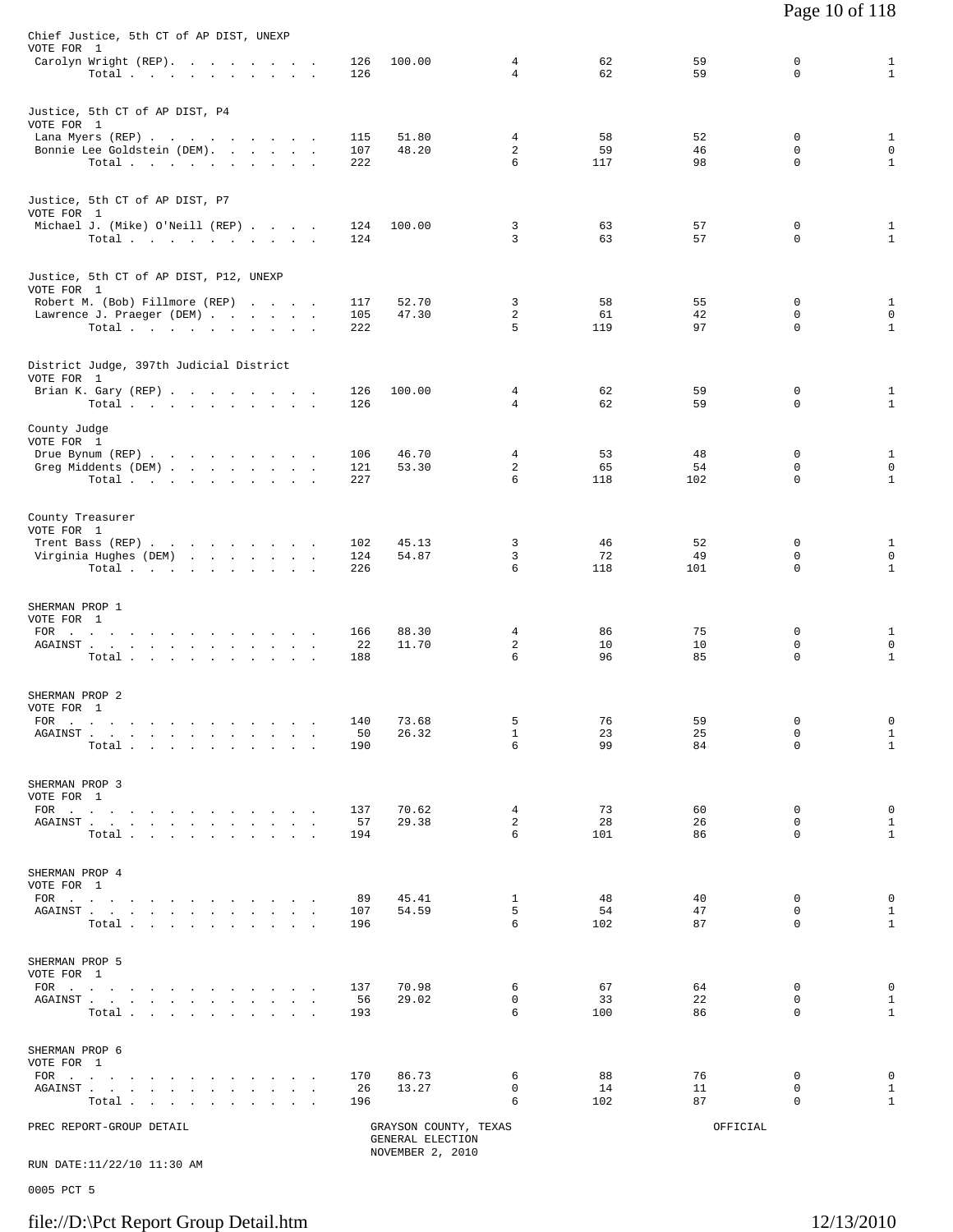Chief Justice, 5th CT of AP DIST, UNEXP
VOTE FOR 1

| | | | | | | | |
|---|---|---|---|---|---|---|---|
| Carolyn Wright (REP) | 126 | 100.00 | 4 | 62 | 59 | 0 | 1 |
| Total | 126 | | 4 | 62 | 59 | 0 | 1 |

Justice, 5th CT of AP DIST, P4
VOTE FOR 1

| | | | | | | | |
|---|---|---|---|---|---|---|---|
| Lana Myers (REP) | 115 | 51.80 | 4 | 58 | 52 | 0 | 1 |
| Bonnie Lee Goldstein (DEM) | 107 | 48.20 | 2 | 59 | 46 | 0 | 0 |
| Total | 222 | | 6 | 117 | 98 | 0 | 1 |

Justice, 5th CT of AP DIST, P7
VOTE FOR 1

| | | | | | | | |
|---|---|---|---|---|---|---|---|
| Michael J. (Mike) O'Neill (REP) | 124 | 100.00 | 3 | 63 | 57 | 0 | 1 |
| Total | 124 | | 3 | 63 | 57 | 0 | 1 |

Justice, 5th CT of AP DIST, P12, UNEXP
VOTE FOR 1

| | | | | | | | |
|---|---|---|---|---|---|---|---|
| Robert M. (Bob) Fillmore (REP) | 117 | 52.70 | 3 | 58 | 55 | 0 | 1 |
| Lawrence J. Praeger (DEM) | 105 | 47.30 | 2 | 61 | 42 | 0 | 0 |
| Total | 222 | | 5 | 119 | 97 | 0 | 1 |

District Judge, 397th Judicial District
VOTE FOR 1

| | | | | | | | |
|---|---|---|---|---|---|---|---|
| Brian K. Gary (REP) | 126 | 100.00 | 4 | 62 | 59 | 0 | 1 |
| Total | 126 | | 4 | 62 | 59 | 0 | 1 |

County Judge
VOTE FOR 1

| | | | | | | | |
|---|---|---|---|---|---|---|---|
| Drue Bynum (REP) | 106 | 46.70 | 4 | 53 | 48 | 0 | 1 |
| Greg Middents (DEM) | 121 | 53.30 | 2 | 65 | 54 | 0 | 0 |
| Total | 227 | | 6 | 118 | 102 | 0 | 1 |

County Treasurer
VOTE FOR 1

| | | | | | | | |
|---|---|---|---|---|---|---|---|
| Trent Bass (REP) | 102 | 45.13 | 3 | 46 | 52 | 0 | 1 |
| Virginia Hughes (DEM) | 124 | 54.87 | 3 | 72 | 49 | 0 | 0 |
| Total | 226 | | 6 | 118 | 101 | 0 | 1 |

SHERMAN PROP 1
VOTE FOR 1

| | | | | | | | |
|---|---|---|---|---|---|---|---|
| FOR | 166 | 88.30 | 4 | 86 | 75 | 0 | 1 |
| AGAINST | 22 | 11.70 | 2 | 10 | 10 | 0 | 0 |
| Total | 188 | | 6 | 96 | 85 | 0 | 1 |

SHERMAN PROP 2
VOTE FOR 1

| | | | | | | | |
|---|---|---|---|---|---|---|---|
| FOR | 140 | 73.68 | 5 | 76 | 59 | 0 | 0 |
| AGAINST | 50 | 26.32 | 1 | 23 | 25 | 0 | 1 |
| Total | 190 | | 6 | 99 | 84 | 0 | 1 |

SHERMAN PROP 3
VOTE FOR 1

| | | | | | | | |
|---|---|---|---|---|---|---|---|
| FOR | 137 | 70.62 | 4 | 73 | 60 | 0 | 0 |
| AGAINST | 57 | 29.38 | 2 | 28 | 26 | 0 | 1 |
| Total | 194 | | 6 | 101 | 86 | 0 | 1 |

SHERMAN PROP 4
VOTE FOR 1

| | | | | | | | |
|---|---|---|---|---|---|---|---|
| FOR | 89 | 45.41 | 1 | 48 | 40 | 0 | 0 |
| AGAINST | 107 | 54.59 | 5 | 54 | 47 | 0 | 1 |
| Total | 196 | | 6 | 102 | 87 | 0 | 1 |

SHERMAN PROP 5
VOTE FOR 1

| | | | | | | | |
|---|---|---|---|---|---|---|---|
| FOR | 137 | 70.98 | 6 | 67 | 64 | 0 | 0 |
| AGAINST | 56 | 29.02 | 0 | 33 | 22 | 0 | 1 |
| Total | 193 | | 6 | 100 | 86 | 0 | 1 |

SHERMAN PROP 6
VOTE FOR 1

| | | | | | | | |
|---|---|---|---|---|---|---|---|
| FOR | 170 | 86.73 | 6 | 88 | 76 | 0 | 0 |
| AGAINST | 26 | 13.27 | 0 | 14 | 11 | 0 | 1 |
| Total | 196 | | 6 | 102 | 87 | 0 | 1 |

PREC REPORT-GROUP DETAIL — GRAYSON COUNTY, TEXAS — GENERAL ELECTION — NOVEMBER 2, 2010 — OFFICIAL

RUN DATE:11/22/10 11:30 AM

0005 PCT 5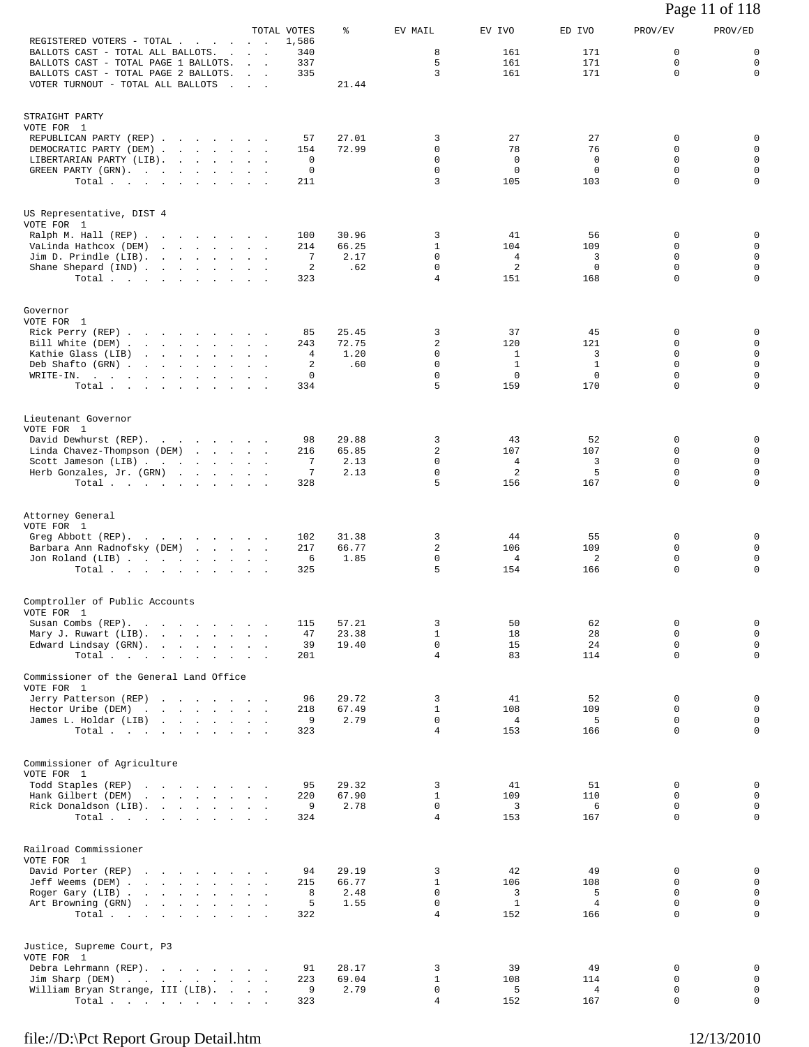| | TOTAL VOTES | % | EV MAIL | EV IVO | ED IVO | PROV/EV | PROV/ED |
|---|---|---|---|---|---|---|---|
| REGISTERED VOTERS - TOTAL | 1,586 | | | | | | |
| BALLOTS CAST - TOTAL ALL BALLOTS | 340 | | 8 | 161 | 171 | 0 | 0 |
| BALLOTS CAST - TOTAL PAGE 1 BALLOTS | 337 | | 5 | 161 | 171 | 0 | 0 |
| BALLOTS CAST - TOTAL PAGE 2 BALLOTS | 335 | | 3 | 161 | 171 | 0 | 0 |
| VOTER TURNOUT - TOTAL ALL BALLOTS | | 21.44 | | | | | |

STRAIGHT PARTY
VOTE FOR 1

| | TOTAL VOTES | % | EV MAIL | EV IVO | ED IVO | PROV/EV | PROV/ED |
|---|---|---|---|---|---|---|---|
| REPUBLICAN PARTY (REP) | 57 | 27.01 | 3 | 27 | 27 | 0 | 0 |
| DEMOCRATIC PARTY (DEM) | 154 | 72.99 | 0 | 78 | 76 | 0 | 0 |
| LIBERTARIAN PARTY (LIB) | 0 | | 0 | 0 | 0 | 0 | 0 |
| GREEN PARTY (GRN) | 0 | | 0 | 0 | 0 | 0 | 0 |
| Total | 211 | | 3 | 105 | 103 | 0 | 0 |

US Representative, DIST 4
VOTE FOR 1

| | TOTAL VOTES | % | EV MAIL | EV IVO | ED IVO | PROV/EV | PROV/ED |
|---|---|---|---|---|---|---|---|
| Ralph M. Hall (REP) | 100 | 30.96 | 3 | 41 | 56 | 0 | 0 |
| VaLinda Hathcox (DEM) | 214 | 66.25 | 1 | 104 | 109 | 0 | 0 |
| Jim D. Prindle (LIB) | 7 | 2.17 | 0 | 4 | 3 | 0 | 0 |
| Shane Shepard (IND) | 2 | .62 | 0 | 2 | 0 | 0 | 0 |
| Total | 323 | | 4 | 151 | 168 | 0 | 0 |

Governor
VOTE FOR 1

| | TOTAL VOTES | % | EV MAIL | EV IVO | ED IVO | PROV/EV | PROV/ED |
|---|---|---|---|---|---|---|---|
| Rick Perry (REP) | 85 | 25.45 | 3 | 37 | 45 | 0 | 0 |
| Bill White (DEM) | 243 | 72.75 | 2 | 120 | 121 | 0 | 0 |
| Kathie Glass (LIB) | 4 | 1.20 | 0 | 1 | 3 | 0 | 0 |
| Deb Shafto (GRN) | 2 | .60 | 0 | 1 | 1 | 0 | 0 |
| WRITE-IN. | 0 | | 0 | 0 | 0 | 0 | 0 |
| Total | 334 | | 5 | 159 | 170 | 0 | 0 |

Lieutenant Governor
VOTE FOR 1

| | TOTAL VOTES | % | EV MAIL | EV IVO | ED IVO | PROV/EV | PROV/ED |
|---|---|---|---|---|---|---|---|
| David Dewhurst (REP) | 98 | 29.88 | 3 | 43 | 52 | 0 | 0 |
| Linda Chavez-Thompson (DEM) | 216 | 65.85 | 2 | 107 | 107 | 0 | 0 |
| Scott Jameson (LIB) | 7 | 2.13 | 0 | 4 | 3 | 0 | 0 |
| Herb Gonzales, Jr. (GRN) | 7 | 2.13 | 0 | 2 | 5 | 0 | 0 |
| Total | 328 | | 5 | 156 | 167 | 0 | 0 |

Attorney General
VOTE FOR 1

| | TOTAL VOTES | % | EV MAIL | EV IVO | ED IVO | PROV/EV | PROV/ED |
|---|---|---|---|---|---|---|---|
| Greg Abbott (REP) | 102 | 31.38 | 3 | 44 | 55 | 0 | 0 |
| Barbara Ann Radnofsky (DEM) | 217 | 66.77 | 2 | 106 | 109 | 0 | 0 |
| Jon Roland (LIB) | 6 | 1.85 | 0 | 4 | 2 | 0 | 0 |
| Total | 325 | | 5 | 154 | 166 | 0 | 0 |

Comptroller of Public Accounts
VOTE FOR 1

| | TOTAL VOTES | % | EV MAIL | EV IVO | ED IVO | PROV/EV | PROV/ED |
|---|---|---|---|---|---|---|---|
| Susan Combs (REP) | 115 | 57.21 | 3 | 50 | 62 | 0 | 0 |
| Mary J. Ruwart (LIB) | 47 | 23.38 | 1 | 18 | 28 | 0 | 0 |
| Edward Lindsay (GRN) | 39 | 19.40 | 0 | 15 | 24 | 0 | 0 |
| Total | 201 | | 4 | 83 | 114 | 0 | 0 |

Commissioner of the General Land Office
VOTE FOR 1

| | TOTAL VOTES | % | EV MAIL | EV IVO | ED IVO | PROV/EV | PROV/ED |
|---|---|---|---|---|---|---|---|
| Jerry Patterson (REP) | 96 | 29.72 | 3 | 41 | 52 | 0 | 0 |
| Hector Uribe (DEM) | 218 | 67.49 | 1 | 108 | 109 | 0 | 0 |
| James L. Holdar (LIB) | 9 | 2.79 | 0 | 4 | 5 | 0 | 0 |
| Total | 323 | | 4 | 153 | 166 | 0 | 0 |

Commissioner of Agriculture
VOTE FOR 1

| | TOTAL VOTES | % | EV MAIL | EV IVO | ED IVO | PROV/EV | PROV/ED |
|---|---|---|---|---|---|---|---|
| Todd Staples (REP) | 95 | 29.32 | 3 | 41 | 51 | 0 | 0 |
| Hank Gilbert (DEM) | 220 | 67.90 | 1 | 109 | 110 | 0 | 0 |
| Rick Donaldson (LIB) | 9 | 2.78 | 0 | 3 | 6 | 0 | 0 |
| Total | 324 | | 4 | 153 | 167 | 0 | 0 |

Railroad Commissioner
VOTE FOR 1

| | TOTAL VOTES | % | EV MAIL | EV IVO | ED IVO | PROV/EV | PROV/ED |
|---|---|---|---|---|---|---|---|
| David Porter (REP) | 94 | 29.19 | 3 | 42 | 49 | 0 | 0 |
| Jeff Weems (DEM) | 215 | 66.77 | 1 | 106 | 108 | 0 | 0 |
| Roger Gary (LIB) | 8 | 2.48 | 0 | 3 | 5 | 0 | 0 |
| Art Browning (GRN) | 5 | 1.55 | 0 | 1 | 4 | 0 | 0 |
| Total | 322 | | 4 | 152 | 166 | 0 | 0 |

Justice, Supreme Court, P3
VOTE FOR 1

| | TOTAL VOTES | % | EV MAIL | EV IVO | ED IVO | PROV/EV | PROV/ED |
|---|---|---|---|---|---|---|---|
| Debra Lehrmann (REP) | 91 | 28.17 | 3 | 39 | 49 | 0 | 0 |
| Jim Sharp (DEM) | 223 | 69.04 | 1 | 108 | 114 | 0 | 0 |
| William Bryan Strange, III (LIB) | 9 | 2.79 | 0 | 5 | 4 | 0 | 0 |
| Total | 323 | | 4 | 152 | 167 | 0 | 0 |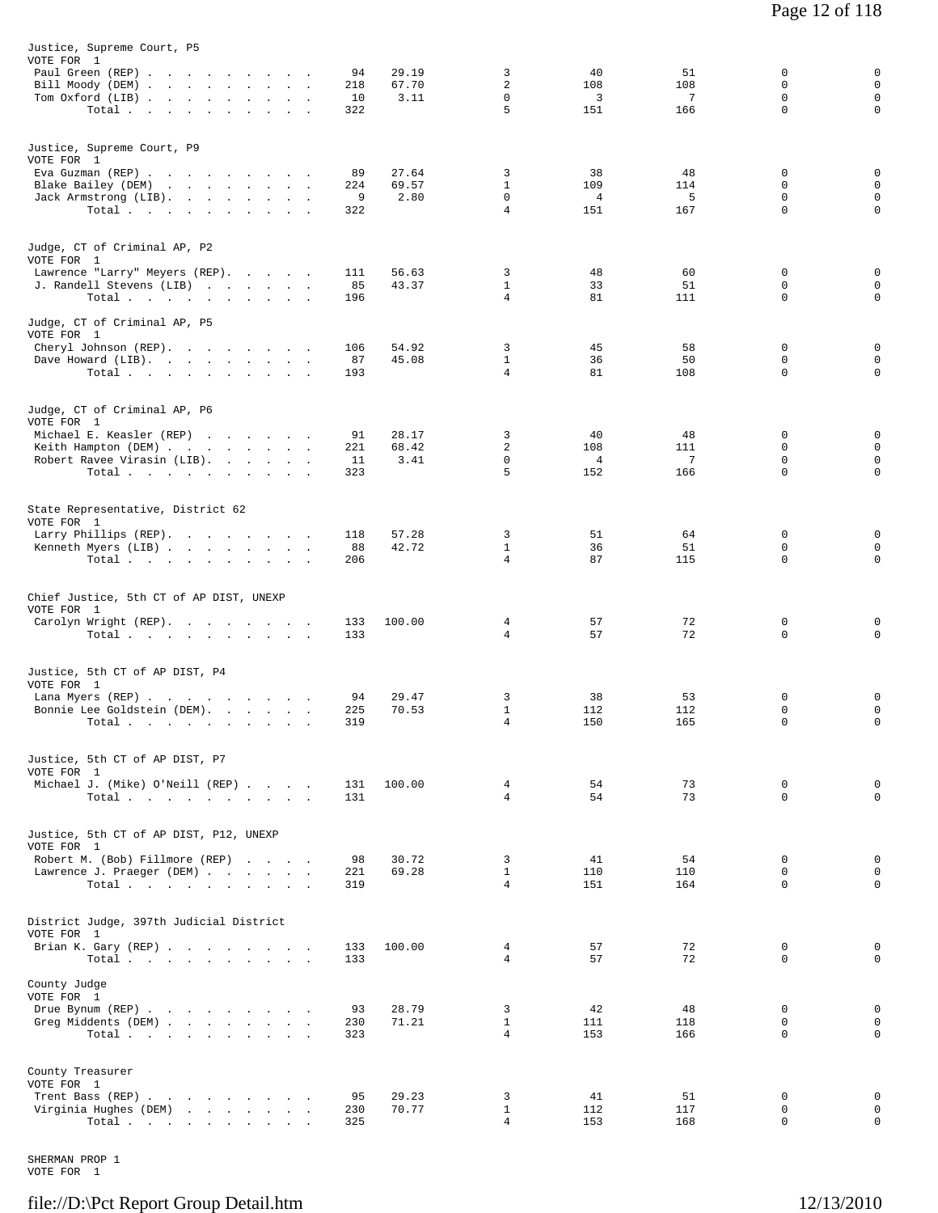Justice, Supreme Court, P5
VOTE FOR 1

| Candidate | Votes | % | | | | | |
|---|---|---|---|---|---|---|---|
| Paul Green (REP) | 94 | 29.19 | 3 | 40 | 51 | 0 | 0 |
| Bill Moody (DEM) | 218 | 67.70 | 2 | 108 | 108 | 0 | 0 |
| Tom Oxford (LIB) | 10 | 3.11 | 0 | 3 | 7 | 0 | 0 |
| Total | 322 | | 5 | 151 | 166 | 0 | 0 |

Justice, Supreme Court, P9
VOTE FOR 1

| Candidate | Votes | % | | | | | |
|---|---|---|---|---|---|---|---|
| Eva Guzman (REP) | 89 | 27.64 | 3 | 38 | 48 | 0 | 0 |
| Blake Bailey (DEM) | 224 | 69.57 | 1 | 109 | 114 | 0 | 0 |
| Jack Armstrong (LIB) | 9 | 2.80 | 0 | 4 | 5 | 0 | 0 |
| Total | 322 | | 4 | 151 | 167 | 0 | 0 |

Judge, CT of Criminal AP, P2
VOTE FOR 1

| Candidate | Votes | % | | | | | |
|---|---|---|---|---|---|---|---|
| Lawrence "Larry" Meyers (REP) | 111 | 56.63 | 3 | 48 | 60 | 0 | 0 |
| J. Randell Stevens (LIB) | 85 | 43.37 | 1 | 33 | 51 | 0 | 0 |
| Total | 196 | | 4 | 81 | 111 | 0 | 0 |

Judge, CT of Criminal AP, P5
VOTE FOR 1

| Candidate | Votes | % | | | | | |
|---|---|---|---|---|---|---|---|
| Cheryl Johnson (REP) | 106 | 54.92 | 3 | 45 | 58 | 0 | 0 |
| Dave Howard (LIB) | 87 | 45.08 | 1 | 36 | 50 | 0 | 0 |
| Total | 193 | | 4 | 81 | 108 | 0 | 0 |

Judge, CT of Criminal AP, P6
VOTE FOR 1

| Candidate | Votes | % | | | | | |
|---|---|---|---|---|---|---|---|
| Michael E. Keasler (REP) | 91 | 28.17 | 3 | 40 | 48 | 0 | 0 |
| Keith Hampton (DEM) | 221 | 68.42 | 2 | 108 | 111 | 0 | 0 |
| Robert Ravee Virasin (LIB) | 11 | 3.41 | 0 | 4 | 7 | 0 | 0 |
| Total | 323 | | 5 | 152 | 166 | 0 | 0 |

State Representative, District 62
VOTE FOR 1

| Candidate | Votes | % | | | | | |
|---|---|---|---|---|---|---|---|
| Larry Phillips (REP) | 118 | 57.28 | 3 | 51 | 64 | 0 | 0 |
| Kenneth Myers (LIB) | 88 | 42.72 | 1 | 36 | 51 | 0 | 0 |
| Total | 206 | | 4 | 87 | 115 | 0 | 0 |

Chief Justice, 5th CT of AP DIST, UNEXP
VOTE FOR 1

| Candidate | Votes | % | | | | | |
|---|---|---|---|---|---|---|---|
| Carolyn Wright (REP) | 133 | 100.00 | 4 | 57 | 72 | 0 | 0 |
| Total | 133 | | 4 | 57 | 72 | 0 | 0 |

Justice, 5th CT of AP DIST, P4
VOTE FOR 1

| Candidate | Votes | % | | | | | |
|---|---|---|---|---|---|---|---|
| Lana Myers (REP) | 94 | 29.47 | 3 | 38 | 53 | 0 | 0 |
| Bonnie Lee Goldstein (DEM) | 225 | 70.53 | 1 | 112 | 112 | 0 | 0 |
| Total | 319 | | 4 | 150 | 165 | 0 | 0 |

Justice, 5th CT of AP DIST, P7
VOTE FOR 1

| Candidate | Votes | % | | | | | |
|---|---|---|---|---|---|---|---|
| Michael J. (Mike) O'Neill (REP) | 131 | 100.00 | 4 | 54 | 73 | 0 | 0 |
| Total | 131 | | 4 | 54 | 73 | 0 | 0 |

Justice, 5th CT of AP DIST, P12, UNEXP
VOTE FOR 1

| Candidate | Votes | % | | | | | |
|---|---|---|---|---|---|---|---|
| Robert M. (Bob) Fillmore (REP) | 98 | 30.72 | 3 | 41 | 54 | 0 | 0 |
| Lawrence J. Praeger (DEM) | 221 | 69.28 | 1 | 110 | 110 | 0 | 0 |
| Total | 319 | | 4 | 151 | 164 | 0 | 0 |

District Judge, 397th Judicial District
VOTE FOR 1

| Candidate | Votes | % | | | | | |
|---|---|---|---|---|---|---|---|
| Brian K. Gary (REP) | 133 | 100.00 | 4 | 57 | 72 | 0 | 0 |
| Total | 133 | | 4 | 57 | 72 | 0 | 0 |

County Judge
VOTE FOR 1

| Candidate | Votes | % | | | | | |
|---|---|---|---|---|---|---|---|
| Drue Bynum (REP) | 93 | 28.79 | 3 | 42 | 48 | 0 | 0 |
| Greg Middents (DEM) | 230 | 71.21 | 1 | 111 | 118 | 0 | 0 |
| Total | 323 | | 4 | 153 | 166 | 0 | 0 |

County Treasurer
VOTE FOR 1

| Candidate | Votes | % | | | | | |
|---|---|---|---|---|---|---|---|
| Trent Bass (REP) | 95 | 29.23 | 3 | 41 | 51 | 0 | 0 |
| Virginia Hughes (DEM) | 230 | 70.77 | 1 | 112 | 117 | 0 | 0 |
| Total | 325 | | 4 | 153 | 168 | 0 | 0 |

SHERMAN PROP 1
VOTE FOR 1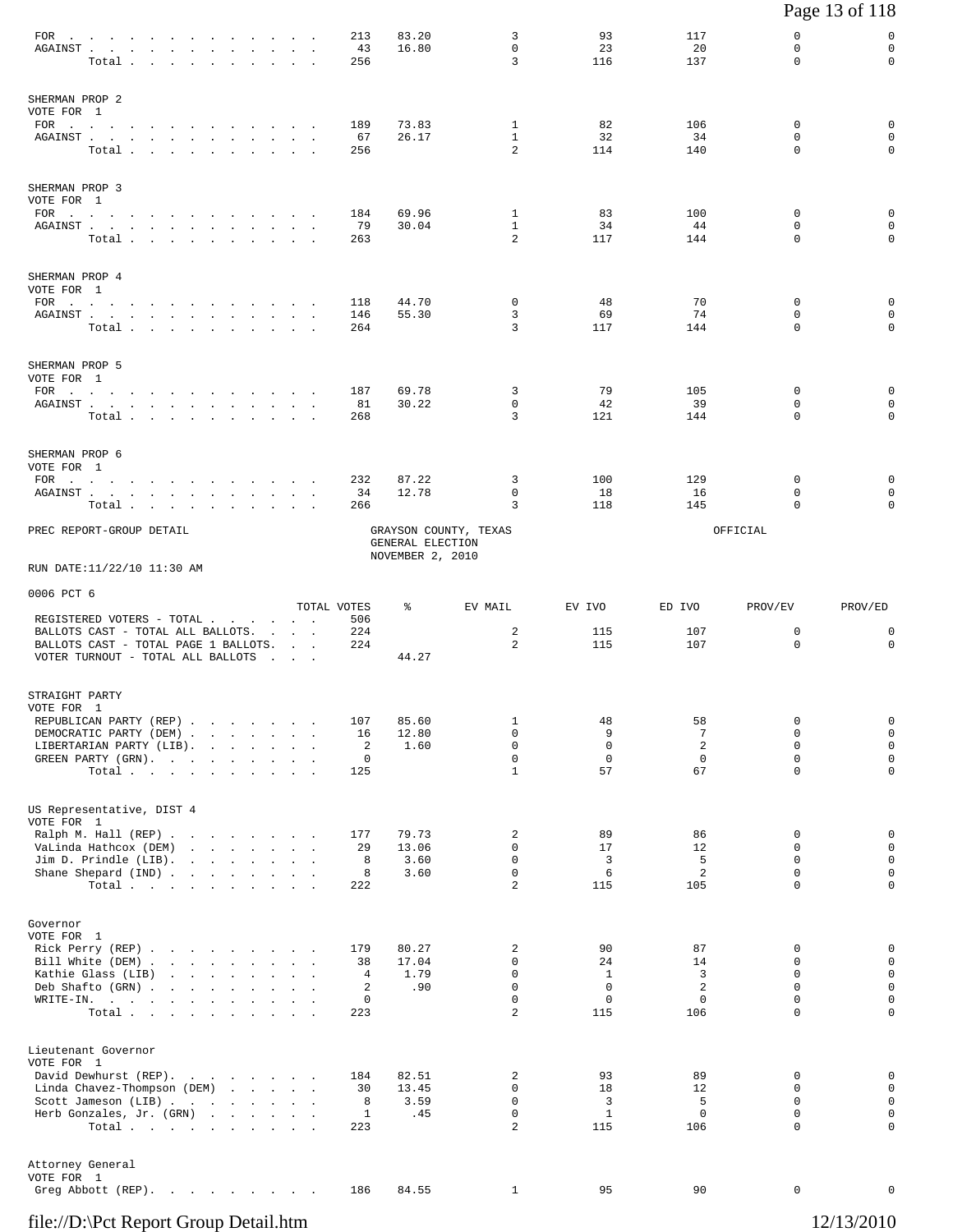| | TOTAL VOTES | % | EV MAIL | EV IVO | ED IVO | PROV/EV | PROV/ED |
|---|---|---|---|---|---|---|---|
| FOR | 213 | 83.20 | 3 | 93 | 117 | 0 | 0 |
| AGAINST | 43 | 16.80 | 0 | 23 | 20 | 0 | 0 |
| Total | 256 | | 3 | 116 | 137 | 0 | 0 |

SHERMAN PROP 2
VOTE FOR 1

| | TOTAL VOTES | % | EV MAIL | EV IVO | ED IVO | PROV/EV | PROV/ED |
|---|---|---|---|---|---|---|---|
| FOR | 189 | 73.83 | 1 | 82 | 106 | 0 | 0 |
| AGAINST | 67 | 26.17 | 1 | 32 | 34 | 0 | 0 |
| Total | 256 | | 2 | 114 | 140 | 0 | 0 |

SHERMAN PROP 3
VOTE FOR 1

| | TOTAL VOTES | % | EV MAIL | EV IVO | ED IVO | PROV/EV | PROV/ED |
|---|---|---|---|---|---|---|---|
| FOR | 184 | 69.96 | 1 | 83 | 100 | 0 | 0 |
| AGAINST | 79 | 30.04 | 1 | 34 | 44 | 0 | 0 |
| Total | 263 | | 2 | 117 | 144 | 0 | 0 |

SHERMAN PROP 4
VOTE FOR 1

| | TOTAL VOTES | % | EV MAIL | EV IVO | ED IVO | PROV/EV | PROV/ED |
|---|---|---|---|---|---|---|---|
| FOR | 118 | 44.70 | 0 | 48 | 70 | 0 | 0 |
| AGAINST | 146 | 55.30 | 3 | 69 | 74 | 0 | 0 |
| Total | 264 | | 3 | 117 | 144 | 0 | 0 |

SHERMAN PROP 5
VOTE FOR 1

| | TOTAL VOTES | % | EV MAIL | EV IVO | ED IVO | PROV/EV | PROV/ED |
|---|---|---|---|---|---|---|---|
| FOR | 187 | 69.78 | 3 | 79 | 105 | 0 | 0 |
| AGAINST | 81 | 30.22 | 0 | 42 | 39 | 0 | 0 |
| Total | 268 | | 3 | 121 | 144 | 0 | 0 |

SHERMAN PROP 6
VOTE FOR 1

| | TOTAL VOTES | % | EV MAIL | EV IVO | ED IVO | PROV/EV | PROV/ED |
|---|---|---|---|---|---|---|---|
| FOR | 232 | 87.22 | 3 | 100 | 129 | 0 | 0 |
| AGAINST | 34 | 12.78 | 0 | 18 | 16 | 0 | 0 |
| Total | 266 | | 3 | 118 | 145 | 0 | 0 |

PREC REPORT-GROUP DETAIL — GRAYSON COUNTY, TEXAS — GENERAL ELECTION — NOVEMBER 2, 2010 — OFFICIAL

RUN DATE:11/22/10 11:30 AM

0006 PCT 6

| | TOTAL VOTES | % | EV MAIL | EV IVO | ED IVO | PROV/EV | PROV/ED |
|---|---|---|---|---|---|---|---|
| REGISTERED VOTERS - TOTAL | 506 | | | | | | |
| BALLOTS CAST - TOTAL ALL BALLOTS | 224 | | 2 | 115 | 107 | 0 | 0 |
| BALLOTS CAST - TOTAL PAGE 1 BALLOTS | 224 | | 2 | 115 | 107 | 0 | 0 |
| VOTER TURNOUT - TOTAL ALL BALLOTS | | 44.27 | | | | | |

STRAIGHT PARTY
VOTE FOR 1

| | TOTAL VOTES | % | EV MAIL | EV IVO | ED IVO | PROV/EV | PROV/ED |
|---|---|---|---|---|---|---|---|
| REPUBLICAN PARTY (REP) | 107 | 85.60 | 1 | 48 | 58 | 0 | 0 |
| DEMOCRATIC PARTY (DEM) | 16 | 12.80 | 0 | 9 | 7 | 0 | 0 |
| LIBERTARIAN PARTY (LIB) | 2 | 1.60 | 0 | 0 | 2 | 0 | 0 |
| GREEN PARTY (GRN) | 0 | | 0 | 0 | 0 | 0 | 0 |
| Total | 125 | | 1 | 57 | 67 | 0 | 0 |

US Representative, DIST 4
VOTE FOR 1

| | TOTAL VOTES | % | EV MAIL | EV IVO | ED IVO | PROV/EV | PROV/ED |
|---|---|---|---|---|---|---|---|
| Ralph M. Hall (REP) | 177 | 79.73 | 2 | 89 | 86 | 0 | 0 |
| VaLinda Hathcox (DEM) | 29 | 13.06 | 0 | 17 | 12 | 0 | 0 |
| Jim D. Prindle (LIB) | 8 | 3.60 | 0 | 3 | 5 | 0 | 0 |
| Shane Shepard (IND) | 8 | 3.60 | 0 | 6 | 2 | 0 | 0 |
| Total | 222 | | 2 | 115 | 105 | 0 | 0 |

Governor
VOTE FOR 1

| | TOTAL VOTES | % | EV MAIL | EV IVO | ED IVO | PROV/EV | PROV/ED |
|---|---|---|---|---|---|---|---|
| Rick Perry (REP) | 179 | 80.27 | 2 | 90 | 87 | 0 | 0 |
| Bill White (DEM) | 38 | 17.04 | 0 | 24 | 14 | 0 | 0 |
| Kathie Glass (LIB) | 4 | 1.79 | 0 | 1 | 3 | 0 | 0 |
| Deb Shafto (GRN) | 2 | .90 | 0 | 0 | 2 | 0 | 0 |
| WRITE-IN. | 0 | | 0 | 0 | 0 | 0 | 0 |
| Total | 223 | | 2 | 115 | 106 | 0 | 0 |

Lieutenant Governor
VOTE FOR 1

| | TOTAL VOTES | % | EV MAIL | EV IVO | ED IVO | PROV/EV | PROV/ED |
|---|---|---|---|---|---|---|---|
| David Dewhurst (REP) | 184 | 82.51 | 2 | 93 | 89 | 0 | 0 |
| Linda Chavez-Thompson (DEM) | 30 | 13.45 | 0 | 18 | 12 | 0 | 0 |
| Scott Jameson (LIB) | 8 | 3.59 | 0 | 3 | 5 | 0 | 0 |
| Herb Gonzales, Jr. (GRN) | 1 | .45 | 0 | 1 | 0 | 0 | 0 |
| Total | 223 | | 2 | 115 | 106 | 0 | 0 |

Attorney General
VOTE FOR 1

| | TOTAL VOTES | % | EV MAIL | EV IVO | ED IVO | PROV/EV | PROV/ED |
|---|---|---|---|---|---|---|---|
| Greg Abbott (REP) | 186 | 84.55 | 1 | 95 | 90 | 0 | 0 |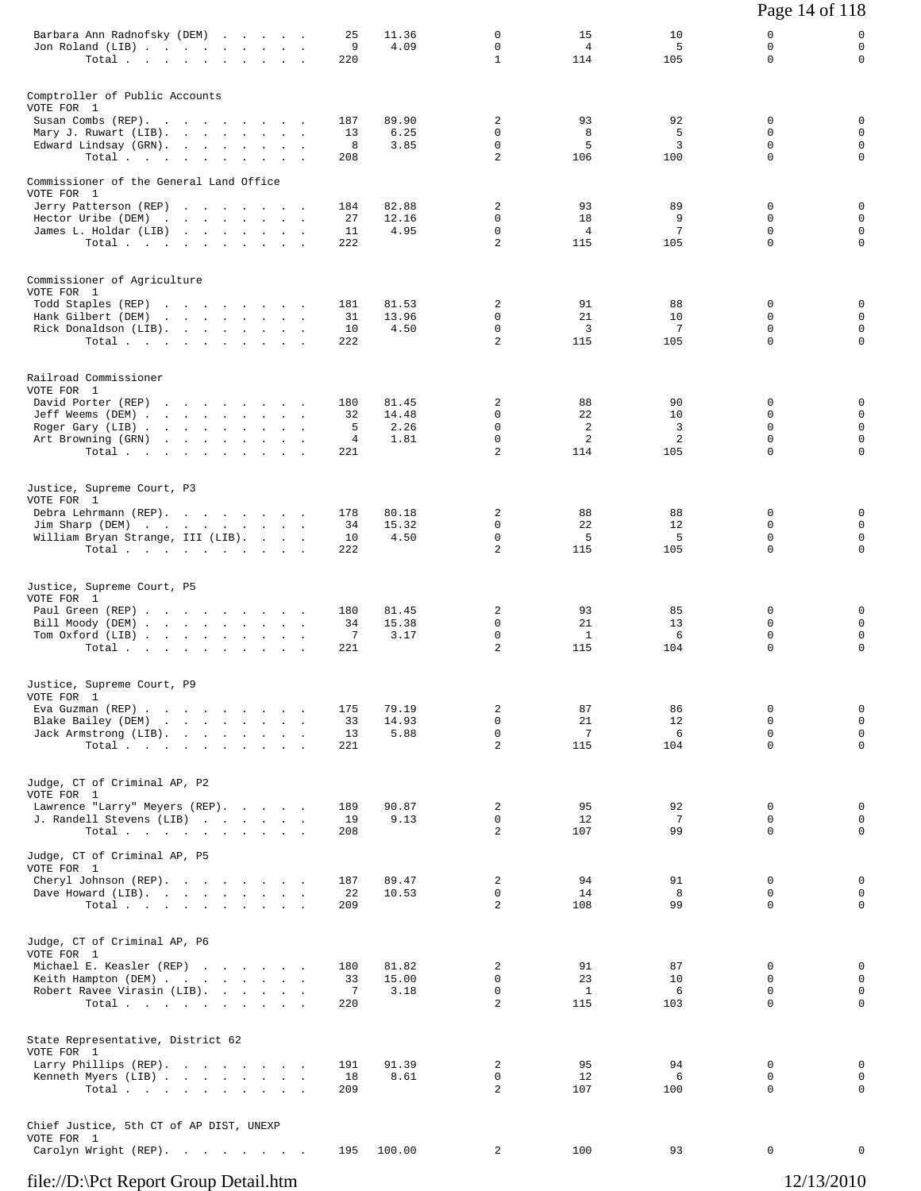| | | | | | | | |
|---|---|---|---|---|---|---|---|
| Barbara Ann Radnofsky (DEM) | 25 | 11.36 | 0 | 15 | 10 | 0 | 0 |
| Jon Roland (LIB) | 9 | 4.09 | 0 | 4 | 5 | 0 | 0 |
| Total | 220 | | 1 | 114 | 105 | 0 | 0 |

**Comptroller of Public Accounts**
VOTE FOR 1

| | | | | | | | |
|---|---|---|---|---|---|---|---|
| Susan Combs (REP) | 187 | 89.90 | 2 | 93 | 92 | 0 | 0 |
| Mary J. Ruwart (LIB) | 13 | 6.25 | 0 | 8 | 5 | 0 | 0 |
| Edward Lindsay (GRN) | 8 | 3.85 | 0 | 5 | 3 | 0 | 0 |
| Total | 208 | | 2 | 106 | 100 | 0 | 0 |

**Commissioner of the General Land Office**
VOTE FOR 1

| | | | | | | | |
|---|---|---|---|---|---|---|---|
| Jerry Patterson (REP) | 184 | 82.88 | 2 | 93 | 89 | 0 | 0 |
| Hector Uribe (DEM) | 27 | 12.16 | 0 | 18 | 9 | 0 | 0 |
| James L. Holdar (LIB) | 11 | 4.95 | 0 | 4 | 7 | 0 | 0 |
| Total | 222 | | 2 | 115 | 105 | 0 | 0 |

**Commissioner of Agriculture**
VOTE FOR 1

| | | | | | | | |
|---|---|---|---|---|---|---|---|
| Todd Staples (REP) | 181 | 81.53 | 2 | 91 | 88 | 0 | 0 |
| Hank Gilbert (DEM) | 31 | 13.96 | 0 | 21 | 10 | 0 | 0 |
| Rick Donaldson (LIB) | 10 | 4.50 | 0 | 3 | 7 | 0 | 0 |
| Total | 222 | | 2 | 115 | 105 | 0 | 0 |

**Railroad Commissioner**
VOTE FOR 1

| | | | | | | | |
|---|---|---|---|---|---|---|---|
| David Porter (REP) | 180 | 81.45 | 2 | 88 | 90 | 0 | 0 |
| Jeff Weems (DEM) | 32 | 14.48 | 0 | 22 | 10 | 0 | 0 |
| Roger Gary (LIB) | 5 | 2.26 | 0 | 2 | 3 | 0 | 0 |
| Art Browning (GRN) | 4 | 1.81 | 0 | 2 | 2 | 0 | 0 |
| Total | 221 | | 2 | 114 | 105 | 0 | 0 |

**Justice, Supreme Court, P3**
VOTE FOR 1

| | | | | | | | |
|---|---|---|---|---|---|---|---|
| Debra Lehrmann (REP) | 178 | 80.18 | 2 | 88 | 88 | 0 | 0 |
| Jim Sharp (DEM) | 34 | 15.32 | 0 | 22 | 12 | 0 | 0 |
| William Bryan Strange, III (LIB) | 10 | 4.50 | 0 | 5 | 5 | 0 | 0 |
| Total | 222 | | 2 | 115 | 105 | 0 | 0 |

**Justice, Supreme Court, P5**
VOTE FOR 1

| | | | | | | | |
|---|---|---|---|---|---|---|---|
| Paul Green (REP) | 180 | 81.45 | 2 | 93 | 85 | 0 | 0 |
| Bill Moody (DEM) | 34 | 15.38 | 0 | 21 | 13 | 0 | 0 |
| Tom Oxford (LIB) | 7 | 3.17 | 0 | 1 | 6 | 0 | 0 |
| Total | 221 | | 2 | 115 | 104 | 0 | 0 |

**Justice, Supreme Court, P9**
VOTE FOR 1

| | | | | | | | |
|---|---|---|---|---|---|---|---|
| Eva Guzman (REP) | 175 | 79.19 | 2 | 87 | 86 | 0 | 0 |
| Blake Bailey (DEM) | 33 | 14.93 | 0 | 21 | 12 | 0 | 0 |
| Jack Armstrong (LIB) | 13 | 5.88 | 0 | 7 | 6 | 0 | 0 |
| Total | 221 | | 2 | 115 | 104 | 0 | 0 |

**Judge, CT of Criminal AP, P2**
VOTE FOR 1

| | | | | | | | |
|---|---|---|---|---|---|---|---|
| Lawrence "Larry" Meyers (REP) | 189 | 90.87 | 2 | 95 | 92 | 0 | 0 |
| J. Randell Stevens (LIB) | 19 | 9.13 | 0 | 12 | 7 | 0 | 0 |
| Total | 208 | | 2 | 107 | 99 | 0 | 0 |

**Judge, CT of Criminal AP, P5**
VOTE FOR 1

| | | | | | | | |
|---|---|---|---|---|---|---|---|
| Cheryl Johnson (REP) | 187 | 89.47 | 2 | 94 | 91 | 0 | 0 |
| Dave Howard (LIB) | 22 | 10.53 | 0 | 14 | 8 | 0 | 0 |
| Total | 209 | | 2 | 108 | 99 | 0 | 0 |

**Judge, CT of Criminal AP, P6**
VOTE FOR 1

| | | | | | | | |
|---|---|---|---|---|---|---|---|
| Michael E. Keasler (REP) | 180 | 81.82 | 2 | 91 | 87 | 0 | 0 |
| Keith Hampton (DEM) | 33 | 15.00 | 0 | 23 | 10 | 0 | 0 |
| Robert Ravee Virasin (LIB) | 7 | 3.18 | 0 | 1 | 6 | 0 | 0 |
| Total | 220 | | 2 | 115 | 103 | 0 | 0 |

**State Representative, District 62**
VOTE FOR 1

| | | | | | | | |
|---|---|---|---|---|---|---|---|
| Larry Phillips (REP) | 191 | 91.39 | 2 | 95 | 94 | 0 | 0 |
| Kenneth Myers (LIB) | 18 | 8.61 | 0 | 12 | 6 | 0 | 0 |
| Total | 209 | | 2 | 107 | 100 | 0 | 0 |

**Chief Justice, 5th CT of AP DIST, UNEXP**
VOTE FOR 1

| | | | | | | | |
|---|---|---|---|---|---|---|---|
| Carolyn Wright (REP) | 195 | 100.00 | 2 | 100 | 93 | 0 | 0 |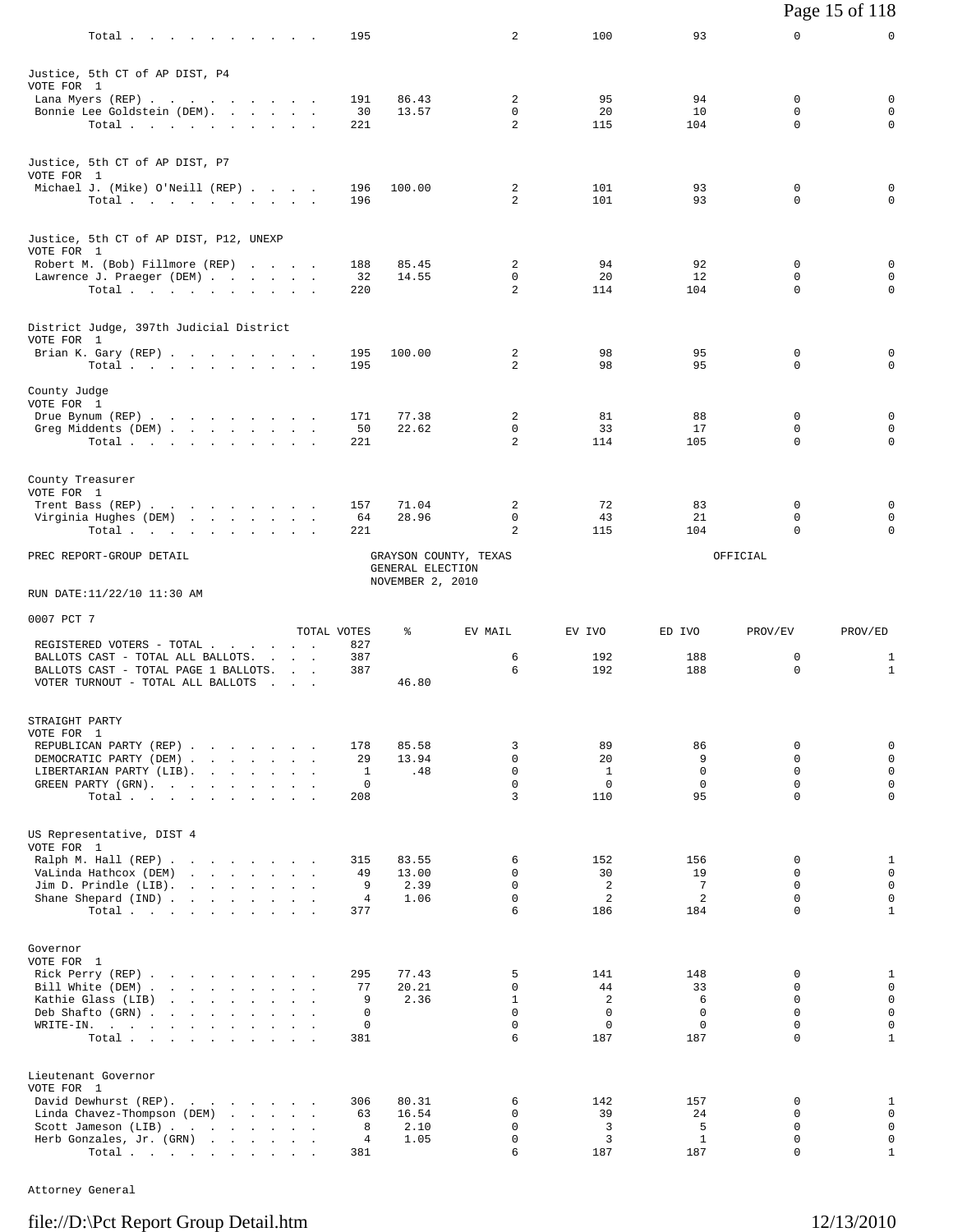| | TOTAL VOTES | % | EV MAIL | EV IVO | ED IVO | PROV/EV | PROV/ED |
|---|---|---|---|---|---|---|---|
| Total | 195 | | 2 | 100 | 93 | 0 | 0 |

**Justice, 5th CT of AP DIST, P4**
VOTE FOR 1

| | TOTAL VOTES | % | EV MAIL | EV IVO | ED IVO | PROV/EV | PROV/ED |
|---|---|---|---|---|---|---|---|
| Lana Myers (REP) | 191 | 86.43 | 2 | 95 | 94 | 0 | 0 |
| Bonnie Lee Goldstein (DEM) | 30 | 13.57 | 0 | 20 | 10 | 0 | 0 |
| Total | 221 | | 2 | 115 | 104 | 0 | 0 |

**Justice, 5th CT of AP DIST, P7**
VOTE FOR 1

| | TOTAL VOTES | % | EV MAIL | EV IVO | ED IVO | PROV/EV | PROV/ED |
|---|---|---|---|---|---|---|---|
| Michael J. (Mike) O'Neill (REP) | 196 | 100.00 | 2 | 101 | 93 | 0 | 0 |
| Total | 196 | | 2 | 101 | 93 | 0 | 0 |

**Justice, 5th CT of AP DIST, P12, UNEXP**
VOTE FOR 1

| | TOTAL VOTES | % | EV MAIL | EV IVO | ED IVO | PROV/EV | PROV/ED |
|---|---|---|---|---|---|---|---|
| Robert M. (Bob) Fillmore (REP) | 188 | 85.45 | 2 | 94 | 92 | 0 | 0 |
| Lawrence J. Praeger (DEM) | 32 | 14.55 | 0 | 20 | 12 | 0 | 0 |
| Total | 220 | | 2 | 114 | 104 | 0 | 0 |

**District Judge, 397th Judicial District**
VOTE FOR 1

| | TOTAL VOTES | % | EV MAIL | EV IVO | ED IVO | PROV/EV | PROV/ED |
|---|---|---|---|---|---|---|---|
| Brian K. Gary (REP) | 195 | 100.00 | 2 | 98 | 95 | 0 | 0 |
| Total | 195 | | 2 | 98 | 95 | 0 | 0 |

**County Judge**
VOTE FOR 1

| | TOTAL VOTES | % | EV MAIL | EV IVO | ED IVO | PROV/EV | PROV/ED |
|---|---|---|---|---|---|---|---|
| Drue Bynum (REP) | 171 | 77.38 | 2 | 81 | 88 | 0 | 0 |
| Greg Middents (DEM) | 50 | 22.62 | 0 | 33 | 17 | 0 | 0 |
| Total | 221 | | 2 | 114 | 105 | 0 | 0 |

**County Treasurer**
VOTE FOR 1

| | TOTAL VOTES | % | EV MAIL | EV IVO | ED IVO | PROV/EV | PROV/ED |
|---|---|---|---|---|---|---|---|
| Trent Bass (REP) | 157 | 71.04 | 2 | 72 | 83 | 0 | 0 |
| Virginia Hughes (DEM) | 64 | 28.96 | 0 | 43 | 21 | 0 | 0 |
| Total | 221 | | 2 | 115 | 104 | 0 | 0 |

PREC REPORT-GROUP DETAIL — GRAYSON COUNTY, TEXAS — GENERAL ELECTION — NOVEMBER 2, 2010 — OFFICIAL

RUN DATE:11/22/10 11:30 AM

## 0007 PCT 7

| | TOTAL VOTES | % | EV MAIL | EV IVO | ED IVO | PROV/EV | PROV/ED |
|---|---|---|---|---|---|---|---|
| REGISTERED VOTERS - TOTAL | 827 | | | | | | |
| BALLOTS CAST - TOTAL ALL BALLOTS | 387 | | 6 | 192 | 188 | 0 | 1 |
| BALLOTS CAST - TOTAL PAGE 1 BALLOTS | 387 | | 6 | 192 | 188 | 0 | 1 |
| VOTER TURNOUT - TOTAL ALL BALLOTS | | 46.80 | | | | | |

**STRAIGHT PARTY**
VOTE FOR 1

| | TOTAL VOTES | % | EV MAIL | EV IVO | ED IVO | PROV/EV | PROV/ED |
|---|---|---|---|---|---|---|---|
| REPUBLICAN PARTY (REP) | 178 | 85.58 | 3 | 89 | 86 | 0 | 0 |
| DEMOCRATIC PARTY (DEM) | 29 | 13.94 | 0 | 20 | 9 | 0 | 0 |
| LIBERTARIAN PARTY (LIB) | 1 | .48 | 0 | 1 | 0 | 0 | 0 |
| GREEN PARTY (GRN) | 0 | | 0 | 0 | 0 | 0 | 0 |
| Total | 208 | | 3 | 110 | 95 | 0 | 0 |

**US Representative, DIST 4**
VOTE FOR 1

| | TOTAL VOTES | % | EV MAIL | EV IVO | ED IVO | PROV/EV | PROV/ED |
|---|---|---|---|---|---|---|---|
| Ralph M. Hall (REP) | 315 | 83.55 | 6 | 152 | 156 | 0 | 1 |
| VaLinda Hathcox (DEM) | 49 | 13.00 | 0 | 30 | 19 | 0 | 0 |
| Jim D. Prindle (LIB) | 9 | 2.39 | 0 | 2 | 7 | 0 | 0 |
| Shane Shepard (IND) | 4 | 1.06 | 0 | 2 | 2 | 0 | 0 |
| Total | 377 | | 6 | 186 | 184 | 0 | 1 |

**Governor**
VOTE FOR 1

| | TOTAL VOTES | % | EV MAIL | EV IVO | ED IVO | PROV/EV | PROV/ED |
|---|---|---|---|---|---|---|---|
| Rick Perry (REP) | 295 | 77.43 | 5 | 141 | 148 | 0 | 1 |
| Bill White (DEM) | 77 | 20.21 | 0 | 44 | 33 | 0 | 0 |
| Kathie Glass (LIB) | 9 | 2.36 | 1 | 2 | 6 | 0 | 0 |
| Deb Shafto (GRN) | 0 | | 0 | 0 | 0 | 0 | 0 |
| WRITE-IN. | 0 | | 0 | 0 | 0 | 0 | 0 |
| Total | 381 | | 6 | 187 | 187 | 0 | 1 |

**Lieutenant Governor**
VOTE FOR 1

| | TOTAL VOTES | % | EV MAIL | EV IVO | ED IVO | PROV/EV | PROV/ED |
|---|---|---|---|---|---|---|---|
| David Dewhurst (REP) | 306 | 80.31 | 6 | 142 | 157 | 0 | 1 |
| Linda Chavez-Thompson (DEM) | 63 | 16.54 | 0 | 39 | 24 | 0 | 0 |
| Scott Jameson (LIB) | 8 | 2.10 | 0 | 3 | 5 | 0 | 0 |
| Herb Gonzales, Jr. (GRN) | 4 | 1.05 | 0 | 3 | 1 | 0 | 0 |
| Total | 381 | | 6 | 187 | 187 | 0 | 1 |

**Attorney General**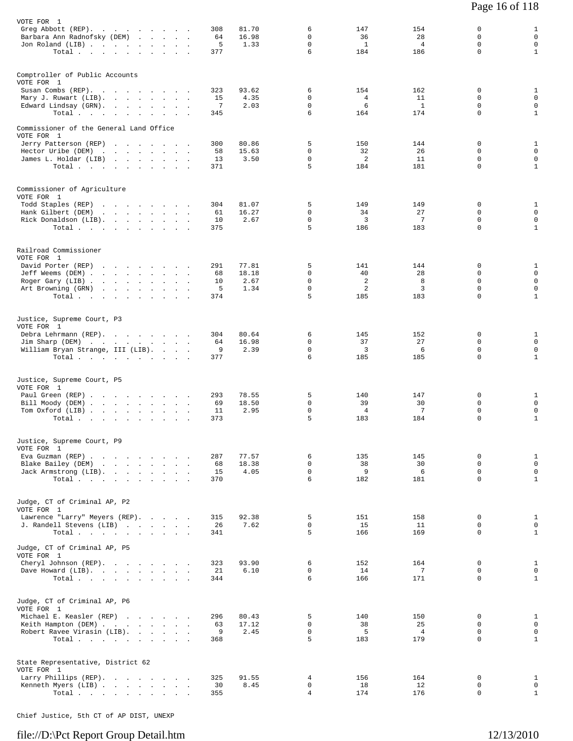VOTE FOR 1

| Candidate | Total | % | | | | | |
|---|---|---|---|---|---|---|---|
| Greg Abbott (REP) | 308 | 81.70 | 6 | 147 | 154 | 0 | 1 |
| Barbara Ann Radnofsky (DEM) | 64 | 16.98 | 0 | 36 | 28 | 0 | 0 |
| Jon Roland (LIB) | 5 | 1.33 | 0 | 1 | 4 | 0 | 0 |
| Total | 377 | | 6 | 184 | 186 | 0 | 1 |

Comptroller of Public Accounts

VOTE FOR 1

| Candidate | Total | % | | | | | |
|---|---|---|---|---|---|---|---|
| Susan Combs (REP) | 323 | 93.62 | 6 | 154 | 162 | 0 | 1 |
| Mary J. Ruwart (LIB) | 15 | 4.35 | 0 | 4 | 11 | 0 | 0 |
| Edward Lindsay (GRN) | 7 | 2.03 | 0 | 6 | 1 | 0 | 0 |
| Total | 345 | | 6 | 164 | 174 | 0 | 1 |

Commissioner of the General Land Office

VOTE FOR 1

| Candidate | Total | % | | | | | |
|---|---|---|---|---|---|---|---|
| Jerry Patterson (REP) | 300 | 80.86 | 5 | 150 | 144 | 0 | 1 |
| Hector Uribe (DEM) | 58 | 15.63 | 0 | 32 | 26 | 0 | 0 |
| James L. Holdar (LIB) | 13 | 3.50 | 0 | 2 | 11 | 0 | 0 |
| Total | 371 | | 5 | 184 | 181 | 0 | 1 |

Commissioner of Agriculture

VOTE FOR 1

| Candidate | Total | % | | | | | |
|---|---|---|---|---|---|---|---|
| Todd Staples (REP) | 304 | 81.07 | 5 | 149 | 149 | 0 | 1 |
| Hank Gilbert (DEM) | 61 | 16.27 | 0 | 34 | 27 | 0 | 0 |
| Rick Donaldson (LIB) | 10 | 2.67 | 0 | 3 | 7 | 0 | 0 |
| Total | 375 | | 5 | 186 | 183 | 0 | 1 |

Railroad Commissioner

VOTE FOR 1

| Candidate | Total | % | | | | | |
|---|---|---|---|---|---|---|---|
| David Porter (REP) | 291 | 77.81 | 5 | 141 | 144 | 0 | 1 |
| Jeff Weems (DEM) | 68 | 18.18 | 0 | 40 | 28 | 0 | 0 |
| Roger Gary (LIB) | 10 | 2.67 | 0 | 2 | 8 | 0 | 0 |
| Art Browning (GRN) | 5 | 1.34 | 0 | 2 | 3 | 0 | 0 |
| Total | 374 | | 5 | 185 | 183 | 0 | 1 |

Justice, Supreme Court, P3

VOTE FOR 1

| Candidate | Total | % | | | | | |
|---|---|---|---|---|---|---|---|
| Debra Lehrmann (REP) | 304 | 80.64 | 6 | 145 | 152 | 0 | 1 |
| Jim Sharp (DEM) | 64 | 16.98 | 0 | 37 | 27 | 0 | 0 |
| William Bryan Strange, III (LIB) | 9 | 2.39 | 0 | 3 | 6 | 0 | 0 |
| Total | 377 | | 6 | 185 | 185 | 0 | 1 |

Justice, Supreme Court, P5

VOTE FOR 1

| Candidate | Total | % | | | | | |
|---|---|---|---|---|---|---|---|
| Paul Green (REP) | 293 | 78.55 | 5 | 140 | 147 | 0 | 1 |
| Bill Moody (DEM) | 69 | 18.50 | 0 | 39 | 30 | 0 | 0 |
| Tom Oxford (LIB) | 11 | 2.95 | 0 | 4 | 7 | 0 | 0 |
| Total | 373 | | 5 | 183 | 184 | 0 | 1 |

Justice, Supreme Court, P9

VOTE FOR 1

| Candidate | Total | % | | | | | |
|---|---|---|---|---|---|---|---|
| Eva Guzman (REP) | 287 | 77.57 | 6 | 135 | 145 | 0 | 1 |
| Blake Bailey (DEM) | 68 | 18.38 | 0 | 38 | 30 | 0 | 0 |
| Jack Armstrong (LIB) | 15 | 4.05 | 0 | 9 | 6 | 0 | 0 |
| Total | 370 | | 6 | 182 | 181 | 0 | 1 |

Judge, CT of Criminal AP, P2

VOTE FOR 1

| Candidate | Total | % | | | | | |
|---|---|---|---|---|---|---|---|
| Lawrence "Larry" Meyers (REP) | 315 | 92.38 | 5 | 151 | 158 | 0 | 1 |
| J. Randell Stevens (LIB) | 26 | 7.62 | 0 | 15 | 11 | 0 | 0 |
| Total | 341 | | 5 | 166 | 169 | 0 | 1 |

Judge, CT of Criminal AP, P5

VOTE FOR 1

| Candidate | Total | % | | | | | |
|---|---|---|---|---|---|---|---|
| Cheryl Johnson (REP) | 323 | 93.90 | 6 | 152 | 164 | 0 | 1 |
| Dave Howard (LIB) | 21 | 6.10 | 0 | 14 | 7 | 0 | 0 |
| Total | 344 | | 6 | 166 | 171 | 0 | 1 |

Judge, CT of Criminal AP, P6

VOTE FOR 1

| Candidate | Total | % | | | | | |
|---|---|---|---|---|---|---|---|
| Michael E. Keasler (REP) | 296 | 80.43 | 5 | 140 | 150 | 0 | 1 |
| Keith Hampton (DEM) | 63 | 17.12 | 0 | 38 | 25 | 0 | 0 |
| Robert Ravee Virasin (LIB) | 9 | 2.45 | 0 | 5 | 4 | 0 | 0 |
| Total | 368 | | 5 | 183 | 179 | 0 | 1 |

State Representative, District 62

VOTE FOR 1

| Candidate | Total | % | | | | | |
|---|---|---|---|---|---|---|---|
| Larry Phillips (REP) | 325 | 91.55 | 4 | 156 | 164 | 0 | 1 |
| Kenneth Myers (LIB) | 30 | 8.45 | 0 | 18 | 12 | 0 | 0 |
| Total | 355 | | 4 | 174 | 176 | 0 | 1 |

Chief Justice, 5th CT of AP DIST, UNEXP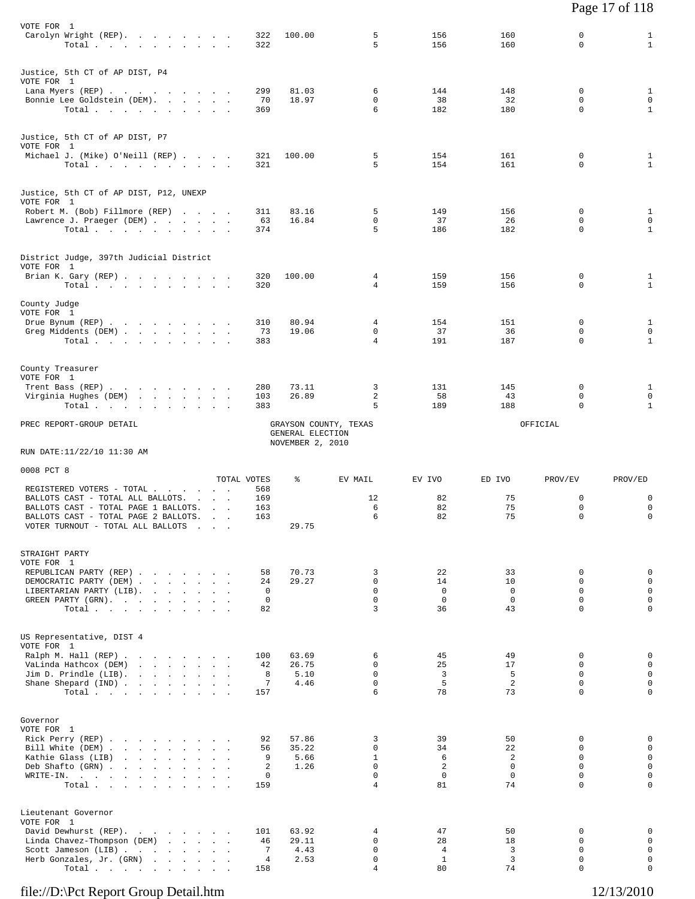VOTE FOR 1

| | TOTAL VOTES | % | EV MAIL | EV IVO | ED IVO | PROV/EV | PROV/ED |
|---|---|---|---|---|---|---|---|
| Carolyn Wright (REP). . . . . . . . | 322 | 100.00 | 5 | 156 | 160 | 0 | 1 |
| Total . . . . . . . . . . | 322 | | 5 | 156 | 160 | 0 | 1 |

Justice, 5th CT of AP DIST, P4
VOTE FOR 1

| | TOTAL VOTES | % | EV MAIL | EV IVO | ED IVO | PROV/EV | PROV/ED |
|---|---|---|---|---|---|---|---|
| Lana Myers (REP) . . . . . . . . . | 299 | 81.03 | 6 | 144 | 148 | 0 | 1 |
| Bonnie Lee Goldstein (DEM). . . . . . | 70 | 18.97 | 0 | 38 | 32 | 0 | 0 |
| Total . . . . . . . . . . | 369 | | 6 | 182 | 180 | 0 | 1 |

Justice, 5th CT of AP DIST, P7
VOTE FOR 1

| | TOTAL VOTES | % | EV MAIL | EV IVO | ED IVO | PROV/EV | PROV/ED |
|---|---|---|---|---|---|---|---|
| Michael J. (Mike) O'Neill (REP) . . . . | 321 | 100.00 | 5 | 154 | 161 | 0 | 1 |
| Total . . . . . . . . . . | 321 | | 5 | 154 | 161 | 0 | 1 |

Justice, 5th CT of AP DIST, P12, UNEXP
VOTE FOR 1

| | TOTAL VOTES | % | EV MAIL | EV IVO | ED IVO | PROV/EV | PROV/ED |
|---|---|---|---|---|---|---|---|
| Robert M. (Bob) Fillmore (REP) . . . . | 311 | 83.16 | 5 | 149 | 156 | 0 | 1 |
| Lawrence J. Praeger (DEM) . . . . . . | 63 | 16.84 | 0 | 37 | 26 | 0 | 0 |
| Total . . . . . . . . . . | 374 | | 5 | 186 | 182 | 0 | 1 |

District Judge, 397th Judicial District
VOTE FOR 1

| | TOTAL VOTES | % | EV MAIL | EV IVO | ED IVO | PROV/EV | PROV/ED |
|---|---|---|---|---|---|---|---|
| Brian K. Gary (REP) . . . . . . . . | 320 | 100.00 | 4 | 159 | 156 | 0 | 1 |
| Total . . . . . . . . . . | 320 | | 4 | 159 | 156 | 0 | 1 |

County Judge
VOTE FOR 1

| | TOTAL VOTES | % | EV MAIL | EV IVO | ED IVO | PROV/EV | PROV/ED |
|---|---|---|---|---|---|---|---|
| Drue Bynum (REP) . . . . . . . . . | 310 | 80.94 | 4 | 154 | 151 | 0 | 1 |
| Greg Middents (DEM) . . . . . . . . | 73 | 19.06 | 0 | 37 | 36 | 0 | 0 |
| Total . . . . . . . . . . | 383 | | 4 | 191 | 187 | 0 | 1 |

County Treasurer
VOTE FOR 1

| | TOTAL VOTES | % | EV MAIL | EV IVO | ED IVO | PROV/EV | PROV/ED |
|---|---|---|---|---|---|---|---|
| Trent Bass (REP) . . . . . . . . . | 280 | 73.11 | 3 | 131 | 145 | 0 | 1 |
| Virginia Hughes (DEM) . . . . . . . | 103 | 26.89 | 2 | 58 | 43 | 0 | 0 |
| Total . . . . . . . . . . | 383 | | 5 | 189 | 188 | 0 | 1 |

PREC REPORT-GROUP DETAIL

GRAYSON COUNTY, TEXAS
GENERAL ELECTION
NOVEMBER 2, 2010

OFFICIAL

RUN DATE:11/22/10 11:30 AM

0008 PCT 8

| | TOTAL VOTES | % | EV MAIL | EV IVO | ED IVO | PROV/EV | PROV/ED |
|---|---|---|---|---|---|---|---|
| REGISTERED VOTERS - TOTAL . . . . . . | 568 | | | | | | |
| BALLOTS CAST - TOTAL ALL BALLOTS. . . . | 169 | | 12 | 82 | 75 | 0 | 0 |
| BALLOTS CAST - TOTAL PAGE 1 BALLOTS. . . | 163 | | 6 | 82 | 75 | 0 | 0 |
| BALLOTS CAST - TOTAL PAGE 2 BALLOTS. . . | 163 | | 6 | 82 | 75 | 0 | 0 |
| VOTER TURNOUT - TOTAL ALL BALLOTS . . . | | 29.75 | | | | | |

STRAIGHT PARTY
VOTE FOR 1

| | TOTAL VOTES | % | EV MAIL | EV IVO | ED IVO | PROV/EV | PROV/ED |
|---|---|---|---|---|---|---|---|
| REPUBLICAN PARTY (REP) . . . . . . . | 58 | 70.73 | 3 | 22 | 33 | 0 | 0 |
| DEMOCRATIC PARTY (DEM) . . . . . . . | 24 | 29.27 | 0 | 14 | 10 | 0 | 0 |
| LIBERTARIAN PARTY (LIB). . . . . . . | 0 | | 0 | 0 | 0 | 0 | 0 |
| GREEN PARTY (GRN). . . . . . . . . | 0 | | 0 | 0 | 0 | 0 | 0 |
| Total . . . . . . . . . . | 82 | | 3 | 36 | 43 | 0 | 0 |

US Representative, DIST 4
VOTE FOR 1

| | TOTAL VOTES | % | EV MAIL | EV IVO | ED IVO | PROV/EV | PROV/ED |
|---|---|---|---|---|---|---|---|
| Ralph M. Hall (REP) . . . . . . . . | 100 | 63.69 | 6 | 45 | 49 | 0 | 0 |
| VaLinda Hathcox (DEM) . . . . . . . | 42 | 26.75 | 0 | 25 | 17 | 0 | 0 |
| Jim D. Prindle (LIB). . . . . . . . | 8 | 5.10 | 0 | 3 | 5 | 0 | 0 |
| Shane Shepard (IND) . . . . . . . . | 7 | 4.46 | 0 | 5 | 2 | 0 | 0 |
| Total . . . . . . . . . . | 157 | | 6 | 78 | 73 | 0 | 0 |

Governor
VOTE FOR 1

| | TOTAL VOTES | % | EV MAIL | EV IVO | ED IVO | PROV/EV | PROV/ED |
|---|---|---|---|---|---|---|---|
| Rick Perry (REP) . . . . . . . . . | 92 | 57.86 | 3 | 39 | 50 | 0 | 0 |
| Bill White (DEM) . . . . . . . . . | 56 | 35.22 | 0 | 34 | 22 | 0 | 0 |
| Kathie Glass (LIB) . . . . . . . . | 9 | 5.66 | 1 | 6 | 2 | 0 | 0 |
| Deb Shafto (GRN) . . . . . . . . . | 2 | 1.26 | 0 | 2 | 0 | 0 | 0 |
| WRITE-IN. . . . . . . . . . . . | 0 | | 0 | 0 | 0 | 0 | 0 |
| Total . . . . . . . . . . | 159 | | 4 | 81 | 74 | 0 | 0 |

Lieutenant Governor
VOTE FOR 1

| | TOTAL VOTES | % | EV MAIL | EV IVO | ED IVO | PROV/EV | PROV/ED |
|---|---|---|---|---|---|---|---|
| David Dewhurst (REP). . . . . . . . | 101 | 63.92 | 4 | 47 | 50 | 0 | 0 |
| Linda Chavez-Thompson (DEM) . . . . . | 46 | 29.11 | 0 | 28 | 18 | 0 | 0 |
| Scott Jameson (LIB) . . . . . . . . | 7 | 4.43 | 0 | 4 | 3 | 0 | 0 |
| Herb Gonzales, Jr. (GRN) . . . . . . | 4 | 2.53 | 0 | 1 | 3 | 0 | 0 |
| Total . . . . . . . . . . | 158 | | 4 | 80 | 74 | 0 | 0 |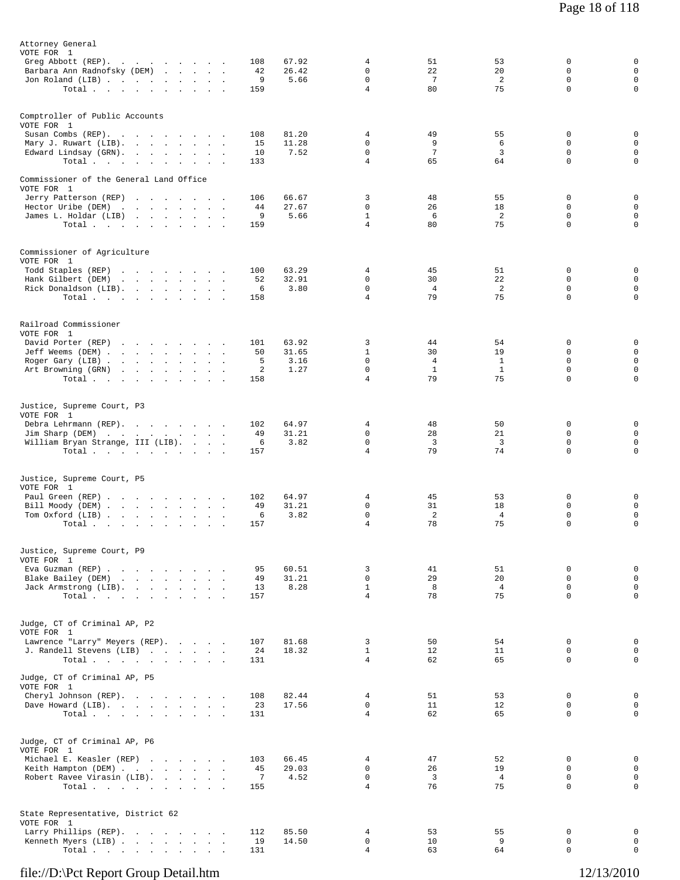### Attorney General
VOTE FOR 1

| Candidate | Votes | % | | | | | |
|---|---|---|---|---|---|---|---|
| Greg Abbott (REP) | 108 | 67.92 | 4 | 51 | 53 | 0 | 0 |
| Barbara Ann Radnofsky (DEM) | 42 | 26.42 | 0 | 22 | 20 | 0 | 0 |
| Jon Roland (LIB) | 9 | 5.66 | 0 | 7 | 2 | 0 | 0 |
| Total | 159 | | 4 | 80 | 75 | 0 | 0 |

### Comptroller of Public Accounts
VOTE FOR 1

| Candidate | Votes | % | | | | | |
|---|---|---|---|---|---|---|---|
| Susan Combs (REP) | 108 | 81.20 | 4 | 49 | 55 | 0 | 0 |
| Mary J. Ruwart (LIB) | 15 | 11.28 | 0 | 9 | 6 | 0 | 0 |
| Edward Lindsay (GRN) | 10 | 7.52 | 0 | 7 | 3 | 0 | 0 |
| Total | 133 | | 4 | 65 | 64 | 0 | 0 |

### Commissioner of the General Land Office
VOTE FOR 1

| Candidate | Votes | % | | | | | |
|---|---|---|---|---|---|---|---|
| Jerry Patterson (REP) | 106 | 66.67 | 3 | 48 | 55 | 0 | 0 |
| Hector Uribe (DEM) | 44 | 27.67 | 0 | 26 | 18 | 0 | 0 |
| James L. Holdar (LIB) | 9 | 5.66 | 1 | 6 | 2 | 0 | 0 |
| Total | 159 | | 4 | 80 | 75 | 0 | 0 |

### Commissioner of Agriculture
VOTE FOR 1

| Candidate | Votes | % | | | | | |
|---|---|---|---|---|---|---|---|
| Todd Staples (REP) | 100 | 63.29 | 4 | 45 | 51 | 0 | 0 |
| Hank Gilbert (DEM) | 52 | 32.91 | 0 | 30 | 22 | 0 | 0 |
| Rick Donaldson (LIB) | 6 | 3.80 | 0 | 4 | 2 | 0 | 0 |
| Total | 158 | | 4 | 79 | 75 | 0 | 0 |

### Railroad Commissioner
VOTE FOR 1

| Candidate | Votes | % | | | | | |
|---|---|---|---|---|---|---|---|
| David Porter (REP) | 101 | 63.92 | 3 | 44 | 54 | 0 | 0 |
| Jeff Weems (DEM) | 50 | 31.65 | 1 | 30 | 19 | 0 | 0 |
| Roger Gary (LIB) | 5 | 3.16 | 0 | 4 | 1 | 0 | 0 |
| Art Browning (GRN) | 2 | 1.27 | 0 | 1 | 1 | 0 | 0 |
| Total | 158 | | 4 | 79 | 75 | 0 | 0 |

### Justice, Supreme Court, P3
VOTE FOR 1

| Candidate | Votes | % | | | | | |
|---|---|---|---|---|---|---|---|
| Debra Lehrmann (REP) | 102 | 64.97 | 4 | 48 | 50 | 0 | 0 |
| Jim Sharp (DEM) | 49 | 31.21 | 0 | 28 | 21 | 0 | 0 |
| William Bryan Strange, III (LIB) | 6 | 3.82 | 0 | 3 | 3 | 0 | 0 |
| Total | 157 | | 4 | 79 | 74 | 0 | 0 |

### Justice, Supreme Court, P5
VOTE FOR 1

| Candidate | Votes | % | | | | | |
|---|---|---|---|---|---|---|---|
| Paul Green (REP) | 102 | 64.97 | 4 | 45 | 53 | 0 | 0 |
| Bill Moody (DEM) | 49 | 31.21 | 0 | 31 | 18 | 0 | 0 |
| Tom Oxford (LIB) | 6 | 3.82 | 0 | 2 | 4 | 0 | 0 |
| Total | 157 | | 4 | 78 | 75 | 0 | 0 |

### Justice, Supreme Court, P9
VOTE FOR 1

| Candidate | Votes | % | | | | | |
|---|---|---|---|---|---|---|---|
| Eva Guzman (REP) | 95 | 60.51 | 3 | 41 | 51 | 0 | 0 |
| Blake Bailey (DEM) | 49 | 31.21 | 0 | 29 | 20 | 0 | 0 |
| Jack Armstrong (LIB) | 13 | 8.28 | 1 | 8 | 4 | 0 | 0 |
| Total | 157 | | 4 | 78 | 75 | 0 | 0 |

### Judge, CT of Criminal AP, P2
VOTE FOR 1

| Candidate | Votes | % | | | | | |
|---|---|---|---|---|---|---|---|
| Lawrence "Larry" Meyers (REP) | 107 | 81.68 | 3 | 50 | 54 | 0 | 0 |
| J. Randell Stevens (LIB) | 24 | 18.32 | 1 | 12 | 11 | 0 | 0 |
| Total | 131 | | 4 | 62 | 65 | 0 | 0 |

### Judge, CT of Criminal AP, P5
VOTE FOR 1

| Candidate | Votes | % | | | | | |
|---|---|---|---|---|---|---|---|
| Cheryl Johnson (REP) | 108 | 82.44 | 4 | 51 | 53 | 0 | 0 |
| Dave Howard (LIB) | 23 | 17.56 | 0 | 11 | 12 | 0 | 0 |
| Total | 131 | | 4 | 62 | 65 | 0 | 0 |

### Judge, CT of Criminal AP, P6
VOTE FOR 1

| Candidate | Votes | % | | | | | |
|---|---|---|---|---|---|---|---|
| Michael E. Keasler (REP) | 103 | 66.45 | 4 | 47 | 52 | 0 | 0 |
| Keith Hampton (DEM) | 45 | 29.03 | 0 | 26 | 19 | 0 | 0 |
| Robert Ravee Virasin (LIB) | 7 | 4.52 | 0 | 3 | 4 | 0 | 0 |
| Total | 155 | | 4 | 76 | 75 | 0 | 0 |

### State Representative, District 62
VOTE FOR 1

| Candidate | Votes | % | | | | | |
|---|---|---|---|---|---|---|---|
| Larry Phillips (REP) | 112 | 85.50 | 4 | 53 | 55 | 0 | 0 |
| Kenneth Myers (LIB) | 19 | 14.50 | 0 | 10 | 9 | 0 | 0 |
| Total | 131 | | 4 | 63 | 64 | 0 | 0 |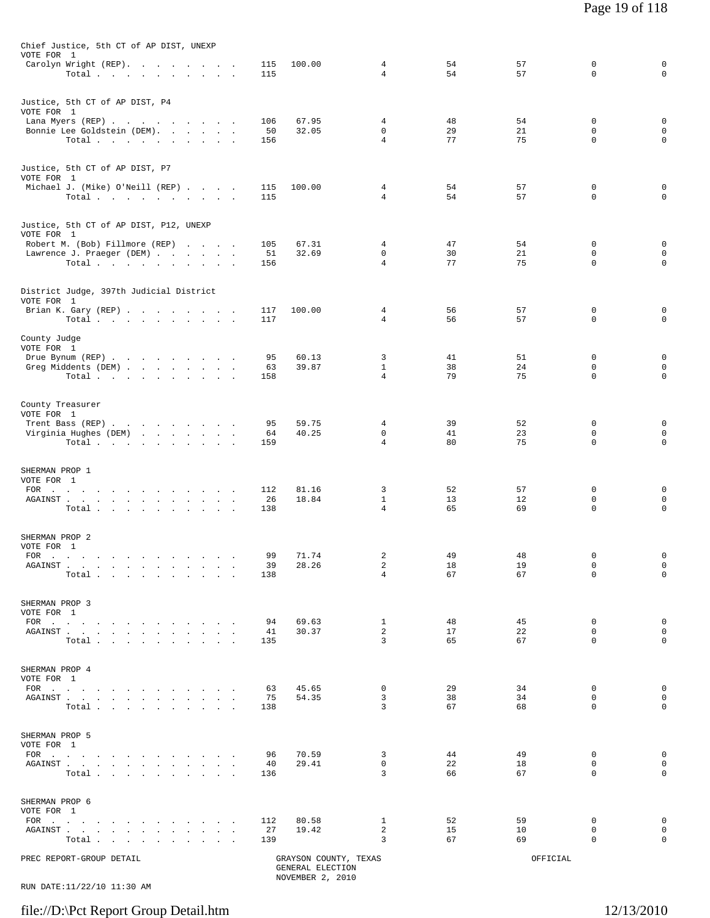**Chief Justice, 5th CT of AP DIST, UNEXP**
VOTE FOR 1

| Candidate | Votes | % | | | | | |
|---|---|---|---|---|---|---|---|
| Carolyn Wright (REP) | 115 | 100.00 | 4 | 54 | 57 | 0 | 0 |
| Total | 115 | | 4 | 54 | 57 | 0 | 0 |

**Justice, 5th CT of AP DIST, P4**
VOTE FOR 1

| Candidate | Votes | % | | | | | |
|---|---|---|---|---|---|---|---|
| Lana Myers (REP) | 106 | 67.95 | 4 | 48 | 54 | 0 | 0 |
| Bonnie Lee Goldstein (DEM) | 50 | 32.05 | 0 | 29 | 21 | 0 | 0 |
| Total | 156 | | 4 | 77 | 75 | 0 | 0 |

**Justice, 5th CT of AP DIST, P7**
VOTE FOR 1

| Candidate | Votes | % | | | | | |
|---|---|---|---|---|---|---|---|
| Michael J. (Mike) O'Neill (REP) | 115 | 100.00 | 4 | 54 | 57 | 0 | 0 |
| Total | 115 | | 4 | 54 | 57 | 0 | 0 |

**Justice, 5th CT of AP DIST, P12, UNEXP**
VOTE FOR 1

| Candidate | Votes | % | | | | | |
|---|---|---|---|---|---|---|---|
| Robert M. (Bob) Fillmore (REP) | 105 | 67.31 | 4 | 47 | 54 | 0 | 0 |
| Lawrence J. Praeger (DEM) | 51 | 32.69 | 0 | 30 | 21 | 0 | 0 |
| Total | 156 | | 4 | 77 | 75 | 0 | 0 |

**District Judge, 397th Judicial District**
VOTE FOR 1

| Candidate | Votes | % | | | | | |
|---|---|---|---|---|---|---|---|
| Brian K. Gary (REP) | 117 | 100.00 | 4 | 56 | 57 | 0 | 0 |
| Total | 117 | | 4 | 56 | 57 | 0 | 0 |

**County Judge**
VOTE FOR 1

| Candidate | Votes | % | | | | | |
|---|---|---|---|---|---|---|---|
| Drue Bynum (REP) | 95 | 60.13 | 3 | 41 | 51 | 0 | 0 |
| Greg Middents (DEM) | 63 | 39.87 | 1 | 38 | 24 | 0 | 0 |
| Total | 158 | | 4 | 79 | 75 | 0 | 0 |

**County Treasurer**
VOTE FOR 1

| Candidate | Votes | % | | | | | |
|---|---|---|---|---|---|---|---|
| Trent Bass (REP) | 95 | 59.75 | 4 | 39 | 52 | 0 | 0 |
| Virginia Hughes (DEM) | 64 | 40.25 | 0 | 41 | 23 | 0 | 0 |
| Total | 159 | | 4 | 80 | 75 | 0 | 0 |

**SHERMAN PROP 1**
VOTE FOR 1

| Choice | Votes | % | | | | | |
|---|---|---|---|---|---|---|---|
| FOR | 112 | 81.16 | 3 | 52 | 57 | 0 | 0 |
| AGAINST | 26 | 18.84 | 1 | 13 | 12 | 0 | 0 |
| Total | 138 | | 4 | 65 | 69 | 0 | 0 |

**SHERMAN PROP 2**
VOTE FOR 1

| Choice | Votes | % | | | | | |
|---|---|---|---|---|---|---|---|
| FOR | 99 | 71.74 | 2 | 49 | 48 | 0 | 0 |
| AGAINST | 39 | 28.26 | 2 | 18 | 19 | 0 | 0 |
| Total | 138 | | 4 | 67 | 67 | 0 | 0 |

**SHERMAN PROP 3**
VOTE FOR 1

| Choice | Votes | % | | | | | |
|---|---|---|---|---|---|---|---|
| FOR | 94 | 69.63 | 1 | 48 | 45 | 0 | 0 |
| AGAINST | 41 | 30.37 | 2 | 17 | 22 | 0 | 0 |
| Total | 135 | | 3 | 65 | 67 | 0 | 0 |

**SHERMAN PROP 4**
VOTE FOR 1

| Choice | Votes | % | | | | | |
|---|---|---|---|---|---|---|---|
| FOR | 63 | 45.65 | 0 | 29 | 34 | 0 | 0 |
| AGAINST | 75 | 54.35 | 3 | 38 | 34 | 0 | 0 |
| Total | 138 | | 3 | 67 | 68 | 0 | 0 |

**SHERMAN PROP 5**
VOTE FOR 1

| Choice | Votes | % | | | | | |
|---|---|---|---|---|---|---|---|
| FOR | 96 | 70.59 | 3 | 44 | 49 | 0 | 0 |
| AGAINST | 40 | 29.41 | 0 | 22 | 18 | 0 | 0 |
| Total | 136 | | 3 | 66 | 67 | 0 | 0 |

**SHERMAN PROP 6**
VOTE FOR 1

| Choice | Votes | % | | | | | |
|---|---|---|---|---|---|---|---|
| FOR | 112 | 80.58 | 1 | 52 | 59 | 0 | 0 |
| AGAINST | 27 | 19.42 | 2 | 15 | 10 | 0 | 0 |
| Total | 139 | | 3 | 67 | 69 | 0 | 0 |

PREC REPORT-GROUP DETAIL — GRAYSON COUNTY, TEXAS — GENERAL ELECTION — NOVEMBER 2, 2010 — OFFICIAL

RUN DATE:11/22/10 11:30 AM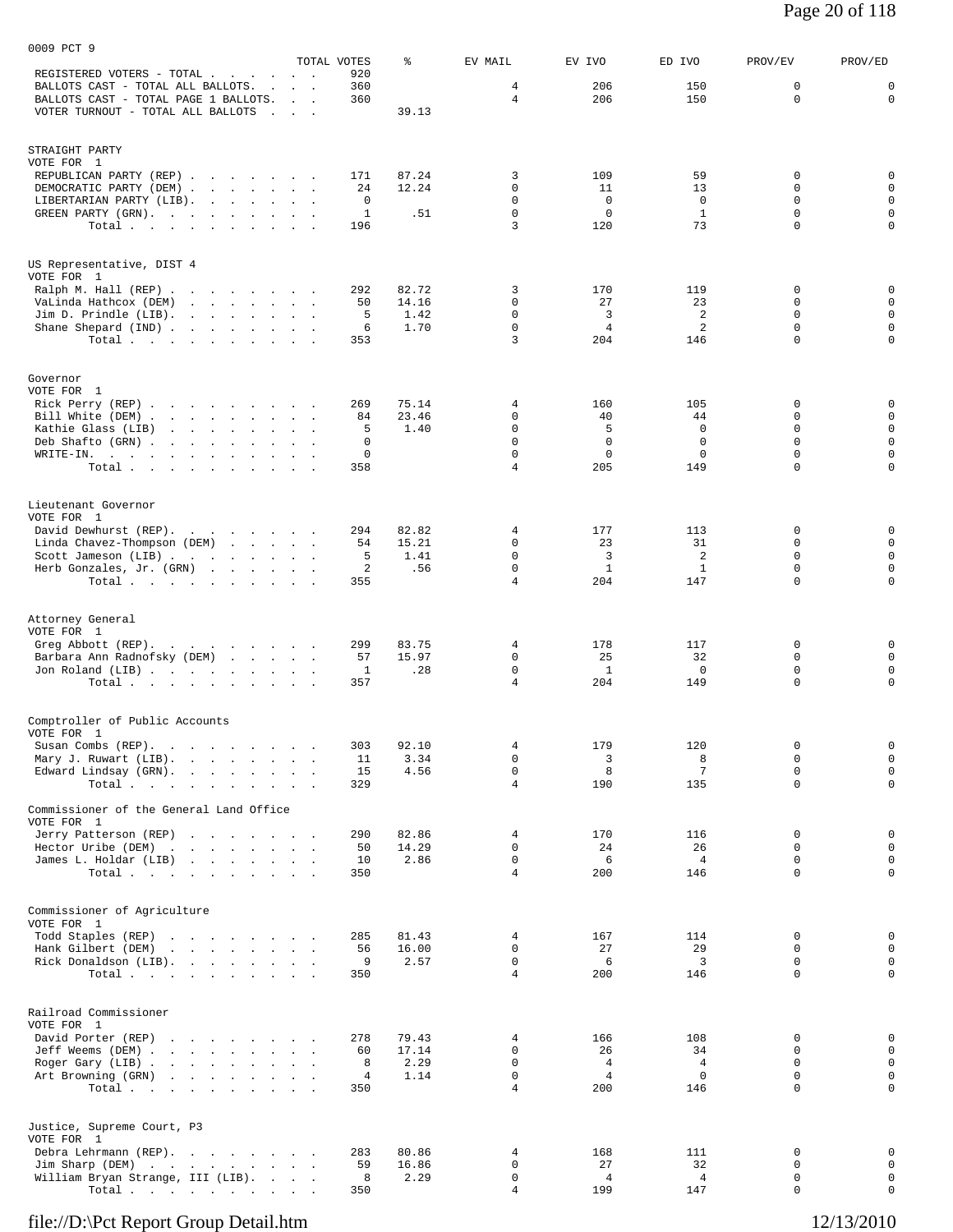0009 PCT 9

| | TOTAL VOTES | % | EV MAIL | EV IVO | ED IVO | PROV/EV | PROV/ED |
|---|---|---|---|---|---|---|---|
| REGISTERED VOTERS - TOTAL | 920 | | | | | | |
| BALLOTS CAST - TOTAL ALL BALLOTS | 360 | | 4 | 206 | 150 | 0 | 0 |
| BALLOTS CAST - TOTAL PAGE 1 BALLOTS | 360 | | 4 | 206 | 150 | 0 | 0 |
| VOTER TURNOUT - TOTAL ALL BALLOTS | | 39.13 | | | | | |

STRAIGHT PARTY
VOTE FOR 1

| | TOTAL VOTES | % | EV MAIL | EV IVO | ED IVO | PROV/EV | PROV/ED |
|---|---|---|---|---|---|---|---|
| REPUBLICAN PARTY (REP) | 171 | 87.24 | 3 | 109 | 59 | 0 | 0 |
| DEMOCRATIC PARTY (DEM) | 24 | 12.24 | 0 | 11 | 13 | 0 | 0 |
| LIBERTARIAN PARTY (LIB) | 0 | | 0 | 0 | 0 | 0 | 0 |
| GREEN PARTY (GRN) | 1 | .51 | 0 | 0 | 1 | 0 | 0 |
| Total | 196 | | 3 | 120 | 73 | 0 | 0 |

US Representative, DIST 4
VOTE FOR 1

| | TOTAL VOTES | % | EV MAIL | EV IVO | ED IVO | PROV/EV | PROV/ED |
|---|---|---|---|---|---|---|---|
| Ralph M. Hall (REP) | 292 | 82.72 | 3 | 170 | 119 | 0 | 0 |
| VaLinda Hathcox (DEM) | 50 | 14.16 | 0 | 27 | 23 | 0 | 0 |
| Jim D. Prindle (LIB) | 5 | 1.42 | 0 | 3 | 2 | 0 | 0 |
| Shane Shepard (IND) | 6 | 1.70 | 0 | 4 | 2 | 0 | 0 |
| Total | 353 | | 3 | 204 | 146 | 0 | 0 |

Governor
VOTE FOR 1

| | TOTAL VOTES | % | EV MAIL | EV IVO | ED IVO | PROV/EV | PROV/ED |
|---|---|---|---|---|---|---|---|
| Rick Perry (REP) | 269 | 75.14 | 4 | 160 | 105 | 0 | 0 |
| Bill White (DEM) | 84 | 23.46 | 0 | 40 | 44 | 0 | 0 |
| Kathie Glass (LIB) | 5 | 1.40 | 0 | 5 | 0 | 0 | 0 |
| Deb Shafto (GRN) | 0 | | 0 | 0 | 0 | 0 | 0 |
| WRITE-IN. | 0 | | 0 | 0 | 0 | 0 | 0 |
| Total | 358 | | 4 | 205 | 149 | 0 | 0 |

Lieutenant Governor
VOTE FOR 1

| | TOTAL VOTES | % | EV MAIL | EV IVO | ED IVO | PROV/EV | PROV/ED |
|---|---|---|---|---|---|---|---|
| David Dewhurst (REP) | 294 | 82.82 | 4 | 177 | 113 | 0 | 0 |
| Linda Chavez-Thompson (DEM) | 54 | 15.21 | 0 | 23 | 31 | 0 | 0 |
| Scott Jameson (LIB) | 5 | 1.41 | 0 | 3 | 2 | 0 | 0 |
| Herb Gonzales, Jr. (GRN) | 2 | .56 | 0 | 1 | 1 | 0 | 0 |
| Total | 355 | | 4 | 204 | 147 | 0 | 0 |

Attorney General
VOTE FOR 1

| | TOTAL VOTES | % | EV MAIL | EV IVO | ED IVO | PROV/EV | PROV/ED |
|---|---|---|---|---|---|---|---|
| Greg Abbott (REP) | 299 | 83.75 | 4 | 178 | 117 | 0 | 0 |
| Barbara Ann Radnofsky (DEM) | 57 | 15.97 | 0 | 25 | 32 | 0 | 0 |
| Jon Roland (LIB) | 1 | .28 | 0 | 1 | 0 | 0 | 0 |
| Total | 357 | | 4 | 204 | 149 | 0 | 0 |

Comptroller of Public Accounts
VOTE FOR 1

| | TOTAL VOTES | % | EV MAIL | EV IVO | ED IVO | PROV/EV | PROV/ED |
|---|---|---|---|---|---|---|---|
| Susan Combs (REP) | 303 | 92.10 | 4 | 179 | 120 | 0 | 0 |
| Mary J. Ruwart (LIB) | 11 | 3.34 | 0 | 3 | 8 | 0 | 0 |
| Edward Lindsay (GRN) | 15 | 4.56 | 0 | 8 | 7 | 0 | 0 |
| Total | 329 | | 4 | 190 | 135 | 0 | 0 |

Commissioner of the General Land Office
VOTE FOR 1

| | TOTAL VOTES | % | EV MAIL | EV IVO | ED IVO | PROV/EV | PROV/ED |
|---|---|---|---|---|---|---|---|
| Jerry Patterson (REP) | 290 | 82.86 | 4 | 170 | 116 | 0 | 0 |
| Hector Uribe (DEM) | 50 | 14.29 | 0 | 24 | 26 | 0 | 0 |
| James L. Holdar (LIB) | 10 | 2.86 | 0 | 6 | 4 | 0 | 0 |
| Total | 350 | | 4 | 200 | 146 | 0 | 0 |

Commissioner of Agriculture
VOTE FOR 1

| | TOTAL VOTES | % | EV MAIL | EV IVO | ED IVO | PROV/EV | PROV/ED |
|---|---|---|---|---|---|---|---|
| Todd Staples (REP) | 285 | 81.43 | 4 | 167 | 114 | 0 | 0 |
| Hank Gilbert (DEM) | 56 | 16.00 | 0 | 27 | 29 | 0 | 0 |
| Rick Donaldson (LIB) | 9 | 2.57 | 0 | 6 | 3 | 0 | 0 |
| Total | 350 | | 4 | 200 | 146 | 0 | 0 |

Railroad Commissioner
VOTE FOR 1

| | TOTAL VOTES | % | EV MAIL | EV IVO | ED IVO | PROV/EV | PROV/ED |
|---|---|---|---|---|---|---|---|
| David Porter (REP) | 278 | 79.43 | 4 | 166 | 108 | 0 | 0 |
| Jeff Weems (DEM) | 60 | 17.14 | 0 | 26 | 34 | 0 | 0 |
| Roger Gary (LIB) | 8 | 2.29 | 0 | 4 | 4 | 0 | 0 |
| Art Browning (GRN) | 4 | 1.14 | 0 | 4 | 0 | 0 | 0 |
| Total | 350 | | 4 | 200 | 146 | 0 | 0 |

Justice, Supreme Court, P3
VOTE FOR 1

| | TOTAL VOTES | % | EV MAIL | EV IVO | ED IVO | PROV/EV | PROV/ED |
|---|---|---|---|---|---|---|---|
| Debra Lehrmann (REP) | 283 | 80.86 | 4 | 168 | 111 | 0 | 0 |
| Jim Sharp (DEM) | 59 | 16.86 | 0 | 27 | 32 | 0 | 0 |
| William Bryan Strange, III (LIB) | 8 | 2.29 | 0 | 4 | 4 | 0 | 0 |
| Total | 350 | | 4 | 199 | 147 | 0 | 0 |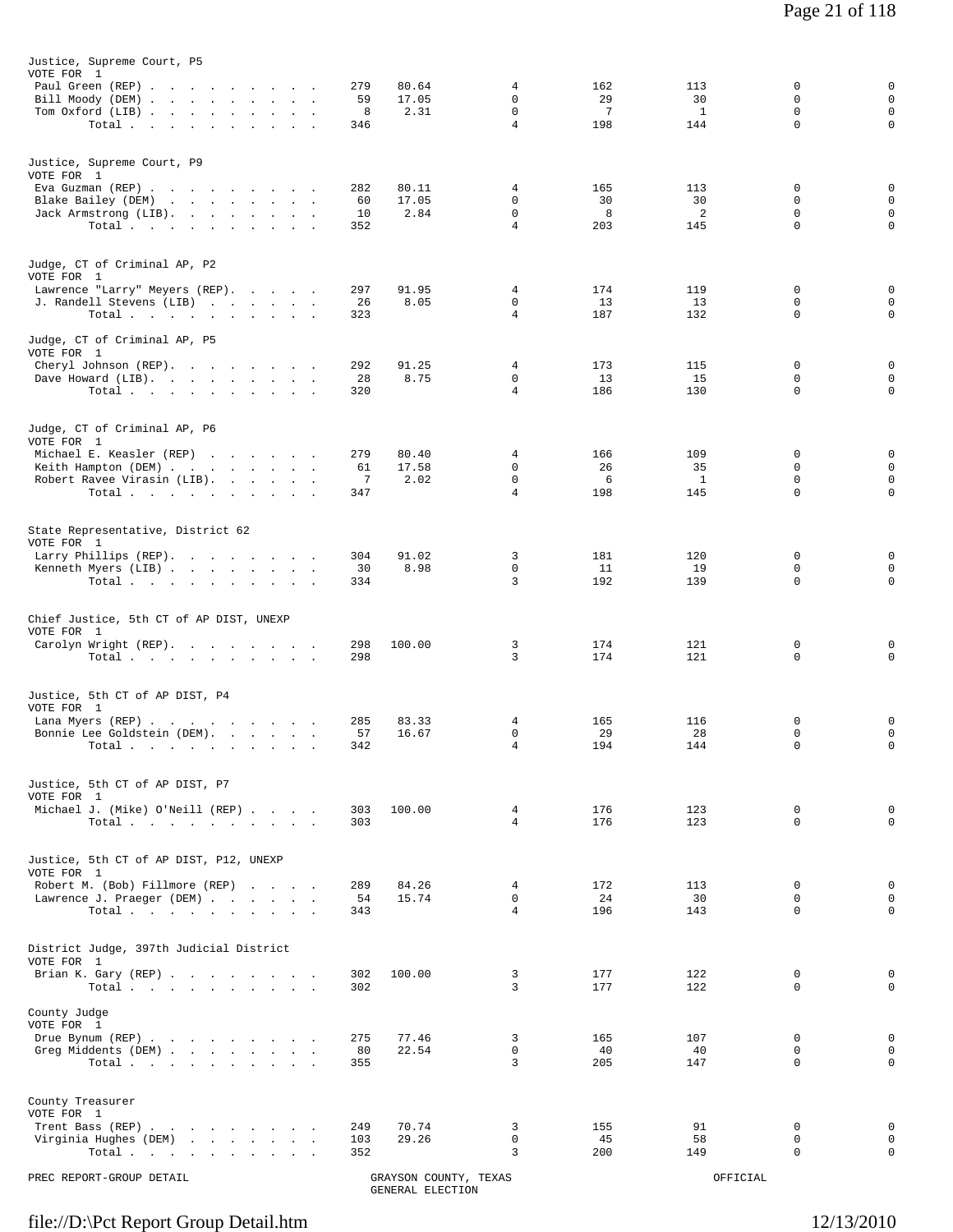Justice, Supreme Court, P5
VOTE FOR 1

| | | | | | | | |
|---|---|---|---|---|---|---|---|
| Paul Green (REP) | 279 | 80.64 | 4 | 162 | 113 | 0 | 0 |
| Bill Moody (DEM) | 59 | 17.05 | 0 | 29 | 30 | 0 | 0 |
| Tom Oxford (LIB) | 8 | 2.31 | 0 | 7 | 1 | 0 | 0 |
| Total | 346 | | 4 | 198 | 144 | 0 | 0 |

Justice, Supreme Court, P9
VOTE FOR 1

| | | | | | | | |
|---|---|---|---|---|---|---|---|
| Eva Guzman (REP) | 282 | 80.11 | 4 | 165 | 113 | 0 | 0 |
| Blake Bailey (DEM) | 60 | 17.05 | 0 | 30 | 30 | 0 | 0 |
| Jack Armstrong (LIB) | 10 | 2.84 | 0 | 8 | 2 | 0 | 0 |
| Total | 352 | | 4 | 203 | 145 | 0 | 0 |

Judge, CT of Criminal AP, P2
VOTE FOR 1

| | | | | | | | |
|---|---|---|---|---|---|---|---|
| Lawrence "Larry" Meyers (REP) | 297 | 91.95 | 4 | 174 | 119 | 0 | 0 |
| J. Randell Stevens (LIB) | 26 | 8.05 | 0 | 13 | 13 | 0 | 0 |
| Total | 323 | | 4 | 187 | 132 | 0 | 0 |

Judge, CT of Criminal AP, P5
VOTE FOR 1

| | | | | | | | |
|---|---|---|---|---|---|---|---|
| Cheryl Johnson (REP) | 292 | 91.25 | 4 | 173 | 115 | 0 | 0 |
| Dave Howard (LIB) | 28 | 8.75 | 0 | 13 | 15 | 0 | 0 |
| Total | 320 | | 4 | 186 | 130 | 0 | 0 |

Judge, CT of Criminal AP, P6
VOTE FOR 1

| | | | | | | | |
|---|---|---|---|---|---|---|---|
| Michael E. Keasler (REP) | 279 | 80.40 | 4 | 166 | 109 | 0 | 0 |
| Keith Hampton (DEM) | 61 | 17.58 | 0 | 26 | 35 | 0 | 0 |
| Robert Ravee Virasin (LIB) | 7 | 2.02 | 0 | 6 | 1 | 0 | 0 |
| Total | 347 | | 4 | 198 | 145 | 0 | 0 |

State Representative, District 62
VOTE FOR 1

| | | | | | | | |
|---|---|---|---|---|---|---|---|
| Larry Phillips (REP) | 304 | 91.02 | 3 | 181 | 120 | 0 | 0 |
| Kenneth Myers (LIB) | 30 | 8.98 | 0 | 11 | 19 | 0 | 0 |
| Total | 334 | | 3 | 192 | 139 | 0 | 0 |

Chief Justice, 5th CT of AP DIST, UNEXP
VOTE FOR 1

| | | | | | | | |
|---|---|---|---|---|---|---|---|
| Carolyn Wright (REP) | 298 | 100.00 | 3 | 174 | 121 | 0 | 0 |
| Total | 298 | | 3 | 174 | 121 | 0 | 0 |

Justice, 5th CT of AP DIST, P4
VOTE FOR 1

| | | | | | | | |
|---|---|---|---|---|---|---|---|
| Lana Myers (REP) | 285 | 83.33 | 4 | 165 | 116 | 0 | 0 |
| Bonnie Lee Goldstein (DEM) | 57 | 16.67 | 0 | 29 | 28 | 0 | 0 |
| Total | 342 | | 4 | 194 | 144 | 0 | 0 |

Justice, 5th CT of AP DIST, P7
VOTE FOR 1

| | | | | | | | |
|---|---|---|---|---|---|---|---|
| Michael J. (Mike) O'Neill (REP) | 303 | 100.00 | 4 | 176 | 123 | 0 | 0 |
| Total | 303 | | 4 | 176 | 123 | 0 | 0 |

Justice, 5th CT of AP DIST, P12, UNEXP
VOTE FOR 1

| | | | | | | | |
|---|---|---|---|---|---|---|---|
| Robert M. (Bob) Fillmore (REP) | 289 | 84.26 | 4 | 172 | 113 | 0 | 0 |
| Lawrence J. Praeger (DEM) | 54 | 15.74 | 0 | 24 | 30 | 0 | 0 |
| Total | 343 | | 4 | 196 | 143 | 0 | 0 |

District Judge, 397th Judicial District
VOTE FOR 1

| | | | | | | | |
|---|---|---|---|---|---|---|---|
| Brian K. Gary (REP) | 302 | 100.00 | 3 | 177 | 122 | 0 | 0 |
| Total | 302 | | 3 | 177 | 122 | 0 | 0 |

County Judge
VOTE FOR 1

| | | | | | | | |
|---|---|---|---|---|---|---|---|
| Drue Bynum (REP) | 275 | 77.46 | 3 | 165 | 107 | 0 | 0 |
| Greg Middents (DEM) | 80 | 22.54 | 0 | 40 | 40 | 0 | 0 |
| Total | 355 | | 3 | 205 | 147 | 0 | 0 |

County Treasurer
VOTE FOR 1

| | | | | | | | |
|---|---|---|---|---|---|---|---|
| Trent Bass (REP) | 249 | 70.74 | 3 | 155 | 91 | 0 | 0 |
| Virginia Hughes (DEM) | 103 | 29.26 | 0 | 45 | 58 | 0 | 0 |
| Total | 352 | | 3 | 200 | 149 | 0 | 0 |

PREC REPORT-GROUP DETAIL — GRAYSON COUNTY, TEXAS GENERAL ELECTION — OFFICIAL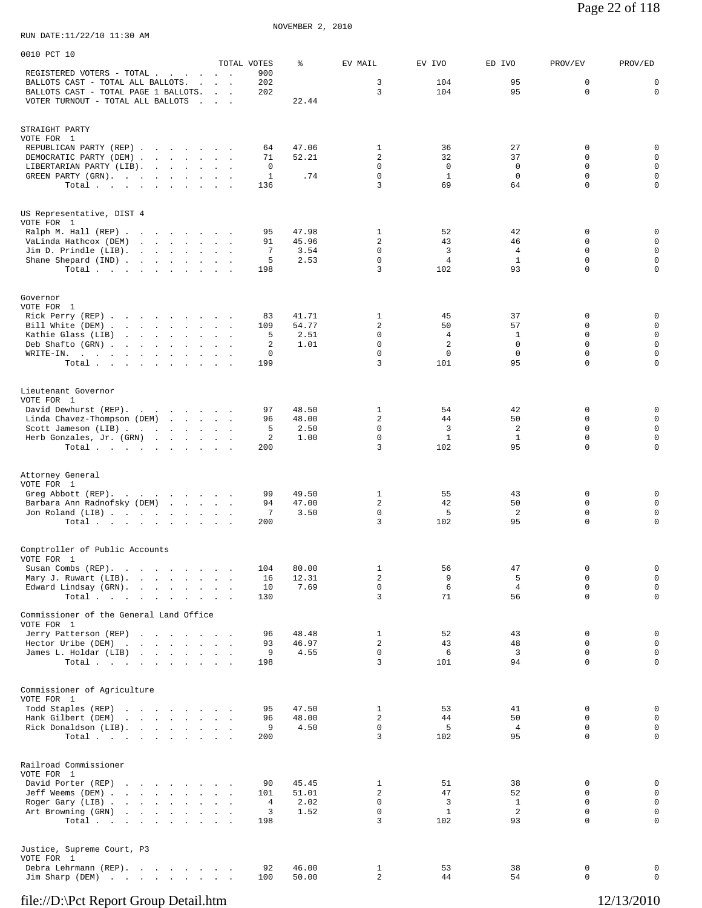RUN DATE:11/22/10 11:30 AM

NOVEMBER 2, 2010

0010 PCT 10

| | TOTAL VOTES | % | EV MAIL | EV IVO | ED IVO | PROV/EV | PROV/ED |
|---|---|---|---|---|---|---|---|
| REGISTERED VOTERS - TOTAL | 900 | | | | | | |
| BALLOTS CAST - TOTAL ALL BALLOTS. | 202 | | 3 | 104 | 95 | 0 | 0 |
| BALLOTS CAST - TOTAL PAGE 1 BALLOTS. | 202 | | 3 | 104 | 95 | 0 | 0 |
| VOTER TURNOUT - TOTAL ALL BALLOTS | | 22.44 | | | | | |

STRAIGHT PARTY
VOTE FOR 1

| | TOTAL VOTES | % | EV MAIL | EV IVO | ED IVO | PROV/EV | PROV/ED |
|---|---|---|---|---|---|---|---|
| REPUBLICAN PARTY (REP) | 64 | 47.06 | 1 | 36 | 27 | 0 | 0 |
| DEMOCRATIC PARTY (DEM) | 71 | 52.21 | 2 | 32 | 37 | 0 | 0 |
| LIBERTARIAN PARTY (LIB). | 0 | | 0 | 0 | 0 | 0 | 0 |
| GREEN PARTY (GRN). | 1 | .74 | 0 | 1 | 0 | 0 | 0 |
| Total | 136 | | 3 | 69 | 64 | 0 | 0 |

US Representative, DIST 4
VOTE FOR 1

| | TOTAL VOTES | % | EV MAIL | EV IVO | ED IVO | PROV/EV | PROV/ED |
|---|---|---|---|---|---|---|---|
| Ralph M. Hall (REP) | 95 | 47.98 | 1 | 52 | 42 | 0 | 0 |
| VaLinda Hathcox (DEM) | 91 | 45.96 | 2 | 43 | 46 | 0 | 0 |
| Jim D. Prindle (LIB). | 7 | 3.54 | 0 | 3 | 4 | 0 | 0 |
| Shane Shepard (IND) | 5 | 2.53 | 0 | 4 | 1 | 0 | 0 |
| Total | 198 | | 3 | 102 | 93 | 0 | 0 |

Governor
VOTE FOR 1

| | TOTAL VOTES | % | EV MAIL | EV IVO | ED IVO | PROV/EV | PROV/ED |
|---|---|---|---|---|---|---|---|
| Rick Perry (REP) | 83 | 41.71 | 1 | 45 | 37 | 0 | 0 |
| Bill White (DEM) | 109 | 54.77 | 2 | 50 | 57 | 0 | 0 |
| Kathie Glass (LIB) | 5 | 2.51 | 0 | 4 | 1 | 0 | 0 |
| Deb Shafto (GRN) | 2 | 1.01 | 0 | 2 | 0 | 0 | 0 |
| WRITE-IN. | 0 | | 0 | 0 | 0 | 0 | 0 |
| Total | 199 | | 3 | 101 | 95 | 0 | 0 |

Lieutenant Governor
VOTE FOR 1

| | TOTAL VOTES | % | EV MAIL | EV IVO | ED IVO | PROV/EV | PROV/ED |
|---|---|---|---|---|---|---|---|
| David Dewhurst (REP). | 97 | 48.50 | 1 | 54 | 42 | 0 | 0 |
| Linda Chavez-Thompson (DEM) | 96 | 48.00 | 2 | 44 | 50 | 0 | 0 |
| Scott Jameson (LIB) | 5 | 2.50 | 0 | 3 | 2 | 0 | 0 |
| Herb Gonzales, Jr. (GRN) | 2 | 1.00 | 0 | 1 | 1 | 0 | 0 |
| Total | 200 | | 3 | 102 | 95 | 0 | 0 |

Attorney General
VOTE FOR 1

| | TOTAL VOTES | % | EV MAIL | EV IVO | ED IVO | PROV/EV | PROV/ED |
|---|---|---|---|---|---|---|---|
| Greg Abbott (REP). | 99 | 49.50 | 1 | 55 | 43 | 0 | 0 |
| Barbara Ann Radnofsky (DEM) | 94 | 47.00 | 2 | 42 | 50 | 0 | 0 |
| Jon Roland (LIB) | 7 | 3.50 | 0 | 5 | 2 | 0 | 0 |
| Total | 200 | | 3 | 102 | 95 | 0 | 0 |

Comptroller of Public Accounts
VOTE FOR 1

| | TOTAL VOTES | % | EV MAIL | EV IVO | ED IVO | PROV/EV | PROV/ED |
|---|---|---|---|---|---|---|---|
| Susan Combs (REP). | 104 | 80.00 | 1 | 56 | 47 | 0 | 0 |
| Mary J. Ruwart (LIB). | 16 | 12.31 | 2 | 9 | 5 | 0 | 0 |
| Edward Lindsay (GRN). | 10 | 7.69 | 0 | 6 | 4 | 0 | 0 |
| Total | 130 | | 3 | 71 | 56 | 0 | 0 |

Commissioner of the General Land Office
VOTE FOR 1

| | TOTAL VOTES | % | EV MAIL | EV IVO | ED IVO | PROV/EV | PROV/ED |
|---|---|---|---|---|---|---|---|
| Jerry Patterson (REP) | 96 | 48.48 | 1 | 52 | 43 | 0 | 0 |
| Hector Uribe (DEM) | 93 | 46.97 | 2 | 43 | 48 | 0 | 0 |
| James L. Holdar (LIB) | 9 | 4.55 | 0 | 6 | 3 | 0 | 0 |
| Total | 198 | | 3 | 101 | 94 | 0 | 0 |

Commissioner of Agriculture
VOTE FOR 1

| | TOTAL VOTES | % | EV MAIL | EV IVO | ED IVO | PROV/EV | PROV/ED |
|---|---|---|---|---|---|---|---|
| Todd Staples (REP) | 95 | 47.50 | 1 | 53 | 41 | 0 | 0 |
| Hank Gilbert (DEM) | 96 | 48.00 | 2 | 44 | 50 | 0 | 0 |
| Rick Donaldson (LIB). | 9 | 4.50 | 0 | 5 | 4 | 0 | 0 |
| Total | 200 | | 3 | 102 | 95 | 0 | 0 |

Railroad Commissioner
VOTE FOR 1

| | TOTAL VOTES | % | EV MAIL | EV IVO | ED IVO | PROV/EV | PROV/ED |
|---|---|---|---|---|---|---|---|
| David Porter (REP) | 90 | 45.45 | 1 | 51 | 38 | 0 | 0 |
| Jeff Weems (DEM) | 101 | 51.01 | 2 | 47 | 52 | 0 | 0 |
| Roger Gary (LIB) | 4 | 2.02 | 0 | 3 | 1 | 0 | 0 |
| Art Browning (GRN) | 3 | 1.52 | 0 | 1 | 2 | 0 | 0 |
| Total | 198 | | 3 | 102 | 93 | 0 | 0 |

Justice, Supreme Court, P3
VOTE FOR 1

| | TOTAL VOTES | % | EV MAIL | EV IVO | ED IVO | PROV/EV | PROV/ED |
|---|---|---|---|---|---|---|---|
| Debra Lehrmann (REP). | 92 | 46.00 | 1 | 53 | 38 | 0 | 0 |
| Jim Sharp (DEM) | 100 | 50.00 | 2 | 44 | 54 | 0 | 0 |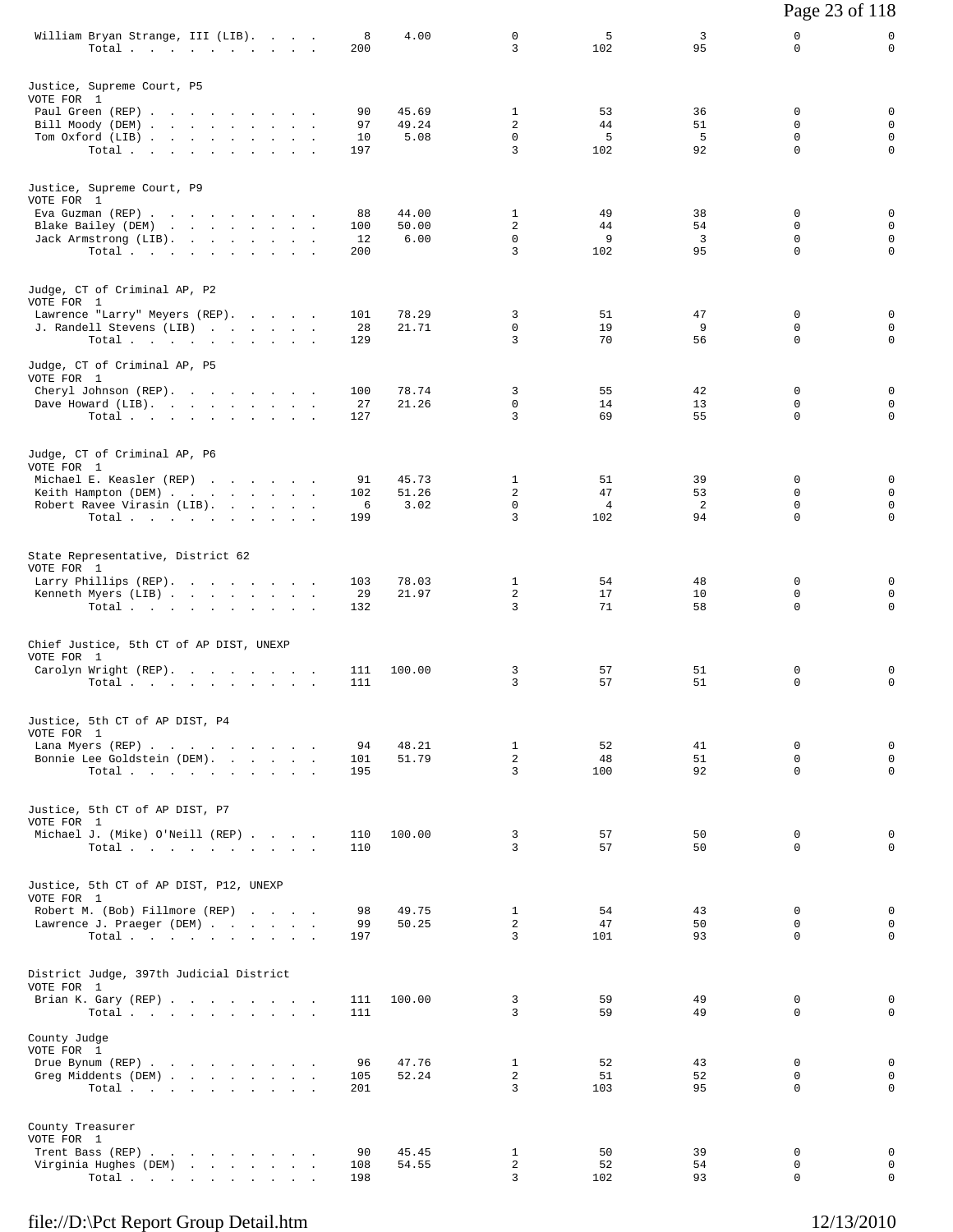| | | | | | | | |
|---|---|---|---|---|---|---|---|
| William Bryan Strange, III (LIB). | 8 | 4.00 | 0 | 5 | 3 | 0 | 0 |
| Total | 200 | | 3 | 102 | 95 | 0 | 0 |

Justice, Supreme Court, P5
VOTE FOR 1

| | | | | | | | |
|---|---|---|---|---|---|---|---|
| Paul Green (REP) | 90 | 45.69 | 1 | 53 | 36 | 0 | 0 |
| Bill Moody (DEM) | 97 | 49.24 | 2 | 44 | 51 | 0 | 0 |
| Tom Oxford (LIB) | 10 | 5.08 | 0 | 5 | 5 | 0 | 0 |
| Total | 197 | | 3 | 102 | 92 | 0 | 0 |

Justice, Supreme Court, P9
VOTE FOR 1

| | | | | | | | |
|---|---|---|---|---|---|---|---|
| Eva Guzman (REP) | 88 | 44.00 | 1 | 49 | 38 | 0 | 0 |
| Blake Bailey (DEM) | 100 | 50.00 | 2 | 44 | 54 | 0 | 0 |
| Jack Armstrong (LIB). | 12 | 6.00 | 0 | 9 | 3 | 0 | 0 |
| Total | 200 | | 3 | 102 | 95 | 0 | 0 |

Judge, CT of Criminal AP, P2
VOTE FOR 1

| | | | | | | | |
|---|---|---|---|---|---|---|---|
| Lawrence "Larry" Meyers (REP). | 101 | 78.29 | 3 | 51 | 47 | 0 | 0 |
| J. Randell Stevens (LIB) | 28 | 21.71 | 0 | 19 | 9 | 0 | 0 |
| Total | 129 | | 3 | 70 | 56 | 0 | 0 |

Judge, CT of Criminal AP, P5
VOTE FOR 1

| | | | | | | | |
|---|---|---|---|---|---|---|---|
| Cheryl Johnson (REP). | 100 | 78.74 | 3 | 55 | 42 | 0 | 0 |
| Dave Howard (LIB). | 27 | 21.26 | 0 | 14 | 13 | 0 | 0 |
| Total | 127 | | 3 | 69 | 55 | 0 | 0 |

Judge, CT of Criminal AP, P6
VOTE FOR 1

| | | | | | | | |
|---|---|---|---|---|---|---|---|
| Michael E. Keasler (REP) | 91 | 45.73 | 1 | 51 | 39 | 0 | 0 |
| Keith Hampton (DEM) | 102 | 51.26 | 2 | 47 | 53 | 0 | 0 |
| Robert Ravee Virasin (LIB). | 6 | 3.02 | 0 | 4 | 2 | 0 | 0 |
| Total | 199 | | 3 | 102 | 94 | 0 | 0 |

State Representative, District 62
VOTE FOR 1

| | | | | | | | |
|---|---|---|---|---|---|---|---|
| Larry Phillips (REP). | 103 | 78.03 | 1 | 54 | 48 | 0 | 0 |
| Kenneth Myers (LIB) | 29 | 21.97 | 2 | 17 | 10 | 0 | 0 |
| Total | 132 | | 3 | 71 | 58 | 0 | 0 |

Chief Justice, 5th CT of AP DIST, UNEXP
VOTE FOR 1

| | | | | | | | |
|---|---|---|---|---|---|---|---|
| Carolyn Wright (REP). | 111 | 100.00 | 3 | 57 | 51 | 0 | 0 |
| Total | 111 | | 3 | 57 | 51 | 0 | 0 |

Justice, 5th CT of AP DIST, P4
VOTE FOR 1

| | | | | | | | |
|---|---|---|---|---|---|---|---|
| Lana Myers (REP) | 94 | 48.21 | 1 | 52 | 41 | 0 | 0 |
| Bonnie Lee Goldstein (DEM). | 101 | 51.79 | 2 | 48 | 51 | 0 | 0 |
| Total | 195 | | 3 | 100 | 92 | 0 | 0 |

Justice, 5th CT of AP DIST, P7
VOTE FOR 1

| | | | | | | | |
|---|---|---|---|---|---|---|---|
| Michael J. (Mike) O'Neill (REP) | 110 | 100.00 | 3 | 57 | 50 | 0 | 0 |
| Total | 110 | | 3 | 57 | 50 | 0 | 0 |

Justice, 5th CT of AP DIST, P12, UNEXP
VOTE FOR 1

| | | | | | | | |
|---|---|---|---|---|---|---|---|
| Robert M. (Bob) Fillmore (REP) | 98 | 49.75 | 1 | 54 | 43 | 0 | 0 |
| Lawrence J. Praeger (DEM) | 99 | 50.25 | 2 | 47 | 50 | 0 | 0 |
| Total | 197 | | 3 | 101 | 93 | 0 | 0 |

District Judge, 397th Judicial District
VOTE FOR 1

| | | | | | | | |
|---|---|---|---|---|---|---|---|
| Brian K. Gary (REP) | 111 | 100.00 | 3 | 59 | 49 | 0 | 0 |
| Total | 111 | | 3 | 59 | 49 | 0 | 0 |

County Judge
VOTE FOR 1

| | | | | | | | |
|---|---|---|---|---|---|---|---|
| Drue Bynum (REP) | 96 | 47.76 | 1 | 52 | 43 | 0 | 0 |
| Greg Middents (DEM) | 105 | 52.24 | 2 | 51 | 52 | 0 | 0 |
| Total | 201 | | 3 | 103 | 95 | 0 | 0 |

County Treasurer
VOTE FOR 1

| | | | | | | | |
|---|---|---|---|---|---|---|---|
| Trent Bass (REP) | 90 | 45.45 | 1 | 50 | 39 | 0 | 0 |
| Virginia Hughes (DEM) | 108 | 54.55 | 2 | 52 | 54 | 0 | 0 |
| Total | 198 | | 3 | 102 | 93 | 0 | 0 |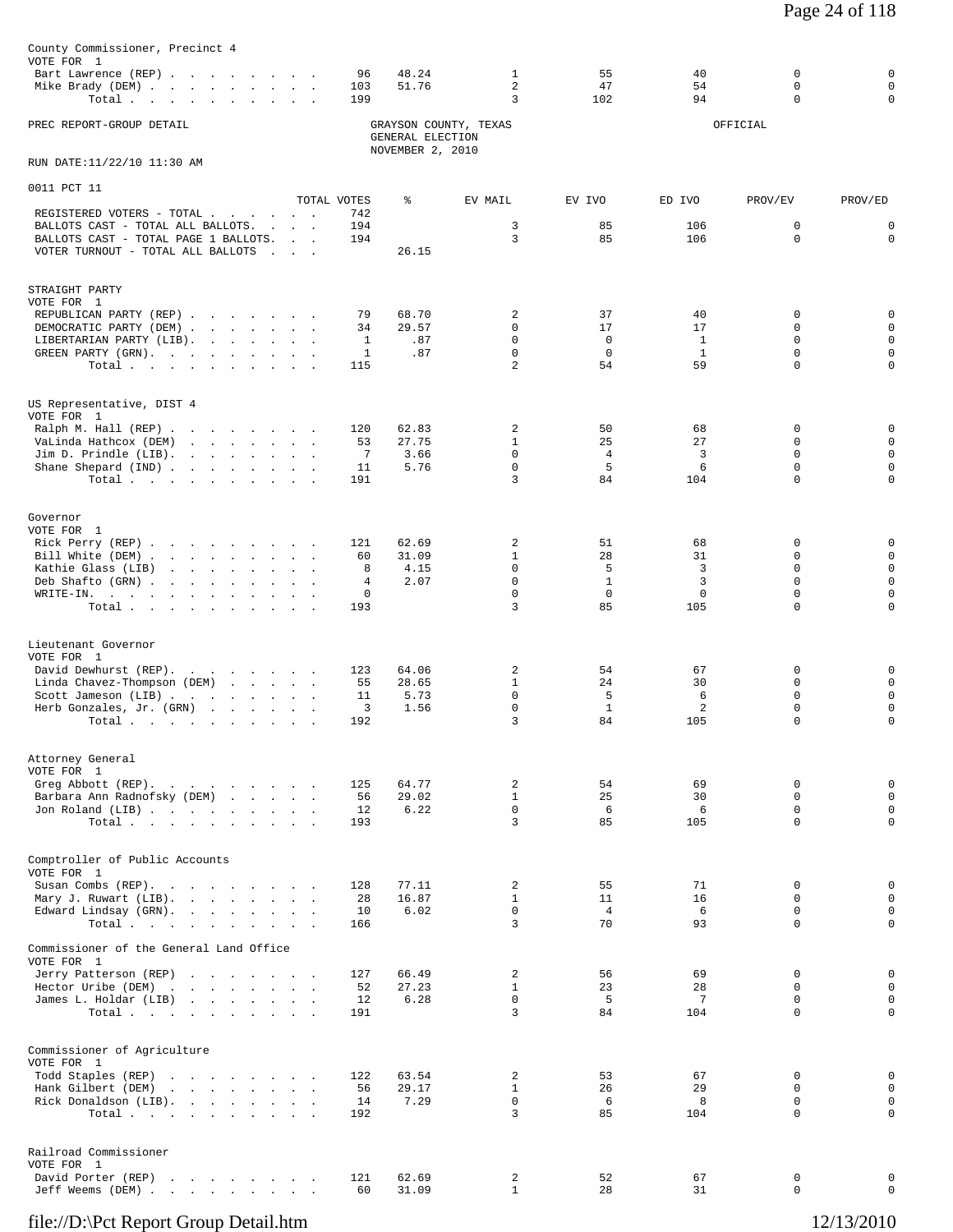County Commissioner, Precinct 4
VOTE FOR 1

| | TOTAL VOTES | % | EV MAIL | EV IVO | ED IVO | PROV/EV | PROV/ED |
|---|---|---|---|---|---|---|---|
| Bart Lawrence (REP) | 96 | 48.24 | 1 | 55 | 40 | 0 | 0 |
| Mike Brady (DEM) | 103 | 51.76 | 2 | 47 | 54 | 0 | 0 |
| Total | 199 | | 3 | 102 | 94 | 0 | 0 |

PREC REPORT-GROUP DETAIL

GRAYSON COUNTY, TEXAS
GENERAL ELECTION
NOVEMBER 2, 2010

OFFICIAL

RUN DATE:11/22/10 11:30 AM

0011 PCT 11

| | TOTAL VOTES | % | EV MAIL | EV IVO | ED IVO | PROV/EV | PROV/ED |
|---|---|---|---|---|---|---|---|
| REGISTERED VOTERS - TOTAL | 742 | | | | | | |
| BALLOTS CAST - TOTAL ALL BALLOTS | 194 | | 3 | 85 | 106 | 0 | 0 |
| BALLOTS CAST - TOTAL PAGE 1 BALLOTS | 194 | | 3 | 85 | 106 | 0 | 0 |
| VOTER TURNOUT - TOTAL ALL BALLOTS | | 26.15 | | | | | |

STRAIGHT PARTY
VOTE FOR 1

| | TOTAL VOTES | % | EV MAIL | EV IVO | ED IVO | PROV/EV | PROV/ED |
|---|---|---|---|---|---|---|---|
| REPUBLICAN PARTY (REP) | 79 | 68.70 | 2 | 37 | 40 | 0 | 0 |
| DEMOCRATIC PARTY (DEM) | 34 | 29.57 | 0 | 17 | 17 | 0 | 0 |
| LIBERTARIAN PARTY (LIB) | 1 | .87 | 0 | 0 | 1 | 0 | 0 |
| GREEN PARTY (GRN) | 1 | .87 | 0 | 0 | 1 | 0 | 0 |
| Total | 115 | | 2 | 54 | 59 | 0 | 0 |

US Representative, DIST 4
VOTE FOR 1

| | TOTAL VOTES | % | EV MAIL | EV IVO | ED IVO | PROV/EV | PROV/ED |
|---|---|---|---|---|---|---|---|
| Ralph M. Hall (REP) | 120 | 62.83 | 2 | 50 | 68 | 0 | 0 |
| VaLinda Hathcox (DEM) | 53 | 27.75 | 1 | 25 | 27 | 0 | 0 |
| Jim D. Prindle (LIB) | 7 | 3.66 | 0 | 4 | 3 | 0 | 0 |
| Shane Shepard (IND) | 11 | 5.76 | 0 | 5 | 6 | 0 | 0 |
| Total | 191 | | 3 | 84 | 104 | 0 | 0 |

Governor
VOTE FOR 1

| | TOTAL VOTES | % | EV MAIL | EV IVO | ED IVO | PROV/EV | PROV/ED |
|---|---|---|---|---|---|---|---|
| Rick Perry (REP) | 121 | 62.69 | 2 | 51 | 68 | 0 | 0 |
| Bill White (DEM) | 60 | 31.09 | 1 | 28 | 31 | 0 | 0 |
| Kathie Glass (LIB) | 8 | 4.15 | 0 | 5 | 3 | 0 | 0 |
| Deb Shafto (GRN) | 4 | 2.07 | 0 | 1 | 3 | 0 | 0 |
| WRITE-IN. | 0 | | 0 | 0 | 0 | 0 | 0 |
| Total | 193 | | 3 | 85 | 105 | 0 | 0 |

Lieutenant Governor
VOTE FOR 1

| | TOTAL VOTES | % | EV MAIL | EV IVO | ED IVO | PROV/EV | PROV/ED |
|---|---|---|---|---|---|---|---|
| David Dewhurst (REP) | 123 | 64.06 | 2 | 54 | 67 | 0 | 0 |
| Linda Chavez-Thompson (DEM) | 55 | 28.65 | 1 | 24 | 30 | 0 | 0 |
| Scott Jameson (LIB) | 11 | 5.73 | 0 | 5 | 6 | 0 | 0 |
| Herb Gonzales, Jr. (GRN) | 3 | 1.56 | 0 | 1 | 2 | 0 | 0 |
| Total | 192 | | 3 | 84 | 105 | 0 | 0 |

Attorney General
VOTE FOR 1

| | TOTAL VOTES | % | EV MAIL | EV IVO | ED IVO | PROV/EV | PROV/ED |
|---|---|---|---|---|---|---|---|
| Greg Abbott (REP) | 125 | 64.77 | 2 | 54 | 69 | 0 | 0 |
| Barbara Ann Radnofsky (DEM) | 56 | 29.02 | 1 | 25 | 30 | 0 | 0 |
| Jon Roland (LIB) | 12 | 6.22 | 0 | 6 | 6 | 0 | 0 |
| Total | 193 | | 3 | 85 | 105 | 0 | 0 |

Comptroller of Public Accounts
VOTE FOR 1

| | TOTAL VOTES | % | EV MAIL | EV IVO | ED IVO | PROV/EV | PROV/ED |
|---|---|---|---|---|---|---|---|
| Susan Combs (REP) | 128 | 77.11 | 2 | 55 | 71 | 0 | 0 |
| Mary J. Ruwart (LIB) | 28 | 16.87 | 1 | 11 | 16 | 0 | 0 |
| Edward Lindsay (GRN) | 10 | 6.02 | 0 | 4 | 6 | 0 | 0 |
| Total | 166 | | 3 | 70 | 93 | 0 | 0 |

Commissioner of the General Land Office
VOTE FOR 1

| | TOTAL VOTES | % | EV MAIL | EV IVO | ED IVO | PROV/EV | PROV/ED |
|---|---|---|---|---|---|---|---|
| Jerry Patterson (REP) | 127 | 66.49 | 2 | 56 | 69 | 0 | 0 |
| Hector Uribe (DEM) | 52 | 27.23 | 1 | 23 | 28 | 0 | 0 |
| James L. Holdar (LIB) | 12 | 6.28 | 0 | 5 | 7 | 0 | 0 |
| Total | 191 | | 3 | 84 | 104 | 0 | 0 |

Commissioner of Agriculture
VOTE FOR 1

| | TOTAL VOTES | % | EV MAIL | EV IVO | ED IVO | PROV/EV | PROV/ED |
|---|---|---|---|---|---|---|---|
| Todd Staples (REP) | 122 | 63.54 | 2 | 53 | 67 | 0 | 0 |
| Hank Gilbert (DEM) | 56 | 29.17 | 1 | 26 | 29 | 0 | 0 |
| Rick Donaldson (LIB) | 14 | 7.29 | 0 | 6 | 8 | 0 | 0 |
| Total | 192 | | 3 | 85 | 104 | 0 | 0 |

Railroad Commissioner
VOTE FOR 1

| | TOTAL VOTES | % | EV MAIL | EV IVO | ED IVO | PROV/EV | PROV/ED |
|---|---|---|---|---|---|---|---|
| David Porter (REP) | 121 | 62.69 | 2 | 52 | 67 | 0 | 0 |
| Jeff Weems (DEM) | 60 | 31.09 | 1 | 28 | 31 | 0 | 0 |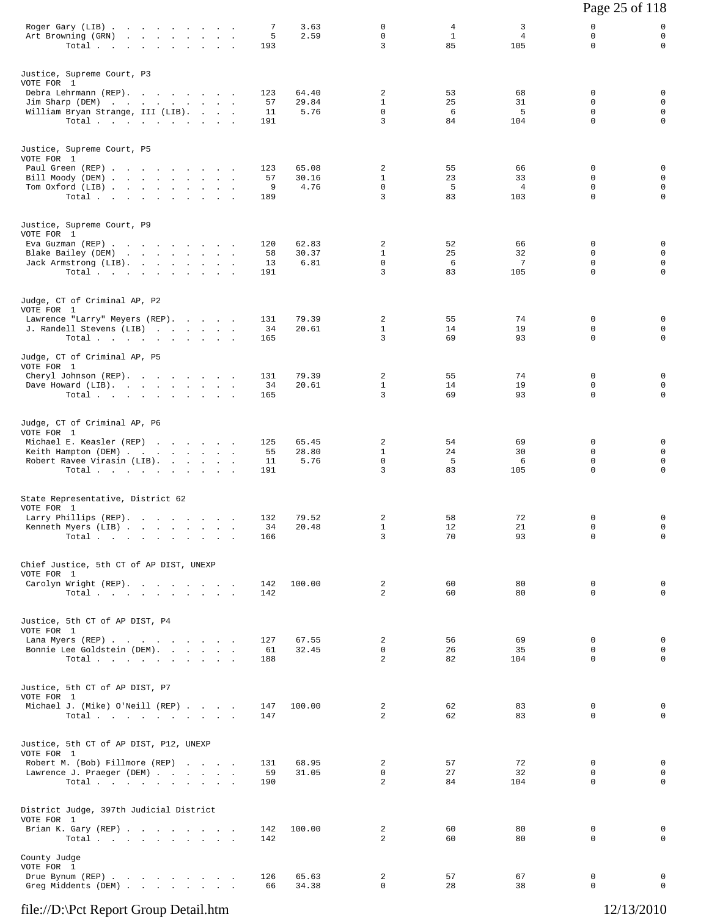| | | | | | | | |
|---|---|---|---|---|---|---|---|
| Roger Gary (LIB) | 7 | 3.63 | 0 | 4 | 3 | 0 | 0 |
| Art Browning (GRN) | 5 | 2.59 | 0 | 1 | 4 | 0 | 0 |
| Total | 193 | | 3 | 85 | 105 | 0 | 0 |

**Justice, Supreme Court, P3**
VOTE FOR 1

| | | | | | | | |
|---|---|---|---|---|---|---|---|
| Debra Lehrmann (REP) | 123 | 64.40 | 2 | 53 | 68 | 0 | 0 |
| Jim Sharp (DEM) | 57 | 29.84 | 1 | 25 | 31 | 0 | 0 |
| William Bryan Strange, III (LIB) | 11 | 5.76 | 0 | 6 | 5 | 0 | 0 |
| Total | 191 | | 3 | 84 | 104 | 0 | 0 |

**Justice, Supreme Court, P5**
VOTE FOR 1

| | | | | | | | |
|---|---|---|---|---|---|---|---|
| Paul Green (REP) | 123 | 65.08 | 2 | 55 | 66 | 0 | 0 |
| Bill Moody (DEM) | 57 | 30.16 | 1 | 23 | 33 | 0 | 0 |
| Tom Oxford (LIB) | 9 | 4.76 | 0 | 5 | 4 | 0 | 0 |
| Total | 189 | | 3 | 83 | 103 | 0 | 0 |

**Justice, Supreme Court, P9**
VOTE FOR 1

| | | | | | | | |
|---|---|---|---|---|---|---|---|
| Eva Guzman (REP) | 120 | 62.83 | 2 | 52 | 66 | 0 | 0 |
| Blake Bailey (DEM) | 58 | 30.37 | 1 | 25 | 32 | 0 | 0 |
| Jack Armstrong (LIB) | 13 | 6.81 | 0 | 6 | 7 | 0 | 0 |
| Total | 191 | | 3 | 83 | 105 | 0 | 0 |

**Judge, CT of Criminal AP, P2**
VOTE FOR 1

| | | | | | | | |
|---|---|---|---|---|---|---|---|
| Lawrence "Larry" Meyers (REP) | 131 | 79.39 | 2 | 55 | 74 | 0 | 0 |
| J. Randell Stevens (LIB) | 34 | 20.61 | 1 | 14 | 19 | 0 | 0 |
| Total | 165 | | 3 | 69 | 93 | 0 | 0 |

**Judge, CT of Criminal AP, P5**
VOTE FOR 1

| | | | | | | | |
|---|---|---|---|---|---|---|---|
| Cheryl Johnson (REP) | 131 | 79.39 | 2 | 55 | 74 | 0 | 0 |
| Dave Howard (LIB) | 34 | 20.61 | 1 | 14 | 19 | 0 | 0 |
| Total | 165 | | 3 | 69 | 93 | 0 | 0 |

**Judge, CT of Criminal AP, P6**
VOTE FOR 1

| | | | | | | | |
|---|---|---|---|---|---|---|---|
| Michael E. Keasler (REP) | 125 | 65.45 | 2 | 54 | 69 | 0 | 0 |
| Keith Hampton (DEM) | 55 | 28.80 | 1 | 24 | 30 | 0 | 0 |
| Robert Ravee Virasin (LIB) | 11 | 5.76 | 0 | 5 | 6 | 0 | 0 |
| Total | 191 | | 3 | 83 | 105 | 0 | 0 |

**State Representative, District 62**
VOTE FOR 1

| | | | | | | | |
|---|---|---|---|---|---|---|---|
| Larry Phillips (REP) | 132 | 79.52 | 2 | 58 | 72 | 0 | 0 |
| Kenneth Myers (LIB) | 34 | 20.48 | 1 | 12 | 21 | 0 | 0 |
| Total | 166 | | 3 | 70 | 93 | 0 | 0 |

**Chief Justice, 5th CT of AP DIST, UNEXP**
VOTE FOR 1

| | | | | | | | |
|---|---|---|---|---|---|---|---|
| Carolyn Wright (REP) | 142 | 100.00 | 2 | 60 | 80 | 0 | 0 |
| Total | 142 | | 2 | 60 | 80 | 0 | 0 |

**Justice, 5th CT of AP DIST, P4**
VOTE FOR 1

| | | | | | | | |
|---|---|---|---|---|---|---|---|
| Lana Myers (REP) | 127 | 67.55 | 2 | 56 | 69 | 0 | 0 |
| Bonnie Lee Goldstein (DEM) | 61 | 32.45 | 0 | 26 | 35 | 0 | 0 |
| Total | 188 | | 2 | 82 | 104 | 0 | 0 |

**Justice, 5th CT of AP DIST, P7**
VOTE FOR 1

| | | | | | | | |
|---|---|---|---|---|---|---|---|
| Michael J. (Mike) O'Neill (REP) | 147 | 100.00 | 2 | 62 | 83 | 0 | 0 |
| Total | 147 | | 2 | 62 | 83 | 0 | 0 |

**Justice, 5th CT of AP DIST, P12, UNEXP**
VOTE FOR 1

| | | | | | | | |
|---|---|---|---|---|---|---|---|
| Robert M. (Bob) Fillmore (REP) | 131 | 68.95 | 2 | 57 | 72 | 0 | 0 |
| Lawrence J. Praeger (DEM) | 59 | 31.05 | 0 | 27 | 32 | 0 | 0 |
| Total | 190 | | 2 | 84 | 104 | 0 | 0 |

**District Judge, 397th Judicial District**
VOTE FOR 1

| | | | | | | | |
|---|---|---|---|---|---|---|---|
| Brian K. Gary (REP) | 142 | 100.00 | 2 | 60 | 80 | 0 | 0 |
| Total | 142 | | 2 | 60 | 80 | 0 | 0 |

**County Judge**
VOTE FOR 1

| | | | | | | | |
|---|---|---|---|---|---|---|---|
| Drue Bynum (REP) | 126 | 65.63 | 2 | 57 | 67 | 0 | 0 |
| Greg Middents (DEM) | 66 | 34.38 | 0 | 28 | 38 | 0 | 0 |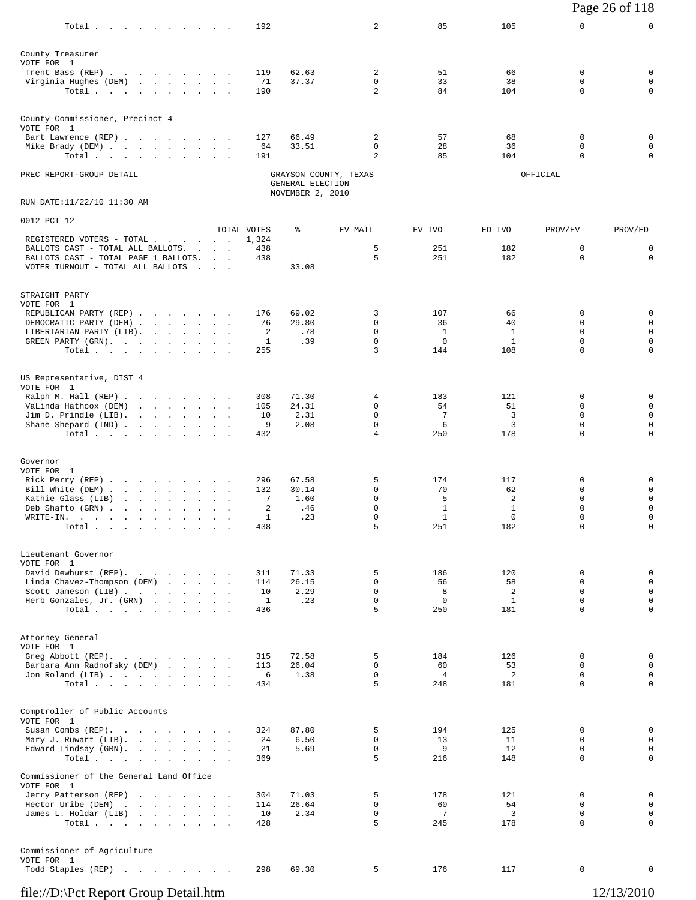| | TOTAL VOTES | % | EV MAIL | EV IVO | ED IVO | PROV/EV | PROV/ED |
|---|---|---|---|---|---|---|---|
| Total | 192 | | 2 | 85 | 105 | 0 | 0 |

County Treasurer
VOTE FOR 1

| | TOTAL VOTES | % | EV MAIL | EV IVO | ED IVO | PROV/EV | PROV/ED |
|---|---|---|---|---|---|---|---|
| Trent Bass (REP) | 119 | 62.63 | 2 | 51 | 66 | 0 | 0 |
| Virginia Hughes (DEM) | 71 | 37.37 | 0 | 33 | 38 | 0 | 0 |
| Total | 190 | | 2 | 84 | 104 | 0 | 0 |

County Commissioner, Precinct 4
VOTE FOR 1

| | TOTAL VOTES | % | EV MAIL | EV IVO | ED IVO | PROV/EV | PROV/ED |
|---|---|---|---|---|---|---|---|
| Bart Lawrence (REP) | 127 | 66.49 | 2 | 57 | 68 | 0 | 0 |
| Mike Brady (DEM) | 64 | 33.51 | 0 | 28 | 36 | 0 | 0 |
| Total | 191 | | 2 | 85 | 104 | 0 | 0 |

PREC REPORT-GROUP DETAIL

GRAYSON COUNTY, TEXAS
GENERAL ELECTION
NOVEMBER 2, 2010

OFFICIAL

RUN DATE:11/22/10 11:30 AM

0012 PCT 12

| | TOTAL VOTES | % | EV MAIL | EV IVO | ED IVO | PROV/EV | PROV/ED |
|---|---|---|---|---|---|---|---|
| REGISTERED VOTERS - TOTAL | 1,324 | | | | | | |
| BALLOTS CAST - TOTAL ALL BALLOTS. | 438 | | 5 | 251 | 182 | 0 | 0 |
| BALLOTS CAST - TOTAL PAGE 1 BALLOTS. | 438 | | 5 | 251 | 182 | 0 | 0 |
| VOTER TURNOUT - TOTAL ALL BALLOTS | | 33.08 | | | | | |

STRAIGHT PARTY
VOTE FOR 1

| | TOTAL VOTES | % | EV MAIL | EV IVO | ED IVO | PROV/EV | PROV/ED |
|---|---|---|---|---|---|---|---|
| REPUBLICAN PARTY (REP) | 176 | 69.02 | 3 | 107 | 66 | 0 | 0 |
| DEMOCRATIC PARTY (DEM) | 76 | 29.80 | 0 | 36 | 40 | 0 | 0 |
| LIBERTARIAN PARTY (LIB). | 2 | .78 | 0 | 1 | 1 | 0 | 0 |
| GREEN PARTY (GRN). | 1 | .39 | 0 | 0 | 1 | 0 | 0 |
| Total | 255 | | 3 | 144 | 108 | 0 | 0 |

US Representative, DIST 4
VOTE FOR 1

| | TOTAL VOTES | % | EV MAIL | EV IVO | ED IVO | PROV/EV | PROV/ED |
|---|---|---|---|---|---|---|---|
| Ralph M. Hall (REP) | 308 | 71.30 | 4 | 183 | 121 | 0 | 0 |
| VaLinda Hathcox (DEM) | 105 | 24.31 | 0 | 54 | 51 | 0 | 0 |
| Jim D. Prindle (LIB). | 10 | 2.31 | 0 | 7 | 3 | 0 | 0 |
| Shane Shepard (IND) | 9 | 2.08 | 0 | 6 | 3 | 0 | 0 |
| Total | 432 | | 4 | 250 | 178 | 0 | 0 |

Governor
VOTE FOR 1

| | TOTAL VOTES | % | EV MAIL | EV IVO | ED IVO | PROV/EV | PROV/ED |
|---|---|---|---|---|---|---|---|
| Rick Perry (REP) | 296 | 67.58 | 5 | 174 | 117 | 0 | 0 |
| Bill White (DEM) | 132 | 30.14 | 0 | 70 | 62 | 0 | 0 |
| Kathie Glass (LIB) | 7 | 1.60 | 0 | 5 | 2 | 0 | 0 |
| Deb Shafto (GRN) | 2 | .46 | 0 | 1 | 1 | 0 | 0 |
| WRITE-IN. | 1 | .23 | 0 | 1 | 0 | 0 | 0 |
| Total | 438 | | 5 | 251 | 182 | 0 | 0 |

Lieutenant Governor
VOTE FOR 1

| | TOTAL VOTES | % | EV MAIL | EV IVO | ED IVO | PROV/EV | PROV/ED |
|---|---|---|---|---|---|---|---|
| David Dewhurst (REP). | 311 | 71.33 | 5 | 186 | 120 | 0 | 0 |
| Linda Chavez-Thompson (DEM) | 114 | 26.15 | 0 | 56 | 58 | 0 | 0 |
| Scott Jameson (LIB) | 10 | 2.29 | 0 | 8 | 2 | 0 | 0 |
| Herb Gonzales, Jr. (GRN) | 1 | .23 | 0 | 0 | 1 | 0 | 0 |
| Total | 436 | | 5 | 250 | 181 | 0 | 0 |

Attorney General
VOTE FOR 1

| | TOTAL VOTES | % | EV MAIL | EV IVO | ED IVO | PROV/EV | PROV/ED |
|---|---|---|---|---|---|---|---|
| Greg Abbott (REP). | 315 | 72.58 | 5 | 184 | 126 | 0 | 0 |
| Barbara Ann Radnofsky (DEM) | 113 | 26.04 | 0 | 60 | 53 | 0 | 0 |
| Jon Roland (LIB) | 6 | 1.38 | 0 | 4 | 2 | 0 | 0 |
| Total | 434 | | 5 | 248 | 181 | 0 | 0 |

Comptroller of Public Accounts
VOTE FOR 1

| | TOTAL VOTES | % | EV MAIL | EV IVO | ED IVO | PROV/EV | PROV/ED |
|---|---|---|---|---|---|---|---|
| Susan Combs (REP). | 324 | 87.80 | 5 | 194 | 125 | 0 | 0 |
| Mary J. Ruwart (LIB). | 24 | 6.50 | 0 | 13 | 11 | 0 | 0 |
| Edward Lindsay (GRN). | 21 | 5.69 | 0 | 9 | 12 | 0 | 0 |
| Total | 369 | | 5 | 216 | 148 | 0 | 0 |

Commissioner of the General Land Office
VOTE FOR 1

| | TOTAL VOTES | % | EV MAIL | EV IVO | ED IVO | PROV/EV | PROV/ED |
|---|---|---|---|---|---|---|---|
| Jerry Patterson (REP) | 304 | 71.03 | 5 | 178 | 121 | 0 | 0 |
| Hector Uribe (DEM) | 114 | 26.64 | 0 | 60 | 54 | 0 | 0 |
| James L. Holdar (LIB) | 10 | 2.34 | 0 | 7 | 3 | 0 | 0 |
| Total | 428 | | 5 | 245 | 178 | 0 | 0 |

Commissioner of Agriculture
VOTE FOR 1

| | TOTAL VOTES | % | EV MAIL | EV IVO | ED IVO | PROV/EV | PROV/ED |
|---|---|---|---|---|---|---|---|
| Todd Staples (REP) | 298 | 69.30 | 5 | 176 | 117 | 0 | 0 |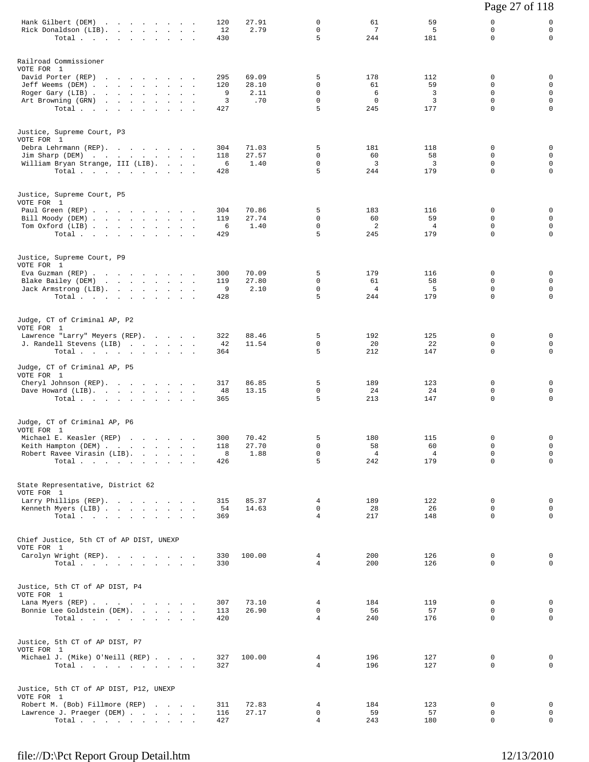| | | | | | | | |
|---|---|---|---|---|---|---|---|
| Hank Gilbert (DEM) | 120 | 27.91 | 0 | 61 | 59 | 0 | 0 |
| Rick Donaldson (LIB) | 12 | 2.79 | 0 | 7 | 5 | 0 | 0 |
| Total | 430 | | 5 | 244 | 181 | 0 | 0 |

Railroad Commissioner
VOTE FOR 1

| | | | | | | | |
|---|---|---|---|---|---|---|---|
| David Porter (REP) | 295 | 69.09 | 5 | 178 | 112 | 0 | 0 |
| Jeff Weems (DEM) | 120 | 28.10 | 0 | 61 | 59 | 0 | 0 |
| Roger Gary (LIB) | 9 | 2.11 | 0 | 6 | 3 | 0 | 0 |
| Art Browning (GRN) | 3 | .70 | 0 | 0 | 3 | 0 | 0 |
| Total | 427 | | 5 | 245 | 177 | 0 | 0 |

Justice, Supreme Court, P3
VOTE FOR 1

| | | | | | | | |
|---|---|---|---|---|---|---|---|
| Debra Lehrmann (REP) | 304 | 71.03 | 5 | 181 | 118 | 0 | 0 |
| Jim Sharp (DEM) | 118 | 27.57 | 0 | 60 | 58 | 0 | 0 |
| William Bryan Strange, III (LIB) | 6 | 1.40 | 0 | 3 | 3 | 0 | 0 |
| Total | 428 | | 5 | 244 | 179 | 0 | 0 |

Justice, Supreme Court, P5
VOTE FOR 1

| | | | | | | | |
|---|---|---|---|---|---|---|---|
| Paul Green (REP) | 304 | 70.86 | 5 | 183 | 116 | 0 | 0 |
| Bill Moody (DEM) | 119 | 27.74 | 0 | 60 | 59 | 0 | 0 |
| Tom Oxford (LIB) | 6 | 1.40 | 0 | 2 | 4 | 0 | 0 |
| Total | 429 | | 5 | 245 | 179 | 0 | 0 |

Justice, Supreme Court, P9
VOTE FOR 1

| | | | | | | | |
|---|---|---|---|---|---|---|---|
| Eva Guzman (REP) | 300 | 70.09 | 5 | 179 | 116 | 0 | 0 |
| Blake Bailey (DEM) | 119 | 27.80 | 0 | 61 | 58 | 0 | 0 |
| Jack Armstrong (LIB) | 9 | 2.10 | 0 | 4 | 5 | 0 | 0 |
| Total | 428 | | 5 | 244 | 179 | 0 | 0 |

Judge, CT of Criminal AP, P2
VOTE FOR 1

| | | | | | | | |
|---|---|---|---|---|---|---|---|
| Lawrence "Larry" Meyers (REP) | 322 | 88.46 | 5 | 192 | 125 | 0 | 0 |
| J. Randell Stevens (LIB) | 42 | 11.54 | 0 | 20 | 22 | 0 | 0 |
| Total | 364 | | 5 | 212 | 147 | 0 | 0 |

Judge, CT of Criminal AP, P5
VOTE FOR 1

| | | | | | | | |
|---|---|---|---|---|---|---|---|
| Cheryl Johnson (REP) | 317 | 86.85 | 5 | 189 | 123 | 0 | 0 |
| Dave Howard (LIB) | 48 | 13.15 | 0 | 24 | 24 | 0 | 0 |
| Total | 365 | | 5 | 213 | 147 | 0 | 0 |

Judge, CT of Criminal AP, P6
VOTE FOR 1

| | | | | | | | |
|---|---|---|---|---|---|---|---|
| Michael E. Keasler (REP) | 300 | 70.42 | 5 | 180 | 115 | 0 | 0 |
| Keith Hampton (DEM) | 118 | 27.70 | 0 | 58 | 60 | 0 | 0 |
| Robert Ravee Virasin (LIB) | 8 | 1.88 | 0 | 4 | 4 | 0 | 0 |
| Total | 426 | | 5 | 242 | 179 | 0 | 0 |

State Representative, District 62
VOTE FOR 1

| | | | | | | | |
|---|---|---|---|---|---|---|---|
| Larry Phillips (REP) | 315 | 85.37 | 4 | 189 | 122 | 0 | 0 |
| Kenneth Myers (LIB) | 54 | 14.63 | 0 | 28 | 26 | 0 | 0 |
| Total | 369 | | 4 | 217 | 148 | 0 | 0 |

Chief Justice, 5th CT of AP DIST, UNEXP
VOTE FOR 1

| | | | | | | | |
|---|---|---|---|---|---|---|---|
| Carolyn Wright (REP) | 330 | 100.00 | 4 | 200 | 126 | 0 | 0 |
| Total | 330 | | 4 | 200 | 126 | 0 | 0 |

Justice, 5th CT of AP DIST, P4
VOTE FOR 1

| | | | | | | | |
|---|---|---|---|---|---|---|---|
| Lana Myers (REP) | 307 | 73.10 | 4 | 184 | 119 | 0 | 0 |
| Bonnie Lee Goldstein (DEM) | 113 | 26.90 | 0 | 56 | 57 | 0 | 0 |
| Total | 420 | | 4 | 240 | 176 | 0 | 0 |

Justice, 5th CT of AP DIST, P7
VOTE FOR 1

| | | | | | | | |
|---|---|---|---|---|---|---|---|
| Michael J. (Mike) O'Neill (REP) | 327 | 100.00 | 4 | 196 | 127 | 0 | 0 |
| Total | 327 | | 4 | 196 | 127 | 0 | 0 |

Justice, 5th CT of AP DIST, P12, UNEXP
VOTE FOR 1

| | | | | | | | |
|---|---|---|---|---|---|---|---|
| Robert M. (Bob) Fillmore (REP) | 311 | 72.83 | 4 | 184 | 123 | 0 | 0 |
| Lawrence J. Praeger (DEM) | 116 | 27.17 | 0 | 59 | 57 | 0 | 0 |
| Total | 427 | | 4 | 243 | 180 | 0 | 0 |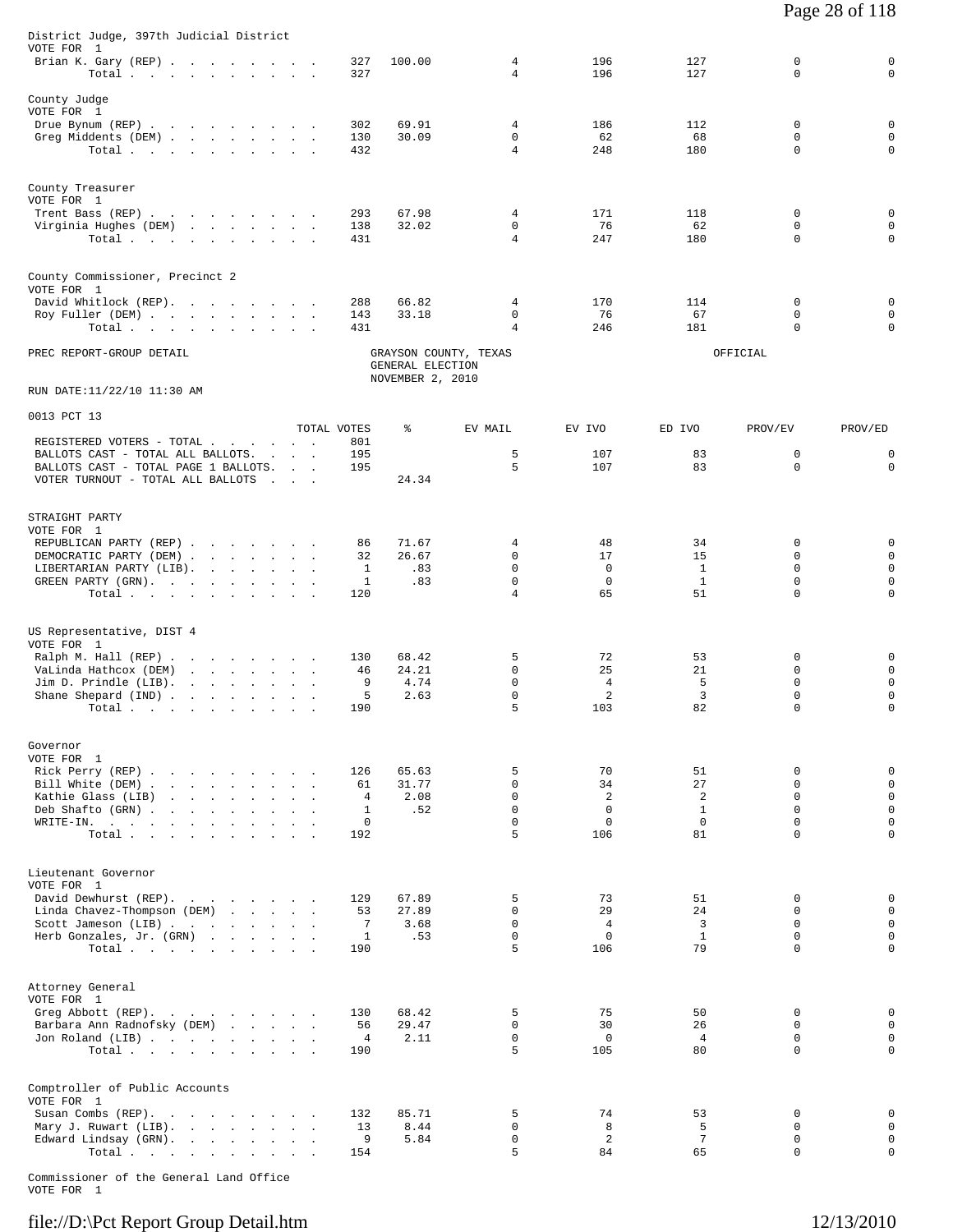District Judge, 397th Judicial District
VOTE FOR 1

| | TOTAL VOTES | % | EV MAIL | EV IVO | ED IVO | PROV/EV | PROV/ED |
|---|---|---|---|---|---|---|---|
| Brian K. Gary (REP) | 327 | 100.00 | 4 | 196 | 127 | 0 | 0 |
| Total | 327 | | 4 | 196 | 127 | 0 | 0 |

County Judge
VOTE FOR 1

| | TOTAL VOTES | % | EV MAIL | EV IVO | ED IVO | PROV/EV | PROV/ED |
|---|---|---|---|---|---|---|---|
| Drue Bynum (REP) | 302 | 69.91 | 4 | 186 | 112 | 0 | 0 |
| Greg Middents (DEM) | 130 | 30.09 | 0 | 62 | 68 | 0 | 0 |
| Total | 432 | | 4 | 248 | 180 | 0 | 0 |

County Treasurer
VOTE FOR 1

| | TOTAL VOTES | % | EV MAIL | EV IVO | ED IVO | PROV/EV | PROV/ED |
|---|---|---|---|---|---|---|---|
| Trent Bass (REP) | 293 | 67.98 | 4 | 171 | 118 | 0 | 0 |
| Virginia Hughes (DEM) | 138 | 32.02 | 0 | 76 | 62 | 0 | 0 |
| Total | 431 | | 4 | 247 | 180 | 0 | 0 |

County Commissioner, Precinct 2
VOTE FOR 1

| | TOTAL VOTES | % | EV MAIL | EV IVO | ED IVO | PROV/EV | PROV/ED |
|---|---|---|---|---|---|---|---|
| David Whitlock (REP) | 288 | 66.82 | 4 | 170 | 114 | 0 | 0 |
| Roy Fuller (DEM) | 143 | 33.18 | 0 | 76 | 67 | 0 | 0 |
| Total | 431 | | 4 | 246 | 181 | 0 | 0 |

PREC REPORT-GROUP DETAIL — GRAYSON COUNTY, TEXAS — GENERAL ELECTION — NOVEMBER 2, 2010 — OFFICIAL

RUN DATE:11/22/10 11:30 AM

## 0013 PCT 13

| | TOTAL VOTES | % | EV MAIL | EV IVO | ED IVO | PROV/EV | PROV/ED |
|---|---|---|---|---|---|---|---|
| REGISTERED VOTERS - TOTAL | 801 | | | | | | |
| BALLOTS CAST - TOTAL ALL BALLOTS | 195 | | 5 | 107 | 83 | 0 | 0 |
| BALLOTS CAST - TOTAL PAGE 1 BALLOTS | 195 | | 5 | 107 | 83 | 0 | 0 |
| VOTER TURNOUT - TOTAL ALL BALLOTS | | 24.34 | | | | | |

STRAIGHT PARTY
VOTE FOR 1

| | TOTAL VOTES | % | EV MAIL | EV IVO | ED IVO | PROV/EV | PROV/ED |
|---|---|---|---|---|---|---|---|
| REPUBLICAN PARTY (REP) | 86 | 71.67 | 4 | 48 | 34 | 0 | 0 |
| DEMOCRATIC PARTY (DEM) | 32 | 26.67 | 0 | 17 | 15 | 0 | 0 |
| LIBERTARIAN PARTY (LIB) | 1 | .83 | 0 | 0 | 1 | 0 | 0 |
| GREEN PARTY (GRN) | 1 | .83 | 0 | 0 | 1 | 0 | 0 |
| Total | 120 | | 4 | 65 | 51 | 0 | 0 |

US Representative, DIST 4
VOTE FOR 1

| | TOTAL VOTES | % | EV MAIL | EV IVO | ED IVO | PROV/EV | PROV/ED |
|---|---|---|---|---|---|---|---|
| Ralph M. Hall (REP) | 130 | 68.42 | 5 | 72 | 53 | 0 | 0 |
| VaLinda Hathcox (DEM) | 46 | 24.21 | 0 | 25 | 21 | 0 | 0 |
| Jim D. Prindle (LIB) | 9 | 4.74 | 0 | 4 | 5 | 0 | 0 |
| Shane Shepard (IND) | 5 | 2.63 | 0 | 2 | 3 | 0 | 0 |
| Total | 190 | | 5 | 103 | 82 | 0 | 0 |

Governor
VOTE FOR 1

| | TOTAL VOTES | % | EV MAIL | EV IVO | ED IVO | PROV/EV | PROV/ED |
|---|---|---|---|---|---|---|---|
| Rick Perry (REP) | 126 | 65.63 | 5 | 70 | 51 | 0 | 0 |
| Bill White (DEM) | 61 | 31.77 | 0 | 34 | 27 | 0 | 0 |
| Kathie Glass (LIB) | 4 | 2.08 | 0 | 2 | 2 | 0 | 0 |
| Deb Shafto (GRN) | 1 | .52 | 0 | 0 | 1 | 0 | 0 |
| WRITE-IN. | 0 | | 0 | 0 | 0 | 0 | 0 |
| Total | 192 | | 5 | 106 | 81 | 0 | 0 |

Lieutenant Governor
VOTE FOR 1

| | TOTAL VOTES | % | EV MAIL | EV IVO | ED IVO | PROV/EV | PROV/ED |
|---|---|---|---|---|---|---|---|
| David Dewhurst (REP) | 129 | 67.89 | 5 | 73 | 51 | 0 | 0 |
| Linda Chavez-Thompson (DEM) | 53 | 27.89 | 0 | 29 | 24 | 0 | 0 |
| Scott Jameson (LIB) | 7 | 3.68 | 0 | 4 | 3 | 0 | 0 |
| Herb Gonzales, Jr. (GRN) | 1 | .53 | 0 | 0 | 1 | 0 | 0 |
| Total | 190 | | 5 | 106 | 79 | 0 | 0 |

Attorney General
VOTE FOR 1

| | TOTAL VOTES | % | EV MAIL | EV IVO | ED IVO | PROV/EV | PROV/ED |
|---|---|---|---|---|---|---|---|
| Greg Abbott (REP) | 130 | 68.42 | 5 | 75 | 50 | 0 | 0 |
| Barbara Ann Radnofsky (DEM) | 56 | 29.47 | 0 | 30 | 26 | 0 | 0 |
| Jon Roland (LIB) | 4 | 2.11 | 0 | 0 | 4 | 0 | 0 |
| Total | 190 | | 5 | 105 | 80 | 0 | 0 |

Comptroller of Public Accounts
VOTE FOR 1

| | TOTAL VOTES | % | EV MAIL | EV IVO | ED IVO | PROV/EV | PROV/ED |
|---|---|---|---|---|---|---|---|
| Susan Combs (REP) | 132 | 85.71 | 5 | 74 | 53 | 0 | 0 |
| Mary J. Ruwart (LIB) | 13 | 8.44 | 0 | 8 | 5 | 0 | 0 |
| Edward Lindsay (GRN) | 9 | 5.84 | 0 | 2 | 7 | 0 | 0 |
| Total | 154 | | 5 | 84 | 65 | 0 | 0 |

Commissioner of the General Land Office
VOTE FOR 1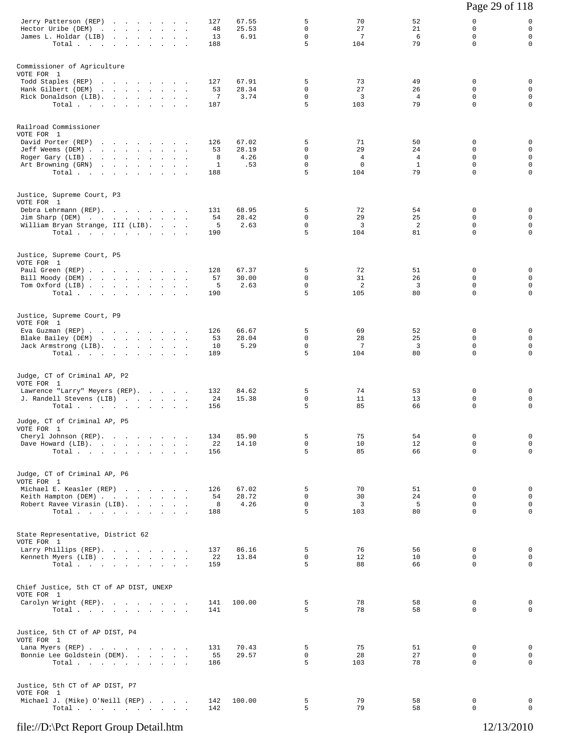| | | | | | | | |
|---|---|---|---|---|---|---|---|
| Jerry Patterson (REP) | 127 | 67.55 | 5 | 70 | 52 | 0 | 0 |
| Hector Uribe (DEM) | 48 | 25.53 | 0 | 27 | 21 | 0 | 0 |
| James L. Holdar (LIB) | 13 | 6.91 | 0 | 7 | 6 | 0 | 0 |
| Total | 188 | | 5 | 104 | 79 | 0 | 0 |

Commissioner of Agriculture
VOTE FOR 1

| | | | | | | | |
|---|---|---|---|---|---|---|---|
| Todd Staples (REP) | 127 | 67.91 | 5 | 73 | 49 | 0 | 0 |
| Hank Gilbert (DEM) | 53 | 28.34 | 0 | 27 | 26 | 0 | 0 |
| Rick Donaldson (LIB) | 7 | 3.74 | 0 | 3 | 4 | 0 | 0 |
| Total | 187 | | 5 | 103 | 79 | 0 | 0 |

Railroad Commissioner
VOTE FOR 1

| | | | | | | | |
|---|---|---|---|---|---|---|---|
| David Porter (REP) | 126 | 67.02 | 5 | 71 | 50 | 0 | 0 |
| Jeff Weems (DEM) | 53 | 28.19 | 0 | 29 | 24 | 0 | 0 |
| Roger Gary (LIB) | 8 | 4.26 | 0 | 4 | 4 | 0 | 0 |
| Art Browning (GRN) | 1 | .53 | 0 | 0 | 1 | 0 | 0 |
| Total | 188 | | 5 | 104 | 79 | 0 | 0 |

Justice, Supreme Court, P3
VOTE FOR 1

| | | | | | | | |
|---|---|---|---|---|---|---|---|
| Debra Lehrmann (REP) | 131 | 68.95 | 5 | 72 | 54 | 0 | 0 |
| Jim Sharp (DEM) | 54 | 28.42 | 0 | 29 | 25 | 0 | 0 |
| William Bryan Strange, III (LIB) | 5 | 2.63 | 0 | 3 | 2 | 0 | 0 |
| Total | 190 | | 5 | 104 | 81 | 0 | 0 |

Justice, Supreme Court, P5
VOTE FOR 1

| | | | | | | | |
|---|---|---|---|---|---|---|---|
| Paul Green (REP) | 128 | 67.37 | 5 | 72 | 51 | 0 | 0 |
| Bill Moody (DEM) | 57 | 30.00 | 0 | 31 | 26 | 0 | 0 |
| Tom Oxford (LIB) | 5 | 2.63 | 0 | 2 | 3 | 0 | 0 |
| Total | 190 | | 5 | 105 | 80 | 0 | 0 |

Justice, Supreme Court, P9
VOTE FOR 1

| | | | | | | | |
|---|---|---|---|---|---|---|---|
| Eva Guzman (REP) | 126 | 66.67 | 5 | 69 | 52 | 0 | 0 |
| Blake Bailey (DEM) | 53 | 28.04 | 0 | 28 | 25 | 0 | 0 |
| Jack Armstrong (LIB) | 10 | 5.29 | 0 | 7 | 3 | 0 | 0 |
| Total | 189 | | 5 | 104 | 80 | 0 | 0 |

Judge, CT of Criminal AP, P2
VOTE FOR 1

| | | | | | | | |
|---|---|---|---|---|---|---|---|
| Lawrence "Larry" Meyers (REP) | 132 | 84.62 | 5 | 74 | 53 | 0 | 0 |
| J. Randell Stevens (LIB) | 24 | 15.38 | 0 | 11 | 13 | 0 | 0 |
| Total | 156 | | 5 | 85 | 66 | 0 | 0 |

Judge, CT of Criminal AP, P5
VOTE FOR 1

| | | | | | | | |
|---|---|---|---|---|---|---|---|
| Cheryl Johnson (REP) | 134 | 85.90 | 5 | 75 | 54 | 0 | 0 |
| Dave Howard (LIB) | 22 | 14.10 | 0 | 10 | 12 | 0 | 0 |
| Total | 156 | | 5 | 85 | 66 | 0 | 0 |

Judge, CT of Criminal AP, P6
VOTE FOR 1

| | | | | | | | |
|---|---|---|---|---|---|---|---|
| Michael E. Keasler (REP) | 126 | 67.02 | 5 | 70 | 51 | 0 | 0 |
| Keith Hampton (DEM) | 54 | 28.72 | 0 | 30 | 24 | 0 | 0 |
| Robert Ravee Virasin (LIB) | 8 | 4.26 | 0 | 3 | 5 | 0 | 0 |
| Total | 188 | | 5 | 103 | 80 | 0 | 0 |

State Representative, District 62
VOTE FOR 1

| | | | | | | | |
|---|---|---|---|---|---|---|---|
| Larry Phillips (REP) | 137 | 86.16 | 5 | 76 | 56 | 0 | 0 |
| Kenneth Myers (LIB) | 22 | 13.84 | 0 | 12 | 10 | 0 | 0 |
| Total | 159 | | 5 | 88 | 66 | 0 | 0 |

Chief Justice, 5th CT of AP DIST, UNEXP
VOTE FOR 1

| | | | | | | | |
|---|---|---|---|---|---|---|---|
| Carolyn Wright (REP) | 141 | 100.00 | 5 | 78 | 58 | 0 | 0 |
| Total | 141 | | 5 | 78 | 58 | 0 | 0 |

Justice, 5th CT of AP DIST, P4
VOTE FOR 1

| | | | | | | | |
|---|---|---|---|---|---|---|---|
| Lana Myers (REP) | 131 | 70.43 | 5 | 75 | 51 | 0 | 0 |
| Bonnie Lee Goldstein (DEM) | 55 | 29.57 | 0 | 28 | 27 | 0 | 0 |
| Total | 186 | | 5 | 103 | 78 | 0 | 0 |

Justice, 5th CT of AP DIST, P7
VOTE FOR 1

| | | | | | | | |
|---|---|---|---|---|---|---|---|
| Michael J. (Mike) O'Neill (REP) | 142 | 100.00 | 5 | 79 | 58 | 0 | 0 |
| Total | 142 | | 5 | 79 | 58 | 0 | 0 |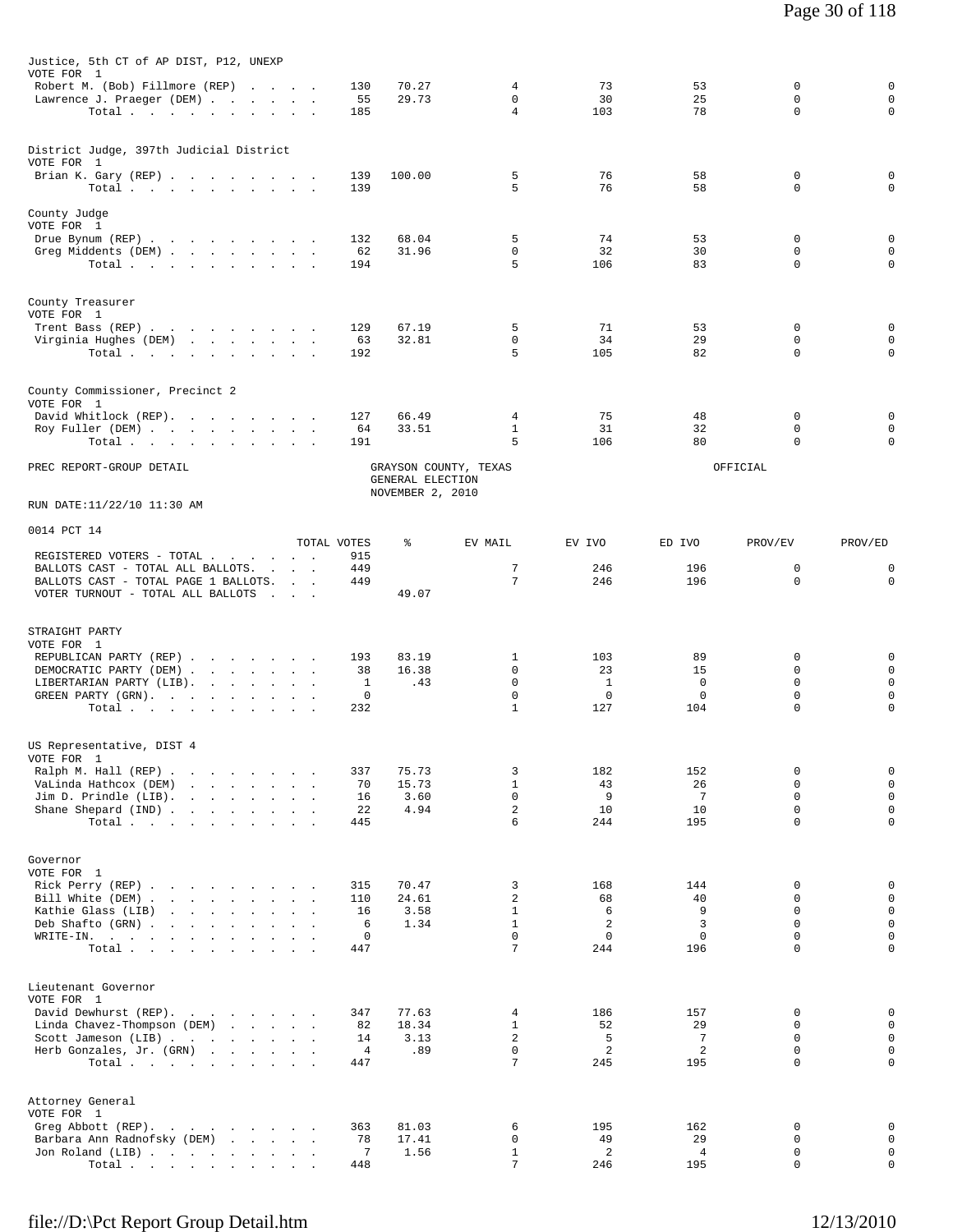Justice, 5th CT of AP DIST, P12, UNEXP
VOTE FOR 1

| | TOTAL VOTES | % | EV MAIL | EV IVO | ED IVO | PROV/EV | PROV/ED |
|---|---|---|---|---|---|---|---|
| Robert M. (Bob) Fillmore (REP) | 130 | 70.27 | 4 | 73 | 53 | 0 | 0 |
| Lawrence J. Praeger (DEM) | 55 | 29.73 | 0 | 30 | 25 | 0 | 0 |
| Total | 185 | | 4 | 103 | 78 | 0 | 0 |

District Judge, 397th Judicial District
VOTE FOR 1

| | TOTAL VOTES | % | EV MAIL | EV IVO | ED IVO | PROV/EV | PROV/ED |
|---|---|---|---|---|---|---|---|
| Brian K. Gary (REP) | 139 | 100.00 | 5 | 76 | 58 | 0 | 0 |
| Total | 139 | | 5 | 76 | 58 | 0 | 0 |

County Judge
VOTE FOR 1

| | TOTAL VOTES | % | EV MAIL | EV IVO | ED IVO | PROV/EV | PROV/ED |
|---|---|---|---|---|---|---|---|
| Drue Bynum (REP) | 132 | 68.04 | 5 | 74 | 53 | 0 | 0 |
| Greg Middents (DEM) | 62 | 31.96 | 0 | 32 | 30 | 0 | 0 |
| Total | 194 | | 5 | 106 | 83 | 0 | 0 |

County Treasurer
VOTE FOR 1

| | TOTAL VOTES | % | EV MAIL | EV IVO | ED IVO | PROV/EV | PROV/ED |
|---|---|---|---|---|---|---|---|
| Trent Bass (REP) | 129 | 67.19 | 5 | 71 | 53 | 0 | 0 |
| Virginia Hughes (DEM) | 63 | 32.81 | 0 | 34 | 29 | 0 | 0 |
| Total | 192 | | 5 | 105 | 82 | 0 | 0 |

County Commissioner, Precinct 2
VOTE FOR 1

| | TOTAL VOTES | % | EV MAIL | EV IVO | ED IVO | PROV/EV | PROV/ED |
|---|---|---|---|---|---|---|---|
| David Whitlock (REP) | 127 | 66.49 | 4 | 75 | 48 | 0 | 0 |
| Roy Fuller (DEM) | 64 | 33.51 | 1 | 31 | 32 | 0 | 0 |
| Total | 191 | | 5 | 106 | 80 | 0 | 0 |

PREC REPORT-GROUP DETAIL — GRAYSON COUNTY, TEXAS — GENERAL ELECTION — NOVEMBER 2, 2010 — OFFICIAL

RUN DATE:11/22/10 11:30 AM

0014 PCT 14

| | TOTAL VOTES | % | EV MAIL | EV IVO | ED IVO | PROV/EV | PROV/ED |
|---|---|---|---|---|---|---|---|
| REGISTERED VOTERS - TOTAL | 915 | | | | | | |
| BALLOTS CAST - TOTAL ALL BALLOTS | 449 | | 7 | 246 | 196 | 0 | 0 |
| BALLOTS CAST - TOTAL PAGE 1 BALLOTS | 449 | | 7 | 246 | 196 | 0 | 0 |
| VOTER TURNOUT - TOTAL ALL BALLOTS | | 49.07 | | | | | |

STRAIGHT PARTY
VOTE FOR 1

| | TOTAL VOTES | % | EV MAIL | EV IVO | ED IVO | PROV/EV | PROV/ED |
|---|---|---|---|---|---|---|---|
| REPUBLICAN PARTY (REP) | 193 | 83.19 | 1 | 103 | 89 | 0 | 0 |
| DEMOCRATIC PARTY (DEM) | 38 | 16.38 | 0 | 23 | 15 | 0 | 0 |
| LIBERTARIAN PARTY (LIB) | 1 | .43 | 0 | 1 | 0 | 0 | 0 |
| GREEN PARTY (GRN) | 0 | | 0 | 0 | 0 | 0 | 0 |
| Total | 232 | | 1 | 127 | 104 | 0 | 0 |

US Representative, DIST 4
VOTE FOR 1

| | TOTAL VOTES | % | EV MAIL | EV IVO | ED IVO | PROV/EV | PROV/ED |
|---|---|---|---|---|---|---|---|
| Ralph M. Hall (REP) | 337 | 75.73 | 3 | 182 | 152 | 0 | 0 |
| VaLinda Hathcox (DEM) | 70 | 15.73 | 1 | 43 | 26 | 0 | 0 |
| Jim D. Prindle (LIB) | 16 | 3.60 | 0 | 9 | 7 | 0 | 0 |
| Shane Shepard (IND) | 22 | 4.94 | 2 | 10 | 10 | 0 | 0 |
| Total | 445 | | 6 | 244 | 195 | 0 | 0 |

Governor
VOTE FOR 1

| | TOTAL VOTES | % | EV MAIL | EV IVO | ED IVO | PROV/EV | PROV/ED |
|---|---|---|---|---|---|---|---|
| Rick Perry (REP) | 315 | 70.47 | 3 | 168 | 144 | 0 | 0 |
| Bill White (DEM) | 110 | 24.61 | 2 | 68 | 40 | 0 | 0 |
| Kathie Glass (LIB) | 16 | 3.58 | 1 | 6 | 9 | 0 | 0 |
| Deb Shafto (GRN) | 6 | 1.34 | 1 | 2 | 3 | 0 | 0 |
| WRITE-IN. | 0 | | 0 | 0 | 0 | 0 | 0 |
| Total | 447 | | 7 | 244 | 196 | 0 | 0 |

Lieutenant Governor
VOTE FOR 1

| | TOTAL VOTES | % | EV MAIL | EV IVO | ED IVO | PROV/EV | PROV/ED |
|---|---|---|---|---|---|---|---|
| David Dewhurst (REP) | 347 | 77.63 | 4 | 186 | 157 | 0 | 0 |
| Linda Chavez-Thompson (DEM) | 82 | 18.34 | 1 | 52 | 29 | 0 | 0 |
| Scott Jameson (LIB) | 14 | 3.13 | 2 | 5 | 7 | 0 | 0 |
| Herb Gonzales, Jr. (GRN) | 4 | .89 | 0 | 2 | 2 | 0 | 0 |
| Total | 447 | | 7 | 245 | 195 | 0 | 0 |

Attorney General
VOTE FOR 1

| | TOTAL VOTES | % | EV MAIL | EV IVO | ED IVO | PROV/EV | PROV/ED |
|---|---|---|---|---|---|---|---|
| Greg Abbott (REP) | 363 | 81.03 | 6 | 195 | 162 | 0 | 0 |
| Barbara Ann Radnofsky (DEM) | 78 | 17.41 | 0 | 49 | 29 | 0 | 0 |
| Jon Roland (LIB) | 7 | 1.56 | 1 | 2 | 4 | 0 | 0 |
| Total | 448 | | 7 | 246 | 195 | 0 | 0 |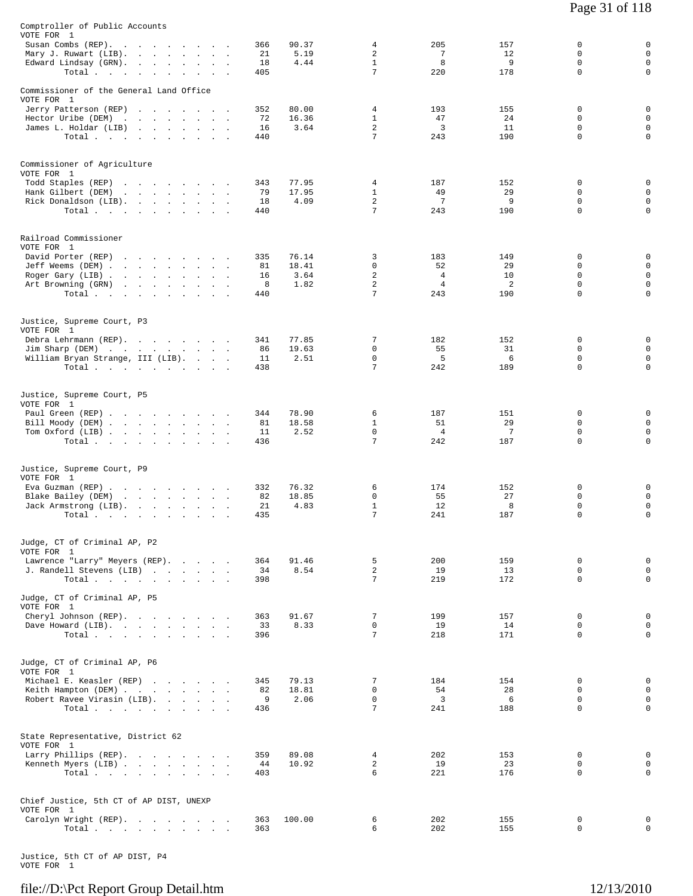Comptroller of Public Accounts
VOTE FOR 1

| | | | | | | | |
|---|---|---|---|---|---|---|---|
| Susan Combs (REP) | 366 | 90.37 | 4 | 205 | 157 | 0 | 0 |
| Mary J. Ruwart (LIB) | 21 | 5.19 | 2 | 7 | 12 | 0 | 0 |
| Edward Lindsay (GRN) | 18 | 4.44 | 1 | 8 | 9 | 0 | 0 |
| Total | 405 | | 7 | 220 | 178 | 0 | 0 |

Commissioner of the General Land Office
VOTE FOR 1

| | | | | | | | |
|---|---|---|---|---|---|---|---|
| Jerry Patterson (REP) | 352 | 80.00 | 4 | 193 | 155 | 0 | 0 |
| Hector Uribe (DEM) | 72 | 16.36 | 1 | 47 | 24 | 0 | 0 |
| James L. Holdar (LIB) | 16 | 3.64 | 2 | 3 | 11 | 0 | 0 |
| Total | 440 | | 7 | 243 | 190 | 0 | 0 |

Commissioner of Agriculture
VOTE FOR 1

| | | | | | | | |
|---|---|---|---|---|---|---|---|
| Todd Staples (REP) | 343 | 77.95 | 4 | 187 | 152 | 0 | 0 |
| Hank Gilbert (DEM) | 79 | 17.95 | 1 | 49 | 29 | 0 | 0 |
| Rick Donaldson (LIB) | 18 | 4.09 | 2 | 7 | 9 | 0 | 0 |
| Total | 440 | | 7 | 243 | 190 | 0 | 0 |

Railroad Commissioner
VOTE FOR 1

| | | | | | | | |
|---|---|---|---|---|---|---|---|
| David Porter (REP) | 335 | 76.14 | 3 | 183 | 149 | 0 | 0 |
| Jeff Weems (DEM) | 81 | 18.41 | 0 | 52 | 29 | 0 | 0 |
| Roger Gary (LIB) | 16 | 3.64 | 2 | 4 | 10 | 0 | 0 |
| Art Browning (GRN) | 8 | 1.82 | 2 | 4 | 2 | 0 | 0 |
| Total | 440 | | 7 | 243 | 190 | 0 | 0 |

Justice, Supreme Court, P3
VOTE FOR 1

| | | | | | | | |
|---|---|---|---|---|---|---|---|
| Debra Lehrmann (REP) | 341 | 77.85 | 7 | 182 | 152 | 0 | 0 |
| Jim Sharp (DEM) | 86 | 19.63 | 0 | 55 | 31 | 0 | 0 |
| William Bryan Strange, III (LIB) | 11 | 2.51 | 0 | 5 | 6 | 0 | 0 |
| Total | 438 | | 7 | 242 | 189 | 0 | 0 |

Justice, Supreme Court, P5
VOTE FOR 1

| | | | | | | | |
|---|---|---|---|---|---|---|---|
| Paul Green (REP) | 344 | 78.90 | 6 | 187 | 151 | 0 | 0 |
| Bill Moody (DEM) | 81 | 18.58 | 1 | 51 | 29 | 0 | 0 |
| Tom Oxford (LIB) | 11 | 2.52 | 0 | 4 | 7 | 0 | 0 |
| Total | 436 | | 7 | 242 | 187 | 0 | 0 |

Justice, Supreme Court, P9
VOTE FOR 1

| | | | | | | | |
|---|---|---|---|---|---|---|---|
| Eva Guzman (REP) | 332 | 76.32 | 6 | 174 | 152 | 0 | 0 |
| Blake Bailey (DEM) | 82 | 18.85 | 0 | 55 | 27 | 0 | 0 |
| Jack Armstrong (LIB) | 21 | 4.83 | 1 | 12 | 8 | 0 | 0 |
| Total | 435 | | 7 | 241 | 187 | 0 | 0 |

Judge, CT of Criminal AP, P2
VOTE FOR 1

| | | | | | | | |
|---|---|---|---|---|---|---|---|
| Lawrence "Larry" Meyers (REP) | 364 | 91.46 | 5 | 200 | 159 | 0 | 0 |
| J. Randell Stevens (LIB) | 34 | 8.54 | 2 | 19 | 13 | 0 | 0 |
| Total | 398 | | 7 | 219 | 172 | 0 | 0 |

Judge, CT of Criminal AP, P5
VOTE FOR 1

| | | | | | | | |
|---|---|---|---|---|---|---|---|
| Cheryl Johnson (REP) | 363 | 91.67 | 7 | 199 | 157 | 0 | 0 |
| Dave Howard (LIB) | 33 | 8.33 | 0 | 19 | 14 | 0 | 0 |
| Total | 396 | | 7 | 218 | 171 | 0 | 0 |

Judge, CT of Criminal AP, P6
VOTE FOR 1

| | | | | | | | |
|---|---|---|---|---|---|---|---|
| Michael E. Keasler (REP) | 345 | 79.13 | 7 | 184 | 154 | 0 | 0 |
| Keith Hampton (DEM) | 82 | 18.81 | 0 | 54 | 28 | 0 | 0 |
| Robert Ravee Virasin (LIB) | 9 | 2.06 | 0 | 3 | 6 | 0 | 0 |
| Total | 436 | | 7 | 241 | 188 | 0 | 0 |

State Representative, District 62
VOTE FOR 1

| | | | | | | | |
|---|---|---|---|---|---|---|---|
| Larry Phillips (REP) | 359 | 89.08 | 4 | 202 | 153 | 0 | 0 |
| Kenneth Myers (LIB) | 44 | 10.92 | 2 | 19 | 23 | 0 | 0 |
| Total | 403 | | 6 | 221 | 176 | 0 | 0 |

Chief Justice, 5th CT of AP DIST, UNEXP
VOTE FOR 1

| | | | | | | | |
|---|---|---|---|---|---|---|---|
| Carolyn Wright (REP) | 363 | 100.00 | 6 | 202 | 155 | 0 | 0 |
| Total | 363 | | 6 | 202 | 155 | 0 | 0 |

Justice, 5th CT of AP DIST, P4
VOTE FOR 1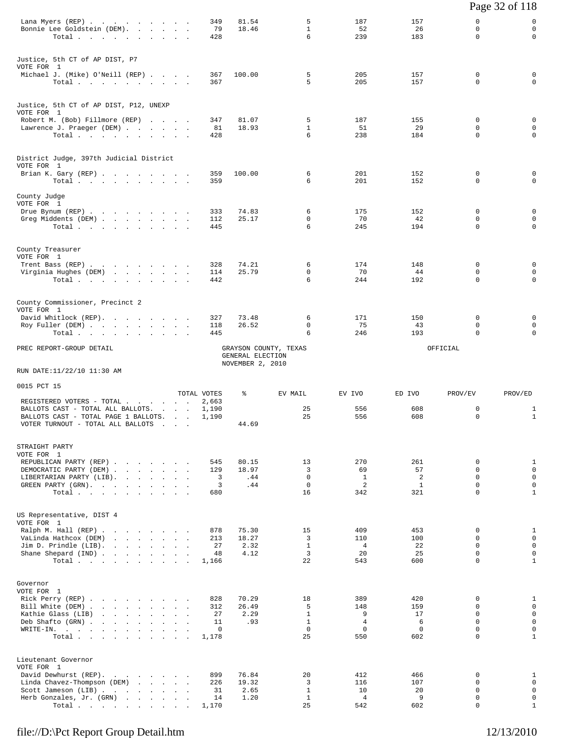| | TOTAL VOTES | % | EV MAIL | EV IVO | ED IVO | PROV/EV | PROV/ED |
|---|---|---|---|---|---|---|---|
| Lana Myers (REP) | 349 | 81.54 | 5 | 187 | 157 | 0 | 0 |
| Bonnie Lee Goldstein (DEM) | 79 | 18.46 | 1 | 52 | 26 | 0 | 0 |
| Total | 428 | | 6 | 239 | 183 | 0 | 0 |

Justice, 5th CT of AP DIST, P7
VOTE FOR 1

| | TOTAL VOTES | % | EV MAIL | EV IVO | ED IVO | PROV/EV | PROV/ED |
|---|---|---|---|---|---|---|---|
| Michael J. (Mike) O'Neill (REP) | 367 | 100.00 | 5 | 205 | 157 | 0 | 0 |
| Total | 367 | | 5 | 205 | 157 | 0 | 0 |

Justice, 5th CT of AP DIST, P12, UNEXP
VOTE FOR 1

| | TOTAL VOTES | % | EV MAIL | EV IVO | ED IVO | PROV/EV | PROV/ED |
|---|---|---|---|---|---|---|---|
| Robert M. (Bob) Fillmore (REP) | 347 | 81.07 | 5 | 187 | 155 | 0 | 0 |
| Lawrence J. Praeger (DEM) | 81 | 18.93 | 1 | 51 | 29 | 0 | 0 |
| Total | 428 | | 6 | 238 | 184 | 0 | 0 |

District Judge, 397th Judicial District
VOTE FOR 1

| | TOTAL VOTES | % | EV MAIL | EV IVO | ED IVO | PROV/EV | PROV/ED |
|---|---|---|---|---|---|---|---|
| Brian K. Gary (REP) | 359 | 100.00 | 6 | 201 | 152 | 0 | 0 |
| Total | 359 | | 6 | 201 | 152 | 0 | 0 |

County Judge
VOTE FOR 1

| | TOTAL VOTES | % | EV MAIL | EV IVO | ED IVO | PROV/EV | PROV/ED |
|---|---|---|---|---|---|---|---|
| Drue Bynum (REP) | 333 | 74.83 | 6 | 175 | 152 | 0 | 0 |
| Greg Middents (DEM) | 112 | 25.17 | 0 | 70 | 42 | 0 | 0 |
| Total | 445 | | 6 | 245 | 194 | 0 | 0 |

County Treasurer
VOTE FOR 1

| | TOTAL VOTES | % | EV MAIL | EV IVO | ED IVO | PROV/EV | PROV/ED |
|---|---|---|---|---|---|---|---|
| Trent Bass (REP) | 328 | 74.21 | 6 | 174 | 148 | 0 | 0 |
| Virginia Hughes (DEM) | 114 | 25.79 | 0 | 70 | 44 | 0 | 0 |
| Total | 442 | | 6 | 244 | 192 | 0 | 0 |

County Commissioner, Precinct 2
VOTE FOR 1

| | TOTAL VOTES | % | EV MAIL | EV IVO | ED IVO | PROV/EV | PROV/ED |
|---|---|---|---|---|---|---|---|
| David Whitlock (REP) | 327 | 73.48 | 6 | 171 | 150 | 0 | 0 |
| Roy Fuller (DEM) | 118 | 26.52 | 0 | 75 | 43 | 0 | 0 |
| Total | 445 | | 6 | 246 | 193 | 0 | 0 |

PREC REPORT-GROUP DETAIL

GRAYSON COUNTY, TEXAS
GENERAL ELECTION
NOVEMBER 2, 2010

OFFICIAL

RUN DATE:11/22/10 11:30 AM

## 0015 PCT 15

| | TOTAL VOTES | % | EV MAIL | EV IVO | ED IVO | PROV/EV | PROV/ED |
|---|---|---|---|---|---|---|---|
| REGISTERED VOTERS - TOTAL | 2,663 | | | | | | |
| BALLOTS CAST - TOTAL ALL BALLOTS | 1,190 | | 25 | 556 | 608 | 0 | 1 |
| BALLOTS CAST - TOTAL PAGE 1 BALLOTS | 1,190 | | 25 | 556 | 608 | 0 | 1 |
| VOTER TURNOUT - TOTAL ALL BALLOTS | | 44.69 | | | | | |

STRAIGHT PARTY
VOTE FOR 1

| | TOTAL VOTES | % | EV MAIL | EV IVO | ED IVO | PROV/EV | PROV/ED |
|---|---|---|---|---|---|---|---|
| REPUBLICAN PARTY (REP) | 545 | 80.15 | 13 | 270 | 261 | 0 | 1 |
| DEMOCRATIC PARTY (DEM) | 129 | 18.97 | 3 | 69 | 57 | 0 | 0 |
| LIBERTARIAN PARTY (LIB) | 3 | .44 | 0 | 1 | 2 | 0 | 0 |
| GREEN PARTY (GRN) | 3 | .44 | 0 | 2 | 1 | 0 | 0 |
| Total | 680 | | 16 | 342 | 321 | 0 | 1 |

US Representative, DIST 4
VOTE FOR 1

| | TOTAL VOTES | % | EV MAIL | EV IVO | ED IVO | PROV/EV | PROV/ED |
|---|---|---|---|---|---|---|---|
| Ralph M. Hall (REP) | 878 | 75.30 | 15 | 409 | 453 | 0 | 1 |
| VaLinda Hathcox (DEM) | 213 | 18.27 | 3 | 110 | 100 | 0 | 0 |
| Jim D. Prindle (LIB) | 27 | 2.32 | 1 | 4 | 22 | 0 | 0 |
| Shane Shepard (IND) | 48 | 4.12 | 3 | 20 | 25 | 0 | 0 |
| Total | 1,166 | | 22 | 543 | 600 | 0 | 1 |

Governor
VOTE FOR 1

| | TOTAL VOTES | % | EV MAIL | EV IVO | ED IVO | PROV/EV | PROV/ED |
|---|---|---|---|---|---|---|---|
| Rick Perry (REP) | 828 | 70.29 | 18 | 389 | 420 | 0 | 1 |
| Bill White (DEM) | 312 | 26.49 | 5 | 148 | 159 | 0 | 0 |
| Kathie Glass (LIB) | 27 | 2.29 | 1 | 9 | 17 | 0 | 0 |
| Deb Shafto (GRN) | 11 | .93 | 1 | 4 | 6 | 0 | 0 |
| WRITE-IN. | 0 | | 0 | 0 | 0 | 0 | 0 |
| Total | 1,178 | | 25 | 550 | 602 | 0 | 1 |

Lieutenant Governor
VOTE FOR 1

| | TOTAL VOTES | % | EV MAIL | EV IVO | ED IVO | PROV/EV | PROV/ED |
|---|---|---|---|---|---|---|---|
| David Dewhurst (REP) | 899 | 76.84 | 20 | 412 | 466 | 0 | 1 |
| Linda Chavez-Thompson (DEM) | 226 | 19.32 | 3 | 116 | 107 | 0 | 0 |
| Scott Jameson (LIB) | 31 | 2.65 | 1 | 10 | 20 | 0 | 0 |
| Herb Gonzales, Jr. (GRN) | 14 | 1.20 | 1 | 4 | 9 | 0 | 0 |
| Total | 1,170 | | 25 | 542 | 602 | 0 | 1 |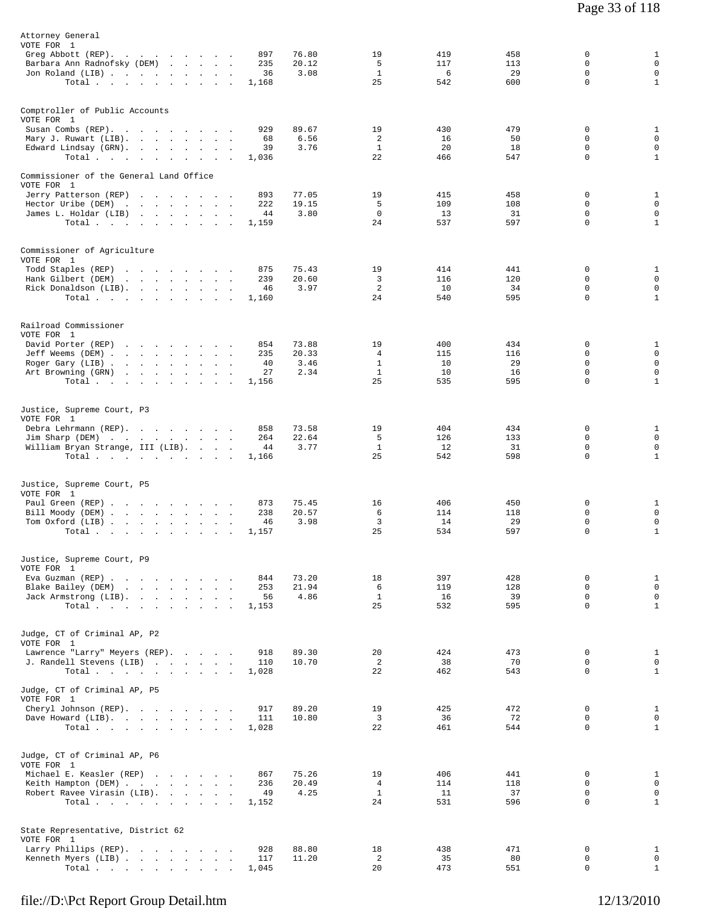Attorney General
VOTE FOR 1

| Candidate | Total | % | | | | | |
|---|---|---|---|---|---|---|---|
| Greg Abbott (REP) | 897 | 76.80 | 19 | 419 | 458 | 0 | 1 |
| Barbara Ann Radnofsky (DEM) | 235 | 20.12 | 5 | 117 | 113 | 0 | 0 |
| Jon Roland (LIB) | 36 | 3.08 | 1 | 6 | 29 | 0 | 0 |
| Total | 1,168 | | 25 | 542 | 600 | 0 | 1 |

Comptroller of Public Accounts
VOTE FOR 1

| Candidate | Total | % | | | | | |
|---|---|---|---|---|---|---|---|
| Susan Combs (REP) | 929 | 89.67 | 19 | 430 | 479 | 0 | 1 |
| Mary J. Ruwart (LIB) | 68 | 6.56 | 2 | 16 | 50 | 0 | 0 |
| Edward Lindsay (GRN) | 39 | 3.76 | 1 | 20 | 18 | 0 | 0 |
| Total | 1,036 | | 22 | 466 | 547 | 0 | 1 |

Commissioner of the General Land Office
VOTE FOR 1

| Candidate | Total | % | | | | | |
|---|---|---|---|---|---|---|---|
| Jerry Patterson (REP) | 893 | 77.05 | 19 | 415 | 458 | 0 | 1 |
| Hector Uribe (DEM) | 222 | 19.15 | 5 | 109 | 108 | 0 | 0 |
| James L. Holdar (LIB) | 44 | 3.80 | 0 | 13 | 31 | 0 | 0 |
| Total | 1,159 | | 24 | 537 | 597 | 0 | 1 |

Commissioner of Agriculture
VOTE FOR 1

| Candidate | Total | % | | | | | |
|---|---|---|---|---|---|---|---|
| Todd Staples (REP) | 875 | 75.43 | 19 | 414 | 441 | 0 | 1 |
| Hank Gilbert (DEM) | 239 | 20.60 | 3 | 116 | 120 | 0 | 0 |
| Rick Donaldson (LIB) | 46 | 3.97 | 2 | 10 | 34 | 0 | 0 |
| Total | 1,160 | | 24 | 540 | 595 | 0 | 1 |

Railroad Commissioner
VOTE FOR 1

| Candidate | Total | % | | | | | |
|---|---|---|---|---|---|---|---|
| David Porter (REP) | 854 | 73.88 | 19 | 400 | 434 | 0 | 1 |
| Jeff Weems (DEM) | 235 | 20.33 | 4 | 115 | 116 | 0 | 0 |
| Roger Gary (LIB) | 40 | 3.46 | 1 | 10 | 29 | 0 | 0 |
| Art Browning (GRN) | 27 | 2.34 | 1 | 10 | 16 | 0 | 0 |
| Total | 1,156 | | 25 | 535 | 595 | 0 | 1 |

Justice, Supreme Court, P3
VOTE FOR 1

| Candidate | Total | % | | | | | |
|---|---|---|---|---|---|---|---|
| Debra Lehrmann (REP) | 858 | 73.58 | 19 | 404 | 434 | 0 | 1 |
| Jim Sharp (DEM) | 264 | 22.64 | 5 | 126 | 133 | 0 | 0 |
| William Bryan Strange, III (LIB) | 44 | 3.77 | 1 | 12 | 31 | 0 | 0 |
| Total | 1,166 | | 25 | 542 | 598 | 0 | 1 |

Justice, Supreme Court, P5
VOTE FOR 1

| Candidate | Total | % | | | | | |
|---|---|---|---|---|---|---|---|
| Paul Green (REP) | 873 | 75.45 | 16 | 406 | 450 | 0 | 1 |
| Bill Moody (DEM) | 238 | 20.57 | 6 | 114 | 118 | 0 | 0 |
| Tom Oxford (LIB) | 46 | 3.98 | 3 | 14 | 29 | 0 | 0 |
| Total | 1,157 | | 25 | 534 | 597 | 0 | 1 |

Justice, Supreme Court, P9
VOTE FOR 1

| Candidate | Total | % | | | | | |
|---|---|---|---|---|---|---|---|
| Eva Guzman (REP) | 844 | 73.20 | 18 | 397 | 428 | 0 | 1 |
| Blake Bailey (DEM) | 253 | 21.94 | 6 | 119 | 128 | 0 | 0 |
| Jack Armstrong (LIB) | 56 | 4.86 | 1 | 16 | 39 | 0 | 0 |
| Total | 1,153 | | 25 | 532 | 595 | 0 | 1 |

Judge, CT of Criminal AP, P2
VOTE FOR 1

| Candidate | Total | % | | | | | |
|---|---|---|---|---|---|---|---|
| Lawrence "Larry" Meyers (REP) | 918 | 89.30 | 20 | 424 | 473 | 0 | 1 |
| J. Randell Stevens (LIB) | 110 | 10.70 | 2 | 38 | 70 | 0 | 0 |
| Total | 1,028 | | 22 | 462 | 543 | 0 | 1 |

Judge, CT of Criminal AP, P5
VOTE FOR 1

| Candidate | Total | % | | | | | |
|---|---|---|---|---|---|---|---|
| Cheryl Johnson (REP) | 917 | 89.20 | 19 | 425 | 472 | 0 | 1 |
| Dave Howard (LIB) | 111 | 10.80 | 3 | 36 | 72 | 0 | 0 |
| Total | 1,028 | | 22 | 461 | 544 | 0 | 1 |

Judge, CT of Criminal AP, P6
VOTE FOR 1

| Candidate | Total | % | | | | | |
|---|---|---|---|---|---|---|---|
| Michael E. Keasler (REP) | 867 | 75.26 | 19 | 406 | 441 | 0 | 1 |
| Keith Hampton (DEM) | 236 | 20.49 | 4 | 114 | 118 | 0 | 0 |
| Robert Ravee Virasin (LIB) | 49 | 4.25 | 1 | 11 | 37 | 0 | 0 |
| Total | 1,152 | | 24 | 531 | 596 | 0 | 1 |

State Representative, District 62
VOTE FOR 1

| Candidate | Total | % | | | | | |
|---|---|---|---|---|---|---|---|
| Larry Phillips (REP) | 928 | 88.80 | 18 | 438 | 471 | 0 | 1 |
| Kenneth Myers (LIB) | 117 | 11.20 | 2 | 35 | 80 | 0 | 0 |
| Total | 1,045 | | 20 | 473 | 551 | 0 | 1 |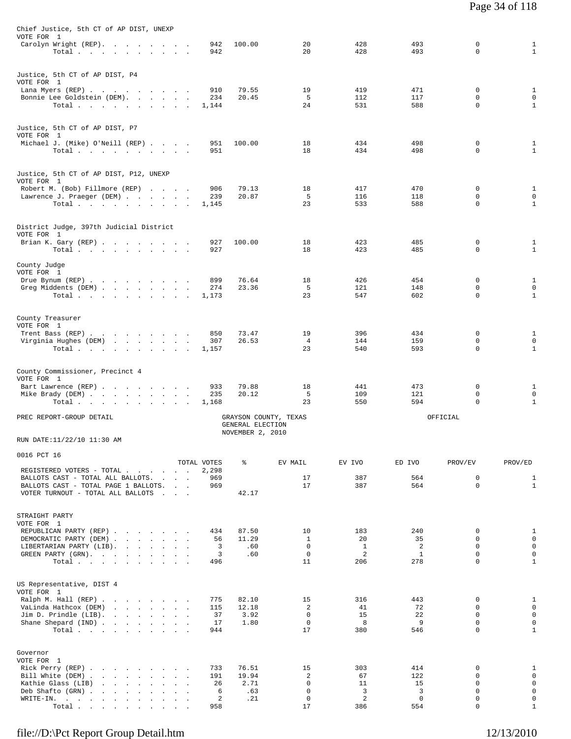Chief Justice, 5th CT of AP DIST, UNEXP
VOTE FOR 1

| | TOTAL VOTES | % | EV MAIL | EV IVO | ED IVO | PROV/EV | PROV/ED |
|---|---|---|---|---|---|---|---|
| Carolyn Wright (REP) | 942 | 100.00 | 20 | 428 | 493 | 0 | 1 |
| Total | 942 | | 20 | 428 | 493 | 0 | 1 |

Justice, 5th CT of AP DIST, P4
VOTE FOR 1

| | TOTAL VOTES | % | EV MAIL | EV IVO | ED IVO | PROV/EV | PROV/ED |
|---|---|---|---|---|---|---|---|
| Lana Myers (REP) | 910 | 79.55 | 19 | 419 | 471 | 0 | 1 |
| Bonnie Lee Goldstein (DEM) | 234 | 20.45 | 5 | 112 | 117 | 0 | 0 |
| Total | 1,144 | | 24 | 531 | 588 | 0 | 1 |

Justice, 5th CT of AP DIST, P7
VOTE FOR 1

| | TOTAL VOTES | % | EV MAIL | EV IVO | ED IVO | PROV/EV | PROV/ED |
|---|---|---|---|---|---|---|---|
| Michael J. (Mike) O'Neill (REP) | 951 | 100.00 | 18 | 434 | 498 | 0 | 1 |
| Total | 951 | | 18 | 434 | 498 | 0 | 1 |

Justice, 5th CT of AP DIST, P12, UNEXP
VOTE FOR 1

| | TOTAL VOTES | % | EV MAIL | EV IVO | ED IVO | PROV/EV | PROV/ED |
|---|---|---|---|---|---|---|---|
| Robert M. (Bob) Fillmore (REP) | 906 | 79.13 | 18 | 417 | 470 | 0 | 1 |
| Lawrence J. Praeger (DEM) | 239 | 20.87 | 5 | 116 | 118 | 0 | 0 |
| Total | 1,145 | | 23 | 533 | 588 | 0 | 1 |

District Judge, 397th Judicial District
VOTE FOR 1

| | TOTAL VOTES | % | EV MAIL | EV IVO | ED IVO | PROV/EV | PROV/ED |
|---|---|---|---|---|---|---|---|
| Brian K. Gary (REP) | 927 | 100.00 | 18 | 423 | 485 | 0 | 1 |
| Total | 927 | | 18 | 423 | 485 | 0 | 1 |

County Judge
VOTE FOR 1

| | TOTAL VOTES | % | EV MAIL | EV IVO | ED IVO | PROV/EV | PROV/ED |
|---|---|---|---|---|---|---|---|
| Drue Bynum (REP) | 899 | 76.64 | 18 | 426 | 454 | 0 | 1 |
| Greg Middents (DEM) | 274 | 23.36 | 5 | 121 | 148 | 0 | 0 |
| Total | 1,173 | | 23 | 547 | 602 | 0 | 1 |

County Treasurer
VOTE FOR 1

| | TOTAL VOTES | % | EV MAIL | EV IVO | ED IVO | PROV/EV | PROV/ED |
|---|---|---|---|---|---|---|---|
| Trent Bass (REP) | 850 | 73.47 | 19 | 396 | 434 | 0 | 1 |
| Virginia Hughes (DEM) | 307 | 26.53 | 4 | 144 | 159 | 0 | 0 |
| Total | 1,157 | | 23 | 540 | 593 | 0 | 1 |

County Commissioner, Precinct 4
VOTE FOR 1

| | TOTAL VOTES | % | EV MAIL | EV IVO | ED IVO | PROV/EV | PROV/ED |
|---|---|---|---|---|---|---|---|
| Bart Lawrence (REP) | 933 | 79.88 | 18 | 441 | 473 | 0 | 1 |
| Mike Brady (DEM) | 235 | 20.12 | 5 | 109 | 121 | 0 | 0 |
| Total | 1,168 | | 23 | 550 | 594 | 0 | 1 |

PREC REPORT-GROUP DETAIL — GRAYSON COUNTY, TEXAS — GENERAL ELECTION — NOVEMBER 2, 2010 — OFFICIAL

RUN DATE:11/22/10 11:30 AM

0016 PCT 16

| | TOTAL VOTES | % | EV MAIL | EV IVO | ED IVO | PROV/EV | PROV/ED |
|---|---|---|---|---|---|---|---|
| REGISTERED VOTERS - TOTAL | 2,298 | | | | | | |
| BALLOTS CAST - TOTAL ALL BALLOTS | 969 | | 17 | 387 | 564 | 0 | 1 |
| BALLOTS CAST - TOTAL PAGE 1 BALLOTS | 969 | | 17 | 387 | 564 | 0 | 1 |
| VOTER TURNOUT - TOTAL ALL BALLOTS | | 42.17 | | | | | |

STRAIGHT PARTY
VOTE FOR 1

| | TOTAL VOTES | % | EV MAIL | EV IVO | ED IVO | PROV/EV | PROV/ED |
|---|---|---|---|---|---|---|---|
| REPUBLICAN PARTY (REP) | 434 | 87.50 | 10 | 183 | 240 | 0 | 1 |
| DEMOCRATIC PARTY (DEM) | 56 | 11.29 | 1 | 20 | 35 | 0 | 0 |
| LIBERTARIAN PARTY (LIB) | 3 | .60 | 0 | 1 | 2 | 0 | 0 |
| GREEN PARTY (GRN) | 3 | .60 | 0 | 2 | 1 | 0 | 0 |
| Total | 496 | | 11 | 206 | 278 | 0 | 1 |

US Representative, DIST 4
VOTE FOR 1

| | TOTAL VOTES | % | EV MAIL | EV IVO | ED IVO | PROV/EV | PROV/ED |
|---|---|---|---|---|---|---|---|
| Ralph M. Hall (REP) | 775 | 82.10 | 15 | 316 | 443 | 0 | 1 |
| VaLinda Hathcox (DEM) | 115 | 12.18 | 2 | 41 | 72 | 0 | 0 |
| Jim D. Prindle (LIB) | 37 | 3.92 | 0 | 15 | 22 | 0 | 0 |
| Shane Shepard (IND) | 17 | 1.80 | 0 | 8 | 9 | 0 | 0 |
| Total | 944 | | 17 | 380 | 546 | 0 | 1 |

Governor
VOTE FOR 1

| | TOTAL VOTES | % | EV MAIL | EV IVO | ED IVO | PROV/EV | PROV/ED |
|---|---|---|---|---|---|---|---|
| Rick Perry (REP) | 733 | 76.51 | 15 | 303 | 414 | 0 | 1 |
| Bill White (DEM) | 191 | 19.94 | 2 | 67 | 122 | 0 | 0 |
| Kathie Glass (LIB) | 26 | 2.71 | 0 | 11 | 15 | 0 | 0 |
| Deb Shafto (GRN) | 6 | .63 | 0 | 3 | 3 | 0 | 0 |
| WRITE-IN. | 2 | .21 | 0 | 2 | 0 | 0 | 0 |
| Total | 958 | | 17 | 386 | 554 | 0 | 1 |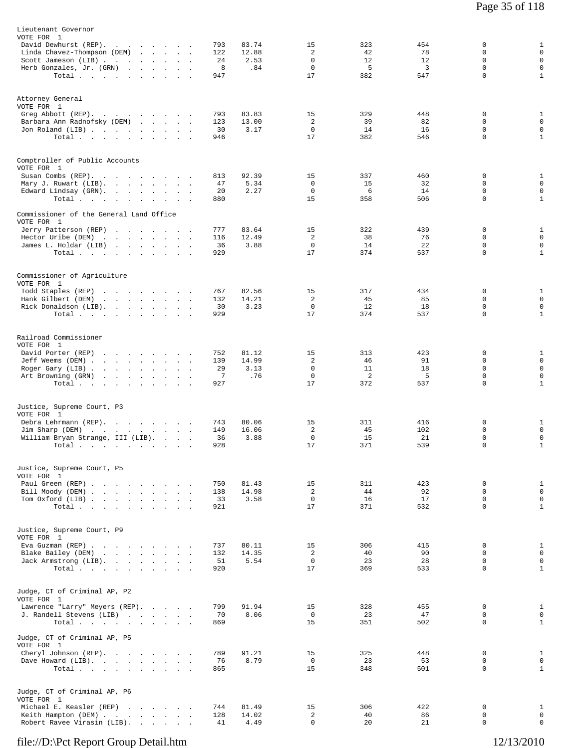## Lieutenant Governor
VOTE FOR 1

| Candidate | Votes | % | | | | | |
|---|---|---|---|---|---|---|---|
| David Dewhurst (REP) | 793 | 83.74 | 15 | 323 | 454 | 0 | 1 |
| Linda Chavez-Thompson (DEM) | 122 | 12.88 | 2 | 42 | 78 | 0 | 0 |
| Scott Jameson (LIB) | 24 | 2.53 | 0 | 12 | 12 | 0 | 0 |
| Herb Gonzales, Jr. (GRN) | 8 | .84 | 0 | 5 | 3 | 0 | 0 |
| Total | 947 | | 17 | 382 | 547 | 0 | 1 |

## Attorney General
VOTE FOR 1

| Candidate | Votes | % | | | | | |
|---|---|---|---|---|---|---|---|
| Greg Abbott (REP) | 793 | 83.83 | 15 | 329 | 448 | 0 | 1 |
| Barbara Ann Radnofsky (DEM) | 123 | 13.00 | 2 | 39 | 82 | 0 | 0 |
| Jon Roland (LIB) | 30 | 3.17 | 0 | 14 | 16 | 0 | 0 |
| Total | 946 | | 17 | 382 | 546 | 0 | 1 |

## Comptroller of Public Accounts
VOTE FOR 1

| Candidate | Votes | % | | | | | |
|---|---|---|---|---|---|---|---|
| Susan Combs (REP) | 813 | 92.39 | 15 | 337 | 460 | 0 | 1 |
| Mary J. Ruwart (LIB) | 47 | 5.34 | 0 | 15 | 32 | 0 | 0 |
| Edward Lindsay (GRN) | 20 | 2.27 | 0 | 6 | 14 | 0 | 0 |
| Total | 880 | | 15 | 358 | 506 | 0 | 1 |

## Commissioner of the General Land Office
VOTE FOR 1

| Candidate | Votes | % | | | | | |
|---|---|---|---|---|---|---|---|
| Jerry Patterson (REP) | 777 | 83.64 | 15 | 322 | 439 | 0 | 1 |
| Hector Uribe (DEM) | 116 | 12.49 | 2 | 38 | 76 | 0 | 0 |
| James L. Holdar (LIB) | 36 | 3.88 | 0 | 14 | 22 | 0 | 0 |
| Total | 929 | | 17 | 374 | 537 | 0 | 1 |

## Commissioner of Agriculture
VOTE FOR 1

| Candidate | Votes | % | | | | | |
|---|---|---|---|---|---|---|---|
| Todd Staples (REP) | 767 | 82.56 | 15 | 317 | 434 | 0 | 1 |
| Hank Gilbert (DEM) | 132 | 14.21 | 2 | 45 | 85 | 0 | 0 |
| Rick Donaldson (LIB) | 30 | 3.23 | 0 | 12 | 18 | 0 | 0 |
| Total | 929 | | 17 | 374 | 537 | 0 | 1 |

## Railroad Commissioner
VOTE FOR 1

| Candidate | Votes | % | | | | | |
|---|---|---|---|---|---|---|---|
| David Porter (REP) | 752 | 81.12 | 15 | 313 | 423 | 0 | 1 |
| Jeff Weems (DEM) | 139 | 14.99 | 2 | 46 | 91 | 0 | 0 |
| Roger Gary (LIB) | 29 | 3.13 | 0 | 11 | 18 | 0 | 0 |
| Art Browning (GRN) | 7 | .76 | 0 | 2 | 5 | 0 | 0 |
| Total | 927 | | 17 | 372 | 537 | 0 | 1 |

## Justice, Supreme Court, P3
VOTE FOR 1

| Candidate | Votes | % | | | | | |
|---|---|---|---|---|---|---|---|
| Debra Lehrmann (REP) | 743 | 80.06 | 15 | 311 | 416 | 0 | 1 |
| Jim Sharp (DEM) | 149 | 16.06 | 2 | 45 | 102 | 0 | 0 |
| William Bryan Strange, III (LIB) | 36 | 3.88 | 0 | 15 | 21 | 0 | 0 |
| Total | 928 | | 17 | 371 | 539 | 0 | 1 |

## Justice, Supreme Court, P5
VOTE FOR 1

| Candidate | Votes | % | | | | | |
|---|---|---|---|---|---|---|---|
| Paul Green (REP) | 750 | 81.43 | 15 | 311 | 423 | 0 | 1 |
| Bill Moody (DEM) | 138 | 14.98 | 2 | 44 | 92 | 0 | 0 |
| Tom Oxford (LIB) | 33 | 3.58 | 0 | 16 | 17 | 0 | 0 |
| Total | 921 | | 17 | 371 | 532 | 0 | 1 |

## Justice, Supreme Court, P9
VOTE FOR 1

| Candidate | Votes | % | | | | | |
|---|---|---|---|---|---|---|---|
| Eva Guzman (REP) | 737 | 80.11 | 15 | 306 | 415 | 0 | 1 |
| Blake Bailey (DEM) | 132 | 14.35 | 2 | 40 | 90 | 0 | 0 |
| Jack Armstrong (LIB) | 51 | 5.54 | 0 | 23 | 28 | 0 | 0 |
| Total | 920 | | 17 | 369 | 533 | 0 | 1 |

## Judge, CT of Criminal AP, P2
VOTE FOR 1

| Candidate | Votes | % | | | | | |
|---|---|---|---|---|---|---|---|
| Lawrence "Larry" Meyers (REP) | 799 | 91.94 | 15 | 328 | 455 | 0 | 1 |
| J. Randell Stevens (LIB) | 70 | 8.06 | 0 | 23 | 47 | 0 | 0 |
| Total | 869 | | 15 | 351 | 502 | 0 | 1 |

## Judge, CT of Criminal AP, P5
VOTE FOR 1

| Candidate | Votes | % | | | | | |
|---|---|---|---|---|---|---|---|
| Cheryl Johnson (REP) | 789 | 91.21 | 15 | 325 | 448 | 0 | 1 |
| Dave Howard (LIB) | 76 | 8.79 | 0 | 23 | 53 | 0 | 0 |
| Total | 865 | | 15 | 348 | 501 | 0 | 1 |

## Judge, CT of Criminal AP, P6
VOTE FOR 1

| Candidate | Votes | % | | | | | |
|---|---|---|---|---|---|---|---|
| Michael E. Keasler (REP) | 744 | 81.49 | 15 | 306 | 422 | 0 | 1 |
| Keith Hampton (DEM) | 128 | 14.02 | 2 | 40 | 86 | 0 | 0 |
| Robert Ravee Virasin (LIB) | 41 | 4.49 | 0 | 20 | 21 | 0 | 0 |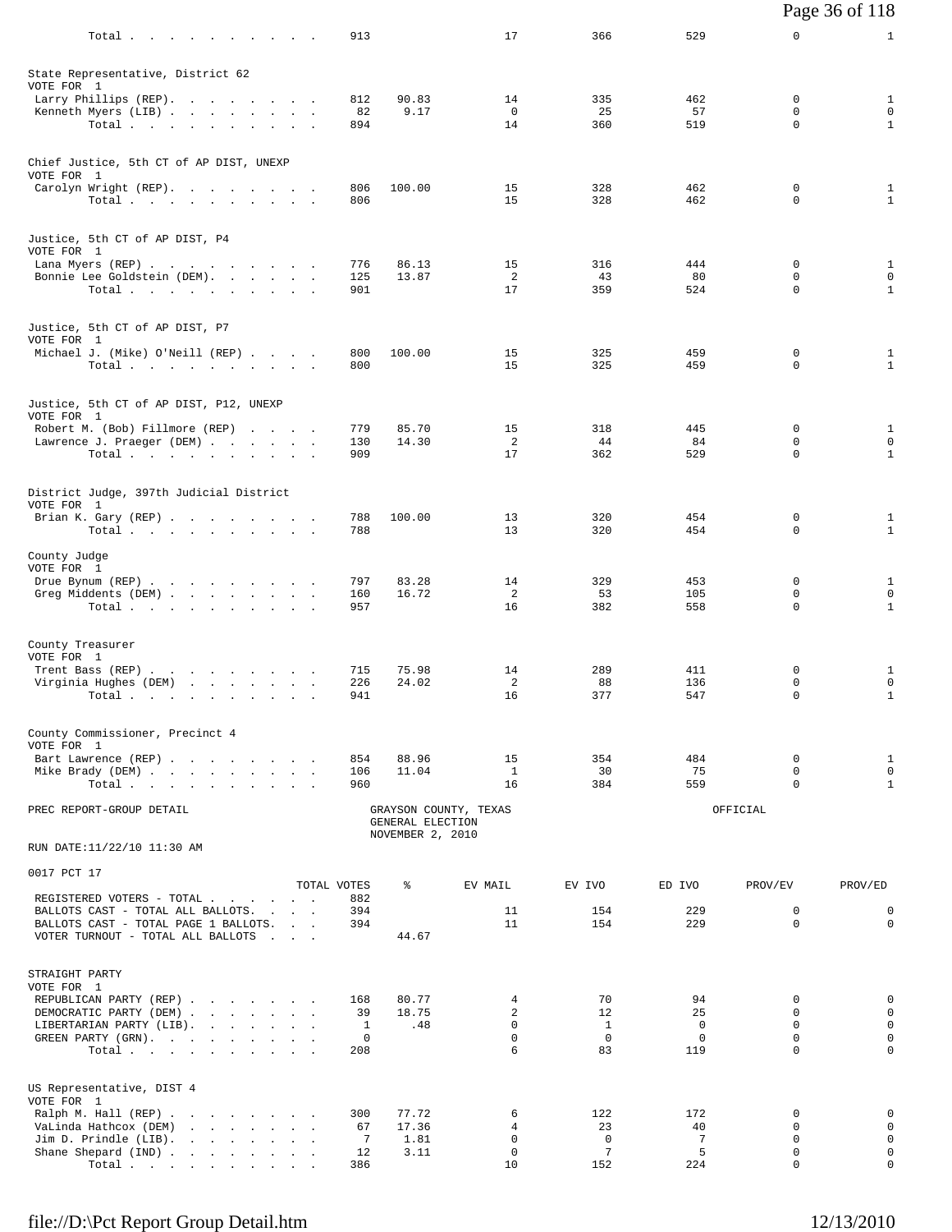| | TOTAL VOTES | % | EV MAIL | EV IVO | ED IVO | PROV/EV | PROV/ED |
|---|---|---|---|---|---|---|---|
| Total | 913 | | 17 | 366 | 529 | 0 | 1 |

State Representative, District 62
VOTE FOR 1

| | TOTAL VOTES | % | EV MAIL | EV IVO | ED IVO | PROV/EV | PROV/ED |
|---|---|---|---|---|---|---|---|
| Larry Phillips (REP) | 812 | 90.83 | 14 | 335 | 462 | 0 | 1 |
| Kenneth Myers (LIB) | 82 | 9.17 | 0 | 25 | 57 | 0 | 0 |
| Total | 894 | | 14 | 360 | 519 | 0 | 1 |

Chief Justice, 5th CT of AP DIST, UNEXP
VOTE FOR 1

| | TOTAL VOTES | % | EV MAIL | EV IVO | ED IVO | PROV/EV | PROV/ED |
|---|---|---|---|---|---|---|---|
| Carolyn Wright (REP) | 806 | 100.00 | 15 | 328 | 462 | 0 | 1 |
| Total | 806 | | 15 | 328 | 462 | 0 | 1 |

Justice, 5th CT of AP DIST, P4
VOTE FOR 1

| | TOTAL VOTES | % | EV MAIL | EV IVO | ED IVO | PROV/EV | PROV/ED |
|---|---|---|---|---|---|---|---|
| Lana Myers (REP) | 776 | 86.13 | 15 | 316 | 444 | 0 | 1 |
| Bonnie Lee Goldstein (DEM) | 125 | 13.87 | 2 | 43 | 80 | 0 | 0 |
| Total | 901 | | 17 | 359 | 524 | 0 | 1 |

Justice, 5th CT of AP DIST, P7
VOTE FOR 1

| | TOTAL VOTES | % | EV MAIL | EV IVO | ED IVO | PROV/EV | PROV/ED |
|---|---|---|---|---|---|---|---|
| Michael J. (Mike) O'Neill (REP) | 800 | 100.00 | 15 | 325 | 459 | 0 | 1 |
| Total | 800 | | 15 | 325 | 459 | 0 | 1 |

Justice, 5th CT of AP DIST, P12, UNEXP
VOTE FOR 1

| | TOTAL VOTES | % | EV MAIL | EV IVO | ED IVO | PROV/EV | PROV/ED |
|---|---|---|---|---|---|---|---|
| Robert M. (Bob) Fillmore (REP) | 779 | 85.70 | 15 | 318 | 445 | 0 | 1 |
| Lawrence J. Praeger (DEM) | 130 | 14.30 | 2 | 44 | 84 | 0 | 0 |
| Total | 909 | | 17 | 362 | 529 | 0 | 1 |

District Judge, 397th Judicial District
VOTE FOR 1

| | TOTAL VOTES | % | EV MAIL | EV IVO | ED IVO | PROV/EV | PROV/ED |
|---|---|---|---|---|---|---|---|
| Brian K. Gary (REP) | 788 | 100.00 | 13 | 320 | 454 | 0 | 1 |
| Total | 788 | | 13 | 320 | 454 | 0 | 1 |

County Judge
VOTE FOR 1

| | TOTAL VOTES | % | EV MAIL | EV IVO | ED IVO | PROV/EV | PROV/ED |
|---|---|---|---|---|---|---|---|
| Drue Bynum (REP) | 797 | 83.28 | 14 | 329 | 453 | 0 | 1 |
| Greg Middents (DEM) | 160 | 16.72 | 2 | 53 | 105 | 0 | 0 |
| Total | 957 | | 16 | 382 | 558 | 0 | 1 |

County Treasurer
VOTE FOR 1

| | TOTAL VOTES | % | EV MAIL | EV IVO | ED IVO | PROV/EV | PROV/ED |
|---|---|---|---|---|---|---|---|
| Trent Bass (REP) | 715 | 75.98 | 14 | 289 | 411 | 0 | 1 |
| Virginia Hughes (DEM) | 226 | 24.02 | 2 | 88 | 136 | 0 | 0 |
| Total | 941 | | 16 | 377 | 547 | 0 | 1 |

County Commissioner, Precinct 4
VOTE FOR 1

| | TOTAL VOTES | % | EV MAIL | EV IVO | ED IVO | PROV/EV | PROV/ED |
|---|---|---|---|---|---|---|---|
| Bart Lawrence (REP) | 854 | 88.96 | 15 | 354 | 484 | 0 | 1 |
| Mike Brady (DEM) | 106 | 11.04 | 1 | 30 | 75 | 0 | 0 |
| Total | 960 | | 16 | 384 | 559 | 0 | 1 |

PREC REPORT-GROUP DETAIL — GRAYSON COUNTY, TEXAS — GENERAL ELECTION — NOVEMBER 2, 2010 — OFFICIAL

RUN DATE:11/22/10 11:30 AM

0017 PCT 17

| | TOTAL VOTES | % | EV MAIL | EV IVO | ED IVO | PROV/EV | PROV/ED |
|---|---|---|---|---|---|---|---|
| REGISTERED VOTERS - TOTAL | 882 | | | | | | |
| BALLOTS CAST - TOTAL ALL BALLOTS | 394 | | 11 | 154 | 229 | 0 | 0 |
| BALLOTS CAST - TOTAL PAGE 1 BALLOTS | 394 | | 11 | 154 | 229 | 0 | 0 |
| VOTER TURNOUT - TOTAL ALL BALLOTS | | 44.67 | | | | | |

STRAIGHT PARTY
VOTE FOR 1

| | TOTAL VOTES | % | EV MAIL | EV IVO | ED IVO | PROV/EV | PROV/ED |
|---|---|---|---|---|---|---|---|
| REPUBLICAN PARTY (REP) | 168 | 80.77 | 4 | 70 | 94 | 0 | 0 |
| DEMOCRATIC PARTY (DEM) | 39 | 18.75 | 2 | 12 | 25 | 0 | 0 |
| LIBERTARIAN PARTY (LIB) | 1 | .48 | 0 | 1 | 0 | 0 | 0 |
| GREEN PARTY (GRN) | 0 | | 0 | 0 | 0 | 0 | 0 |
| Total | 208 | | 6 | 83 | 119 | 0 | 0 |

US Representative, DIST 4
VOTE FOR 1

| | TOTAL VOTES | % | EV MAIL | EV IVO | ED IVO | PROV/EV | PROV/ED |
|---|---|---|---|---|---|---|---|
| Ralph M. Hall (REP) | 300 | 77.72 | 6 | 122 | 172 | 0 | 0 |
| VaLinda Hathcox (DEM) | 67 | 17.36 | 4 | 23 | 40 | 0 | 0 |
| Jim D. Prindle (LIB) | 7 | 1.81 | 0 | 0 | 7 | 0 | 0 |
| Shane Shepard (IND) | 12 | 3.11 | 0 | 7 | 5 | 0 | 0 |
| Total | 386 | | 10 | 152 | 224 | 0 | 0 |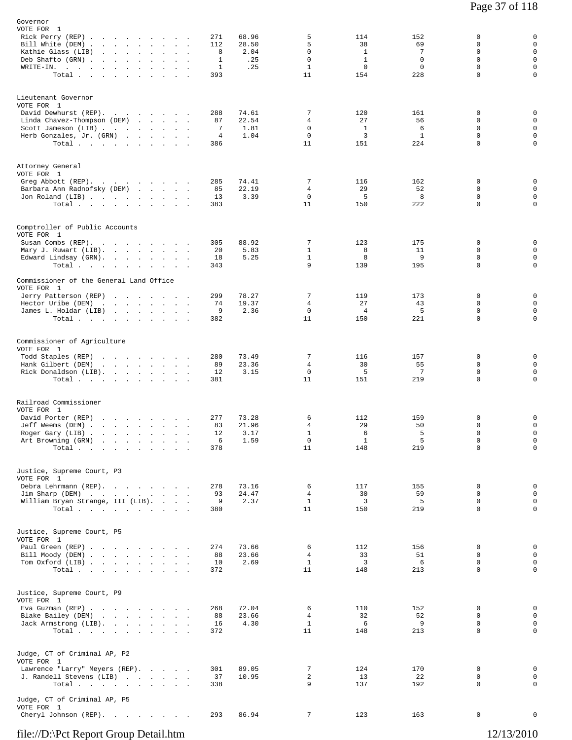**Governor**
VOTE FOR 1

| Candidate | Total | % | | | | | |
|---|---|---|---|---|---|---|---|
| Rick Perry (REP) | 271 | 68.96 | 5 | 114 | 152 | 0 | 0 |
| Bill White (DEM) | 112 | 28.50 | 5 | 38 | 69 | 0 | 0 |
| Kathie Glass (LIB) | 8 | 2.04 | 0 | 1 | 7 | 0 | 0 |
| Deb Shafto (GRN) | 1 | .25 | 0 | 1 | 0 | 0 | 0 |
| WRITE-IN. | 1 | .25 | 1 | 0 | 0 | 0 | 0 |
| Total | 393 | | 11 | 154 | 228 | 0 | 0 |

**Lieutenant Governor**
VOTE FOR 1

| Candidate | Total | % | | | | | |
|---|---|---|---|---|---|---|---|
| David Dewhurst (REP). | 288 | 74.61 | 7 | 120 | 161 | 0 | 0 |
| Linda Chavez-Thompson (DEM) | 87 | 22.54 | 4 | 27 | 56 | 0 | 0 |
| Scott Jameson (LIB) | 7 | 1.81 | 0 | 1 | 6 | 0 | 0 |
| Herb Gonzales, Jr. (GRN) | 4 | 1.04 | 0 | 3 | 1 | 0 | 0 |
| Total | 386 | | 11 | 151 | 224 | 0 | 0 |

**Attorney General**
VOTE FOR 1

| Candidate | Total | % | | | | | |
|---|---|---|---|---|---|---|---|
| Greg Abbott (REP). | 285 | 74.41 | 7 | 116 | 162 | 0 | 0 |
| Barbara Ann Radnofsky (DEM) | 85 | 22.19 | 4 | 29 | 52 | 0 | 0 |
| Jon Roland (LIB) | 13 | 3.39 | 0 | 5 | 8 | 0 | 0 |
| Total | 383 | | 11 | 150 | 222 | 0 | 0 |

**Comptroller of Public Accounts**
VOTE FOR 1

| Candidate | Total | % | | | | | |
|---|---|---|---|---|---|---|---|
| Susan Combs (REP). | 305 | 88.92 | 7 | 123 | 175 | 0 | 0 |
| Mary J. Ruwart (LIB). | 20 | 5.83 | 1 | 8 | 11 | 0 | 0 |
| Edward Lindsay (GRN). | 18 | 5.25 | 1 | 8 | 9 | 0 | 0 |
| Total | 343 | | 9 | 139 | 195 | 0 | 0 |

**Commissioner of the General Land Office**
VOTE FOR 1

| Candidate | Total | % | | | | | |
|---|---|---|---|---|---|---|---|
| Jerry Patterson (REP) | 299 | 78.27 | 7 | 119 | 173 | 0 | 0 |
| Hector Uribe (DEM) | 74 | 19.37 | 4 | 27 | 43 | 0 | 0 |
| James L. Holdar (LIB) | 9 | 2.36 | 0 | 4 | 5 | 0 | 0 |
| Total | 382 | | 11 | 150 | 221 | 0 | 0 |

**Commissioner of Agriculture**
VOTE FOR 1

| Candidate | Total | % | | | | | |
|---|---|---|---|---|---|---|---|
| Todd Staples (REP) | 280 | 73.49 | 7 | 116 | 157 | 0 | 0 |
| Hank Gilbert (DEM) | 89 | 23.36 | 4 | 30 | 55 | 0 | 0 |
| Rick Donaldson (LIB). | 12 | 3.15 | 0 | 5 | 7 | 0 | 0 |
| Total | 381 | | 11 | 151 | 219 | 0 | 0 |

**Railroad Commissioner**
VOTE FOR 1

| Candidate | Total | % | | | | | |
|---|---|---|---|---|---|---|---|
| David Porter (REP) | 277 | 73.28 | 6 | 112 | 159 | 0 | 0 |
| Jeff Weems (DEM) | 83 | 21.96 | 4 | 29 | 50 | 0 | 0 |
| Roger Gary (LIB) | 12 | 3.17 | 1 | 6 | 5 | 0 | 0 |
| Art Browning (GRN) | 6 | 1.59 | 0 | 1 | 5 | 0 | 0 |
| Total | 378 | | 11 | 148 | 219 | 0 | 0 |

**Justice, Supreme Court, P3**
VOTE FOR 1

| Candidate | Total | % | | | | | |
|---|---|---|---|---|---|---|---|
| Debra Lehrmann (REP). | 278 | 73.16 | 6 | 117 | 155 | 0 | 0 |
| Jim Sharp (DEM) | 93 | 24.47 | 4 | 30 | 59 | 0 | 0 |
| William Bryan Strange, III (LIB). | 9 | 2.37 | 1 | 3 | 5 | 0 | 0 |
| Total | 380 | | 11 | 150 | 219 | 0 | 0 |

**Justice, Supreme Court, P5**
VOTE FOR 1

| Candidate | Total | % | | | | | |
|---|---|---|---|---|---|---|---|
| Paul Green (REP) | 274 | 73.66 | 6 | 112 | 156 | 0 | 0 |
| Bill Moody (DEM) | 88 | 23.66 | 4 | 33 | 51 | 0 | 0 |
| Tom Oxford (LIB) | 10 | 2.69 | 1 | 3 | 6 | 0 | 0 |
| Total | 372 | | 11 | 148 | 213 | 0 | 0 |

**Justice, Supreme Court, P9**
VOTE FOR 1

| Candidate | Total | % | | | | | |
|---|---|---|---|---|---|---|---|
| Eva Guzman (REP) | 268 | 72.04 | 6 | 110 | 152 | 0 | 0 |
| Blake Bailey (DEM) | 88 | 23.66 | 4 | 32 | 52 | 0 | 0 |
| Jack Armstrong (LIB). | 16 | 4.30 | 1 | 6 | 9 | 0 | 0 |
| Total | 372 | | 11 | 148 | 213 | 0 | 0 |

**Judge, CT of Criminal AP, P2**
VOTE FOR 1

| Candidate | Total | % | | | | | |
|---|---|---|---|---|---|---|---|
| Lawrence "Larry" Meyers (REP). | 301 | 89.05 | 7 | 124 | 170 | 0 | 0 |
| J. Randell Stevens (LIB) | 37 | 10.95 | 2 | 13 | 22 | 0 | 0 |
| Total | 338 | | 9 | 137 | 192 | 0 | 0 |

**Judge, CT of Criminal AP, P5**
VOTE FOR 1

| Candidate | Total | % | | | | | |
|---|---|---|---|---|---|---|---|
| Cheryl Johnson (REP). | 293 | 86.94 | 7 | 123 | 163 | 0 | 0 |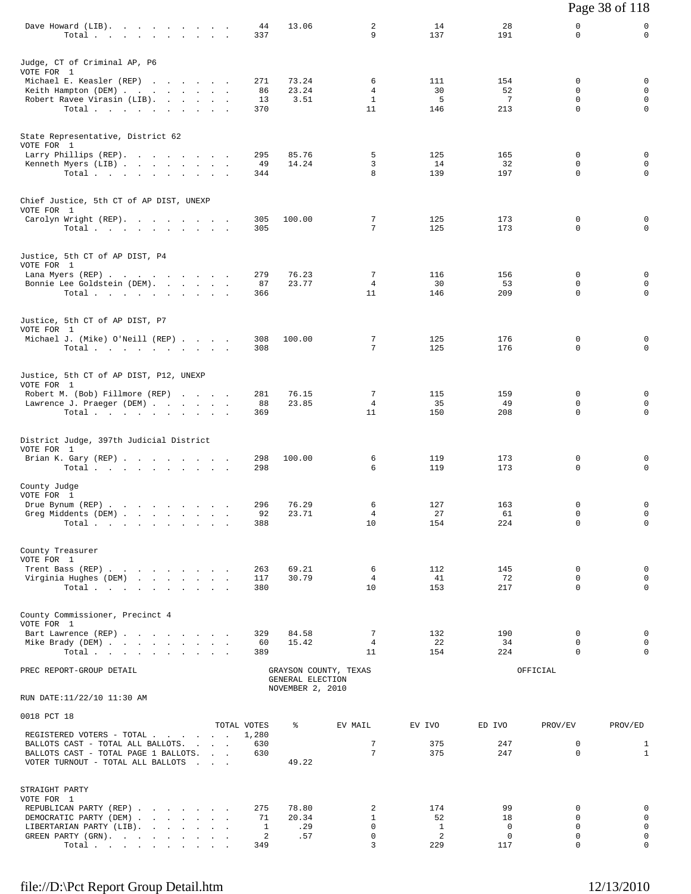| | | | | | | | |
|---|---|---|---|---|---|---|---|
| Dave Howard (LIB). | 44 | 13.06 | 2 | 14 | 28 | 0 | 0 |
| Total | 337 | | 9 | 137 | 191 | 0 | 0 |

Judge, CT of Criminal AP, P6
VOTE FOR 1

| | | | | | | | |
|---|---|---|---|---|---|---|---|
| Michael E. Keasler (REP) | 271 | 73.24 | 6 | 111 | 154 | 0 | 0 |
| Keith Hampton (DEM) | 86 | 23.24 | 4 | 30 | 52 | 0 | 0 |
| Robert Ravee Virasin (LIB). | 13 | 3.51 | 1 | 5 | 7 | 0 | 0 |
| Total | 370 | | 11 | 146 | 213 | 0 | 0 |

State Representative, District 62
VOTE FOR 1

| | | | | | | | |
|---|---|---|---|---|---|---|---|
| Larry Phillips (REP). | 295 | 85.76 | 5 | 125 | 165 | 0 | 0 |
| Kenneth Myers (LIB) | 49 | 14.24 | 3 | 14 | 32 | 0 | 0 |
| Total | 344 | | 8 | 139 | 197 | 0 | 0 |

Chief Justice, 5th CT of AP DIST, UNEXP
VOTE FOR 1

| | | | | | | | |
|---|---|---|---|---|---|---|---|
| Carolyn Wright (REP). | 305 | 100.00 | 7 | 125 | 173 | 0 | 0 |
| Total | 305 | | 7 | 125 | 173 | 0 | 0 |

Justice, 5th CT of AP DIST, P4
VOTE FOR 1

| | | | | | | | |
|---|---|---|---|---|---|---|---|
| Lana Myers (REP) | 279 | 76.23 | 7 | 116 | 156 | 0 | 0 |
| Bonnie Lee Goldstein (DEM). | 87 | 23.77 | 4 | 30 | 53 | 0 | 0 |
| Total | 366 | | 11 | 146 | 209 | 0 | 0 |

Justice, 5th CT of AP DIST, P7
VOTE FOR 1

| | | | | | | | |
|---|---|---|---|---|---|---|---|
| Michael J. (Mike) O'Neill (REP) | 308 | 100.00 | 7 | 125 | 176 | 0 | 0 |
| Total | 308 | | 7 | 125 | 176 | 0 | 0 |

Justice, 5th CT of AP DIST, P12, UNEXP
VOTE FOR 1

| | | | | | | | |
|---|---|---|---|---|---|---|---|
| Robert M. (Bob) Fillmore (REP) | 281 | 76.15 | 7 | 115 | 159 | 0 | 0 |
| Lawrence J. Praeger (DEM) | 88 | 23.85 | 4 | 35 | 49 | 0 | 0 |
| Total | 369 | | 11 | 150 | 208 | 0 | 0 |

District Judge, 397th Judicial District
VOTE FOR 1

| | | | | | | | |
|---|---|---|---|---|---|---|---|
| Brian K. Gary (REP) | 298 | 100.00 | 6 | 119 | 173 | 0 | 0 |
| Total | 298 | | 6 | 119 | 173 | 0 | 0 |

County Judge
VOTE FOR 1

| | | | | | | | |
|---|---|---|---|---|---|---|---|
| Drue Bynum (REP) | 296 | 76.29 | 6 | 127 | 163 | 0 | 0 |
| Greg Middents (DEM) | 92 | 23.71 | 4 | 27 | 61 | 0 | 0 |
| Total | 388 | | 10 | 154 | 224 | 0 | 0 |

County Treasurer
VOTE FOR 1

| | | | | | | | |
|---|---|---|---|---|---|---|---|
| Trent Bass (REP) | 263 | 69.21 | 6 | 112 | 145 | 0 | 0 |
| Virginia Hughes (DEM) | 117 | 30.79 | 4 | 41 | 72 | 0 | 0 |
| Total | 380 | | 10 | 153 | 217 | 0 | 0 |

County Commissioner, Precinct 4
VOTE FOR 1

| | | | | | | | |
|---|---|---|---|---|---|---|---|
| Bart Lawrence (REP) | 329 | 84.58 | 7 | 132 | 190 | 0 | 0 |
| Mike Brady (DEM) | 60 | 15.42 | 4 | 22 | 34 | 0 | 0 |
| Total | 389 | | 11 | 154 | 224 | 0 | 0 |

PREC REPORT-GROUP DETAIL — GRAYSON COUNTY, TEXAS — GENERAL ELECTION — NOVEMBER 2, 2010 — OFFICIAL

RUN DATE:11/22/10 11:30 AM

0018 PCT 18

| | TOTAL VOTES | % | EV MAIL | EV IVO | ED IVO | PROV/EV | PROV/ED |
|---|---|---|---|---|---|---|---|
| REGISTERED VOTERS - TOTAL | 1,280 | | | | | | |
| BALLOTS CAST - TOTAL ALL BALLOTS. | 630 | | 7 | 375 | 247 | 0 | 1 |
| BALLOTS CAST - TOTAL PAGE 1 BALLOTS. | 630 | | 7 | 375 | 247 | 0 | 1 |
| VOTER TURNOUT - TOTAL ALL BALLOTS | | 49.22 | | | | | |

STRAIGHT PARTY
VOTE FOR 1

| | | | | | | | |
|---|---|---|---|---|---|---|---|
| REPUBLICAN PARTY (REP) | 275 | 78.80 | 2 | 174 | 99 | 0 | 0 |
| DEMOCRATIC PARTY (DEM) | 71 | 20.34 | 1 | 52 | 18 | 0 | 0 |
| LIBERTARIAN PARTY (LIB). | 1 | .29 | 0 | 1 | 0 | 0 | 0 |
| GREEN PARTY (GRN). | 2 | .57 | 0 | 2 | 0 | 0 | 0 |
| Total | 349 | | 3 | 229 | 117 | 0 | 0 |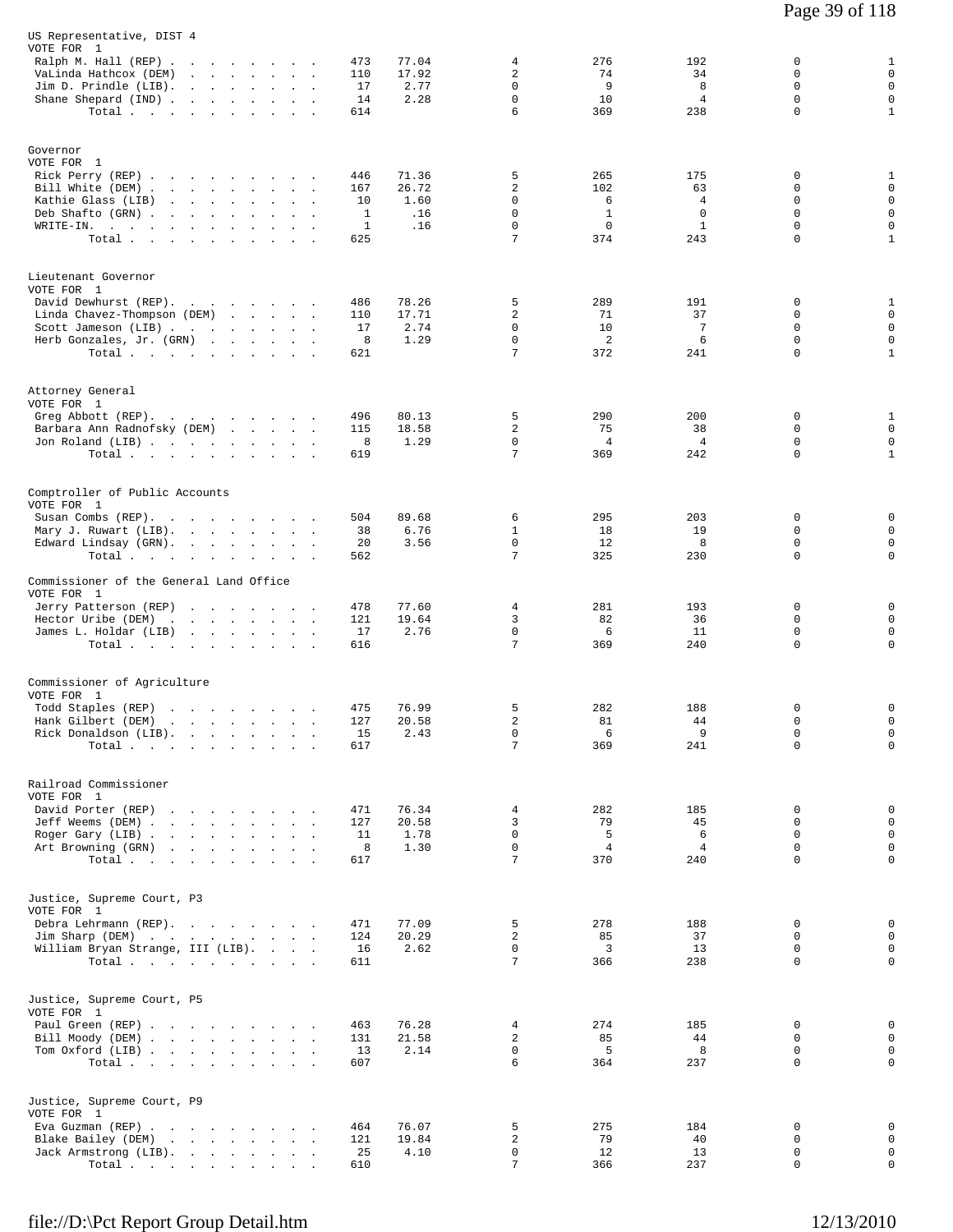US Representative, DIST 4
VOTE FOR 1

| Candidate | Total | % | | | | | |
|---|---|---|---|---|---|---|---|
| Ralph M. Hall (REP) | 473 | 77.04 | 4 | 276 | 192 | 0 | 1 |
| VaLinda Hathcox (DEM) | 110 | 17.92 | 2 | 74 | 34 | 0 | 0 |
| Jim D. Prindle (LIB) | 17 | 2.77 | 0 | 9 | 8 | 0 | 0 |
| Shane Shepard (IND) | 14 | 2.28 | 0 | 10 | 4 | 0 | 0 |
| Total | 614 | | 6 | 369 | 238 | 0 | 1 |

Governor
VOTE FOR 1

| Candidate | Total | % | | | | | |
|---|---|---|---|---|---|---|---|
| Rick Perry (REP) | 446 | 71.36 | 5 | 265 | 175 | 0 | 1 |
| Bill White (DEM) | 167 | 26.72 | 2 | 102 | 63 | 0 | 0 |
| Kathie Glass (LIB) | 10 | 1.60 | 0 | 6 | 4 | 0 | 0 |
| Deb Shafto (GRN) | 1 | .16 | 0 | 1 | 0 | 0 | 0 |
| WRITE-IN. | 1 | .16 | 0 | 0 | 1 | 0 | 0 |
| Total | 625 | | 7 | 374 | 243 | 0 | 1 |

Lieutenant Governor
VOTE FOR 1

| Candidate | Total | % | | | | | |
|---|---|---|---|---|---|---|---|
| David Dewhurst (REP) | 486 | 78.26 | 5 | 289 | 191 | 0 | 1 |
| Linda Chavez-Thompson (DEM) | 110 | 17.71 | 2 | 71 | 37 | 0 | 0 |
| Scott Jameson (LIB) | 17 | 2.74 | 0 | 10 | 7 | 0 | 0 |
| Herb Gonzales, Jr. (GRN) | 8 | 1.29 | 0 | 2 | 6 | 0 | 0 |
| Total | 621 | | 7 | 372 | 241 | 0 | 1 |

Attorney General
VOTE FOR 1

| Candidate | Total | % | | | | | |
|---|---|---|---|---|---|---|---|
| Greg Abbott (REP) | 496 | 80.13 | 5 | 290 | 200 | 0 | 1 |
| Barbara Ann Radnofsky (DEM) | 115 | 18.58 | 2 | 75 | 38 | 0 | 0 |
| Jon Roland (LIB) | 8 | 1.29 | 0 | 4 | 4 | 0 | 0 |
| Total | 619 | | 7 | 369 | 242 | 0 | 1 |

Comptroller of Public Accounts
VOTE FOR 1

| Candidate | Total | % | | | | | |
|---|---|---|---|---|---|---|---|
| Susan Combs (REP) | 504 | 89.68 | 6 | 295 | 203 | 0 | 0 |
| Mary J. Ruwart (LIB) | 38 | 6.76 | 1 | 18 | 19 | 0 | 0 |
| Edward Lindsay (GRN) | 20 | 3.56 | 0 | 12 | 8 | 0 | 0 |
| Total | 562 | | 7 | 325 | 230 | 0 | 0 |

Commissioner of the General Land Office
VOTE FOR 1

| Candidate | Total | % | | | | | |
|---|---|---|---|---|---|---|---|
| Jerry Patterson (REP) | 478 | 77.60 | 4 | 281 | 193 | 0 | 0 |
| Hector Uribe (DEM) | 121 | 19.64 | 3 | 82 | 36 | 0 | 0 |
| James L. Holdar (LIB) | 17 | 2.76 | 0 | 6 | 11 | 0 | 0 |
| Total | 616 | | 7 | 369 | 240 | 0 | 0 |

Commissioner of Agriculture
VOTE FOR 1

| Candidate | Total | % | | | | | |
|---|---|---|---|---|---|---|---|
| Todd Staples (REP) | 475 | 76.99 | 5 | 282 | 188 | 0 | 0 |
| Hank Gilbert (DEM) | 127 | 20.58 | 2 | 81 | 44 | 0 | 0 |
| Rick Donaldson (LIB) | 15 | 2.43 | 0 | 6 | 9 | 0 | 0 |
| Total | 617 | | 7 | 369 | 241 | 0 | 0 |

Railroad Commissioner
VOTE FOR 1

| Candidate | Total | % | | | | | |
|---|---|---|---|---|---|---|---|
| David Porter (REP) | 471 | 76.34 | 4 | 282 | 185 | 0 | 0 |
| Jeff Weems (DEM) | 127 | 20.58 | 3 | 79 | 45 | 0 | 0 |
| Roger Gary (LIB) | 11 | 1.78 | 0 | 5 | 6 | 0 | 0 |
| Art Browning (GRN) | 8 | 1.30 | 0 | 4 | 4 | 0 | 0 |
| Total | 617 | | 7 | 370 | 240 | 0 | 0 |

Justice, Supreme Court, P3
VOTE FOR 1

| Candidate | Total | % | | | | | |
|---|---|---|---|---|---|---|---|
| Debra Lehrmann (REP) | 471 | 77.09 | 5 | 278 | 188 | 0 | 0 |
| Jim Sharp (DEM) | 124 | 20.29 | 2 | 85 | 37 | 0 | 0 |
| William Bryan Strange, III (LIB) | 16 | 2.62 | 0 | 3 | 13 | 0 | 0 |
| Total | 611 | | 7 | 366 | 238 | 0 | 0 |

Justice, Supreme Court, P5
VOTE FOR 1

| Candidate | Total | % | | | | | |
|---|---|---|---|---|---|---|---|
| Paul Green (REP) | 463 | 76.28 | 4 | 274 | 185 | 0 | 0 |
| Bill Moody (DEM) | 131 | 21.58 | 2 | 85 | 44 | 0 | 0 |
| Tom Oxford (LIB) | 13 | 2.14 | 0 | 5 | 8 | 0 | 0 |
| Total | 607 | | 6 | 364 | 237 | 0 | 0 |

Justice, Supreme Court, P9
VOTE FOR 1

| Candidate | Total | % | | | | | |
|---|---|---|---|---|---|---|---|
| Eva Guzman (REP) | 464 | 76.07 | 5 | 275 | 184 | 0 | 0 |
| Blake Bailey (DEM) | 121 | 19.84 | 2 | 79 | 40 | 0 | 0 |
| Jack Armstrong (LIB) | 25 | 4.10 | 0 | 12 | 13 | 0 | 0 |
| Total | 610 | | 7 | 366 | 237 | 0 | 0 |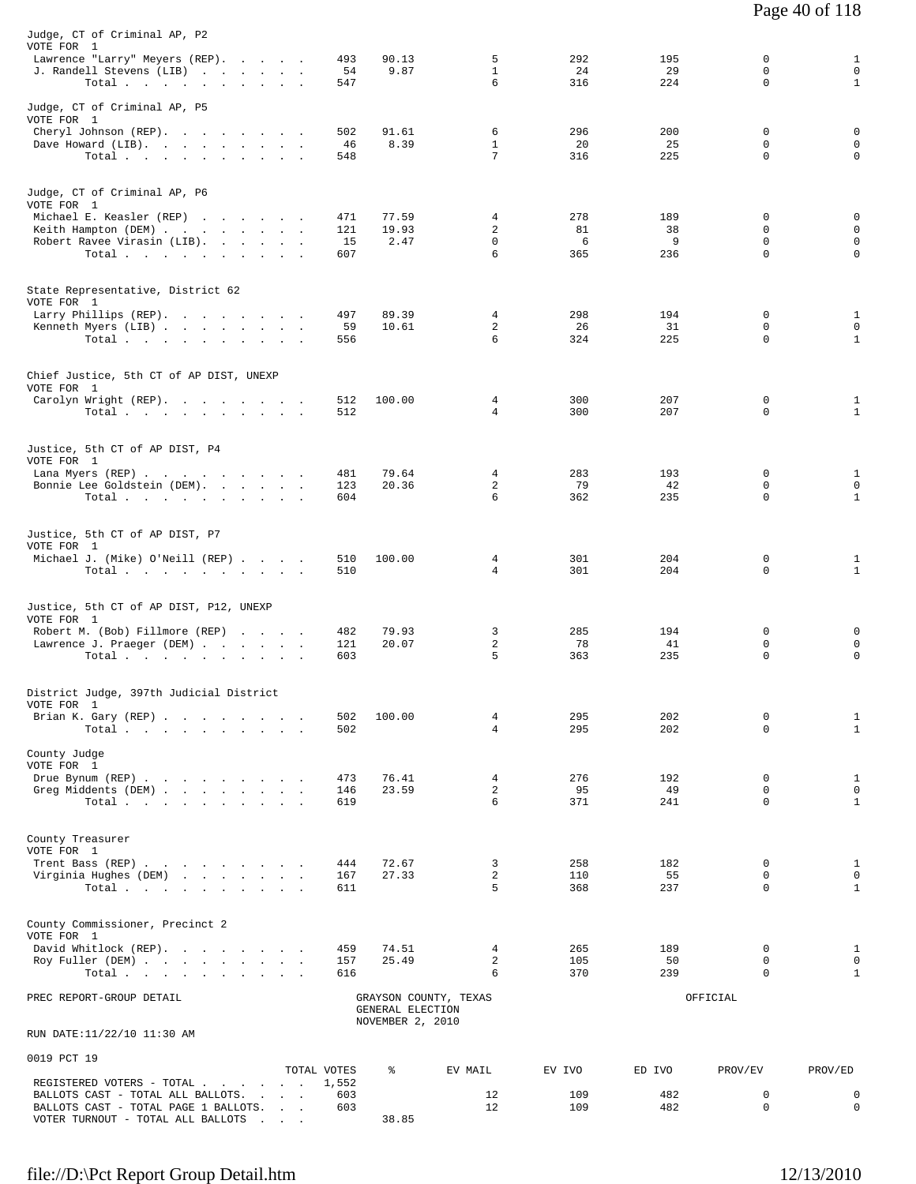| | TOTAL VOTES | % | EV MAIL | EV IVO | ED IVO | PROV/EV | PROV/ED |
|---|---|---|---|---|---|---|---|
| **Judge, CT of Criminal AP, P2** | | | | | | | |
| VOTE FOR 1 | | | | | | | |
| Lawrence "Larry" Meyers (REP) | 493 | 90.13 | 5 | 292 | 195 | 0 | 1 |
| J. Randell Stevens (LIB) | 54 | 9.87 | 1 | 24 | 29 | 0 | 0 |
| Total | 547 | | 6 | 316 | 224 | 0 | 1 |
| **Judge, CT of Criminal AP, P5** | | | | | | | |
| VOTE FOR 1 | | | | | | | |
| Cheryl Johnson (REP) | 502 | 91.61 | 6 | 296 | 200 | 0 | 0 |
| Dave Howard (LIB) | 46 | 8.39 | 1 | 20 | 25 | 0 | 0 |
| Total | 548 | | 7 | 316 | 225 | 0 | 0 |
| **Judge, CT of Criminal AP, P6** | | | | | | | |
| VOTE FOR 1 | | | | | | | |
| Michael E. Keasler (REP) | 471 | 77.59 | 4 | 278 | 189 | 0 | 0 |
| Keith Hampton (DEM) | 121 | 19.93 | 2 | 81 | 38 | 0 | 0 |
| Robert Ravee Virasin (LIB) | 15 | 2.47 | 0 | 6 | 9 | 0 | 0 |
| Total | 607 | | 6 | 365 | 236 | 0 | 0 |
| **State Representative, District 62** | | | | | | | |
| VOTE FOR 1 | | | | | | | |
| Larry Phillips (REP) | 497 | 89.39 | 4 | 298 | 194 | 0 | 1 |
| Kenneth Myers (LIB) | 59 | 10.61 | 2 | 26 | 31 | 0 | 0 |
| Total | 556 | | 6 | 324 | 225 | 0 | 1 |
| **Chief Justice, 5th CT of AP DIST, UNEXP** | | | | | | | |
| VOTE FOR 1 | | | | | | | |
| Carolyn Wright (REP) | 512 | 100.00 | 4 | 300 | 207 | 0 | 1 |
| Total | 512 | | 4 | 300 | 207 | 0 | 1 |
| **Justice, 5th CT of AP DIST, P4** | | | | | | | |
| VOTE FOR 1 | | | | | | | |
| Lana Myers (REP) | 481 | 79.64 | 4 | 283 | 193 | 0 | 1 |
| Bonnie Lee Goldstein (DEM) | 123 | 20.36 | 2 | 79 | 42 | 0 | 0 |
| Total | 604 | | 6 | 362 | 235 | 0 | 1 |
| **Justice, 5th CT of AP DIST, P7** | | | | | | | |
| VOTE FOR 1 | | | | | | | |
| Michael J. (Mike) O'Neill (REP) | 510 | 100.00 | 4 | 301 | 204 | 0 | 1 |
| Total | 510 | | 4 | 301 | 204 | 0 | 1 |
| **Justice, 5th CT of AP DIST, P12, UNEXP** | | | | | | | |
| VOTE FOR 1 | | | | | | | |
| Robert M. (Bob) Fillmore (REP) | 482 | 79.93 | 3 | 285 | 194 | 0 | 0 |
| Lawrence J. Praeger (DEM) | 121 | 20.07 | 2 | 78 | 41 | 0 | 0 |
| Total | 603 | | 5 | 363 | 235 | 0 | 0 |
| **District Judge, 397th Judicial District** | | | | | | | |
| VOTE FOR 1 | | | | | | | |
| Brian K. Gary (REP) | 502 | 100.00 | 4 | 295 | 202 | 0 | 1 |
| Total | 502 | | 4 | 295 | 202 | 0 | 1 |
| **County Judge** | | | | | | | |
| VOTE FOR 1 | | | | | | | |
| Drue Bynum (REP) | 473 | 76.41 | 4 | 276 | 192 | 0 | 1 |
| Greg Middents (DEM) | 146 | 23.59 | 2 | 95 | 49 | 0 | 0 |
| Total | 619 | | 6 | 371 | 241 | 0 | 1 |
| **County Treasurer** | | | | | | | |
| VOTE FOR 1 | | | | | | | |
| Trent Bass (REP) | 444 | 72.67 | 3 | 258 | 182 | 0 | 1 |
| Virginia Hughes (DEM) | 167 | 27.33 | 2 | 110 | 55 | 0 | 0 |
| Total | 611 | | 5 | 368 | 237 | 0 | 1 |
| **County Commissioner, Precinct 2** | | | | | | | |
| VOTE FOR 1 | | | | | | | |
| David Whitlock (REP) | 459 | 74.51 | 4 | 265 | 189 | 0 | 1 |
| Roy Fuller (DEM) | 157 | 25.49 | 2 | 105 | 50 | 0 | 0 |
| Total | 616 | | 6 | 370 | 239 | 0 | 1 |

PREC REPORT-GROUP DETAIL

GRAYSON COUNTY, TEXAS
GENERAL ELECTION
NOVEMBER 2, 2010

OFFICIAL

RUN DATE:11/22/10 11:30 AM

0019 PCT 19

| | TOTAL VOTES | % | EV MAIL | EV IVO | ED IVO | PROV/EV | PROV/ED |
|---|---|---|---|---|---|---|---|
| REGISTERED VOTERS - TOTAL | 1,552 | | | | | | |
| BALLOTS CAST - TOTAL ALL BALLOTS | 603 | | 12 | 109 | 482 | 0 | 0 |
| BALLOTS CAST - TOTAL PAGE 1 BALLOTS | 603 | | 12 | 109 | 482 | 0 | 0 |
| VOTER TURNOUT - TOTAL ALL BALLOTS | | 38.85 | | | | | |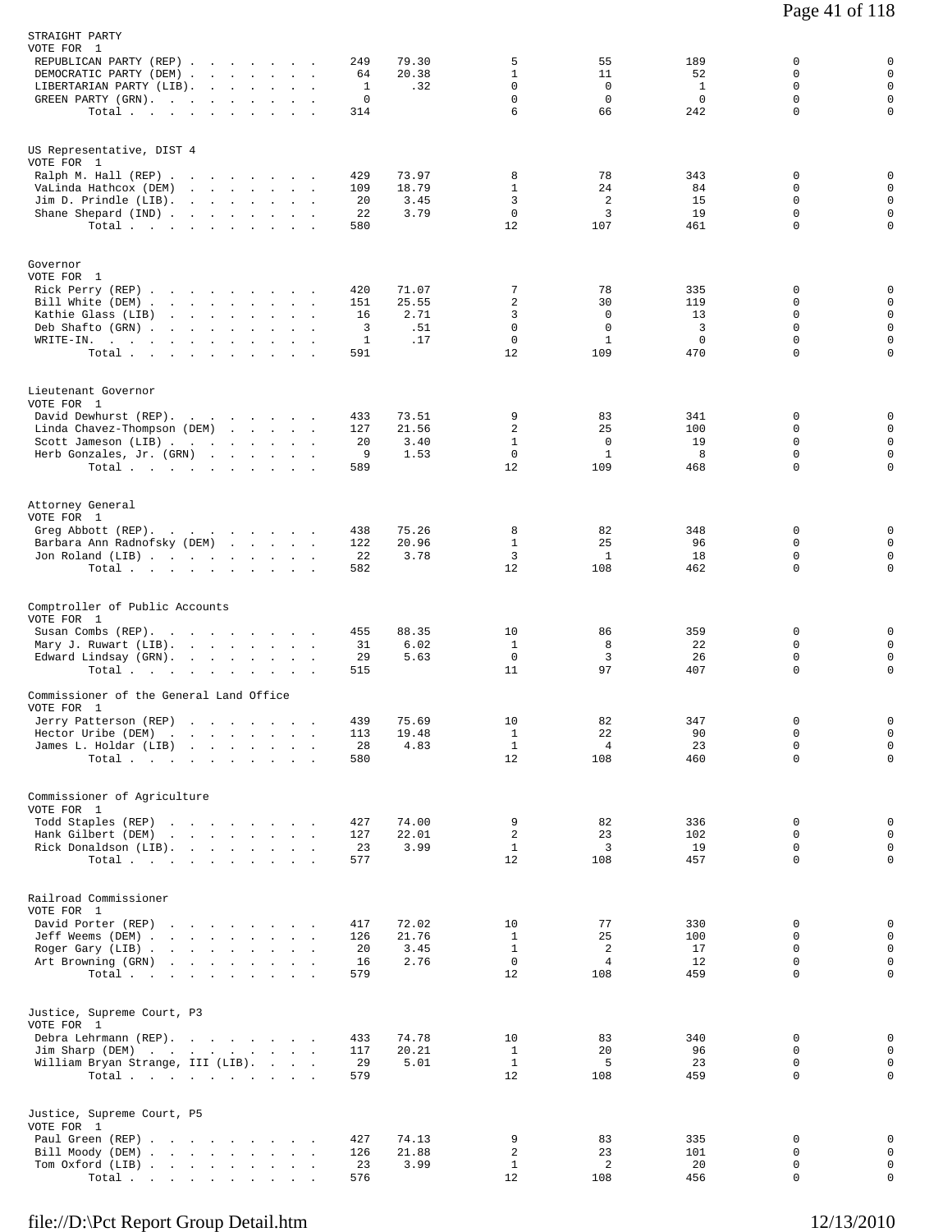## STRAIGHT PARTY
VOTE FOR 1

| Candidate | Votes | % | | | | | |
|---|---|---|---|---|---|---|---|
| REPUBLICAN PARTY (REP) | 249 | 79.30 | 5 | 55 | 189 | 0 | 0 |
| DEMOCRATIC PARTY (DEM) | 64 | 20.38 | 1 | 11 | 52 | 0 | 0 |
| LIBERTARIAN PARTY (LIB) | 1 | .32 | 0 | 0 | 1 | 0 | 0 |
| GREEN PARTY (GRN) | 0 | | 0 | 0 | 0 | 0 | 0 |
| Total | 314 | | 6 | 66 | 242 | 0 | 0 |

## US Representative, DIST 4
VOTE FOR 1

| Candidate | Votes | % | | | | | |
|---|---|---|---|---|---|---|---|
| Ralph M. Hall (REP) | 429 | 73.97 | 8 | 78 | 343 | 0 | 0 |
| VaLinda Hathcox (DEM) | 109 | 18.79 | 1 | 24 | 84 | 0 | 0 |
| Jim D. Prindle (LIB) | 20 | 3.45 | 3 | 2 | 15 | 0 | 0 |
| Shane Shepard (IND) | 22 | 3.79 | 0 | 3 | 19 | 0 | 0 |
| Total | 580 | | 12 | 107 | 461 | 0 | 0 |

## Governor
VOTE FOR 1

| Candidate | Votes | % | | | | | |
|---|---|---|---|---|---|---|---|
| Rick Perry (REP) | 420 | 71.07 | 7 | 78 | 335 | 0 | 0 |
| Bill White (DEM) | 151 | 25.55 | 2 | 30 | 119 | 0 | 0 |
| Kathie Glass (LIB) | 16 | 2.71 | 3 | 0 | 13 | 0 | 0 |
| Deb Shafto (GRN) | 3 | .51 | 0 | 0 | 3 | 0 | 0 |
| WRITE-IN. | 1 | .17 | 0 | 1 | 0 | 0 | 0 |
| Total | 591 | | 12 | 109 | 470 | 0 | 0 |

## Lieutenant Governor
VOTE FOR 1

| Candidate | Votes | % | | | | | |
|---|---|---|---|---|---|---|---|
| David Dewhurst (REP) | 433 | 73.51 | 9 | 83 | 341 | 0 | 0 |
| Linda Chavez-Thompson (DEM) | 127 | 21.56 | 2 | 25 | 100 | 0 | 0 |
| Scott Jameson (LIB) | 20 | 3.40 | 1 | 0 | 19 | 0 | 0 |
| Herb Gonzales, Jr. (GRN) | 9 | 1.53 | 0 | 1 | 8 | 0 | 0 |
| Total | 589 | | 12 | 109 | 468 | 0 | 0 |

## Attorney General
VOTE FOR 1

| Candidate | Votes | % | | | | | |
|---|---|---|---|---|---|---|---|
| Greg Abbott (REP) | 438 | 75.26 | 8 | 82 | 348 | 0 | 0 |
| Barbara Ann Radnofsky (DEM) | 122 | 20.96 | 1 | 25 | 96 | 0 | 0 |
| Jon Roland (LIB) | 22 | 3.78 | 3 | 1 | 18 | 0 | 0 |
| Total | 582 | | 12 | 108 | 462 | 0 | 0 |

## Comptroller of Public Accounts
VOTE FOR 1

| Candidate | Votes | % | | | | | |
|---|---|---|---|---|---|---|---|
| Susan Combs (REP) | 455 | 88.35 | 10 | 86 | 359 | 0 | 0 |
| Mary J. Ruwart (LIB) | 31 | 6.02 | 1 | 8 | 22 | 0 | 0 |
| Edward Lindsay (GRN) | 29 | 5.63 | 0 | 3 | 26 | 0 | 0 |
| Total | 515 | | 11 | 97 | 407 | 0 | 0 |

## Commissioner of the General Land Office
VOTE FOR 1

| Candidate | Votes | % | | | | | |
|---|---|---|---|---|---|---|---|
| Jerry Patterson (REP) | 439 | 75.69 | 10 | 82 | 347 | 0 | 0 |
| Hector Uribe (DEM) | 113 | 19.48 | 1 | 22 | 90 | 0 | 0 |
| James L. Holdar (LIB) | 28 | 4.83 | 1 | 4 | 23 | 0 | 0 |
| Total | 580 | | 12 | 108 | 460 | 0 | 0 |

## Commissioner of Agriculture
VOTE FOR 1

| Candidate | Votes | % | | | | | |
|---|---|---|---|---|---|---|---|
| Todd Staples (REP) | 427 | 74.00 | 9 | 82 | 336 | 0 | 0 |
| Hank Gilbert (DEM) | 127 | 22.01 | 2 | 23 | 102 | 0 | 0 |
| Rick Donaldson (LIB) | 23 | 3.99 | 1 | 3 | 19 | 0 | 0 |
| Total | 577 | | 12 | 108 | 457 | 0 | 0 |

## Railroad Commissioner
VOTE FOR 1

| Candidate | Votes | % | | | | | |
|---|---|---|---|---|---|---|---|
| David Porter (REP) | 417 | 72.02 | 10 | 77 | 330 | 0 | 0 |
| Jeff Weems (DEM) | 126 | 21.76 | 1 | 25 | 100 | 0 | 0 |
| Roger Gary (LIB) | 20 | 3.45 | 1 | 2 | 17 | 0 | 0 |
| Art Browning (GRN) | 16 | 2.76 | 0 | 4 | 12 | 0 | 0 |
| Total | 579 | | 12 | 108 | 459 | 0 | 0 |

## Justice, Supreme Court, P3
VOTE FOR 1

| Candidate | Votes | % | | | | | |
|---|---|---|---|---|---|---|---|
| Debra Lehrmann (REP) | 433 | 74.78 | 10 | 83 | 340 | 0 | 0 |
| Jim Sharp (DEM) | 117 | 20.21 | 1 | 20 | 96 | 0 | 0 |
| William Bryan Strange, III (LIB) | 29 | 5.01 | 1 | 5 | 23 | 0 | 0 |
| Total | 579 | | 12 | 108 | 459 | 0 | 0 |

## Justice, Supreme Court, P5
VOTE FOR 1

| Candidate | Votes | % | | | | | |
|---|---|---|---|---|---|---|---|
| Paul Green (REP) | 427 | 74.13 | 9 | 83 | 335 | 0 | 0 |
| Bill Moody (DEM) | 126 | 21.88 | 2 | 23 | 101 | 0 | 0 |
| Tom Oxford (LIB) | 23 | 3.99 | 1 | 2 | 20 | 0 | 0 |
| Total | 576 | | 12 | 108 | 456 | 0 | 0 |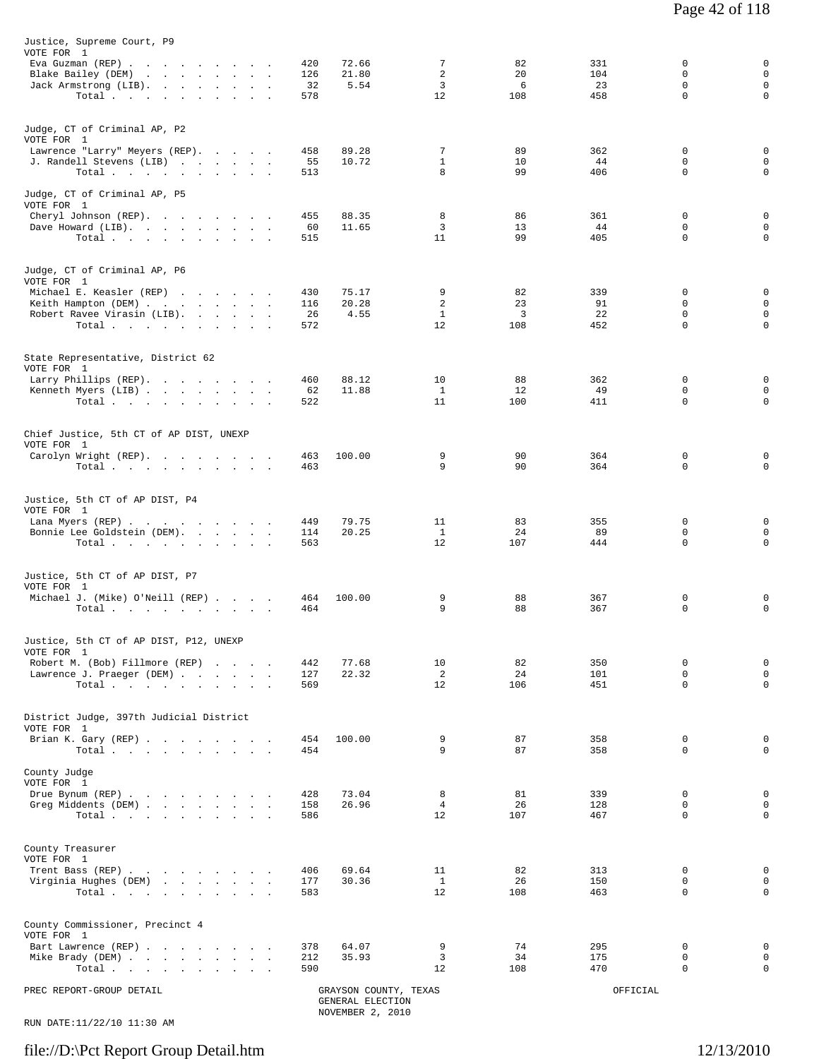### Justice, Supreme Court, P9
VOTE FOR 1

| Candidate | Votes | % | | | | | |
|---|---|---|---|---|---|---|---|
| Eva Guzman (REP) | 420 | 72.66 | 7 | 82 | 331 | 0 | 0 |
| Blake Bailey (DEM) | 126 | 21.80 | 2 | 20 | 104 | 0 | 0 |
| Jack Armstrong (LIB) | 32 | 5.54 | 3 | 6 | 23 | 0 | 0 |
| Total | 578 | | 12 | 108 | 458 | 0 | 0 |

### Judge, CT of Criminal AP, P2
VOTE FOR 1

| Candidate | Votes | % | | | | | |
|---|---|---|---|---|---|---|---|
| Lawrence "Larry" Meyers (REP) | 458 | 89.28 | 7 | 89 | 362 | 0 | 0 |
| J. Randell Stevens (LIB) | 55 | 10.72 | 1 | 10 | 44 | 0 | 0 |
| Total | 513 | | 8 | 99 | 406 | 0 | 0 |

### Judge, CT of Criminal AP, P5
VOTE FOR 1

| Candidate | Votes | % | | | | | |
|---|---|---|---|---|---|---|---|
| Cheryl Johnson (REP) | 455 | 88.35 | 8 | 86 | 361 | 0 | 0 |
| Dave Howard (LIB) | 60 | 11.65 | 3 | 13 | 44 | 0 | 0 |
| Total | 515 | | 11 | 99 | 405 | 0 | 0 |

### Judge, CT of Criminal AP, P6
VOTE FOR 1

| Candidate | Votes | % | | | | | |
|---|---|---|---|---|---|---|---|
| Michael E. Keasler (REP) | 430 | 75.17 | 9 | 82 | 339 | 0 | 0 |
| Keith Hampton (DEM) | 116 | 20.28 | 2 | 23 | 91 | 0 | 0 |
| Robert Ravee Virasin (LIB) | 26 | 4.55 | 1 | 3 | 22 | 0 | 0 |
| Total | 572 | | 12 | 108 | 452 | 0 | 0 |

### State Representative, District 62
VOTE FOR 1

| Candidate | Votes | % | | | | | |
|---|---|---|---|---|---|---|---|
| Larry Phillips (REP) | 460 | 88.12 | 10 | 88 | 362 | 0 | 0 |
| Kenneth Myers (LIB) | 62 | 11.88 | 1 | 12 | 49 | 0 | 0 |
| Total | 522 | | 11 | 100 | 411 | 0 | 0 |

### Chief Justice, 5th CT of AP DIST, UNEXP
VOTE FOR 1

| Candidate | Votes | % | | | | | |
|---|---|---|---|---|---|---|---|
| Carolyn Wright (REP) | 463 | 100.00 | 9 | 90 | 364 | 0 | 0 |
| Total | 463 | | 9 | 90 | 364 | 0 | 0 |

### Justice, 5th CT of AP DIST, P4
VOTE FOR 1

| Candidate | Votes | % | | | | | |
|---|---|---|---|---|---|---|---|
| Lana Myers (REP) | 449 | 79.75 | 11 | 83 | 355 | 0 | 0 |
| Bonnie Lee Goldstein (DEM) | 114 | 20.25 | 1 | 24 | 89 | 0 | 0 |
| Total | 563 | | 12 | 107 | 444 | 0 | 0 |

### Justice, 5th CT of AP DIST, P7
VOTE FOR 1

| Candidate | Votes | % | | | | | |
|---|---|---|---|---|---|---|---|
| Michael J. (Mike) O'Neill (REP) | 464 | 100.00 | 9 | 88 | 367 | 0 | 0 |
| Total | 464 | | 9 | 88 | 367 | 0 | 0 |

### Justice, 5th CT of AP DIST, P12, UNEXP
VOTE FOR 1

| Candidate | Votes | % | | | | | |
|---|---|---|---|---|---|---|---|
| Robert M. (Bob) Fillmore (REP) | 442 | 77.68 | 10 | 82 | 350 | 0 | 0 |
| Lawrence J. Praeger (DEM) | 127 | 22.32 | 2 | 24 | 101 | 0 | 0 |
| Total | 569 | | 12 | 106 | 451 | 0 | 0 |

### District Judge, 397th Judicial District
VOTE FOR 1

| Candidate | Votes | % | | | | | |
|---|---|---|---|---|---|---|---|
| Brian K. Gary (REP) | 454 | 100.00 | 9 | 87 | 358 | 0 | 0 |
| Total | 454 | | 9 | 87 | 358 | 0 | 0 |

### County Judge
VOTE FOR 1

| Candidate | Votes | % | | | | | |
|---|---|---|---|---|---|---|---|
| Drue Bynum (REP) | 428 | 73.04 | 8 | 81 | 339 | 0 | 0 |
| Greg Middents (DEM) | 158 | 26.96 | 4 | 26 | 128 | 0 | 0 |
| Total | 586 | | 12 | 107 | 467 | 0 | 0 |

### County Treasurer
VOTE FOR 1

| Candidate | Votes | % | | | | | |
|---|---|---|---|---|---|---|---|
| Trent Bass (REP) | 406 | 69.64 | 11 | 82 | 313 | 0 | 0 |
| Virginia Hughes (DEM) | 177 | 30.36 | 1 | 26 | 150 | 0 | 0 |
| Total | 583 | | 12 | 108 | 463 | 0 | 0 |

### County Commissioner, Precinct 4
VOTE FOR 1

| Candidate | Votes | % | | | | | |
|---|---|---|---|---|---|---|---|
| Bart Lawrence (REP) | 378 | 64.07 | 9 | 74 | 295 | 0 | 0 |
| Mike Brady (DEM) | 212 | 35.93 | 3 | 34 | 175 | 0 | 0 |
| Total | 590 | | 12 | 108 | 470 | 0 | 0 |

PREC REPORT-GROUP DETAIL — GRAYSON COUNTY, TEXAS — GENERAL ELECTION — NOVEMBER 2, 2010 — OFFICIAL

RUN DATE:11/22/10 11:30 AM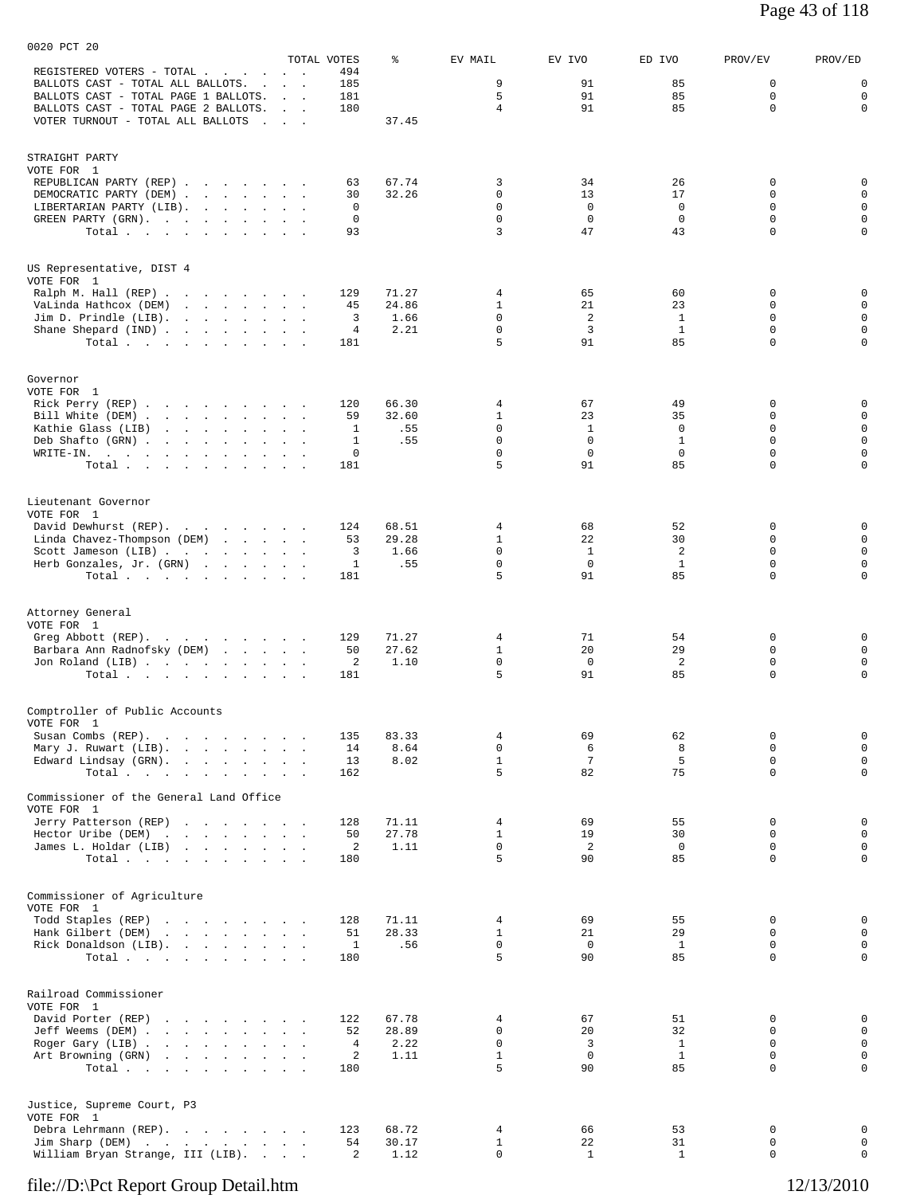0020 PCT 20

| | TOTAL VOTES | % | EV MAIL | EV IVO | ED IVO | PROV/EV | PROV/ED |
|---|---|---|---|---|---|---|---|
| REGISTERED VOTERS - TOTAL | 494 | | | | | | |
| BALLOTS CAST - TOTAL ALL BALLOTS | 185 | | 9 | 91 | 85 | 0 | 0 |
| BALLOTS CAST - TOTAL PAGE 1 BALLOTS | 181 | | 5 | 91 | 85 | 0 | 0 |
| BALLOTS CAST - TOTAL PAGE 2 BALLOTS | 180 | | 4 | 91 | 85 | 0 | 0 |
| VOTER TURNOUT - TOTAL ALL BALLOTS | | 37.45 | | | | | |

STRAIGHT PARTY
VOTE FOR 1

| | TOTAL VOTES | % | EV MAIL | EV IVO | ED IVO | PROV/EV | PROV/ED |
|---|---|---|---|---|---|---|---|
| REPUBLICAN PARTY (REP) | 63 | 67.74 | 3 | 34 | 26 | 0 | 0 |
| DEMOCRATIC PARTY (DEM) | 30 | 32.26 | 0 | 13 | 17 | 0 | 0 |
| LIBERTARIAN PARTY (LIB) | 0 | | 0 | 0 | 0 | 0 | 0 |
| GREEN PARTY (GRN) | 0 | | 0 | 0 | 0 | 0 | 0 |
| Total | 93 | | 3 | 47 | 43 | 0 | 0 |

US Representative, DIST 4
VOTE FOR 1

| | TOTAL VOTES | % | EV MAIL | EV IVO | ED IVO | PROV/EV | PROV/ED |
|---|---|---|---|---|---|---|---|
| Ralph M. Hall (REP) | 129 | 71.27 | 4 | 65 | 60 | 0 | 0 |
| VaLinda Hathcox (DEM) | 45 | 24.86 | 1 | 21 | 23 | 0 | 0 |
| Jim D. Prindle (LIB) | 3 | 1.66 | 0 | 2 | 1 | 0 | 0 |
| Shane Shepard (IND) | 4 | 2.21 | 0 | 3 | 1 | 0 | 0 |
| Total | 181 | | 5 | 91 | 85 | 0 | 0 |

Governor
VOTE FOR 1

| | TOTAL VOTES | % | EV MAIL | EV IVO | ED IVO | PROV/EV | PROV/ED |
|---|---|---|---|---|---|---|---|
| Rick Perry (REP) | 120 | 66.30 | 4 | 67 | 49 | 0 | 0 |
| Bill White (DEM) | 59 | 32.60 | 1 | 23 | 35 | 0 | 0 |
| Kathie Glass (LIB) | 1 | .55 | 0 | 1 | 0 | 0 | 0 |
| Deb Shafto (GRN) | 1 | .55 | 0 | 0 | 1 | 0 | 0 |
| WRITE-IN. | 0 | | 0 | 0 | 0 | 0 | 0 |
| Total | 181 | | 5 | 91 | 85 | 0 | 0 |

Lieutenant Governor
VOTE FOR 1

| | TOTAL VOTES | % | EV MAIL | EV IVO | ED IVO | PROV/EV | PROV/ED |
|---|---|---|---|---|---|---|---|
| David Dewhurst (REP) | 124 | 68.51 | 4 | 68 | 52 | 0 | 0 |
| Linda Chavez-Thompson (DEM) | 53 | 29.28 | 1 | 22 | 30 | 0 | 0 |
| Scott Jameson (LIB) | 3 | 1.66 | 0 | 1 | 2 | 0 | 0 |
| Herb Gonzales, Jr. (GRN) | 1 | .55 | 0 | 0 | 1 | 0 | 0 |
| Total | 181 | | 5 | 91 | 85 | 0 | 0 |

Attorney General
VOTE FOR 1

| | TOTAL VOTES | % | EV MAIL | EV IVO | ED IVO | PROV/EV | PROV/ED |
|---|---|---|---|---|---|---|---|
| Greg Abbott (REP) | 129 | 71.27 | 4 | 71 | 54 | 0 | 0 |
| Barbara Ann Radnofsky (DEM) | 50 | 27.62 | 1 | 20 | 29 | 0 | 0 |
| Jon Roland (LIB) | 2 | 1.10 | 0 | 0 | 2 | 0 | 0 |
| Total | 181 | | 5 | 91 | 85 | 0 | 0 |

Comptroller of Public Accounts
VOTE FOR 1

| | TOTAL VOTES | % | EV MAIL | EV IVO | ED IVO | PROV/EV | PROV/ED |
|---|---|---|---|---|---|---|---|
| Susan Combs (REP) | 135 | 83.33 | 4 | 69 | 62 | 0 | 0 |
| Mary J. Ruwart (LIB) | 14 | 8.64 | 0 | 6 | 8 | 0 | 0 |
| Edward Lindsay (GRN) | 13 | 8.02 | 1 | 7 | 5 | 0 | 0 |
| Total | 162 | | 5 | 82 | 75 | 0 | 0 |

Commissioner of the General Land Office
VOTE FOR 1

| | TOTAL VOTES | % | EV MAIL | EV IVO | ED IVO | PROV/EV | PROV/ED |
|---|---|---|---|---|---|---|---|
| Jerry Patterson (REP) | 128 | 71.11 | 4 | 69 | 55 | 0 | 0 |
| Hector Uribe (DEM) | 50 | 27.78 | 1 | 19 | 30 | 0 | 0 |
| James L. Holdar (LIB) | 2 | 1.11 | 0 | 2 | 0 | 0 | 0 |
| Total | 180 | | 5 | 90 | 85 | 0 | 0 |

Commissioner of Agriculture
VOTE FOR 1

| | TOTAL VOTES | % | EV MAIL | EV IVO | ED IVO | PROV/EV | PROV/ED |
|---|---|---|---|---|---|---|---|
| Todd Staples (REP) | 128 | 71.11 | 4 | 69 | 55 | 0 | 0 |
| Hank Gilbert (DEM) | 51 | 28.33 | 1 | 21 | 29 | 0 | 0 |
| Rick Donaldson (LIB) | 1 | .56 | 0 | 0 | 1 | 0 | 0 |
| Total | 180 | | 5 | 90 | 85 | 0 | 0 |

Railroad Commissioner
VOTE FOR 1

| | TOTAL VOTES | % | EV MAIL | EV IVO | ED IVO | PROV/EV | PROV/ED |
|---|---|---|---|---|---|---|---|
| David Porter (REP) | 122 | 67.78 | 4 | 67 | 51 | 0 | 0 |
| Jeff Weems (DEM) | 52 | 28.89 | 0 | 20 | 32 | 0 | 0 |
| Roger Gary (LIB) | 4 | 2.22 | 0 | 3 | 1 | 0 | 0 |
| Art Browning (GRN) | 2 | 1.11 | 1 | 0 | 1 | 0 | 0 |
| Total | 180 | | 5 | 90 | 85 | 0 | 0 |

Justice, Supreme Court, P3
VOTE FOR 1

| | TOTAL VOTES | % | EV MAIL | EV IVO | ED IVO | PROV/EV | PROV/ED |
|---|---|---|---|---|---|---|---|
| Debra Lehrmann (REP) | 123 | 68.72 | 4 | 66 | 53 | 0 | 0 |
| Jim Sharp (DEM) | 54 | 30.17 | 1 | 22 | 31 | 0 | 0 |
| William Bryan Strange, III (LIB) | 2 | 1.12 | 0 | 1 | 1 | 0 | 0 |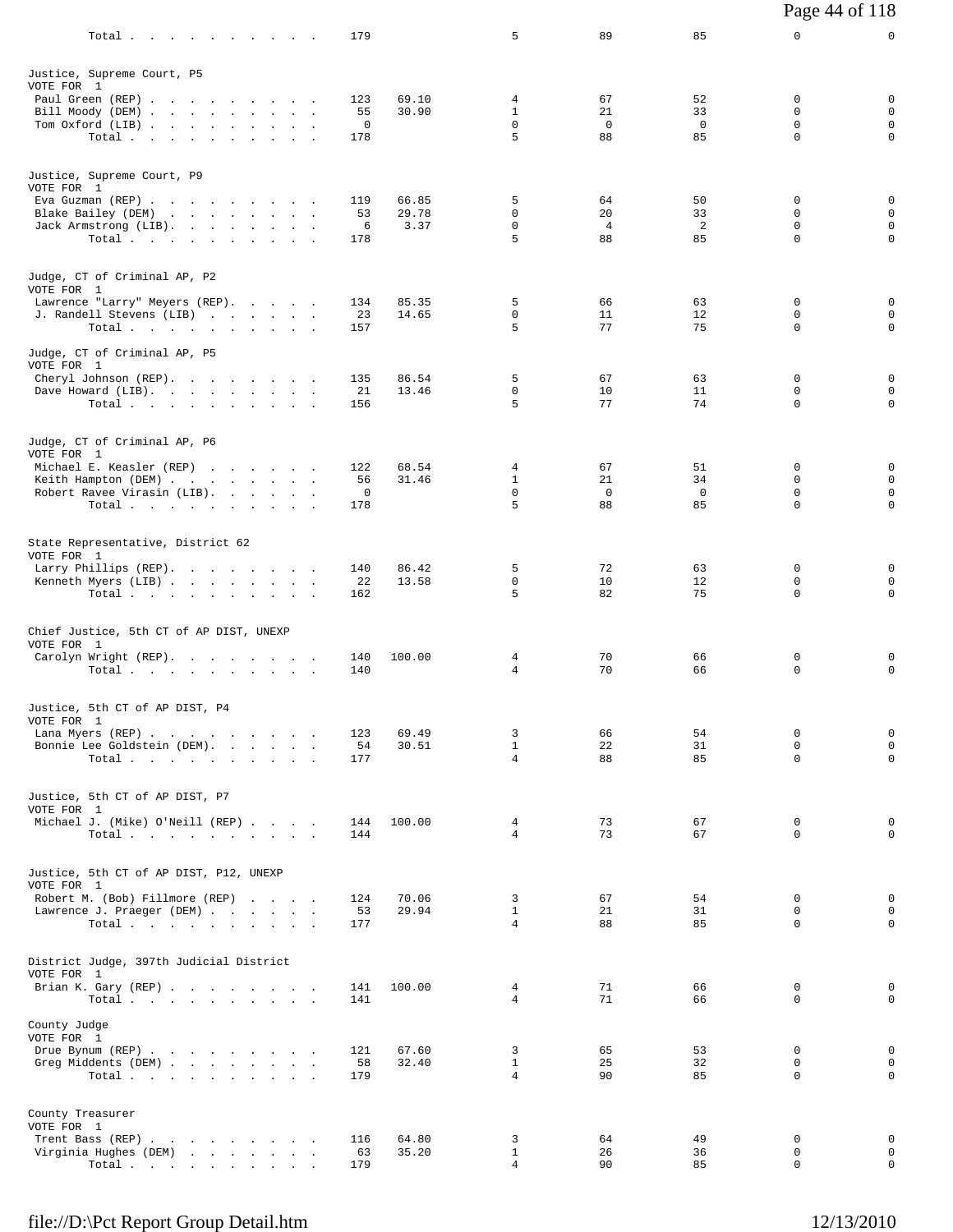| | | | | | | | |
|---|---|---|---|---|---|---|---|
| Total . . . . . . . . . . | 179 | | 5 | 89 | 85 | 0 | 0 |

**Justice, Supreme Court, P5**
VOTE FOR 1

| Candidate | Votes | Percent | | | | | |
|---|---|---|---|---|---|---|---|
| Paul Green (REP) . . . . . . . . . . | 123 | 69.10 | 4 | 67 | 52 | 0 | 0 |
| Bill Moody (DEM) . . . . . . . . . . | 55 | 30.90 | 1 | 21 | 33 | 0 | 0 |
| Tom Oxford (LIB) . . . . . . . . . . | 0 | | 0 | 0 | 0 | 0 | 0 |
| Total . . . . . . . . . . | 178 | | 5 | 88 | 85 | 0 | 0 |

**Justice, Supreme Court, P9**
VOTE FOR 1

| Candidate | Votes | Percent | | | | | |
|---|---|---|---|---|---|---|---|
| Eva Guzman (REP) . . . . . . . . . . | 119 | 66.85 | 5 | 64 | 50 | 0 | 0 |
| Blake Bailey (DEM) . . . . . . . . . | 53 | 29.78 | 0 | 20 | 33 | 0 | 0 |
| Jack Armstrong (LIB). . . . . . . . . | 6 | 3.37 | 0 | 4 | 2 | 0 | 0 |
| Total . . . . . . . . . . | 178 | | 5 | 88 | 85 | 0 | 0 |

**Judge, CT of Criminal AP, P2**
VOTE FOR 1

| Candidate | Votes | Percent | | | | | |
|---|---|---|---|---|---|---|---|
| Lawrence "Larry" Meyers (REP). . . . . | 134 | 85.35 | 5 | 66 | 63 | 0 | 0 |
| J. Randell Stevens (LIB) . . . . . . | 23 | 14.65 | 0 | 11 | 12 | 0 | 0 |
| Total . . . . . . . . . . | 157 | | 5 | 77 | 75 | 0 | 0 |

**Judge, CT of Criminal AP, P5**
VOTE FOR 1

| Candidate | Votes | Percent | | | | | |
|---|---|---|---|---|---|---|---|
| Cheryl Johnson (REP). . . . . . . . | 135 | 86.54 | 5 | 67 | 63 | 0 | 0 |
| Dave Howard (LIB). . . . . . . . . . | 21 | 13.46 | 0 | 10 | 11 | 0 | 0 |
| Total . . . . . . . . . . | 156 | | 5 | 77 | 74 | 0 | 0 |

**Judge, CT of Criminal AP, P6**
VOTE FOR 1

| Candidate | Votes | Percent | | | | | |
|---|---|---|---|---|---|---|---|
| Michael E. Keasler (REP) . . . . . . | 122 | 68.54 | 4 | 67 | 51 | 0 | 0 |
| Keith Hampton (DEM) . . . . . . . . . | 56 | 31.46 | 1 | 21 | 34 | 0 | 0 |
| Robert Ravee Virasin (LIB). . . . . . | 0 | | 0 | 0 | 0 | 0 | 0 |
| Total . . . . . . . . . . | 178 | | 5 | 88 | 85 | 0 | 0 |

**State Representative, District 62**
VOTE FOR 1

| Candidate | Votes | Percent | | | | | |
|---|---|---|---|---|---|---|---|
| Larry Phillips (REP). . . . . . . . | 140 | 86.42 | 5 | 72 | 63 | 0 | 0 |
| Kenneth Myers (LIB) . . . . . . . . . | 22 | 13.58 | 0 | 10 | 12 | 0 | 0 |
| Total . . . . . . . . . . | 162 | | 5 | 82 | 75 | 0 | 0 |

**Chief Justice, 5th CT of AP DIST, UNEXP**
VOTE FOR 1

| Candidate | Votes | Percent | | | | | |
|---|---|---|---|---|---|---|---|
| Carolyn Wright (REP). . . . . . . . | 140 | 100.00 | 4 | 70 | 66 | 0 | 0 |
| Total . . . . . . . . . . | 140 | | 4 | 70 | 66 | 0 | 0 |

**Justice, 5th CT of AP DIST, P4**
VOTE FOR 1

| Candidate | Votes | Percent | | | | | |
|---|---|---|---|---|---|---|---|
| Lana Myers (REP) . . . . . . . . . . | 123 | 69.49 | 3 | 66 | 54 | 0 | 0 |
| Bonnie Lee Goldstein (DEM). . . . . . | 54 | 30.51 | 1 | 22 | 31 | 0 | 0 |
| Total . . . . . . . . . . | 177 | | 4 | 88 | 85 | 0 | 0 |

**Justice, 5th CT of AP DIST, P7**
VOTE FOR 1

| Candidate | Votes | Percent | | | | | |
|---|---|---|---|---|---|---|---|
| Michael J. (Mike) O'Neill (REP) . . . . | 144 | 100.00 | 4 | 73 | 67 | 0 | 0 |
| Total . . . . . . . . . . | 144 | | 4 | 73 | 67 | 0 | 0 |

**Justice, 5th CT of AP DIST, P12, UNEXP**
VOTE FOR 1

| Candidate | Votes | Percent | | | | | |
|---|---|---|---|---|---|---|---|
| Robert M. (Bob) Fillmore (REP) . . . . | 124 | 70.06 | 3 | 67 | 54 | 0 | 0 |
| Lawrence J. Praeger (DEM) . . . . . . | 53 | 29.94 | 1 | 21 | 31 | 0 | 0 |
| Total . . . . . . . . . . | 177 | | 4 | 88 | 85 | 0 | 0 |

**District Judge, 397th Judicial District**
VOTE FOR 1

| Candidate | Votes | Percent | | | | | |
|---|---|---|---|---|---|---|---|
| Brian K. Gary (REP) . . . . . . . . . | 141 | 100.00 | 4 | 71 | 66 | 0 | 0 |
| Total . . . . . . . . . . | 141 | | 4 | 71 | 66 | 0 | 0 |

**County Judge**
VOTE FOR 1

| Candidate | Votes | Percent | | | | | |
|---|---|---|---|---|---|---|---|
| Drue Bynum (REP) . . . . . . . . . . | 121 | 67.60 | 3 | 65 | 53 | 0 | 0 |
| Greg Middents (DEM) . . . . . . . . . | 58 | 32.40 | 1 | 25 | 32 | 0 | 0 |
| Total . . . . . . . . . . | 179 | | 4 | 90 | 85 | 0 | 0 |

**County Treasurer**
VOTE FOR 1

| Candidate | Votes | Percent | | | | | |
|---|---|---|---|---|---|---|---|
| Trent Bass (REP) . . . . . . . . . . | 116 | 64.80 | 3 | 64 | 49 | 0 | 0 |
| Virginia Hughes (DEM) . . . . . . . . | 63 | 35.20 | 1 | 26 | 36 | 0 | 0 |
| Total . . . . . . . . . . | 179 | | 4 | 90 | 85 | 0 | 0 |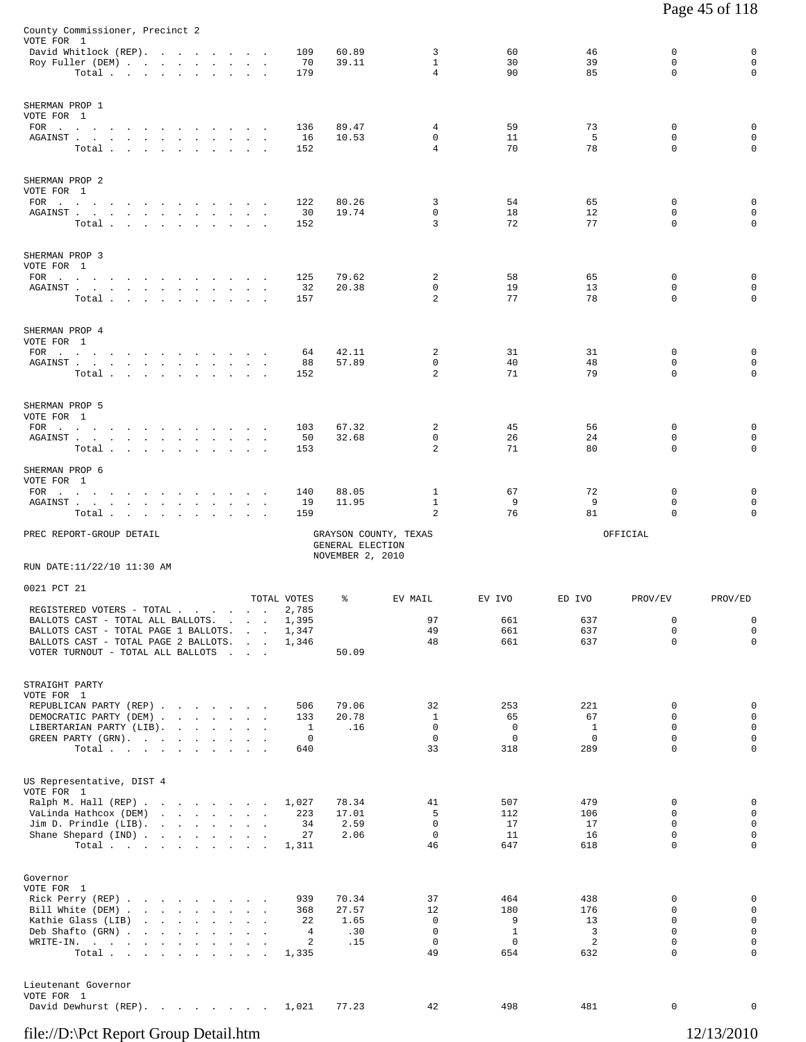County Commissioner, Precinct 2
VOTE FOR 1

| | TOTAL VOTES | % | EV MAIL | EV IVO | ED IVO | PROV/EV | PROV/ED |
|---|---|---|---|---|---|---|---|
| David Whitlock (REP). | 109 | 60.89 | 3 | 60 | 46 | 0 | 0 |
| Roy Fuller (DEM) | 70 | 39.11 | 1 | 30 | 39 | 0 | 0 |
| Total | 179 | | 4 | 90 | 85 | 0 | 0 |

SHERMAN PROP 1
VOTE FOR 1

| | TOTAL VOTES | % | EV MAIL | EV IVO | ED IVO | PROV/EV | PROV/ED |
|---|---|---|---|---|---|---|---|
| FOR | 136 | 89.47 | 4 | 59 | 73 | 0 | 0 |
| AGAINST | 16 | 10.53 | 0 | 11 | 5 | 0 | 0 |
| Total | 152 | | 4 | 70 | 78 | 0 | 0 |

SHERMAN PROP 2
VOTE FOR 1

| | TOTAL VOTES | % | EV MAIL | EV IVO | ED IVO | PROV/EV | PROV/ED |
|---|---|---|---|---|---|---|---|
| FOR | 122 | 80.26 | 3 | 54 | 65 | 0 | 0 |
| AGAINST | 30 | 19.74 | 0 | 18 | 12 | 0 | 0 |
| Total | 152 | | 3 | 72 | 77 | 0 | 0 |

SHERMAN PROP 3
VOTE FOR 1

| | TOTAL VOTES | % | EV MAIL | EV IVO | ED IVO | PROV/EV | PROV/ED |
|---|---|---|---|---|---|---|---|
| FOR | 125 | 79.62 | 2 | 58 | 65 | 0 | 0 |
| AGAINST | 32 | 20.38 | 0 | 19 | 13 | 0 | 0 |
| Total | 157 | | 2 | 77 | 78 | 0 | 0 |

SHERMAN PROP 4
VOTE FOR 1

| | TOTAL VOTES | % | EV MAIL | EV IVO | ED IVO | PROV/EV | PROV/ED |
|---|---|---|---|---|---|---|---|
| FOR | 64 | 42.11 | 2 | 31 | 31 | 0 | 0 |
| AGAINST | 88 | 57.89 | 0 | 40 | 48 | 0 | 0 |
| Total | 152 | | 2 | 71 | 79 | 0 | 0 |

SHERMAN PROP 5
VOTE FOR 1

| | TOTAL VOTES | % | EV MAIL | EV IVO | ED IVO | PROV/EV | PROV/ED |
|---|---|---|---|---|---|---|---|
| FOR | 103 | 67.32 | 2 | 45 | 56 | 0 | 0 |
| AGAINST | 50 | 32.68 | 0 | 26 | 24 | 0 | 0 |
| Total | 153 | | 2 | 71 | 80 | 0 | 0 |

SHERMAN PROP 6
VOTE FOR 1

| | TOTAL VOTES | % | EV MAIL | EV IVO | ED IVO | PROV/EV | PROV/ED |
|---|---|---|---|---|---|---|---|
| FOR | 140 | 88.05 | 1 | 67 | 72 | 0 | 0 |
| AGAINST | 19 | 11.95 | 1 | 9 | 9 | 0 | 0 |
| Total | 159 | | 2 | 76 | 81 | 0 | 0 |

PREC REPORT-GROUP DETAIL — GRAYSON COUNTY, TEXAS — GENERAL ELECTION — NOVEMBER 2, 2010 — OFFICIAL

RUN DATE:11/22/10 11:30 AM

0021 PCT 21

| | TOTAL VOTES | % | EV MAIL | EV IVO | ED IVO | PROV/EV | PROV/ED |
|---|---|---|---|---|---|---|---|
| REGISTERED VOTERS - TOTAL | 2,785 | | | | | | |
| BALLOTS CAST - TOTAL ALL BALLOTS. | 1,395 | | 97 | 661 | 637 | 0 | 0 |
| BALLOTS CAST - TOTAL PAGE 1 BALLOTS. | 1,347 | | 49 | 661 | 637 | 0 | 0 |
| BALLOTS CAST - TOTAL PAGE 2 BALLOTS. | 1,346 | | 48 | 661 | 637 | 0 | 0 |
| VOTER TURNOUT - TOTAL ALL BALLOTS | | 50.09 | | | | | |

STRAIGHT PARTY
VOTE FOR 1

| | TOTAL VOTES | % | EV MAIL | EV IVO | ED IVO | PROV/EV | PROV/ED |
|---|---|---|---|---|---|---|---|
| REPUBLICAN PARTY (REP) | 506 | 79.06 | 32 | 253 | 221 | 0 | 0 |
| DEMOCRATIC PARTY (DEM) | 133 | 20.78 | 1 | 65 | 67 | 0 | 0 |
| LIBERTARIAN PARTY (LIB). | 1 | .16 | 0 | 0 | 1 | 0 | 0 |
| GREEN PARTY (GRN). | 0 | | 0 | 0 | 0 | 0 | 0 |
| Total | 640 | | 33 | 318 | 289 | 0 | 0 |

US Representative, DIST 4
VOTE FOR 1

| | TOTAL VOTES | % | EV MAIL | EV IVO | ED IVO | PROV/EV | PROV/ED |
|---|---|---|---|---|---|---|---|
| Ralph M. Hall (REP) | 1,027 | 78.34 | 41 | 507 | 479 | 0 | 0 |
| VaLinda Hathcox (DEM) | 223 | 17.01 | 5 | 112 | 106 | 0 | 0 |
| Jim D. Prindle (LIB). | 34 | 2.59 | 0 | 17 | 17 | 0 | 0 |
| Shane Shepard (IND) | 27 | 2.06 | 0 | 11 | 16 | 0 | 0 |
| Total | 1,311 | | 46 | 647 | 618 | 0 | 0 |

Governor
VOTE FOR 1

| | TOTAL VOTES | % | EV MAIL | EV IVO | ED IVO | PROV/EV | PROV/ED |
|---|---|---|---|---|---|---|---|
| Rick Perry (REP) | 939 | 70.34 | 37 | 464 | 438 | 0 | 0 |
| Bill White (DEM) | 368 | 27.57 | 12 | 180 | 176 | 0 | 0 |
| Kathie Glass (LIB) | 22 | 1.65 | 0 | 9 | 13 | 0 | 0 |
| Deb Shafto (GRN) | 4 | .30 | 0 | 1 | 3 | 0 | 0 |
| WRITE-IN. | 2 | .15 | 0 | 0 | 2 | 0 | 0 |
| Total | 1,335 | | 49 | 654 | 632 | 0 | 0 |

Lieutenant Governor
VOTE FOR 1

| | TOTAL VOTES | % | EV MAIL | EV IVO | ED IVO | PROV/EV | PROV/ED |
|---|---|---|---|---|---|---|---|
| David Dewhurst (REP). | 1,021 | 77.23 | 42 | 498 | 481 | 0 | 0 |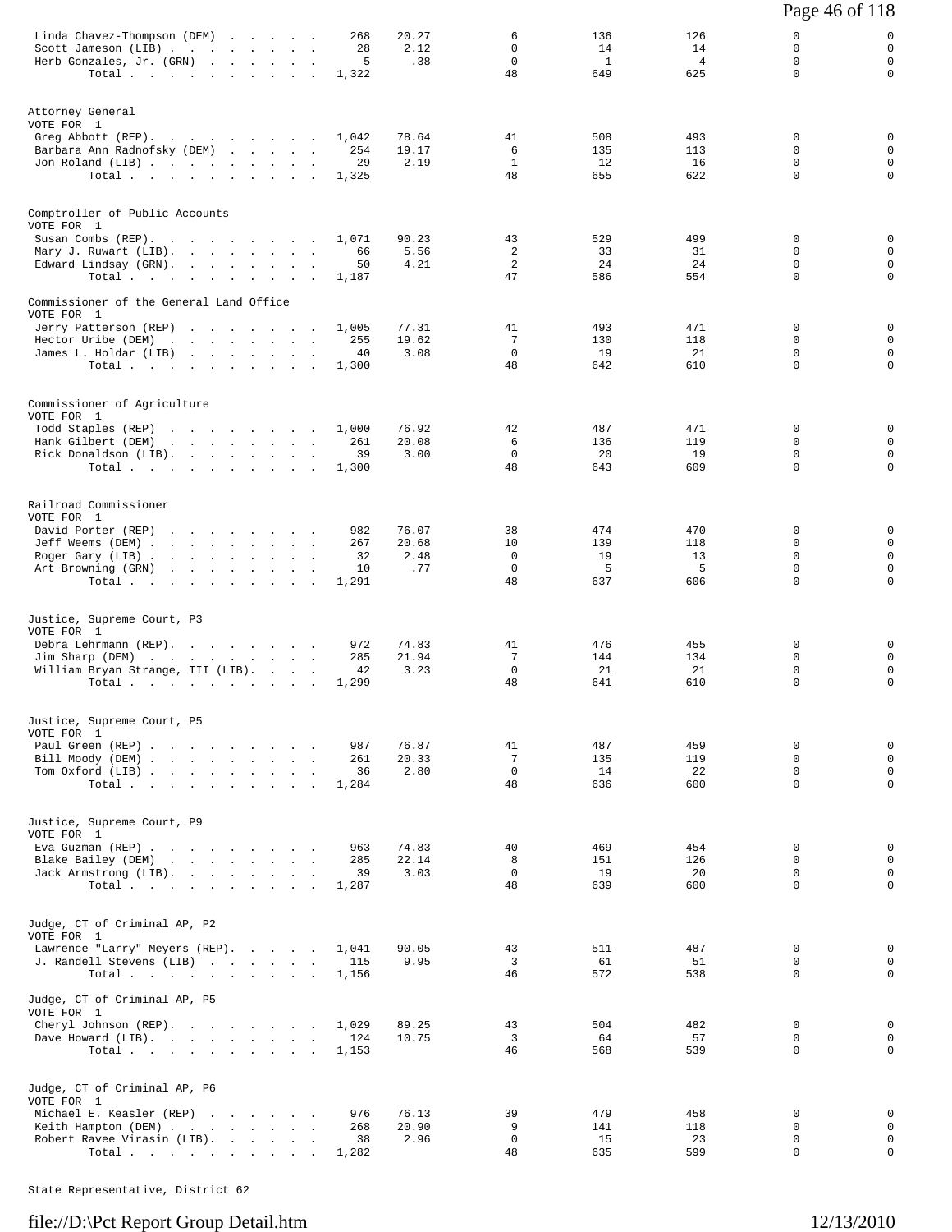| | | | | | | | |
|---|---|---|---|---|---|---|---|
| Linda Chavez-Thompson (DEM) | 268 | 20.27 | 6 | 136 | 126 | 0 | 0 |
| Scott Jameson (LIB) | 28 | 2.12 | 0 | 14 | 14 | 0 | 0 |
| Herb Gonzales, Jr. (GRN) | 5 | .38 | 0 | 1 | 4 | 0 | 0 |
| Total | 1,322 | | 48 | 649 | 625 | 0 | 0 |

**Attorney General**
VOTE FOR 1

| | | | | | | | |
|---|---|---|---|---|---|---|---|
| Greg Abbott (REP) | 1,042 | 78.64 | 41 | 508 | 493 | 0 | 0 |
| Barbara Ann Radnofsky (DEM) | 254 | 19.17 | 6 | 135 | 113 | 0 | 0 |
| Jon Roland (LIB) | 29 | 2.19 | 1 | 12 | 16 | 0 | 0 |
| Total | 1,325 | | 48 | 655 | 622 | 0 | 0 |

**Comptroller of Public Accounts**
VOTE FOR 1

| | | | | | | | |
|---|---|---|---|---|---|---|---|
| Susan Combs (REP) | 1,071 | 90.23 | 43 | 529 | 499 | 0 | 0 |
| Mary J. Ruwart (LIB) | 66 | 5.56 | 2 | 33 | 31 | 0 | 0 |
| Edward Lindsay (GRN) | 50 | 4.21 | 2 | 24 | 24 | 0 | 0 |
| Total | 1,187 | | 47 | 586 | 554 | 0 | 0 |

**Commissioner of the General Land Office**
VOTE FOR 1

| | | | | | | | |
|---|---|---|---|---|---|---|---|
| Jerry Patterson (REP) | 1,005 | 77.31 | 41 | 493 | 471 | 0 | 0 |
| Hector Uribe (DEM) | 255 | 19.62 | 7 | 130 | 118 | 0 | 0 |
| James L. Holdar (LIB) | 40 | 3.08 | 0 | 19 | 21 | 0 | 0 |
| Total | 1,300 | | 48 | 642 | 610 | 0 | 0 |

**Commissioner of Agriculture**
VOTE FOR 1

| | | | | | | | |
|---|---|---|---|---|---|---|---|
| Todd Staples (REP) | 1,000 | 76.92 | 42 | 487 | 471 | 0 | 0 |
| Hank Gilbert (DEM) | 261 | 20.08 | 6 | 136 | 119 | 0 | 0 |
| Rick Donaldson (LIB) | 39 | 3.00 | 0 | 20 | 19 | 0 | 0 |
| Total | 1,300 | | 48 | 643 | 609 | 0 | 0 |

**Railroad Commissioner**
VOTE FOR 1

| | | | | | | | |
|---|---|---|---|---|---|---|---|
| David Porter (REP) | 982 | 76.07 | 38 | 474 | 470 | 0 | 0 |
| Jeff Weems (DEM) | 267 | 20.68 | 10 | 139 | 118 | 0 | 0 |
| Roger Gary (LIB) | 32 | 2.48 | 0 | 19 | 13 | 0 | 0 |
| Art Browning (GRN) | 10 | .77 | 0 | 5 | 5 | 0 | 0 |
| Total | 1,291 | | 48 | 637 | 606 | 0 | 0 |

**Justice, Supreme Court, P3**
VOTE FOR 1

| | | | | | | | |
|---|---|---|---|---|---|---|---|
| Debra Lehrmann (REP) | 972 | 74.83 | 41 | 476 | 455 | 0 | 0 |
| Jim Sharp (DEM) | 285 | 21.94 | 7 | 144 | 134 | 0 | 0 |
| William Bryan Strange, III (LIB) | 42 | 3.23 | 0 | 21 | 21 | 0 | 0 |
| Total | 1,299 | | 48 | 641 | 610 | 0 | 0 |

**Justice, Supreme Court, P5**
VOTE FOR 1

| | | | | | | | |
|---|---|---|---|---|---|---|---|
| Paul Green (REP) | 987 | 76.87 | 41 | 487 | 459 | 0 | 0 |
| Bill Moody (DEM) | 261 | 20.33 | 7 | 135 | 119 | 0 | 0 |
| Tom Oxford (LIB) | 36 | 2.80 | 0 | 14 | 22 | 0 | 0 |
| Total | 1,284 | | 48 | 636 | 600 | 0 | 0 |

**Justice, Supreme Court, P9**
VOTE FOR 1

| | | | | | | | |
|---|---|---|---|---|---|---|---|
| Eva Guzman (REP) | 963 | 74.83 | 40 | 469 | 454 | 0 | 0 |
| Blake Bailey (DEM) | 285 | 22.14 | 8 | 151 | 126 | 0 | 0 |
| Jack Armstrong (LIB) | 39 | 3.03 | 0 | 19 | 20 | 0 | 0 |
| Total | 1,287 | | 48 | 639 | 600 | 0 | 0 |

**Judge, CT of Criminal AP, P2**
VOTE FOR 1

| | | | | | | | |
|---|---|---|---|---|---|---|---|
| Lawrence "Larry" Meyers (REP) | 1,041 | 90.05 | 43 | 511 | 487 | 0 | 0 |
| J. Randell Stevens (LIB) | 115 | 9.95 | 3 | 61 | 51 | 0 | 0 |
| Total | 1,156 | | 46 | 572 | 538 | 0 | 0 |

**Judge, CT of Criminal AP, P5**
VOTE FOR 1

| | | | | | | | |
|---|---|---|---|---|---|---|---|
| Cheryl Johnson (REP) | 1,029 | 89.25 | 43 | 504 | 482 | 0 | 0 |
| Dave Howard (LIB) | 124 | 10.75 | 3 | 64 | 57 | 0 | 0 |
| Total | 1,153 | | 46 | 568 | 539 | 0 | 0 |

**Judge, CT of Criminal AP, P6**
VOTE FOR 1

| | | | | | | | |
|---|---|---|---|---|---|---|---|
| Michael E. Keasler (REP) | 976 | 76.13 | 39 | 479 | 458 | 0 | 0 |
| Keith Hampton (DEM) | 268 | 20.90 | 9 | 141 | 118 | 0 | 0 |
| Robert Ravee Virasin (LIB) | 38 | 2.96 | 0 | 15 | 23 | 0 | 0 |
| Total | 1,282 | | 48 | 635 | 599 | 0 | 0 |

**State Representative, District 62**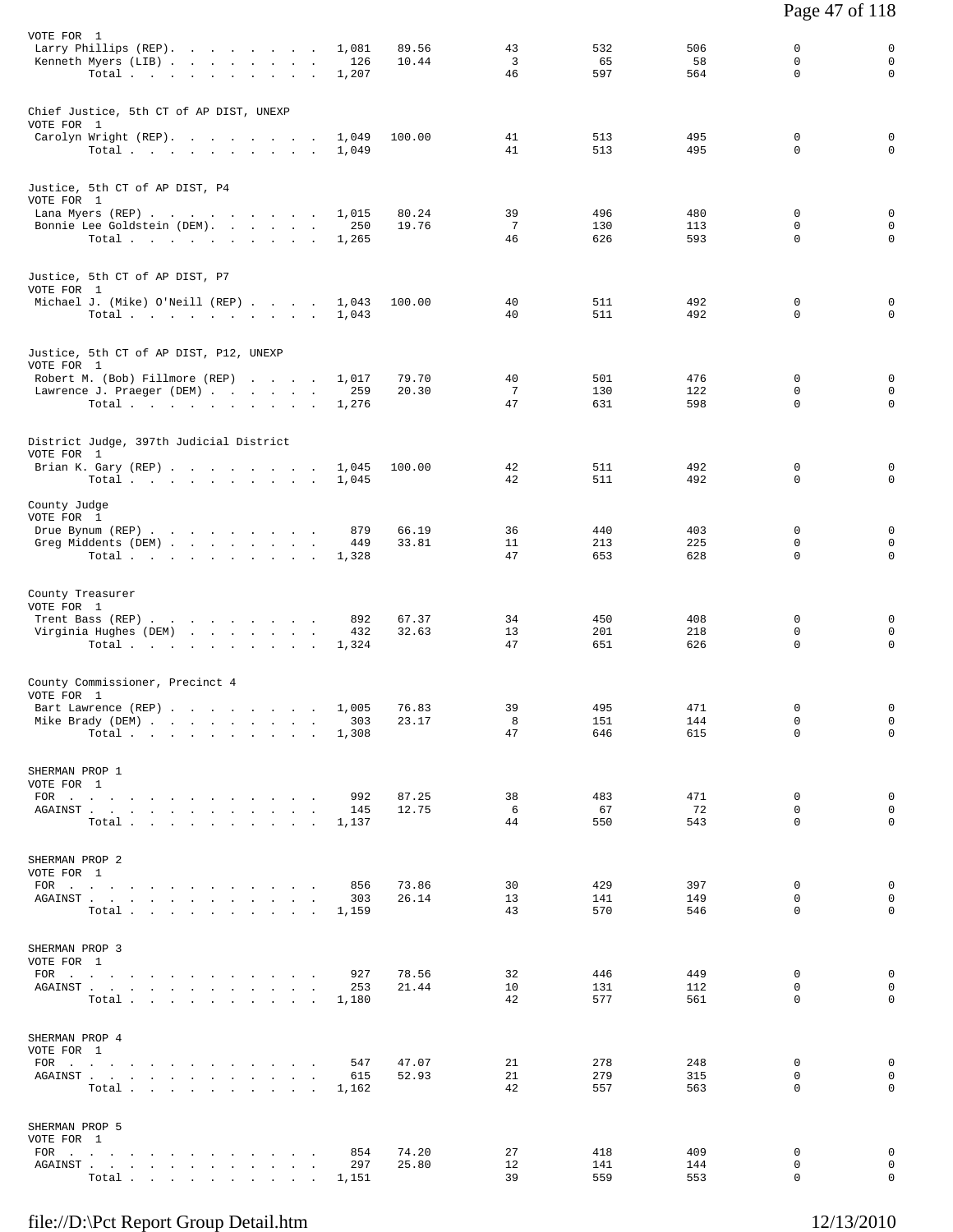VOTE FOR 1

| | | | | | | | |
|---|---|---|---|---|---|---|---|
| Larry Phillips (REP) | 1,081 | 89.56 | 43 | 532 | 506 | 0 | 0 |
| Kenneth Myers (LIB) | 126 | 10.44 | 3 | 65 | 58 | 0 | 0 |
| Total | 1,207 | | 46 | 597 | 564 | 0 | 0 |

Chief Justice, 5th CT of AP DIST, UNEXP

VOTE FOR 1

| | | | | | | | |
|---|---|---|---|---|---|---|---|
| Carolyn Wright (REP) | 1,049 | 100.00 | 41 | 513 | 495 | 0 | 0 |
| Total | 1,049 | | 41 | 513 | 495 | 0 | 0 |

Justice, 5th CT of AP DIST, P4

VOTE FOR 1

| | | | | | | | |
|---|---|---|---|---|---|---|---|
| Lana Myers (REP) | 1,015 | 80.24 | 39 | 496 | 480 | 0 | 0 |
| Bonnie Lee Goldstein (DEM) | 250 | 19.76 | 7 | 130 | 113 | 0 | 0 |
| Total | 1,265 | | 46 | 626 | 593 | 0 | 0 |

Justice, 5th CT of AP DIST, P7

VOTE FOR 1

| | | | | | | | |
|---|---|---|---|---|---|---|---|
| Michael J. (Mike) O'Neill (REP) | 1,043 | 100.00 | 40 | 511 | 492 | 0 | 0 |
| Total | 1,043 | | 40 | 511 | 492 | 0 | 0 |

Justice, 5th CT of AP DIST, P12, UNEXP

VOTE FOR 1

| | | | | | | | |
|---|---|---|---|---|---|---|---|
| Robert M. (Bob) Fillmore (REP) | 1,017 | 79.70 | 40 | 501 | 476 | 0 | 0 |
| Lawrence J. Praeger (DEM) | 259 | 20.30 | 7 | 130 | 122 | 0 | 0 |
| Total | 1,276 | | 47 | 631 | 598 | 0 | 0 |

District Judge, 397th Judicial District

VOTE FOR 1

| | | | | | | | |
|---|---|---|---|---|---|---|---|
| Brian K. Gary (REP) | 1,045 | 100.00 | 42 | 511 | 492 | 0 | 0 |
| Total | 1,045 | | 42 | 511 | 492 | 0 | 0 |

County Judge

VOTE FOR 1

| | | | | | | | |
|---|---|---|---|---|---|---|---|
| Drue Bynum (REP) | 879 | 66.19 | 36 | 440 | 403 | 0 | 0 |
| Greg Middents (DEM) | 449 | 33.81 | 11 | 213 | 225 | 0 | 0 |
| Total | 1,328 | | 47 | 653 | 628 | 0 | 0 |

County Treasurer

VOTE FOR 1

| | | | | | | | |
|---|---|---|---|---|---|---|---|
| Trent Bass (REP) | 892 | 67.37 | 34 | 450 | 408 | 0 | 0 |
| Virginia Hughes (DEM) | 432 | 32.63 | 13 | 201 | 218 | 0 | 0 |
| Total | 1,324 | | 47 | 651 | 626 | 0 | 0 |

County Commissioner, Precinct 4

VOTE FOR 1

| | | | | | | | |
|---|---|---|---|---|---|---|---|
| Bart Lawrence (REP) | 1,005 | 76.83 | 39 | 495 | 471 | 0 | 0 |
| Mike Brady (DEM) | 303 | 23.17 | 8 | 151 | 144 | 0 | 0 |
| Total | 1,308 | | 47 | 646 | 615 | 0 | 0 |

SHERMAN PROP 1

VOTE FOR 1

| | | | | | | | |
|---|---|---|---|---|---|---|---|
| FOR | 992 | 87.25 | 38 | 483 | 471 | 0 | 0 |
| AGAINST | 145 | 12.75 | 6 | 67 | 72 | 0 | 0 |
| Total | 1,137 | | 44 | 550 | 543 | 0 | 0 |

SHERMAN PROP 2

VOTE FOR 1

| | | | | | | | |
|---|---|---|---|---|---|---|---|
| FOR | 856 | 73.86 | 30 | 429 | 397 | 0 | 0 |
| AGAINST | 303 | 26.14 | 13 | 141 | 149 | 0 | 0 |
| Total | 1,159 | | 43 | 570 | 546 | 0 | 0 |

SHERMAN PROP 3

VOTE FOR 1

| | | | | | | | |
|---|---|---|---|---|---|---|---|
| FOR | 927 | 78.56 | 32 | 446 | 449 | 0 | 0 |
| AGAINST | 253 | 21.44 | 10 | 131 | 112 | 0 | 0 |
| Total | 1,180 | | 42 | 577 | 561 | 0 | 0 |

SHERMAN PROP 4

VOTE FOR 1

| | | | | | | | |
|---|---|---|---|---|---|---|---|
| FOR | 547 | 47.07 | 21 | 278 | 248 | 0 | 0 |
| AGAINST | 615 | 52.93 | 21 | 279 | 315 | 0 | 0 |
| Total | 1,162 | | 42 | 557 | 563 | 0 | 0 |

SHERMAN PROP 5

VOTE FOR 1

| | | | | | | | |
|---|---|---|---|---|---|---|---|
| FOR | 854 | 74.20 | 27 | 418 | 409 | 0 | 0 |
| AGAINST | 297 | 25.80 | 12 | 141 | 144 | 0 | 0 |
| Total | 1,151 | | 39 | 559 | 553 | 0 | 0 |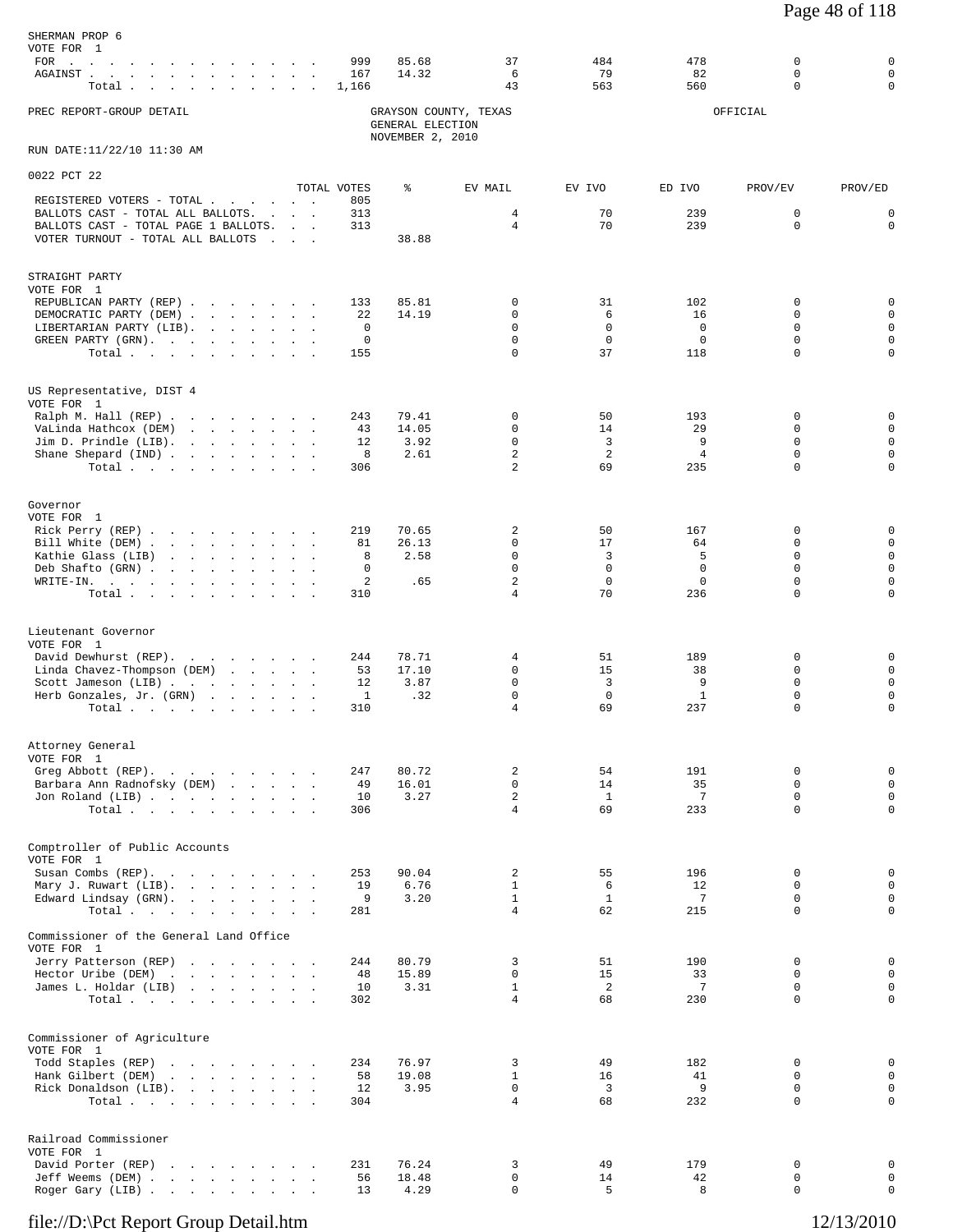SHERMAN PROP 6
VOTE FOR 1

| | TOTAL VOTES | % | EV MAIL | EV IVO | ED IVO | PROV/EV | PROV/ED |
|---|---|---|---|---|---|---|---|
| FOR | 999 | 85.68 | 37 | 484 | 478 | 0 | 0 |
| AGAINST | 167 | 14.32 | 6 | 79 | 82 | 0 | 0 |
| Total | 1,166 | | 43 | 563 | 560 | 0 | 0 |

PREC REPORT-GROUP DETAIL

GRAYSON COUNTY, TEXAS
GENERAL ELECTION
NOVEMBER 2, 2010

OFFICIAL

RUN DATE:11/22/10 11:30 AM

0022 PCT 22

| | TOTAL VOTES | % | EV MAIL | EV IVO | ED IVO | PROV/EV | PROV/ED |
|---|---|---|---|---|---|---|---|
| REGISTERED VOTERS - TOTAL | 805 | | | | | | |
| BALLOTS CAST - TOTAL ALL BALLOTS. | 313 | | 4 | 70 | 239 | 0 | 0 |
| BALLOTS CAST - TOTAL PAGE 1 BALLOTS. | 313 | | 4 | 70 | 239 | 0 | 0 |
| VOTER TURNOUT - TOTAL ALL BALLOTS | | 38.88 | | | | | |

STRAIGHT PARTY
VOTE FOR 1

| | TOTAL VOTES | % | EV MAIL | EV IVO | ED IVO | PROV/EV | PROV/ED |
|---|---|---|---|---|---|---|---|
| REPUBLICAN PARTY (REP) | 133 | 85.81 | 0 | 31 | 102 | 0 | 0 |
| DEMOCRATIC PARTY (DEM) | 22 | 14.19 | 0 | 6 | 16 | 0 | 0 |
| LIBERTARIAN PARTY (LIB). | 0 | | 0 | 0 | 0 | 0 | 0 |
| GREEN PARTY (GRN). | 0 | | 0 | 0 | 0 | 0 | 0 |
| Total | 155 | | 0 | 37 | 118 | 0 | 0 |

US Representative, DIST 4
VOTE FOR 1

| | TOTAL VOTES | % | EV MAIL | EV IVO | ED IVO | PROV/EV | PROV/ED |
|---|---|---|---|---|---|---|---|
| Ralph M. Hall (REP) | 243 | 79.41 | 0 | 50 | 193 | 0 | 0 |
| VaLinda Hathcox (DEM) | 43 | 14.05 | 0 | 14 | 29 | 0 | 0 |
| Jim D. Prindle (LIB). | 12 | 3.92 | 0 | 3 | 9 | 0 | 0 |
| Shane Shepard (IND) | 8 | 2.61 | 2 | 2 | 4 | 0 | 0 |
| Total | 306 | | 2 | 69 | 235 | 0 | 0 |

Governor
VOTE FOR 1

| | TOTAL VOTES | % | EV MAIL | EV IVO | ED IVO | PROV/EV | PROV/ED |
|---|---|---|---|---|---|---|---|
| Rick Perry (REP) | 219 | 70.65 | 2 | 50 | 167 | 0 | 0 |
| Bill White (DEM) | 81 | 26.13 | 0 | 17 | 64 | 0 | 0 |
| Kathie Glass (LIB) | 8 | 2.58 | 0 | 3 | 5 | 0 | 0 |
| Deb Shafto (GRN) | 0 | | 0 | 0 | 0 | 0 | 0 |
| WRITE-IN. | 2 | .65 | 2 | 0 | 0 | 0 | 0 |
| Total | 310 | | 4 | 70 | 236 | 0 | 0 |

Lieutenant Governor
VOTE FOR 1

| | TOTAL VOTES | % | EV MAIL | EV IVO | ED IVO | PROV/EV | PROV/ED |
|---|---|---|---|---|---|---|---|
| David Dewhurst (REP). | 244 | 78.71 | 4 | 51 | 189 | 0 | 0 |
| Linda Chavez-Thompson (DEM) | 53 | 17.10 | 0 | 15 | 38 | 0 | 0 |
| Scott Jameson (LIB) | 12 | 3.87 | 0 | 3 | 9 | 0 | 0 |
| Herb Gonzales, Jr. (GRN) | 1 | .32 | 0 | 0 | 1 | 0 | 0 |
| Total | 310 | | 4 | 69 | 237 | 0 | 0 |

Attorney General
VOTE FOR 1

| | TOTAL VOTES | % | EV MAIL | EV IVO | ED IVO | PROV/EV | PROV/ED |
|---|---|---|---|---|---|---|---|
| Greg Abbott (REP). | 247 | 80.72 | 2 | 54 | 191 | 0 | 0 |
| Barbara Ann Radnofsky (DEM) | 49 | 16.01 | 0 | 14 | 35 | 0 | 0 |
| Jon Roland (LIB) | 10 | 3.27 | 2 | 1 | 7 | 0 | 0 |
| Total | 306 | | 4 | 69 | 233 | 0 | 0 |

Comptroller of Public Accounts
VOTE FOR 1

| | TOTAL VOTES | % | EV MAIL | EV IVO | ED IVO | PROV/EV | PROV/ED |
|---|---|---|---|---|---|---|---|
| Susan Combs (REP). | 253 | 90.04 | 2 | 55 | 196 | 0 | 0 |
| Mary J. Ruwart (LIB). | 19 | 6.76 | 1 | 6 | 12 | 0 | 0 |
| Edward Lindsay (GRN). | 9 | 3.20 | 1 | 1 | 7 | 0 | 0 |
| Total | 281 | | 4 | 62 | 215 | 0 | 0 |

Commissioner of the General Land Office
VOTE FOR 1

| | TOTAL VOTES | % | EV MAIL | EV IVO | ED IVO | PROV/EV | PROV/ED |
|---|---|---|---|---|---|---|---|
| Jerry Patterson (REP) | 244 | 80.79 | 3 | 51 | 190 | 0 | 0 |
| Hector Uribe (DEM) | 48 | 15.89 | 0 | 15 | 33 | 0 | 0 |
| James L. Holdar (LIB) | 10 | 3.31 | 1 | 2 | 7 | 0 | 0 |
| Total | 302 | | 4 | 68 | 230 | 0 | 0 |

Commissioner of Agriculture
VOTE FOR 1

| | TOTAL VOTES | % | EV MAIL | EV IVO | ED IVO | PROV/EV | PROV/ED |
|---|---|---|---|---|---|---|---|
| Todd Staples (REP) | 234 | 76.97 | 3 | 49 | 182 | 0 | 0 |
| Hank Gilbert (DEM) | 58 | 19.08 | 1 | 16 | 41 | 0 | 0 |
| Rick Donaldson (LIB). | 12 | 3.95 | 0 | 3 | 9 | 0 | 0 |
| Total | 304 | | 4 | 68 | 232 | 0 | 0 |

Railroad Commissioner
VOTE FOR 1

| | TOTAL VOTES | % | EV MAIL | EV IVO | ED IVO | PROV/EV | PROV/ED |
|---|---|---|---|---|---|---|---|
| David Porter (REP) | 231 | 76.24 | 3 | 49 | 179 | 0 | 0 |
| Jeff Weems (DEM) | 56 | 18.48 | 0 | 14 | 42 | 0 | 0 |
| Roger Gary (LIB) | 13 | 4.29 | 0 | 5 | 8 | 0 | 0 |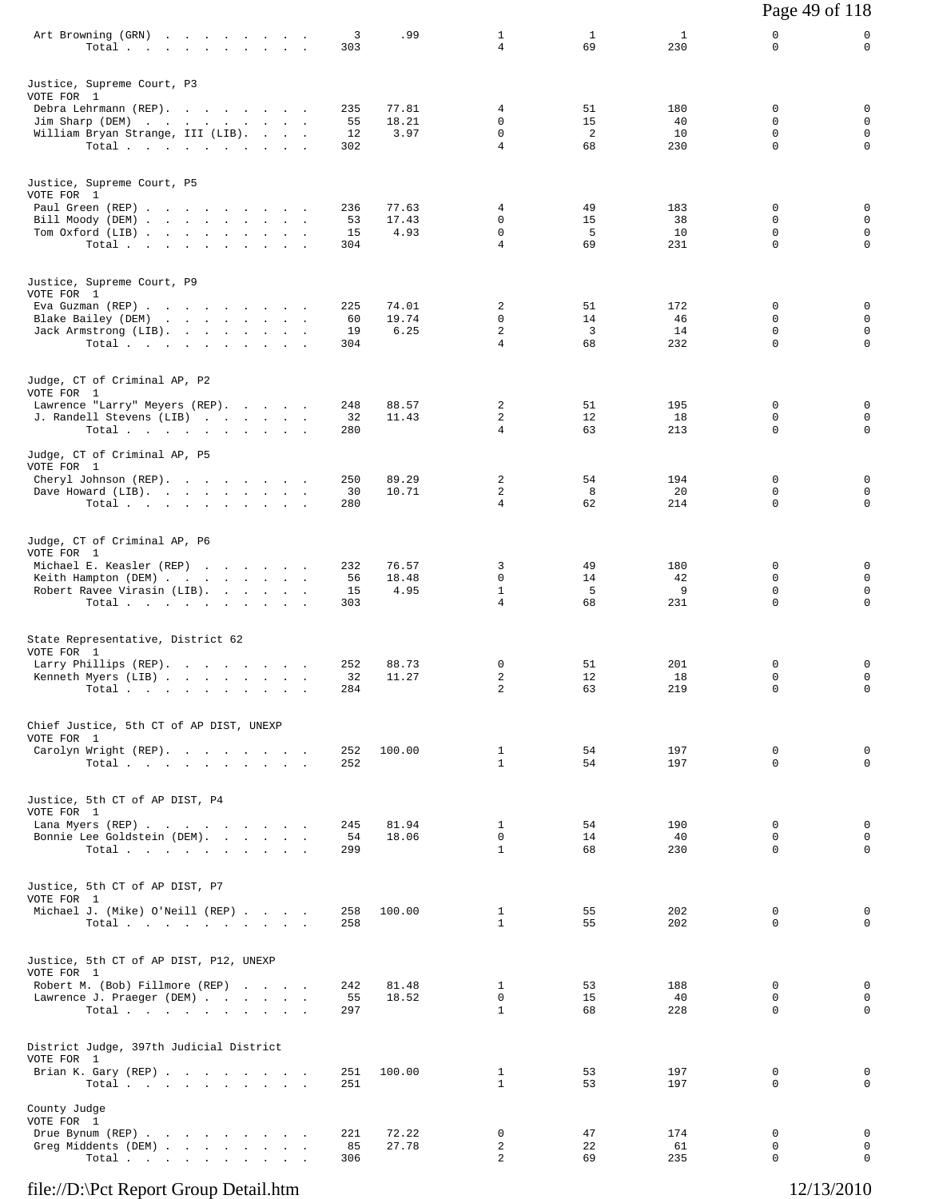| | | | | | | | |
|---|---|---|---|---|---|---|---|
| Art Browning (GRN) . . . . . . . . . | 3 | .99 | 1 | 1 | 1 | 0 | 0 |
| Total . . . . . . . . . . . | 303 | | 4 | 69 | 230 | 0 | 0 |

**Justice, Supreme Court, P3**
VOTE FOR 1

| | | | | | | | |
|---|---|---|---|---|---|---|---|
| Debra Lehrmann (REP). . . . . . . . | 235 | 77.81 | 4 | 51 | 180 | 0 | 0 |
| Jim Sharp (DEM) . . . . . . . . . | 55 | 18.21 | 0 | 15 | 40 | 0 | 0 |
| William Bryan Strange, III (LIB). . . . | 12 | 3.97 | 0 | 2 | 10 | 0 | 0 |
| Total . . . . . . . . . . . | 302 | | 4 | 68 | 230 | 0 | 0 |

**Justice, Supreme Court, P5**
VOTE FOR 1

| | | | | | | | |
|---|---|---|---|---|---|---|---|
| Paul Green (REP) . . . . . . . . . . | 236 | 77.63 | 4 | 49 | 183 | 0 | 0 |
| Bill Moody (DEM) . . . . . . . . . . | 53 | 17.43 | 0 | 15 | 38 | 0 | 0 |
| Tom Oxford (LIB) . . . . . . . . . . | 15 | 4.93 | 0 | 5 | 10 | 0 | 0 |
| Total . . . . . . . . . . . | 304 | | 4 | 69 | 231 | 0 | 0 |

**Justice, Supreme Court, P9**
VOTE FOR 1

| | | | | | | | |
|---|---|---|---|---|---|---|---|
| Eva Guzman (REP) . . . . . . . . . . | 225 | 74.01 | 2 | 51 | 172 | 0 | 0 |
| Blake Bailey (DEM) . . . . . . . . . | 60 | 19.74 | 0 | 14 | 46 | 0 | 0 |
| Jack Armstrong (LIB). . . . . . . . . | 19 | 6.25 | 2 | 3 | 14 | 0 | 0 |
| Total . . . . . . . . . . . | 304 | | 4 | 68 | 232 | 0 | 0 |

**Judge, CT of Criminal AP, P2**
VOTE FOR 1

| | | | | | | | |
|---|---|---|---|---|---|---|---|
| Lawrence "Larry" Meyers (REP). . . . . | 248 | 88.57 | 2 | 51 | 195 | 0 | 0 |
| J. Randell Stevens (LIB) . . . . . . | 32 | 11.43 | 2 | 12 | 18 | 0 | 0 |
| Total . . . . . . . . . . . | 280 | | 4 | 63 | 213 | 0 | 0 |

**Judge, CT of Criminal AP, P5**
VOTE FOR 1

| | | | | | | | |
|---|---|---|---|---|---|---|---|
| Cheryl Johnson (REP). . . . . . . . | 250 | 89.29 | 2 | 54 | 194 | 0 | 0 |
| Dave Howard (LIB). . . . . . . . . | 30 | 10.71 | 2 | 8 | 20 | 0 | 0 |
| Total . . . . . . . . . . . | 280 | | 4 | 62 | 214 | 0 | 0 |

**Judge, CT of Criminal AP, P6**
VOTE FOR 1

| | | | | | | | |
|---|---|---|---|---|---|---|---|
| Michael E. Keasler (REP) . . . . . . | 232 | 76.57 | 3 | 49 | 180 | 0 | 0 |
| Keith Hampton (DEM) . . . . . . . . . | 56 | 18.48 | 0 | 14 | 42 | 0 | 0 |
| Robert Ravee Virasin (LIB). . . . . . | 15 | 4.95 | 1 | 5 | 9 | 0 | 0 |
| Total . . . . . . . . . . . | 303 | | 4 | 68 | 231 | 0 | 0 |

**State Representative, District 62**
VOTE FOR 1

| | | | | | | | |
|---|---|---|---|---|---|---|---|
| Larry Phillips (REP). . . . . . . . | 252 | 88.73 | 0 | 51 | 201 | 0 | 0 |
| Kenneth Myers (LIB) . . . . . . . . . | 32 | 11.27 | 2 | 12 | 18 | 0 | 0 |
| Total . . . . . . . . . . . | 284 | | 2 | 63 | 219 | 0 | 0 |

**Chief Justice, 5th CT of AP DIST, UNEXP**
VOTE FOR 1

| | | | | | | | |
|---|---|---|---|---|---|---|---|
| Carolyn Wright (REP). . . . . . . . | 252 | 100.00 | 1 | 54 | 197 | 0 | 0 |
| Total . . . . . . . . . . . | 252 | | 1 | 54 | 197 | 0 | 0 |

**Justice, 5th CT of AP DIST, P4**
VOTE FOR 1

| | | | | | | | |
|---|---|---|---|---|---|---|---|
| Lana Myers (REP) . . . . . . . . . . | 245 | 81.94 | 1 | 54 | 190 | 0 | 0 |
| Bonnie Lee Goldstein (DEM). . . . . . | 54 | 18.06 | 0 | 14 | 40 | 0 | 0 |
| Total . . . . . . . . . . . | 299 | | 1 | 68 | 230 | 0 | 0 |

**Justice, 5th CT of AP DIST, P7**
VOTE FOR 1

| | | | | | | | |
|---|---|---|---|---|---|---|---|
| Michael J. (Mike) O'Neill (REP) . . . . | 258 | 100.00 | 1 | 55 | 202 | 0 | 0 |
| Total . . . . . . . . . . . | 258 | | 1 | 55 | 202 | 0 | 0 |

**Justice, 5th CT of AP DIST, P12, UNEXP**
VOTE FOR 1

| | | | | | | | |
|---|---|---|---|---|---|---|---|
| Robert M. (Bob) Fillmore (REP) . . . . | 242 | 81.48 | 1 | 53 | 188 | 0 | 0 |
| Lawrence J. Praeger (DEM) . . . . . . | 55 | 18.52 | 0 | 15 | 40 | 0 | 0 |
| Total . . . . . . . . . . . | 297 | | 1 | 68 | 228 | 0 | 0 |

**District Judge, 397th Judicial District**
VOTE FOR 1

| | | | | | | | |
|---|---|---|---|---|---|---|---|
| Brian K. Gary (REP) . . . . . . . . . | 251 | 100.00 | 1 | 53 | 197 | 0 | 0 |
| Total . . . . . . . . . . . | 251 | | 1 | 53 | 197 | 0 | 0 |

**County Judge**
VOTE FOR 1

| | | | | | | | |
|---|---|---|---|---|---|---|---|
| Drue Bynum (REP) . . . . . . . . . . | 221 | 72.22 | 0 | 47 | 174 | 0 | 0 |
| Greg Middents (DEM) . . . . . . . . . | 85 | 27.78 | 2 | 22 | 61 | 0 | 0 |
| Total . . . . . . . . . . . | 306 | | 2 | 69 | 235 | 0 | 0 |

file://D:\Pct Report Group Detail.htm 12/13/2010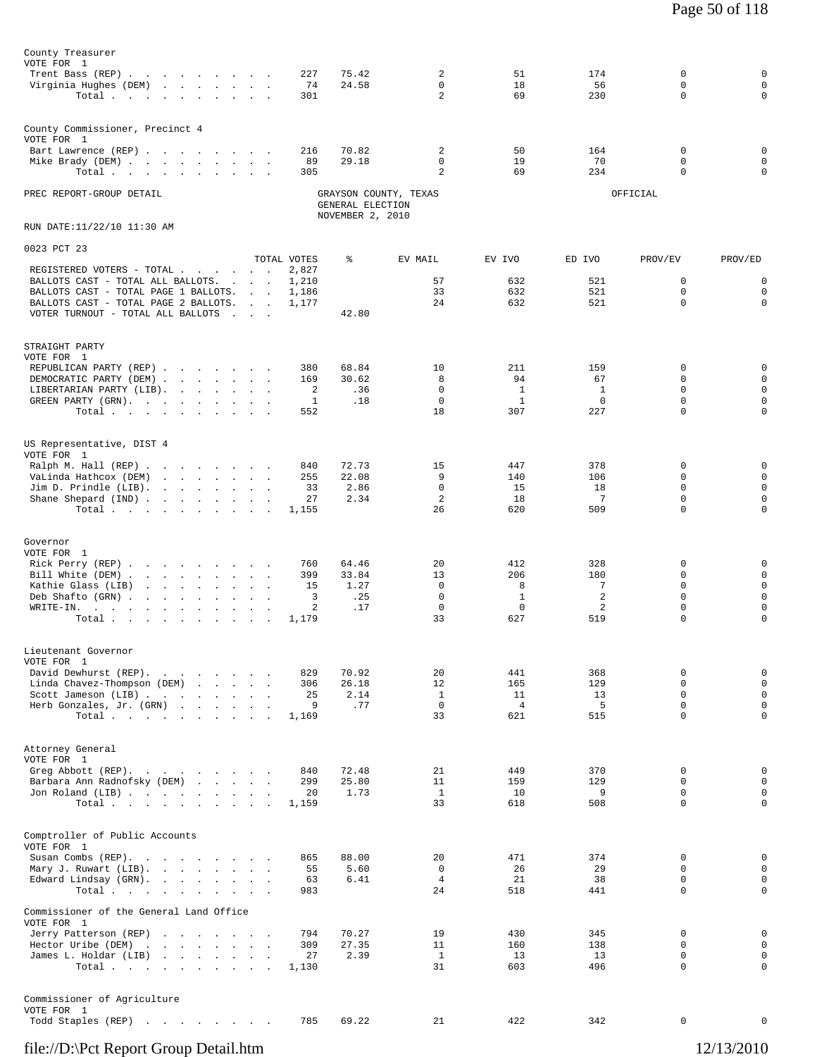County Treasurer
VOTE FOR 1

| | TOTAL VOTES | % | EV MAIL | EV IVO | ED IVO | PROV/EV | PROV/ED |
|---|---|---|---|---|---|---|---|
| Trent Bass (REP) | 227 | 75.42 | 2 | 51 | 174 | 0 | 0 |
| Virginia Hughes (DEM) | 74 | 24.58 | 0 | 18 | 56 | 0 | 0 |
| Total | 301 | | 2 | 69 | 230 | 0 | 0 |

County Commissioner, Precinct 4
VOTE FOR 1

| | TOTAL VOTES | % | EV MAIL | EV IVO | ED IVO | PROV/EV | PROV/ED |
|---|---|---|---|---|---|---|---|
| Bart Lawrence (REP) | 216 | 70.82 | 2 | 50 | 164 | 0 | 0 |
| Mike Brady (DEM) | 89 | 29.18 | 0 | 19 | 70 | 0 | 0 |
| Total | 305 | | 2 | 69 | 234 | 0 | 0 |

PREC REPORT-GROUP DETAIL

GRAYSON COUNTY, TEXAS
GENERAL ELECTION
NOVEMBER 2, 2010

OFFICIAL

RUN DATE:11/22/10 11:30 AM

0023 PCT 23

| | TOTAL VOTES | % | EV MAIL | EV IVO | ED IVO | PROV/EV | PROV/ED |
|---|---|---|---|---|---|---|---|
| REGISTERED VOTERS - TOTAL | 2,827 | | | | | | |
| BALLOTS CAST - TOTAL ALL BALLOTS | 1,210 | | 57 | 632 | 521 | 0 | 0 |
| BALLOTS CAST - TOTAL PAGE 1 BALLOTS | 1,186 | | 33 | 632 | 521 | 0 | 0 |
| BALLOTS CAST - TOTAL PAGE 2 BALLOTS | 1,177 | | 24 | 632 | 521 | 0 | 0 |
| VOTER TURNOUT - TOTAL ALL BALLOTS | | 42.80 | | | | | |

STRAIGHT PARTY
VOTE FOR 1

| | TOTAL VOTES | % | EV MAIL | EV IVO | ED IVO | PROV/EV | PROV/ED |
|---|---|---|---|---|---|---|---|
| REPUBLICAN PARTY (REP) | 380 | 68.84 | 10 | 211 | 159 | 0 | 0 |
| DEMOCRATIC PARTY (DEM) | 169 | 30.62 | 8 | 94 | 67 | 0 | 0 |
| LIBERTARIAN PARTY (LIB) | 2 | .36 | 0 | 1 | 1 | 0 | 0 |
| GREEN PARTY (GRN) | 1 | .18 | 0 | 1 | 0 | 0 | 0 |
| Total | 552 | | 18 | 307 | 227 | 0 | 0 |

US Representative, DIST 4
VOTE FOR 1

| | TOTAL VOTES | % | EV MAIL | EV IVO | ED IVO | PROV/EV | PROV/ED |
|---|---|---|---|---|---|---|---|
| Ralph M. Hall (REP) | 840 | 72.73 | 15 | 447 | 378 | 0 | 0 |
| VaLinda Hathcox (DEM) | 255 | 22.08 | 9 | 140 | 106 | 0 | 0 |
| Jim D. Prindle (LIB) | 33 | 2.86 | 0 | 15 | 18 | 0 | 0 |
| Shane Shepard (IND) | 27 | 2.34 | 2 | 18 | 7 | 0 | 0 |
| Total | 1,155 | | 26 | 620 | 509 | 0 | 0 |

Governor
VOTE FOR 1

| | TOTAL VOTES | % | EV MAIL | EV IVO | ED IVO | PROV/EV | PROV/ED |
|---|---|---|---|---|---|---|---|
| Rick Perry (REP) | 760 | 64.46 | 20 | 412 | 328 | 0 | 0 |
| Bill White (DEM) | 399 | 33.84 | 13 | 206 | 180 | 0 | 0 |
| Kathie Glass (LIB) | 15 | 1.27 | 0 | 8 | 7 | 0 | 0 |
| Deb Shafto (GRN) | 3 | .25 | 0 | 1 | 2 | 0 | 0 |
| WRITE-IN. | 2 | .17 | 0 | 0 | 2 | 0 | 0 |
| Total | 1,179 | | 33 | 627 | 519 | 0 | 0 |

Lieutenant Governor
VOTE FOR 1

| | TOTAL VOTES | % | EV MAIL | EV IVO | ED IVO | PROV/EV | PROV/ED |
|---|---|---|---|---|---|---|---|
| David Dewhurst (REP) | 829 | 70.92 | 20 | 441 | 368 | 0 | 0 |
| Linda Chavez-Thompson (DEM) | 306 | 26.18 | 12 | 165 | 129 | 0 | 0 |
| Scott Jameson (LIB) | 25 | 2.14 | 1 | 11 | 13 | 0 | 0 |
| Herb Gonzales, Jr. (GRN) | 9 | .77 | 0 | 4 | 5 | 0 | 0 |
| Total | 1,169 | | 33 | 621 | 515 | 0 | 0 |

Attorney General
VOTE FOR 1

| | TOTAL VOTES | % | EV MAIL | EV IVO | ED IVO | PROV/EV | PROV/ED |
|---|---|---|---|---|---|---|---|
| Greg Abbott (REP) | 840 | 72.48 | 21 | 449 | 370 | 0 | 0 |
| Barbara Ann Radnofsky (DEM) | 299 | 25.80 | 11 | 159 | 129 | 0 | 0 |
| Jon Roland (LIB) | 20 | 1.73 | 1 | 10 | 9 | 0 | 0 |
| Total | 1,159 | | 33 | 618 | 508 | 0 | 0 |

Comptroller of Public Accounts
VOTE FOR 1

| | TOTAL VOTES | % | EV MAIL | EV IVO | ED IVO | PROV/EV | PROV/ED |
|---|---|---|---|---|---|---|---|
| Susan Combs (REP) | 865 | 88.00 | 20 | 471 | 374 | 0 | 0 |
| Mary J. Ruwart (LIB) | 55 | 5.60 | 0 | 26 | 29 | 0 | 0 |
| Edward Lindsay (GRN) | 63 | 6.41 | 4 | 21 | 38 | 0 | 0 |
| Total | 983 | | 24 | 518 | 441 | 0 | 0 |

Commissioner of the General Land Office
VOTE FOR 1

| | TOTAL VOTES | % | EV MAIL | EV IVO | ED IVO | PROV/EV | PROV/ED |
|---|---|---|---|---|---|---|---|
| Jerry Patterson (REP) | 794 | 70.27 | 19 | 430 | 345 | 0 | 0 |
| Hector Uribe (DEM) | 309 | 27.35 | 11 | 160 | 138 | 0 | 0 |
| James L. Holdar (LIB) | 27 | 2.39 | 1 | 13 | 13 | 0 | 0 |
| Total | 1,130 | | 31 | 603 | 496 | 0 | 0 |

Commissioner of Agriculture
VOTE FOR 1

| | TOTAL VOTES | % | EV MAIL | EV IVO | ED IVO | PROV/EV | PROV/ED |
|---|---|---|---|---|---|---|---|
| Todd Staples (REP) | 785 | 69.22 | 21 | 422 | 342 | 0 | 0 |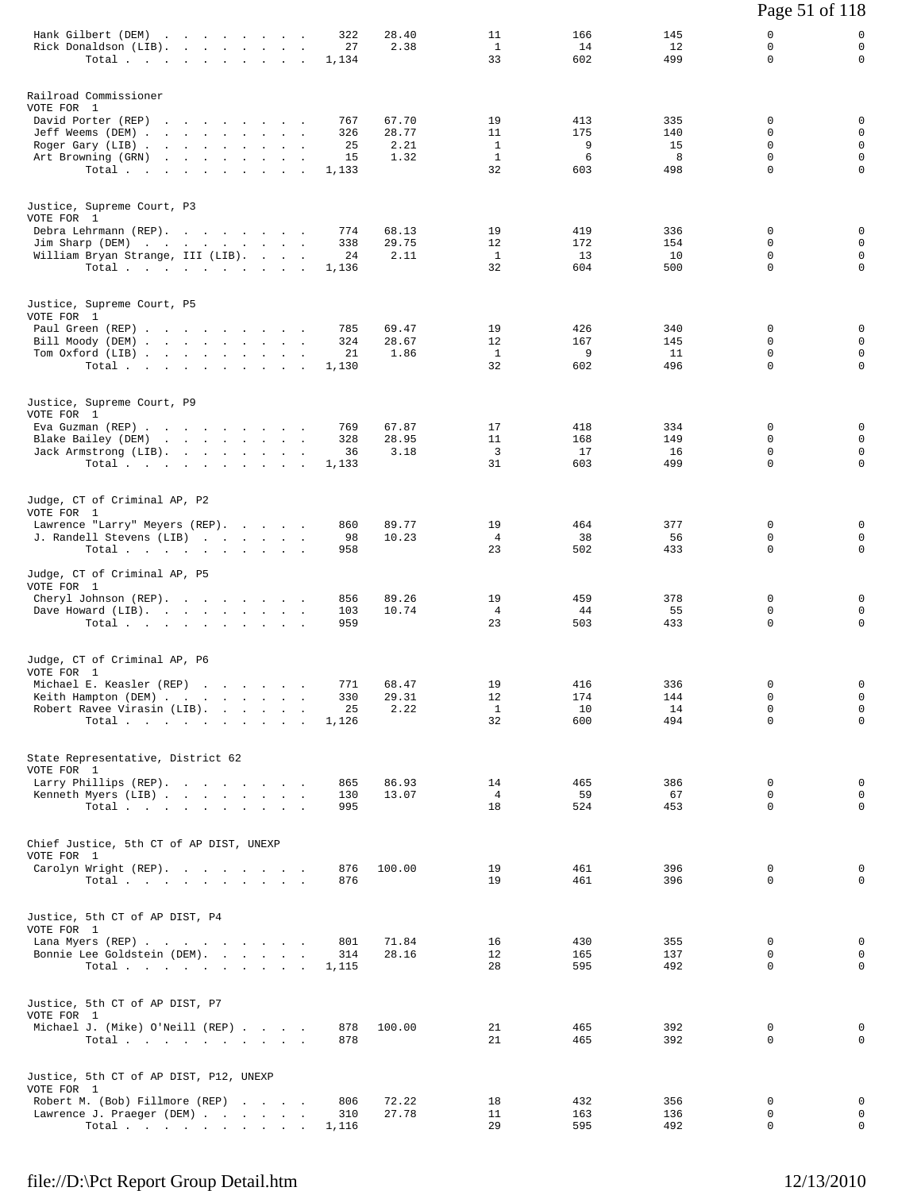| | | | | | | | |
|---|---|---|---|---|---|---|---|
| Hank Gilbert (DEM) | 322 | 28.40 | 11 | 166 | 145 | 0 | 0 |
| Rick Donaldson (LIB). | 27 | 2.38 | 1 | 14 | 12 | 0 | 0 |
| Total | 1,134 | | 33 | 602 | 499 | 0 | 0 |

**Railroad Commissioner**
VOTE FOR 1

| | | | | | | | |
|---|---|---|---|---|---|---|---|
| David Porter (REP) | 767 | 67.70 | 19 | 413 | 335 | 0 | 0 |
| Jeff Weems (DEM) | 326 | 28.77 | 11 | 175 | 140 | 0 | 0 |
| Roger Gary (LIB) | 25 | 2.21 | 1 | 9 | 15 | 0 | 0 |
| Art Browning (GRN) | 15 | 1.32 | 1 | 6 | 8 | 0 | 0 |
| Total | 1,133 | | 32 | 603 | 498 | 0 | 0 |

**Justice, Supreme Court, P3**
VOTE FOR 1

| | | | | | | | |
|---|---|---|---|---|---|---|---|
| Debra Lehrmann (REP). | 774 | 68.13 | 19 | 419 | 336 | 0 | 0 |
| Jim Sharp (DEM) | 338 | 29.75 | 12 | 172 | 154 | 0 | 0 |
| William Bryan Strange, III (LIB). | 24 | 2.11 | 1 | 13 | 10 | 0 | 0 |
| Total | 1,136 | | 32 | 604 | 500 | 0 | 0 |

**Justice, Supreme Court, P5**
VOTE FOR 1

| | | | | | | | |
|---|---|---|---|---|---|---|---|
| Paul Green (REP) | 785 | 69.47 | 19 | 426 | 340 | 0 | 0 |
| Bill Moody (DEM) | 324 | 28.67 | 12 | 167 | 145 | 0 | 0 |
| Tom Oxford (LIB) | 21 | 1.86 | 1 | 9 | 11 | 0 | 0 |
| Total | 1,130 | | 32 | 602 | 496 | 0 | 0 |

**Justice, Supreme Court, P9**
VOTE FOR 1

| | | | | | | | |
|---|---|---|---|---|---|---|---|
| Eva Guzman (REP) | 769 | 67.87 | 17 | 418 | 334 | 0 | 0 |
| Blake Bailey (DEM) | 328 | 28.95 | 11 | 168 | 149 | 0 | 0 |
| Jack Armstrong (LIB). | 36 | 3.18 | 3 | 17 | 16 | 0 | 0 |
| Total | 1,133 | | 31 | 603 | 499 | 0 | 0 |

**Judge, CT of Criminal AP, P2**
VOTE FOR 1

| | | | | | | | |
|---|---|---|---|---|---|---|---|
| Lawrence "Larry" Meyers (REP). | 860 | 89.77 | 19 | 464 | 377 | 0 | 0 |
| J. Randell Stevens (LIB) | 98 | 10.23 | 4 | 38 | 56 | 0 | 0 |
| Total | 958 | | 23 | 502 | 433 | 0 | 0 |

**Judge, CT of Criminal AP, P5**
VOTE FOR 1

| | | | | | | | |
|---|---|---|---|---|---|---|---|
| Cheryl Johnson (REP). | 856 | 89.26 | 19 | 459 | 378 | 0 | 0 |
| Dave Howard (LIB). | 103 | 10.74 | 4 | 44 | 55 | 0 | 0 |
| Total | 959 | | 23 | 503 | 433 | 0 | 0 |

**Judge, CT of Criminal AP, P6**
VOTE FOR 1

| | | | | | | | |
|---|---|---|---|---|---|---|---|
| Michael E. Keasler (REP) | 771 | 68.47 | 19 | 416 | 336 | 0 | 0 |
| Keith Hampton (DEM) | 330 | 29.31 | 12 | 174 | 144 | 0 | 0 |
| Robert Ravee Virasin (LIB). | 25 | 2.22 | 1 | 10 | 14 | 0 | 0 |
| Total | 1,126 | | 32 | 600 | 494 | 0 | 0 |

**State Representative, District 62**
VOTE FOR 1

| | | | | | | | |
|---|---|---|---|---|---|---|---|
| Larry Phillips (REP). | 865 | 86.93 | 14 | 465 | 386 | 0 | 0 |
| Kenneth Myers (LIB) | 130 | 13.07 | 4 | 59 | 67 | 0 | 0 |
| Total | 995 | | 18 | 524 | 453 | 0 | 0 |

**Chief Justice, 5th CT of AP DIST, UNEXP**
VOTE FOR 1

| | | | | | | | |
|---|---|---|---|---|---|---|---|
| Carolyn Wright (REP). | 876 | 100.00 | 19 | 461 | 396 | 0 | 0 |
| Total | 876 | | 19 | 461 | 396 | 0 | 0 |

**Justice, 5th CT of AP DIST, P4**
VOTE FOR 1

| | | | | | | | |
|---|---|---|---|---|---|---|---|
| Lana Myers (REP) | 801 | 71.84 | 16 | 430 | 355 | 0 | 0 |
| Bonnie Lee Goldstein (DEM). | 314 | 28.16 | 12 | 165 | 137 | 0 | 0 |
| Total | 1,115 | | 28 | 595 | 492 | 0 | 0 |

**Justice, 5th CT of AP DIST, P7**
VOTE FOR 1

| | | | | | | | |
|---|---|---|---|---|---|---|---|
| Michael J. (Mike) O'Neill (REP) | 878 | 100.00 | 21 | 465 | 392 | 0 | 0 |
| Total | 878 | | 21 | 465 | 392 | 0 | 0 |

**Justice, 5th CT of AP DIST, P12, UNEXP**
VOTE FOR 1

| | | | | | | | |
|---|---|---|---|---|---|---|---|
| Robert M. (Bob) Fillmore (REP) | 806 | 72.22 | 18 | 432 | 356 | 0 | 0 |
| Lawrence J. Praeger (DEM) | 310 | 27.78 | 11 | 163 | 136 | 0 | 0 |
| Total | 1,116 | | 29 | 595 | 492 | 0 | 0 |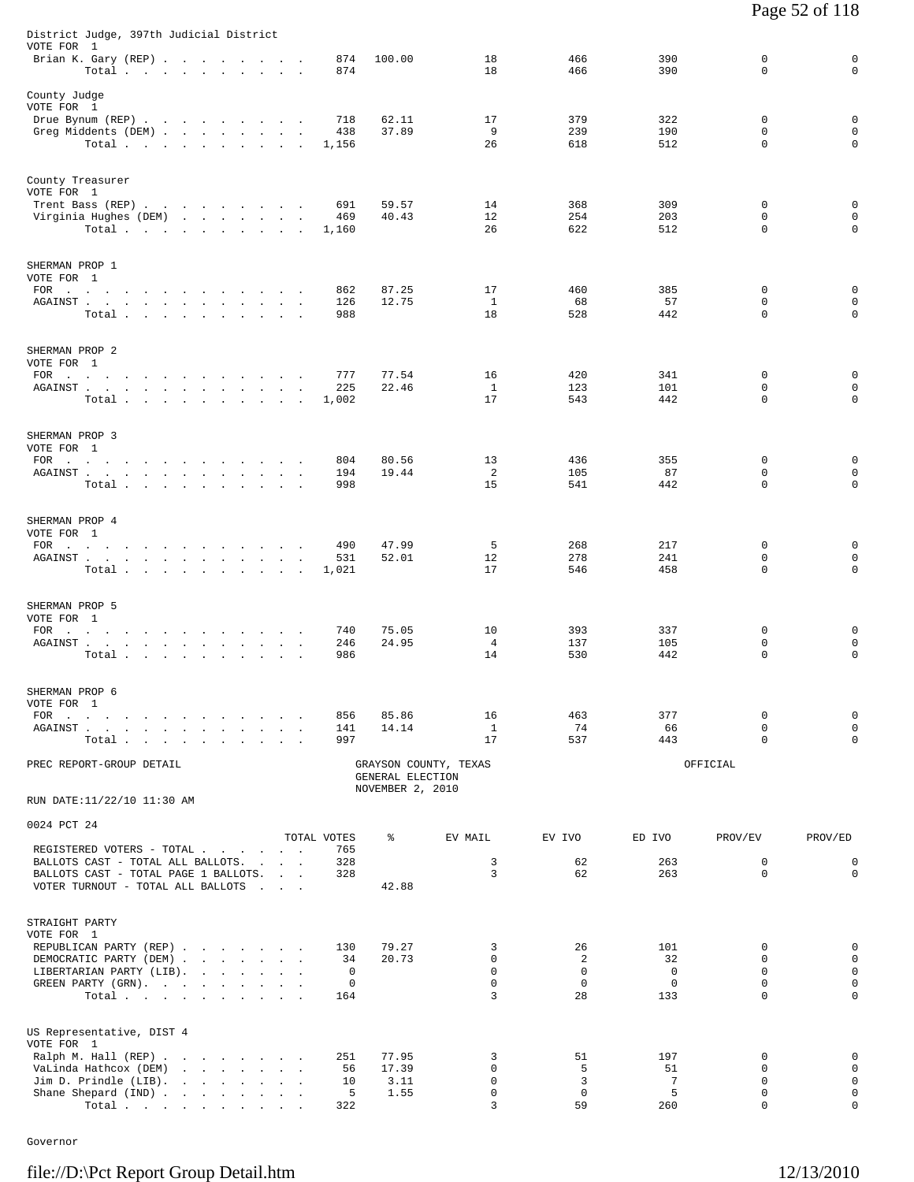District Judge, 397th Judicial District
VOTE FOR 1

| | TOTAL VOTES | % | EV MAIL | EV IVO | ED IVO | PROV/EV | PROV/ED |
|---|---|---|---|---|---|---|---|
| Brian K. Gary (REP) | 874 | 100.00 | 18 | 466 | 390 | 0 | 0 |
| Total | 874 | | 18 | 466 | 390 | 0 | 0 |

County Judge
VOTE FOR 1

| | TOTAL VOTES | % | EV MAIL | EV IVO | ED IVO | PROV/EV | PROV/ED |
|---|---|---|---|---|---|---|---|
| Drue Bynum (REP) | 718 | 62.11 | 17 | 379 | 322 | 0 | 0 |
| Greg Middents (DEM) | 438 | 37.89 | 9 | 239 | 190 | 0 | 0 |
| Total | 1,156 | | 26 | 618 | 512 | 0 | 0 |

County Treasurer
VOTE FOR 1

| | TOTAL VOTES | % | EV MAIL | EV IVO | ED IVO | PROV/EV | PROV/ED |
|---|---|---|---|---|---|---|---|
| Trent Bass (REP) | 691 | 59.57 | 14 | 368 | 309 | 0 | 0 |
| Virginia Hughes (DEM) | 469 | 40.43 | 12 | 254 | 203 | 0 | 0 |
| Total | 1,160 | | 26 | 622 | 512 | 0 | 0 |

SHERMAN PROP 1
VOTE FOR 1

| | TOTAL VOTES | % | EV MAIL | EV IVO | ED IVO | PROV/EV | PROV/ED |
|---|---|---|---|---|---|---|---|
| FOR | 862 | 87.25 | 17 | 460 | 385 | 0 | 0 |
| AGAINST | 126 | 12.75 | 1 | 68 | 57 | 0 | 0 |
| Total | 988 | | 18 | 528 | 442 | 0 | 0 |

SHERMAN PROP 2
VOTE FOR 1

| | TOTAL VOTES | % | EV MAIL | EV IVO | ED IVO | PROV/EV | PROV/ED |
|---|---|---|---|---|---|---|---|
| FOR | 777 | 77.54 | 16 | 420 | 341 | 0 | 0 |
| AGAINST | 225 | 22.46 | 1 | 123 | 101 | 0 | 0 |
| Total | 1,002 | | 17 | 543 | 442 | 0 | 0 |

SHERMAN PROP 3
VOTE FOR 1

| | TOTAL VOTES | % | EV MAIL | EV IVO | ED IVO | PROV/EV | PROV/ED |
|---|---|---|---|---|---|---|---|
| FOR | 804 | 80.56 | 13 | 436 | 355 | 0 | 0 |
| AGAINST | 194 | 19.44 | 2 | 105 | 87 | 0 | 0 |
| Total | 998 | | 15 | 541 | 442 | 0 | 0 |

SHERMAN PROP 4
VOTE FOR 1

| | TOTAL VOTES | % | EV MAIL | EV IVO | ED IVO | PROV/EV | PROV/ED |
|---|---|---|---|---|---|---|---|
| FOR | 490 | 47.99 | 5 | 268 | 217 | 0 | 0 |
| AGAINST | 531 | 52.01 | 12 | 278 | 241 | 0 | 0 |
| Total | 1,021 | | 17 | 546 | 458 | 0 | 0 |

SHERMAN PROP 5
VOTE FOR 1

| | TOTAL VOTES | % | EV MAIL | EV IVO | ED IVO | PROV/EV | PROV/ED |
|---|---|---|---|---|---|---|---|
| FOR | 740 | 75.05 | 10 | 393 | 337 | 0 | 0 |
| AGAINST | 246 | 24.95 | 4 | 137 | 105 | 0 | 0 |
| Total | 986 | | 14 | 530 | 442 | 0 | 0 |

SHERMAN PROP 6
VOTE FOR 1

| | TOTAL VOTES | % | EV MAIL | EV IVO | ED IVO | PROV/EV | PROV/ED |
|---|---|---|---|---|---|---|---|
| FOR | 856 | 85.86 | 16 | 463 | 377 | 0 | 0 |
| AGAINST | 141 | 14.14 | 1 | 74 | 66 | 0 | 0 |
| Total | 997 | | 17 | 537 | 443 | 0 | 0 |

PREC REPORT-GROUP DETAIL — GRAYSON COUNTY, TEXAS — GENERAL ELECTION — NOVEMBER 2, 2010 — OFFICIAL

RUN DATE:11/22/10 11:30 AM

0024 PCT 24

| | TOTAL VOTES | % | EV MAIL | EV IVO | ED IVO | PROV/EV | PROV/ED |
|---|---|---|---|---|---|---|---|
| REGISTERED VOTERS - TOTAL | 765 | | | | | | |
| BALLOTS CAST - TOTAL ALL BALLOTS. | 328 | | 3 | 62 | 263 | 0 | 0 |
| BALLOTS CAST - TOTAL PAGE 1 BALLOTS. | 328 | | 3 | 62 | 263 | 0 | 0 |
| VOTER TURNOUT - TOTAL ALL BALLOTS | | 42.88 | | | | | |

STRAIGHT PARTY
VOTE FOR 1

| | TOTAL VOTES | % | EV MAIL | EV IVO | ED IVO | PROV/EV | PROV/ED |
|---|---|---|---|---|---|---|---|
| REPUBLICAN PARTY (REP) | 130 | 79.27 | 3 | 26 | 101 | 0 | 0 |
| DEMOCRATIC PARTY (DEM) | 34 | 20.73 | 0 | 2 | 32 | 0 | 0 |
| LIBERTARIAN PARTY (LIB). | 0 | | 0 | 0 | 0 | 0 | 0 |
| GREEN PARTY (GRN). | 0 | | 0 | 0 | 0 | 0 | 0 |
| Total | 164 | | 3 | 28 | 133 | 0 | 0 |

US Representative, DIST 4
VOTE FOR 1

| | TOTAL VOTES | % | EV MAIL | EV IVO | ED IVO | PROV/EV | PROV/ED |
|---|---|---|---|---|---|---|---|
| Ralph M. Hall (REP) | 251 | 77.95 | 3 | 51 | 197 | 0 | 0 |
| VaLinda Hathcox (DEM) | 56 | 17.39 | 0 | 5 | 51 | 0 | 0 |
| Jim D. Prindle (LIB). | 10 | 3.11 | 0 | 3 | 7 | 0 | 0 |
| Shane Shepard (IND) | 5 | 1.55 | 0 | 0 | 5 | 0 | 0 |
| Total | 322 | | 3 | 59 | 260 | 0 | 0 |

Governor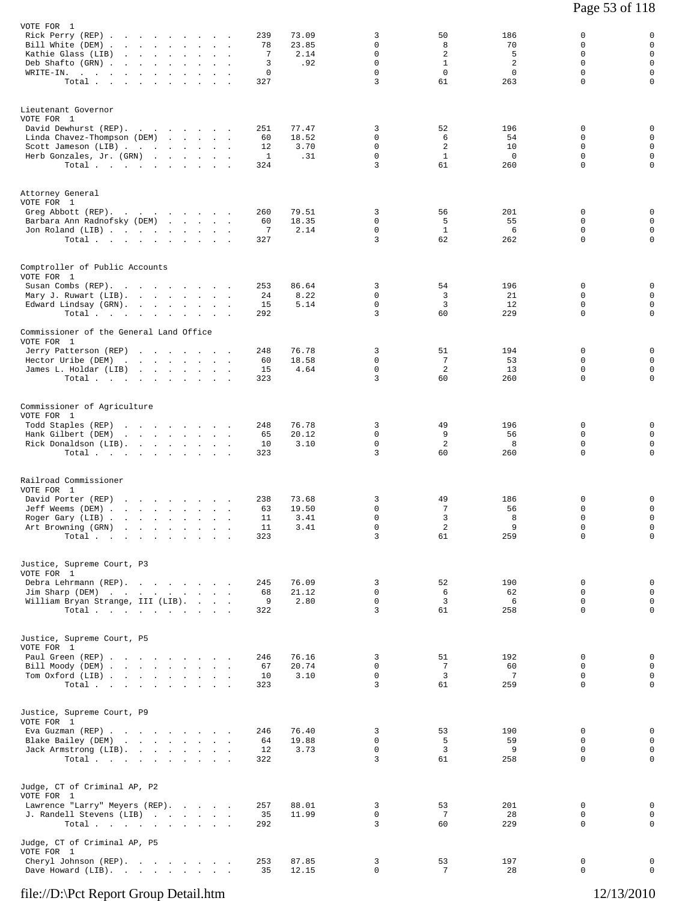VOTE FOR 1

| Candidate | Votes | % | | | | | |
|---|---|---|---|---|---|---|---|
| Rick Perry (REP) | 239 | 73.09 | 3 | 50 | 186 | 0 | 0 |
| Bill White (DEM) | 78 | 23.85 | 0 | 8 | 70 | 0 | 0 |
| Kathie Glass (LIB) | 7 | 2.14 | 0 | 2 | 5 | 0 | 0 |
| Deb Shafto (GRN) | 3 | .92 | 0 | 1 | 2 | 0 | 0 |
| WRITE-IN. | 0 | | 0 | 0 | 0 | 0 | 0 |
| Total | 327 | | 3 | 61 | 263 | 0 | 0 |

Lieutenant Governor
VOTE FOR 1

| Candidate | Votes | % | | | | | |
|---|---|---|---|---|---|---|---|
| David Dewhurst (REP) | 251 | 77.47 | 3 | 52 | 196 | 0 | 0 |
| Linda Chavez-Thompson (DEM) | 60 | 18.52 | 0 | 6 | 54 | 0 | 0 |
| Scott Jameson (LIB) | 12 | 3.70 | 0 | 2 | 10 | 0 | 0 |
| Herb Gonzales, Jr. (GRN) | 1 | .31 | 0 | 1 | 0 | 0 | 0 |
| Total | 324 | | 3 | 61 | 260 | 0 | 0 |

Attorney General
VOTE FOR 1

| Candidate | Votes | % | | | | | |
|---|---|---|---|---|---|---|---|
| Greg Abbott (REP) | 260 | 79.51 | 3 | 56 | 201 | 0 | 0 |
| Barbara Ann Radnofsky (DEM) | 60 | 18.35 | 0 | 5 | 55 | 0 | 0 |
| Jon Roland (LIB) | 7 | 2.14 | 0 | 1 | 6 | 0 | 0 |
| Total | 327 | | 3 | 62 | 262 | 0 | 0 |

Comptroller of Public Accounts
VOTE FOR 1

| Candidate | Votes | % | | | | | |
|---|---|---|---|---|---|---|---|
| Susan Combs (REP) | 253 | 86.64 | 3 | 54 | 196 | 0 | 0 |
| Mary J. Ruwart (LIB) | 24 | 8.22 | 0 | 3 | 21 | 0 | 0 |
| Edward Lindsay (GRN) | 15 | 5.14 | 0 | 3 | 12 | 0 | 0 |
| Total | 292 | | 3 | 60 | 229 | 0 | 0 |

Commissioner of the General Land Office
VOTE FOR 1

| Candidate | Votes | % | | | | | |
|---|---|---|---|---|---|---|---|
| Jerry Patterson (REP) | 248 | 76.78 | 3 | 51 | 194 | 0 | 0 |
| Hector Uribe (DEM) | 60 | 18.58 | 0 | 7 | 53 | 0 | 0 |
| James L. Holdar (LIB) | 15 | 4.64 | 0 | 2 | 13 | 0 | 0 |
| Total | 323 | | 3 | 60 | 260 | 0 | 0 |

Commissioner of Agriculture
VOTE FOR 1

| Candidate | Votes | % | | | | | |
|---|---|---|---|---|---|---|---|
| Todd Staples (REP) | 248 | 76.78 | 3 | 49 | 196 | 0 | 0 |
| Hank Gilbert (DEM) | 65 | 20.12 | 0 | 9 | 56 | 0 | 0 |
| Rick Donaldson (LIB) | 10 | 3.10 | 0 | 2 | 8 | 0 | 0 |
| Total | 323 | | 3 | 60 | 260 | 0 | 0 |

Railroad Commissioner
VOTE FOR 1

| Candidate | Votes | % | | | | | |
|---|---|---|---|---|---|---|---|
| David Porter (REP) | 238 | 73.68 | 3 | 49 | 186 | 0 | 0 |
| Jeff Weems (DEM) | 63 | 19.50 | 0 | 7 | 56 | 0 | 0 |
| Roger Gary (LIB) | 11 | 3.41 | 0 | 3 | 8 | 0 | 0 |
| Art Browning (GRN) | 11 | 3.41 | 0 | 2 | 9 | 0 | 0 |
| Total | 323 | | 3 | 61 | 259 | 0 | 0 |

Justice, Supreme Court, P3
VOTE FOR 1

| Candidate | Votes | % | | | | | |
|---|---|---|---|---|---|---|---|
| Debra Lehrmann (REP) | 245 | 76.09 | 3 | 52 | 190 | 0 | 0 |
| Jim Sharp (DEM) | 68 | 21.12 | 0 | 6 | 62 | 0 | 0 |
| William Bryan Strange, III (LIB) | 9 | 2.80 | 0 | 3 | 6 | 0 | 0 |
| Total | 322 | | 3 | 61 | 258 | 0 | 0 |

Justice, Supreme Court, P5
VOTE FOR 1

| Candidate | Votes | % | | | | | |
|---|---|---|---|---|---|---|---|
| Paul Green (REP) | 246 | 76.16 | 3 | 51 | 192 | 0 | 0 |
| Bill Moody (DEM) | 67 | 20.74 | 0 | 7 | 60 | 0 | 0 |
| Tom Oxford (LIB) | 10 | 3.10 | 0 | 3 | 7 | 0 | 0 |
| Total | 323 | | 3 | 61 | 259 | 0 | 0 |

Justice, Supreme Court, P9
VOTE FOR 1

| Candidate | Votes | % | | | | | |
|---|---|---|---|---|---|---|---|
| Eva Guzman (REP) | 246 | 76.40 | 3 | 53 | 190 | 0 | 0 |
| Blake Bailey (DEM) | 64 | 19.88 | 0 | 5 | 59 | 0 | 0 |
| Jack Armstrong (LIB) | 12 | 3.73 | 0 | 3 | 9 | 0 | 0 |
| Total | 322 | | 3 | 61 | 258 | 0 | 0 |

Judge, CT of Criminal AP, P2
VOTE FOR 1

| Candidate | Votes | % | | | | | |
|---|---|---|---|---|---|---|---|
| Lawrence "Larry" Meyers (REP) | 257 | 88.01 | 3 | 53 | 201 | 0 | 0 |
| J. Randell Stevens (LIB) | 35 | 11.99 | 0 | 7 | 28 | 0 | 0 |
| Total | 292 | | 3 | 60 | 229 | 0 | 0 |

Judge, CT of Criminal AP, P5
VOTE FOR 1

| Candidate | Votes | % | | | | | |
|---|---|---|---|---|---|---|---|
| Cheryl Johnson (REP) | 253 | 87.85 | 3 | 53 | 197 | 0 | 0 |
| Dave Howard (LIB) | 35 | 12.15 | 0 | 7 | 28 | 0 | 0 |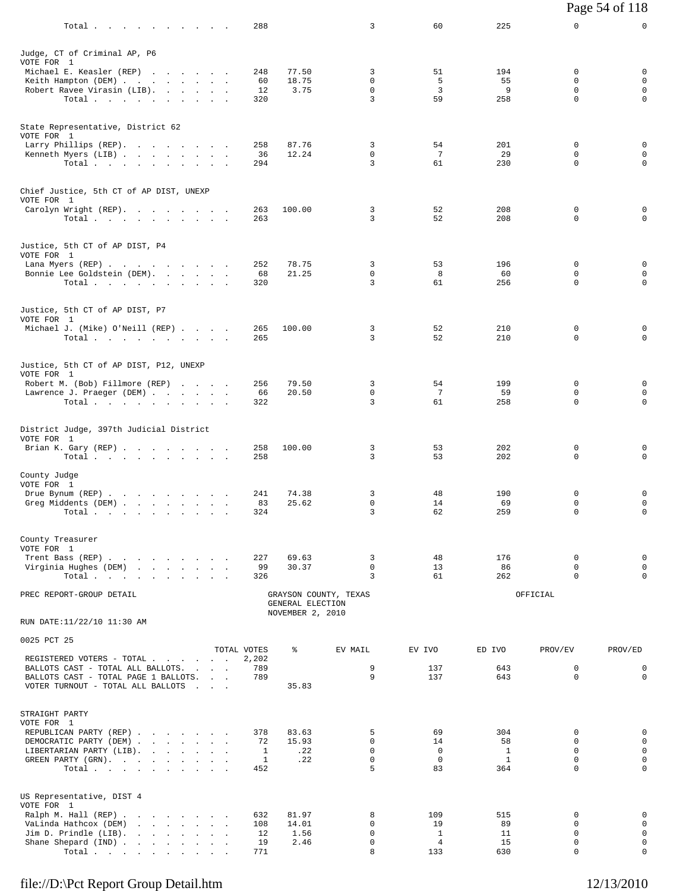| | TOTAL VOTES | % | EV MAIL | EV IVO | ED IVO | PROV/EV | PROV/ED |
|---|---|---|---|---|---|---|---|
| Total | 288 | | 3 | 60 | 225 | 0 | 0 |

**Judge, CT of Criminal AP, P6**
VOTE FOR 1

| | TOTAL VOTES | % | EV MAIL | EV IVO | ED IVO | PROV/EV | PROV/ED |
|---|---|---|---|---|---|---|---|
| Michael E. Keasler (REP) | 248 | 77.50 | 3 | 51 | 194 | 0 | 0 |
| Keith Hampton (DEM) | 60 | 18.75 | 0 | 5 | 55 | 0 | 0 |
| Robert Ravee Virasin (LIB) | 12 | 3.75 | 0 | 3 | 9 | 0 | 0 |
| Total | 320 | | 3 | 59 | 258 | 0 | 0 |

**State Representative, District 62**
VOTE FOR 1

| | TOTAL VOTES | % | EV MAIL | EV IVO | ED IVO | PROV/EV | PROV/ED |
|---|---|---|---|---|---|---|---|
| Larry Phillips (REP) | 258 | 87.76 | 3 | 54 | 201 | 0 | 0 |
| Kenneth Myers (LIB) | 36 | 12.24 | 0 | 7 | 29 | 0 | 0 |
| Total | 294 | | 3 | 61 | 230 | 0 | 0 |

**Chief Justice, 5th CT of AP DIST, UNEXP**
VOTE FOR 1

| | TOTAL VOTES | % | EV MAIL | EV IVO | ED IVO | PROV/EV | PROV/ED |
|---|---|---|---|---|---|---|---|
| Carolyn Wright (REP) | 263 | 100.00 | 3 | 52 | 208 | 0 | 0 |
| Total | 263 | | 3 | 52 | 208 | 0 | 0 |

**Justice, 5th CT of AP DIST, P4**
VOTE FOR 1

| | TOTAL VOTES | % | EV MAIL | EV IVO | ED IVO | PROV/EV | PROV/ED |
|---|---|---|---|---|---|---|---|
| Lana Myers (REP) | 252 | 78.75 | 3 | 53 | 196 | 0 | 0 |
| Bonnie Lee Goldstein (DEM) | 68 | 21.25 | 0 | 8 | 60 | 0 | 0 |
| Total | 320 | | 3 | 61 | 256 | 0 | 0 |

**Justice, 5th CT of AP DIST, P7**
VOTE FOR 1

| | TOTAL VOTES | % | EV MAIL | EV IVO | ED IVO | PROV/EV | PROV/ED |
|---|---|---|---|---|---|---|---|
| Michael J. (Mike) O'Neill (REP) | 265 | 100.00 | 3 | 52 | 210 | 0 | 0 |
| Total | 265 | | 3 | 52 | 210 | 0 | 0 |

**Justice, 5th CT of AP DIST, P12, UNEXP**
VOTE FOR 1

| | TOTAL VOTES | % | EV MAIL | EV IVO | ED IVO | PROV/EV | PROV/ED |
|---|---|---|---|---|---|---|---|
| Robert M. (Bob) Fillmore (REP) | 256 | 79.50 | 3 | 54 | 199 | 0 | 0 |
| Lawrence J. Praeger (DEM) | 66 | 20.50 | 0 | 7 | 59 | 0 | 0 |
| Total | 322 | | 3 | 61 | 258 | 0 | 0 |

**District Judge, 397th Judicial District**
VOTE FOR 1

| | TOTAL VOTES | % | EV MAIL | EV IVO | ED IVO | PROV/EV | PROV/ED |
|---|---|---|---|---|---|---|---|
| Brian K. Gary (REP) | 258 | 100.00 | 3 | 53 | 202 | 0 | 0 |
| Total | 258 | | 3 | 53 | 202 | 0 | 0 |

**County Judge**
VOTE FOR 1

| | TOTAL VOTES | % | EV MAIL | EV IVO | ED IVO | PROV/EV | PROV/ED |
|---|---|---|---|---|---|---|---|
| Drue Bynum (REP) | 241 | 74.38 | 3 | 48 | 190 | 0 | 0 |
| Greg Middents (DEM) | 83 | 25.62 | 0 | 14 | 69 | 0 | 0 |
| Total | 324 | | 3 | 62 | 259 | 0 | 0 |

**County Treasurer**
VOTE FOR 1

| | TOTAL VOTES | % | EV MAIL | EV IVO | ED IVO | PROV/EV | PROV/ED |
|---|---|---|---|---|---|---|---|
| Trent Bass (REP) | 227 | 69.63 | 3 | 48 | 176 | 0 | 0 |
| Virginia Hughes (DEM) | 99 | 30.37 | 0 | 13 | 86 | 0 | 0 |
| Total | 326 | | 3 | 61 | 262 | 0 | 0 |

PREC REPORT-GROUP DETAIL — GRAYSON COUNTY, TEXAS — GENERAL ELECTION — NOVEMBER 2, 2010 — OFFICIAL

RUN DATE:11/22/10 11:30 AM

**0025 PCT 25**

| | TOTAL VOTES | % | EV MAIL | EV IVO | ED IVO | PROV/EV | PROV/ED |
|---|---|---|---|---|---|---|---|
| REGISTERED VOTERS - TOTAL | 2,202 | | | | | | |
| BALLOTS CAST - TOTAL ALL BALLOTS | 789 | | 9 | 137 | 643 | 0 | 0 |
| BALLOTS CAST - TOTAL PAGE 1 BALLOTS | 789 | | 9 | 137 | 643 | 0 | 0 |
| VOTER TURNOUT - TOTAL ALL BALLOTS | | 35.83 | | | | | |

**STRAIGHT PARTY**
VOTE FOR 1

| | TOTAL VOTES | % | EV MAIL | EV IVO | ED IVO | PROV/EV | PROV/ED |
|---|---|---|---|---|---|---|---|
| REPUBLICAN PARTY (REP) | 378 | 83.63 | 5 | 69 | 304 | 0 | 0 |
| DEMOCRATIC PARTY (DEM) | 72 | 15.93 | 0 | 14 | 58 | 0 | 0 |
| LIBERTARIAN PARTY (LIB) | 1 | .22 | 0 | 0 | 1 | 0 | 0 |
| GREEN PARTY (GRN) | 1 | .22 | 0 | 0 | 1 | 0 | 0 |
| Total | 452 | | 5 | 83 | 364 | 0 | 0 |

**US Representative, DIST 4**
VOTE FOR 1

| | TOTAL VOTES | % | EV MAIL | EV IVO | ED IVO | PROV/EV | PROV/ED |
|---|---|---|---|---|---|---|---|
| Ralph M. Hall (REP) | 632 | 81.97 | 8 | 109 | 515 | 0 | 0 |
| VaLinda Hathcox (DEM) | 108 | 14.01 | 0 | 19 | 89 | 0 | 0 |
| Jim D. Prindle (LIB) | 12 | 1.56 | 0 | 1 | 11 | 0 | 0 |
| Shane Shepard (IND) | 19 | 2.46 | 0 | 4 | 15 | 0 | 0 |
| Total | 771 | | 8 | 133 | 630 | 0 | 0 |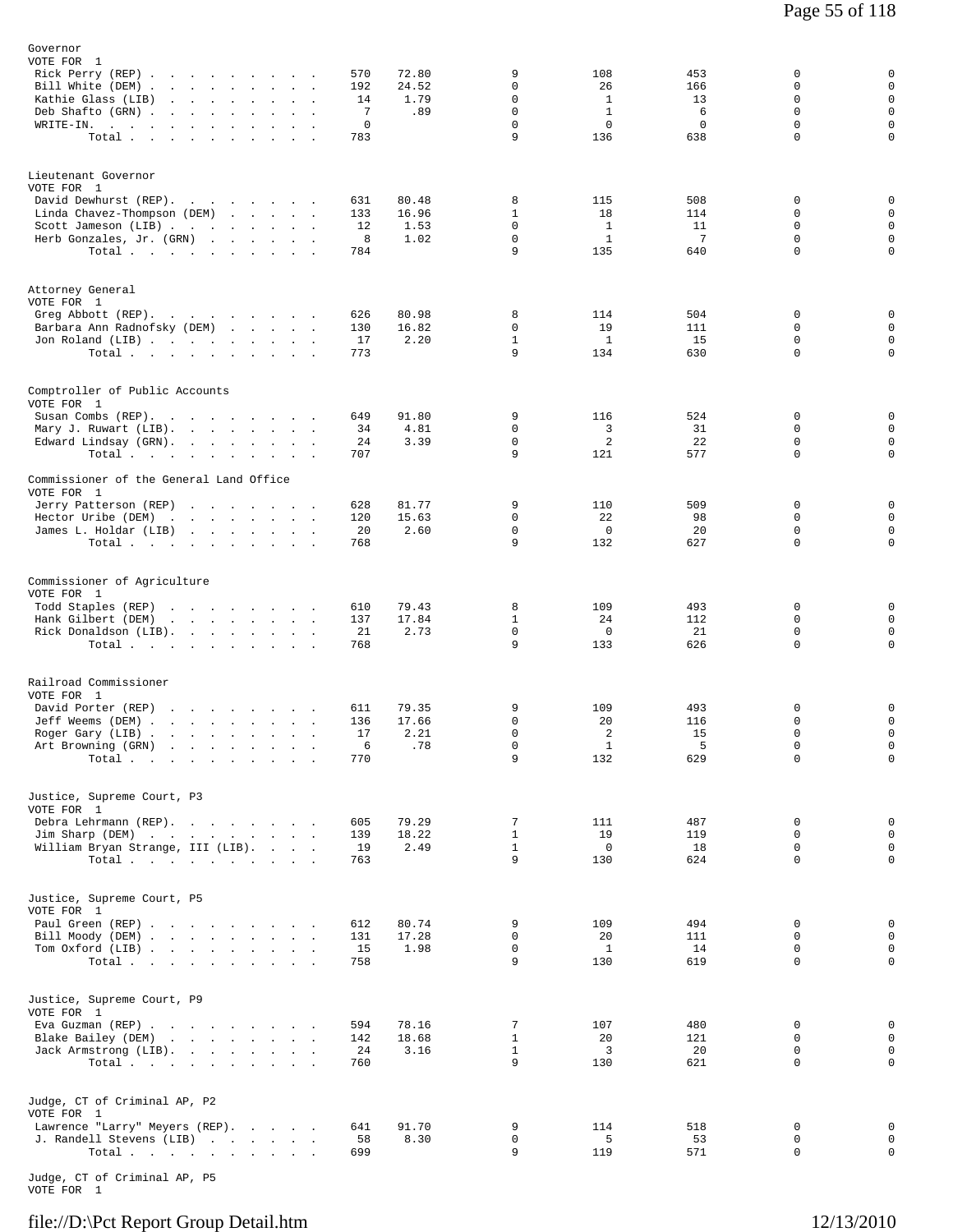## Governor
VOTE FOR 1

| Candidate | Votes | Pct | | | | | |
|---|---|---|---|---|---|---|---|
| Rick Perry (REP) | 570 | 72.80 | 9 | 108 | 453 | 0 | 0 |
| Bill White (DEM) | 192 | 24.52 | 0 | 26 | 166 | 0 | 0 |
| Kathie Glass (LIB) | 14 | 1.79 | 0 | 1 | 13 | 0 | 0 |
| Deb Shafto (GRN) | 7 | .89 | 0 | 1 | 6 | 0 | 0 |
| WRITE-IN. | 0 | | 0 | 0 | 0 | 0 | 0 |
| Total | 783 | | 9 | 136 | 638 | 0 | 0 |

## Lieutenant Governor
VOTE FOR 1

| Candidate | Votes | Pct | | | | | |
|---|---|---|---|---|---|---|---|
| David Dewhurst (REP). | 631 | 80.48 | 8 | 115 | 508 | 0 | 0 |
| Linda Chavez-Thompson (DEM) | 133 | 16.96 | 1 | 18 | 114 | 0 | 0 |
| Scott Jameson (LIB) | 12 | 1.53 | 0 | 1 | 11 | 0 | 0 |
| Herb Gonzales, Jr. (GRN) | 8 | 1.02 | 0 | 1 | 7 | 0 | 0 |
| Total | 784 | | 9 | 135 | 640 | 0 | 0 |

## Attorney General
VOTE FOR 1

| Candidate | Votes | Pct | | | | | |
|---|---|---|---|---|---|---|---|
| Greg Abbott (REP). | 626 | 80.98 | 8 | 114 | 504 | 0 | 0 |
| Barbara Ann Radnofsky (DEM) | 130 | 16.82 | 0 | 19 | 111 | 0 | 0 |
| Jon Roland (LIB) | 17 | 2.20 | 1 | 1 | 15 | 0 | 0 |
| Total | 773 | | 9 | 134 | 630 | 0 | 0 |

## Comptroller of Public Accounts
VOTE FOR 1

| Candidate | Votes | Pct | | | | | |
|---|---|---|---|---|---|---|---|
| Susan Combs (REP). | 649 | 91.80 | 9 | 116 | 524 | 0 | 0 |
| Mary J. Ruwart (LIB). | 34 | 4.81 | 0 | 3 | 31 | 0 | 0 |
| Edward Lindsay (GRN). | 24 | 3.39 | 0 | 2 | 22 | 0 | 0 |
| Total | 707 | | 9 | 121 | 577 | 0 | 0 |

## Commissioner of the General Land Office
VOTE FOR 1

| Candidate | Votes | Pct | | | | | |
|---|---|---|---|---|---|---|---|
| Jerry Patterson (REP) | 628 | 81.77 | 9 | 110 | 509 | 0 | 0 |
| Hector Uribe (DEM) | 120 | 15.63 | 0 | 22 | 98 | 0 | 0 |
| James L. Holdar (LIB) | 20 | 2.60 | 0 | 0 | 20 | 0 | 0 |
| Total | 768 | | 9 | 132 | 627 | 0 | 0 |

## Commissioner of Agriculture
VOTE FOR 1

| Candidate | Votes | Pct | | | | | |
|---|---|---|---|---|---|---|---|
| Todd Staples (REP) | 610 | 79.43 | 8 | 109 | 493 | 0 | 0 |
| Hank Gilbert (DEM) | 137 | 17.84 | 1 | 24 | 112 | 0 | 0 |
| Rick Donaldson (LIB). | 21 | 2.73 | 0 | 0 | 21 | 0 | 0 |
| Total | 768 | | 9 | 133 | 626 | 0 | 0 |

## Railroad Commissioner
VOTE FOR 1

| Candidate | Votes | Pct | | | | | |
|---|---|---|---|---|---|---|---|
| David Porter (REP) | 611 | 79.35 | 9 | 109 | 493 | 0 | 0 |
| Jeff Weems (DEM) | 136 | 17.66 | 0 | 20 | 116 | 0 | 0 |
| Roger Gary (LIB) | 17 | 2.21 | 0 | 2 | 15 | 0 | 0 |
| Art Browning (GRN) | 6 | .78 | 0 | 1 | 5 | 0 | 0 |
| Total | 770 | | 9 | 132 | 629 | 0 | 0 |

## Justice, Supreme Court, P3
VOTE FOR 1

| Candidate | Votes | Pct | | | | | |
|---|---|---|---|---|---|---|---|
| Debra Lehrmann (REP). | 605 | 79.29 | 7 | 111 | 487 | 0 | 0 |
| Jim Sharp (DEM) | 139 | 18.22 | 1 | 19 | 119 | 0 | 0 |
| William Bryan Strange, III (LIB). | 19 | 2.49 | 1 | 0 | 18 | 0 | 0 |
| Total | 763 | | 9 | 130 | 624 | 0 | 0 |

## Justice, Supreme Court, P5
VOTE FOR 1

| Candidate | Votes | Pct | | | | | |
|---|---|---|---|---|---|---|---|
| Paul Green (REP) | 612 | 80.74 | 9 | 109 | 494 | 0 | 0 |
| Bill Moody (DEM) | 131 | 17.28 | 0 | 20 | 111 | 0 | 0 |
| Tom Oxford (LIB) | 15 | 1.98 | 0 | 1 | 14 | 0 | 0 |
| Total | 758 | | 9 | 130 | 619 | 0 | 0 |

## Justice, Supreme Court, P9
VOTE FOR 1

| Candidate | Votes | Pct | | | | | |
|---|---|---|---|---|---|---|---|
| Eva Guzman (REP) | 594 | 78.16 | 7 | 107 | 480 | 0 | 0 |
| Blake Bailey (DEM) | 142 | 18.68 | 1 | 20 | 121 | 0 | 0 |
| Jack Armstrong (LIB). | 24 | 3.16 | 1 | 3 | 20 | 0 | 0 |
| Total | 760 | | 9 | 130 | 621 | 0 | 0 |

## Judge, CT of Criminal AP, P2
VOTE FOR 1

| Candidate | Votes | Pct | | | | | |
|---|---|---|---|---|---|---|---|
| Lawrence "Larry" Meyers (REP). | 641 | 91.70 | 9 | 114 | 518 | 0 | 0 |
| J. Randell Stevens (LIB) | 58 | 8.30 | 0 | 5 | 53 | 0 | 0 |
| Total | 699 | | 9 | 119 | 571 | 0 | 0 |

## Judge, CT of Criminal AP, P5
VOTE FOR 1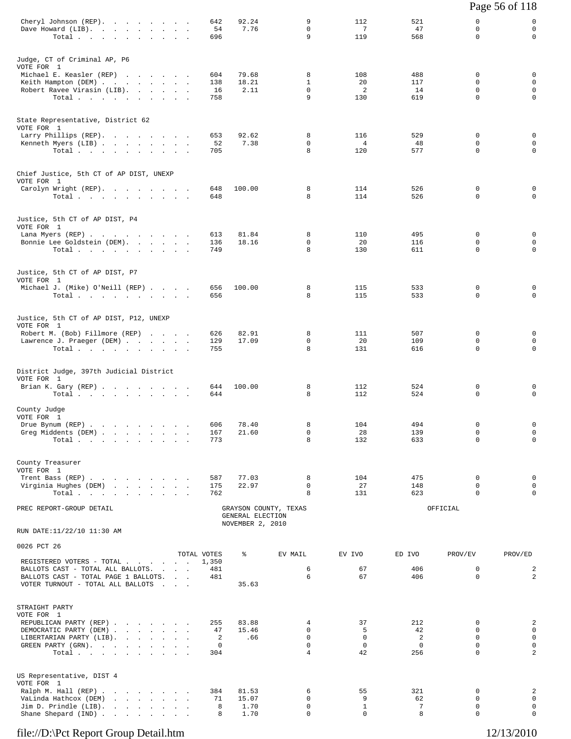| | TOTAL VOTES | % | EV MAIL | EV IVO | ED IVO | PROV/EV | PROV/ED |
|---|---|---|---|---|---|---|---|
| Cheryl Johnson (REP) | 642 | 92.24 | 9 | 112 | 521 | 0 | 0 |
| Dave Howard (LIB) | 54 | 7.76 | 0 | 7 | 47 | 0 | 0 |
| Total | 696 | | 9 | 119 | 568 | 0 | 0 |

Judge, CT of Criminal AP, P6
VOTE FOR 1

| | TOTAL VOTES | % | EV MAIL | EV IVO | ED IVO | PROV/EV | PROV/ED |
|---|---|---|---|---|---|---|---|
| Michael E. Keasler (REP) | 604 | 79.68 | 8 | 108 | 488 | 0 | 0 |
| Keith Hampton (DEM) | 138 | 18.21 | 1 | 20 | 117 | 0 | 0 |
| Robert Ravee Virasin (LIB) | 16 | 2.11 | 0 | 2 | 14 | 0 | 0 |
| Total | 758 | | 9 | 130 | 619 | 0 | 0 |

State Representative, District 62
VOTE FOR 1

| | TOTAL VOTES | % | EV MAIL | EV IVO | ED IVO | PROV/EV | PROV/ED |
|---|---|---|---|---|---|---|---|
| Larry Phillips (REP) | 653 | 92.62 | 8 | 116 | 529 | 0 | 0 |
| Kenneth Myers (LIB) | 52 | 7.38 | 0 | 4 | 48 | 0 | 0 |
| Total | 705 | | 8 | 120 | 577 | 0 | 0 |

Chief Justice, 5th CT of AP DIST, UNEXP
VOTE FOR 1

| | TOTAL VOTES | % | EV MAIL | EV IVO | ED IVO | PROV/EV | PROV/ED |
|---|---|---|---|---|---|---|---|
| Carolyn Wright (REP) | 648 | 100.00 | 8 | 114 | 526 | 0 | 0 |
| Total | 648 | | 8 | 114 | 526 | 0 | 0 |

Justice, 5th CT of AP DIST, P4
VOTE FOR 1

| | TOTAL VOTES | % | EV MAIL | EV IVO | ED IVO | PROV/EV | PROV/ED |
|---|---|---|---|---|---|---|---|
| Lana Myers (REP) | 613 | 81.84 | 8 | 110 | 495 | 0 | 0 |
| Bonnie Lee Goldstein (DEM) | 136 | 18.16 | 0 | 20 | 116 | 0 | 0 |
| Total | 749 | | 8 | 130 | 611 | 0 | 0 |

Justice, 5th CT of AP DIST, P7
VOTE FOR 1

| | TOTAL VOTES | % | EV MAIL | EV IVO | ED IVO | PROV/EV | PROV/ED |
|---|---|---|---|---|---|---|---|
| Michael J. (Mike) O'Neill (REP) | 656 | 100.00 | 8 | 115 | 533 | 0 | 0 |
| Total | 656 | | 8 | 115 | 533 | 0 | 0 |

Justice, 5th CT of AP DIST, P12, UNEXP
VOTE FOR 1

| | TOTAL VOTES | % | EV MAIL | EV IVO | ED IVO | PROV/EV | PROV/ED |
|---|---|---|---|---|---|---|---|
| Robert M. (Bob) Fillmore (REP) | 626 | 82.91 | 8 | 111 | 507 | 0 | 0 |
| Lawrence J. Praeger (DEM) | 129 | 17.09 | 0 | 20 | 109 | 0 | 0 |
| Total | 755 | | 8 | 131 | 616 | 0 | 0 |

District Judge, 397th Judicial District
VOTE FOR 1

| | TOTAL VOTES | % | EV MAIL | EV IVO | ED IVO | PROV/EV | PROV/ED |
|---|---|---|---|---|---|---|---|
| Brian K. Gary (REP) | 644 | 100.00 | 8 | 112 | 524 | 0 | 0 |
| Total | 644 | | 8 | 112 | 524 | 0 | 0 |

County Judge
VOTE FOR 1

| | TOTAL VOTES | % | EV MAIL | EV IVO | ED IVO | PROV/EV | PROV/ED |
|---|---|---|---|---|---|---|---|
| Drue Bynum (REP) | 606 | 78.40 | 8 | 104 | 494 | 0 | 0 |
| Greg Middents (DEM) | 167 | 21.60 | 0 | 28 | 139 | 0 | 0 |
| Total | 773 | | 8 | 132 | 633 | 0 | 0 |

County Treasurer
VOTE FOR 1

| | TOTAL VOTES | % | EV MAIL | EV IVO | ED IVO | PROV/EV | PROV/ED |
|---|---|---|---|---|---|---|---|
| Trent Bass (REP) | 587 | 77.03 | 8 | 104 | 475 | 0 | 0 |
| Virginia Hughes (DEM) | 175 | 22.97 | 0 | 27 | 148 | 0 | 0 |
| Total | 762 | | 8 | 131 | 623 | 0 | 0 |

PREC REPORT-GROUP DETAIL

GRAYSON COUNTY, TEXAS
GENERAL ELECTION
NOVEMBER 2, 2010

OFFICIAL

RUN DATE:11/22/10 11:30 AM

0026 PCT 26

| | TOTAL VOTES | % | EV MAIL | EV IVO | ED IVO | PROV/EV | PROV/ED |
|---|---|---|---|---|---|---|---|
| REGISTERED VOTERS - TOTAL | 1,350 | | | | | | |
| BALLOTS CAST - TOTAL ALL BALLOTS | 481 | | 6 | 67 | 406 | 0 | 2 |
| BALLOTS CAST - TOTAL PAGE 1 BALLOTS | 481 | | 6 | 67 | 406 | 0 | 2 |
| VOTER TURNOUT - TOTAL ALL BALLOTS | | 35.63 | | | | | |

STRAIGHT PARTY
VOTE FOR 1

| | TOTAL VOTES | % | EV MAIL | EV IVO | ED IVO | PROV/EV | PROV/ED |
|---|---|---|---|---|---|---|---|
| REPUBLICAN PARTY (REP) | 255 | 83.88 | 4 | 37 | 212 | 0 | 2 |
| DEMOCRATIC PARTY (DEM) | 47 | 15.46 | 0 | 5 | 42 | 0 | 0 |
| LIBERTARIAN PARTY (LIB) | 2 | .66 | 0 | 0 | 2 | 0 | 0 |
| GREEN PARTY (GRN) | 0 | | 0 | 0 | 0 | 0 | 0 |
| Total | 304 | | 4 | 42 | 256 | 0 | 2 |

US Representative, DIST 4
VOTE FOR 1

| | TOTAL VOTES | % | EV MAIL | EV IVO | ED IVO | PROV/EV | PROV/ED |
|---|---|---|---|---|---|---|---|
| Ralph M. Hall (REP) | 384 | 81.53 | 6 | 55 | 321 | 0 | 2 |
| VaLinda Hathcox (DEM) | 71 | 15.07 | 0 | 9 | 62 | 0 | 0 |
| Jim D. Prindle (LIB) | 8 | 1.70 | 0 | 1 | 7 | 0 | 0 |
| Shane Shepard (IND) | 8 | 1.70 | 0 | 0 | 8 | 0 | 0 |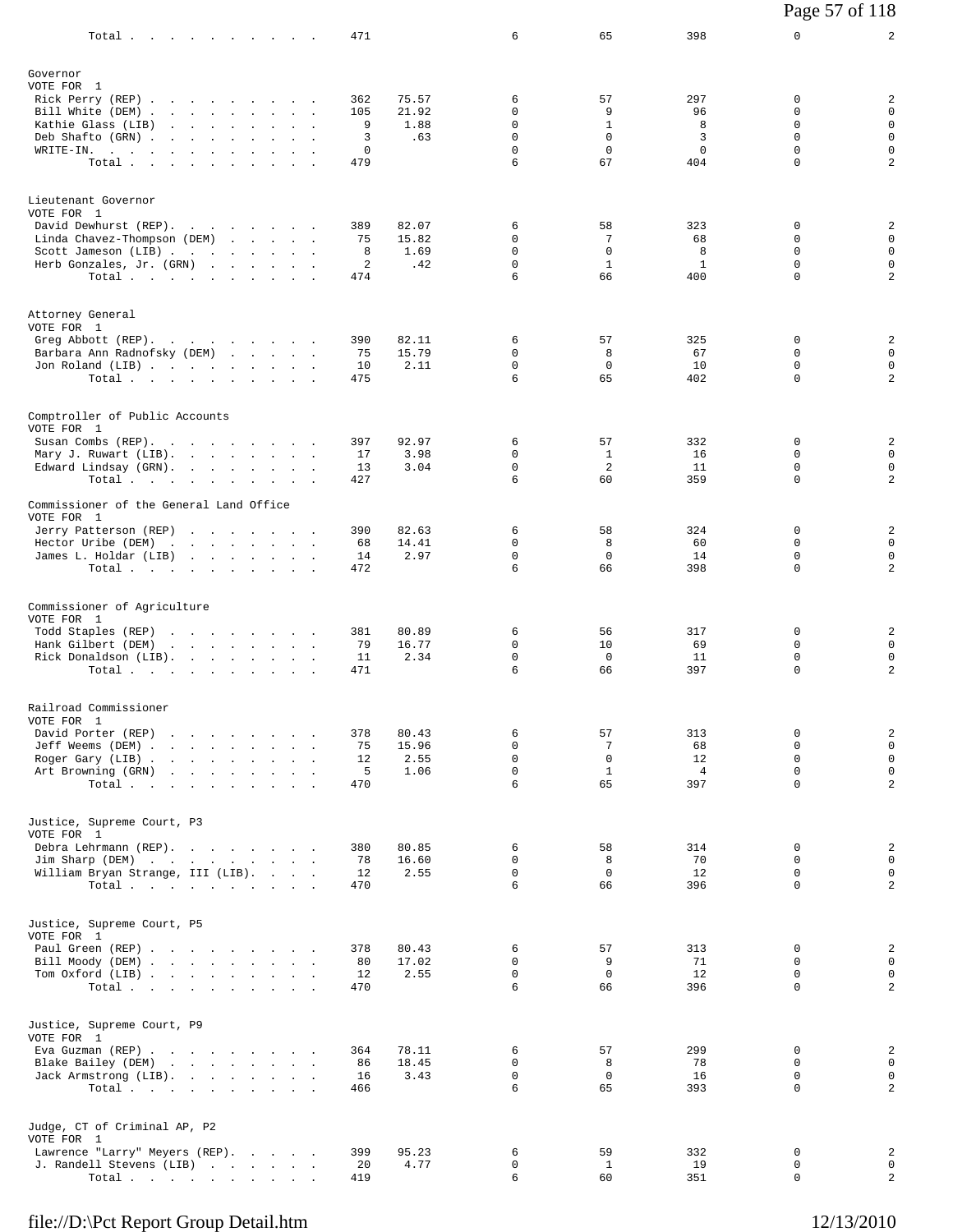| | | | | | | | |
|---|---|---|---|---|---|---|---|
| Total | 471 | | 6 | 65 | 398 | 0 | 2 |

**Governor**
VOTE FOR 1

| | | | | | | | |
|---|---|---|---|---|---|---|---|
| Rick Perry (REP) | 362 | 75.57 | 6 | 57 | 297 | 0 | 2 |
| Bill White (DEM) | 105 | 21.92 | 0 | 9 | 96 | 0 | 0 |
| Kathie Glass (LIB) | 9 | 1.88 | 0 | 1 | 8 | 0 | 0 |
| Deb Shafto (GRN) | 3 | .63 | 0 | 0 | 3 | 0 | 0 |
| WRITE-IN. | 0 | | 0 | 0 | 0 | 0 | 0 |
| Total | 479 | | 6 | 67 | 404 | 0 | 2 |

**Lieutenant Governor**
VOTE FOR 1

| | | | | | | | |
|---|---|---|---|---|---|---|---|
| David Dewhurst (REP) | 389 | 82.07 | 6 | 58 | 323 | 0 | 2 |
| Linda Chavez-Thompson (DEM) | 75 | 15.82 | 0 | 7 | 68 | 0 | 0 |
| Scott Jameson (LIB) | 8 | 1.69 | 0 | 0 | 8 | 0 | 0 |
| Herb Gonzales, Jr. (GRN) | 2 | .42 | 0 | 1 | 1 | 0 | 0 |
| Total | 474 | | 6 | 66 | 400 | 0 | 2 |

**Attorney General**
VOTE FOR 1

| | | | | | | | |
|---|---|---|---|---|---|---|---|
| Greg Abbott (REP) | 390 | 82.11 | 6 | 57 | 325 | 0 | 2 |
| Barbara Ann Radnofsky (DEM) | 75 | 15.79 | 0 | 8 | 67 | 0 | 0 |
| Jon Roland (LIB) | 10 | 2.11 | 0 | 0 | 10 | 0 | 0 |
| Total | 475 | | 6 | 65 | 402 | 0 | 2 |

**Comptroller of Public Accounts**
VOTE FOR 1

| | | | | | | | |
|---|---|---|---|---|---|---|---|
| Susan Combs (REP) | 397 | 92.97 | 6 | 57 | 332 | 0 | 2 |
| Mary J. Ruwart (LIB) | 17 | 3.98 | 0 | 1 | 16 | 0 | 0 |
| Edward Lindsay (GRN) | 13 | 3.04 | 0 | 2 | 11 | 0 | 0 |
| Total | 427 | | 6 | 60 | 359 | 0 | 2 |

**Commissioner of the General Land Office**
VOTE FOR 1

| | | | | | | | |
|---|---|---|---|---|---|---|---|
| Jerry Patterson (REP) | 390 | 82.63 | 6 | 58 | 324 | 0 | 2 |
| Hector Uribe (DEM) | 68 | 14.41 | 0 | 8 | 60 | 0 | 0 |
| James L. Holdar (LIB) | 14 | 2.97 | 0 | 0 | 14 | 0 | 0 |
| Total | 472 | | 6 | 66 | 398 | 0 | 2 |

**Commissioner of Agriculture**
VOTE FOR 1

| | | | | | | | |
|---|---|---|---|---|---|---|---|
| Todd Staples (REP) | 381 | 80.89 | 6 | 56 | 317 | 0 | 2 |
| Hank Gilbert (DEM) | 79 | 16.77 | 0 | 10 | 69 | 0 | 0 |
| Rick Donaldson (LIB) | 11 | 2.34 | 0 | 0 | 11 | 0 | 0 |
| Total | 471 | | 6 | 66 | 397 | 0 | 2 |

**Railroad Commissioner**
VOTE FOR 1

| | | | | | | | |
|---|---|---|---|---|---|---|---|
| David Porter (REP) | 378 | 80.43 | 6 | 57 | 313 | 0 | 2 |
| Jeff Weems (DEM) | 75 | 15.96 | 0 | 7 | 68 | 0 | 0 |
| Roger Gary (LIB) | 12 | 2.55 | 0 | 0 | 12 | 0 | 0 |
| Art Browning (GRN) | 5 | 1.06 | 0 | 1 | 4 | 0 | 0 |
| Total | 470 | | 6 | 65 | 397 | 0 | 2 |

**Justice, Supreme Court, P3**
VOTE FOR 1

| | | | | | | | |
|---|---|---|---|---|---|---|---|
| Debra Lehrmann (REP) | 380 | 80.85 | 6 | 58 | 314 | 0 | 2 |
| Jim Sharp (DEM) | 78 | 16.60 | 0 | 8 | 70 | 0 | 0 |
| William Bryan Strange, III (LIB) | 12 | 2.55 | 0 | 0 | 12 | 0 | 0 |
| Total | 470 | | 6 | 66 | 396 | 0 | 2 |

**Justice, Supreme Court, P5**
VOTE FOR 1

| | | | | | | | |
|---|---|---|---|---|---|---|---|
| Paul Green (REP) | 378 | 80.43 | 6 | 57 | 313 | 0 | 2 |
| Bill Moody (DEM) | 80 | 17.02 | 0 | 9 | 71 | 0 | 0 |
| Tom Oxford (LIB) | 12 | 2.55 | 0 | 0 | 12 | 0 | 0 |
| Total | 470 | | 6 | 66 | 396 | 0 | 2 |

**Justice, Supreme Court, P9**
VOTE FOR 1

| | | | | | | | |
|---|---|---|---|---|---|---|---|
| Eva Guzman (REP) | 364 | 78.11 | 6 | 57 | 299 | 0 | 2 |
| Blake Bailey (DEM) | 86 | 18.45 | 0 | 8 | 78 | 0 | 0 |
| Jack Armstrong (LIB) | 16 | 3.43 | 0 | 0 | 16 | 0 | 0 |
| Total | 466 | | 6 | 65 | 393 | 0 | 2 |

**Judge, CT of Criminal AP, P2**
VOTE FOR 1

| | | | | | | | |
|---|---|---|---|---|---|---|---|
| Lawrence "Larry" Meyers (REP) | 399 | 95.23 | 6 | 59 | 332 | 0 | 2 |
| J. Randell Stevens (LIB) | 20 | 4.77 | 0 | 1 | 19 | 0 | 0 |
| Total | 419 | | 6 | 60 | 351 | 0 | 2 |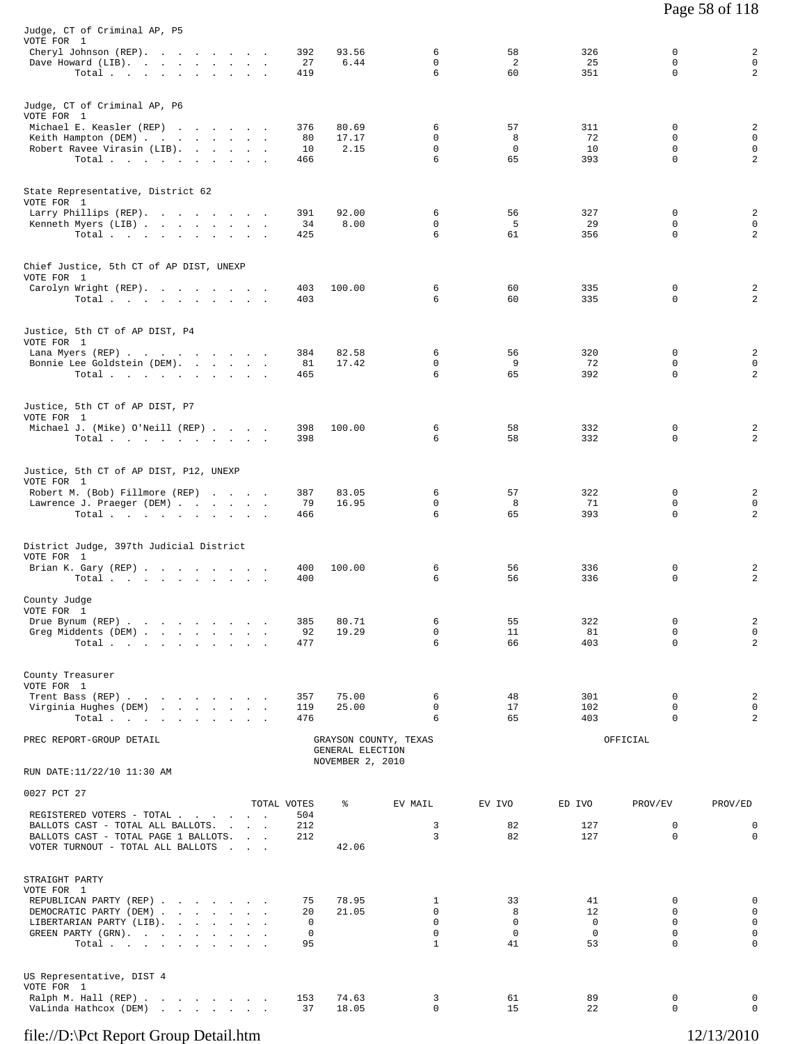Judge, CT of Criminal AP, P5
VOTE FOR 1

| | | | | | | | |
|---|---|---|---|---|---|---|---|
| Cheryl Johnson (REP) | 392 | 93.56 | 6 | 58 | 326 | 0 | 2 |
| Dave Howard (LIB) | 27 | 6.44 | 0 | 2 | 25 | 0 | 0 |
| Total | 419 | | 6 | 60 | 351 | 0 | 2 |

Judge, CT of Criminal AP, P6
VOTE FOR 1

| | | | | | | | |
|---|---|---|---|---|---|---|---|
| Michael E. Keasler (REP) | 376 | 80.69 | 6 | 57 | 311 | 0 | 2 |
| Keith Hampton (DEM) | 80 | 17.17 | 0 | 8 | 72 | 0 | 0 |
| Robert Ravee Virasin (LIB) | 10 | 2.15 | 0 | 0 | 10 | 0 | 0 |
| Total | 466 | | 6 | 65 | 393 | 0 | 2 |

State Representative, District 62
VOTE FOR 1

| | | | | | | | |
|---|---|---|---|---|---|---|---|
| Larry Phillips (REP) | 391 | 92.00 | 6 | 56 | 327 | 0 | 2 |
| Kenneth Myers (LIB) | 34 | 8.00 | 0 | 5 | 29 | 0 | 0 |
| Total | 425 | | 6 | 61 | 356 | 0 | 2 |

Chief Justice, 5th CT of AP DIST, UNEXP
VOTE FOR 1

| | | | | | | | |
|---|---|---|---|---|---|---|---|
| Carolyn Wright (REP) | 403 | 100.00 | 6 | 60 | 335 | 0 | 2 |
| Total | 403 | | 6 | 60 | 335 | 0 | 2 |

Justice, 5th CT of AP DIST, P4
VOTE FOR 1

| | | | | | | | |
|---|---|---|---|---|---|---|---|
| Lana Myers (REP) | 384 | 82.58 | 6 | 56 | 320 | 0 | 2 |
| Bonnie Lee Goldstein (DEM) | 81 | 17.42 | 0 | 9 | 72 | 0 | 0 |
| Total | 465 | | 6 | 65 | 392 | 0 | 2 |

Justice, 5th CT of AP DIST, P7
VOTE FOR 1

| | | | | | | | |
|---|---|---|---|---|---|---|---|
| Michael J. (Mike) O'Neill (REP) | 398 | 100.00 | 6 | 58 | 332 | 0 | 2 |
| Total | 398 | | 6 | 58 | 332 | 0 | 2 |

Justice, 5th CT of AP DIST, P12, UNEXP
VOTE FOR 1

| | | | | | | | |
|---|---|---|---|---|---|---|---|
| Robert M. (Bob) Fillmore (REP) | 387 | 83.05 | 6 | 57 | 322 | 0 | 2 |
| Lawrence J. Praeger (DEM) | 79 | 16.95 | 0 | 8 | 71 | 0 | 0 |
| Total | 466 | | 6 | 65 | 393 | 0 | 2 |

District Judge, 397th Judicial District
VOTE FOR 1

| | | | | | | | |
|---|---|---|---|---|---|---|---|
| Brian K. Gary (REP) | 400 | 100.00 | 6 | 56 | 336 | 0 | 2 |
| Total | 400 | | 6 | 56 | 336 | 0 | 2 |

County Judge
VOTE FOR 1

| | | | | | | | |
|---|---|---|---|---|---|---|---|
| Drue Bynum (REP) | 385 | 80.71 | 6 | 55 | 322 | 0 | 2 |
| Greg Middents (DEM) | 92 | 19.29 | 0 | 11 | 81 | 0 | 0 |
| Total | 477 | | 6 | 66 | 403 | 0 | 2 |

County Treasurer
VOTE FOR 1

| | | | | | | | |
|---|---|---|---|---|---|---|---|
| Trent Bass (REP) | 357 | 75.00 | 6 | 48 | 301 | 0 | 2 |
| Virginia Hughes (DEM) | 119 | 25.00 | 0 | 17 | 102 | 0 | 0 |
| Total | 476 | | 6 | 65 | 403 | 0 | 2 |

PREC REPORT-GROUP DETAIL — GRAYSON COUNTY, TEXAS — GENERAL ELECTION — NOVEMBER 2, 2010 — OFFICIAL

RUN DATE:11/22/10 11:30 AM

0027 PCT 27

| | TOTAL VOTES | % | EV MAIL | EV IVO | ED IVO | PROV/EV | PROV/ED |
|---|---|---|---|---|---|---|---|
| REGISTERED VOTERS - TOTAL | 504 | | | | | | |
| BALLOTS CAST - TOTAL ALL BALLOTS | 212 | | 3 | 82 | 127 | 0 | 0 |
| BALLOTS CAST - TOTAL PAGE 1 BALLOTS | 212 | | 3 | 82 | 127 | 0 | 0 |
| VOTER TURNOUT - TOTAL ALL BALLOTS | | 42.06 | | | | | |

STRAIGHT PARTY
VOTE FOR 1

| | | | | | | | |
|---|---|---|---|---|---|---|---|
| REPUBLICAN PARTY (REP) | 75 | 78.95 | 1 | 33 | 41 | 0 | 0 |
| DEMOCRATIC PARTY (DEM) | 20 | 21.05 | 0 | 8 | 12 | 0 | 0 |
| LIBERTARIAN PARTY (LIB) | 0 | | 0 | 0 | 0 | 0 | 0 |
| GREEN PARTY (GRN) | 0 | | 0 | 0 | 0 | 0 | 0 |
| Total | 95 | | 1 | 41 | 53 | 0 | 0 |

US Representative, DIST 4
VOTE FOR 1

| | | | | | | | |
|---|---|---|---|---|---|---|---|
| Ralph M. Hall (REP) | 153 | 74.63 | 3 | 61 | 89 | 0 | 0 |
| VaLinda Hathcox (DEM) | 37 | 18.05 | 0 | 15 | 22 | 0 | 0 |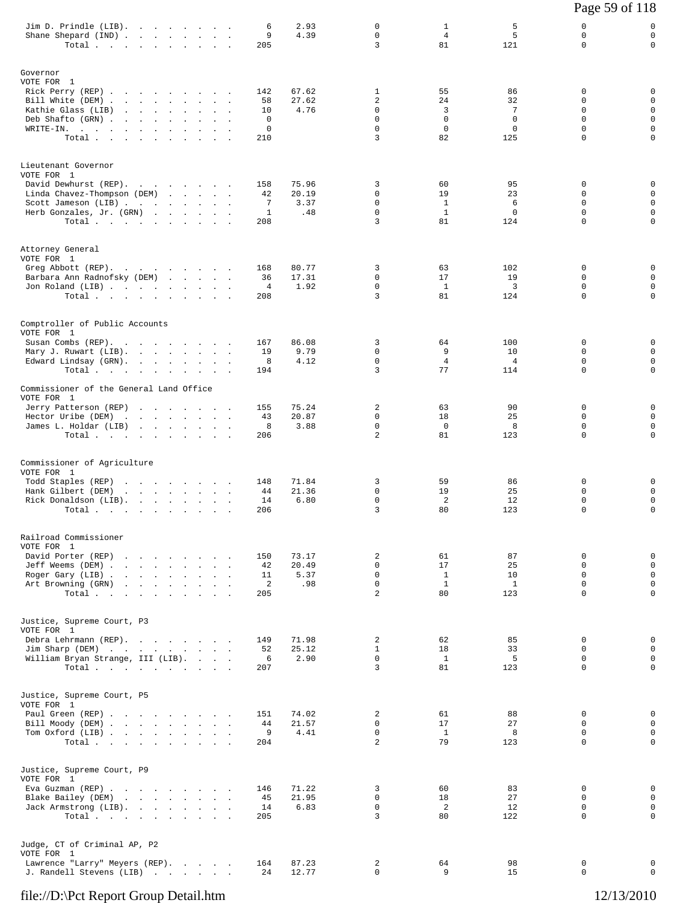| | | | | | | | |
|---|---|---|---|---|---|---|---|
| Jim D. Prindle (LIB) | 6 | 2.93 | 0 | 1 | 5 | 0 | 0 |
| Shane Shepard (IND) | 9 | 4.39 | 0 | 4 | 5 | 0 | 0 |
| Total | 205 | | 3 | 81 | 121 | 0 | 0 |

## Governor
VOTE FOR 1

| Candidate | Votes | % | | | | | |
|---|---|---|---|---|---|---|---|
| Rick Perry (REP) | 142 | 67.62 | 1 | 55 | 86 | 0 | 0 |
| Bill White (DEM) | 58 | 27.62 | 2 | 24 | 32 | 0 | 0 |
| Kathie Glass (LIB) | 10 | 4.76 | 0 | 3 | 7 | 0 | 0 |
| Deb Shafto (GRN) | 0 | | 0 | 0 | 0 | 0 | 0 |
| WRITE-IN. | 0 | | 0 | 0 | 0 | 0 | 0 |
| Total | 210 | | 3 | 82 | 125 | 0 | 0 |

## Lieutenant Governor
VOTE FOR 1

| Candidate | Votes | % | | | | | |
|---|---|---|---|---|---|---|---|
| David Dewhurst (REP) | 158 | 75.96 | 3 | 60 | 95 | 0 | 0 |
| Linda Chavez-Thompson (DEM) | 42 | 20.19 | 0 | 19 | 23 | 0 | 0 |
| Scott Jameson (LIB) | 7 | 3.37 | 0 | 1 | 6 | 0 | 0 |
| Herb Gonzales, Jr. (GRN) | 1 | .48 | 0 | 1 | 0 | 0 | 0 |
| Total | 208 | | 3 | 81 | 124 | 0 | 0 |

## Attorney General
VOTE FOR 1

| Candidate | Votes | % | | | | | |
|---|---|---|---|---|---|---|---|
| Greg Abbott (REP) | 168 | 80.77 | 3 | 63 | 102 | 0 | 0 |
| Barbara Ann Radnofsky (DEM) | 36 | 17.31 | 0 | 17 | 19 | 0 | 0 |
| Jon Roland (LIB) | 4 | 1.92 | 0 | 1 | 3 | 0 | 0 |
| Total | 208 | | 3 | 81 | 124 | 0 | 0 |

## Comptroller of Public Accounts
VOTE FOR 1

| Candidate | Votes | % | | | | | |
|---|---|---|---|---|---|---|---|
| Susan Combs (REP) | 167 | 86.08 | 3 | 64 | 100 | 0 | 0 |
| Mary J. Ruwart (LIB) | 19 | 9.79 | 0 | 9 | 10 | 0 | 0 |
| Edward Lindsay (GRN) | 8 | 4.12 | 0 | 4 | 4 | 0 | 0 |
| Total | 194 | | 3 | 77 | 114 | 0 | 0 |

## Commissioner of the General Land Office
VOTE FOR 1

| Candidate | Votes | % | | | | | |
|---|---|---|---|---|---|---|---|
| Jerry Patterson (REP) | 155 | 75.24 | 2 | 63 | 90 | 0 | 0 |
| Hector Uribe (DEM) | 43 | 20.87 | 0 | 18 | 25 | 0 | 0 |
| James L. Holdar (LIB) | 8 | 3.88 | 0 | 0 | 8 | 0 | 0 |
| Total | 206 | | 2 | 81 | 123 | 0 | 0 |

## Commissioner of Agriculture
VOTE FOR 1

| Candidate | Votes | % | | | | | |
|---|---|---|---|---|---|---|---|
| Todd Staples (REP) | 148 | 71.84 | 3 | 59 | 86 | 0 | 0 |
| Hank Gilbert (DEM) | 44 | 21.36 | 0 | 19 | 25 | 0 | 0 |
| Rick Donaldson (LIB) | 14 | 6.80 | 0 | 2 | 12 | 0 | 0 |
| Total | 206 | | 3 | 80 | 123 | 0 | 0 |

## Railroad Commissioner
VOTE FOR 1

| Candidate | Votes | % | | | | | |
|---|---|---|---|---|---|---|---|
| David Porter (REP) | 150 | 73.17 | 2 | 61 | 87 | 0 | 0 |
| Jeff Weems (DEM) | 42 | 20.49 | 0 | 17 | 25 | 0 | 0 |
| Roger Gary (LIB) | 11 | 5.37 | 0 | 1 | 10 | 0 | 0 |
| Art Browning (GRN) | 2 | .98 | 0 | 1 | 1 | 0 | 0 |
| Total | 205 | | 2 | 80 | 123 | 0 | 0 |

## Justice, Supreme Court, P3
VOTE FOR 1

| Candidate | Votes | % | | | | | |
|---|---|---|---|---|---|---|---|
| Debra Lehrmann (REP) | 149 | 71.98 | 2 | 62 | 85 | 0 | 0 |
| Jim Sharp (DEM) | 52 | 25.12 | 1 | 18 | 33 | 0 | 0 |
| William Bryan Strange, III (LIB) | 6 | 2.90 | 0 | 1 | 5 | 0 | 0 |
| Total | 207 | | 3 | 81 | 123 | 0 | 0 |

## Justice, Supreme Court, P5
VOTE FOR 1

| Candidate | Votes | % | | | | | |
|---|---|---|---|---|---|---|---|
| Paul Green (REP) | 151 | 74.02 | 2 | 61 | 88 | 0 | 0 |
| Bill Moody (DEM) | 44 | 21.57 | 0 | 17 | 27 | 0 | 0 |
| Tom Oxford (LIB) | 9 | 4.41 | 0 | 1 | 8 | 0 | 0 |
| Total | 204 | | 2 | 79 | 123 | 0 | 0 |

## Justice, Supreme Court, P9
VOTE FOR 1

| Candidate | Votes | % | | | | | |
|---|---|---|---|---|---|---|---|
| Eva Guzman (REP) | 146 | 71.22 | 3 | 60 | 83 | 0 | 0 |
| Blake Bailey (DEM) | 45 | 21.95 | 0 | 18 | 27 | 0 | 0 |
| Jack Armstrong (LIB) | 14 | 6.83 | 0 | 2 | 12 | 0 | 0 |
| Total | 205 | | 3 | 80 | 122 | 0 | 0 |

## Judge, CT of Criminal AP, P2
VOTE FOR 1

| Candidate | Votes | % | | | | | |
|---|---|---|---|---|---|---|---|
| Lawrence "Larry" Meyers (REP) | 164 | 87.23 | 2 | 64 | 98 | 0 | 0 |
| J. Randell Stevens (LIB) | 24 | 12.77 | 0 | 9 | 15 | 0 | 0 |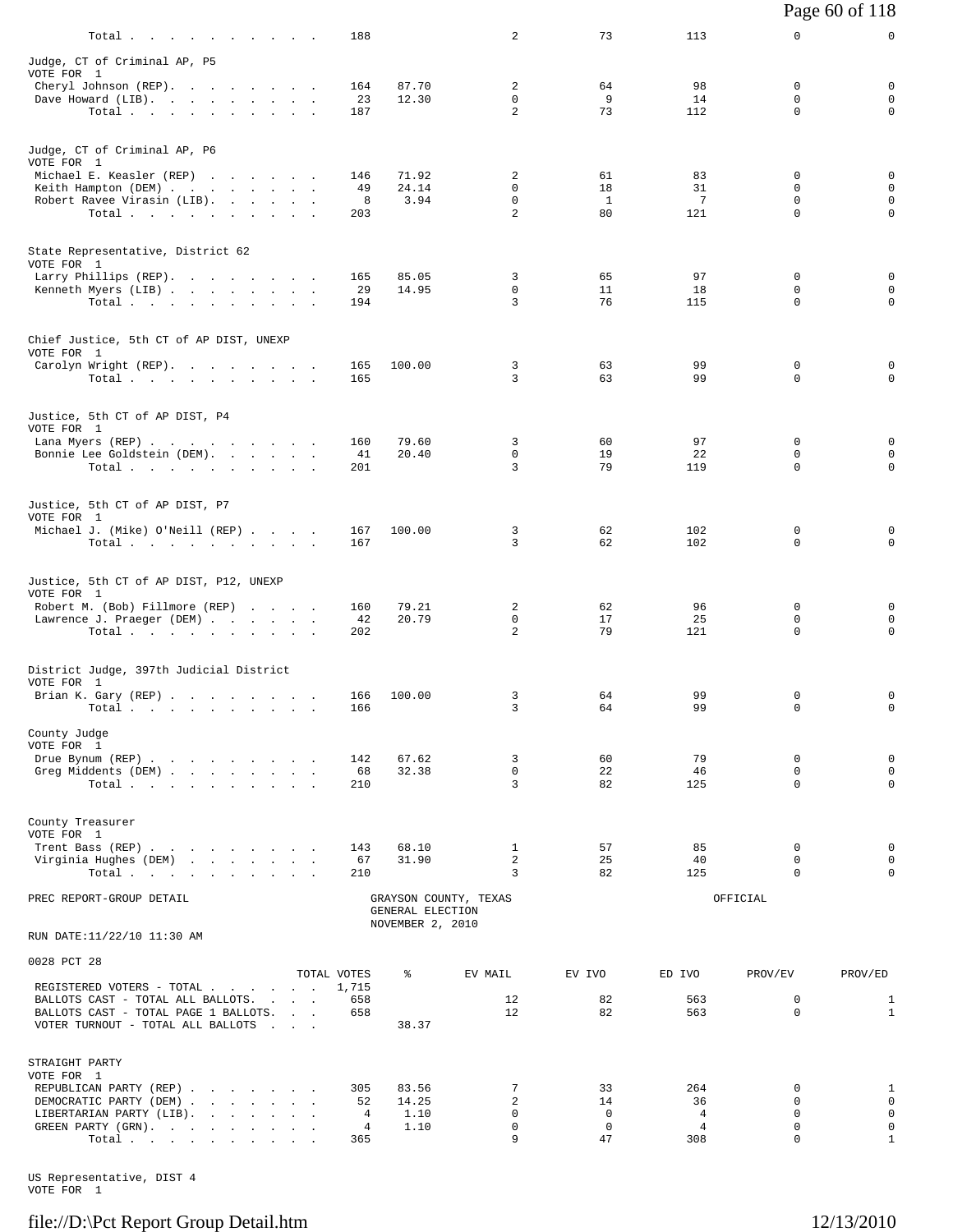| | TOTAL VOTES | % | EV MAIL | EV IVO | ED IVO | PROV/EV | PROV/ED |
|---|---|---|---|---|---|---|---|
| Total | 188 | | 2 | 73 | 113 | 0 | 0 |

Judge, CT of Criminal AP, P5
VOTE FOR 1

| | TOTAL VOTES | % | EV MAIL | EV IVO | ED IVO | PROV/EV | PROV/ED |
|---|---|---|---|---|---|---|---|
| Cheryl Johnson (REP) | 164 | 87.70 | 2 | 64 | 98 | 0 | 0 |
| Dave Howard (LIB) | 23 | 12.30 | 0 | 9 | 14 | 0 | 0 |
| Total | 187 | | 2 | 73 | 112 | 0 | 0 |

Judge, CT of Criminal AP, P6
VOTE FOR 1

| | TOTAL VOTES | % | EV MAIL | EV IVO | ED IVO | PROV/EV | PROV/ED |
|---|---|---|---|---|---|---|---|
| Michael E. Keasler (REP) | 146 | 71.92 | 2 | 61 | 83 | 0 | 0 |
| Keith Hampton (DEM) | 49 | 24.14 | 0 | 18 | 31 | 0 | 0 |
| Robert Ravee Virasin (LIB) | 8 | 3.94 | 0 | 1 | 7 | 0 | 0 |
| Total | 203 | | 2 | 80 | 121 | 0 | 0 |

State Representative, District 62
VOTE FOR 1

| | TOTAL VOTES | % | EV MAIL | EV IVO | ED IVO | PROV/EV | PROV/ED |
|---|---|---|---|---|---|---|---|
| Larry Phillips (REP) | 165 | 85.05 | 3 | 65 | 97 | 0 | 0 |
| Kenneth Myers (LIB) | 29 | 14.95 | 0 | 11 | 18 | 0 | 0 |
| Total | 194 | | 3 | 76 | 115 | 0 | 0 |

Chief Justice, 5th CT of AP DIST, UNEXP
VOTE FOR 1

| | TOTAL VOTES | % | EV MAIL | EV IVO | ED IVO | PROV/EV | PROV/ED |
|---|---|---|---|---|---|---|---|
| Carolyn Wright (REP) | 165 | 100.00 | 3 | 63 | 99 | 0 | 0 |
| Total | 165 | | 3 | 63 | 99 | 0 | 0 |

Justice, 5th CT of AP DIST, P4
VOTE FOR 1

| | TOTAL VOTES | % | EV MAIL | EV IVO | ED IVO | PROV/EV | PROV/ED |
|---|---|---|---|---|---|---|---|
| Lana Myers (REP) | 160 | 79.60 | 3 | 60 | 97 | 0 | 0 |
| Bonnie Lee Goldstein (DEM) | 41 | 20.40 | 0 | 19 | 22 | 0 | 0 |
| Total | 201 | | 3 | 79 | 119 | 0 | 0 |

Justice, 5th CT of AP DIST, P7
VOTE FOR 1

| | TOTAL VOTES | % | EV MAIL | EV IVO | ED IVO | PROV/EV | PROV/ED |
|---|---|---|---|---|---|---|---|
| Michael J. (Mike) O'Neill (REP) | 167 | 100.00 | 3 | 62 | 102 | 0 | 0 |
| Total | 167 | | 3 | 62 | 102 | 0 | 0 |

Justice, 5th CT of AP DIST, P12, UNEXP
VOTE FOR 1

| | TOTAL VOTES | % | EV MAIL | EV IVO | ED IVO | PROV/EV | PROV/ED |
|---|---|---|---|---|---|---|---|
| Robert M. (Bob) Fillmore (REP) | 160 | 79.21 | 2 | 62 | 96 | 0 | 0 |
| Lawrence J. Praeger (DEM) | 42 | 20.79 | 0 | 17 | 25 | 0 | 0 |
| Total | 202 | | 2 | 79 | 121 | 0 | 0 |

District Judge, 397th Judicial District
VOTE FOR 1

| | TOTAL VOTES | % | EV MAIL | EV IVO | ED IVO | PROV/EV | PROV/ED |
|---|---|---|---|---|---|---|---|
| Brian K. Gary (REP) | 166 | 100.00 | 3 | 64 | 99 | 0 | 0 |
| Total | 166 | | 3 | 64 | 99 | 0 | 0 |

County Judge
VOTE FOR 1

| | TOTAL VOTES | % | EV MAIL | EV IVO | ED IVO | PROV/EV | PROV/ED |
|---|---|---|---|---|---|---|---|
| Drue Bynum (REP) | 142 | 67.62 | 3 | 60 | 79 | 0 | 0 |
| Greg Middents (DEM) | 68 | 32.38 | 0 | 22 | 46 | 0 | 0 |
| Total | 210 | | 3 | 82 | 125 | 0 | 0 |

County Treasurer
VOTE FOR 1

| | TOTAL VOTES | % | EV MAIL | EV IVO | ED IVO | PROV/EV | PROV/ED |
|---|---|---|---|---|---|---|---|
| Trent Bass (REP) | 143 | 68.10 | 1 | 57 | 85 | 0 | 0 |
| Virginia Hughes (DEM) | 67 | 31.90 | 2 | 25 | 40 | 0 | 0 |
| Total | 210 | | 3 | 82 | 125 | 0 | 0 |

PREC REPORT-GROUP DETAIL — GRAYSON COUNTY, TEXAS — GENERAL ELECTION — NOVEMBER 2, 2010 — OFFICIAL

RUN DATE:11/22/10 11:30 AM

## 0028 PCT 28

| | TOTAL VOTES | % | EV MAIL | EV IVO | ED IVO | PROV/EV | PROV/ED |
|---|---|---|---|---|---|---|---|
| REGISTERED VOTERS - TOTAL | 1,715 | | | | | | |
| BALLOTS CAST - TOTAL ALL BALLOTS | 658 | | 12 | 82 | 563 | 0 | 1 |
| BALLOTS CAST - TOTAL PAGE 1 BALLOTS | 658 | | 12 | 82 | 563 | 0 | 1 |
| VOTER TURNOUT - TOTAL ALL BALLOTS | | 38.37 | | | | | |

STRAIGHT PARTY
VOTE FOR 1

| | TOTAL VOTES | % | EV MAIL | EV IVO | ED IVO | PROV/EV | PROV/ED |
|---|---|---|---|---|---|---|---|
| REPUBLICAN PARTY (REP) | 305 | 83.56 | 7 | 33 | 264 | 0 | 1 |
| DEMOCRATIC PARTY (DEM) | 52 | 14.25 | 2 | 14 | 36 | 0 | 0 |
| LIBERTARIAN PARTY (LIB) | 4 | 1.10 | 0 | 0 | 4 | 0 | 0 |
| GREEN PARTY (GRN) | 4 | 1.10 | 0 | 0 | 4 | 0 | 0 |
| Total | 365 | | 9 | 47 | 308 | 0 | 1 |

US Representative, DIST 4
VOTE FOR 1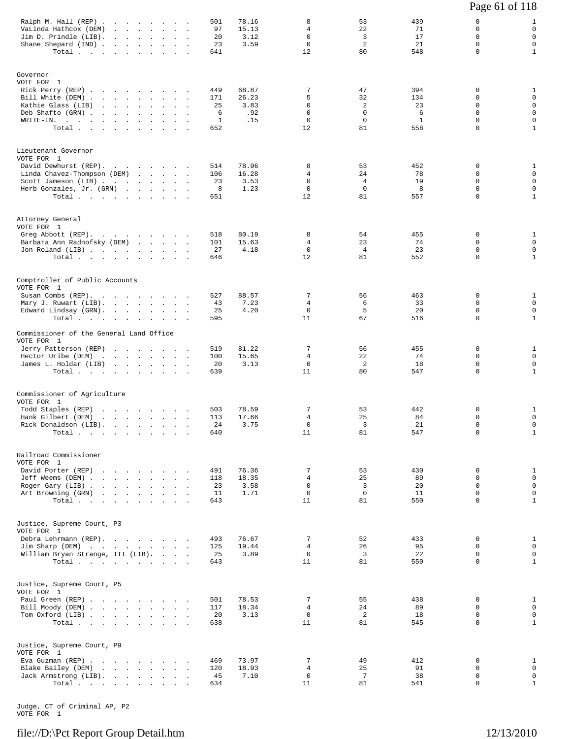| | | | | | | | |
|---|---|---|---|---|---|---|---|
| Ralph M. Hall (REP) | 501 | 78.16 | 8 | 53 | 439 | 0 | 1 |
| VaLinda Hathcox (DEM) | 97 | 15.13 | 4 | 22 | 71 | 0 | 0 |
| Jim D. Prindle (LIB) | 20 | 3.12 | 0 | 3 | 17 | 0 | 0 |
| Shane Shepard (IND) | 23 | 3.59 | 0 | 2 | 21 | 0 | 0 |
| Total | 641 | | 12 | 80 | 548 | 0 | 1 |

Governor
VOTE FOR 1

| | | | | | | | |
|---|---|---|---|---|---|---|---|
| Rick Perry (REP) | 449 | 68.87 | 7 | 47 | 394 | 0 | 1 |
| Bill White (DEM) | 171 | 26.23 | 5 | 32 | 134 | 0 | 0 |
| Kathie Glass (LIB) | 25 | 3.83 | 0 | 2 | 23 | 0 | 0 |
| Deb Shafto (GRN) | 6 | .92 | 0 | 0 | 6 | 0 | 0 |
| WRITE-IN. | 1 | .15 | 0 | 0 | 1 | 0 | 0 |
| Total | 652 | | 12 | 81 | 558 | 0 | 1 |

Lieutenant Governor
VOTE FOR 1

| | | | | | | | |
|---|---|---|---|---|---|---|---|
| David Dewhurst (REP) | 514 | 78.96 | 8 | 53 | 452 | 0 | 1 |
| Linda Chavez-Thompson (DEM) | 106 | 16.28 | 4 | 24 | 78 | 0 | 0 |
| Scott Jameson (LIB) | 23 | 3.53 | 0 | 4 | 19 | 0 | 0 |
| Herb Gonzales, Jr. (GRN) | 8 | 1.23 | 0 | 0 | 8 | 0 | 0 |
| Total | 651 | | 12 | 81 | 557 | 0 | 1 |

Attorney General
VOTE FOR 1

| | | | | | | | |
|---|---|---|---|---|---|---|---|
| Greg Abbott (REP) | 518 | 80.19 | 8 | 54 | 455 | 0 | 1 |
| Barbara Ann Radnofsky (DEM) | 101 | 15.63 | 4 | 23 | 74 | 0 | 0 |
| Jon Roland (LIB) | 27 | 4.18 | 0 | 4 | 23 | 0 | 0 |
| Total | 646 | | 12 | 81 | 552 | 0 | 1 |

Comptroller of Public Accounts
VOTE FOR 1

| | | | | | | | |
|---|---|---|---|---|---|---|---|
| Susan Combs (REP) | 527 | 88.57 | 7 | 56 | 463 | 0 | 1 |
| Mary J. Ruwart (LIB) | 43 | 7.23 | 4 | 6 | 33 | 0 | 0 |
| Edward Lindsay (GRN) | 25 | 4.20 | 0 | 5 | 20 | 0 | 0 |
| Total | 595 | | 11 | 67 | 516 | 0 | 1 |

Commissioner of the General Land Office
VOTE FOR 1

| | | | | | | | |
|---|---|---|---|---|---|---|---|
| Jerry Patterson (REP) | 519 | 81.22 | 7 | 56 | 455 | 0 | 1 |
| Hector Uribe (DEM) | 100 | 15.65 | 4 | 22 | 74 | 0 | 0 |
| James L. Holdar (LIB) | 20 | 3.13 | 0 | 2 | 18 | 0 | 0 |
| Total | 639 | | 11 | 80 | 547 | 0 | 1 |

Commissioner of Agriculture
VOTE FOR 1

| | | | | | | | |
|---|---|---|---|---|---|---|---|
| Todd Staples (REP) | 503 | 78.59 | 7 | 53 | 442 | 0 | 1 |
| Hank Gilbert (DEM) | 113 | 17.66 | 4 | 25 | 84 | 0 | 0 |
| Rick Donaldson (LIB) | 24 | 3.75 | 0 | 3 | 21 | 0 | 0 |
| Total | 640 | | 11 | 81 | 547 | 0 | 1 |

Railroad Commissioner
VOTE FOR 1

| | | | | | | | |
|---|---|---|---|---|---|---|---|
| David Porter (REP) | 491 | 76.36 | 7 | 53 | 430 | 0 | 1 |
| Jeff Weems (DEM) | 118 | 18.35 | 4 | 25 | 89 | 0 | 0 |
| Roger Gary (LIB) | 23 | 3.58 | 0 | 3 | 20 | 0 | 0 |
| Art Browning (GRN) | 11 | 1.71 | 0 | 0 | 11 | 0 | 0 |
| Total | 643 | | 11 | 81 | 550 | 0 | 1 |

Justice, Supreme Court, P3
VOTE FOR 1

| | | | | | | | |
|---|---|---|---|---|---|---|---|
| Debra Lehrmann (REP) | 493 | 76.67 | 7 | 52 | 433 | 0 | 1 |
| Jim Sharp (DEM) | 125 | 19.44 | 4 | 26 | 95 | 0 | 0 |
| William Bryan Strange, III (LIB) | 25 | 3.89 | 0 | 3 | 22 | 0 | 0 |
| Total | 643 | | 11 | 81 | 550 | 0 | 1 |

Justice, Supreme Court, P5
VOTE FOR 1

| | | | | | | | |
|---|---|---|---|---|---|---|---|
| Paul Green (REP) | 501 | 78.53 | 7 | 55 | 438 | 0 | 1 |
| Bill Moody (DEM) | 117 | 18.34 | 4 | 24 | 89 | 0 | 0 |
| Tom Oxford (LIB) | 20 | 3.13 | 0 | 2 | 18 | 0 | 0 |
| Total | 638 | | 11 | 81 | 545 | 0 | 1 |

Justice, Supreme Court, P9
VOTE FOR 1

| | | | | | | | |
|---|---|---|---|---|---|---|---|
| Eva Guzman (REP) | 469 | 73.97 | 7 | 49 | 412 | 0 | 1 |
| Blake Bailey (DEM) | 120 | 18.93 | 4 | 25 | 91 | 0 | 0 |
| Jack Armstrong (LIB) | 45 | 7.10 | 0 | 7 | 38 | 0 | 0 |
| Total | 634 | | 11 | 81 | 541 | 0 | 1 |

Judge, CT of Criminal AP, P2
VOTE FOR 1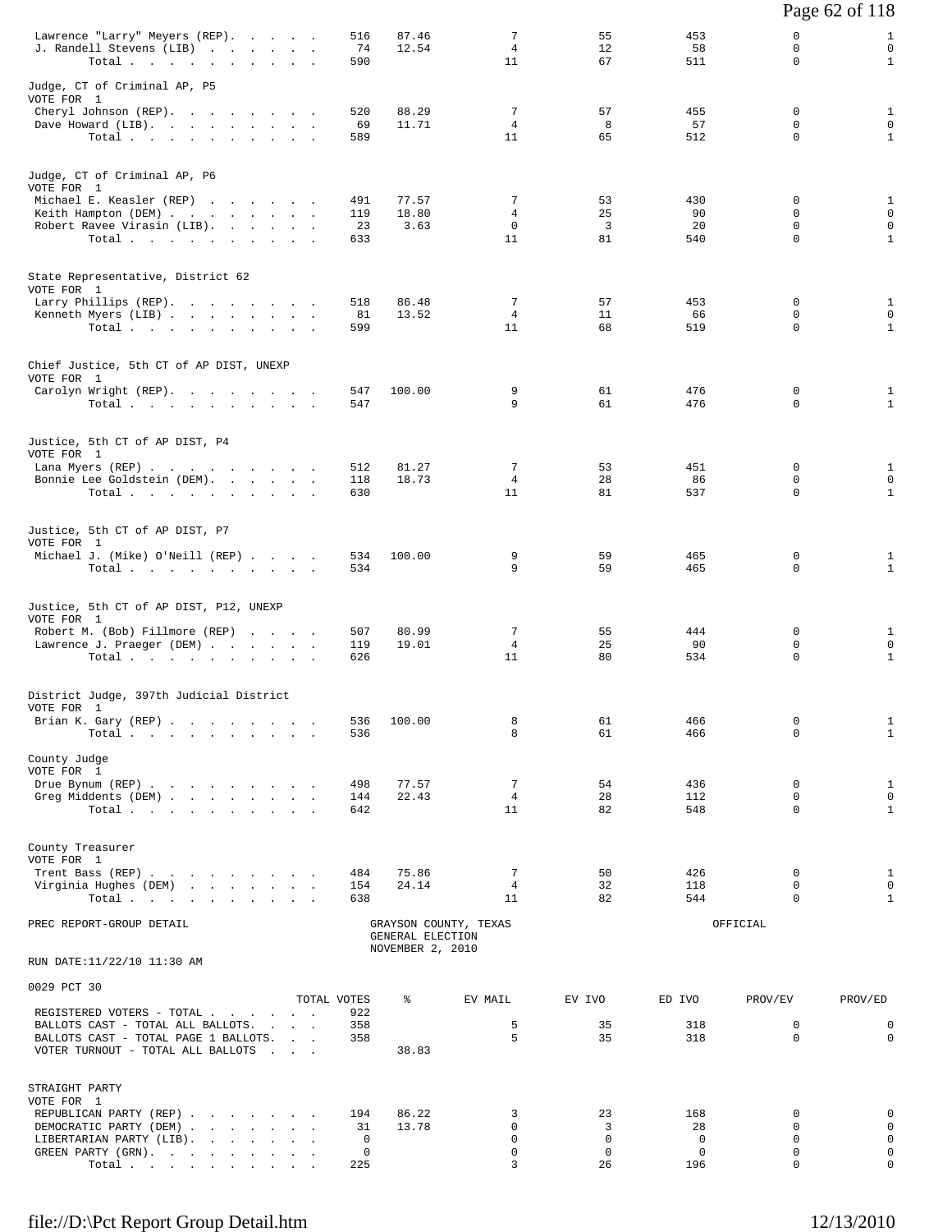| | TOTAL VOTES | % | EV MAIL | EV IVO | ED IVO | PROV/EV | PROV/ED |
|---|---|---|---|---|---|---|---|
| Lawrence "Larry" Meyers (REP) | 516 | 87.46 | 7 | 55 | 453 | 0 | 1 |
| J. Randell Stevens (LIB) | 74 | 12.54 | 4 | 12 | 58 | 0 | 0 |
| Total | 590 | | 11 | 67 | 511 | 0 | 1 |

Judge, CT of Criminal AP, P5
VOTE FOR 1

| | TOTAL VOTES | % | EV MAIL | EV IVO | ED IVO | PROV/EV | PROV/ED |
|---|---|---|---|---|---|---|---|
| Cheryl Johnson (REP) | 520 | 88.29 | 7 | 57 | 455 | 0 | 1 |
| Dave Howard (LIB) | 69 | 11.71 | 4 | 8 | 57 | 0 | 0 |
| Total | 589 | | 11 | 65 | 512 | 0 | 1 |

Judge, CT of Criminal AP, P6
VOTE FOR 1

| | TOTAL VOTES | % | EV MAIL | EV IVO | ED IVO | PROV/EV | PROV/ED |
|---|---|---|---|---|---|---|---|
| Michael E. Keasler (REP) | 491 | 77.57 | 7 | 53 | 430 | 0 | 1 |
| Keith Hampton (DEM) | 119 | 18.80 | 4 | 25 | 90 | 0 | 0 |
| Robert Ravee Virasin (LIB) | 23 | 3.63 | 0 | 3 | 20 | 0 | 0 |
| Total | 633 | | 11 | 81 | 540 | 0 | 1 |

State Representative, District 62
VOTE FOR 1

| | TOTAL VOTES | % | EV MAIL | EV IVO | ED IVO | PROV/EV | PROV/ED |
|---|---|---|---|---|---|---|---|
| Larry Phillips (REP) | 518 | 86.48 | 7 | 57 | 453 | 0 | 1 |
| Kenneth Myers (LIB) | 81 | 13.52 | 4 | 11 | 66 | 0 | 0 |
| Total | 599 | | 11 | 68 | 519 | 0 | 1 |

Chief Justice, 5th CT of AP DIST, UNEXP
VOTE FOR 1

| | TOTAL VOTES | % | EV MAIL | EV IVO | ED IVO | PROV/EV | PROV/ED |
|---|---|---|---|---|---|---|---|
| Carolyn Wright (REP) | 547 | 100.00 | 9 | 61 | 476 | 0 | 1 |
| Total | 547 | | 9 | 61 | 476 | 0 | 1 |

Justice, 5th CT of AP DIST, P4
VOTE FOR 1

| | TOTAL VOTES | % | EV MAIL | EV IVO | ED IVO | PROV/EV | PROV/ED |
|---|---|---|---|---|---|---|---|
| Lana Myers (REP) | 512 | 81.27 | 7 | 53 | 451 | 0 | 1 |
| Bonnie Lee Goldstein (DEM) | 118 | 18.73 | 4 | 28 | 86 | 0 | 0 |
| Total | 630 | | 11 | 81 | 537 | 0 | 1 |

Justice, 5th CT of AP DIST, P7
VOTE FOR 1

| | TOTAL VOTES | % | EV MAIL | EV IVO | ED IVO | PROV/EV | PROV/ED |
|---|---|---|---|---|---|---|---|
| Michael J. (Mike) O'Neill (REP) | 534 | 100.00 | 9 | 59 | 465 | 0 | 1 |
| Total | 534 | | 9 | 59 | 465 | 0 | 1 |

Justice, 5th CT of AP DIST, P12, UNEXP
VOTE FOR 1

| | TOTAL VOTES | % | EV MAIL | EV IVO | ED IVO | PROV/EV | PROV/ED |
|---|---|---|---|---|---|---|---|
| Robert M. (Bob) Fillmore (REP) | 507 | 80.99 | 7 | 55 | 444 | 0 | 1 |
| Lawrence J. Praeger (DEM) | 119 | 19.01 | 4 | 25 | 90 | 0 | 0 |
| Total | 626 | | 11 | 80 | 534 | 0 | 1 |

District Judge, 397th Judicial District
VOTE FOR 1

| | TOTAL VOTES | % | EV MAIL | EV IVO | ED IVO | PROV/EV | PROV/ED |
|---|---|---|---|---|---|---|---|
| Brian K. Gary (REP) | 536 | 100.00 | 8 | 61 | 466 | 0 | 1 |
| Total | 536 | | 8 | 61 | 466 | 0 | 1 |

County Judge
VOTE FOR 1

| | TOTAL VOTES | % | EV MAIL | EV IVO | ED IVO | PROV/EV | PROV/ED |
|---|---|---|---|---|---|---|---|
| Drue Bynum (REP) | 498 | 77.57 | 7 | 54 | 436 | 0 | 1 |
| Greg Middents (DEM) | 144 | 22.43 | 4 | 28 | 112 | 0 | 0 |
| Total | 642 | | 11 | 82 | 548 | 0 | 1 |

County Treasurer
VOTE FOR 1

| | TOTAL VOTES | % | EV MAIL | EV IVO | ED IVO | PROV/EV | PROV/ED |
|---|---|---|---|---|---|---|---|
| Trent Bass (REP) | 484 | 75.86 | 7 | 50 | 426 | 0 | 1 |
| Virginia Hughes (DEM) | 154 | 24.14 | 4 | 32 | 118 | 0 | 0 |
| Total | 638 | | 11 | 82 | 544 | 0 | 1 |

PREC REPORT-GROUP DETAIL — GRAYSON COUNTY, TEXAS — GENERAL ELECTION — NOVEMBER 2, 2010 — OFFICIAL

RUN DATE:11/22/10 11:30 AM

0029 PCT 30

| | TOTAL VOTES | % | EV MAIL | EV IVO | ED IVO | PROV/EV | PROV/ED |
|---|---|---|---|---|---|---|---|
| REGISTERED VOTERS - TOTAL | 922 | | | | | | |
| BALLOTS CAST - TOTAL ALL BALLOTS | 358 | | 5 | 35 | 318 | 0 | 0 |
| BALLOTS CAST - TOTAL PAGE 1 BALLOTS | 358 | | 5 | 35 | 318 | 0 | 0 |
| VOTER TURNOUT - TOTAL ALL BALLOTS | | 38.83 | | | | | |

STRAIGHT PARTY
VOTE FOR 1

| | TOTAL VOTES | % | EV MAIL | EV IVO | ED IVO | PROV/EV | PROV/ED |
|---|---|---|---|---|---|---|---|
| REPUBLICAN PARTY (REP) | 194 | 86.22 | 3 | 23 | 168 | 0 | 0 |
| DEMOCRATIC PARTY (DEM) | 31 | 13.78 | 0 | 3 | 28 | 0 | 0 |
| LIBERTARIAN PARTY (LIB) | 0 | | 0 | 0 | 0 | 0 | 0 |
| GREEN PARTY (GRN) | 0 | | 0 | 0 | 0 | 0 | 0 |
| Total | 225 | | 3 | 26 | 196 | 0 | 0 |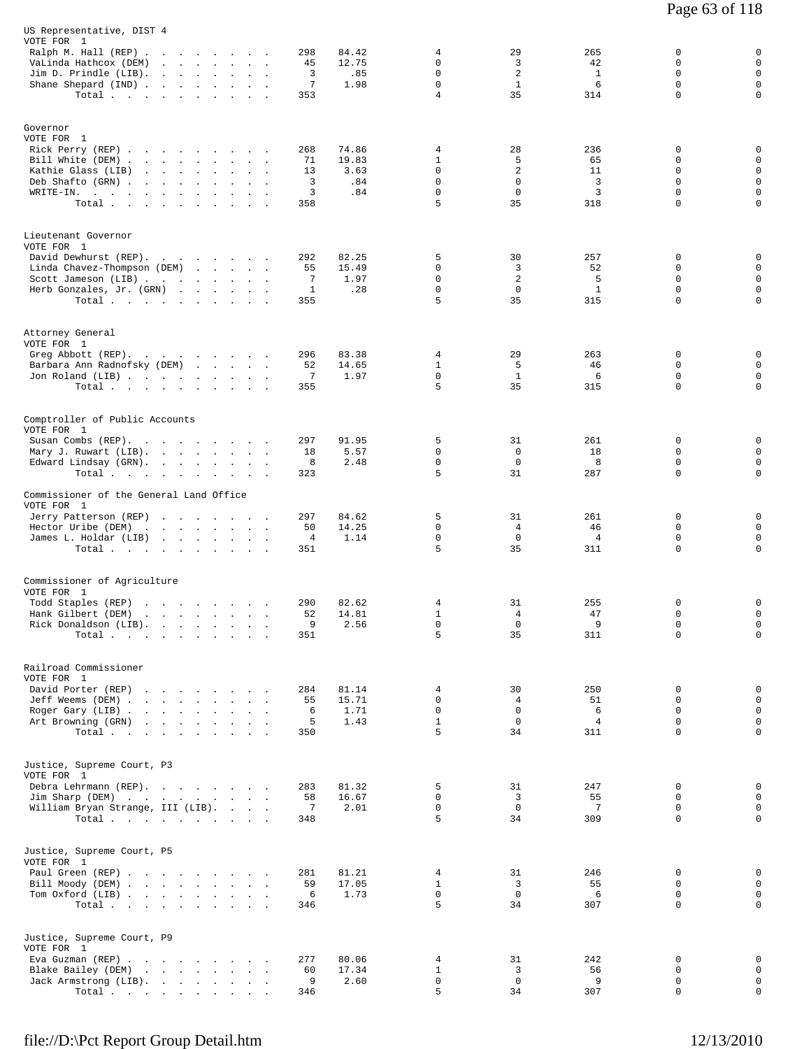US Representative, DIST 4
VOTE FOR 1

| Candidate | Votes | Pct | | | | | |
|---|---|---|---|---|---|---|---|
| Ralph M. Hall (REP) | 298 | 84.42 | 4 | 29 | 265 | 0 | 0 |
| VaLinda Hathcox (DEM) | 45 | 12.75 | 0 | 3 | 42 | 0 | 0 |
| Jim D. Prindle (LIB) | 3 | .85 | 0 | 2 | 1 | 0 | 0 |
| Shane Shepard (IND) | 7 | 1.98 | 0 | 1 | 6 | 0 | 0 |
| Total | 353 | | 4 | 35 | 314 | 0 | 0 |

Governor
VOTE FOR 1

| Candidate | Votes | Pct | | | | | |
|---|---|---|---|---|---|---|---|
| Rick Perry (REP) | 268 | 74.86 | 4 | 28 | 236 | 0 | 0 |
| Bill White (DEM) | 71 | 19.83 | 1 | 5 | 65 | 0 | 0 |
| Kathie Glass (LIB) | 13 | 3.63 | 0 | 2 | 11 | 0 | 0 |
| Deb Shafto (GRN) | 3 | .84 | 0 | 0 | 3 | 0 | 0 |
| WRITE-IN. | 3 | .84 | 0 | 0 | 3 | 0 | 0 |
| Total | 358 | | 5 | 35 | 318 | 0 | 0 |

Lieutenant Governor
VOTE FOR 1

| Candidate | Votes | Pct | | | | | |
|---|---|---|---|---|---|---|---|
| David Dewhurst (REP) | 292 | 82.25 | 5 | 30 | 257 | 0 | 0 |
| Linda Chavez-Thompson (DEM) | 55 | 15.49 | 0 | 3 | 52 | 0 | 0 |
| Scott Jameson (LIB) | 7 | 1.97 | 0 | 2 | 5 | 0 | 0 |
| Herb Gonzales, Jr. (GRN) | 1 | .28 | 0 | 0 | 1 | 0 | 0 |
| Total | 355 | | 5 | 35 | 315 | 0 | 0 |

Attorney General
VOTE FOR 1

| Candidate | Votes | Pct | | | | | |
|---|---|---|---|---|---|---|---|
| Greg Abbott (REP) | 296 | 83.38 | 4 | 29 | 263 | 0 | 0 |
| Barbara Ann Radnofsky (DEM) | 52 | 14.65 | 1 | 5 | 46 | 0 | 0 |
| Jon Roland (LIB) | 7 | 1.97 | 0 | 1 | 6 | 0 | 0 |
| Total | 355 | | 5 | 35 | 315 | 0 | 0 |

Comptroller of Public Accounts
VOTE FOR 1

| Candidate | Votes | Pct | | | | | |
|---|---|---|---|---|---|---|---|
| Susan Combs (REP) | 297 | 91.95 | 5 | 31 | 261 | 0 | 0 |
| Mary J. Ruwart (LIB) | 18 | 5.57 | 0 | 0 | 18 | 0 | 0 |
| Edward Lindsay (GRN) | 8 | 2.48 | 0 | 0 | 8 | 0 | 0 |
| Total | 323 | | 5 | 31 | 287 | 0 | 0 |

Commissioner of the General Land Office
VOTE FOR 1

| Candidate | Votes | Pct | | | | | |
|---|---|---|---|---|---|---|---|
| Jerry Patterson (REP) | 297 | 84.62 | 5 | 31 | 261 | 0 | 0 |
| Hector Uribe (DEM) | 50 | 14.25 | 0 | 4 | 46 | 0 | 0 |
| James L. Holdar (LIB) | 4 | 1.14 | 0 | 0 | 4 | 0 | 0 |
| Total | 351 | | 5 | 35 | 311 | 0 | 0 |

Commissioner of Agriculture
VOTE FOR 1

| Candidate | Votes | Pct | | | | | |
|---|---|---|---|---|---|---|---|
| Todd Staples (REP) | 290 | 82.62 | 4 | 31 | 255 | 0 | 0 |
| Hank Gilbert (DEM) | 52 | 14.81 | 1 | 4 | 47 | 0 | 0 |
| Rick Donaldson (LIB) | 9 | 2.56 | 0 | 0 | 9 | 0 | 0 |
| Total | 351 | | 5 | 35 | 311 | 0 | 0 |

Railroad Commissioner
VOTE FOR 1

| Candidate | Votes | Pct | | | | | |
|---|---|---|---|---|---|---|---|
| David Porter (REP) | 284 | 81.14 | 4 | 30 | 250 | 0 | 0 |
| Jeff Weems (DEM) | 55 | 15.71 | 0 | 4 | 51 | 0 | 0 |
| Roger Gary (LIB) | 6 | 1.71 | 0 | 0 | 6 | 0 | 0 |
| Art Browning (GRN) | 5 | 1.43 | 1 | 0 | 4 | 0 | 0 |
| Total | 350 | | 5 | 34 | 311 | 0 | 0 |

Justice, Supreme Court, P3
VOTE FOR 1

| Candidate | Votes | Pct | | | | | |
|---|---|---|---|---|---|---|---|
| Debra Lehrmann (REP) | 283 | 81.32 | 5 | 31 | 247 | 0 | 0 |
| Jim Sharp (DEM) | 58 | 16.67 | 0 | 3 | 55 | 0 | 0 |
| William Bryan Strange, III (LIB) | 7 | 2.01 | 0 | 0 | 7 | 0 | 0 |
| Total | 348 | | 5 | 34 | 309 | 0 | 0 |

Justice, Supreme Court, P5
VOTE FOR 1

| Candidate | Votes | Pct | | | | | |
|---|---|---|---|---|---|---|---|
| Paul Green (REP) | 281 | 81.21 | 4 | 31 | 246 | 0 | 0 |
| Bill Moody (DEM) | 59 | 17.05 | 1 | 3 | 55 | 0 | 0 |
| Tom Oxford (LIB) | 6 | 1.73 | 0 | 0 | 6 | 0 | 0 |
| Total | 346 | | 5 | 34 | 307 | 0 | 0 |

Justice, Supreme Court, P9
VOTE FOR 1

| Candidate | Votes | Pct | | | | | |
|---|---|---|---|---|---|---|---|
| Eva Guzman (REP) | 277 | 80.06 | 4 | 31 | 242 | 0 | 0 |
| Blake Bailey (DEM) | 60 | 17.34 | 1 | 3 | 56 | 0 | 0 |
| Jack Armstrong (LIB) | 9 | 2.60 | 0 | 0 | 9 | 0 | 0 |
| Total | 346 | | 5 | 34 | 307 | 0 | 0 |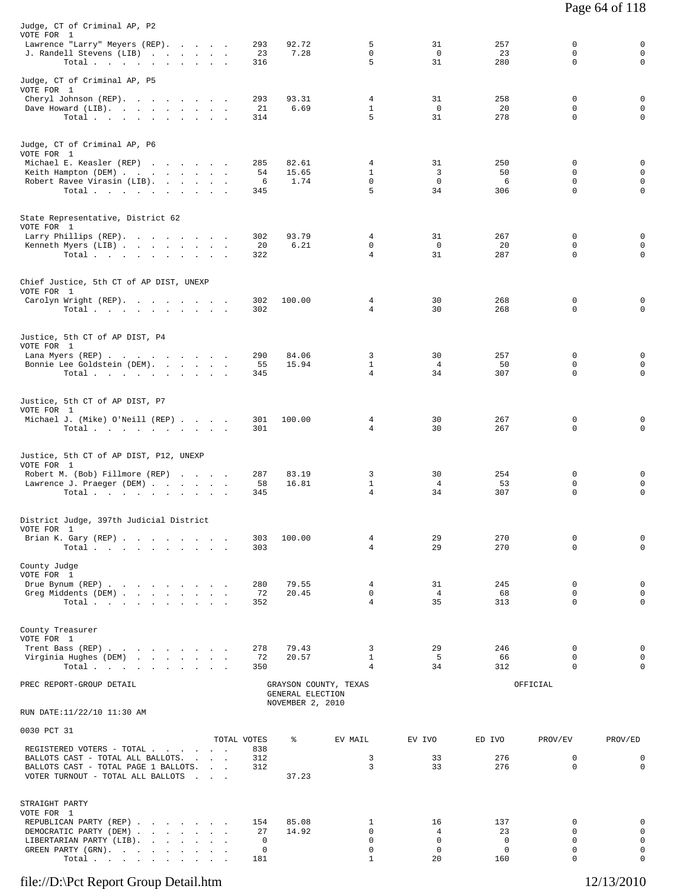Judge, CT of Criminal AP, P2
VOTE FOR 1

| | TOTAL VOTES | % | EV MAIL | EV IVO | ED IVO | PROV/EV | PROV/ED |
|---|---|---|---|---|---|---|---|
| Lawrence "Larry" Meyers (REP) | 293 | 92.72 | 5 | 31 | 257 | 0 | 0 |
| J. Randell Stevens (LIB) | 23 | 7.28 | 0 | 0 | 23 | 0 | 0 |
| Total | 316 | | 5 | 31 | 280 | 0 | 0 |

Judge, CT of Criminal AP, P5
VOTE FOR 1

| | TOTAL VOTES | % | EV MAIL | EV IVO | ED IVO | PROV/EV | PROV/ED |
|---|---|---|---|---|---|---|---|
| Cheryl Johnson (REP) | 293 | 93.31 | 4 | 31 | 258 | 0 | 0 |
| Dave Howard (LIB) | 21 | 6.69 | 1 | 0 | 20 | 0 | 0 |
| Total | 314 | | 5 | 31 | 278 | 0 | 0 |

Judge, CT of Criminal AP, P6
VOTE FOR 1

| | TOTAL VOTES | % | EV MAIL | EV IVO | ED IVO | PROV/EV | PROV/ED |
|---|---|---|---|---|---|---|---|
| Michael E. Keasler (REP) | 285 | 82.61 | 4 | 31 | 250 | 0 | 0 |
| Keith Hampton (DEM) | 54 | 15.65 | 1 | 3 | 50 | 0 | 0 |
| Robert Ravee Virasin (LIB) | 6 | 1.74 | 0 | 0 | 6 | 0 | 0 |
| Total | 345 | | 5 | 34 | 306 | 0 | 0 |

State Representative, District 62
VOTE FOR 1

| | TOTAL VOTES | % | EV MAIL | EV IVO | ED IVO | PROV/EV | PROV/ED |
|---|---|---|---|---|---|---|---|
| Larry Phillips (REP) | 302 | 93.79 | 4 | 31 | 267 | 0 | 0 |
| Kenneth Myers (LIB) | 20 | 6.21 | 0 | 0 | 20 | 0 | 0 |
| Total | 322 | | 4 | 31 | 287 | 0 | 0 |

Chief Justice, 5th CT of AP DIST, UNEXP
VOTE FOR 1

| | TOTAL VOTES | % | EV MAIL | EV IVO | ED IVO | PROV/EV | PROV/ED |
|---|---|---|---|---|---|---|---|
| Carolyn Wright (REP) | 302 | 100.00 | 4 | 30 | 268 | 0 | 0 |
| Total | 302 | | 4 | 30 | 268 | 0 | 0 |

Justice, 5th CT of AP DIST, P4
VOTE FOR 1

| | TOTAL VOTES | % | EV MAIL | EV IVO | ED IVO | PROV/EV | PROV/ED |
|---|---|---|---|---|---|---|---|
| Lana Myers (REP) | 290 | 84.06 | 3 | 30 | 257 | 0 | 0 |
| Bonnie Lee Goldstein (DEM) | 55 | 15.94 | 1 | 4 | 50 | 0 | 0 |
| Total | 345 | | 4 | 34 | 307 | 0 | 0 |

Justice, 5th CT of AP DIST, P7
VOTE FOR 1

| | TOTAL VOTES | % | EV MAIL | EV IVO | ED IVO | PROV/EV | PROV/ED |
|---|---|---|---|---|---|---|---|
| Michael J. (Mike) O'Neill (REP) | 301 | 100.00 | 4 | 30 | 267 | 0 | 0 |
| Total | 301 | | 4 | 30 | 267 | 0 | 0 |

Justice, 5th CT of AP DIST, P12, UNEXP
VOTE FOR 1

| | TOTAL VOTES | % | EV MAIL | EV IVO | ED IVO | PROV/EV | PROV/ED |
|---|---|---|---|---|---|---|---|
| Robert M. (Bob) Fillmore (REP) | 287 | 83.19 | 3 | 30 | 254 | 0 | 0 |
| Lawrence J. Praeger (DEM) | 58 | 16.81 | 1 | 4 | 53 | 0 | 0 |
| Total | 345 | | 4 | 34 | 307 | 0 | 0 |

District Judge, 397th Judicial District
VOTE FOR 1

| | TOTAL VOTES | % | EV MAIL | EV IVO | ED IVO | PROV/EV | PROV/ED |
|---|---|---|---|---|---|---|---|
| Brian K. Gary (REP) | 303 | 100.00 | 4 | 29 | 270 | 0 | 0 |
| Total | 303 | | 4 | 29 | 270 | 0 | 0 |

County Judge
VOTE FOR 1

| | TOTAL VOTES | % | EV MAIL | EV IVO | ED IVO | PROV/EV | PROV/ED |
|---|---|---|---|---|---|---|---|
| Drue Bynum (REP) | 280 | 79.55 | 4 | 31 | 245 | 0 | 0 |
| Greg Middents (DEM) | 72 | 20.45 | 0 | 4 | 68 | 0 | 0 |
| Total | 352 | | 4 | 35 | 313 | 0 | 0 |

County Treasurer
VOTE FOR 1

| | TOTAL VOTES | % | EV MAIL | EV IVO | ED IVO | PROV/EV | PROV/ED |
|---|---|---|---|---|---|---|---|
| Trent Bass (REP) | 278 | 79.43 | 3 | 29 | 246 | 0 | 0 |
| Virginia Hughes (DEM) | 72 | 20.57 | 1 | 5 | 66 | 0 | 0 |
| Total | 350 | | 4 | 34 | 312 | 0 | 0 |

PREC REPORT-GROUP DETAIL — GRAYSON COUNTY, TEXAS — GENERAL ELECTION — NOVEMBER 2, 2010 — OFFICIAL

RUN DATE:11/22/10 11:30 AM

0030 PCT 31

| | TOTAL VOTES | % | EV MAIL | EV IVO | ED IVO | PROV/EV | PROV/ED |
|---|---|---|---|---|---|---|---|
| REGISTERED VOTERS - TOTAL | 838 | | | | | | |
| BALLOTS CAST - TOTAL ALL BALLOTS | 312 | | 3 | 33 | 276 | 0 | 0 |
| BALLOTS CAST - TOTAL PAGE 1 BALLOTS | 312 | | 3 | 33 | 276 | 0 | 0 |
| VOTER TURNOUT - TOTAL ALL BALLOTS | | 37.23 | | | | | |

STRAIGHT PARTY
VOTE FOR 1

| | TOTAL VOTES | % | EV MAIL | EV IVO | ED IVO | PROV/EV | PROV/ED |
|---|---|---|---|---|---|---|---|
| REPUBLICAN PARTY (REP) | 154 | 85.08 | 1 | 16 | 137 | 0 | 0 |
| DEMOCRATIC PARTY (DEM) | 27 | 14.92 | 0 | 4 | 23 | 0 | 0 |
| LIBERTARIAN PARTY (LIB) | 0 | | 0 | 0 | 0 | 0 | 0 |
| GREEN PARTY (GRN) | 0 | | 0 | 0 | 0 | 0 | 0 |
| Total | 181 | | 1 | 20 | 160 | 0 | 0 |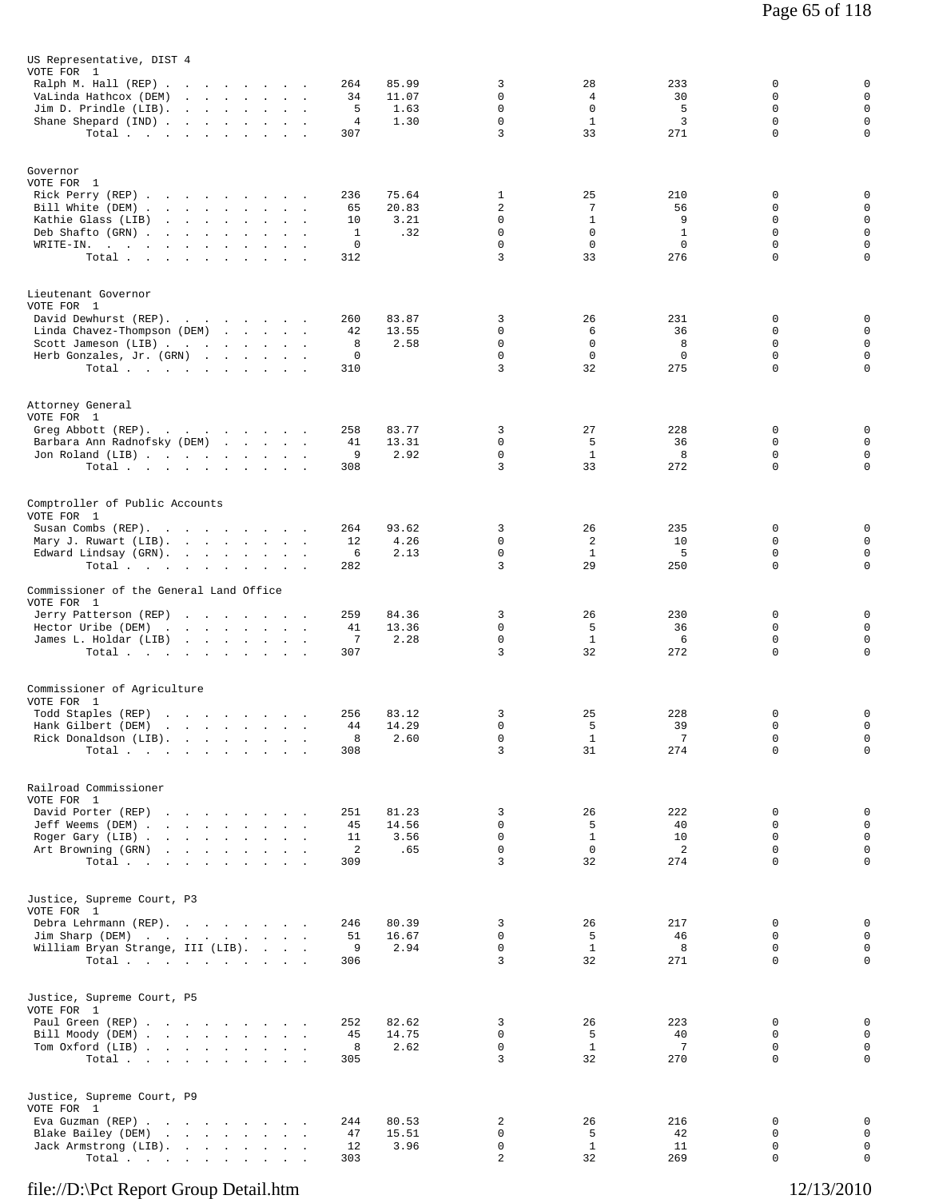## US Representative, DIST 4

VOTE FOR 1

| Candidate | Votes | Pct | | | | | |
|---|---|---|---|---|---|---|---|
| Ralph M. Hall (REP) | 264 | 85.99 | 3 | 28 | 233 | 0 | 0 |
| VaLinda Hathcox (DEM) | 34 | 11.07 | 0 | 4 | 30 | 0 | 0 |
| Jim D. Prindle (LIB) | 5 | 1.63 | 0 | 0 | 5 | 0 | 0 |
| Shane Shepard (IND) | 4 | 1.30 | 0 | 1 | 3 | 0 | 0 |
| Total | 307 | | 3 | 33 | 271 | 0 | 0 |

## Governor

VOTE FOR 1

| Candidate | Votes | Pct | | | | | |
|---|---|---|---|---|---|---|---|
| Rick Perry (REP) | 236 | 75.64 | 1 | 25 | 210 | 0 | 0 |
| Bill White (DEM) | 65 | 20.83 | 2 | 7 | 56 | 0 | 0 |
| Kathie Glass (LIB) | 10 | 3.21 | 0 | 1 | 9 | 0 | 0 |
| Deb Shafto (GRN) | 1 | .32 | 0 | 0 | 1 | 0 | 0 |
| WRITE-IN. | 0 | | 0 | 0 | 0 | 0 | 0 |
| Total | 312 | | 3 | 33 | 276 | 0 | 0 |

## Lieutenant Governor

VOTE FOR 1

| Candidate | Votes | Pct | | | | | |
|---|---|---|---|---|---|---|---|
| David Dewhurst (REP) | 260 | 83.87 | 3 | 26 | 231 | 0 | 0 |
| Linda Chavez-Thompson (DEM) | 42 | 13.55 | 0 | 6 | 36 | 0 | 0 |
| Scott Jameson (LIB) | 8 | 2.58 | 0 | 0 | 8 | 0 | 0 |
| Herb Gonzales, Jr. (GRN) | 0 | | 0 | 0 | 0 | 0 | 0 |
| Total | 310 | | 3 | 32 | 275 | 0 | 0 |

## Attorney General

VOTE FOR 1

| Candidate | Votes | Pct | | | | | |
|---|---|---|---|---|---|---|---|
| Greg Abbott (REP) | 258 | 83.77 | 3 | 27 | 228 | 0 | 0 |
| Barbara Ann Radnofsky (DEM) | 41 | 13.31 | 0 | 5 | 36 | 0 | 0 |
| Jon Roland (LIB) | 9 | 2.92 | 0 | 1 | 8 | 0 | 0 |
| Total | 308 | | 3 | 33 | 272 | 0 | 0 |

## Comptroller of Public Accounts

VOTE FOR 1

| Candidate | Votes | Pct | | | | | |
|---|---|---|---|---|---|---|---|
| Susan Combs (REP) | 264 | 93.62 | 3 | 26 | 235 | 0 | 0 |
| Mary J. Ruwart (LIB) | 12 | 4.26 | 0 | 2 | 10 | 0 | 0 |
| Edward Lindsay (GRN) | 6 | 2.13 | 0 | 1 | 5 | 0 | 0 |
| Total | 282 | | 3 | 29 | 250 | 0 | 0 |

## Commissioner of the General Land Office

VOTE FOR 1

| Candidate | Votes | Pct | | | | | |
|---|---|---|---|---|---|---|---|
| Jerry Patterson (REP) | 259 | 84.36 | 3 | 26 | 230 | 0 | 0 |
| Hector Uribe (DEM) | 41 | 13.36 | 0 | 5 | 36 | 0 | 0 |
| James L. Holdar (LIB) | 7 | 2.28 | 0 | 1 | 6 | 0 | 0 |
| Total | 307 | | 3 | 32 | 272 | 0 | 0 |

## Commissioner of Agriculture

VOTE FOR 1

| Candidate | Votes | Pct | | | | | |
|---|---|---|---|---|---|---|---|
| Todd Staples (REP) | 256 | 83.12 | 3 | 25 | 228 | 0 | 0 |
| Hank Gilbert (DEM) | 44 | 14.29 | 0 | 5 | 39 | 0 | 0 |
| Rick Donaldson (LIB) | 8 | 2.60 | 0 | 1 | 7 | 0 | 0 |
| Total | 308 | | 3 | 31 | 274 | 0 | 0 |

## Railroad Commissioner

VOTE FOR 1

| Candidate | Votes | Pct | | | | | |
|---|---|---|---|---|---|---|---|
| David Porter (REP) | 251 | 81.23 | 3 | 26 | 222 | 0 | 0 |
| Jeff Weems (DEM) | 45 | 14.56 | 0 | 5 | 40 | 0 | 0 |
| Roger Gary (LIB) | 11 | 3.56 | 0 | 1 | 10 | 0 | 0 |
| Art Browning (GRN) | 2 | .65 | 0 | 0 | 2 | 0 | 0 |
| Total | 309 | | 3 | 32 | 274 | 0 | 0 |

## Justice, Supreme Court, P3

VOTE FOR 1

| Candidate | Votes | Pct | | | | | |
|---|---|---|---|---|---|---|---|
| Debra Lehrmann (REP) | 246 | 80.39 | 3 | 26 | 217 | 0 | 0 |
| Jim Sharp (DEM) | 51 | 16.67 | 0 | 5 | 46 | 0 | 0 |
| William Bryan Strange, III (LIB) | 9 | 2.94 | 0 | 1 | 8 | 0 | 0 |
| Total | 306 | | 3 | 32 | 271 | 0 | 0 |

## Justice, Supreme Court, P5

VOTE FOR 1

| Candidate | Votes | Pct | | | | | |
|---|---|---|---|---|---|---|---|
| Paul Green (REP) | 252 | 82.62 | 3 | 26 | 223 | 0 | 0 |
| Bill Moody (DEM) | 45 | 14.75 | 0 | 5 | 40 | 0 | 0 |
| Tom Oxford (LIB) | 8 | 2.62 | 0 | 1 | 7 | 0 | 0 |
| Total | 305 | | 3 | 32 | 270 | 0 | 0 |

## Justice, Supreme Court, P9

VOTE FOR 1

| Candidate | Votes | Pct | | | | | |
|---|---|---|---|---|---|---|---|
| Eva Guzman (REP) | 244 | 80.53 | 2 | 26 | 216 | 0 | 0 |
| Blake Bailey (DEM) | 47 | 15.51 | 0 | 5 | 42 | 0 | 0 |
| Jack Armstrong (LIB) | 12 | 3.96 | 0 | 1 | 11 | 0 | 0 |
| Total | 303 | | 2 | 32 | 269 | 0 | 0 |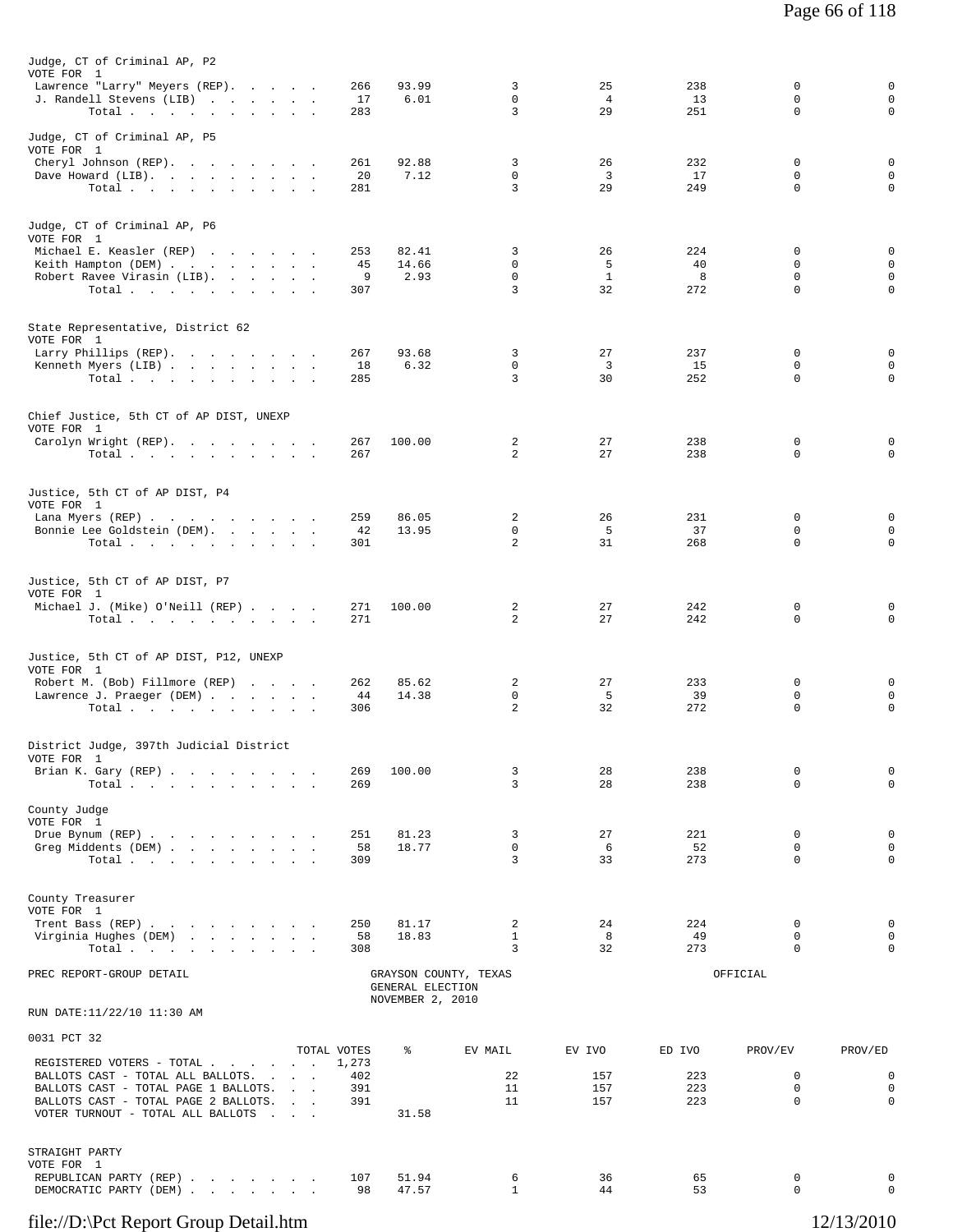Judge, CT of Criminal AP, P2
VOTE FOR 1

| | | | | | | | |
|---|---|---|---|---|---|---|---|
| Lawrence "Larry" Meyers (REP) | 266 | 93.99 | 3 | 25 | 238 | 0 | 0 |
| J. Randell Stevens (LIB) | 17 | 6.01 | 0 | 4 | 13 | 0 | 0 |
| Total | 283 | | 3 | 29 | 251 | 0 | 0 |

Judge, CT of Criminal AP, P5
VOTE FOR 1

| | | | | | | | |
|---|---|---|---|---|---|---|---|
| Cheryl Johnson (REP) | 261 | 92.88 | 3 | 26 | 232 | 0 | 0 |
| Dave Howard (LIB) | 20 | 7.12 | 0 | 3 | 17 | 0 | 0 |
| Total | 281 | | 3 | 29 | 249 | 0 | 0 |

Judge, CT of Criminal AP, P6
VOTE FOR 1

| | | | | | | | |
|---|---|---|---|---|---|---|---|
| Michael E. Keasler (REP) | 253 | 82.41 | 3 | 26 | 224 | 0 | 0 |
| Keith Hampton (DEM) | 45 | 14.66 | 0 | 5 | 40 | 0 | 0 |
| Robert Ravee Virasin (LIB) | 9 | 2.93 | 0 | 1 | 8 | 0 | 0 |
| Total | 307 | | 3 | 32 | 272 | 0 | 0 |

State Representative, District 62
VOTE FOR 1

| | | | | | | | |
|---|---|---|---|---|---|---|---|
| Larry Phillips (REP) | 267 | 93.68 | 3 | 27 | 237 | 0 | 0 |
| Kenneth Myers (LIB) | 18 | 6.32 | 0 | 3 | 15 | 0 | 0 |
| Total | 285 | | 3 | 30 | 252 | 0 | 0 |

Chief Justice, 5th CT of AP DIST, UNEXP
VOTE FOR 1

| | | | | | | | |
|---|---|---|---|---|---|---|---|
| Carolyn Wright (REP) | 267 | 100.00 | 2 | 27 | 238 | 0 | 0 |
| Total | 267 | | 2 | 27 | 238 | 0 | 0 |

Justice, 5th CT of AP DIST, P4
VOTE FOR 1

| | | | | | | | |
|---|---|---|---|---|---|---|---|
| Lana Myers (REP) | 259 | 86.05 | 2 | 26 | 231 | 0 | 0 |
| Bonnie Lee Goldstein (DEM) | 42 | 13.95 | 0 | 5 | 37 | 0 | 0 |
| Total | 301 | | 2 | 31 | 268 | 0 | 0 |

Justice, 5th CT of AP DIST, P7
VOTE FOR 1

| | | | | | | | |
|---|---|---|---|---|---|---|---|
| Michael J. (Mike) O'Neill (REP) | 271 | 100.00 | 2 | 27 | 242 | 0 | 0 |
| Total | 271 | | 2 | 27 | 242 | 0 | 0 |

Justice, 5th CT of AP DIST, P12, UNEXP
VOTE FOR 1

| | | | | | | | |
|---|---|---|---|---|---|---|---|
| Robert M. (Bob) Fillmore (REP) | 262 | 85.62 | 2 | 27 | 233 | 0 | 0 |
| Lawrence J. Praeger (DEM) | 44 | 14.38 | 0 | 5 | 39 | 0 | 0 |
| Total | 306 | | 2 | 32 | 272 | 0 | 0 |

District Judge, 397th Judicial District
VOTE FOR 1

| | | | | | | | |
|---|---|---|---|---|---|---|---|
| Brian K. Gary (REP) | 269 | 100.00 | 3 | 28 | 238 | 0 | 0 |
| Total | 269 | | 3 | 28 | 238 | 0 | 0 |

County Judge
VOTE FOR 1

| | | | | | | | |
|---|---|---|---|---|---|---|---|
| Drue Bynum (REP) | 251 | 81.23 | 3 | 27 | 221 | 0 | 0 |
| Greg Middents (DEM) | 58 | 18.77 | 0 | 6 | 52 | 0 | 0 |
| Total | 309 | | 3 | 33 | 273 | 0 | 0 |

County Treasurer
VOTE FOR 1

| | | | | | | | |
|---|---|---|---|---|---|---|---|
| Trent Bass (REP) | 250 | 81.17 | 2 | 24 | 224 | 0 | 0 |
| Virginia Hughes (DEM) | 58 | 18.83 | 1 | 8 | 49 | 0 | 0 |
| Total | 308 | | 3 | 32 | 273 | 0 | 0 |

PREC REPORT-GROUP DETAIL

GRAYSON COUNTY, TEXAS
GENERAL ELECTION
NOVEMBER 2, 2010

OFFICIAL

RUN DATE:11/22/10 11:30 AM

0031 PCT 32

| | TOTAL VOTES | % | EV MAIL | EV IVO | ED IVO | PROV/EV | PROV/ED |
|---|---|---|---|---|---|---|---|
| REGISTERED VOTERS - TOTAL | 1,273 | | | | | | |
| BALLOTS CAST - TOTAL ALL BALLOTS | 402 | | 22 | 157 | 223 | 0 | 0 |
| BALLOTS CAST - TOTAL PAGE 1 BALLOTS | 391 | | 11 | 157 | 223 | 0 | 0 |
| BALLOTS CAST - TOTAL PAGE 2 BALLOTS | 391 | | 11 | 157 | 223 | 0 | 0 |
| VOTER TURNOUT - TOTAL ALL BALLOTS | | 31.58 | | | | | |

STRAIGHT PARTY
VOTE FOR 1

| | | | | | | | |
|---|---|---|---|---|---|---|---|
| REPUBLICAN PARTY (REP) | 107 | 51.94 | 6 | 36 | 65 | 0 | 0 |
| DEMOCRATIC PARTY (DEM) | 98 | 47.57 | 1 | 44 | 53 | 0 | 0 |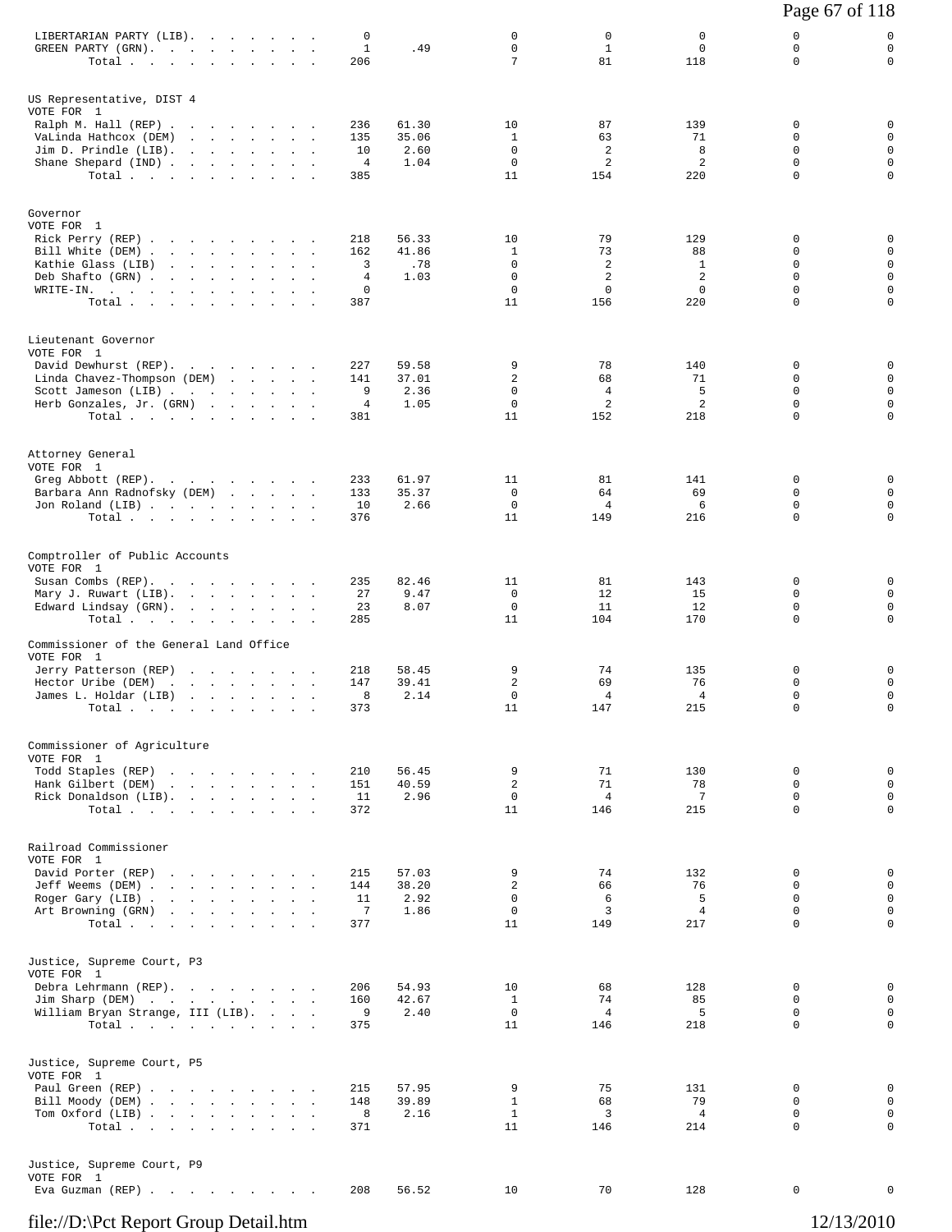| | | | | | | | |
|---|---|---|---|---|---|---|---|
| LIBERTARIAN PARTY (LIB). | 0 | | 0 | 0 | 0 | 0 | 0 |
| GREEN PARTY (GRN). | 1 | .49 | 0 | 1 | 0 | 0 | 0 |
| Total | 206 | | 7 | 81 | 118 | 0 | 0 |

US Representative, DIST 4
VOTE FOR 1

| | | | | | | | |
|---|---|---|---|---|---|---|---|
| Ralph M. Hall (REP) | 236 | 61.30 | 10 | 87 | 139 | 0 | 0 |
| VaLinda Hathcox (DEM) | 135 | 35.06 | 1 | 63 | 71 | 0 | 0 |
| Jim D. Prindle (LIB). | 10 | 2.60 | 0 | 2 | 8 | 0 | 0 |
| Shane Shepard (IND) | 4 | 1.04 | 0 | 2 | 2 | 0 | 0 |
| Total | 385 | | 11 | 154 | 220 | 0 | 0 |

Governor
VOTE FOR 1

| | | | | | | | |
|---|---|---|---|---|---|---|---|
| Rick Perry (REP) | 218 | 56.33 | 10 | 79 | 129 | 0 | 0 |
| Bill White (DEM) | 162 | 41.86 | 1 | 73 | 88 | 0 | 0 |
| Kathie Glass (LIB) | 3 | .78 | 0 | 2 | 1 | 0 | 0 |
| Deb Shafto (GRN) | 4 | 1.03 | 0 | 2 | 2 | 0 | 0 |
| WRITE-IN. | 0 | | 0 | 0 | 0 | 0 | 0 |
| Total | 387 | | 11 | 156 | 220 | 0 | 0 |

Lieutenant Governor
VOTE FOR 1

| | | | | | | | |
|---|---|---|---|---|---|---|---|
| David Dewhurst (REP). | 227 | 59.58 | 9 | 78 | 140 | 0 | 0 |
| Linda Chavez-Thompson (DEM) | 141 | 37.01 | 2 | 68 | 71 | 0 | 0 |
| Scott Jameson (LIB) | 9 | 2.36 | 0 | 4 | 5 | 0 | 0 |
| Herb Gonzales, Jr. (GRN) | 4 | 1.05 | 0 | 2 | 2 | 0 | 0 |
| Total | 381 | | 11 | 152 | 218 | 0 | 0 |

Attorney General
VOTE FOR 1

| | | | | | | | |
|---|---|---|---|---|---|---|---|
| Greg Abbott (REP). | 233 | 61.97 | 11 | 81 | 141 | 0 | 0 |
| Barbara Ann Radnofsky (DEM) | 133 | 35.37 | 0 | 64 | 69 | 0 | 0 |
| Jon Roland (LIB) | 10 | 2.66 | 0 | 4 | 6 | 0 | 0 |
| Total | 376 | | 11 | 149 | 216 | 0 | 0 |

Comptroller of Public Accounts
VOTE FOR 1

| | | | | | | | |
|---|---|---|---|---|---|---|---|
| Susan Combs (REP). | 235 | 82.46 | 11 | 81 | 143 | 0 | 0 |
| Mary J. Ruwart (LIB). | 27 | 9.47 | 0 | 12 | 15 | 0 | 0 |
| Edward Lindsay (GRN). | 23 | 8.07 | 0 | 11 | 12 | 0 | 0 |
| Total | 285 | | 11 | 104 | 170 | 0 | 0 |

Commissioner of the General Land Office
VOTE FOR 1

| | | | | | | | |
|---|---|---|---|---|---|---|---|
| Jerry Patterson (REP) | 218 | 58.45 | 9 | 74 | 135 | 0 | 0 |
| Hector Uribe (DEM) | 147 | 39.41 | 2 | 69 | 76 | 0 | 0 |
| James L. Holdar (LIB) | 8 | 2.14 | 0 | 4 | 4 | 0 | 0 |
| Total | 373 | | 11 | 147 | 215 | 0 | 0 |

Commissioner of Agriculture
VOTE FOR 1

| | | | | | | | |
|---|---|---|---|---|---|---|---|
| Todd Staples (REP) | 210 | 56.45 | 9 | 71 | 130 | 0 | 0 |
| Hank Gilbert (DEM) | 151 | 40.59 | 2 | 71 | 78 | 0 | 0 |
| Rick Donaldson (LIB). | 11 | 2.96 | 0 | 4 | 7 | 0 | 0 |
| Total | 372 | | 11 | 146 | 215 | 0 | 0 |

Railroad Commissioner
VOTE FOR 1

| | | | | | | | |
|---|---|---|---|---|---|---|---|
| David Porter (REP) | 215 | 57.03 | 9 | 74 | 132 | 0 | 0 |
| Jeff Weems (DEM) | 144 | 38.20 | 2 | 66 | 76 | 0 | 0 |
| Roger Gary (LIB) | 11 | 2.92 | 0 | 6 | 5 | 0 | 0 |
| Art Browning (GRN) | 7 | 1.86 | 0 | 3 | 4 | 0 | 0 |
| Total | 377 | | 11 | 149 | 217 | 0 | 0 |

Justice, Supreme Court, P3
VOTE FOR 1

| | | | | | | | |
|---|---|---|---|---|---|---|---|
| Debra Lehrmann (REP). | 206 | 54.93 | 10 | 68 | 128 | 0 | 0 |
| Jim Sharp (DEM) | 160 | 42.67 | 1 | 74 | 85 | 0 | 0 |
| William Bryan Strange, III (LIB). | 9 | 2.40 | 0 | 4 | 5 | 0 | 0 |
| Total | 375 | | 11 | 146 | 218 | 0 | 0 |

Justice, Supreme Court, P5
VOTE FOR 1

| | | | | | | | |
|---|---|---|---|---|---|---|---|
| Paul Green (REP) | 215 | 57.95 | 9 | 75 | 131 | 0 | 0 |
| Bill Moody (DEM) | 148 | 39.89 | 1 | 68 | 79 | 0 | 0 |
| Tom Oxford (LIB) | 8 | 2.16 | 1 | 3 | 4 | 0 | 0 |
| Total | 371 | | 11 | 146 | 214 | 0 | 0 |

Justice, Supreme Court, P9
VOTE FOR 1

| | | | | | | | |
|---|---|---|---|---|---|---|---|
| Eva Guzman (REP) | 208 | 56.52 | 10 | 70 | 128 | 0 | 0 |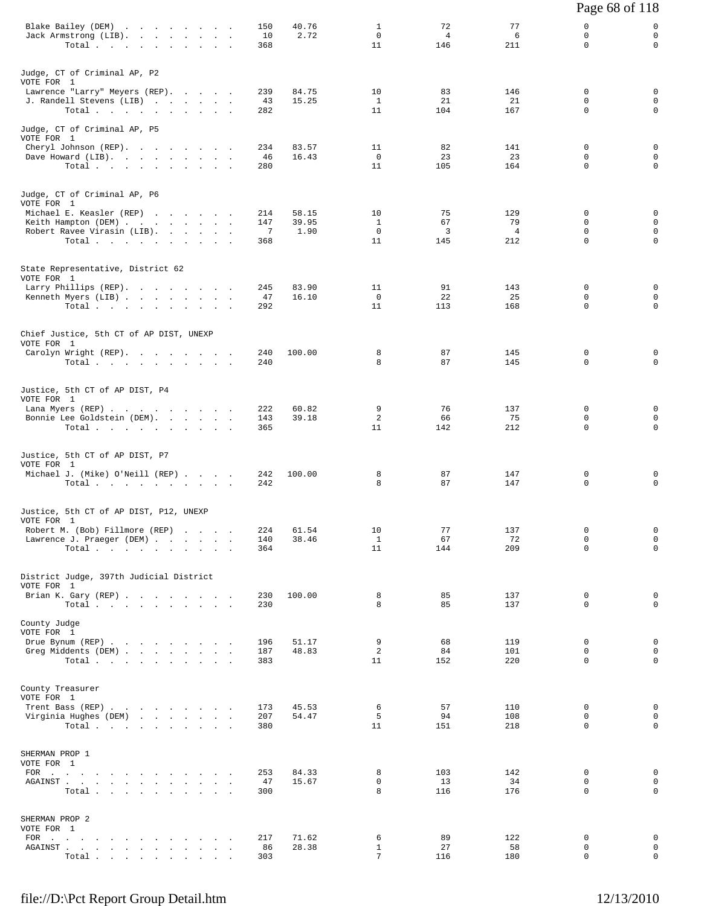| | | | | | | | |
|---|---|---|---|---|---|---|---|
| Blake Bailey (DEM) | 150 | 40.76 | 1 | 72 | 77 | 0 | 0 |
| Jack Armstrong (LIB). | 10 | 2.72 | 0 | 4 | 6 | 0 | 0 |
| Total | 368 | | 11 | 146 | 211 | 0 | 0 |

**Judge, CT of Criminal AP, P2**
VOTE FOR 1

| | | | | | | | |
|---|---|---|---|---|---|---|---|
| Lawrence "Larry" Meyers (REP). | 239 | 84.75 | 10 | 83 | 146 | 0 | 0 |
| J. Randell Stevens (LIB) | 43 | 15.25 | 1 | 21 | 21 | 0 | 0 |
| Total | 282 | | 11 | 104 | 167 | 0 | 0 |

**Judge, CT of Criminal AP, P5**
VOTE FOR 1

| | | | | | | | |
|---|---|---|---|---|---|---|---|
| Cheryl Johnson (REP). | 234 | 83.57 | 11 | 82 | 141 | 0 | 0 |
| Dave Howard (LIB). | 46 | 16.43 | 0 | 23 | 23 | 0 | 0 |
| Total | 280 | | 11 | 105 | 164 | 0 | 0 |

**Judge, CT of Criminal AP, P6**
VOTE FOR 1

| | | | | | | | |
|---|---|---|---|---|---|---|---|
| Michael E. Keasler (REP) | 214 | 58.15 | 10 | 75 | 129 | 0 | 0 |
| Keith Hampton (DEM) | 147 | 39.95 | 1 | 67 | 79 | 0 | 0 |
| Robert Ravee Virasin (LIB). | 7 | 1.90 | 0 | 3 | 4 | 0 | 0 |
| Total | 368 | | 11 | 145 | 212 | 0 | 0 |

**State Representative, District 62**
VOTE FOR 1

| | | | | | | | |
|---|---|---|---|---|---|---|---|
| Larry Phillips (REP). | 245 | 83.90 | 11 | 91 | 143 | 0 | 0 |
| Kenneth Myers (LIB) | 47 | 16.10 | 0 | 22 | 25 | 0 | 0 |
| Total | 292 | | 11 | 113 | 168 | 0 | 0 |

**Chief Justice, 5th CT of AP DIST, UNEXP**
VOTE FOR 1

| | | | | | | | |
|---|---|---|---|---|---|---|---|
| Carolyn Wright (REP). | 240 | 100.00 | 8 | 87 | 145 | 0 | 0 |
| Total | 240 | | 8 | 87 | 145 | 0 | 0 |

**Justice, 5th CT of AP DIST, P4**
VOTE FOR 1

| | | | | | | | |
|---|---|---|---|---|---|---|---|
| Lana Myers (REP) | 222 | 60.82 | 9 | 76 | 137 | 0 | 0 |
| Bonnie Lee Goldstein (DEM). | 143 | 39.18 | 2 | 66 | 75 | 0 | 0 |
| Total | 365 | | 11 | 142 | 212 | 0 | 0 |

**Justice, 5th CT of AP DIST, P7**
VOTE FOR 1

| | | | | | | | |
|---|---|---|---|---|---|---|---|
| Michael J. (Mike) O'Neill (REP) | 242 | 100.00 | 8 | 87 | 147 | 0 | 0 |
| Total | 242 | | 8 | 87 | 147 | 0 | 0 |

**Justice, 5th CT of AP DIST, P12, UNEXP**
VOTE FOR 1

| | | | | | | | |
|---|---|---|---|---|---|---|---|
| Robert M. (Bob) Fillmore (REP) | 224 | 61.54 | 10 | 77 | 137 | 0 | 0 |
| Lawrence J. Praeger (DEM) | 140 | 38.46 | 1 | 67 | 72 | 0 | 0 |
| Total | 364 | | 11 | 144 | 209 | 0 | 0 |

**District Judge, 397th Judicial District**
VOTE FOR 1

| | | | | | | | |
|---|---|---|---|---|---|---|---|
| Brian K. Gary (REP) | 230 | 100.00 | 8 | 85 | 137 | 0 | 0 |
| Total | 230 | | 8 | 85 | 137 | 0 | 0 |

**County Judge**
VOTE FOR 1

| | | | | | | | |
|---|---|---|---|---|---|---|---|
| Drue Bynum (REP) | 196 | 51.17 | 9 | 68 | 119 | 0 | 0 |
| Greg Middents (DEM) | 187 | 48.83 | 2 | 84 | 101 | 0 | 0 |
| Total | 383 | | 11 | 152 | 220 | 0 | 0 |

**County Treasurer**
VOTE FOR 1

| | | | | | | | |
|---|---|---|---|---|---|---|---|
| Trent Bass (REP) | 173 | 45.53 | 6 | 57 | 110 | 0 | 0 |
| Virginia Hughes (DEM) | 207 | 54.47 | 5 | 94 | 108 | 0 | 0 |
| Total | 380 | | 11 | 151 | 218 | 0 | 0 |

**SHERMAN PROP 1**
VOTE FOR 1

| | | | | | | | |
|---|---|---|---|---|---|---|---|
| FOR | 253 | 84.33 | 8 | 103 | 142 | 0 | 0 |
| AGAINST | 47 | 15.67 | 0 | 13 | 34 | 0 | 0 |
| Total | 300 | | 8 | 116 | 176 | 0 | 0 |

**SHERMAN PROP 2**
VOTE FOR 1

| | | | | | | | |
|---|---|---|---|---|---|---|---|
| FOR | 217 | 71.62 | 6 | 89 | 122 | 0 | 0 |
| AGAINST | 86 | 28.38 | 1 | 27 | 58 | 0 | 0 |
| Total | 303 | | 7 | 116 | 180 | 0 | 0 |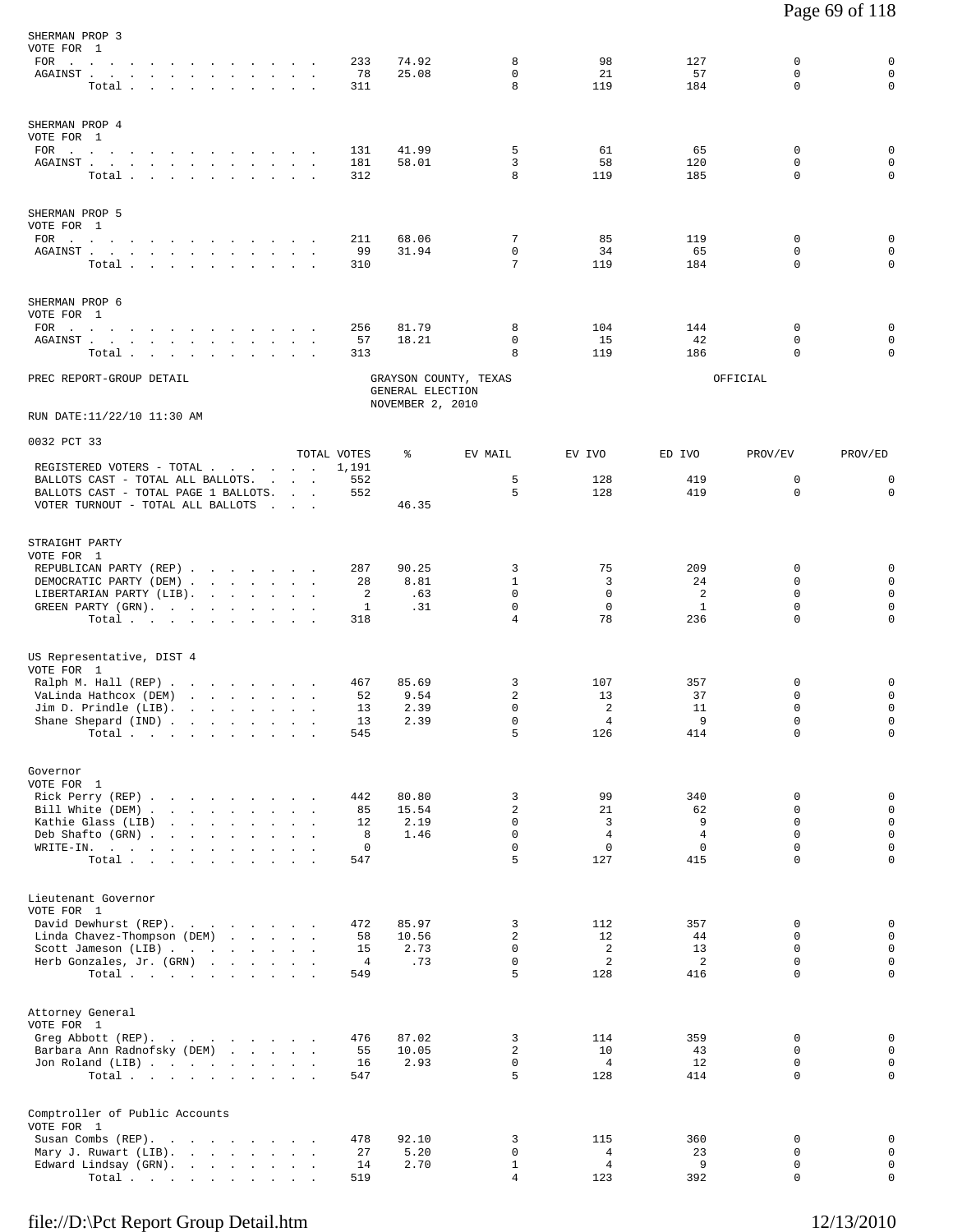## SHERMAN PROP 3

VOTE FOR 1

| | TOTAL VOTES | % | EV MAIL | EV IVO | ED IVO | PROV/EV | PROV/ED |
|---|---|---|---|---|---|---|---|
| FOR | 233 | 74.92 | 8 | 98 | 127 | 0 | 0 |
| AGAINST | 78 | 25.08 | 0 | 21 | 57 | 0 | 0 |
| Total | 311 | | 8 | 119 | 184 | 0 | 0 |

## SHERMAN PROP 4

VOTE FOR 1

| | TOTAL VOTES | % | EV MAIL | EV IVO | ED IVO | PROV/EV | PROV/ED |
|---|---|---|---|---|---|---|---|
| FOR | 131 | 41.99 | 5 | 61 | 65 | 0 | 0 |
| AGAINST | 181 | 58.01 | 3 | 58 | 120 | 0 | 0 |
| Total | 312 | | 8 | 119 | 185 | 0 | 0 |

## SHERMAN PROP 5

VOTE FOR 1

| | TOTAL VOTES | % | EV MAIL | EV IVO | ED IVO | PROV/EV | PROV/ED |
|---|---|---|---|---|---|---|---|
| FOR | 211 | 68.06 | 7 | 85 | 119 | 0 | 0 |
| AGAINST | 99 | 31.94 | 0 | 34 | 65 | 0 | 0 |
| Total | 310 | | 7 | 119 | 184 | 0 | 0 |

## SHERMAN PROP 6

VOTE FOR 1

| | TOTAL VOTES | % | EV MAIL | EV IVO | ED IVO | PROV/EV | PROV/ED |
|---|---|---|---|---|---|---|---|
| FOR | 256 | 81.79 | 8 | 104 | 144 | 0 | 0 |
| AGAINST | 57 | 18.21 | 0 | 15 | 42 | 0 | 0 |
| Total | 313 | | 8 | 119 | 186 | 0 | 0 |

PREC REPORT-GROUP DETAIL — GRAYSON COUNTY, TEXAS — GENERAL ELECTION — NOVEMBER 2, 2010 — OFFICIAL

RUN DATE:11/22/10 11:30 AM

## 0032 PCT 33

| | TOTAL VOTES | % | EV MAIL | EV IVO | ED IVO | PROV/EV | PROV/ED |
|---|---|---|---|---|---|---|---|
| REGISTERED VOTERS - TOTAL | 1,191 | | | | | | |
| BALLOTS CAST - TOTAL ALL BALLOTS. | 552 | | 5 | 128 | 419 | 0 | 0 |
| BALLOTS CAST - TOTAL PAGE 1 BALLOTS. | 552 | | 5 | 128 | 419 | 0 | 0 |
| VOTER TURNOUT - TOTAL ALL BALLOTS | | 46.35 | | | | | |

## STRAIGHT PARTY

VOTE FOR 1

| | TOTAL VOTES | % | EV MAIL | EV IVO | ED IVO | PROV/EV | PROV/ED |
|---|---|---|---|---|---|---|---|
| REPUBLICAN PARTY (REP) | 287 | 90.25 | 3 | 75 | 209 | 0 | 0 |
| DEMOCRATIC PARTY (DEM) | 28 | 8.81 | 1 | 3 | 24 | 0 | 0 |
| LIBERTARIAN PARTY (LIB). | 2 | .63 | 0 | 0 | 2 | 0 | 0 |
| GREEN PARTY (GRN). | 1 | .31 | 0 | 0 | 1 | 0 | 0 |
| Total | 318 | | 4 | 78 | 236 | 0 | 0 |

## US Representative, DIST 4

VOTE FOR 1

| | TOTAL VOTES | % | EV MAIL | EV IVO | ED IVO | PROV/EV | PROV/ED |
|---|---|---|---|---|---|---|---|
| Ralph M. Hall (REP) | 467 | 85.69 | 3 | 107 | 357 | 0 | 0 |
| VaLinda Hathcox (DEM) | 52 | 9.54 | 2 | 13 | 37 | 0 | 0 |
| Jim D. Prindle (LIB). | 13 | 2.39 | 0 | 2 | 11 | 0 | 0 |
| Shane Shepard (IND) | 13 | 2.39 | 0 | 4 | 9 | 0 | 0 |
| Total | 545 | | 5 | 126 | 414 | 0 | 0 |

## Governor

VOTE FOR 1

| | TOTAL VOTES | % | EV MAIL | EV IVO | ED IVO | PROV/EV | PROV/ED |
|---|---|---|---|---|---|---|---|
| Rick Perry (REP) | 442 | 80.80 | 3 | 99 | 340 | 0 | 0 |
| Bill White (DEM) | 85 | 15.54 | 2 | 21 | 62 | 0 | 0 |
| Kathie Glass (LIB) | 12 | 2.19 | 0 | 3 | 9 | 0 | 0 |
| Deb Shafto (GRN) | 8 | 1.46 | 0 | 4 | 4 | 0 | 0 |
| WRITE-IN. | 0 | | 0 | 0 | 0 | 0 | 0 |
| Total | 547 | | 5 | 127 | 415 | 0 | 0 |

## Lieutenant Governor

VOTE FOR 1

| | TOTAL VOTES | % | EV MAIL | EV IVO | ED IVO | PROV/EV | PROV/ED |
|---|---|---|---|---|---|---|---|
| David Dewhurst (REP). | 472 | 85.97 | 3 | 112 | 357 | 0 | 0 |
| Linda Chavez-Thompson (DEM) | 58 | 10.56 | 2 | 12 | 44 | 0 | 0 |
| Scott Jameson (LIB) | 15 | 2.73 | 0 | 2 | 13 | 0 | 0 |
| Herb Gonzales, Jr. (GRN) | 4 | .73 | 0 | 2 | 2 | 0 | 0 |
| Total | 549 | | 5 | 128 | 416 | 0 | 0 |

## Attorney General

VOTE FOR 1

| | TOTAL VOTES | % | EV MAIL | EV IVO | ED IVO | PROV/EV | PROV/ED |
|---|---|---|---|---|---|---|---|
| Greg Abbott (REP). | 476 | 87.02 | 3 | 114 | 359 | 0 | 0 |
| Barbara Ann Radnofsky (DEM) | 55 | 10.05 | 2 | 10 | 43 | 0 | 0 |
| Jon Roland (LIB) | 16 | 2.93 | 0 | 4 | 12 | 0 | 0 |
| Total | 547 | | 5 | 128 | 414 | 0 | 0 |

## Comptroller of Public Accounts

VOTE FOR 1

| | TOTAL VOTES | % | EV MAIL | EV IVO | ED IVO | PROV/EV | PROV/ED |
|---|---|---|---|---|---|---|---|
| Susan Combs (REP). | 478 | 92.10 | 3 | 115 | 360 | 0 | 0 |
| Mary J. Ruwart (LIB). | 27 | 5.20 | 0 | 4 | 23 | 0 | 0 |
| Edward Lindsay (GRN). | 14 | 2.70 | 1 | 4 | 9 | 0 | 0 |
| Total | 519 | | 4 | 123 | 392 | 0 | 0 |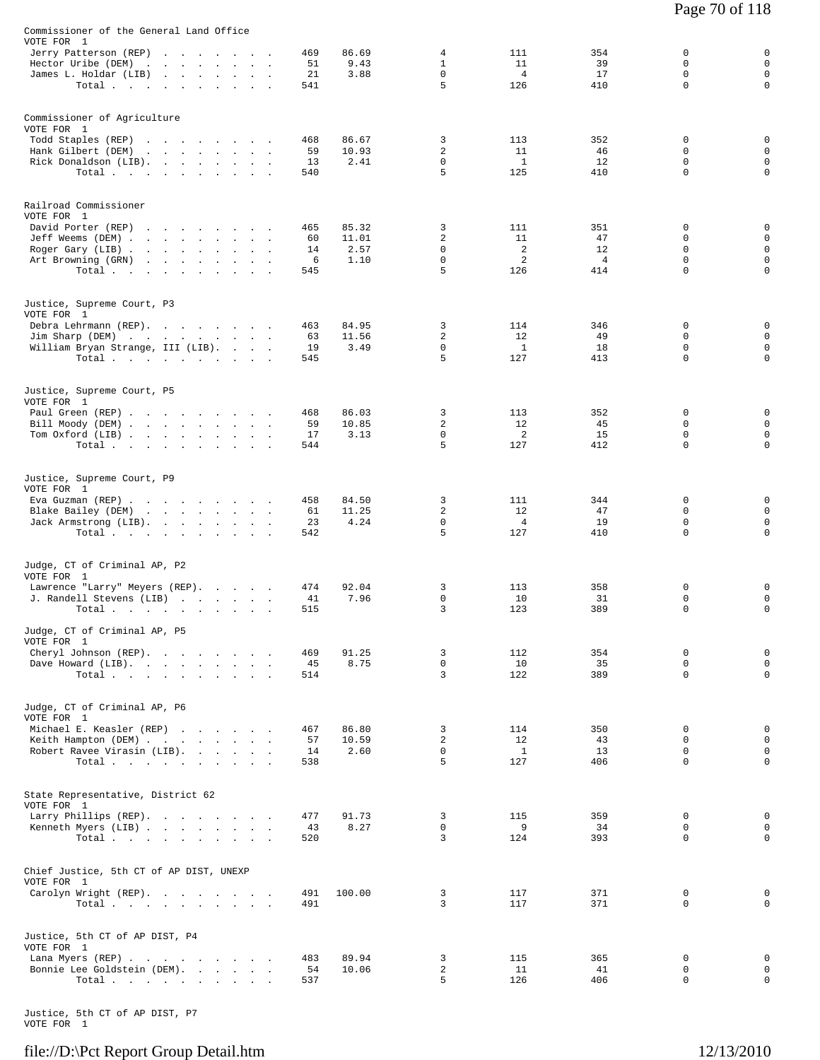### Commissioner of the General Land Office
VOTE FOR 1

| Candidate | Votes | % | | | | | |
|---|---|---|---|---|---|---|---|
| Jerry Patterson (REP) | 469 | 86.69 | 4 | 111 | 354 | 0 | 0 |
| Hector Uribe (DEM) | 51 | 9.43 | 1 | 11 | 39 | 0 | 0 |
| James L. Holdar (LIB) | 21 | 3.88 | 0 | 4 | 17 | 0 | 0 |
| Total | 541 | | 5 | 126 | 410 | 0 | 0 |

### Commissioner of Agriculture
VOTE FOR 1

| Candidate | Votes | % | | | | | |
|---|---|---|---|---|---|---|---|
| Todd Staples (REP) | 468 | 86.67 | 3 | 113 | 352 | 0 | 0 |
| Hank Gilbert (DEM) | 59 | 10.93 | 2 | 11 | 46 | 0 | 0 |
| Rick Donaldson (LIB) | 13 | 2.41 | 0 | 1 | 12 | 0 | 0 |
| Total | 540 | | 5 | 125 | 410 | 0 | 0 |

### Railroad Commissioner
VOTE FOR 1

| Candidate | Votes | % | | | | | |
|---|---|---|---|---|---|---|---|
| David Porter (REP) | 465 | 85.32 | 3 | 111 | 351 | 0 | 0 |
| Jeff Weems (DEM) | 60 | 11.01 | 2 | 11 | 47 | 0 | 0 |
| Roger Gary (LIB) | 14 | 2.57 | 0 | 2 | 12 | 0 | 0 |
| Art Browning (GRN) | 6 | 1.10 | 0 | 2 | 4 | 0 | 0 |
| Total | 545 | | 5 | 126 | 414 | 0 | 0 |

### Justice, Supreme Court, P3
VOTE FOR 1

| Candidate | Votes | % | | | | | |
|---|---|---|---|---|---|---|---|
| Debra Lehrmann (REP) | 463 | 84.95 | 3 | 114 | 346 | 0 | 0 |
| Jim Sharp (DEM) | 63 | 11.56 | 2 | 12 | 49 | 0 | 0 |
| William Bryan Strange, III (LIB) | 19 | 3.49 | 0 | 1 | 18 | 0 | 0 |
| Total | 545 | | 5 | 127 | 413 | 0 | 0 |

### Justice, Supreme Court, P5
VOTE FOR 1

| Candidate | Votes | % | | | | | |
|---|---|---|---|---|---|---|---|
| Paul Green (REP) | 468 | 86.03 | 3 | 113 | 352 | 0 | 0 |
| Bill Moody (DEM) | 59 | 10.85 | 2 | 12 | 45 | 0 | 0 |
| Tom Oxford (LIB) | 17 | 3.13 | 0 | 2 | 15 | 0 | 0 |
| Total | 544 | | 5 | 127 | 412 | 0 | 0 |

### Justice, Supreme Court, P9
VOTE FOR 1

| Candidate | Votes | % | | | | | |
|---|---|---|---|---|---|---|---|
| Eva Guzman (REP) | 458 | 84.50 | 3 | 111 | 344 | 0 | 0 |
| Blake Bailey (DEM) | 61 | 11.25 | 2 | 12 | 47 | 0 | 0 |
| Jack Armstrong (LIB) | 23 | 4.24 | 0 | 4 | 19 | 0 | 0 |
| Total | 542 | | 5 | 127 | 410 | 0 | 0 |

### Judge, CT of Criminal AP, P2
VOTE FOR 1

| Candidate | Votes | % | | | | | |
|---|---|---|---|---|---|---|---|
| Lawrence "Larry" Meyers (REP) | 474 | 92.04 | 3 | 113 | 358 | 0 | 0 |
| J. Randell Stevens (LIB) | 41 | 7.96 | 0 | 10 | 31 | 0 | 0 |
| Total | 515 | | 3 | 123 | 389 | 0 | 0 |

### Judge, CT of Criminal AP, P5
VOTE FOR 1

| Candidate | Votes | % | | | | | |
|---|---|---|---|---|---|---|---|
| Cheryl Johnson (REP) | 469 | 91.25 | 3 | 112 | 354 | 0 | 0 |
| Dave Howard (LIB) | 45 | 8.75 | 0 | 10 | 35 | 0 | 0 |
| Total | 514 | | 3 | 122 | 389 | 0 | 0 |

### Judge, CT of Criminal AP, P6
VOTE FOR 1

| Candidate | Votes | % | | | | | |
|---|---|---|---|---|---|---|---|
| Michael E. Keasler (REP) | 467 | 86.80 | 3 | 114 | 350 | 0 | 0 |
| Keith Hampton (DEM) | 57 | 10.59 | 2 | 12 | 43 | 0 | 0 |
| Robert Ravee Virasin (LIB) | 14 | 2.60 | 0 | 1 | 13 | 0 | 0 |
| Total | 538 | | 5 | 127 | 406 | 0 | 0 |

### State Representative, District 62
VOTE FOR 1

| Candidate | Votes | % | | | | | |
|---|---|---|---|---|---|---|---|
| Larry Phillips (REP) | 477 | 91.73 | 3 | 115 | 359 | 0 | 0 |
| Kenneth Myers (LIB) | 43 | 8.27 | 0 | 9 | 34 | 0 | 0 |
| Total | 520 | | 3 | 124 | 393 | 0 | 0 |

### Chief Justice, 5th CT of AP DIST, UNEXP
VOTE FOR 1

| Candidate | Votes | % | | | | | |
|---|---|---|---|---|---|---|---|
| Carolyn Wright (REP) | 491 | 100.00 | 3 | 117 | 371 | 0 | 0 |
| Total | 491 | | 3 | 117 | 371 | 0 | 0 |

### Justice, 5th CT of AP DIST, P4
VOTE FOR 1

| Candidate | Votes | % | | | | | |
|---|---|---|---|---|---|---|---|
| Lana Myers (REP) | 483 | 89.94 | 3 | 115 | 365 | 0 | 0 |
| Bonnie Lee Goldstein (DEM) | 54 | 10.06 | 2 | 11 | 41 | 0 | 0 |
| Total | 537 | | 5 | 126 | 406 | 0 | 0 |

### Justice, 5th CT of AP DIST, P7
VOTE FOR 1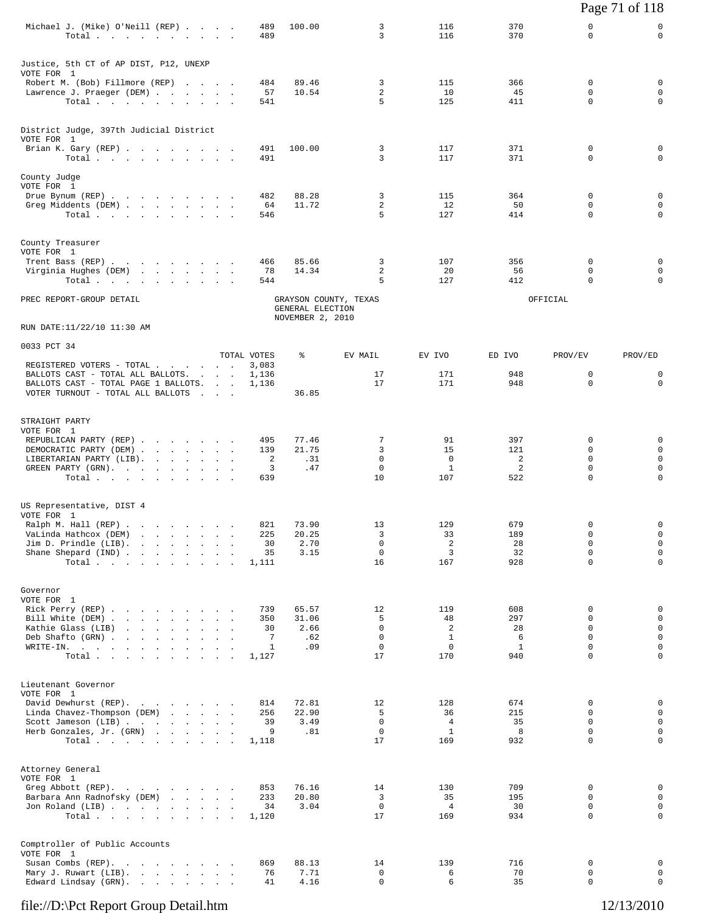| | TOTAL VOTES | % | EV MAIL | EV IVO | ED IVO | PROV/EV | PROV/ED |
|---|---|---|---|---|---|---|---|
| Michael J. (Mike) O'Neill (REP) | 489 | 100.00 | 3 | 116 | 370 | 0 | 0 |
| Total | 489 | | 3 | 116 | 370 | 0 | 0 |

Justice, 5th CT of AP DIST, P12, UNEXP
VOTE FOR 1

| | TOTAL VOTES | % | EV MAIL | EV IVO | ED IVO | PROV/EV | PROV/ED |
|---|---|---|---|---|---|---|---|
| Robert M. (Bob) Fillmore (REP) | 484 | 89.46 | 3 | 115 | 366 | 0 | 0 |
| Lawrence J. Praeger (DEM) | 57 | 10.54 | 2 | 10 | 45 | 0 | 0 |
| Total | 541 | | 5 | 125 | 411 | 0 | 0 |

District Judge, 397th Judicial District
VOTE FOR 1

| | TOTAL VOTES | % | EV MAIL | EV IVO | ED IVO | PROV/EV | PROV/ED |
|---|---|---|---|---|---|---|---|
| Brian K. Gary (REP) | 491 | 100.00 | 3 | 117 | 371 | 0 | 0 |
| Total | 491 | | 3 | 117 | 371 | 0 | 0 |

County Judge
VOTE FOR 1

| | TOTAL VOTES | % | EV MAIL | EV IVO | ED IVO | PROV/EV | PROV/ED |
|---|---|---|---|---|---|---|---|
| Drue Bynum (REP) | 482 | 88.28 | 3 | 115 | 364 | 0 | 0 |
| Greg Middents (DEM) | 64 | 11.72 | 2 | 12 | 50 | 0 | 0 |
| Total | 546 | | 5 | 127 | 414 | 0 | 0 |

County Treasurer
VOTE FOR 1

| | TOTAL VOTES | % | EV MAIL | EV IVO | ED IVO | PROV/EV | PROV/ED |
|---|---|---|---|---|---|---|---|
| Trent Bass (REP) | 466 | 85.66 | 3 | 107 | 356 | 0 | 0 |
| Virginia Hughes (DEM) | 78 | 14.34 | 2 | 20 | 56 | 0 | 0 |
| Total | 544 | | 5 | 127 | 412 | 0 | 0 |

PREC REPORT-GROUP DETAIL — GRAYSON COUNTY, TEXAS — GENERAL ELECTION — NOVEMBER 2, 2010 — OFFICIAL

RUN DATE:11/22/10 11:30 AM

0033 PCT 34

| | TOTAL VOTES | % | EV MAIL | EV IVO | ED IVO | PROV/EV | PROV/ED |
|---|---|---|---|---|---|---|---|
| REGISTERED VOTERS - TOTAL | 3,083 | | | | | | |
| BALLOTS CAST - TOTAL ALL BALLOTS. | 1,136 | | 17 | 171 | 948 | 0 | 0 |
| BALLOTS CAST - TOTAL PAGE 1 BALLOTS. | 1,136 | | 17 | 171 | 948 | 0 | 0 |
| VOTER TURNOUT - TOTAL ALL BALLOTS | | 36.85 | | | | | |

STRAIGHT PARTY
VOTE FOR 1

| | TOTAL VOTES | % | EV MAIL | EV IVO | ED IVO | PROV/EV | PROV/ED |
|---|---|---|---|---|---|---|---|
| REPUBLICAN PARTY (REP) | 495 | 77.46 | 7 | 91 | 397 | 0 | 0 |
| DEMOCRATIC PARTY (DEM) | 139 | 21.75 | 3 | 15 | 121 | 0 | 0 |
| LIBERTARIAN PARTY (LIB). | 2 | .31 | 0 | 0 | 2 | 0 | 0 |
| GREEN PARTY (GRN). | 3 | .47 | 0 | 1 | 2 | 0 | 0 |
| Total | 639 | | 10 | 107 | 522 | 0 | 0 |

US Representative, DIST 4
VOTE FOR 1

| | TOTAL VOTES | % | EV MAIL | EV IVO | ED IVO | PROV/EV | PROV/ED |
|---|---|---|---|---|---|---|---|
| Ralph M. Hall (REP) | 821 | 73.90 | 13 | 129 | 679 | 0 | 0 |
| VaLinda Hathcox (DEM) | 225 | 20.25 | 3 | 33 | 189 | 0 | 0 |
| Jim D. Prindle (LIB). | 30 | 2.70 | 0 | 2 | 28 | 0 | 0 |
| Shane Shepard (IND) | 35 | 3.15 | 0 | 3 | 32 | 0 | 0 |
| Total | 1,111 | | 16 | 167 | 928 | 0 | 0 |

Governor
VOTE FOR 1

| | TOTAL VOTES | % | EV MAIL | EV IVO | ED IVO | PROV/EV | PROV/ED |
|---|---|---|---|---|---|---|---|
| Rick Perry (REP) | 739 | 65.57 | 12 | 119 | 608 | 0 | 0 |
| Bill White (DEM) | 350 | 31.06 | 5 | 48 | 297 | 0 | 0 |
| Kathie Glass (LIB) | 30 | 2.66 | 0 | 2 | 28 | 0 | 0 |
| Deb Shafto (GRN) | 7 | .62 | 0 | 1 | 6 | 0 | 0 |
| WRITE-IN. | 1 | .09 | 0 | 0 | 1 | 0 | 0 |
| Total | 1,127 | | 17 | 170 | 940 | 0 | 0 |

Lieutenant Governor
VOTE FOR 1

| | TOTAL VOTES | % | EV MAIL | EV IVO | ED IVO | PROV/EV | PROV/ED |
|---|---|---|---|---|---|---|---|
| David Dewhurst (REP). | 814 | 72.81 | 12 | 128 | 674 | 0 | 0 |
| Linda Chavez-Thompson (DEM) | 256 | 22.90 | 5 | 36 | 215 | 0 | 0 |
| Scott Jameson (LIB) | 39 | 3.49 | 0 | 4 | 35 | 0 | 0 |
| Herb Gonzales, Jr. (GRN) | 9 | .81 | 0 | 1 | 8 | 0 | 0 |
| Total | 1,118 | | 17 | 169 | 932 | 0 | 0 |

Attorney General
VOTE FOR 1

| | TOTAL VOTES | % | EV MAIL | EV IVO | ED IVO | PROV/EV | PROV/ED |
|---|---|---|---|---|---|---|---|
| Greg Abbott (REP). | 853 | 76.16 | 14 | 130 | 709 | 0 | 0 |
| Barbara Ann Radnofsky (DEM) | 233 | 20.80 | 3 | 35 | 195 | 0 | 0 |
| Jon Roland (LIB) | 34 | 3.04 | 0 | 4 | 30 | 0 | 0 |
| Total | 1,120 | | 17 | 169 | 934 | 0 | 0 |

Comptroller of Public Accounts
VOTE FOR 1

| | TOTAL VOTES | % | EV MAIL | EV IVO | ED IVO | PROV/EV | PROV/ED |
|---|---|---|---|---|---|---|---|
| Susan Combs (REP). | 869 | 88.13 | 14 | 139 | 716 | 0 | 0 |
| Mary J. Ruwart (LIB). | 76 | 7.71 | 0 | 6 | 70 | 0 | 0 |
| Edward Lindsay (GRN). | 41 | 4.16 | 0 | 6 | 35 | 0 | 0 |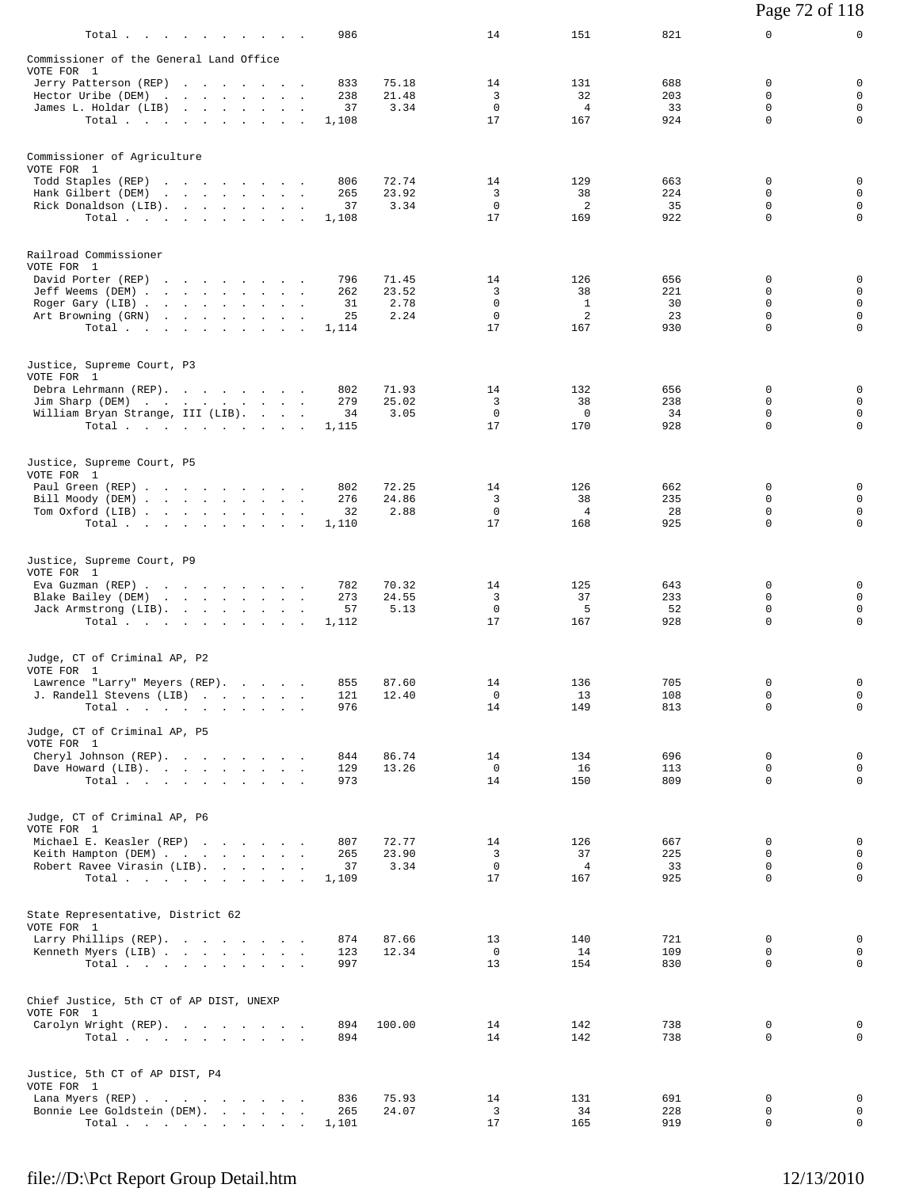| | | | | | | |
|---|---|---|---|---|---|---|
| Total | 986 | | 14 | 151 | 821 | 0 | 0 |

**Commissioner of the General Land Office**
VOTE FOR 1

| Candidate | Votes | % | | | | | |
|---|---|---|---|---|---|---|---|
| Jerry Patterson (REP) | 833 | 75.18 | 14 | 131 | 688 | 0 | 0 |
| Hector Uribe (DEM) | 238 | 21.48 | 3 | 32 | 203 | 0 | 0 |
| James L. Holdar (LIB) | 37 | 3.34 | 0 | 4 | 33 | 0 | 0 |
| Total | 1,108 | | 17 | 167 | 924 | 0 | 0 |

**Commissioner of Agriculture**
VOTE FOR 1

| Candidate | Votes | % | | | | | |
|---|---|---|---|---|---|---|---|
| Todd Staples (REP) | 806 | 72.74 | 14 | 129 | 663 | 0 | 0 |
| Hank Gilbert (DEM) | 265 | 23.92 | 3 | 38 | 224 | 0 | 0 |
| Rick Donaldson (LIB) | 37 | 3.34 | 0 | 2 | 35 | 0 | 0 |
| Total | 1,108 | | 17 | 169 | 922 | 0 | 0 |

**Railroad Commissioner**
VOTE FOR 1

| Candidate | Votes | % | | | | | |
|---|---|---|---|---|---|---|---|
| David Porter (REP) | 796 | 71.45 | 14 | 126 | 656 | 0 | 0 |
| Jeff Weems (DEM) | 262 | 23.52 | 3 | 38 | 221 | 0 | 0 |
| Roger Gary (LIB) | 31 | 2.78 | 0 | 1 | 30 | 0 | 0 |
| Art Browning (GRN) | 25 | 2.24 | 0 | 2 | 23 | 0 | 0 |
| Total | 1,114 | | 17 | 167 | 930 | 0 | 0 |

**Justice, Supreme Court, P3**
VOTE FOR 1

| Candidate | Votes | % | | | | | |
|---|---|---|---|---|---|---|---|
| Debra Lehrmann (REP) | 802 | 71.93 | 14 | 132 | 656 | 0 | 0 |
| Jim Sharp (DEM) | 279 | 25.02 | 3 | 38 | 238 | 0 | 0 |
| William Bryan Strange, III (LIB) | 34 | 3.05 | 0 | 0 | 34 | 0 | 0 |
| Total | 1,115 | | 17 | 170 | 928 | 0 | 0 |

**Justice, Supreme Court, P5**
VOTE FOR 1

| Candidate | Votes | % | | | | | |
|---|---|---|---|---|---|---|---|
| Paul Green (REP) | 802 | 72.25 | 14 | 126 | 662 | 0 | 0 |
| Bill Moody (DEM) | 276 | 24.86 | 3 | 38 | 235 | 0 | 0 |
| Tom Oxford (LIB) | 32 | 2.88 | 0 | 4 | 28 | 0 | 0 |
| Total | 1,110 | | 17 | 168 | 925 | 0 | 0 |

**Justice, Supreme Court, P9**
VOTE FOR 1

| Candidate | Votes | % | | | | | |
|---|---|---|---|---|---|---|---|
| Eva Guzman (REP) | 782 | 70.32 | 14 | 125 | 643 | 0 | 0 |
| Blake Bailey (DEM) | 273 | 24.55 | 3 | 37 | 233 | 0 | 0 |
| Jack Armstrong (LIB) | 57 | 5.13 | 0 | 5 | 52 | 0 | 0 |
| Total | 1,112 | | 17 | 167 | 928 | 0 | 0 |

**Judge, CT of Criminal AP, P2**
VOTE FOR 1

| Candidate | Votes | % | | | | | |
|---|---|---|---|---|---|---|---|
| Lawrence "Larry" Meyers (REP) | 855 | 87.60 | 14 | 136 | 705 | 0 | 0 |
| J. Randell Stevens (LIB) | 121 | 12.40 | 0 | 13 | 108 | 0 | 0 |
| Total | 976 | | 14 | 149 | 813 | 0 | 0 |

**Judge, CT of Criminal AP, P5**
VOTE FOR 1

| Candidate | Votes | % | | | | | |
|---|---|---|---|---|---|---|---|
| Cheryl Johnson (REP) | 844 | 86.74 | 14 | 134 | 696 | 0 | 0 |
| Dave Howard (LIB) | 129 | 13.26 | 0 | 16 | 113 | 0 | 0 |
| Total | 973 | | 14 | 150 | 809 | 0 | 0 |

**Judge, CT of Criminal AP, P6**
VOTE FOR 1

| Candidate | Votes | % | | | | | |
|---|---|---|---|---|---|---|---|
| Michael E. Keasler (REP) | 807 | 72.77 | 14 | 126 | 667 | 0 | 0 |
| Keith Hampton (DEM) | 265 | 23.90 | 3 | 37 | 225 | 0 | 0 |
| Robert Ravee Virasin (LIB) | 37 | 3.34 | 0 | 4 | 33 | 0 | 0 |
| Total | 1,109 | | 17 | 167 | 925 | 0 | 0 |

**State Representative, District 62**
VOTE FOR 1

| Candidate | Votes | % | | | | | |
|---|---|---|---|---|---|---|---|
| Larry Phillips (REP) | 874 | 87.66 | 13 | 140 | 721 | 0 | 0 |
| Kenneth Myers (LIB) | 123 | 12.34 | 0 | 14 | 109 | 0 | 0 |
| Total | 997 | | 13 | 154 | 830 | 0 | 0 |

**Chief Justice, 5th CT of AP DIST, UNEXP**
VOTE FOR 1

| Candidate | Votes | % | | | | | |
|---|---|---|---|---|---|---|---|
| Carolyn Wright (REP) | 894 | 100.00 | 14 | 142 | 738 | 0 | 0 |
| Total | 894 | | 14 | 142 | 738 | 0 | 0 |

**Justice, 5th CT of AP DIST, P4**
VOTE FOR 1

| Candidate | Votes | % | | | | | |
|---|---|---|---|---|---|---|---|
| Lana Myers (REP) | 836 | 75.93 | 14 | 131 | 691 | 0 | 0 |
| Bonnie Lee Goldstein (DEM) | 265 | 24.07 | 3 | 34 | 228 | 0 | 0 |
| Total | 1,101 | | 17 | 165 | 919 | 0 | 0 |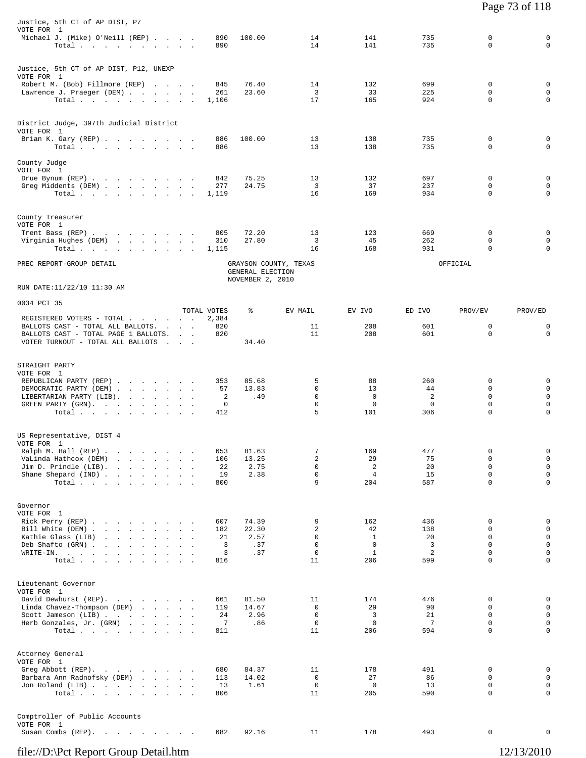### Justice, 5th CT of AP DIST, P7
VOTE FOR 1

| | TOTAL VOTES | % | EV MAIL | EV IVO | ED IVO | PROV/EV | PROV/ED |
|---|---|---|---|---|---|---|---|
| Michael J. (Mike) O'Neill (REP) | 890 | 100.00 | 14 | 141 | 735 | 0 | 0 |
| Total | 890 | | 14 | 141 | 735 | 0 | 0 |

### Justice, 5th CT of AP DIST, P12, UNEXP
VOTE FOR 1

| | TOTAL VOTES | % | EV MAIL | EV IVO | ED IVO | PROV/EV | PROV/ED |
|---|---|---|---|---|---|---|---|
| Robert M. (Bob) Fillmore (REP) | 845 | 76.40 | 14 | 132 | 699 | 0 | 0 |
| Lawrence J. Praeger (DEM) | 261 | 23.60 | 3 | 33 | 225 | 0 | 0 |
| Total | 1,106 | | 17 | 165 | 924 | 0 | 0 |

### District Judge, 397th Judicial District
VOTE FOR 1

| | TOTAL VOTES | % | EV MAIL | EV IVO | ED IVO | PROV/EV | PROV/ED |
|---|---|---|---|---|---|---|---|
| Brian K. Gary (REP) | 886 | 100.00 | 13 | 138 | 735 | 0 | 0 |
| Total | 886 | | 13 | 138 | 735 | 0 | 0 |

### County Judge
VOTE FOR 1

| | TOTAL VOTES | % | EV MAIL | EV IVO | ED IVO | PROV/EV | PROV/ED |
|---|---|---|---|---|---|---|---|
| Drue Bynum (REP) | 842 | 75.25 | 13 | 132 | 697 | 0 | 0 |
| Greg Middents (DEM) | 277 | 24.75 | 3 | 37 | 237 | 0 | 0 |
| Total | 1,119 | | 16 | 169 | 934 | 0 | 0 |

### County Treasurer
VOTE FOR 1

| | TOTAL VOTES | % | EV MAIL | EV IVO | ED IVO | PROV/EV | PROV/ED |
|---|---|---|---|---|---|---|---|
| Trent Bass (REP) | 805 | 72.20 | 13 | 123 | 669 | 0 | 0 |
| Virginia Hughes (DEM) | 310 | 27.80 | 3 | 45 | 262 | 0 | 0 |
| Total | 1,115 | | 16 | 168 | 931 | 0 | 0 |

PREC REPORT-GROUP DETAIL — GRAYSON COUNTY, TEXAS — GENERAL ELECTION — NOVEMBER 2, 2010 — OFFICIAL

RUN DATE:11/22/10 11:30 AM

## 0034 PCT 35

| | TOTAL VOTES | % | EV MAIL | EV IVO | ED IVO | PROV/EV | PROV/ED |
|---|---|---|---|---|---|---|---|
| REGISTERED VOTERS - TOTAL | 2,384 | | | | | | |
| BALLOTS CAST - TOTAL ALL BALLOTS. | 820 | | 11 | 208 | 601 | 0 | 0 |
| BALLOTS CAST - TOTAL PAGE 1 BALLOTS. | 820 | | 11 | 208 | 601 | 0 | 0 |
| VOTER TURNOUT - TOTAL ALL BALLOTS | | 34.40 | | | | | |

### STRAIGHT PARTY
VOTE FOR 1

| | TOTAL VOTES | % | EV MAIL | EV IVO | ED IVO | PROV/EV | PROV/ED |
|---|---|---|---|---|---|---|---|
| REPUBLICAN PARTY (REP) | 353 | 85.68 | 5 | 88 | 260 | 0 | 0 |
| DEMOCRATIC PARTY (DEM) | 57 | 13.83 | 0 | 13 | 44 | 0 | 0 |
| LIBERTARIAN PARTY (LIB). | 2 | .49 | 0 | 0 | 2 | 0 | 0 |
| GREEN PARTY (GRN). | 0 | | 0 | 0 | 0 | 0 | 0 |
| Total | 412 | | 5 | 101 | 306 | 0 | 0 |

### US Representative, DIST 4
VOTE FOR 1

| | TOTAL VOTES | % | EV MAIL | EV IVO | ED IVO | PROV/EV | PROV/ED |
|---|---|---|---|---|---|---|---|
| Ralph M. Hall (REP) | 653 | 81.63 | 7 | 169 | 477 | 0 | 0 |
| VaLinda Hathcox (DEM) | 106 | 13.25 | 2 | 29 | 75 | 0 | 0 |
| Jim D. Prindle (LIB). | 22 | 2.75 | 0 | 2 | 20 | 0 | 0 |
| Shane Shepard (IND) | 19 | 2.38 | 0 | 4 | 15 | 0 | 0 |
| Total | 800 | | 9 | 204 | 587 | 0 | 0 |

### Governor
VOTE FOR 1

| | TOTAL VOTES | % | EV MAIL | EV IVO | ED IVO | PROV/EV | PROV/ED |
|---|---|---|---|---|---|---|---|
| Rick Perry (REP) | 607 | 74.39 | 9 | 162 | 436 | 0 | 0 |
| Bill White (DEM) | 182 | 22.30 | 2 | 42 | 138 | 0 | 0 |
| Kathie Glass (LIB) | 21 | 2.57 | 0 | 1 | 20 | 0 | 0 |
| Deb Shafto (GRN) | 3 | .37 | 0 | 0 | 3 | 0 | 0 |
| WRITE-IN. | 3 | .37 | 0 | 1 | 2 | 0 | 0 |
| Total | 816 | | 11 | 206 | 599 | 0 | 0 |

### Lieutenant Governor
VOTE FOR 1

| | TOTAL VOTES | % | EV MAIL | EV IVO | ED IVO | PROV/EV | PROV/ED |
|---|---|---|---|---|---|---|---|
| David Dewhurst (REP). | 661 | 81.50 | 11 | 174 | 476 | 0 | 0 |
| Linda Chavez-Thompson (DEM) | 119 | 14.67 | 0 | 29 | 90 | 0 | 0 |
| Scott Jameson (LIB) | 24 | 2.96 | 0 | 3 | 21 | 0 | 0 |
| Herb Gonzales, Jr. (GRN) | 7 | .86 | 0 | 0 | 7 | 0 | 0 |
| Total | 811 | | 11 | 206 | 594 | 0 | 0 |

### Attorney General
VOTE FOR 1

| | TOTAL VOTES | % | EV MAIL | EV IVO | ED IVO | PROV/EV | PROV/ED |
|---|---|---|---|---|---|---|---|
| Greg Abbott (REP). | 680 | 84.37 | 11 | 178 | 491 | 0 | 0 |
| Barbara Ann Radnofsky (DEM) | 113 | 14.02 | 0 | 27 | 86 | 0 | 0 |
| Jon Roland (LIB) | 13 | 1.61 | 0 | 0 | 13 | 0 | 0 |
| Total | 806 | | 11 | 205 | 590 | 0 | 0 |

### Comptroller of Public Accounts
VOTE FOR 1

| | TOTAL VOTES | % | EV MAIL | EV IVO | ED IVO | PROV/EV | PROV/ED |
|---|---|---|---|---|---|---|---|
| Susan Combs (REP). | 682 | 92.16 | 11 | 178 | 493 | 0 | 0 |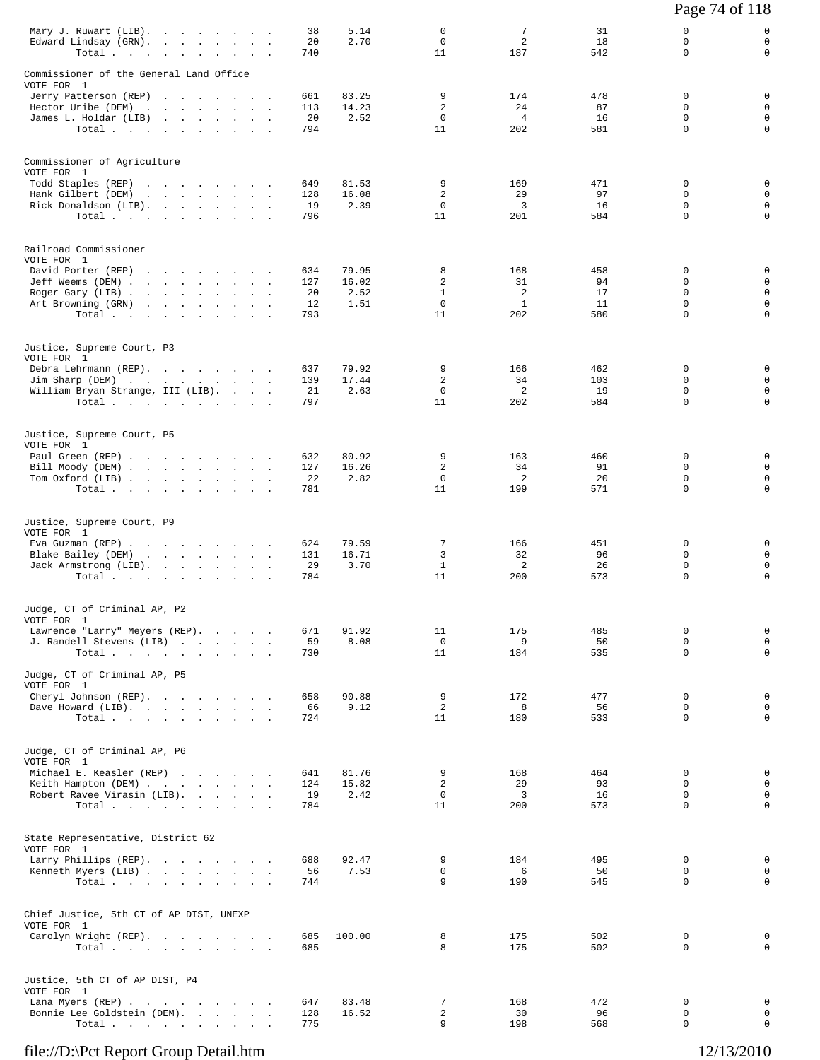| | | | | | | | |
|---|---|---|---|---|---|---|---|
| Mary J. Ruwart (LIB). | 38 | 5.14 | 0 | 7 | 31 | 0 | 0 |
| Edward Lindsay (GRN). | 20 | 2.70 | 0 | 2 | 18 | 0 | 0 |
| Total | 740 | | 11 | 187 | 542 | 0 | 0 |

Commissioner of the General Land Office
VOTE FOR 1

| | | | | | | | |
|---|---|---|---|---|---|---|---|
| Jerry Patterson (REP) | 661 | 83.25 | 9 | 174 | 478 | 0 | 0 |
| Hector Uribe (DEM) | 113 | 14.23 | 2 | 24 | 87 | 0 | 0 |
| James L. Holdar (LIB) | 20 | 2.52 | 0 | 4 | 16 | 0 | 0 |
| Total | 794 | | 11 | 202 | 581 | 0 | 0 |

Commissioner of Agriculture
VOTE FOR 1

| | | | | | | | |
|---|---|---|---|---|---|---|---|
| Todd Staples (REP) | 649 | 81.53 | 9 | 169 | 471 | 0 | 0 |
| Hank Gilbert (DEM) | 128 | 16.08 | 2 | 29 | 97 | 0 | 0 |
| Rick Donaldson (LIB). | 19 | 2.39 | 0 | 3 | 16 | 0 | 0 |
| Total | 796 | | 11 | 201 | 584 | 0 | 0 |

Railroad Commissioner
VOTE FOR 1

| | | | | | | | |
|---|---|---|---|---|---|---|---|
| David Porter (REP) | 634 | 79.95 | 8 | 168 | 458 | 0 | 0 |
| Jeff Weems (DEM) | 127 | 16.02 | 2 | 31 | 94 | 0 | 0 |
| Roger Gary (LIB) | 20 | 2.52 | 1 | 2 | 17 | 0 | 0 |
| Art Browning (GRN) | 12 | 1.51 | 0 | 1 | 11 | 0 | 0 |
| Total | 793 | | 11 | 202 | 580 | 0 | 0 |

Justice, Supreme Court, P3
VOTE FOR 1

| | | | | | | | |
|---|---|---|---|---|---|---|---|
| Debra Lehrmann (REP). | 637 | 79.92 | 9 | 166 | 462 | 0 | 0 |
| Jim Sharp (DEM) | 139 | 17.44 | 2 | 34 | 103 | 0 | 0 |
| William Bryan Strange, III (LIB). | 21 | 2.63 | 0 | 2 | 19 | 0 | 0 |
| Total | 797 | | 11 | 202 | 584 | 0 | 0 |

Justice, Supreme Court, P5
VOTE FOR 1

| | | | | | | | |
|---|---|---|---|---|---|---|---|
| Paul Green (REP) | 632 | 80.92 | 9 | 163 | 460 | 0 | 0 |
| Bill Moody (DEM) | 127 | 16.26 | 2 | 34 | 91 | 0 | 0 |
| Tom Oxford (LIB) | 22 | 2.82 | 0 | 2 | 20 | 0 | 0 |
| Total | 781 | | 11 | 199 | 571 | 0 | 0 |

Justice, Supreme Court, P9
VOTE FOR 1

| | | | | | | | |
|---|---|---|---|---|---|---|---|
| Eva Guzman (REP) | 624 | 79.59 | 7 | 166 | 451 | 0 | 0 |
| Blake Bailey (DEM) | 131 | 16.71 | 3 | 32 | 96 | 0 | 0 |
| Jack Armstrong (LIB). | 29 | 3.70 | 1 | 2 | 26 | 0 | 0 |
| Total | 784 | | 11 | 200 | 573 | 0 | 0 |

Judge, CT of Criminal AP, P2
VOTE FOR 1

| | | | | | | | |
|---|---|---|---|---|---|---|---|
| Lawrence "Larry" Meyers (REP). | 671 | 91.92 | 11 | 175 | 485 | 0 | 0 |
| J. Randell Stevens (LIB) | 59 | 8.08 | 0 | 9 | 50 | 0 | 0 |
| Total | 730 | | 11 | 184 | 535 | 0 | 0 |

Judge, CT of Criminal AP, P5
VOTE FOR 1

| | | | | | | | |
|---|---|---|---|---|---|---|---|
| Cheryl Johnson (REP). | 658 | 90.88 | 9 | 172 | 477 | 0 | 0 |
| Dave Howard (LIB). | 66 | 9.12 | 2 | 8 | 56 | 0 | 0 |
| Total | 724 | | 11 | 180 | 533 | 0 | 0 |

Judge, CT of Criminal AP, P6
VOTE FOR 1

| | | | | | | | |
|---|---|---|---|---|---|---|---|
| Michael E. Keasler (REP) | 641 | 81.76 | 9 | 168 | 464 | 0 | 0 |
| Keith Hampton (DEM) | 124 | 15.82 | 2 | 29 | 93 | 0 | 0 |
| Robert Ravee Virasin (LIB). | 19 | 2.42 | 0 | 3 | 16 | 0 | 0 |
| Total | 784 | | 11 | 200 | 573 | 0 | 0 |

State Representative, District 62
VOTE FOR 1

| | | | | | | | |
|---|---|---|---|---|---|---|---|
| Larry Phillips (REP). | 688 | 92.47 | 9 | 184 | 495 | 0 | 0 |
| Kenneth Myers (LIB) | 56 | 7.53 | 0 | 6 | 50 | 0 | 0 |
| Total | 744 | | 9 | 190 | 545 | 0 | 0 |

Chief Justice, 5th CT of AP DIST, UNEXP
VOTE FOR 1

| | | | | | | | |
|---|---|---|---|---|---|---|---|
| Carolyn Wright (REP). | 685 | 100.00 | 8 | 175 | 502 | 0 | 0 |
| Total | 685 | | 8 | 175 | 502 | 0 | 0 |

Justice, 5th CT of AP DIST, P4
VOTE FOR 1

| | | | | | | | |
|---|---|---|---|---|---|---|---|
| Lana Myers (REP) | 647 | 83.48 | 7 | 168 | 472 | 0 | 0 |
| Bonnie Lee Goldstein (DEM). | 128 | 16.52 | 2 | 30 | 96 | 0 | 0 |
| Total | 775 | | 9 | 198 | 568 | 0 | 0 |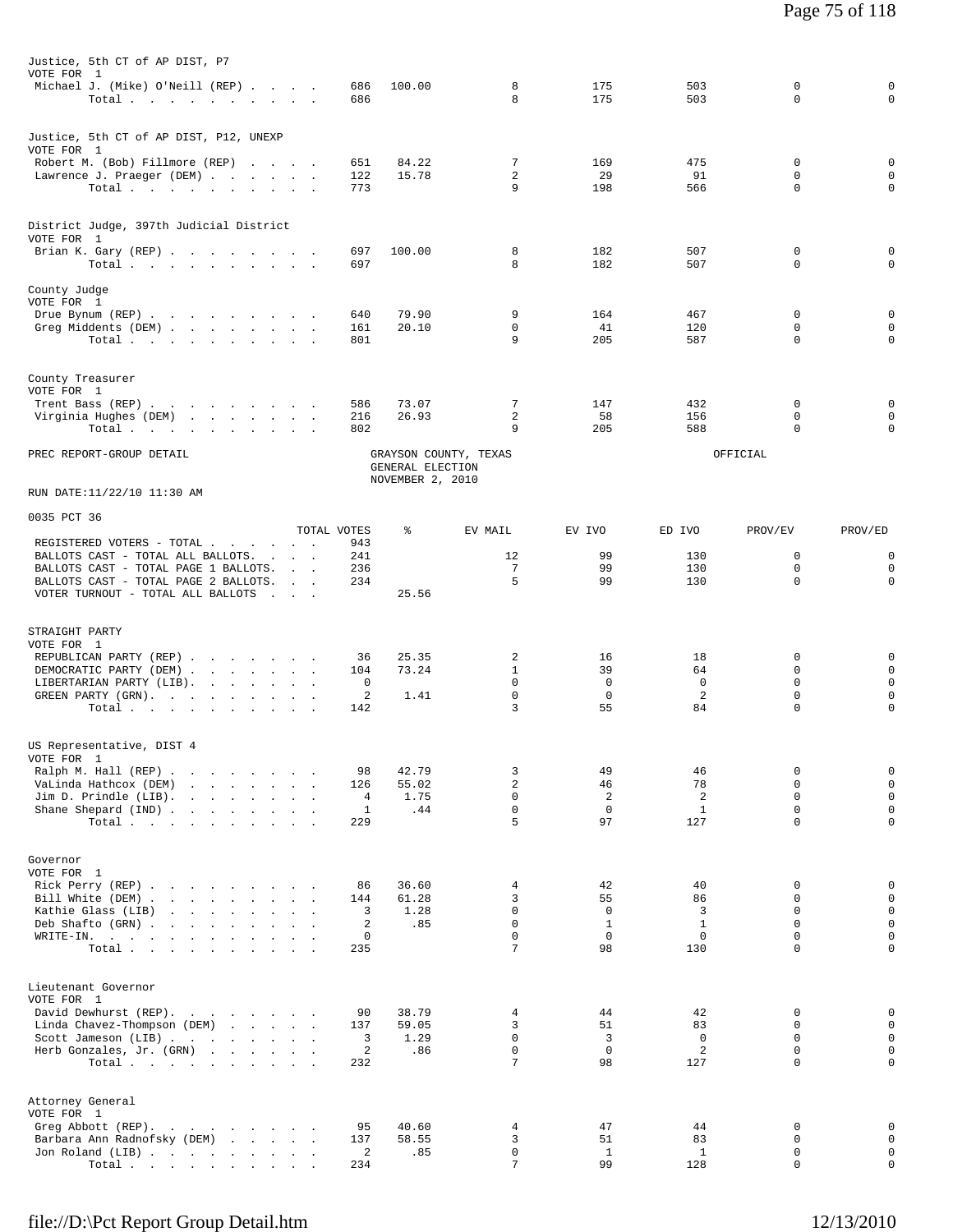Justice, 5th CT of AP DIST, P7
VOTE FOR 1

| | TOTAL VOTES | % | EV MAIL | EV IVO | ED IVO | PROV/EV | PROV/ED |
|---|---|---|---|---|---|---|---|
| Michael J. (Mike) O'Neill (REP) | 686 | 100.00 | 8 | 175 | 503 | 0 | 0 |
| Total | 686 | | 8 | 175 | 503 | 0 | 0 |

Justice, 5th CT of AP DIST, P12, UNEXP
VOTE FOR 1

| | TOTAL VOTES | % | EV MAIL | EV IVO | ED IVO | PROV/EV | PROV/ED |
|---|---|---|---|---|---|---|---|
| Robert M. (Bob) Fillmore (REP) | 651 | 84.22 | 7 | 169 | 475 | 0 | 0 |
| Lawrence J. Praeger (DEM) | 122 | 15.78 | 2 | 29 | 91 | 0 | 0 |
| Total | 773 | | 9 | 198 | 566 | 0 | 0 |

District Judge, 397th Judicial District
VOTE FOR 1

| | TOTAL VOTES | % | EV MAIL | EV IVO | ED IVO | PROV/EV | PROV/ED |
|---|---|---|---|---|---|---|---|
| Brian K. Gary (REP) | 697 | 100.00 | 8 | 182 | 507 | 0 | 0 |
| Total | 697 | | 8 | 182 | 507 | 0 | 0 |

County Judge
VOTE FOR 1

| | TOTAL VOTES | % | EV MAIL | EV IVO | ED IVO | PROV/EV | PROV/ED |
|---|---|---|---|---|---|---|---|
| Drue Bynum (REP) | 640 | 79.90 | 9 | 164 | 467 | 0 | 0 |
| Greg Middents (DEM) | 161 | 20.10 | 0 | 41 | 120 | 0 | 0 |
| Total | 801 | | 9 | 205 | 587 | 0 | 0 |

County Treasurer
VOTE FOR 1

| | TOTAL VOTES | % | EV MAIL | EV IVO | ED IVO | PROV/EV | PROV/ED |
|---|---|---|---|---|---|---|---|
| Trent Bass (REP) | 586 | 73.07 | 7 | 147 | 432 | 0 | 0 |
| Virginia Hughes (DEM) | 216 | 26.93 | 2 | 58 | 156 | 0 | 0 |
| Total | 802 | | 9 | 205 | 588 | 0 | 0 |

PREC REPORT-GROUP DETAIL — GRAYSON COUNTY, TEXAS — GENERAL ELECTION — NOVEMBER 2, 2010 — OFFICIAL

RUN DATE:11/22/10 11:30 AM

0035 PCT 36

| | TOTAL VOTES | % | EV MAIL | EV IVO | ED IVO | PROV/EV | PROV/ED |
|---|---|---|---|---|---|---|---|
| REGISTERED VOTERS - TOTAL | 943 | | | | | | |
| BALLOTS CAST - TOTAL ALL BALLOTS. | 241 | | 12 | 99 | 130 | 0 | 0 |
| BALLOTS CAST - TOTAL PAGE 1 BALLOTS. | 236 | | 7 | 99 | 130 | 0 | 0 |
| BALLOTS CAST - TOTAL PAGE 2 BALLOTS. | 234 | | 5 | 99 | 130 | 0 | 0 |
| VOTER TURNOUT - TOTAL ALL BALLOTS | | 25.56 | | | | | |

STRAIGHT PARTY
VOTE FOR 1

| | TOTAL VOTES | % | EV MAIL | EV IVO | ED IVO | PROV/EV | PROV/ED |
|---|---|---|---|---|---|---|---|
| REPUBLICAN PARTY (REP) | 36 | 25.35 | 2 | 16 | 18 | 0 | 0 |
| DEMOCRATIC PARTY (DEM) | 104 | 73.24 | 1 | 39 | 64 | 0 | 0 |
| LIBERTARIAN PARTY (LIB). | 0 | | 0 | 0 | 0 | 0 | 0 |
| GREEN PARTY (GRN). | 2 | 1.41 | 0 | 0 | 2 | 0 | 0 |
| Total | 142 | | 3 | 55 | 84 | 0 | 0 |

US Representative, DIST 4
VOTE FOR 1

| | TOTAL VOTES | % | EV MAIL | EV IVO | ED IVO | PROV/EV | PROV/ED |
|---|---|---|---|---|---|---|---|
| Ralph M. Hall (REP) | 98 | 42.79 | 3 | 49 | 46 | 0 | 0 |
| VaLinda Hathcox (DEM) | 126 | 55.02 | 2 | 46 | 78 | 0 | 0 |
| Jim D. Prindle (LIB). | 4 | 1.75 | 0 | 2 | 2 | 0 | 0 |
| Shane Shepard (IND) | 1 | .44 | 0 | 0 | 1 | 0 | 0 |
| Total | 229 | | 5 | 97 | 127 | 0 | 0 |

Governor
VOTE FOR 1

| | TOTAL VOTES | % | EV MAIL | EV IVO | ED IVO | PROV/EV | PROV/ED |
|---|---|---|---|---|---|---|---|
| Rick Perry (REP) | 86 | 36.60 | 4 | 42 | 40 | 0 | 0 |
| Bill White (DEM) | 144 | 61.28 | 3 | 55 | 86 | 0 | 0 |
| Kathie Glass (LIB) | 3 | 1.28 | 0 | 0 | 3 | 0 | 0 |
| Deb Shafto (GRN) | 2 | .85 | 0 | 1 | 1 | 0 | 0 |
| WRITE-IN. | 0 | | 0 | 0 | 0 | 0 | 0 |
| Total | 235 | | 7 | 98 | 130 | 0 | 0 |

Lieutenant Governor
VOTE FOR 1

| | TOTAL VOTES | % | EV MAIL | EV IVO | ED IVO | PROV/EV | PROV/ED |
|---|---|---|---|---|---|---|---|
| David Dewhurst (REP). | 90 | 38.79 | 4 | 44 | 42 | 0 | 0 |
| Linda Chavez-Thompson (DEM) | 137 | 59.05 | 3 | 51 | 83 | 0 | 0 |
| Scott Jameson (LIB) | 3 | 1.29 | 0 | 3 | 0 | 0 | 0 |
| Herb Gonzales, Jr. (GRN) | 2 | .86 | 0 | 0 | 2 | 0 | 0 |
| Total | 232 | | 7 | 98 | 127 | 0 | 0 |

Attorney General
VOTE FOR 1

| | TOTAL VOTES | % | EV MAIL | EV IVO | ED IVO | PROV/EV | PROV/ED |
|---|---|---|---|---|---|---|---|
| Greg Abbott (REP). | 95 | 40.60 | 4 | 47 | 44 | 0 | 0 |
| Barbara Ann Radnofsky (DEM) | 137 | 58.55 | 3 | 51 | 83 | 0 | 0 |
| Jon Roland (LIB) | 2 | .85 | 0 | 1 | 1 | 0 | 0 |
| Total | 234 | | 7 | 99 | 128 | 0 | 0 |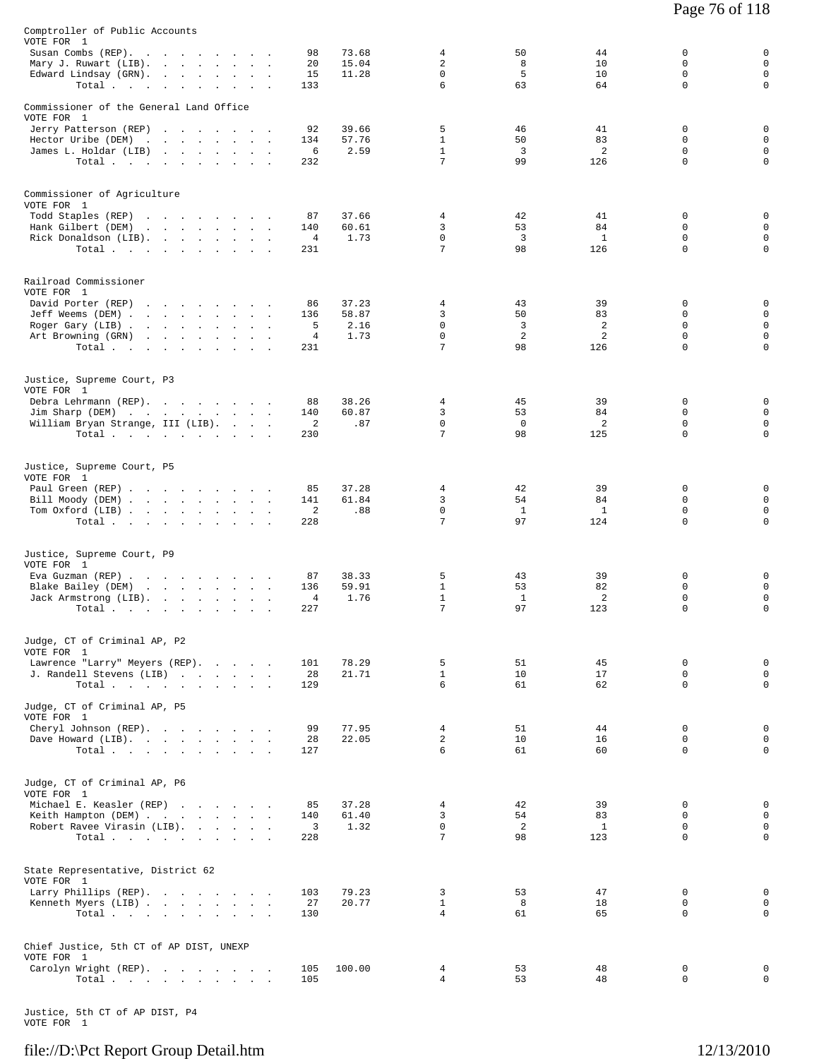Comptroller of Public Accounts
VOTE FOR 1

| Candidate | Votes | % | | | | | |
|---|---|---|---|---|---|---|---|
| Susan Combs (REP) | 98 | 73.68 | 4 | 50 | 44 | 0 | 0 |
| Mary J. Ruwart (LIB) | 20 | 15.04 | 2 | 8 | 10 | 0 | 0 |
| Edward Lindsay (GRN) | 15 | 11.28 | 0 | 5 | 10 | 0 | 0 |
| Total | 133 | | 6 | 63 | 64 | 0 | 0 |

Commissioner of the General Land Office
VOTE FOR 1

| Candidate | Votes | % | | | | | |
|---|---|---|---|---|---|---|---|
| Jerry Patterson (REP) | 92 | 39.66 | 5 | 46 | 41 | 0 | 0 |
| Hector Uribe (DEM) | 134 | 57.76 | 1 | 50 | 83 | 0 | 0 |
| James L. Holdar (LIB) | 6 | 2.59 | 1 | 3 | 2 | 0 | 0 |
| Total | 232 | | 7 | 99 | 126 | 0 | 0 |

Commissioner of Agriculture
VOTE FOR 1

| Candidate | Votes | % | | | | | |
|---|---|---|---|---|---|---|---|
| Todd Staples (REP) | 87 | 37.66 | 4 | 42 | 41 | 0 | 0 |
| Hank Gilbert (DEM) | 140 | 60.61 | 3 | 53 | 84 | 0 | 0 |
| Rick Donaldson (LIB) | 4 | 1.73 | 0 | 3 | 1 | 0 | 0 |
| Total | 231 | | 7 | 98 | 126 | 0 | 0 |

Railroad Commissioner
VOTE FOR 1

| Candidate | Votes | % | | | | | |
|---|---|---|---|---|---|---|---|
| David Porter (REP) | 86 | 37.23 | 4 | 43 | 39 | 0 | 0 |
| Jeff Weems (DEM) | 136 | 58.87 | 3 | 50 | 83 | 0 | 0 |
| Roger Gary (LIB) | 5 | 2.16 | 0 | 3 | 2 | 0 | 0 |
| Art Browning (GRN) | 4 | 1.73 | 0 | 2 | 2 | 0 | 0 |
| Total | 231 | | 7 | 98 | 126 | 0 | 0 |

Justice, Supreme Court, P3
VOTE FOR 1

| Candidate | Votes | % | | | | | |
|---|---|---|---|---|---|---|---|
| Debra Lehrmann (REP) | 88 | 38.26 | 4 | 45 | 39 | 0 | 0 |
| Jim Sharp (DEM) | 140 | 60.87 | 3 | 53 | 84 | 0 | 0 |
| William Bryan Strange, III (LIB) | 2 | .87 | 0 | 0 | 2 | 0 | 0 |
| Total | 230 | | 7 | 98 | 125 | 0 | 0 |

Justice, Supreme Court, P5
VOTE FOR 1

| Candidate | Votes | % | | | | | |
|---|---|---|---|---|---|---|---|
| Paul Green (REP) | 85 | 37.28 | 4 | 42 | 39 | 0 | 0 |
| Bill Moody (DEM) | 141 | 61.84 | 3 | 54 | 84 | 0 | 0 |
| Tom Oxford (LIB) | 2 | .88 | 0 | 1 | 1 | 0 | 0 |
| Total | 228 | | 7 | 97 | 124 | 0 | 0 |

Justice, Supreme Court, P9
VOTE FOR 1

| Candidate | Votes | % | | | | | |
|---|---|---|---|---|---|---|---|
| Eva Guzman (REP) | 87 | 38.33 | 5 | 43 | 39 | 0 | 0 |
| Blake Bailey (DEM) | 136 | 59.91 | 1 | 53 | 82 | 0 | 0 |
| Jack Armstrong (LIB) | 4 | 1.76 | 1 | 1 | 2 | 0 | 0 |
| Total | 227 | | 7 | 97 | 123 | 0 | 0 |

Judge, CT of Criminal AP, P2
VOTE FOR 1

| Candidate | Votes | % | | | | | |
|---|---|---|---|---|---|---|---|
| Lawrence "Larry" Meyers (REP) | 101 | 78.29 | 5 | 51 | 45 | 0 | 0 |
| J. Randell Stevens (LIB) | 28 | 21.71 | 1 | 10 | 17 | 0 | 0 |
| Total | 129 | | 6 | 61 | 62 | 0 | 0 |

Judge, CT of Criminal AP, P5
VOTE FOR 1

| Candidate | Votes | % | | | | | |
|---|---|---|---|---|---|---|---|
| Cheryl Johnson (REP) | 99 | 77.95 | 4 | 51 | 44 | 0 | 0 |
| Dave Howard (LIB) | 28 | 22.05 | 2 | 10 | 16 | 0 | 0 |
| Total | 127 | | 6 | 61 | 60 | 0 | 0 |

Judge, CT of Criminal AP, P6
VOTE FOR 1

| Candidate | Votes | % | | | | | |
|---|---|---|---|---|---|---|---|
| Michael E. Keasler (REP) | 85 | 37.28 | 4 | 42 | 39 | 0 | 0 |
| Keith Hampton (DEM) | 140 | 61.40 | 3 | 54 | 83 | 0 | 0 |
| Robert Ravee Virasin (LIB) | 3 | 1.32 | 0 | 2 | 1 | 0 | 0 |
| Total | 228 | | 7 | 98 | 123 | 0 | 0 |

State Representative, District 62
VOTE FOR 1

| Candidate | Votes | % | | | | | |
|---|---|---|---|---|---|---|---|
| Larry Phillips (REP) | 103 | 79.23 | 3 | 53 | 47 | 0 | 0 |
| Kenneth Myers (LIB) | 27 | 20.77 | 1 | 8 | 18 | 0 | 0 |
| Total | 130 | | 4 | 61 | 65 | 0 | 0 |

Chief Justice, 5th CT of AP DIST, UNEXP
VOTE FOR 1

| Candidate | Votes | % | | | | | |
|---|---|---|---|---|---|---|---|
| Carolyn Wright (REP) | 105 | 100.00 | 4 | 53 | 48 | 0 | 0 |
| Total | 105 | | 4 | 53 | 48 | 0 | 0 |

Justice, 5th CT of AP DIST, P4
VOTE FOR 1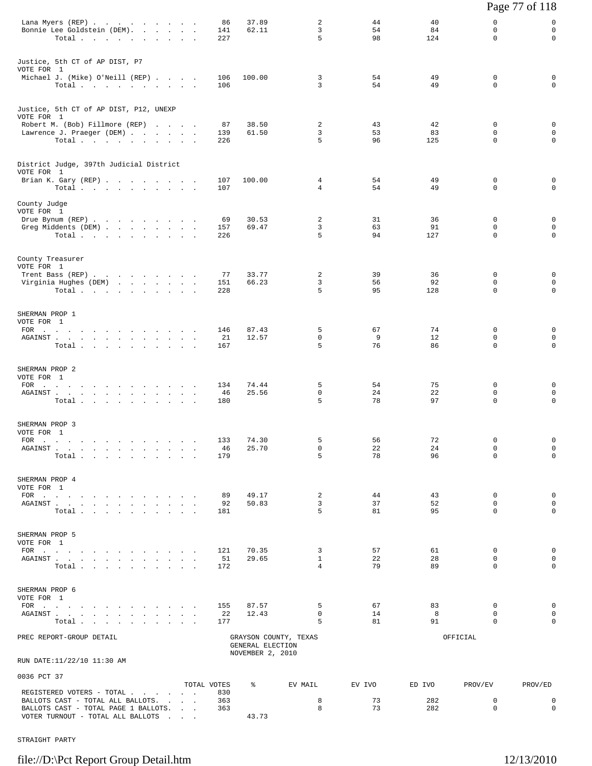| | TOTAL VOTES | % | EV MAIL | EV IVO | ED IVO | PROV/EV | PROV/ED |
|---|---|---|---|---|---|---|---|
| Lana Myers (REP) | 86 | 37.89 | 2 | 44 | 40 | 0 | 0 |
| Bonnie Lee Goldstein (DEM) | 141 | 62.11 | 3 | 54 | 84 | 0 | 0 |
| Total | 227 | | 5 | 98 | 124 | 0 | 0 |

Justice, 5th CT of AP DIST, P7
VOTE FOR 1

| | TOTAL VOTES | % | EV MAIL | EV IVO | ED IVO | PROV/EV | PROV/ED |
|---|---|---|---|---|---|---|---|
| Michael J. (Mike) O'Neill (REP) | 106 | 100.00 | 3 | 54 | 49 | 0 | 0 |
| Total | 106 | | 3 | 54 | 49 | 0 | 0 |

Justice, 5th CT of AP DIST, P12, UNEXP
VOTE FOR 1

| | TOTAL VOTES | % | EV MAIL | EV IVO | ED IVO | PROV/EV | PROV/ED |
|---|---|---|---|---|---|---|---|
| Robert M. (Bob) Fillmore (REP) | 87 | 38.50 | 2 | 43 | 42 | 0 | 0 |
| Lawrence J. Praeger (DEM) | 139 | 61.50 | 3 | 53 | 83 | 0 | 0 |
| Total | 226 | | 5 | 96 | 125 | 0 | 0 |

District Judge, 397th Judicial District
VOTE FOR 1

| | TOTAL VOTES | % | EV MAIL | EV IVO | ED IVO | PROV/EV | PROV/ED |
|---|---|---|---|---|---|---|---|
| Brian K. Gary (REP) | 107 | 100.00 | 4 | 54 | 49 | 0 | 0 |
| Total | 107 | | 4 | 54 | 49 | 0 | 0 |

County Judge
VOTE FOR 1

| | TOTAL VOTES | % | EV MAIL | EV IVO | ED IVO | PROV/EV | PROV/ED |
|---|---|---|---|---|---|---|---|
| Drue Bynum (REP) | 69 | 30.53 | 2 | 31 | 36 | 0 | 0 |
| Greg Middents (DEM) | 157 | 69.47 | 3 | 63 | 91 | 0 | 0 |
| Total | 226 | | 5 | 94 | 127 | 0 | 0 |

County Treasurer
VOTE FOR 1

| | TOTAL VOTES | % | EV MAIL | EV IVO | ED IVO | PROV/EV | PROV/ED |
|---|---|---|---|---|---|---|---|
| Trent Bass (REP) | 77 | 33.77 | 2 | 39 | 36 | 0 | 0 |
| Virginia Hughes (DEM) | 151 | 66.23 | 3 | 56 | 92 | 0 | 0 |
| Total | 228 | | 5 | 95 | 128 | 0 | 0 |

SHERMAN PROP 1
VOTE FOR 1

| | TOTAL VOTES | % | EV MAIL | EV IVO | ED IVO | PROV/EV | PROV/ED |
|---|---|---|---|---|---|---|---|
| FOR | 146 | 87.43 | 5 | 67 | 74 | 0 | 0 |
| AGAINST | 21 | 12.57 | 0 | 9 | 12 | 0 | 0 |
| Total | 167 | | 5 | 76 | 86 | 0 | 0 |

SHERMAN PROP 2
VOTE FOR 1

| | TOTAL VOTES | % | EV MAIL | EV IVO | ED IVO | PROV/EV | PROV/ED |
|---|---|---|---|---|---|---|---|
| FOR | 134 | 74.44 | 5 | 54 | 75 | 0 | 0 |
| AGAINST | 46 | 25.56 | 0 | 24 | 22 | 0 | 0 |
| Total | 180 | | 5 | 78 | 97 | 0 | 0 |

SHERMAN PROP 3
VOTE FOR 1

| | TOTAL VOTES | % | EV MAIL | EV IVO | ED IVO | PROV/EV | PROV/ED |
|---|---|---|---|---|---|---|---|
| FOR | 133 | 74.30 | 5 | 56 | 72 | 0 | 0 |
| AGAINST | 46 | 25.70 | 0 | 22 | 24 | 0 | 0 |
| Total | 179 | | 5 | 78 | 96 | 0 | 0 |

SHERMAN PROP 4
VOTE FOR 1

| | TOTAL VOTES | % | EV MAIL | EV IVO | ED IVO | PROV/EV | PROV/ED |
|---|---|---|---|---|---|---|---|
| FOR | 89 | 49.17 | 2 | 44 | 43 | 0 | 0 |
| AGAINST | 92 | 50.83 | 3 | 37 | 52 | 0 | 0 |
| Total | 181 | | 5 | 81 | 95 | 0 | 0 |

SHERMAN PROP 5
VOTE FOR 1

| | TOTAL VOTES | % | EV MAIL | EV IVO | ED IVO | PROV/EV | PROV/ED |
|---|---|---|---|---|---|---|---|
| FOR | 121 | 70.35 | 3 | 57 | 61 | 0 | 0 |
| AGAINST | 51 | 29.65 | 1 | 22 | 28 | 0 | 0 |
| Total | 172 | | 4 | 79 | 89 | 0 | 0 |

SHERMAN PROP 6
VOTE FOR 1

| | TOTAL VOTES | % | EV MAIL | EV IVO | ED IVO | PROV/EV | PROV/ED |
|---|---|---|---|---|---|---|---|
| FOR | 155 | 87.57 | 5 | 67 | 83 | 0 | 0 |
| AGAINST | 22 | 12.43 | 0 | 14 | 8 | 0 | 0 |
| Total | 177 | | 5 | 81 | 91 | 0 | 0 |

PREC REPORT-GROUP DETAIL — GRAYSON COUNTY, TEXAS — GENERAL ELECTION — NOVEMBER 2, 2010 — OFFICIAL

RUN DATE:11/22/10 11:30 AM

0036 PCT 37

| | TOTAL VOTES | % | EV MAIL | EV IVO | ED IVO | PROV/EV | PROV/ED |
|---|---|---|---|---|---|---|---|
| REGISTERED VOTERS - TOTAL | 830 | | | | | | |
| BALLOTS CAST - TOTAL ALL BALLOTS | 363 | | 8 | 73 | 282 | 0 | 0 |
| BALLOTS CAST - TOTAL PAGE 1 BALLOTS | 363 | | 8 | 73 | 282 | 0 | 0 |
| VOTER TURNOUT - TOTAL ALL BALLOTS | | 43.73 | | | | | |

STRAIGHT PARTY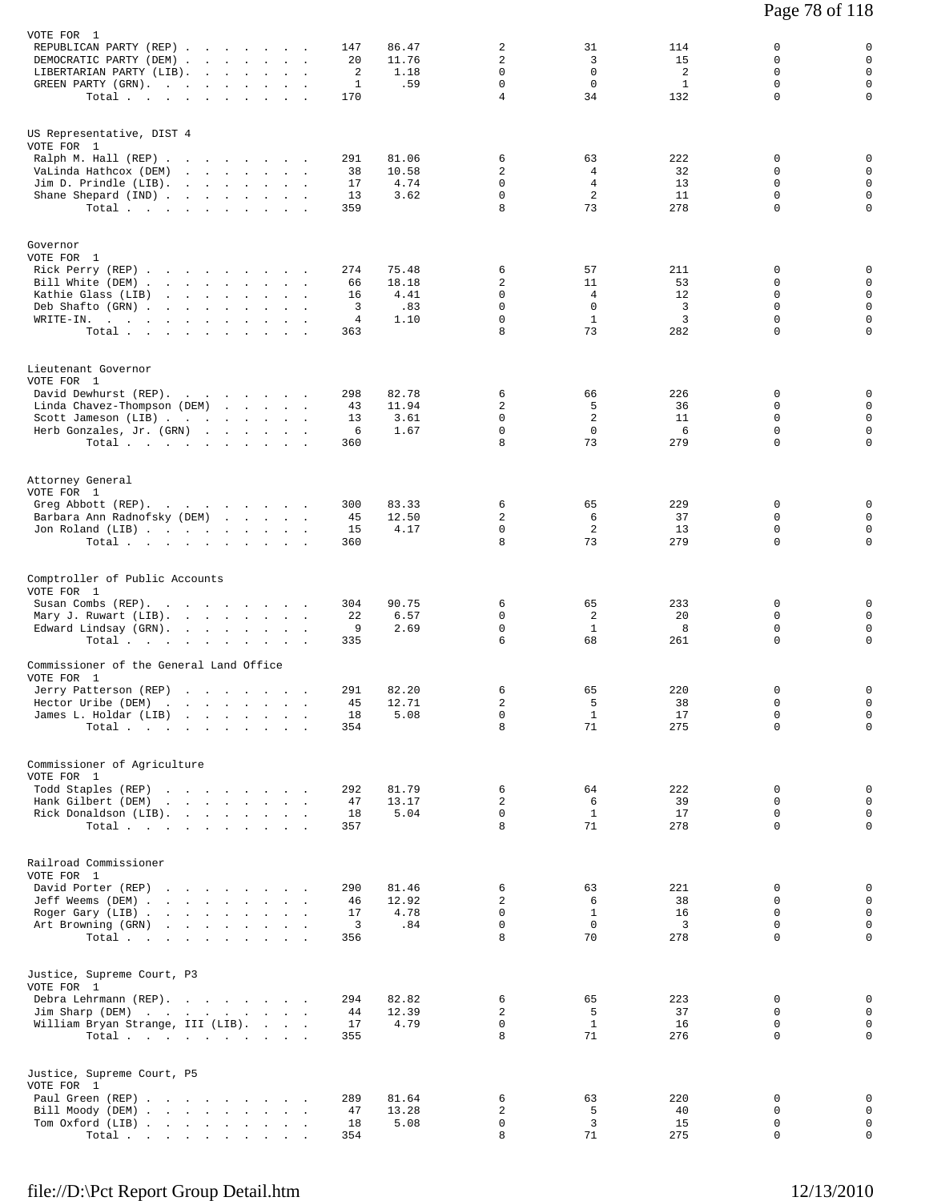VOTE FOR 1

| | | | | | | | |
|---|---|---|---|---|---|---|---|
| REPUBLICAN PARTY (REP) | 147 | 86.47 | 2 | 31 | 114 | 0 | 0 |
| DEMOCRATIC PARTY (DEM) | 20 | 11.76 | 2 | 3 | 15 | 0 | 0 |
| LIBERTARIAN PARTY (LIB) | 2 | 1.18 | 0 | 0 | 2 | 0 | 0 |
| GREEN PARTY (GRN) | 1 | .59 | 0 | 0 | 1 | 0 | 0 |
| Total | 170 | | 4 | 34 | 132 | 0 | 0 |

US Representative, DIST 4
VOTE FOR 1

| | | | | | | | |
|---|---|---|---|---|---|---|---|
| Ralph M. Hall (REP) | 291 | 81.06 | 6 | 63 | 222 | 0 | 0 |
| VaLinda Hathcox (DEM) | 38 | 10.58 | 2 | 4 | 32 | 0 | 0 |
| Jim D. Prindle (LIB) | 17 | 4.74 | 0 | 4 | 13 | 0 | 0 |
| Shane Shepard (IND) | 13 | 3.62 | 0 | 2 | 11 | 0 | 0 |
| Total | 359 | | 8 | 73 | 278 | 0 | 0 |

Governor
VOTE FOR 1

| | | | | | | | |
|---|---|---|---|---|---|---|---|
| Rick Perry (REP) | 274 | 75.48 | 6 | 57 | 211 | 0 | 0 |
| Bill White (DEM) | 66 | 18.18 | 2 | 11 | 53 | 0 | 0 |
| Kathie Glass (LIB) | 16 | 4.41 | 0 | 4 | 12 | 0 | 0 |
| Deb Shafto (GRN) | 3 | .83 | 0 | 0 | 3 | 0 | 0 |
| WRITE-IN. | 4 | 1.10 | 0 | 1 | 3 | 0 | 0 |
| Total | 363 | | 8 | 73 | 282 | 0 | 0 |

Lieutenant Governor
VOTE FOR 1

| | | | | | | | |
|---|---|---|---|---|---|---|---|
| David Dewhurst (REP) | 298 | 82.78 | 6 | 66 | 226 | 0 | 0 |
| Linda Chavez-Thompson (DEM) | 43 | 11.94 | 2 | 5 | 36 | 0 | 0 |
| Scott Jameson (LIB) | 13 | 3.61 | 0 | 2 | 11 | 0 | 0 |
| Herb Gonzales, Jr. (GRN) | 6 | 1.67 | 0 | 0 | 6 | 0 | 0 |
| Total | 360 | | 8 | 73 | 279 | 0 | 0 |

Attorney General
VOTE FOR 1

| | | | | | | | |
|---|---|---|---|---|---|---|---|
| Greg Abbott (REP) | 300 | 83.33 | 6 | 65 | 229 | 0 | 0 |
| Barbara Ann Radnofsky (DEM) | 45 | 12.50 | 2 | 6 | 37 | 0 | 0 |
| Jon Roland (LIB) | 15 | 4.17 | 0 | 2 | 13 | 0 | 0 |
| Total | 360 | | 8 | 73 | 279 | 0 | 0 |

Comptroller of Public Accounts
VOTE FOR 1

| | | | | | | | |
|---|---|---|---|---|---|---|---|
| Susan Combs (REP) | 304 | 90.75 | 6 | 65 | 233 | 0 | 0 |
| Mary J. Ruwart (LIB) | 22 | 6.57 | 0 | 2 | 20 | 0 | 0 |
| Edward Lindsay (GRN) | 9 | 2.69 | 0 | 1 | 8 | 0 | 0 |
| Total | 335 | | 6 | 68 | 261 | 0 | 0 |

Commissioner of the General Land Office
VOTE FOR 1

| | | | | | | | |
|---|---|---|---|---|---|---|---|
| Jerry Patterson (REP) | 291 | 82.20 | 6 | 65 | 220 | 0 | 0 |
| Hector Uribe (DEM) | 45 | 12.71 | 2 | 5 | 38 | 0 | 0 |
| James L. Holdar (LIB) | 18 | 5.08 | 0 | 1 | 17 | 0 | 0 |
| Total | 354 | | 8 | 71 | 275 | 0 | 0 |

Commissioner of Agriculture
VOTE FOR 1

| | | | | | | | |
|---|---|---|---|---|---|---|---|
| Todd Staples (REP) | 292 | 81.79 | 6 | 64 | 222 | 0 | 0 |
| Hank Gilbert (DEM) | 47 | 13.17 | 2 | 6 | 39 | 0 | 0 |
| Rick Donaldson (LIB) | 18 | 5.04 | 0 | 1 | 17 | 0 | 0 |
| Total | 357 | | 8 | 71 | 278 | 0 | 0 |

Railroad Commissioner
VOTE FOR 1

| | | | | | | | |
|---|---|---|---|---|---|---|---|
| David Porter (REP) | 290 | 81.46 | 6 | 63 | 221 | 0 | 0 |
| Jeff Weems (DEM) | 46 | 12.92 | 2 | 6 | 38 | 0 | 0 |
| Roger Gary (LIB) | 17 | 4.78 | 0 | 1 | 16 | 0 | 0 |
| Art Browning (GRN) | 3 | .84 | 0 | 0 | 3 | 0 | 0 |
| Total | 356 | | 8 | 70 | 278 | 0 | 0 |

Justice, Supreme Court, P3
VOTE FOR 1

| | | | | | | | |
|---|---|---|---|---|---|---|---|
| Debra Lehrmann (REP) | 294 | 82.82 | 6 | 65 | 223 | 0 | 0 |
| Jim Sharp (DEM) | 44 | 12.39 | 2 | 5 | 37 | 0 | 0 |
| William Bryan Strange, III (LIB) | 17 | 4.79 | 0 | 1 | 16 | 0 | 0 |
| Total | 355 | | 8 | 71 | 276 | 0 | 0 |

Justice, Supreme Court, P5
VOTE FOR 1

| | | | | | | | |
|---|---|---|---|---|---|---|---|
| Paul Green (REP) | 289 | 81.64 | 6 | 63 | 220 | 0 | 0 |
| Bill Moody (DEM) | 47 | 13.28 | 2 | 5 | 40 | 0 | 0 |
| Tom Oxford (LIB) | 18 | 5.08 | 0 | 3 | 15 | 0 | 0 |
| Total | 354 | | 8 | 71 | 275 | 0 | 0 |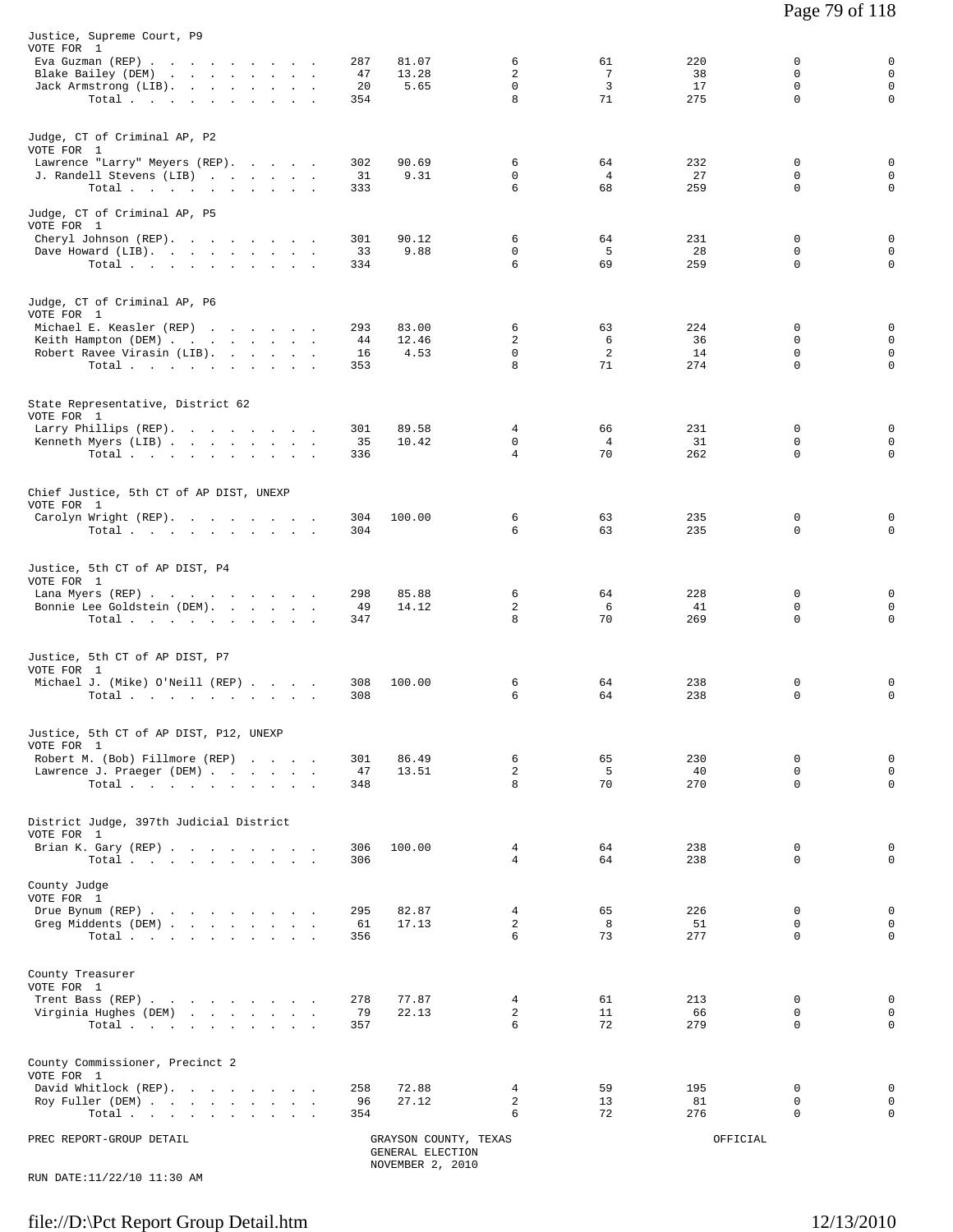Justice, Supreme Court, P9
VOTE FOR 1

| | | | | | | | |
|---|---|---|---|---|---|---|---|
| Eva Guzman (REP) | 287 | 81.07 | 6 | 61 | 220 | 0 | 0 |
| Blake Bailey (DEM) | 47 | 13.28 | 2 | 7 | 38 | 0 | 0 |
| Jack Armstrong (LIB) | 20 | 5.65 | 0 | 3 | 17 | 0 | 0 |
| Total | 354 | | 8 | 71 | 275 | 0 | 0 |

Judge, CT of Criminal AP, P2
VOTE FOR 1

| | | | | | | | |
|---|---|---|---|---|---|---|---|
| Lawrence "Larry" Meyers (REP) | 302 | 90.69 | 6 | 64 | 232 | 0 | 0 |
| J. Randell Stevens (LIB) | 31 | 9.31 | 0 | 4 | 27 | 0 | 0 |
| Total | 333 | | 6 | 68 | 259 | 0 | 0 |

Judge, CT of Criminal AP, P5
VOTE FOR 1

| | | | | | | | |
|---|---|---|---|---|---|---|---|
| Cheryl Johnson (REP) | 301 | 90.12 | 6 | 64 | 231 | 0 | 0 |
| Dave Howard (LIB) | 33 | 9.88 | 0 | 5 | 28 | 0 | 0 |
| Total | 334 | | 6 | 69 | 259 | 0 | 0 |

Judge, CT of Criminal AP, P6
VOTE FOR 1

| | | | | | | | |
|---|---|---|---|---|---|---|---|
| Michael E. Keasler (REP) | 293 | 83.00 | 6 | 63 | 224 | 0 | 0 |
| Keith Hampton (DEM) | 44 | 12.46 | 2 | 6 | 36 | 0 | 0 |
| Robert Ravee Virasin (LIB) | 16 | 4.53 | 0 | 2 | 14 | 0 | 0 |
| Total | 353 | | 8 | 71 | 274 | 0 | 0 |

State Representative, District 62
VOTE FOR 1

| | | | | | | | |
|---|---|---|---|---|---|---|---|
| Larry Phillips (REP) | 301 | 89.58 | 4 | 66 | 231 | 0 | 0 |
| Kenneth Myers (LIB) | 35 | 10.42 | 0 | 4 | 31 | 0 | 0 |
| Total | 336 | | 4 | 70 | 262 | 0 | 0 |

Chief Justice, 5th CT of AP DIST, UNEXP
VOTE FOR 1

| | | | | | | | |
|---|---|---|---|---|---|---|---|
| Carolyn Wright (REP) | 304 | 100.00 | 6 | 63 | 235 | 0 | 0 |
| Total | 304 | | 6 | 63 | 235 | 0 | 0 |

Justice, 5th CT of AP DIST, P4
VOTE FOR 1

| | | | | | | | |
|---|---|---|---|---|---|---|---|
| Lana Myers (REP) | 298 | 85.88 | 6 | 64 | 228 | 0 | 0 |
| Bonnie Lee Goldstein (DEM) | 49 | 14.12 | 2 | 6 | 41 | 0 | 0 |
| Total | 347 | | 8 | 70 | 269 | 0 | 0 |

Justice, 5th CT of AP DIST, P7
VOTE FOR 1

| | | | | | | | |
|---|---|---|---|---|---|---|---|
| Michael J. (Mike) O'Neill (REP) | 308 | 100.00 | 6 | 64 | 238 | 0 | 0 |
| Total | 308 | | 6 | 64 | 238 | 0 | 0 |

Justice, 5th CT of AP DIST, P12, UNEXP
VOTE FOR 1

| | | | | | | | |
|---|---|---|---|---|---|---|---|
| Robert M. (Bob) Fillmore (REP) | 301 | 86.49 | 6 | 65 | 230 | 0 | 0 |
| Lawrence J. Praeger (DEM) | 47 | 13.51 | 2 | 5 | 40 | 0 | 0 |
| Total | 348 | | 8 | 70 | 270 | 0 | 0 |

District Judge, 397th Judicial District
VOTE FOR 1

| | | | | | | | |
|---|---|---|---|---|---|---|---|
| Brian K. Gary (REP) | 306 | 100.00 | 4 | 64 | 238 | 0 | 0 |
| Total | 306 | | 4 | 64 | 238 | 0 | 0 |

County Judge
VOTE FOR 1

| | | | | | | | |
|---|---|---|---|---|---|---|---|
| Drue Bynum (REP) | 295 | 82.87 | 4 | 65 | 226 | 0 | 0 |
| Greg Middents (DEM) | 61 | 17.13 | 2 | 8 | 51 | 0 | 0 |
| Total | 356 | | 6 | 73 | 277 | 0 | 0 |

County Treasurer
VOTE FOR 1

| | | | | | | | |
|---|---|---|---|---|---|---|---|
| Trent Bass (REP) | 278 | 77.87 | 4 | 61 | 213 | 0 | 0 |
| Virginia Hughes (DEM) | 79 | 22.13 | 2 | 11 | 66 | 0 | 0 |
| Total | 357 | | 6 | 72 | 279 | 0 | 0 |

County Commissioner, Precinct 2
VOTE FOR 1

| | | | | | | | |
|---|---|---|---|---|---|---|---|
| David Whitlock (REP) | 258 | 72.88 | 4 | 59 | 195 | 0 | 0 |
| Roy Fuller (DEM) | 96 | 27.12 | 2 | 13 | 81 | 0 | 0 |
| Total | 354 | | 6 | 72 | 276 | 0 | 0 |

PREC REPORT-GROUP DETAIL — GRAYSON COUNTY, TEXAS — GENERAL ELECTION — NOVEMBER 2, 2010 — OFFICIAL

RUN DATE:11/22/10 11:30 AM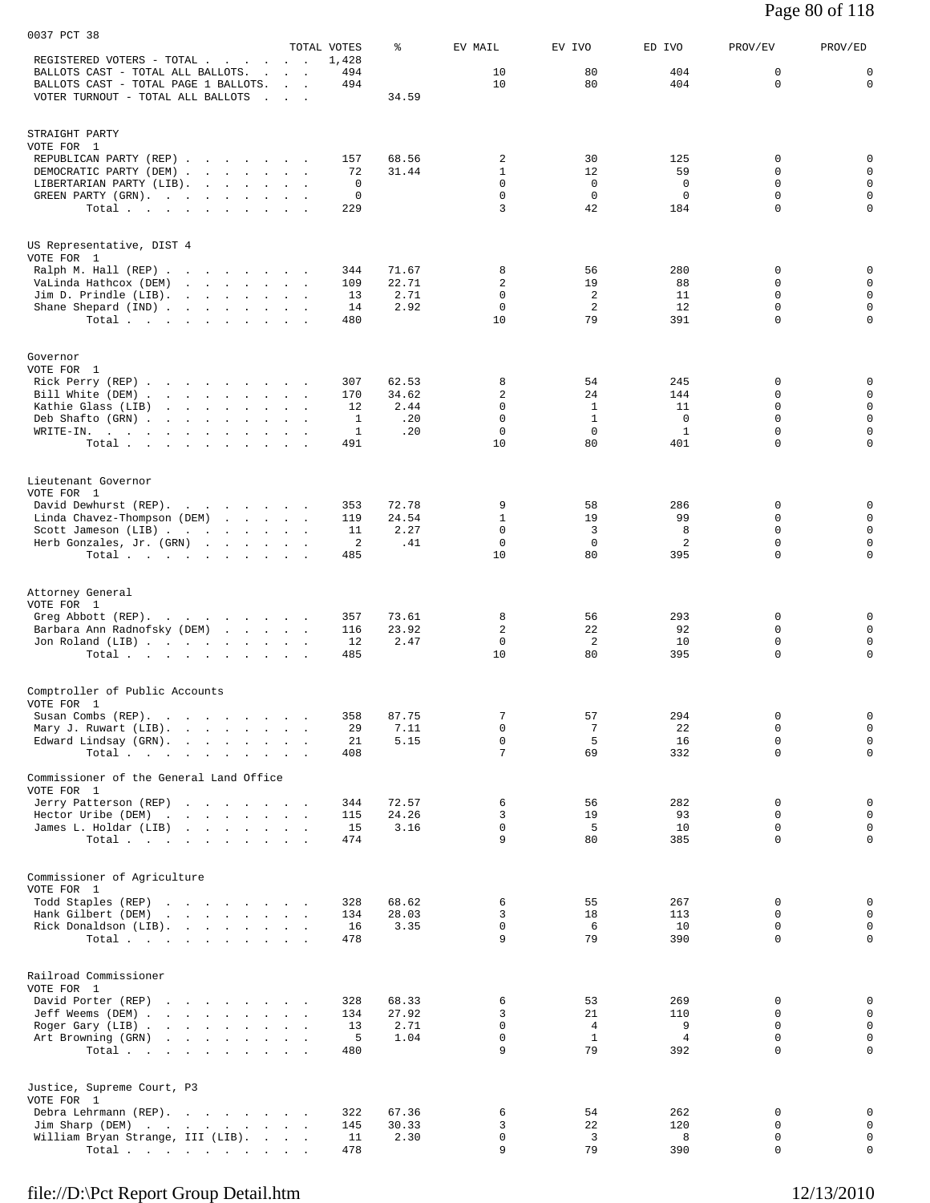0037 PCT 38

| | TOTAL VOTES | % | EV MAIL | EV IVO | ED IVO | PROV/EV | PROV/ED |
|---|---|---|---|---|---|---|---|
| REGISTERED VOTERS - TOTAL | 1,428 | | | | | | |
| BALLOTS CAST - TOTAL ALL BALLOTS | 494 | | 10 | 80 | 404 | 0 | 0 |
| BALLOTS CAST - TOTAL PAGE 1 BALLOTS | 494 | | 10 | 80 | 404 | 0 | 0 |
| VOTER TURNOUT - TOTAL ALL BALLOTS | | 34.59 | | | | | |

STRAIGHT PARTY
VOTE FOR 1

| | TOTAL VOTES | % | EV MAIL | EV IVO | ED IVO | PROV/EV | PROV/ED |
|---|---|---|---|---|---|---|---|
| REPUBLICAN PARTY (REP) | 157 | 68.56 | 2 | 30 | 125 | 0 | 0 |
| DEMOCRATIC PARTY (DEM) | 72 | 31.44 | 1 | 12 | 59 | 0 | 0 |
| LIBERTARIAN PARTY (LIB) | 0 | | 0 | 0 | 0 | 0 | 0 |
| GREEN PARTY (GRN) | 0 | | 0 | 0 | 0 | 0 | 0 |
| Total | 229 | | 3 | 42 | 184 | 0 | 0 |

US Representative, DIST 4
VOTE FOR 1

| | TOTAL VOTES | % | EV MAIL | EV IVO | ED IVO | PROV/EV | PROV/ED |
|---|---|---|---|---|---|---|---|
| Ralph M. Hall (REP) | 344 | 71.67 | 8 | 56 | 280 | 0 | 0 |
| VaLinda Hathcox (DEM) | 109 | 22.71 | 2 | 19 | 88 | 0 | 0 |
| Jim D. Prindle (LIB) | 13 | 2.71 | 0 | 2 | 11 | 0 | 0 |
| Shane Shepard (IND) | 14 | 2.92 | 0 | 2 | 12 | 0 | 0 |
| Total | 480 | | 10 | 79 | 391 | 0 | 0 |

Governor
VOTE FOR 1

| | TOTAL VOTES | % | EV MAIL | EV IVO | ED IVO | PROV/EV | PROV/ED |
|---|---|---|---|---|---|---|---|
| Rick Perry (REP) | 307 | 62.53 | 8 | 54 | 245 | 0 | 0 |
| Bill White (DEM) | 170 | 34.62 | 2 | 24 | 144 | 0 | 0 |
| Kathie Glass (LIB) | 12 | 2.44 | 0 | 1 | 11 | 0 | 0 |
| Deb Shafto (GRN) | 1 | .20 | 0 | 1 | 0 | 0 | 0 |
| WRITE-IN. | 1 | .20 | 0 | 0 | 1 | 0 | 0 |
| Total | 491 | | 10 | 80 | 401 | 0 | 0 |

Lieutenant Governor
VOTE FOR 1

| | TOTAL VOTES | % | EV MAIL | EV IVO | ED IVO | PROV/EV | PROV/ED |
|---|---|---|---|---|---|---|---|
| David Dewhurst (REP) | 353 | 72.78 | 9 | 58 | 286 | 0 | 0 |
| Linda Chavez-Thompson (DEM) | 119 | 24.54 | 1 | 19 | 99 | 0 | 0 |
| Scott Jameson (LIB) | 11 | 2.27 | 0 | 3 | 8 | 0 | 0 |
| Herb Gonzales, Jr. (GRN) | 2 | .41 | 0 | 0 | 2 | 0 | 0 |
| Total | 485 | | 10 | 80 | 395 | 0 | 0 |

Attorney General
VOTE FOR 1

| | TOTAL VOTES | % | EV MAIL | EV IVO | ED IVO | PROV/EV | PROV/ED |
|---|---|---|---|---|---|---|---|
| Greg Abbott (REP) | 357 | 73.61 | 8 | 56 | 293 | 0 | 0 |
| Barbara Ann Radnofsky (DEM) | 116 | 23.92 | 2 | 22 | 92 | 0 | 0 |
| Jon Roland (LIB) | 12 | 2.47 | 0 | 2 | 10 | 0 | 0 |
| Total | 485 | | 10 | 80 | 395 | 0 | 0 |

Comptroller of Public Accounts
VOTE FOR 1

| | TOTAL VOTES | % | EV MAIL | EV IVO | ED IVO | PROV/EV | PROV/ED |
|---|---|---|---|---|---|---|---|
| Susan Combs (REP) | 358 | 87.75 | 7 | 57 | 294 | 0 | 0 |
| Mary J. Ruwart (LIB) | 29 | 7.11 | 0 | 7 | 22 | 0 | 0 |
| Edward Lindsay (GRN) | 21 | 5.15 | 0 | 5 | 16 | 0 | 0 |
| Total | 408 | | 7 | 69 | 332 | 0 | 0 |

Commissioner of the General Land Office
VOTE FOR 1

| | TOTAL VOTES | % | EV MAIL | EV IVO | ED IVO | PROV/EV | PROV/ED |
|---|---|---|---|---|---|---|---|
| Jerry Patterson (REP) | 344 | 72.57 | 6 | 56 | 282 | 0 | 0 |
| Hector Uribe (DEM) | 115 | 24.26 | 3 | 19 | 93 | 0 | 0 |
| James L. Holdar (LIB) | 15 | 3.16 | 0 | 5 | 10 | 0 | 0 |
| Total | 474 | | 9 | 80 | 385 | 0 | 0 |

Commissioner of Agriculture
VOTE FOR 1

| | TOTAL VOTES | % | EV MAIL | EV IVO | ED IVO | PROV/EV | PROV/ED |
|---|---|---|---|---|---|---|---|
| Todd Staples (REP) | 328 | 68.62 | 6 | 55 | 267 | 0 | 0 |
| Hank Gilbert (DEM) | 134 | 28.03 | 3 | 18 | 113 | 0 | 0 |
| Rick Donaldson (LIB) | 16 | 3.35 | 0 | 6 | 10 | 0 | 0 |
| Total | 478 | | 9 | 79 | 390 | 0 | 0 |

Railroad Commissioner
VOTE FOR 1

| | TOTAL VOTES | % | EV MAIL | EV IVO | ED IVO | PROV/EV | PROV/ED |
|---|---|---|---|---|---|---|---|
| David Porter (REP) | 328 | 68.33 | 6 | 53 | 269 | 0 | 0 |
| Jeff Weems (DEM) | 134 | 27.92 | 3 | 21 | 110 | 0 | 0 |
| Roger Gary (LIB) | 13 | 2.71 | 0 | 4 | 9 | 0 | 0 |
| Art Browning (GRN) | 5 | 1.04 | 0 | 1 | 4 | 0 | 0 |
| Total | 480 | | 9 | 79 | 392 | 0 | 0 |

Justice, Supreme Court, P3
VOTE FOR 1

| | TOTAL VOTES | % | EV MAIL | EV IVO | ED IVO | PROV/EV | PROV/ED |
|---|---|---|---|---|---|---|---|
| Debra Lehrmann (REP) | 322 | 67.36 | 6 | 54 | 262 | 0 | 0 |
| Jim Sharp (DEM) | 145 | 30.33 | 3 | 22 | 120 | 0 | 0 |
| William Bryan Strange, III (LIB) | 11 | 2.30 | 0 | 3 | 8 | 0 | 0 |
| Total | 478 | | 9 | 79 | 390 | 0 | 0 |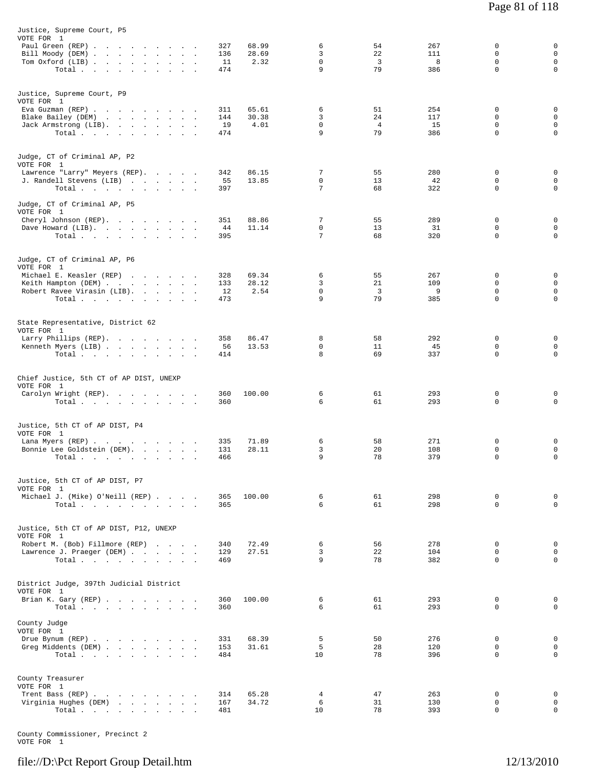Justice, Supreme Court, P5
VOTE FOR 1

| | | | | | | | |
|---|---|---|---|---|---|---|---|
| Paul Green (REP) | 327 | 68.99 | 6 | 54 | 267 | 0 | 0 |
| Bill Moody (DEM) | 136 | 28.69 | 3 | 22 | 111 | 0 | 0 |
| Tom Oxford (LIB) | 11 | 2.32 | 0 | 3 | 8 | 0 | 0 |
| Total | 474 | | 9 | 79 | 386 | 0 | 0 |

Justice, Supreme Court, P9
VOTE FOR 1

| | | | | | | | |
|---|---|---|---|---|---|---|---|
| Eva Guzman (REP) | 311 | 65.61 | 6 | 51 | 254 | 0 | 0 |
| Blake Bailey (DEM) | 144 | 30.38 | 3 | 24 | 117 | 0 | 0 |
| Jack Armstrong (LIB) | 19 | 4.01 | 0 | 4 | 15 | 0 | 0 |
| Total | 474 | | 9 | 79 | 386 | 0 | 0 |

Judge, CT of Criminal AP, P2
VOTE FOR 1

| | | | | | | | |
|---|---|---|---|---|---|---|---|
| Lawrence "Larry" Meyers (REP) | 342 | 86.15 | 7 | 55 | 280 | 0 | 0 |
| J. Randell Stevens (LIB) | 55 | 13.85 | 0 | 13 | 42 | 0 | 0 |
| Total | 397 | | 7 | 68 | 322 | 0 | 0 |

Judge, CT of Criminal AP, P5
VOTE FOR 1

| | | | | | | | |
|---|---|---|---|---|---|---|---|
| Cheryl Johnson (REP) | 351 | 88.86 | 7 | 55 | 289 | 0 | 0 |
| Dave Howard (LIB) | 44 | 11.14 | 0 | 13 | 31 | 0 | 0 |
| Total | 395 | | 7 | 68 | 320 | 0 | 0 |

Judge, CT of Criminal AP, P6
VOTE FOR 1

| | | | | | | | |
|---|---|---|---|---|---|---|---|
| Michael E. Keasler (REP) | 328 | 69.34 | 6 | 55 | 267 | 0 | 0 |
| Keith Hampton (DEM) | 133 | 28.12 | 3 | 21 | 109 | 0 | 0 |
| Robert Ravee Virasin (LIB) | 12 | 2.54 | 0 | 3 | 9 | 0 | 0 |
| Total | 473 | | 9 | 79 | 385 | 0 | 0 |

State Representative, District 62
VOTE FOR 1

| | | | | | | | |
|---|---|---|---|---|---|---|---|
| Larry Phillips (REP) | 358 | 86.47 | 8 | 58 | 292 | 0 | 0 |
| Kenneth Myers (LIB) | 56 | 13.53 | 0 | 11 | 45 | 0 | 0 |
| Total | 414 | | 8 | 69 | 337 | 0 | 0 |

Chief Justice, 5th CT of AP DIST, UNEXP
VOTE FOR 1

| | | | | | | | |
|---|---|---|---|---|---|---|---|
| Carolyn Wright (REP) | 360 | 100.00 | 6 | 61 | 293 | 0 | 0 |
| Total | 360 | | 6 | 61 | 293 | 0 | 0 |

Justice, 5th CT of AP DIST, P4
VOTE FOR 1

| | | | | | | | |
|---|---|---|---|---|---|---|---|
| Lana Myers (REP) | 335 | 71.89 | 6 | 58 | 271 | 0 | 0 |
| Bonnie Lee Goldstein (DEM) | 131 | 28.11 | 3 | 20 | 108 | 0 | 0 |
| Total | 466 | | 9 | 78 | 379 | 0 | 0 |

Justice, 5th CT of AP DIST, P7
VOTE FOR 1

| | | | | | | | |
|---|---|---|---|---|---|---|---|
| Michael J. (Mike) O'Neill (REP) | 365 | 100.00 | 6 | 61 | 298 | 0 | 0 |
| Total | 365 | | 6 | 61 | 298 | 0 | 0 |

Justice, 5th CT of AP DIST, P12, UNEXP
VOTE FOR 1

| | | | | | | | |
|---|---|---|---|---|---|---|---|
| Robert M. (Bob) Fillmore (REP) | 340 | 72.49 | 6 | 56 | 278 | 0 | 0 |
| Lawrence J. Praeger (DEM) | 129 | 27.51 | 3 | 22 | 104 | 0 | 0 |
| Total | 469 | | 9 | 78 | 382 | 0 | 0 |

District Judge, 397th Judicial District
VOTE FOR 1

| | | | | | | | |
|---|---|---|---|---|---|---|---|
| Brian K. Gary (REP) | 360 | 100.00 | 6 | 61 | 293 | 0 | 0 |
| Total | 360 | | 6 | 61 | 293 | 0 | 0 |

County Judge
VOTE FOR 1

| | | | | | | | |
|---|---|---|---|---|---|---|---|
| Drue Bynum (REP) | 331 | 68.39 | 5 | 50 | 276 | 0 | 0 |
| Greg Middents (DEM) | 153 | 31.61 | 5 | 28 | 120 | 0 | 0 |
| Total | 484 | | 10 | 78 | 396 | 0 | 0 |

County Treasurer
VOTE FOR 1

| | | | | | | | |
|---|---|---|---|---|---|---|---|
| Trent Bass (REP) | 314 | 65.28 | 4 | 47 | 263 | 0 | 0 |
| Virginia Hughes (DEM) | 167 | 34.72 | 6 | 31 | 130 | 0 | 0 |
| Total | 481 | | 10 | 78 | 393 | 0 | 0 |

County Commissioner, Precinct 2
VOTE FOR 1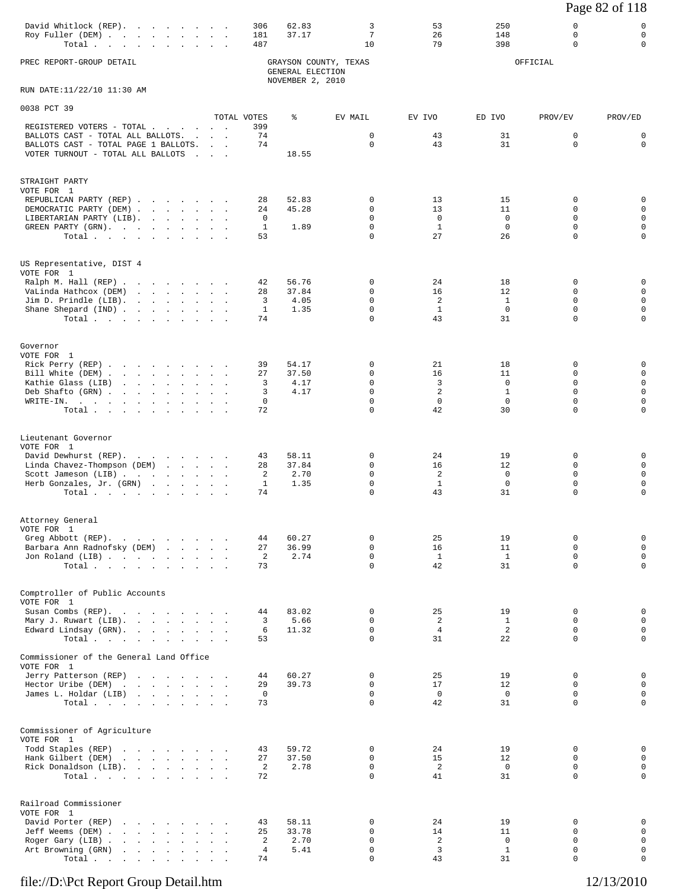| | TOTAL VOTES | % | EV MAIL | EV IVO | ED IVO | PROV/EV | PROV/ED |
|---|---|---|---|---|---|---|---|
| David Whitlock (REP) | 306 | 62.83 | 3 | 53 | 250 | 0 | 0 |
| Roy Fuller (DEM) | 181 | 37.17 | 7 | 26 | 148 | 0 | 0 |
| Total | 487 | | 10 | 79 | 398 | 0 | 0 |

PREC REPORT-GROUP DETAIL

GRAYSON COUNTY, TEXAS
GENERAL ELECTION
NOVEMBER 2, 2010

OFFICIAL

RUN DATE:11/22/10 11:30 AM

## 0038 PCT 39

| | TOTAL VOTES | % | EV MAIL | EV IVO | ED IVO | PROV/EV | PROV/ED |
|---|---|---|---|---|---|---|---|
| REGISTERED VOTERS - TOTAL | 399 | | | | | | |
| BALLOTS CAST - TOTAL ALL BALLOTS | 74 | | 0 | 43 | 31 | 0 | 0 |
| BALLOTS CAST - TOTAL PAGE 1 BALLOTS | 74 | | 0 | 43 | 31 | 0 | 0 |
| VOTER TURNOUT - TOTAL ALL BALLOTS | | 18.55 | | | | | |

### STRAIGHT PARTY
VOTE FOR 1

| | TOTAL VOTES | % | EV MAIL | EV IVO | ED IVO | PROV/EV | PROV/ED |
|---|---|---|---|---|---|---|---|
| REPUBLICAN PARTY (REP) | 28 | 52.83 | 0 | 13 | 15 | 0 | 0 |
| DEMOCRATIC PARTY (DEM) | 24 | 45.28 | 0 | 13 | 11 | 0 | 0 |
| LIBERTARIAN PARTY (LIB) | 0 | | 0 | 0 | 0 | 0 | 0 |
| GREEN PARTY (GRN) | 1 | 1.89 | 0 | 1 | 0 | 0 | 0 |
| Total | 53 | | 0 | 27 | 26 | 0 | 0 |

### US Representative, DIST 4
VOTE FOR 1

| | TOTAL VOTES | % | EV MAIL | EV IVO | ED IVO | PROV/EV | PROV/ED |
|---|---|---|---|---|---|---|---|
| Ralph M. Hall (REP) | 42 | 56.76 | 0 | 24 | 18 | 0 | 0 |
| VaLinda Hathcox (DEM) | 28 | 37.84 | 0 | 16 | 12 | 0 | 0 |
| Jim D. Prindle (LIB) | 3 | 4.05 | 0 | 2 | 1 | 0 | 0 |
| Shane Shepard (IND) | 1 | 1.35 | 0 | 1 | 0 | 0 | 0 |
| Total | 74 | | 0 | 43 | 31 | 0 | 0 |

### Governor
VOTE FOR 1

| | TOTAL VOTES | % | EV MAIL | EV IVO | ED IVO | PROV/EV | PROV/ED |
|---|---|---|---|---|---|---|---|
| Rick Perry (REP) | 39 | 54.17 | 0 | 21 | 18 | 0 | 0 |
| Bill White (DEM) | 27 | 37.50 | 0 | 16 | 11 | 0 | 0 |
| Kathie Glass (LIB) | 3 | 4.17 | 0 | 3 | 0 | 0 | 0 |
| Deb Shafto (GRN) | 3 | 4.17 | 0 | 2 | 1 | 0 | 0 |
| WRITE-IN | 0 | | 0 | 0 | 0 | 0 | 0 |
| Total | 72 | | 0 | 42 | 30 | 0 | 0 |

### Lieutenant Governor
VOTE FOR 1

| | TOTAL VOTES | % | EV MAIL | EV IVO | ED IVO | PROV/EV | PROV/ED |
|---|---|---|---|---|---|---|---|
| David Dewhurst (REP) | 43 | 58.11 | 0 | 24 | 19 | 0 | 0 |
| Linda Chavez-Thompson (DEM) | 28 | 37.84 | 0 | 16 | 12 | 0 | 0 |
| Scott Jameson (LIB) | 2 | 2.70 | 0 | 2 | 0 | 0 | 0 |
| Herb Gonzales, Jr. (GRN) | 1 | 1.35 | 0 | 1 | 0 | 0 | 0 |
| Total | 74 | | 0 | 43 | 31 | 0 | 0 |

### Attorney General
VOTE FOR 1

| | TOTAL VOTES | % | EV MAIL | EV IVO | ED IVO | PROV/EV | PROV/ED |
|---|---|---|---|---|---|---|---|
| Greg Abbott (REP) | 44 | 60.27 | 0 | 25 | 19 | 0 | 0 |
| Barbara Ann Radnofsky (DEM) | 27 | 36.99 | 0 | 16 | 11 | 0 | 0 |
| Jon Roland (LIB) | 2 | 2.74 | 0 | 1 | 1 | 0 | 0 |
| Total | 73 | | 0 | 42 | 31 | 0 | 0 |

### Comptroller of Public Accounts
VOTE FOR 1

| | TOTAL VOTES | % | EV MAIL | EV IVO | ED IVO | PROV/EV | PROV/ED |
|---|---|---|---|---|---|---|---|
| Susan Combs (REP) | 44 | 83.02 | 0 | 25 | 19 | 0 | 0 |
| Mary J. Ruwart (LIB) | 3 | 5.66 | 0 | 2 | 1 | 0 | 0 |
| Edward Lindsay (GRN) | 6 | 11.32 | 0 | 4 | 2 | 0 | 0 |
| Total | 53 | | 0 | 31 | 22 | 0 | 0 |

### Commissioner of the General Land Office
VOTE FOR 1

| | TOTAL VOTES | % | EV MAIL | EV IVO | ED IVO | PROV/EV | PROV/ED |
|---|---|---|---|---|---|---|---|
| Jerry Patterson (REP) | 44 | 60.27 | 0 | 25 | 19 | 0 | 0 |
| Hector Uribe (DEM) | 29 | 39.73 | 0 | 17 | 12 | 0 | 0 |
| James L. Holdar (LIB) | 0 | | 0 | 0 | 0 | 0 | 0 |
| Total | 73 | | 0 | 42 | 31 | 0 | 0 |

### Commissioner of Agriculture
VOTE FOR 1

| | TOTAL VOTES | % | EV MAIL | EV IVO | ED IVO | PROV/EV | PROV/ED |
|---|---|---|---|---|---|---|---|
| Todd Staples (REP) | 43 | 59.72 | 0 | 24 | 19 | 0 | 0 |
| Hank Gilbert (DEM) | 27 | 37.50 | 0 | 15 | 12 | 0 | 0 |
| Rick Donaldson (LIB) | 2 | 2.78 | 0 | 2 | 0 | 0 | 0 |
| Total | 72 | | 0 | 41 | 31 | 0 | 0 |

### Railroad Commissioner
VOTE FOR 1

| | TOTAL VOTES | % | EV MAIL | EV IVO | ED IVO | PROV/EV | PROV/ED |
|---|---|---|---|---|---|---|---|
| David Porter (REP) | 43 | 58.11 | 0 | 24 | 19 | 0 | 0 |
| Jeff Weems (DEM) | 25 | 33.78 | 0 | 14 | 11 | 0 | 0 |
| Roger Gary (LIB) | 2 | 2.70 | 0 | 2 | 0 | 0 | 0 |
| Art Browning (GRN) | 4 | 5.41 | 0 | 3 | 1 | 0 | 0 |
| Total | 74 | | 0 | 43 | 31 | 0 | 0 |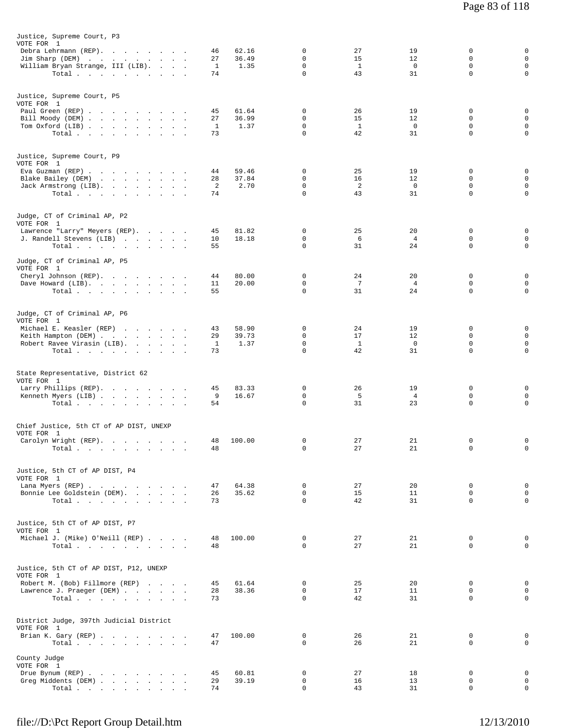Justice, Supreme Court, P3
VOTE FOR 1

| Candidate | Votes | Pct | | | | | |
|---|---|---|---|---|---|---|---|
| Debra Lehrmann (REP) | 46 | 62.16 | 0 | 27 | 19 | 0 | 0 |
| Jim Sharp (DEM) | 27 | 36.49 | 0 | 15 | 12 | 0 | 0 |
| William Bryan Strange, III (LIB) | 1 | 1.35 | 0 | 1 | 0 | 0 | 0 |
| Total | 74 | | 0 | 43 | 31 | 0 | 0 |

Justice, Supreme Court, P5
VOTE FOR 1

| Candidate | Votes | Pct | | | | | |
|---|---|---|---|---|---|---|---|
| Paul Green (REP) | 45 | 61.64 | 0 | 26 | 19 | 0 | 0 |
| Bill Moody (DEM) | 27 | 36.99 | 0 | 15 | 12 | 0 | 0 |
| Tom Oxford (LIB) | 1 | 1.37 | 0 | 1 | 0 | 0 | 0 |
| Total | 73 | | 0 | 42 | 31 | 0 | 0 |

Justice, Supreme Court, P9
VOTE FOR 1

| Candidate | Votes | Pct | | | | | |
|---|---|---|---|---|---|---|---|
| Eva Guzman (REP) | 44 | 59.46 | 0 | 25 | 19 | 0 | 0 |
| Blake Bailey (DEM) | 28 | 37.84 | 0 | 16 | 12 | 0 | 0 |
| Jack Armstrong (LIB) | 2 | 2.70 | 0 | 2 | 0 | 0 | 0 |
| Total | 74 | | 0 | 43 | 31 | 0 | 0 |

Judge, CT of Criminal AP, P2
VOTE FOR 1

| Candidate | Votes | Pct | | | | | |
|---|---|---|---|---|---|---|---|
| Lawrence "Larry" Meyers (REP) | 45 | 81.82 | 0 | 25 | 20 | 0 | 0 |
| J. Randell Stevens (LIB) | 10 | 18.18 | 0 | 6 | 4 | 0 | 0 |
| Total | 55 | | 0 | 31 | 24 | 0 | 0 |

Judge, CT of Criminal AP, P5
VOTE FOR 1

| Candidate | Votes | Pct | | | | | |
|---|---|---|---|---|---|---|---|
| Cheryl Johnson (REP) | 44 | 80.00 | 0 | 24 | 20 | 0 | 0 |
| Dave Howard (LIB) | 11 | 20.00 | 0 | 7 | 4 | 0 | 0 |
| Total | 55 | | 0 | 31 | 24 | 0 | 0 |

Judge, CT of Criminal AP, P6
VOTE FOR 1

| Candidate | Votes | Pct | | | | | |
|---|---|---|---|---|---|---|---|
| Michael E. Keasler (REP) | 43 | 58.90 | 0 | 24 | 19 | 0 | 0 |
| Keith Hampton (DEM) | 29 | 39.73 | 0 | 17 | 12 | 0 | 0 |
| Robert Ravee Virasin (LIB) | 1 | 1.37 | 0 | 1 | 0 | 0 | 0 |
| Total | 73 | | 0 | 42 | 31 | 0 | 0 |

State Representative, District 62
VOTE FOR 1

| Candidate | Votes | Pct | | | | | |
|---|---|---|---|---|---|---|---|
| Larry Phillips (REP) | 45 | 83.33 | 0 | 26 | 19 | 0 | 0 |
| Kenneth Myers (LIB) | 9 | 16.67 | 0 | 5 | 4 | 0 | 0 |
| Total | 54 | | 0 | 31 | 23 | 0 | 0 |

Chief Justice, 5th CT of AP DIST, UNEXP
VOTE FOR 1

| Candidate | Votes | Pct | | | | | |
|---|---|---|---|---|---|---|---|
| Carolyn Wright (REP) | 48 | 100.00 | 0 | 27 | 21 | 0 | 0 |
| Total | 48 | | 0 | 27 | 21 | 0 | 0 |

Justice, 5th CT of AP DIST, P4
VOTE FOR 1

| Candidate | Votes | Pct | | | | | |
|---|---|---|---|---|---|---|---|
| Lana Myers (REP) | 47 | 64.38 | 0 | 27 | 20 | 0 | 0 |
| Bonnie Lee Goldstein (DEM) | 26 | 35.62 | 0 | 15 | 11 | 0 | 0 |
| Total | 73 | | 0 | 42 | 31 | 0 | 0 |

Justice, 5th CT of AP DIST, P7
VOTE FOR 1

| Candidate | Votes | Pct | | | | | |
|---|---|---|---|---|---|---|---|
| Michael J. (Mike) O'Neill (REP) | 48 | 100.00 | 0 | 27 | 21 | 0 | 0 |
| Total | 48 | | 0 | 27 | 21 | 0 | 0 |

Justice, 5th CT of AP DIST, P12, UNEXP
VOTE FOR 1

| Candidate | Votes | Pct | | | | | |
|---|---|---|---|---|---|---|---|
| Robert M. (Bob) Fillmore (REP) | 45 | 61.64 | 0 | 25 | 20 | 0 | 0 |
| Lawrence J. Praeger (DEM) | 28 | 38.36 | 0 | 17 | 11 | 0 | 0 |
| Total | 73 | | 0 | 42 | 31 | 0 | 0 |

District Judge, 397th Judicial District
VOTE FOR 1

| Candidate | Votes | Pct | | | | | |
|---|---|---|---|---|---|---|---|
| Brian K. Gary (REP) | 47 | 100.00 | 0 | 26 | 21 | 0 | 0 |
| Total | 47 | | 0 | 26 | 21 | 0 | 0 |

County Judge
VOTE FOR 1

| Candidate | Votes | Pct | | | | | |
|---|---|---|---|---|---|---|---|
| Drue Bynum (REP) | 45 | 60.81 | 0 | 27 | 18 | 0 | 0 |
| Greg Middents (DEM) | 29 | 39.19 | 0 | 16 | 13 | 0 | 0 |
| Total | 74 | | 0 | 43 | 31 | 0 | 0 |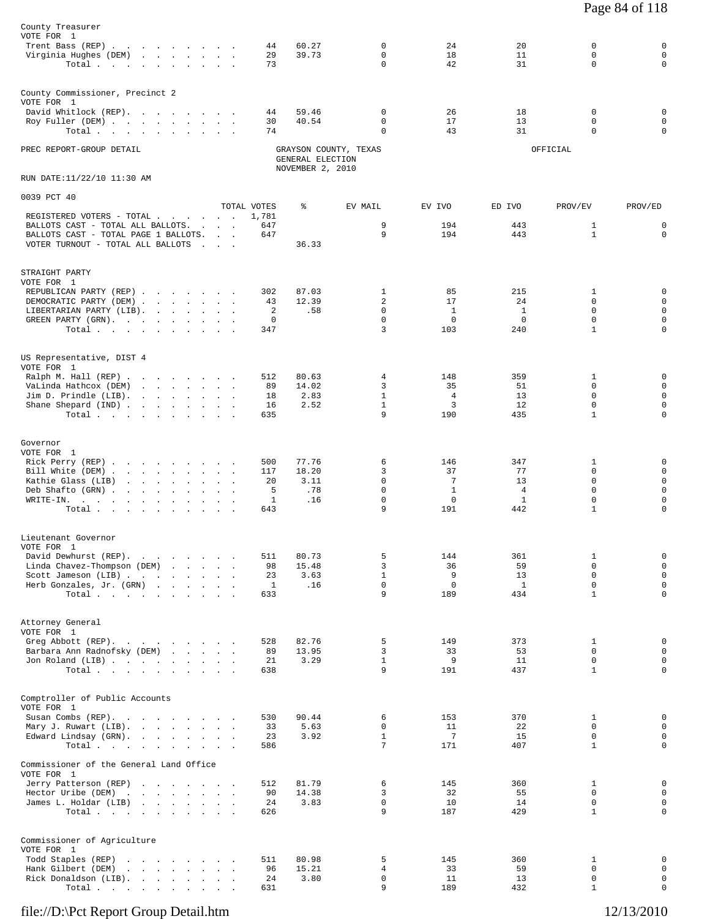County Treasurer
VOTE FOR 1

| | TOTAL VOTES | % | EV MAIL | EV IVO | ED IVO | PROV/EV | PROV/ED |
|---|---|---|---|---|---|---|---|
| Trent Bass (REP) | 44 | 60.27 | 0 | 24 | 20 | 0 | 0 |
| Virginia Hughes (DEM) | 29 | 39.73 | 0 | 18 | 11 | 0 | 0 |
| Total | 73 | | 0 | 42 | 31 | 0 | 0 |

County Commissioner, Precinct 2
VOTE FOR 1

| | TOTAL VOTES | % | EV MAIL | EV IVO | ED IVO | PROV/EV | PROV/ED |
|---|---|---|---|---|---|---|---|
| David Whitlock (REP) | 44 | 59.46 | 0 | 26 | 18 | 0 | 0 |
| Roy Fuller (DEM) | 30 | 40.54 | 0 | 17 | 13 | 0 | 0 |
| Total | 74 | | 0 | 43 | 31 | 0 | 0 |

PREC REPORT-GROUP DETAIL — GRAYSON COUNTY, TEXAS — GENERAL ELECTION — NOVEMBER 2, 2010 — OFFICIAL

RUN DATE:11/22/10 11:30 AM

0039 PCT 40

| | TOTAL VOTES | % | EV MAIL | EV IVO | ED IVO | PROV/EV | PROV/ED |
|---|---|---|---|---|---|---|---|
| REGISTERED VOTERS - TOTAL | 1,781 | | | | | | |
| BALLOTS CAST - TOTAL ALL BALLOTS. | 647 | | 9 | 194 | 443 | 1 | 0 |
| BALLOTS CAST - TOTAL PAGE 1 BALLOTS. | 647 | | 9 | 194 | 443 | 1 | 0 |
| VOTER TURNOUT - TOTAL ALL BALLOTS | | 36.33 | | | | | |

STRAIGHT PARTY
VOTE FOR 1

| | TOTAL VOTES | % | EV MAIL | EV IVO | ED IVO | PROV/EV | PROV/ED |
|---|---|---|---|---|---|---|---|
| REPUBLICAN PARTY (REP) | 302 | 87.03 | 1 | 85 | 215 | 1 | 0 |
| DEMOCRATIC PARTY (DEM) | 43 | 12.39 | 2 | 17 | 24 | 0 | 0 |
| LIBERTARIAN PARTY (LIB) | 2 | .58 | 0 | 1 | 1 | 0 | 0 |
| GREEN PARTY (GRN) | 0 | | 0 | 0 | 0 | 0 | 0 |
| Total | 347 | | 3 | 103 | 240 | 1 | 0 |

US Representative, DIST 4
VOTE FOR 1

| | TOTAL VOTES | % | EV MAIL | EV IVO | ED IVO | PROV/EV | PROV/ED |
|---|---|---|---|---|---|---|---|
| Ralph M. Hall (REP) | 512 | 80.63 | 4 | 148 | 359 | 1 | 0 |
| VaLinda Hathcox (DEM) | 89 | 14.02 | 3 | 35 | 51 | 0 | 0 |
| Jim D. Prindle (LIB) | 18 | 2.83 | 1 | 4 | 13 | 0 | 0 |
| Shane Shepard (IND) | 16 | 2.52 | 1 | 3 | 12 | 0 | 0 |
| Total | 635 | | 9 | 190 | 435 | 1 | 0 |

Governor
VOTE FOR 1

| | TOTAL VOTES | % | EV MAIL | EV IVO | ED IVO | PROV/EV | PROV/ED |
|---|---|---|---|---|---|---|---|
| Rick Perry (REP) | 500 | 77.76 | 6 | 146 | 347 | 1 | 0 |
| Bill White (DEM) | 117 | 18.20 | 3 | 37 | 77 | 0 | 0 |
| Kathie Glass (LIB) | 20 | 3.11 | 0 | 7 | 13 | 0 | 0 |
| Deb Shafto (GRN) | 5 | .78 | 0 | 1 | 4 | 0 | 0 |
| WRITE-IN. | 1 | .16 | 0 | 0 | 1 | 0 | 0 |
| Total | 643 | | 9 | 191 | 442 | 1 | 0 |

Lieutenant Governor
VOTE FOR 1

| | TOTAL VOTES | % | EV MAIL | EV IVO | ED IVO | PROV/EV | PROV/ED |
|---|---|---|---|---|---|---|---|
| David Dewhurst (REP) | 511 | 80.73 | 5 | 144 | 361 | 1 | 0 |
| Linda Chavez-Thompson (DEM) | 98 | 15.48 | 3 | 36 | 59 | 0 | 0 |
| Scott Jameson (LIB) | 23 | 3.63 | 1 | 9 | 13 | 0 | 0 |
| Herb Gonzales, Jr. (GRN) | 1 | .16 | 0 | 0 | 1 | 0 | 0 |
| Total | 633 | | 9 | 189 | 434 | 1 | 0 |

Attorney General
VOTE FOR 1

| | TOTAL VOTES | % | EV MAIL | EV IVO | ED IVO | PROV/EV | PROV/ED |
|---|---|---|---|---|---|---|---|
| Greg Abbott (REP) | 528 | 82.76 | 5 | 149 | 373 | 1 | 0 |
| Barbara Ann Radnofsky (DEM) | 89 | 13.95 | 3 | 33 | 53 | 0 | 0 |
| Jon Roland (LIB) | 21 | 3.29 | 1 | 9 | 11 | 0 | 0 |
| Total | 638 | | 9 | 191 | 437 | 1 | 0 |

Comptroller of Public Accounts
VOTE FOR 1

| | TOTAL VOTES | % | EV MAIL | EV IVO | ED IVO | PROV/EV | PROV/ED |
|---|---|---|---|---|---|---|---|
| Susan Combs (REP) | 530 | 90.44 | 6 | 153 | 370 | 1 | 0 |
| Mary J. Ruwart (LIB) | 33 | 5.63 | 0 | 11 | 22 | 0 | 0 |
| Edward Lindsay (GRN) | 23 | 3.92 | 1 | 7 | 15 | 0 | 0 |
| Total | 586 | | 7 | 171 | 407 | 1 | 0 |

Commissioner of the General Land Office
VOTE FOR 1

| | TOTAL VOTES | % | EV MAIL | EV IVO | ED IVO | PROV/EV | PROV/ED |
|---|---|---|---|---|---|---|---|
| Jerry Patterson (REP) | 512 | 81.79 | 6 | 145 | 360 | 1 | 0 |
| Hector Uribe (DEM) | 90 | 14.38 | 3 | 32 | 55 | 0 | 0 |
| James L. Holdar (LIB) | 24 | 3.83 | 0 | 10 | 14 | 0 | 0 |
| Total | 626 | | 9 | 187 | 429 | 1 | 0 |

Commissioner of Agriculture
VOTE FOR 1

| | TOTAL VOTES | % | EV MAIL | EV IVO | ED IVO | PROV/EV | PROV/ED |
|---|---|---|---|---|---|---|---|
| Todd Staples (REP) | 511 | 80.98 | 5 | 145 | 360 | 1 | 0 |
| Hank Gilbert (DEM) | 96 | 15.21 | 4 | 33 | 59 | 0 | 0 |
| Rick Donaldson (LIB) | 24 | 3.80 | 0 | 11 | 13 | 0 | 0 |
| Total | 631 | | 9 | 189 | 432 | 1 | 0 |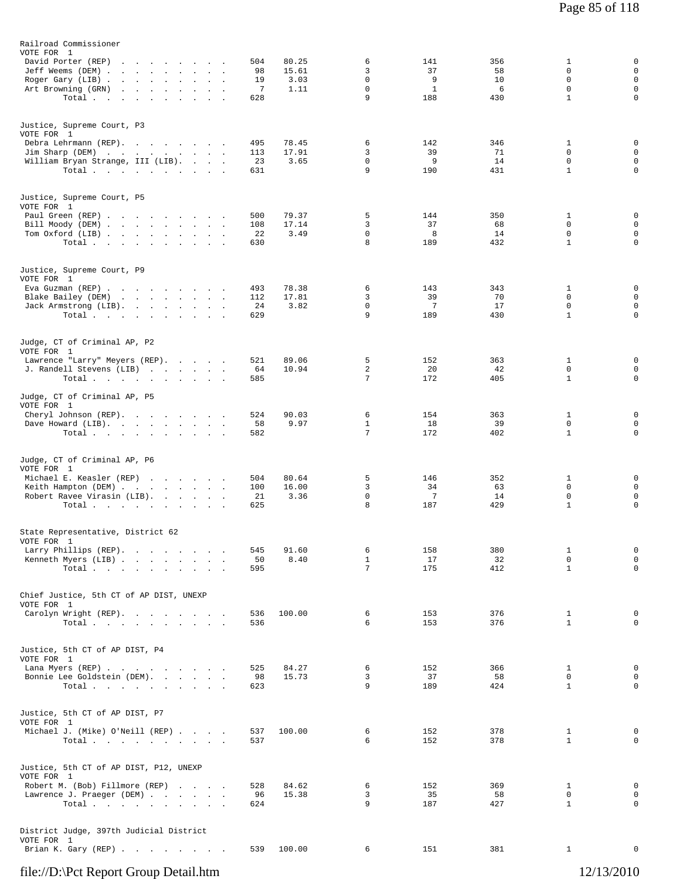Railroad Commissioner
VOTE FOR 1

| | | | | | | | |
|---|---|---|---|---|---|---|---|
| David Porter (REP) | 504 | 80.25 | 6 | 141 | 356 | 1 | 0 |
| Jeff Weems (DEM) | 98 | 15.61 | 3 | 37 | 58 | 0 | 0 |
| Roger Gary (LIB) | 19 | 3.03 | 0 | 9 | 10 | 0 | 0 |
| Art Browning (GRN) | 7 | 1.11 | 0 | 1 | 6 | 0 | 0 |
| Total | 628 | | 9 | 188 | 430 | 1 | 0 |

Justice, Supreme Court, P3
VOTE FOR 1

| | | | | | | | |
|---|---|---|---|---|---|---|---|
| Debra Lehrmann (REP) | 495 | 78.45 | 6 | 142 | 346 | 1 | 0 |
| Jim Sharp (DEM) | 113 | 17.91 | 3 | 39 | 71 | 0 | 0 |
| William Bryan Strange, III (LIB) | 23 | 3.65 | 0 | 9 | 14 | 0 | 0 |
| Total | 631 | | 9 | 190 | 431 | 1 | 0 |

Justice, Supreme Court, P5
VOTE FOR 1

| | | | | | | | |
|---|---|---|---|---|---|---|---|
| Paul Green (REP) | 500 | 79.37 | 5 | 144 | 350 | 1 | 0 |
| Bill Moody (DEM) | 108 | 17.14 | 3 | 37 | 68 | 0 | 0 |
| Tom Oxford (LIB) | 22 | 3.49 | 0 | 8 | 14 | 0 | 0 |
| Total | 630 | | 8 | 189 | 432 | 1 | 0 |

Justice, Supreme Court, P9
VOTE FOR 1

| | | | | | | | |
|---|---|---|---|---|---|---|---|
| Eva Guzman (REP) | 493 | 78.38 | 6 | 143 | 343 | 1 | 0 |
| Blake Bailey (DEM) | 112 | 17.81 | 3 | 39 | 70 | 0 | 0 |
| Jack Armstrong (LIB) | 24 | 3.82 | 0 | 7 | 17 | 0 | 0 |
| Total | 629 | | 9 | 189 | 430 | 1 | 0 |

Judge, CT of Criminal AP, P2
VOTE FOR 1

| | | | | | | | |
|---|---|---|---|---|---|---|---|
| Lawrence "Larry" Meyers (REP) | 521 | 89.06 | 5 | 152 | 363 | 1 | 0 |
| J. Randell Stevens (LIB) | 64 | 10.94 | 2 | 20 | 42 | 0 | 0 |
| Total | 585 | | 7 | 172 | 405 | 1 | 0 |

Judge, CT of Criminal AP, P5
VOTE FOR 1

| | | | | | | | |
|---|---|---|---|---|---|---|---|
| Cheryl Johnson (REP) | 524 | 90.03 | 6 | 154 | 363 | 1 | 0 |
| Dave Howard (LIB) | 58 | 9.97 | 1 | 18 | 39 | 0 | 0 |
| Total | 582 | | 7 | 172 | 402 | 1 | 0 |

Judge, CT of Criminal AP, P6
VOTE FOR 1

| | | | | | | | |
|---|---|---|---|---|---|---|---|
| Michael E. Keasler (REP) | 504 | 80.64 | 5 | 146 | 352 | 1 | 0 |
| Keith Hampton (DEM) | 100 | 16.00 | 3 | 34 | 63 | 0 | 0 |
| Robert Ravee Virasin (LIB) | 21 | 3.36 | 0 | 7 | 14 | 0 | 0 |
| Total | 625 | | 8 | 187 | 429 | 1 | 0 |

State Representative, District 62
VOTE FOR 1

| | | | | | | | |
|---|---|---|---|---|---|---|---|
| Larry Phillips (REP) | 545 | 91.60 | 6 | 158 | 380 | 1 | 0 |
| Kenneth Myers (LIB) | 50 | 8.40 | 1 | 17 | 32 | 0 | 0 |
| Total | 595 | | 7 | 175 | 412 | 1 | 0 |

Chief Justice, 5th CT of AP DIST, UNEXP
VOTE FOR 1

| | | | | | | | |
|---|---|---|---|---|---|---|---|
| Carolyn Wright (REP) | 536 | 100.00 | 6 | 153 | 376 | 1 | 0 |
| Total | 536 | | 6 | 153 | 376 | 1 | 0 |

Justice, 5th CT of AP DIST, P4
VOTE FOR 1

| | | | | | | | |
|---|---|---|---|---|---|---|---|
| Lana Myers (REP) | 525 | 84.27 | 6 | 152 | 366 | 1 | 0 |
| Bonnie Lee Goldstein (DEM) | 98 | 15.73 | 3 | 37 | 58 | 0 | 0 |
| Total | 623 | | 9 | 189 | 424 | 1 | 0 |

Justice, 5th CT of AP DIST, P7
VOTE FOR 1

| | | | | | | | |
|---|---|---|---|---|---|---|---|
| Michael J. (Mike) O'Neill (REP) | 537 | 100.00 | 6 | 152 | 378 | 1 | 0 |
| Total | 537 | | 6 | 152 | 378 | 1 | 0 |

Justice, 5th CT of AP DIST, P12, UNEXP
VOTE FOR 1

| | | | | | | | |
|---|---|---|---|---|---|---|---|
| Robert M. (Bob) Fillmore (REP) | 528 | 84.62 | 6 | 152 | 369 | 1 | 0 |
| Lawrence J. Praeger (DEM) | 96 | 15.38 | 3 | 35 | 58 | 0 | 0 |
| Total | 624 | | 9 | 187 | 427 | 1 | 0 |

District Judge, 397th Judicial District
VOTE FOR 1

| | | | | | | | |
|---|---|---|---|---|---|---|---|
| Brian K. Gary (REP) | 539 | 100.00 | 6 | 151 | 381 | 1 | 0 |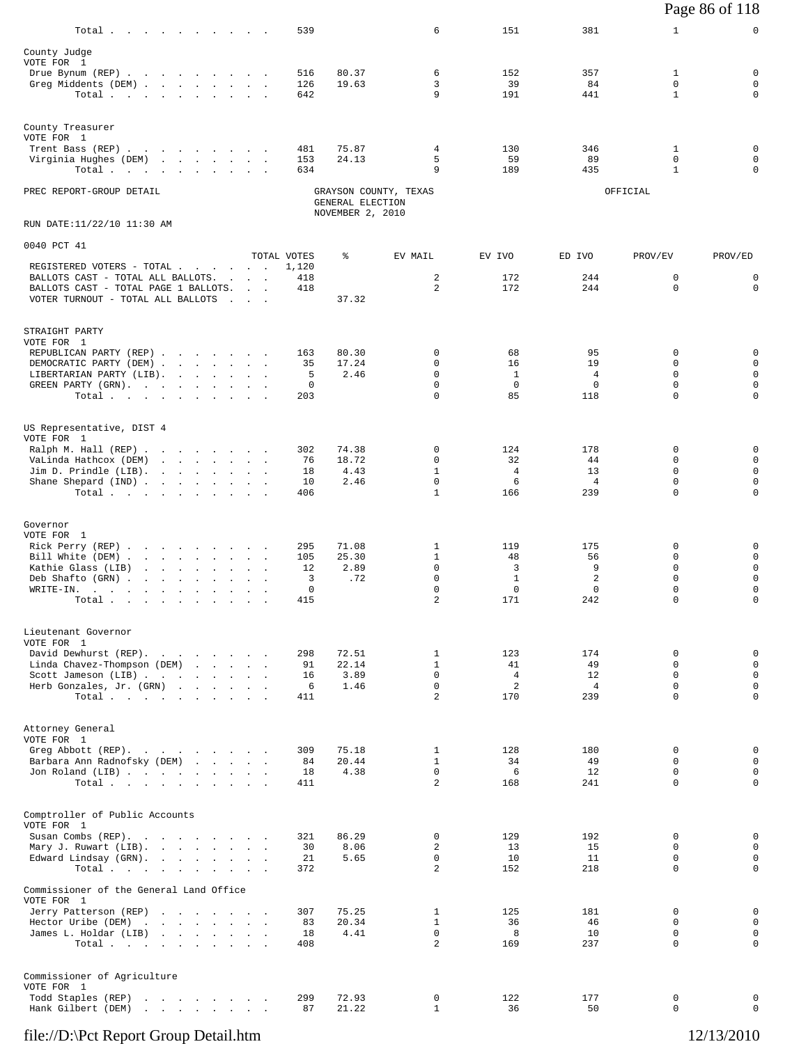| | TOTAL VOTES | % | EV MAIL | EV IVO | ED IVO | PROV/EV | PROV/ED |
|---|---|---|---|---|---|---|---|
| Total | 539 | | 6 | 151 | 381 | 1 | 0 |

**County Judge**
VOTE FOR 1

| | TOTAL VOTES | % | EV MAIL | EV IVO | ED IVO | PROV/EV | PROV/ED |
|---|---|---|---|---|---|---|---|
| Drue Bynum (REP) | 516 | 80.37 | 6 | 152 | 357 | 1 | 0 |
| Greg Middents (DEM) | 126 | 19.63 | 3 | 39 | 84 | 0 | 0 |
| Total | 642 | | 9 | 191 | 441 | 1 | 0 |

**County Treasurer**
VOTE FOR 1

| | TOTAL VOTES | % | EV MAIL | EV IVO | ED IVO | PROV/EV | PROV/ED |
|---|---|---|---|---|---|---|---|
| Trent Bass (REP) | 481 | 75.87 | 4 | 130 | 346 | 1 | 0 |
| Virginia Hughes (DEM) | 153 | 24.13 | 5 | 59 | 89 | 0 | 0 |
| Total | 634 | | 9 | 189 | 435 | 1 | 0 |

PREC REPORT-GROUP DETAIL

GRAYSON COUNTY, TEXAS
GENERAL ELECTION
NOVEMBER 2, 2010

OFFICIAL

RUN DATE:11/22/10 11:30 AM

## 0040 PCT 41

| | TOTAL VOTES | % | EV MAIL | EV IVO | ED IVO | PROV/EV | PROV/ED |
|---|---|---|---|---|---|---|---|
| REGISTERED VOTERS - TOTAL | 1,120 | | | | | | |
| BALLOTS CAST - TOTAL ALL BALLOTS | 418 | | 2 | 172 | 244 | 0 | 0 |
| BALLOTS CAST - TOTAL PAGE 1 BALLOTS | 418 | | 2 | 172 | 244 | 0 | 0 |
| VOTER TURNOUT - TOTAL ALL BALLOTS | | 37.32 | | | | | |

**STRAIGHT PARTY**
VOTE FOR 1

| | TOTAL VOTES | % | EV MAIL | EV IVO | ED IVO | PROV/EV | PROV/ED |
|---|---|---|---|---|---|---|---|
| REPUBLICAN PARTY (REP) | 163 | 80.30 | 0 | 68 | 95 | 0 | 0 |
| DEMOCRATIC PARTY (DEM) | 35 | 17.24 | 0 | 16 | 19 | 0 | 0 |
| LIBERTARIAN PARTY (LIB) | 5 | 2.46 | 0 | 1 | 4 | 0 | 0 |
| GREEN PARTY (GRN) | 0 | | 0 | 0 | 0 | 0 | 0 |
| Total | 203 | | 0 | 85 | 118 | 0 | 0 |

**US Representative, DIST 4**
VOTE FOR 1

| | TOTAL VOTES | % | EV MAIL | EV IVO | ED IVO | PROV/EV | PROV/ED |
|---|---|---|---|---|---|---|---|
| Ralph M. Hall (REP) | 302 | 74.38 | 0 | 124 | 178 | 0 | 0 |
| VaLinda Hathcox (DEM) | 76 | 18.72 | 0 | 32 | 44 | 0 | 0 |
| Jim D. Prindle (LIB) | 18 | 4.43 | 1 | 4 | 13 | 0 | 0 |
| Shane Shepard (IND) | 10 | 2.46 | 0 | 6 | 4 | 0 | 0 |
| Total | 406 | | 1 | 166 | 239 | 0 | 0 |

**Governor**
VOTE FOR 1

| | TOTAL VOTES | % | EV MAIL | EV IVO | ED IVO | PROV/EV | PROV/ED |
|---|---|---|---|---|---|---|---|
| Rick Perry (REP) | 295 | 71.08 | 1 | 119 | 175 | 0 | 0 |
| Bill White (DEM) | 105 | 25.30 | 1 | 48 | 56 | 0 | 0 |
| Kathie Glass (LIB) | 12 | 2.89 | 0 | 3 | 9 | 0 | 0 |
| Deb Shafto (GRN) | 3 | .72 | 0 | 1 | 2 | 0 | 0 |
| WRITE-IN. | 0 | | 0 | 0 | 0 | 0 | 0 |
| Total | 415 | | 2 | 171 | 242 | 0 | 0 |

**Lieutenant Governor**
VOTE FOR 1

| | TOTAL VOTES | % | EV MAIL | EV IVO | ED IVO | PROV/EV | PROV/ED |
|---|---|---|---|---|---|---|---|
| David Dewhurst (REP) | 298 | 72.51 | 1 | 123 | 174 | 0 | 0 |
| Linda Chavez-Thompson (DEM) | 91 | 22.14 | 1 | 41 | 49 | 0 | 0 |
| Scott Jameson (LIB) | 16 | 3.89 | 0 | 4 | 12 | 0 | 0 |
| Herb Gonzales, Jr. (GRN) | 6 | 1.46 | 0 | 2 | 4 | 0 | 0 |
| Total | 411 | | 2 | 170 | 239 | 0 | 0 |

**Attorney General**
VOTE FOR 1

| | TOTAL VOTES | % | EV MAIL | EV IVO | ED IVO | PROV/EV | PROV/ED |
|---|---|---|---|---|---|---|---|
| Greg Abbott (REP) | 309 | 75.18 | 1 | 128 | 180 | 0 | 0 |
| Barbara Ann Radnofsky (DEM) | 84 | 20.44 | 1 | 34 | 49 | 0 | 0 |
| Jon Roland (LIB) | 18 | 4.38 | 0 | 6 | 12 | 0 | 0 |
| Total | 411 | | 2 | 168 | 241 | 0 | 0 |

**Comptroller of Public Accounts**
VOTE FOR 1

| | TOTAL VOTES | % | EV MAIL | EV IVO | ED IVO | PROV/EV | PROV/ED |
|---|---|---|---|---|---|---|---|
| Susan Combs (REP) | 321 | 86.29 | 0 | 129 | 192 | 0 | 0 |
| Mary J. Ruwart (LIB) | 30 | 8.06 | 2 | 13 | 15 | 0 | 0 |
| Edward Lindsay (GRN) | 21 | 5.65 | 0 | 10 | 11 | 0 | 0 |
| Total | 372 | | 2 | 152 | 218 | 0 | 0 |

**Commissioner of the General Land Office**
VOTE FOR 1

| | TOTAL VOTES | % | EV MAIL | EV IVO | ED IVO | PROV/EV | PROV/ED |
|---|---|---|---|---|---|---|---|
| Jerry Patterson (REP) | 307 | 75.25 | 1 | 125 | 181 | 0 | 0 |
| Hector Uribe (DEM) | 83 | 20.34 | 1 | 36 | 46 | 0 | 0 |
| James L. Holdar (LIB) | 18 | 4.41 | 0 | 8 | 10 | 0 | 0 |
| Total | 408 | | 2 | 169 | 237 | 0 | 0 |

**Commissioner of Agriculture**
VOTE FOR 1

| | TOTAL VOTES | % | EV MAIL | EV IVO | ED IVO | PROV/EV | PROV/ED |
|---|---|---|---|---|---|---|---|
| Todd Staples (REP) | 299 | 72.93 | 0 | 122 | 177 | 0 | 0 |
| Hank Gilbert (DEM) | 87 | 21.22 | 1 | 36 | 50 | 0 | 0 |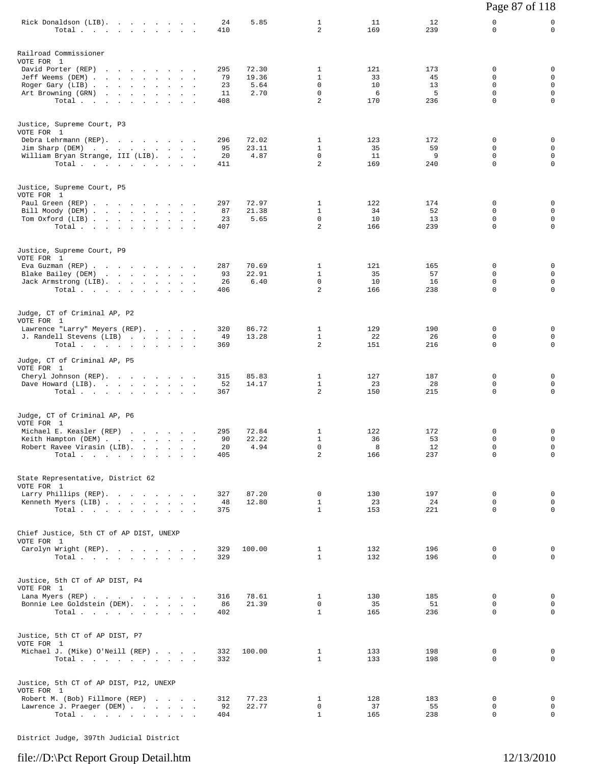| | | | | | | | |
|---|---|---|---|---|---|---|---|
| Rick Donaldson (LIB) | 24 | 5.85 | 1 | 11 | 12 | 0 | 0 |
| Total | 410 | | 2 | 169 | 239 | 0 | 0 |

Railroad Commissioner
VOTE FOR 1

| | | | | | | | |
|---|---|---|---|---|---|---|---|
| David Porter (REP) | 295 | 72.30 | 1 | 121 | 173 | 0 | 0 |
| Jeff Weems (DEM) | 79 | 19.36 | 1 | 33 | 45 | 0 | 0 |
| Roger Gary (LIB) | 23 | 5.64 | 0 | 10 | 13 | 0 | 0 |
| Art Browning (GRN) | 11 | 2.70 | 0 | 6 | 5 | 0 | 0 |
| Total | 408 | | 2 | 170 | 236 | 0 | 0 |

Justice, Supreme Court, P3
VOTE FOR 1

| | | | | | | | |
|---|---|---|---|---|---|---|---|
| Debra Lehrmann (REP) | 296 | 72.02 | 1 | 123 | 172 | 0 | 0 |
| Jim Sharp (DEM) | 95 | 23.11 | 1 | 35 | 59 | 0 | 0 |
| William Bryan Strange, III (LIB) | 20 | 4.87 | 0 | 11 | 9 | 0 | 0 |
| Total | 411 | | 2 | 169 | 240 | 0 | 0 |

Justice, Supreme Court, P5
VOTE FOR 1

| | | | | | | | |
|---|---|---|---|---|---|---|---|
| Paul Green (REP) | 297 | 72.97 | 1 | 122 | 174 | 0 | 0 |
| Bill Moody (DEM) | 87 | 21.38 | 1 | 34 | 52 | 0 | 0 |
| Tom Oxford (LIB) | 23 | 5.65 | 0 | 10 | 13 | 0 | 0 |
| Total | 407 | | 2 | 166 | 239 | 0 | 0 |

Justice, Supreme Court, P9
VOTE FOR 1

| | | | | | | | |
|---|---|---|---|---|---|---|---|
| Eva Guzman (REP) | 287 | 70.69 | 1 | 121 | 165 | 0 | 0 |
| Blake Bailey (DEM) | 93 | 22.91 | 1 | 35 | 57 | 0 | 0 |
| Jack Armstrong (LIB) | 26 | 6.40 | 0 | 10 | 16 | 0 | 0 |
| Total | 406 | | 2 | 166 | 238 | 0 | 0 |

Judge, CT of Criminal AP, P2
VOTE FOR 1

| | | | | | | | |
|---|---|---|---|---|---|---|---|
| Lawrence "Larry" Meyers (REP) | 320 | 86.72 | 1 | 129 | 190 | 0 | 0 |
| J. Randell Stevens (LIB) | 49 | 13.28 | 1 | 22 | 26 | 0 | 0 |
| Total | 369 | | 2 | 151 | 216 | 0 | 0 |

Judge, CT of Criminal AP, P5
VOTE FOR 1

| | | | | | | | |
|---|---|---|---|---|---|---|---|
| Cheryl Johnson (REP) | 315 | 85.83 | 1 | 127 | 187 | 0 | 0 |
| Dave Howard (LIB) | 52 | 14.17 | 1 | 23 | 28 | 0 | 0 |
| Total | 367 | | 2 | 150 | 215 | 0 | 0 |

Judge, CT of Criminal AP, P6
VOTE FOR 1

| | | | | | | | |
|---|---|---|---|---|---|---|---|
| Michael E. Keasler (REP) | 295 | 72.84 | 1 | 122 | 172 | 0 | 0 |
| Keith Hampton (DEM) | 90 | 22.22 | 1 | 36 | 53 | 0 | 0 |
| Robert Ravee Virasin (LIB) | 20 | 4.94 | 0 | 8 | 12 | 0 | 0 |
| Total | 405 | | 2 | 166 | 237 | 0 | 0 |

State Representative, District 62
VOTE FOR 1

| | | | | | | | |
|---|---|---|---|---|---|---|---|
| Larry Phillips (REP) | 327 | 87.20 | 0 | 130 | 197 | 0 | 0 |
| Kenneth Myers (LIB) | 48 | 12.80 | 1 | 23 | 24 | 0 | 0 |
| Total | 375 | | 1 | 153 | 221 | 0 | 0 |

Chief Justice, 5th CT of AP DIST, UNEXP
VOTE FOR 1

| | | | | | | | |
|---|---|---|---|---|---|---|---|
| Carolyn Wright (REP) | 329 | 100.00 | 1 | 132 | 196 | 0 | 0 |
| Total | 329 | | 1 | 132 | 196 | 0 | 0 |

Justice, 5th CT of AP DIST, P4
VOTE FOR 1

| | | | | | | | |
|---|---|---|---|---|---|---|---|
| Lana Myers (REP) | 316 | 78.61 | 1 | 130 | 185 | 0 | 0 |
| Bonnie Lee Goldstein (DEM) | 86 | 21.39 | 0 | 35 | 51 | 0 | 0 |
| Total | 402 | | 1 | 165 | 236 | 0 | 0 |

Justice, 5th CT of AP DIST, P7
VOTE FOR 1

| | | | | | | | |
|---|---|---|---|---|---|---|---|
| Michael J. (Mike) O'Neill (REP) | 332 | 100.00 | 1 | 133 | 198 | 0 | 0 |
| Total | 332 | | 1 | 133 | 198 | 0 | 0 |

Justice, 5th CT of AP DIST, P12, UNEXP
VOTE FOR 1

| | | | | | | | |
|---|---|---|---|---|---|---|---|
| Robert M. (Bob) Fillmore (REP) | 312 | 77.23 | 1 | 128 | 183 | 0 | 0 |
| Lawrence J. Praeger (DEM) | 92 | 22.77 | 0 | 37 | 55 | 0 | 0 |
| Total | 404 | | 1 | 165 | 238 | 0 | 0 |

District Judge, 397th Judicial District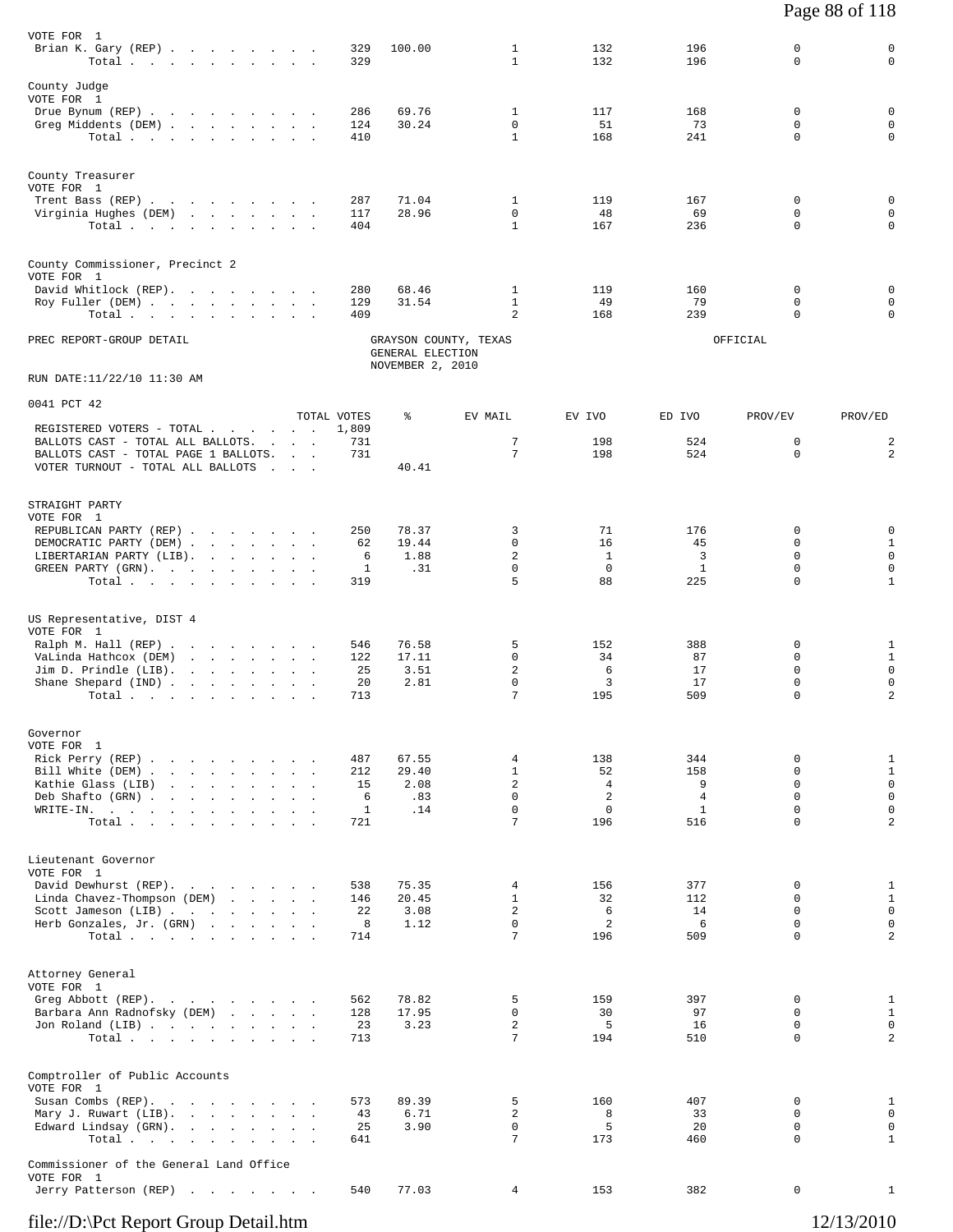VOTE FOR 1

| | TOTAL VOTES | % | EV MAIL | EV IVO | ED IVO | PROV/EV | PROV/ED |
|---|---|---|---|---|---|---|---|
| Brian K. Gary (REP) | 329 | 100.00 | 1 | 132 | 196 | 0 | 0 |
| Total | 329 | | 1 | 132 | 196 | 0 | 0 |

County Judge
VOTE FOR 1

| | TOTAL VOTES | % | EV MAIL | EV IVO | ED IVO | PROV/EV | PROV/ED |
|---|---|---|---|---|---|---|---|
| Drue Bynum (REP) | 286 | 69.76 | 1 | 117 | 168 | 0 | 0 |
| Greg Middents (DEM) | 124 | 30.24 | 0 | 51 | 73 | 0 | 0 |
| Total | 410 | | 1 | 168 | 241 | 0 | 0 |

County Treasurer
VOTE FOR 1

| | TOTAL VOTES | % | EV MAIL | EV IVO | ED IVO | PROV/EV | PROV/ED |
|---|---|---|---|---|---|---|---|
| Trent Bass (REP) | 287 | 71.04 | 1 | 119 | 167 | 0 | 0 |
| Virginia Hughes (DEM) | 117 | 28.96 | 0 | 48 | 69 | 0 | 0 |
| Total | 404 | | 1 | 167 | 236 | 0 | 0 |

County Commissioner, Precinct 2
VOTE FOR 1

| | TOTAL VOTES | % | EV MAIL | EV IVO | ED IVO | PROV/EV | PROV/ED |
|---|---|---|---|---|---|---|---|
| David Whitlock (REP). | 280 | 68.46 | 1 | 119 | 160 | 0 | 0 |
| Roy Fuller (DEM) | 129 | 31.54 | 1 | 49 | 79 | 0 | 0 |
| Total | 409 | | 2 | 168 | 239 | 0 | 0 |

PREC REPORT-GROUP DETAIL

GRAYSON COUNTY, TEXAS
GENERAL ELECTION
NOVEMBER 2, 2010

OFFICIAL

RUN DATE:11/22/10 11:30 AM

0041 PCT 42

| | TOTAL VOTES | % | EV MAIL | EV IVO | ED IVO | PROV/EV | PROV/ED |
|---|---|---|---|---|---|---|---|
| REGISTERED VOTERS - TOTAL | 1,809 | | | | | | |
| BALLOTS CAST - TOTAL ALL BALLOTS. | 731 | | 7 | 198 | 524 | 0 | 2 |
| BALLOTS CAST - TOTAL PAGE 1 BALLOTS. | 731 | | 7 | 198 | 524 | 0 | 2 |
| VOTER TURNOUT - TOTAL ALL BALLOTS | | 40.41 | | | | | |

STRAIGHT PARTY
VOTE FOR 1

| | TOTAL VOTES | % | EV MAIL | EV IVO | ED IVO | PROV/EV | PROV/ED |
|---|---|---|---|---|---|---|---|
| REPUBLICAN PARTY (REP) | 250 | 78.37 | 3 | 71 | 176 | 0 | 0 |
| DEMOCRATIC PARTY (DEM) | 62 | 19.44 | 0 | 16 | 45 | 0 | 1 |
| LIBERTARIAN PARTY (LIB). | 6 | 1.88 | 2 | 1 | 3 | 0 | 0 |
| GREEN PARTY (GRN). | 1 | .31 | 0 | 0 | 1 | 0 | 0 |
| Total | 319 | | 5 | 88 | 225 | 0 | 1 |

US Representative, DIST 4
VOTE FOR 1

| | TOTAL VOTES | % | EV MAIL | EV IVO | ED IVO | PROV/EV | PROV/ED |
|---|---|---|---|---|---|---|---|
| Ralph M. Hall (REP) | 546 | 76.58 | 5 | 152 | 388 | 0 | 1 |
| VaLinda Hathcox (DEM) | 122 | 17.11 | 0 | 34 | 87 | 0 | 1 |
| Jim D. Prindle (LIB). | 25 | 3.51 | 2 | 6 | 17 | 0 | 0 |
| Shane Shepard (IND) | 20 | 2.81 | 0 | 3 | 17 | 0 | 0 |
| Total | 713 | | 7 | 195 | 509 | 0 | 2 |

Governor
VOTE FOR 1

| | TOTAL VOTES | % | EV MAIL | EV IVO | ED IVO | PROV/EV | PROV/ED |
|---|---|---|---|---|---|---|---|
| Rick Perry (REP) | 487 | 67.55 | 4 | 138 | 344 | 0 | 1 |
| Bill White (DEM) | 212 | 29.40 | 1 | 52 | 158 | 0 | 1 |
| Kathie Glass (LIB) | 15 | 2.08 | 2 | 4 | 9 | 0 | 0 |
| Deb Shafto (GRN) | 6 | .83 | 0 | 2 | 4 | 0 | 0 |
| WRITE-IN. | 1 | .14 | 0 | 0 | 1 | 0 | 0 |
| Total | 721 | | 7 | 196 | 516 | 0 | 2 |

Lieutenant Governor
VOTE FOR 1

| | TOTAL VOTES | % | EV MAIL | EV IVO | ED IVO | PROV/EV | PROV/ED |
|---|---|---|---|---|---|---|---|
| David Dewhurst (REP). | 538 | 75.35 | 4 | 156 | 377 | 0 | 1 |
| Linda Chavez-Thompson (DEM) | 146 | 20.45 | 1 | 32 | 112 | 0 | 1 |
| Scott Jameson (LIB) | 22 | 3.08 | 2 | 6 | 14 | 0 | 0 |
| Herb Gonzales, Jr. (GRN) | 8 | 1.12 | 0 | 2 | 6 | 0 | 0 |
| Total | 714 | | 7 | 196 | 509 | 0 | 2 |

Attorney General
VOTE FOR 1

| | TOTAL VOTES | % | EV MAIL | EV IVO | ED IVO | PROV/EV | PROV/ED |
|---|---|---|---|---|---|---|---|
| Greg Abbott (REP). | 562 | 78.82 | 5 | 159 | 397 | 0 | 1 |
| Barbara Ann Radnofsky (DEM) | 128 | 17.95 | 0 | 30 | 97 | 0 | 1 |
| Jon Roland (LIB) | 23 | 3.23 | 2 | 5 | 16 | 0 | 0 |
| Total | 713 | | 7 | 194 | 510 | 0 | 2 |

Comptroller of Public Accounts
VOTE FOR 1

| | TOTAL VOTES | % | EV MAIL | EV IVO | ED IVO | PROV/EV | PROV/ED |
|---|---|---|---|---|---|---|---|
| Susan Combs (REP). | 573 | 89.39 | 5 | 160 | 407 | 0 | 1 |
| Mary J. Ruwart (LIB). | 43 | 6.71 | 2 | 8 | 33 | 0 | 0 |
| Edward Lindsay (GRN). | 25 | 3.90 | 0 | 5 | 20 | 0 | 0 |
| Total | 641 | | 7 | 173 | 460 | 0 | 1 |

Commissioner of the General Land Office
VOTE FOR 1

| | TOTAL VOTES | % | EV MAIL | EV IVO | ED IVO | PROV/EV | PROV/ED |
|---|---|---|---|---|---|---|---|
| Jerry Patterson (REP) | 540 | 77.03 | 4 | 153 | 382 | 0 | 1 |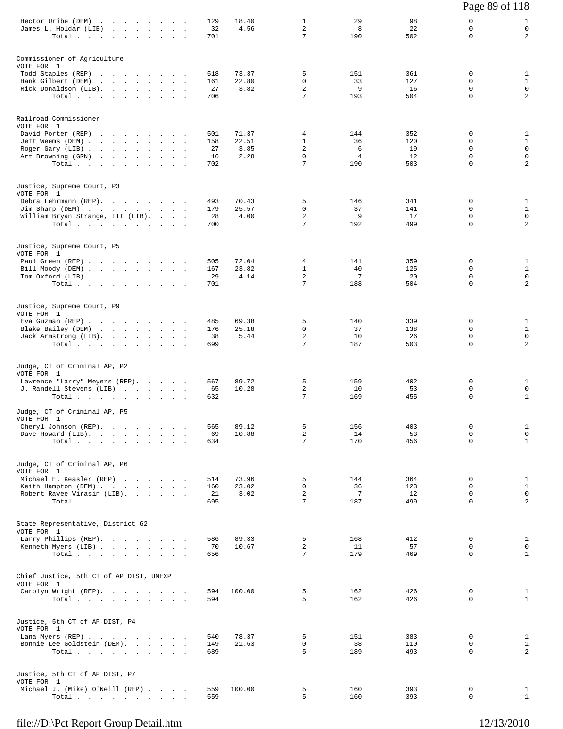| | | | | | | | |
|---|---|---|---|---|---|---|---|
| Hector Uribe (DEM) | 129 | 18.40 | 1 | 29 | 98 | 0 | 1 |
| James L. Holdar (LIB) | 32 | 4.56 | 2 | 8 | 22 | 0 | 0 |
| Total | 701 | | 7 | 190 | 502 | 0 | 2 |

**Commissioner of Agriculture**
VOTE FOR 1

| | | | | | | | |
|---|---|---|---|---|---|---|---|
| Todd Staples (REP) | 518 | 73.37 | 5 | 151 | 361 | 0 | 1 |
| Hank Gilbert (DEM) | 161 | 22.80 | 0 | 33 | 127 | 0 | 1 |
| Rick Donaldson (LIB) | 27 | 3.82 | 2 | 9 | 16 | 0 | 0 |
| Total | 706 | | 7 | 193 | 504 | 0 | 2 |

**Railroad Commissioner**
VOTE FOR 1

| | | | | | | | |
|---|---|---|---|---|---|---|---|
| David Porter (REP) | 501 | 71.37 | 4 | 144 | 352 | 0 | 1 |
| Jeff Weems (DEM) | 158 | 22.51 | 1 | 36 | 120 | 0 | 1 |
| Roger Gary (LIB) | 27 | 3.85 | 2 | 6 | 19 | 0 | 0 |
| Art Browning (GRN) | 16 | 2.28 | 0 | 4 | 12 | 0 | 0 |
| Total | 702 | | 7 | 190 | 503 | 0 | 2 |

**Justice, Supreme Court, P3**
VOTE FOR 1

| | | | | | | | |
|---|---|---|---|---|---|---|---|
| Debra Lehrmann (REP) | 493 | 70.43 | 5 | 146 | 341 | 0 | 1 |
| Jim Sharp (DEM) | 179 | 25.57 | 0 | 37 | 141 | 0 | 1 |
| William Bryan Strange, III (LIB) | 28 | 4.00 | 2 | 9 | 17 | 0 | 0 |
| Total | 700 | | 7 | 192 | 499 | 0 | 2 |

**Justice, Supreme Court, P5**
VOTE FOR 1

| | | | | | | | |
|---|---|---|---|---|---|---|---|
| Paul Green (REP) | 505 | 72.04 | 4 | 141 | 359 | 0 | 1 |
| Bill Moody (DEM) | 167 | 23.82 | 1 | 40 | 125 | 0 | 1 |
| Tom Oxford (LIB) | 29 | 4.14 | 2 | 7 | 20 | 0 | 0 |
| Total | 701 | | 7 | 188 | 504 | 0 | 2 |

**Justice, Supreme Court, P9**
VOTE FOR 1

| | | | | | | | |
|---|---|---|---|---|---|---|---|
| Eva Guzman (REP) | 485 | 69.38 | 5 | 140 | 339 | 0 | 1 |
| Blake Bailey (DEM) | 176 | 25.18 | 0 | 37 | 138 | 0 | 1 |
| Jack Armstrong (LIB) | 38 | 5.44 | 2 | 10 | 26 | 0 | 0 |
| Total | 699 | | 7 | 187 | 503 | 0 | 2 |

**Judge, CT of Criminal AP, P2**
VOTE FOR 1

| | | | | | | | |
|---|---|---|---|---|---|---|---|
| Lawrence "Larry" Meyers (REP) | 567 | 89.72 | 5 | 159 | 402 | 0 | 1 |
| J. Randell Stevens (LIB) | 65 | 10.28 | 2 | 10 | 53 | 0 | 0 |
| Total | 632 | | 7 | 169 | 455 | 0 | 1 |

**Judge, CT of Criminal AP, P5**
VOTE FOR 1

| | | | | | | | |
|---|---|---|---|---|---|---|---|
| Cheryl Johnson (REP) | 565 | 89.12 | 5 | 156 | 403 | 0 | 1 |
| Dave Howard (LIB) | 69 | 10.88 | 2 | 14 | 53 | 0 | 0 |
| Total | 634 | | 7 | 170 | 456 | 0 | 1 |

**Judge, CT of Criminal AP, P6**
VOTE FOR 1

| | | | | | | | |
|---|---|---|---|---|---|---|---|
| Michael E. Keasler (REP) | 514 | 73.96 | 5 | 144 | 364 | 0 | 1 |
| Keith Hampton (DEM) | 160 | 23.02 | 0 | 36 | 123 | 0 | 1 |
| Robert Ravee Virasin (LIB) | 21 | 3.02 | 2 | 7 | 12 | 0 | 0 |
| Total | 695 | | 7 | 187 | 499 | 0 | 2 |

**State Representative, District 62**
VOTE FOR 1

| | | | | | | | |
|---|---|---|---|---|---|---|---|
| Larry Phillips (REP) | 586 | 89.33 | 5 | 168 | 412 | 0 | 1 |
| Kenneth Myers (LIB) | 70 | 10.67 | 2 | 11 | 57 | 0 | 0 |
| Total | 656 | | 7 | 179 | 469 | 0 | 1 |

**Chief Justice, 5th CT of AP DIST, UNEXP**
VOTE FOR 1

| | | | | | | | |
|---|---|---|---|---|---|---|---|
| Carolyn Wright (REP) | 594 | 100.00 | 5 | 162 | 426 | 0 | 1 |
| Total | 594 | | 5 | 162 | 426 | 0 | 1 |

**Justice, 5th CT of AP DIST, P4**
VOTE FOR 1

| | | | | | | | |
|---|---|---|---|---|---|---|---|
| Lana Myers (REP) | 540 | 78.37 | 5 | 151 | 383 | 0 | 1 |
| Bonnie Lee Goldstein (DEM) | 149 | 21.63 | 0 | 38 | 110 | 0 | 1 |
| Total | 689 | | 5 | 189 | 493 | 0 | 2 |

**Justice, 5th CT of AP DIST, P7**
VOTE FOR 1

| | | | | | | | |
|---|---|---|---|---|---|---|---|
| Michael J. (Mike) O'Neill (REP) | 559 | 100.00 | 5 | 160 | 393 | 0 | 1 |
| Total | 559 | | 5 | 160 | 393 | 0 | 1 |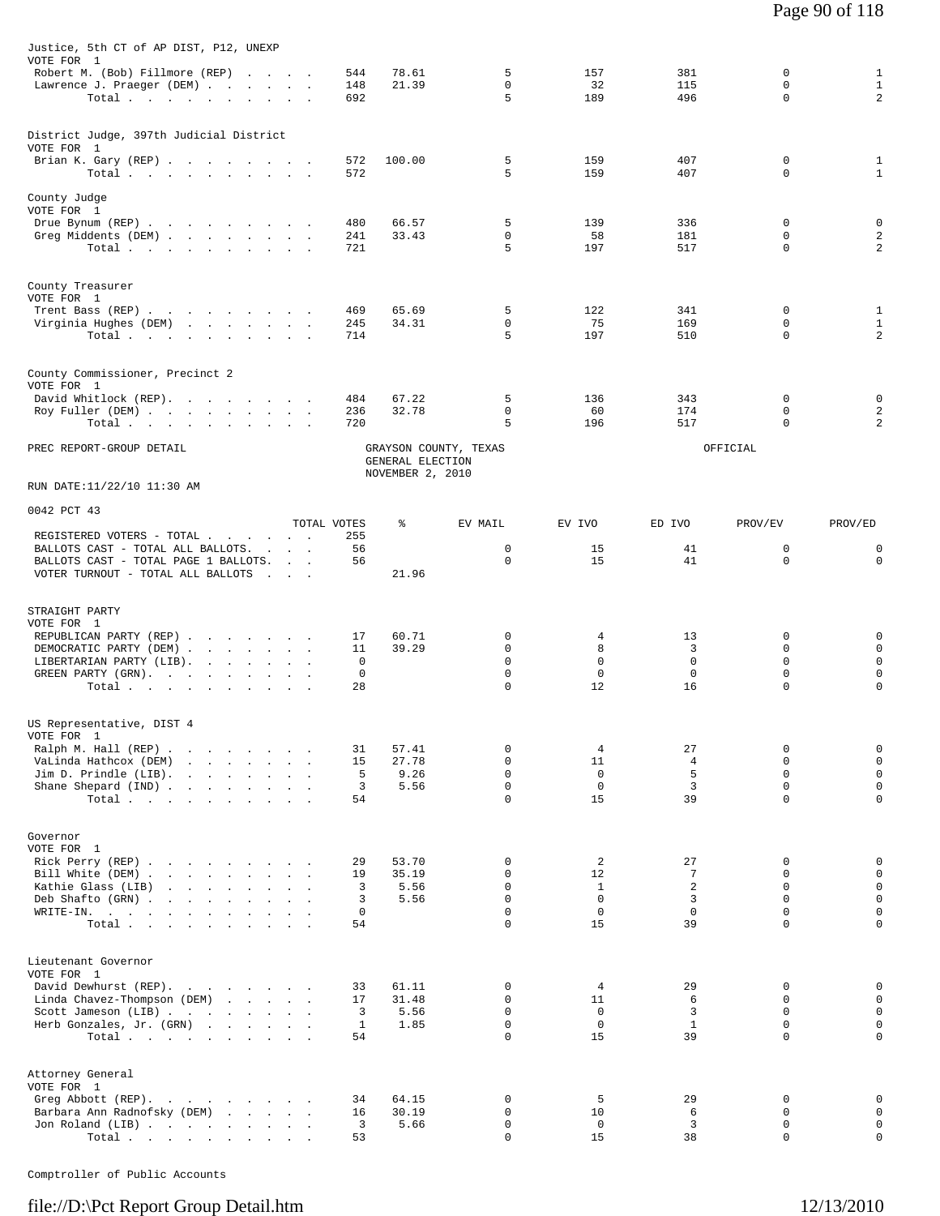Justice, 5th CT of AP DIST, P12, UNEXP
VOTE FOR 1

| | TOTAL VOTES | % | EV MAIL | EV IVO | ED IVO | PROV/EV | PROV/ED |
|---|---|---|---|---|---|---|---|
| Robert M. (Bob) Fillmore (REP) | 544 | 78.61 | 5 | 157 | 381 | 0 | 1 |
| Lawrence J. Praeger (DEM) | 148 | 21.39 | 0 | 32 | 115 | 0 | 1 |
| Total | 692 | | 5 | 189 | 496 | 0 | 2 |

District Judge, 397th Judicial District
VOTE FOR 1

| | TOTAL VOTES | % | EV MAIL | EV IVO | ED IVO | PROV/EV | PROV/ED |
|---|---|---|---|---|---|---|---|
| Brian K. Gary (REP) | 572 | 100.00 | 5 | 159 | 407 | 0 | 1 |
| Total | 572 | | 5 | 159 | 407 | 0 | 1 |

County Judge
VOTE FOR 1

| | TOTAL VOTES | % | EV MAIL | EV IVO | ED IVO | PROV/EV | PROV/ED |
|---|---|---|---|---|---|---|---|
| Drue Bynum (REP) | 480 | 66.57 | 5 | 139 | 336 | 0 | 0 |
| Greg Middents (DEM) | 241 | 33.43 | 0 | 58 | 181 | 0 | 2 |
| Total | 721 | | 5 | 197 | 517 | 0 | 2 |

County Treasurer
VOTE FOR 1

| | TOTAL VOTES | % | EV MAIL | EV IVO | ED IVO | PROV/EV | PROV/ED |
|---|---|---|---|---|---|---|---|
| Trent Bass (REP) | 469 | 65.69 | 5 | 122 | 341 | 0 | 1 |
| Virginia Hughes (DEM) | 245 | 34.31 | 0 | 75 | 169 | 0 | 1 |
| Total | 714 | | 5 | 197 | 510 | 0 | 2 |

County Commissioner, Precinct 2
VOTE FOR 1

| | TOTAL VOTES | % | EV MAIL | EV IVO | ED IVO | PROV/EV | PROV/ED |
|---|---|---|---|---|---|---|---|
| David Whitlock (REP) | 484 | 67.22 | 5 | 136 | 343 | 0 | 0 |
| Roy Fuller (DEM) | 236 | 32.78 | 0 | 60 | 174 | 0 | 2 |
| Total | 720 | | 5 | 196 | 517 | 0 | 2 |

PREC REPORT-GROUP DETAIL

GRAYSON COUNTY, TEXAS
GENERAL ELECTION
NOVEMBER 2, 2010

OFFICIAL

RUN DATE:11/22/10 11:30 AM

0042 PCT 43

| | TOTAL VOTES | % | EV MAIL | EV IVO | ED IVO | PROV/EV | PROV/ED |
|---|---|---|---|---|---|---|---|
| REGISTERED VOTERS - TOTAL | 255 | | | | | | |
| BALLOTS CAST - TOTAL ALL BALLOTS | 56 | | 0 | 15 | 41 | 0 | 0 |
| BALLOTS CAST - TOTAL PAGE 1 BALLOTS | 56 | | 0 | 15 | 41 | 0 | 0 |
| VOTER TURNOUT - TOTAL ALL BALLOTS | | 21.96 | | | | | |

STRAIGHT PARTY
VOTE FOR 1

| | TOTAL VOTES | % | EV MAIL | EV IVO | ED IVO | PROV/EV | PROV/ED |
|---|---|---|---|---|---|---|---|
| REPUBLICAN PARTY (REP) | 17 | 60.71 | 0 | 4 | 13 | 0 | 0 |
| DEMOCRATIC PARTY (DEM) | 11 | 39.29 | 0 | 8 | 3 | 0 | 0 |
| LIBERTARIAN PARTY (LIB) | 0 | | 0 | 0 | 0 | 0 | 0 |
| GREEN PARTY (GRN) | 0 | | 0 | 0 | 0 | 0 | 0 |
| Total | 28 | | 0 | 12 | 16 | 0 | 0 |

US Representative, DIST 4
VOTE FOR 1

| | TOTAL VOTES | % | EV MAIL | EV IVO | ED IVO | PROV/EV | PROV/ED |
|---|---|---|---|---|---|---|---|
| Ralph M. Hall (REP) | 31 | 57.41 | 0 | 4 | 27 | 0 | 0 |
| VaLinda Hathcox (DEM) | 15 | 27.78 | 0 | 11 | 4 | 0 | 0 |
| Jim D. Prindle (LIB) | 5 | 9.26 | 0 | 0 | 5 | 0 | 0 |
| Shane Shepard (IND) | 3 | 5.56 | 0 | 0 | 3 | 0 | 0 |
| Total | 54 | | 0 | 15 | 39 | 0 | 0 |

Governor
VOTE FOR 1

| | TOTAL VOTES | % | EV MAIL | EV IVO | ED IVO | PROV/EV | PROV/ED |
|---|---|---|---|---|---|---|---|
| Rick Perry (REP) | 29 | 53.70 | 0 | 2 | 27 | 0 | 0 |
| Bill White (DEM) | 19 | 35.19 | 0 | 12 | 7 | 0 | 0 |
| Kathie Glass (LIB) | 3 | 5.56 | 0 | 1 | 2 | 0 | 0 |
| Deb Shafto (GRN) | 3 | 5.56 | 0 | 0 | 3 | 0 | 0 |
| WRITE-IN. | 0 | | 0 | 0 | 0 | 0 | 0 |
| Total | 54 | | 0 | 15 | 39 | 0 | 0 |

Lieutenant Governor
VOTE FOR 1

| | TOTAL VOTES | % | EV MAIL | EV IVO | ED IVO | PROV/EV | PROV/ED |
|---|---|---|---|---|---|---|---|
| David Dewhurst (REP) | 33 | 61.11 | 0 | 4 | 29 | 0 | 0 |
| Linda Chavez-Thompson (DEM) | 17 | 31.48 | 0 | 11 | 6 | 0 | 0 |
| Scott Jameson (LIB) | 3 | 5.56 | 0 | 0 | 3 | 0 | 0 |
| Herb Gonzales, Jr. (GRN) | 1 | 1.85 | 0 | 0 | 1 | 0 | 0 |
| Total | 54 | | 0 | 15 | 39 | 0 | 0 |

Attorney General
VOTE FOR 1

| | TOTAL VOTES | % | EV MAIL | EV IVO | ED IVO | PROV/EV | PROV/ED |
|---|---|---|---|---|---|---|---|
| Greg Abbott (REP) | 34 | 64.15 | 0 | 5 | 29 | 0 | 0 |
| Barbara Ann Radnofsky (DEM) | 16 | 30.19 | 0 | 10 | 6 | 0 | 0 |
| Jon Roland (LIB) | 3 | 5.66 | 0 | 0 | 3 | 0 | 0 |
| Total | 53 | | 0 | 15 | 38 | 0 | 0 |

Comptroller of Public Accounts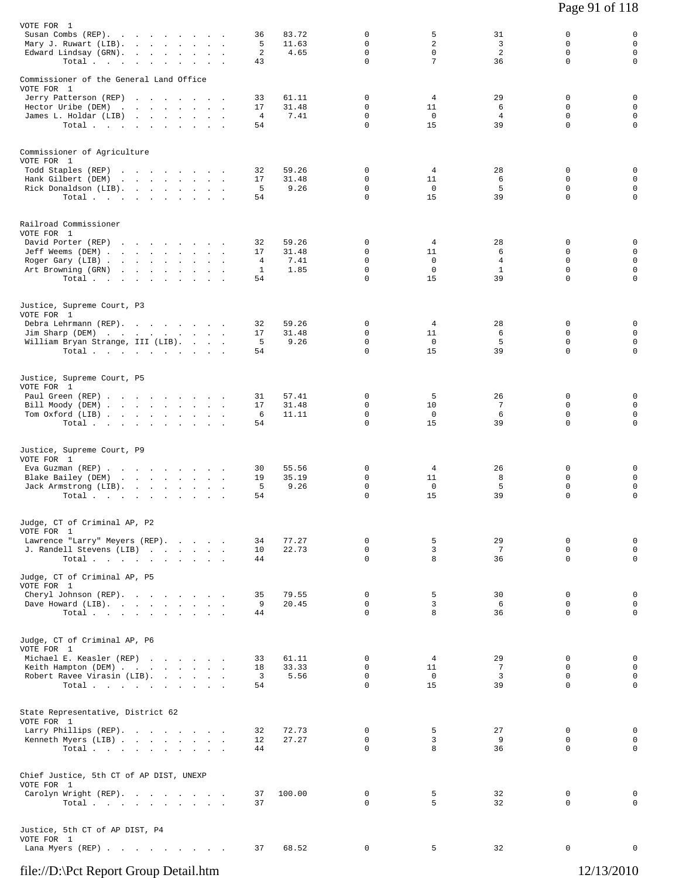VOTE FOR 1

| | | | | | | | |
|---|---|---|---|---|---|---|---|
| Susan Combs (REP) | 36 | 83.72 | 0 | 5 | 31 | 0 | 0 |
| Mary J. Ruwart (LIB) | 5 | 11.63 | 0 | 2 | 3 | 0 | 0 |
| Edward Lindsay (GRN) | 2 | 4.65 | 0 | 0 | 2 | 0 | 0 |
| Total | 43 | | 0 | 7 | 36 | 0 | 0 |

Commissioner of the General Land Office
VOTE FOR 1

| | | | | | | | |
|---|---|---|---|---|---|---|---|
| Jerry Patterson (REP) | 33 | 61.11 | 0 | 4 | 29 | 0 | 0 |
| Hector Uribe (DEM) | 17 | 31.48 | 0 | 11 | 6 | 0 | 0 |
| James L. Holdar (LIB) | 4 | 7.41 | 0 | 0 | 4 | 0 | 0 |
| Total | 54 | | 0 | 15 | 39 | 0 | 0 |

Commissioner of Agriculture
VOTE FOR 1

| | | | | | | | |
|---|---|---|---|---|---|---|---|
| Todd Staples (REP) | 32 | 59.26 | 0 | 4 | 28 | 0 | 0 |
| Hank Gilbert (DEM) | 17 | 31.48 | 0 | 11 | 6 | 0 | 0 |
| Rick Donaldson (LIB) | 5 | 9.26 | 0 | 0 | 5 | 0 | 0 |
| Total | 54 | | 0 | 15 | 39 | 0 | 0 |

Railroad Commissioner
VOTE FOR 1

| | | | | | | | |
|---|---|---|---|---|---|---|---|
| David Porter (REP) | 32 | 59.26 | 0 | 4 | 28 | 0 | 0 |
| Jeff Weems (DEM) | 17 | 31.48 | 0 | 11 | 6 | 0 | 0 |
| Roger Gary (LIB) | 4 | 7.41 | 0 | 0 | 4 | 0 | 0 |
| Art Browning (GRN) | 1 | 1.85 | 0 | 0 | 1 | 0 | 0 |
| Total | 54 | | 0 | 15 | 39 | 0 | 0 |

Justice, Supreme Court, P3
VOTE FOR 1

| | | | | | | | |
|---|---|---|---|---|---|---|---|
| Debra Lehrmann (REP) | 32 | 59.26 | 0 | 4 | 28 | 0 | 0 |
| Jim Sharp (DEM) | 17 | 31.48 | 0 | 11 | 6 | 0 | 0 |
| William Bryan Strange, III (LIB) | 5 | 9.26 | 0 | 0 | 5 | 0 | 0 |
| Total | 54 | | 0 | 15 | 39 | 0 | 0 |

Justice, Supreme Court, P5
VOTE FOR 1

| | | | | | | | |
|---|---|---|---|---|---|---|---|
| Paul Green (REP) | 31 | 57.41 | 0 | 5 | 26 | 0 | 0 |
| Bill Moody (DEM) | 17 | 31.48 | 0 | 10 | 7 | 0 | 0 |
| Tom Oxford (LIB) | 6 | 11.11 | 0 | 0 | 6 | 0 | 0 |
| Total | 54 | | 0 | 15 | 39 | 0 | 0 |

Justice, Supreme Court, P9
VOTE FOR 1

| | | | | | | | |
|---|---|---|---|---|---|---|---|
| Eva Guzman (REP) | 30 | 55.56 | 0 | 4 | 26 | 0 | 0 |
| Blake Bailey (DEM) | 19 | 35.19 | 0 | 11 | 8 | 0 | 0 |
| Jack Armstrong (LIB) | 5 | 9.26 | 0 | 0 | 5 | 0 | 0 |
| Total | 54 | | 0 | 15 | 39 | 0 | 0 |

Judge, CT of Criminal AP, P2
VOTE FOR 1

| | | | | | | | |
|---|---|---|---|---|---|---|---|
| Lawrence "Larry" Meyers (REP) | 34 | 77.27 | 0 | 5 | 29 | 0 | 0 |
| J. Randell Stevens (LIB) | 10 | 22.73 | 0 | 3 | 7 | 0 | 0 |
| Total | 44 | | 0 | 8 | 36 | 0 | 0 |

Judge, CT of Criminal AP, P5
VOTE FOR 1

| | | | | | | | |
|---|---|---|---|---|---|---|---|
| Cheryl Johnson (REP) | 35 | 79.55 | 0 | 5 | 30 | 0 | 0 |
| Dave Howard (LIB) | 9 | 20.45 | 0 | 3 | 6 | 0 | 0 |
| Total | 44 | | 0 | 8 | 36 | 0 | 0 |

Judge, CT of Criminal AP, P6
VOTE FOR 1

| | | | | | | | |
|---|---|---|---|---|---|---|---|
| Michael E. Keasler (REP) | 33 | 61.11 | 0 | 4 | 29 | 0 | 0 |
| Keith Hampton (DEM) | 18 | 33.33 | 0 | 11 | 7 | 0 | 0 |
| Robert Ravee Virasin (LIB) | 3 | 5.56 | 0 | 0 | 3 | 0 | 0 |
| Total | 54 | | 0 | 15 | 39 | 0 | 0 |

State Representative, District 62
VOTE FOR 1

| | | | | | | | |
|---|---|---|---|---|---|---|---|
| Larry Phillips (REP) | 32 | 72.73 | 0 | 5 | 27 | 0 | 0 |
| Kenneth Myers (LIB) | 12 | 27.27 | 0 | 3 | 9 | 0 | 0 |
| Total | 44 | | 0 | 8 | 36 | 0 | 0 |

Chief Justice, 5th CT of AP DIST, UNEXP
VOTE FOR 1

| | | | | | | | |
|---|---|---|---|---|---|---|---|
| Carolyn Wright (REP) | 37 | 100.00 | 0 | 5 | 32 | 0 | 0 |
| Total | 37 | | 0 | 5 | 32 | 0 | 0 |

Justice, 5th CT of AP DIST, P4
VOTE FOR 1

| | | | | | | | |
|---|---|---|---|---|---|---|---|
| Lana Myers (REP) | 37 | 68.52 | 0 | 5 | 32 | 0 | 0 |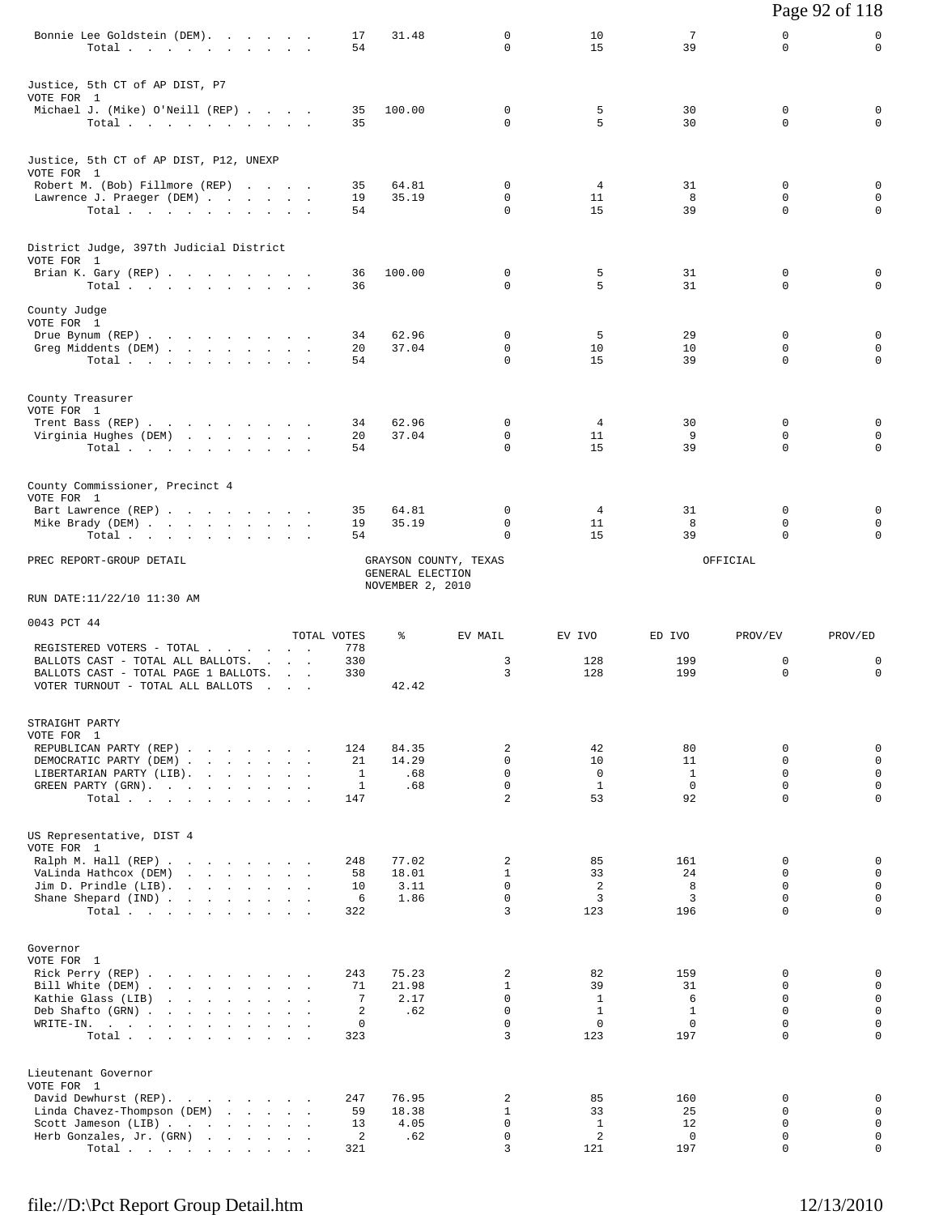| | TOTAL VOTES | % | EV MAIL | EV IVO | ED IVO | PROV/EV | PROV/ED |
|---|---|---|---|---|---|---|---|
| Bonnie Lee Goldstein (DEM). . . . . . | 17 | 31.48 | 0 | 10 | 7 | 0 | 0 |
| Total . . . . . . . . . . . | 54 | | 0 | 15 | 39 | 0 | 0 |

Justice, 5th CT of AP DIST, P7
VOTE FOR 1

| | TOTAL VOTES | % | EV MAIL | EV IVO | ED IVO | PROV/EV | PROV/ED |
|---|---|---|---|---|---|---|---|
| Michael J. (Mike) O'Neill (REP) . . . . | 35 | 100.00 | 0 | 5 | 30 | 0 | 0 |
| Total . . . . . . . . . . . | 35 | | 0 | 5 | 30 | 0 | 0 |

Justice, 5th CT of AP DIST, P12, UNEXP
VOTE FOR 1

| | TOTAL VOTES | % | EV MAIL | EV IVO | ED IVO | PROV/EV | PROV/ED |
|---|---|---|---|---|---|---|---|
| Robert M. (Bob) Fillmore (REP) . . . . | 35 | 64.81 | 0 | 4 | 31 | 0 | 0 |
| Lawrence J. Praeger (DEM) . . . . . . | 19 | 35.19 | 0 | 11 | 8 | 0 | 0 |
| Total . . . . . . . . . . . | 54 | | 0 | 15 | 39 | 0 | 0 |

District Judge, 397th Judicial District
VOTE FOR 1

| | TOTAL VOTES | % | EV MAIL | EV IVO | ED IVO | PROV/EV | PROV/ED |
|---|---|---|---|---|---|---|---|
| Brian K. Gary (REP) . . . . . . . . . | 36 | 100.00 | 0 | 5 | 31 | 0 | 0 |
| Total . . . . . . . . . . . | 36 | | 0 | 5 | 31 | 0 | 0 |

County Judge
VOTE FOR 1

| | TOTAL VOTES | % | EV MAIL | EV IVO | ED IVO | PROV/EV | PROV/ED |
|---|---|---|---|---|---|---|---|
| Drue Bynum (REP) . . . . . . . . . . | 34 | 62.96 | 0 | 5 | 29 | 0 | 0 |
| Greg Middents (DEM) . . . . . . . . | 20 | 37.04 | 0 | 10 | 10 | 0 | 0 |
| Total . . . . . . . . . . . | 54 | | 0 | 15 | 39 | 0 | 0 |

County Treasurer
VOTE FOR 1

| | TOTAL VOTES | % | EV MAIL | EV IVO | ED IVO | PROV/EV | PROV/ED |
|---|---|---|---|---|---|---|---|
| Trent Bass (REP) . . . . . . . . . . | 34 | 62.96 | 0 | 4 | 30 | 0 | 0 |
| Virginia Hughes (DEM) . . . . . . . | 20 | 37.04 | 0 | 11 | 9 | 0 | 0 |
| Total . . . . . . . . . . . | 54 | | 0 | 15 | 39 | 0 | 0 |

County Commissioner, Precinct 4
VOTE FOR 1

| | TOTAL VOTES | % | EV MAIL | EV IVO | ED IVO | PROV/EV | PROV/ED |
|---|---|---|---|---|---|---|---|
| Bart Lawrence (REP) . . . . . . . . . | 35 | 64.81 | 0 | 4 | 31 | 0 | 0 |
| Mike Brady (DEM) . . . . . . . . . . | 19 | 35.19 | 0 | 11 | 8 | 0 | 0 |
| Total . . . . . . . . . . . | 54 | | 0 | 15 | 39 | 0 | 0 |

PREC REPORT-GROUP DETAIL — GRAYSON COUNTY, TEXAS — GENERAL ELECTION — NOVEMBER 2, 2010 — OFFICIAL

RUN DATE:11/22/10 11:30 AM

0043 PCT 44

| | TOTAL VOTES | % | EV MAIL | EV IVO | ED IVO | PROV/EV | PROV/ED |
|---|---|---|---|---|---|---|---|
| REGISTERED VOTERS - TOTAL . . . . . . | 778 | | | | | | |
| BALLOTS CAST - TOTAL ALL BALLOTS. . . . | 330 | | 3 | 128 | 199 | 0 | 0 |
| BALLOTS CAST - TOTAL PAGE 1 BALLOTS. . . | 330 | | 3 | 128 | 199 | 0 | 0 |
| VOTER TURNOUT - TOTAL ALL BALLOTS . . . | | 42.42 | | | | | |

STRAIGHT PARTY
VOTE FOR 1

| | TOTAL VOTES | % | EV MAIL | EV IVO | ED IVO | PROV/EV | PROV/ED |
|---|---|---|---|---|---|---|---|
| REPUBLICAN PARTY (REP) . . . . . . . | 124 | 84.35 | 2 | 42 | 80 | 0 | 0 |
| DEMOCRATIC PARTY (DEM) . . . . . . . | 21 | 14.29 | 0 | 10 | 11 | 0 | 0 |
| LIBERTARIAN PARTY (LIB). . . . . . . | 1 | .68 | 0 | 0 | 1 | 0 | 0 |
| GREEN PARTY (GRN). . . . . . . . . . | 1 | .68 | 0 | 1 | 0 | 0 | 0 |
| Total . . . . . . . . . . . | 147 | | 2 | 53 | 92 | 0 | 0 |

US Representative, DIST 4
VOTE FOR 1

| | TOTAL VOTES | % | EV MAIL | EV IVO | ED IVO | PROV/EV | PROV/ED |
|---|---|---|---|---|---|---|---|
| Ralph M. Hall (REP) . . . . . . . . . | 248 | 77.02 | 2 | 85 | 161 | 0 | 0 |
| VaLinda Hathcox (DEM) . . . . . . . . | 58 | 18.01 | 1 | 33 | 24 | 0 | 0 |
| Jim D. Prindle (LIB). . . . . . . . . | 10 | 3.11 | 0 | 2 | 8 | 0 | 0 |
| Shane Shepard (IND) . . . . . . . . . | 6 | 1.86 | 0 | 3 | 3 | 0 | 0 |
| Total . . . . . . . . . . . | 322 | | 3 | 123 | 196 | 0 | 0 |

Governor
VOTE FOR 1

| | TOTAL VOTES | % | EV MAIL | EV IVO | ED IVO | PROV/EV | PROV/ED |
|---|---|---|---|---|---|---|---|
| Rick Perry (REP) . . . . . . . . . . | 243 | 75.23 | 2 | 82 | 159 | 0 | 0 |
| Bill White (DEM) . . . . . . . . . . | 71 | 21.98 | 1 | 39 | 31 | 0 | 0 |
| Kathie Glass (LIB) . . . . . . . . . | 7 | 2.17 | 0 | 1 | 6 | 0 | 0 |
| Deb Shafto (GRN) . . . . . . . . . . | 2 | .62 | 0 | 1 | 1 | 0 | 0 |
| WRITE-IN. . . . . . . . . . . . . . | 0 | | 0 | 0 | 0 | 0 | 0 |
| Total . . . . . . . . . . . | 323 | | 3 | 123 | 197 | 0 | 0 |

Lieutenant Governor
VOTE FOR 1

| | TOTAL VOTES | % | EV MAIL | EV IVO | ED IVO | PROV/EV | PROV/ED |
|---|---|---|---|---|---|---|---|
| David Dewhurst (REP). . . . . . . . . | 247 | 76.95 | 2 | 85 | 160 | 0 | 0 |
| Linda Chavez-Thompson (DEM) . . . . . | 59 | 18.38 | 1 | 33 | 25 | 0 | 0 |
| Scott Jameson (LIB) . . . . . . . . . | 13 | 4.05 | 0 | 1 | 12 | 0 | 0 |
| Herb Gonzales, Jr. (GRN) . . . . . . | 2 | .62 | 0 | 2 | 0 | 0 | 0 |
| Total . . . . . . . . . . . | 321 | | 3 | 121 | 197 | 0 | 0 |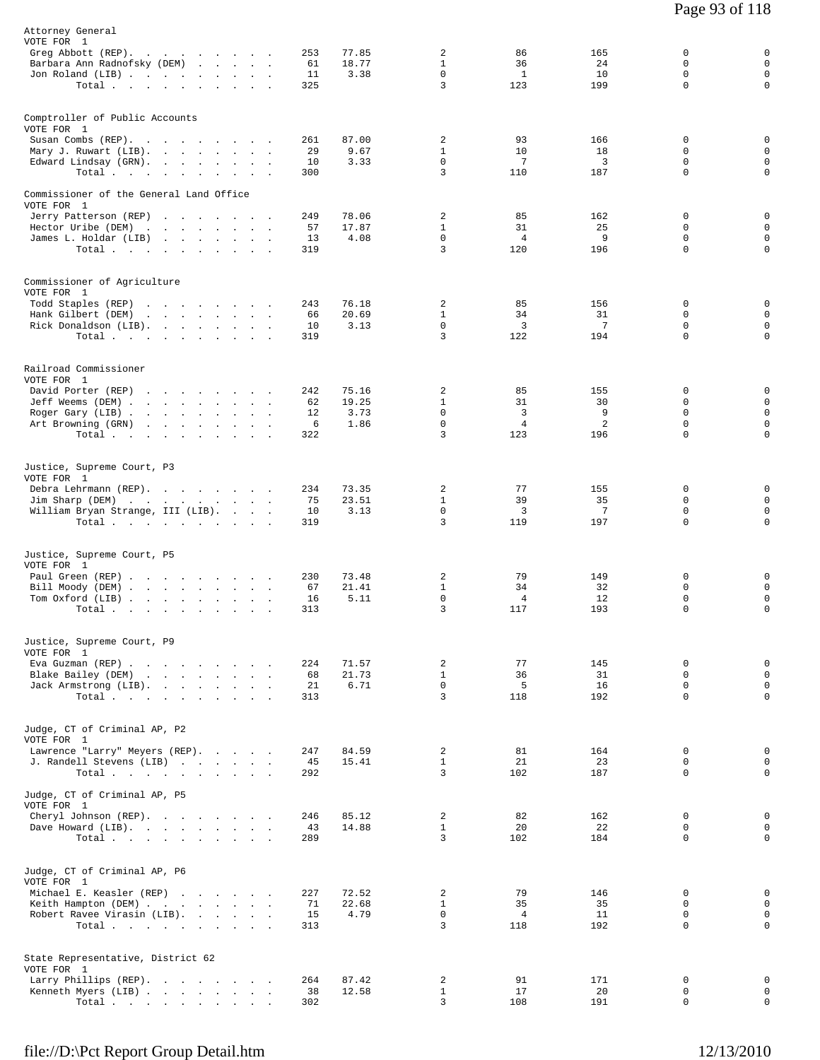Attorney General
VOTE FOR 1

| Candidate | Total | % | | | | | |
|---|---|---|---|---|---|---|---|
| Greg Abbott (REP) | 253 | 77.85 | 2 | 86 | 165 | 0 | 0 |
| Barbara Ann Radnofsky (DEM) | 61 | 18.77 | 1 | 36 | 24 | 0 | 0 |
| Jon Roland (LIB) | 11 | 3.38 | 0 | 1 | 10 | 0 | 0 |
| Total | 325 | | 3 | 123 | 199 | 0 | 0 |

Comptroller of Public Accounts
VOTE FOR 1

| Candidate | Total | % | | | | | |
|---|---|---|---|---|---|---|---|
| Susan Combs (REP) | 261 | 87.00 | 2 | 93 | 166 | 0 | 0 |
| Mary J. Ruwart (LIB) | 29 | 9.67 | 1 | 10 | 18 | 0 | 0 |
| Edward Lindsay (GRN) | 10 | 3.33 | 0 | 7 | 3 | 0 | 0 |
| Total | 300 | | 3 | 110 | 187 | 0 | 0 |

Commissioner of the General Land Office
VOTE FOR 1

| Candidate | Total | % | | | | | |
|---|---|---|---|---|---|---|---|
| Jerry Patterson (REP) | 249 | 78.06 | 2 | 85 | 162 | 0 | 0 |
| Hector Uribe (DEM) | 57 | 17.87 | 1 | 31 | 25 | 0 | 0 |
| James L. Holdar (LIB) | 13 | 4.08 | 0 | 4 | 9 | 0 | 0 |
| Total | 319 | | 3 | 120 | 196 | 0 | 0 |

Commissioner of Agriculture
VOTE FOR 1

| Candidate | Total | % | | | | | |
|---|---|---|---|---|---|---|---|
| Todd Staples (REP) | 243 | 76.18 | 2 | 85 | 156 | 0 | 0 |
| Hank Gilbert (DEM) | 66 | 20.69 | 1 | 34 | 31 | 0 | 0 |
| Rick Donaldson (LIB) | 10 | 3.13 | 0 | 3 | 7 | 0 | 0 |
| Total | 319 | | 3 | 122 | 194 | 0 | 0 |

Railroad Commissioner
VOTE FOR 1

| Candidate | Total | % | | | | | |
|---|---|---|---|---|---|---|---|
| David Porter (REP) | 242 | 75.16 | 2 | 85 | 155 | 0 | 0 |
| Jeff Weems (DEM) | 62 | 19.25 | 1 | 31 | 30 | 0 | 0 |
| Roger Gary (LIB) | 12 | 3.73 | 0 | 3 | 9 | 0 | 0 |
| Art Browning (GRN) | 6 | 1.86 | 0 | 4 | 2 | 0 | 0 |
| Total | 322 | | 3 | 123 | 196 | 0 | 0 |

Justice, Supreme Court, P3
VOTE FOR 1

| Candidate | Total | % | | | | | |
|---|---|---|---|---|---|---|---|
| Debra Lehrmann (REP) | 234 | 73.35 | 2 | 77 | 155 | 0 | 0 |
| Jim Sharp (DEM) | 75 | 23.51 | 1 | 39 | 35 | 0 | 0 |
| William Bryan Strange, III (LIB) | 10 | 3.13 | 0 | 3 | 7 | 0 | 0 |
| Total | 319 | | 3 | 119 | 197 | 0 | 0 |

Justice, Supreme Court, P5
VOTE FOR 1

| Candidate | Total | % | | | | | |
|---|---|---|---|---|---|---|---|
| Paul Green (REP) | 230 | 73.48 | 2 | 79 | 149 | 0 | 0 |
| Bill Moody (DEM) | 67 | 21.41 | 1 | 34 | 32 | 0 | 0 |
| Tom Oxford (LIB) | 16 | 5.11 | 0 | 4 | 12 | 0 | 0 |
| Total | 313 | | 3 | 117 | 193 | 0 | 0 |

Justice, Supreme Court, P9
VOTE FOR 1

| Candidate | Total | % | | | | | |
|---|---|---|---|---|---|---|---|
| Eva Guzman (REP) | 224 | 71.57 | 2 | 77 | 145 | 0 | 0 |
| Blake Bailey (DEM) | 68 | 21.73 | 1 | 36 | 31 | 0 | 0 |
| Jack Armstrong (LIB) | 21 | 6.71 | 0 | 5 | 16 | 0 | 0 |
| Total | 313 | | 3 | 118 | 192 | 0 | 0 |

Judge, CT of Criminal AP, P2
VOTE FOR 1

| Candidate | Total | % | | | | | |
|---|---|---|---|---|---|---|---|
| Lawrence "Larry" Meyers (REP) | 247 | 84.59 | 2 | 81 | 164 | 0 | 0 |
| J. Randell Stevens (LIB) | 45 | 15.41 | 1 | 21 | 23 | 0 | 0 |
| Total | 292 | | 3 | 102 | 187 | 0 | 0 |

Judge, CT of Criminal AP, P5
VOTE FOR 1

| Candidate | Total | % | | | | | |
|---|---|---|---|---|---|---|---|
| Cheryl Johnson (REP) | 246 | 85.12 | 2 | 82 | 162 | 0 | 0 |
| Dave Howard (LIB) | 43 | 14.88 | 1 | 20 | 22 | 0 | 0 |
| Total | 289 | | 3 | 102 | 184 | 0 | 0 |

Judge, CT of Criminal AP, P6
VOTE FOR 1

| Candidate | Total | % | | | | | |
|---|---|---|---|---|---|---|---|
| Michael E. Keasler (REP) | 227 | 72.52 | 2 | 79 | 146 | 0 | 0 |
| Keith Hampton (DEM) | 71 | 22.68 | 1 | 35 | 35 | 0 | 0 |
| Robert Ravee Virasin (LIB) | 15 | 4.79 | 0 | 4 | 11 | 0 | 0 |
| Total | 313 | | 3 | 118 | 192 | 0 | 0 |

State Representative, District 62
VOTE FOR 1

| Candidate | Total | % | | | | | |
|---|---|---|---|---|---|---|---|
| Larry Phillips (REP) | 264 | 87.42 | 2 | 91 | 171 | 0 | 0 |
| Kenneth Myers (LIB) | 38 | 12.58 | 1 | 17 | 20 | 0 | 0 |
| Total | 302 | | 3 | 108 | 191 | 0 | 0 |

file://D:\Pct Report Group Detail.htm 12/13/2010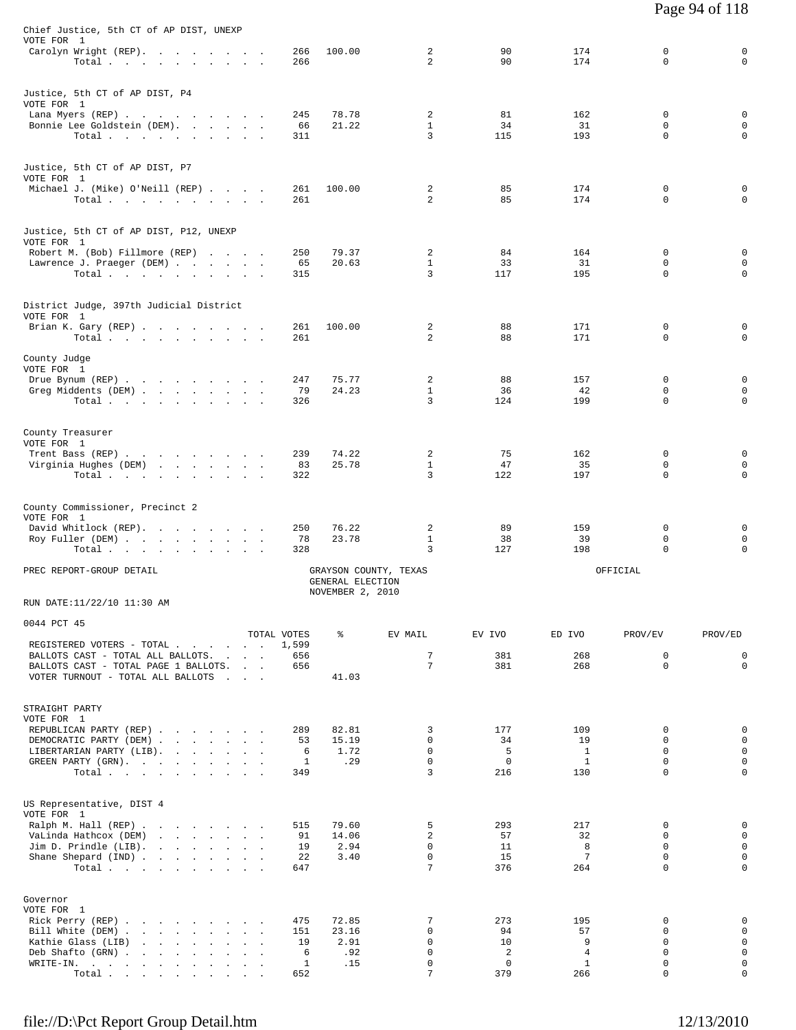### Chief Justice, 5th CT of AP DIST, UNEXP
VOTE FOR 1

| | TOTAL VOTES | % | EV MAIL | EV IVO | ED IVO | PROV/EV | PROV/ED |
|---|---|---|---|---|---|---|---|
| Carolyn Wright (REP) | 266 | 100.00 | 2 | 90 | 174 | 0 | 0 |
| Total | 266 | | 2 | 90 | 174 | 0 | 0 |

### Justice, 5th CT of AP DIST, P4
VOTE FOR 1

| | TOTAL VOTES | % | EV MAIL | EV IVO | ED IVO | PROV/EV | PROV/ED |
|---|---|---|---|---|---|---|---|
| Lana Myers (REP) | 245 | 78.78 | 2 | 81 | 162 | 0 | 0 |
| Bonnie Lee Goldstein (DEM) | 66 | 21.22 | 1 | 34 | 31 | 0 | 0 |
| Total | 311 | | 3 | 115 | 193 | 0 | 0 |

### Justice, 5th CT of AP DIST, P7
VOTE FOR 1

| | TOTAL VOTES | % | EV MAIL | EV IVO | ED IVO | PROV/EV | PROV/ED |
|---|---|---|---|---|---|---|---|
| Michael J. (Mike) O'Neill (REP) | 261 | 100.00 | 2 | 85 | 174 | 0 | 0 |
| Total | 261 | | 2 | 85 | 174 | 0 | 0 |

### Justice, 5th CT of AP DIST, P12, UNEXP
VOTE FOR 1

| | TOTAL VOTES | % | EV MAIL | EV IVO | ED IVO | PROV/EV | PROV/ED |
|---|---|---|---|---|---|---|---|
| Robert M. (Bob) Fillmore (REP) | 250 | 79.37 | 2 | 84 | 164 | 0 | 0 |
| Lawrence J. Praeger (DEM) | 65 | 20.63 | 1 | 33 | 31 | 0 | 0 |
| Total | 315 | | 3 | 117 | 195 | 0 | 0 |

### District Judge, 397th Judicial District
VOTE FOR 1

| | TOTAL VOTES | % | EV MAIL | EV IVO | ED IVO | PROV/EV | PROV/ED |
|---|---|---|---|---|---|---|---|
| Brian K. Gary (REP) | 261 | 100.00 | 2 | 88 | 171 | 0 | 0 |
| Total | 261 | | 2 | 88 | 171 | 0 | 0 |

### County Judge
VOTE FOR 1

| | TOTAL VOTES | % | EV MAIL | EV IVO | ED IVO | PROV/EV | PROV/ED |
|---|---|---|---|---|---|---|---|
| Drue Bynum (REP) | 247 | 75.77 | 2 | 88 | 157 | 0 | 0 |
| Greg Middents (DEM) | 79 | 24.23 | 1 | 36 | 42 | 0 | 0 |
| Total | 326 | | 3 | 124 | 199 | 0 | 0 |

### County Treasurer
VOTE FOR 1

| | TOTAL VOTES | % | EV MAIL | EV IVO | ED IVO | PROV/EV | PROV/ED |
|---|---|---|---|---|---|---|---|
| Trent Bass (REP) | 239 | 74.22 | 2 | 75 | 162 | 0 | 0 |
| Virginia Hughes (DEM) | 83 | 25.78 | 1 | 47 | 35 | 0 | 0 |
| Total | 322 | | 3 | 122 | 197 | 0 | 0 |

### County Commissioner, Precinct 2
VOTE FOR 1

| | TOTAL VOTES | % | EV MAIL | EV IVO | ED IVO | PROV/EV | PROV/ED |
|---|---|---|---|---|---|---|---|
| David Whitlock (REP) | 250 | 76.22 | 2 | 89 | 159 | 0 | 0 |
| Roy Fuller (DEM) | 78 | 23.78 | 1 | 38 | 39 | 0 | 0 |
| Total | 328 | | 3 | 127 | 198 | 0 | 0 |

PREC REPORT-GROUP DETAIL — GRAYSON COUNTY, TEXAS — GENERAL ELECTION — NOVEMBER 2, 2010 — OFFICIAL

RUN DATE:11/22/10 11:30 AM

## 0044 PCT 45

| | TOTAL VOTES | % | EV MAIL | EV IVO | ED IVO | PROV/EV | PROV/ED |
|---|---|---|---|---|---|---|---|
| REGISTERED VOTERS - TOTAL | 1,599 | | | | | | |
| BALLOTS CAST - TOTAL ALL BALLOTS | 656 | | 7 | 381 | 268 | 0 | 0 |
| BALLOTS CAST - TOTAL PAGE 1 BALLOTS | 656 | | 7 | 381 | 268 | 0 | 0 |
| VOTER TURNOUT - TOTAL ALL BALLOTS | | 41.03 | | | | | |

### STRAIGHT PARTY
VOTE FOR 1

| | TOTAL VOTES | % | EV MAIL | EV IVO | ED IVO | PROV/EV | PROV/ED |
|---|---|---|---|---|---|---|---|
| REPUBLICAN PARTY (REP) | 289 | 82.81 | 3 | 177 | 109 | 0 | 0 |
| DEMOCRATIC PARTY (DEM) | 53 | 15.19 | 0 | 34 | 19 | 0 | 0 |
| LIBERTARIAN PARTY (LIB) | 6 | 1.72 | 0 | 5 | 1 | 0 | 0 |
| GREEN PARTY (GRN) | 1 | .29 | 0 | 0 | 1 | 0 | 0 |
| Total | 349 | | 3 | 216 | 130 | 0 | 0 |

### US Representative, DIST 4
VOTE FOR 1

| | TOTAL VOTES | % | EV MAIL | EV IVO | ED IVO | PROV/EV | PROV/ED |
|---|---|---|---|---|---|---|---|
| Ralph M. Hall (REP) | 515 | 79.60 | 5 | 293 | 217 | 0 | 0 |
| VaLinda Hathcox (DEM) | 91 | 14.06 | 2 | 57 | 32 | 0 | 0 |
| Jim D. Prindle (LIB) | 19 | 2.94 | 0 | 11 | 8 | 0 | 0 |
| Shane Shepard (IND) | 22 | 3.40 | 0 | 15 | 7 | 0 | 0 |
| Total | 647 | | 7 | 376 | 264 | 0 | 0 |

### Governor
VOTE FOR 1

| | TOTAL VOTES | % | EV MAIL | EV IVO | ED IVO | PROV/EV | PROV/ED |
|---|---|---|---|---|---|---|---|
| Rick Perry (REP) | 475 | 72.85 | 7 | 273 | 195 | 0 | 0 |
| Bill White (DEM) | 151 | 23.16 | 0 | 94 | 57 | 0 | 0 |
| Kathie Glass (LIB) | 19 | 2.91 | 0 | 10 | 9 | 0 | 0 |
| Deb Shafto (GRN) | 6 | .92 | 0 | 2 | 4 | 0 | 0 |
| WRITE-IN. | 1 | .15 | 0 | 0 | 1 | 0 | 0 |
| Total | 652 | | 7 | 379 | 266 | 0 | 0 |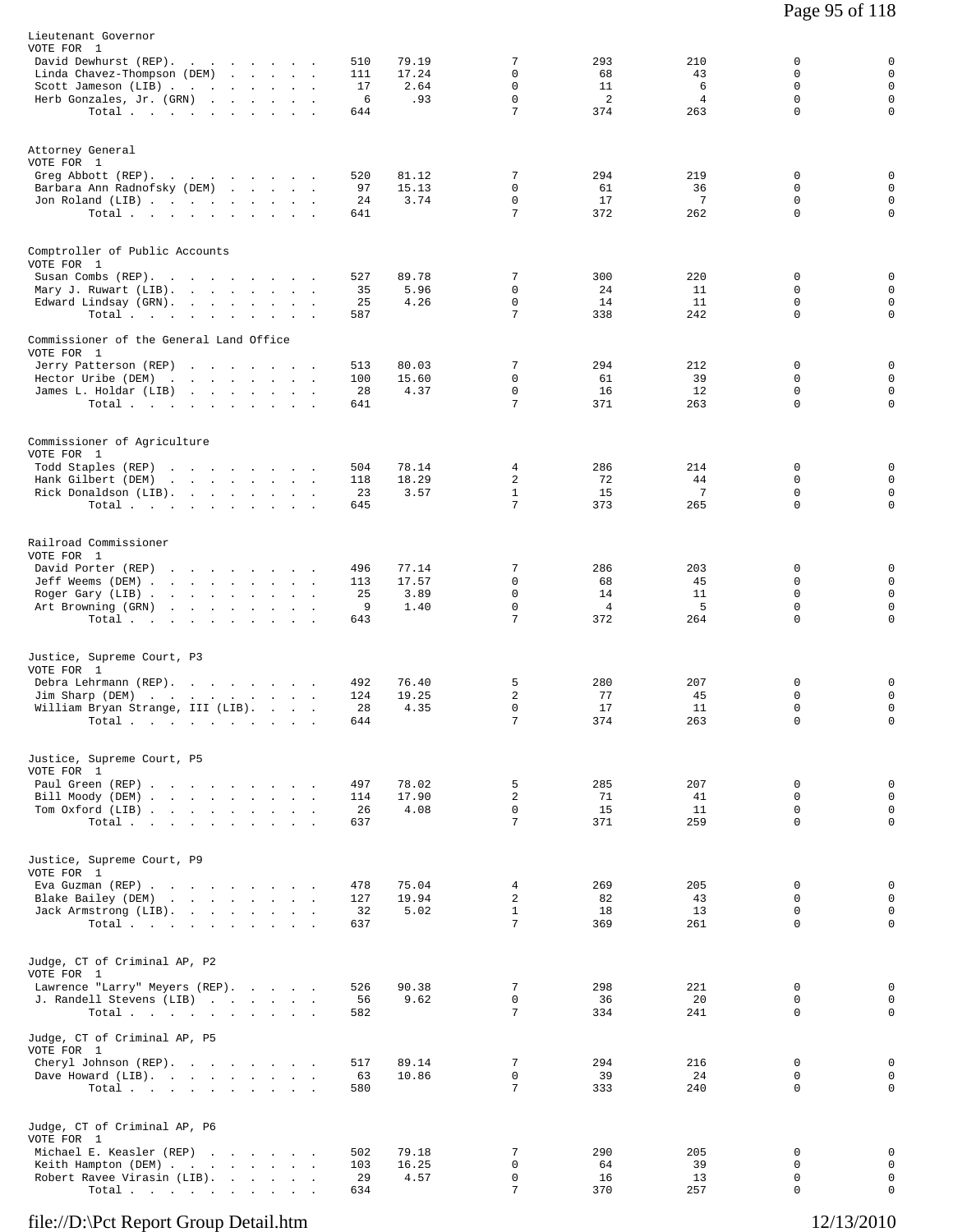Lieutenant Governor
VOTE FOR 1

| Candidate | Votes | Pct | | | | | |
|---|---|---|---|---|---|---|---|
| David Dewhurst (REP) | 510 | 79.19 | 7 | 293 | 210 | 0 | 0 |
| Linda Chavez-Thompson (DEM) | 111 | 17.24 | 0 | 68 | 43 | 0 | 0 |
| Scott Jameson (LIB) | 17 | 2.64 | 0 | 11 | 6 | 0 | 0 |
| Herb Gonzales, Jr. (GRN) | 6 | .93 | 0 | 2 | 4 | 0 | 0 |
| Total | 644 | | 7 | 374 | 263 | 0 | 0 |

Attorney General
VOTE FOR 1

| Candidate | Votes | Pct | | | | | |
|---|---|---|---|---|---|---|---|
| Greg Abbott (REP) | 520 | 81.12 | 7 | 294 | 219 | 0 | 0 |
| Barbara Ann Radnofsky (DEM) | 97 | 15.13 | 0 | 61 | 36 | 0 | 0 |
| Jon Roland (LIB) | 24 | 3.74 | 0 | 17 | 7 | 0 | 0 |
| Total | 641 | | 7 | 372 | 262 | 0 | 0 |

Comptroller of Public Accounts
VOTE FOR 1

| Candidate | Votes | Pct | | | | | |
|---|---|---|---|---|---|---|---|
| Susan Combs (REP) | 527 | 89.78 | 7 | 300 | 220 | 0 | 0 |
| Mary J. Ruwart (LIB) | 35 | 5.96 | 0 | 24 | 11 | 0 | 0 |
| Edward Lindsay (GRN) | 25 | 4.26 | 0 | 14 | 11 | 0 | 0 |
| Total | 587 | | 7 | 338 | 242 | 0 | 0 |

Commissioner of the General Land Office
VOTE FOR 1

| Candidate | Votes | Pct | | | | | |
|---|---|---|---|---|---|---|---|
| Jerry Patterson (REP) | 513 | 80.03 | 7 | 294 | 212 | 0 | 0 |
| Hector Uribe (DEM) | 100 | 15.60 | 0 | 61 | 39 | 0 | 0 |
| James L. Holdar (LIB) | 28 | 4.37 | 0 | 16 | 12 | 0 | 0 |
| Total | 641 | | 7 | 371 | 263 | 0 | 0 |

Commissioner of Agriculture
VOTE FOR 1

| Candidate | Votes | Pct | | | | | |
|---|---|---|---|---|---|---|---|
| Todd Staples (REP) | 504 | 78.14 | 4 | 286 | 214 | 0 | 0 |
| Hank Gilbert (DEM) | 118 | 18.29 | 2 | 72 | 44 | 0 | 0 |
| Rick Donaldson (LIB) | 23 | 3.57 | 1 | 15 | 7 | 0 | 0 |
| Total | 645 | | 7 | 373 | 265 | 0 | 0 |

Railroad Commissioner
VOTE FOR 1

| Candidate | Votes | Pct | | | | | |
|---|---|---|---|---|---|---|---|
| David Porter (REP) | 496 | 77.14 | 7 | 286 | 203 | 0 | 0 |
| Jeff Weems (DEM) | 113 | 17.57 | 0 | 68 | 45 | 0 | 0 |
| Roger Gary (LIB) | 25 | 3.89 | 0 | 14 | 11 | 0 | 0 |
| Art Browning (GRN) | 9 | 1.40 | 0 | 4 | 5 | 0 | 0 |
| Total | 643 | | 7 | 372 | 264 | 0 | 0 |

Justice, Supreme Court, P3
VOTE FOR 1

| Candidate | Votes | Pct | | | | | |
|---|---|---|---|---|---|---|---|
| Debra Lehrmann (REP) | 492 | 76.40 | 5 | 280 | 207 | 0 | 0 |
| Jim Sharp (DEM) | 124 | 19.25 | 2 | 77 | 45 | 0 | 0 |
| William Bryan Strange, III (LIB) | 28 | 4.35 | 0 | 17 | 11 | 0 | 0 |
| Total | 644 | | 7 | 374 | 263 | 0 | 0 |

Justice, Supreme Court, P5
VOTE FOR 1

| Candidate | Votes | Pct | | | | | |
|---|---|---|---|---|---|---|---|
| Paul Green (REP) | 497 | 78.02 | 5 | 285 | 207 | 0 | 0 |
| Bill Moody (DEM) | 114 | 17.90 | 2 | 71 | 41 | 0 | 0 |
| Tom Oxford (LIB) | 26 | 4.08 | 0 | 15 | 11 | 0 | 0 |
| Total | 637 | | 7 | 371 | 259 | 0 | 0 |

Justice, Supreme Court, P9
VOTE FOR 1

| Candidate | Votes | Pct | | | | | |
|---|---|---|---|---|---|---|---|
| Eva Guzman (REP) | 478 | 75.04 | 4 | 269 | 205 | 0 | 0 |
| Blake Bailey (DEM) | 127 | 19.94 | 2 | 82 | 43 | 0 | 0 |
| Jack Armstrong (LIB) | 32 | 5.02 | 1 | 18 | 13 | 0 | 0 |
| Total | 637 | | 7 | 369 | 261 | 0 | 0 |

Judge, CT of Criminal AP, P2
VOTE FOR 1

| Candidate | Votes | Pct | | | | | |
|---|---|---|---|---|---|---|---|
| Lawrence "Larry" Meyers (REP) | 526 | 90.38 | 7 | 298 | 221 | 0 | 0 |
| J. Randell Stevens (LIB) | 56 | 9.62 | 0 | 36 | 20 | 0 | 0 |
| Total | 582 | | 7 | 334 | 241 | 0 | 0 |

Judge, CT of Criminal AP, P5
VOTE FOR 1

| Candidate | Votes | Pct | | | | | |
|---|---|---|---|---|---|---|---|
| Cheryl Johnson (REP) | 517 | 89.14 | 7 | 294 | 216 | 0 | 0 |
| Dave Howard (LIB) | 63 | 10.86 | 0 | 39 | 24 | 0 | 0 |
| Total | 580 | | 7 | 333 | 240 | 0 | 0 |

Judge, CT of Criminal AP, P6
VOTE FOR 1

| Candidate | Votes | Pct | | | | | |
|---|---|---|---|---|---|---|---|
| Michael E. Keasler (REP) | 502 | 79.18 | 7 | 290 | 205 | 0 | 0 |
| Keith Hampton (DEM) | 103 | 16.25 | 0 | 64 | 39 | 0 | 0 |
| Robert Ravee Virasin (LIB) | 29 | 4.57 | 0 | 16 | 13 | 0 | 0 |
| Total | 634 | | 7 | 370 | 257 | 0 | 0 |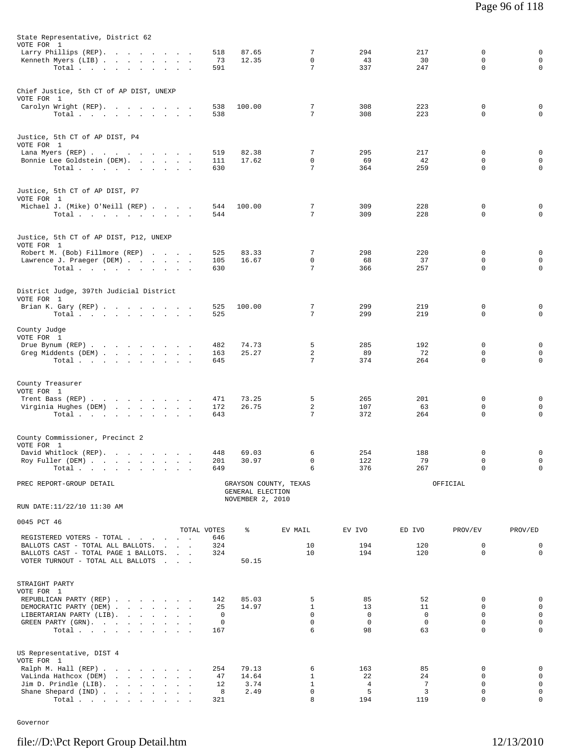State Representative, District 62
VOTE FOR 1

| | TOTAL VOTES | % | EV MAIL | EV IVO | ED IVO | PROV/EV | PROV/ED |
|---|---|---|---|---|---|---|---|
| Larry Phillips (REP) | 518 | 87.65 | 7 | 294 | 217 | 0 | 0 |
| Kenneth Myers (LIB) | 73 | 12.35 | 0 | 43 | 30 | 0 | 0 |
| Total | 591 | | 7 | 337 | 247 | 0 | 0 |

Chief Justice, 5th CT of AP DIST, UNEXP
VOTE FOR 1

| | TOTAL VOTES | % | EV MAIL | EV IVO | ED IVO | PROV/EV | PROV/ED |
|---|---|---|---|---|---|---|---|
| Carolyn Wright (REP) | 538 | 100.00 | 7 | 308 | 223 | 0 | 0 |
| Total | 538 | | 7 | 308 | 223 | 0 | 0 |

Justice, 5th CT of AP DIST, P4
VOTE FOR 1

| | TOTAL VOTES | % | EV MAIL | EV IVO | ED IVO | PROV/EV | PROV/ED |
|---|---|---|---|---|---|---|---|
| Lana Myers (REP) | 519 | 82.38 | 7 | 295 | 217 | 0 | 0 |
| Bonnie Lee Goldstein (DEM) | 111 | 17.62 | 0 | 69 | 42 | 0 | 0 |
| Total | 630 | | 7 | 364 | 259 | 0 | 0 |

Justice, 5th CT of AP DIST, P7
VOTE FOR 1

| | TOTAL VOTES | % | EV MAIL | EV IVO | ED IVO | PROV/EV | PROV/ED |
|---|---|---|---|---|---|---|---|
| Michael J. (Mike) O'Neill (REP) | 544 | 100.00 | 7 | 309 | 228 | 0 | 0 |
| Total | 544 | | 7 | 309 | 228 | 0 | 0 |

Justice, 5th CT of AP DIST, P12, UNEXP
VOTE FOR 1

| | TOTAL VOTES | % | EV MAIL | EV IVO | ED IVO | PROV/EV | PROV/ED |
|---|---|---|---|---|---|---|---|
| Robert M. (Bob) Fillmore (REP) | 525 | 83.33 | 7 | 298 | 220 | 0 | 0 |
| Lawrence J. Praeger (DEM) | 105 | 16.67 | 0 | 68 | 37 | 0 | 0 |
| Total | 630 | | 7 | 366 | 257 | 0 | 0 |

District Judge, 397th Judicial District
VOTE FOR 1

| | TOTAL VOTES | % | EV MAIL | EV IVO | ED IVO | PROV/EV | PROV/ED |
|---|---|---|---|---|---|---|---|
| Brian K. Gary (REP) | 525 | 100.00 | 7 | 299 | 219 | 0 | 0 |
| Total | 525 | | 7 | 299 | 219 | 0 | 0 |

County Judge
VOTE FOR 1

| | TOTAL VOTES | % | EV MAIL | EV IVO | ED IVO | PROV/EV | PROV/ED |
|---|---|---|---|---|---|---|---|
| Drue Bynum (REP) | 482 | 74.73 | 5 | 285 | 192 | 0 | 0 |
| Greg Middents (DEM) | 163 | 25.27 | 2 | 89 | 72 | 0 | 0 |
| Total | 645 | | 7 | 374 | 264 | 0 | 0 |

County Treasurer
VOTE FOR 1

| | TOTAL VOTES | % | EV MAIL | EV IVO | ED IVO | PROV/EV | PROV/ED |
|---|---|---|---|---|---|---|---|
| Trent Bass (REP) | 471 | 73.25 | 5 | 265 | 201 | 0 | 0 |
| Virginia Hughes (DEM) | 172 | 26.75 | 2 | 107 | 63 | 0 | 0 |
| Total | 643 | | 7 | 372 | 264 | 0 | 0 |

County Commissioner, Precinct 2
VOTE FOR 1

| | TOTAL VOTES | % | EV MAIL | EV IVO | ED IVO | PROV/EV | PROV/ED |
|---|---|---|---|---|---|---|---|
| David Whitlock (REP) | 448 | 69.03 | 6 | 254 | 188 | 0 | 0 |
| Roy Fuller (DEM) | 201 | 30.97 | 0 | 122 | 79 | 0 | 0 |
| Total | 649 | | 6 | 376 | 267 | 0 | 0 |

PREC REPORT-GROUP DETAIL — GRAYSON COUNTY, TEXAS — GENERAL ELECTION — NOVEMBER 2, 2010 — OFFICIAL

RUN DATE:11/22/10 11:30 AM

0045 PCT 46

| | TOTAL VOTES | % | EV MAIL | EV IVO | ED IVO | PROV/EV | PROV/ED |
|---|---|---|---|---|---|---|---|
| REGISTERED VOTERS - TOTAL | 646 | | | | | | |
| BALLOTS CAST - TOTAL ALL BALLOTS | 324 | | 10 | 194 | 120 | 0 | 0 |
| BALLOTS CAST - TOTAL PAGE 1 BALLOTS | 324 | | 10 | 194 | 120 | 0 | 0 |
| VOTER TURNOUT - TOTAL ALL BALLOTS | | 50.15 | | | | | |

STRAIGHT PARTY
VOTE FOR 1

| | TOTAL VOTES | % | EV MAIL | EV IVO | ED IVO | PROV/EV | PROV/ED |
|---|---|---|---|---|---|---|---|
| REPUBLICAN PARTY (REP) | 142 | 85.03 | 5 | 85 | 52 | 0 | 0 |
| DEMOCRATIC PARTY (DEM) | 25 | 14.97 | 1 | 13 | 11 | 0 | 0 |
| LIBERTARIAN PARTY (LIB) | 0 | | 0 | 0 | 0 | 0 | 0 |
| GREEN PARTY (GRN) | 0 | | 0 | 0 | 0 | 0 | 0 |
| Total | 167 | | 6 | 98 | 63 | 0 | 0 |

US Representative, DIST 4
VOTE FOR 1

| | TOTAL VOTES | % | EV MAIL | EV IVO | ED IVO | PROV/EV | PROV/ED |
|---|---|---|---|---|---|---|---|
| Ralph M. Hall (REP) | 254 | 79.13 | 6 | 163 | 85 | 0 | 0 |
| VaLinda Hathcox (DEM) | 47 | 14.64 | 1 | 22 | 24 | 0 | 0 |
| Jim D. Prindle (LIB) | 12 | 3.74 | 1 | 4 | 7 | 0 | 0 |
| Shane Shepard (IND) | 8 | 2.49 | 0 | 5 | 3 | 0 | 0 |
| Total | 321 | | 8 | 194 | 119 | 0 | 0 |

Governor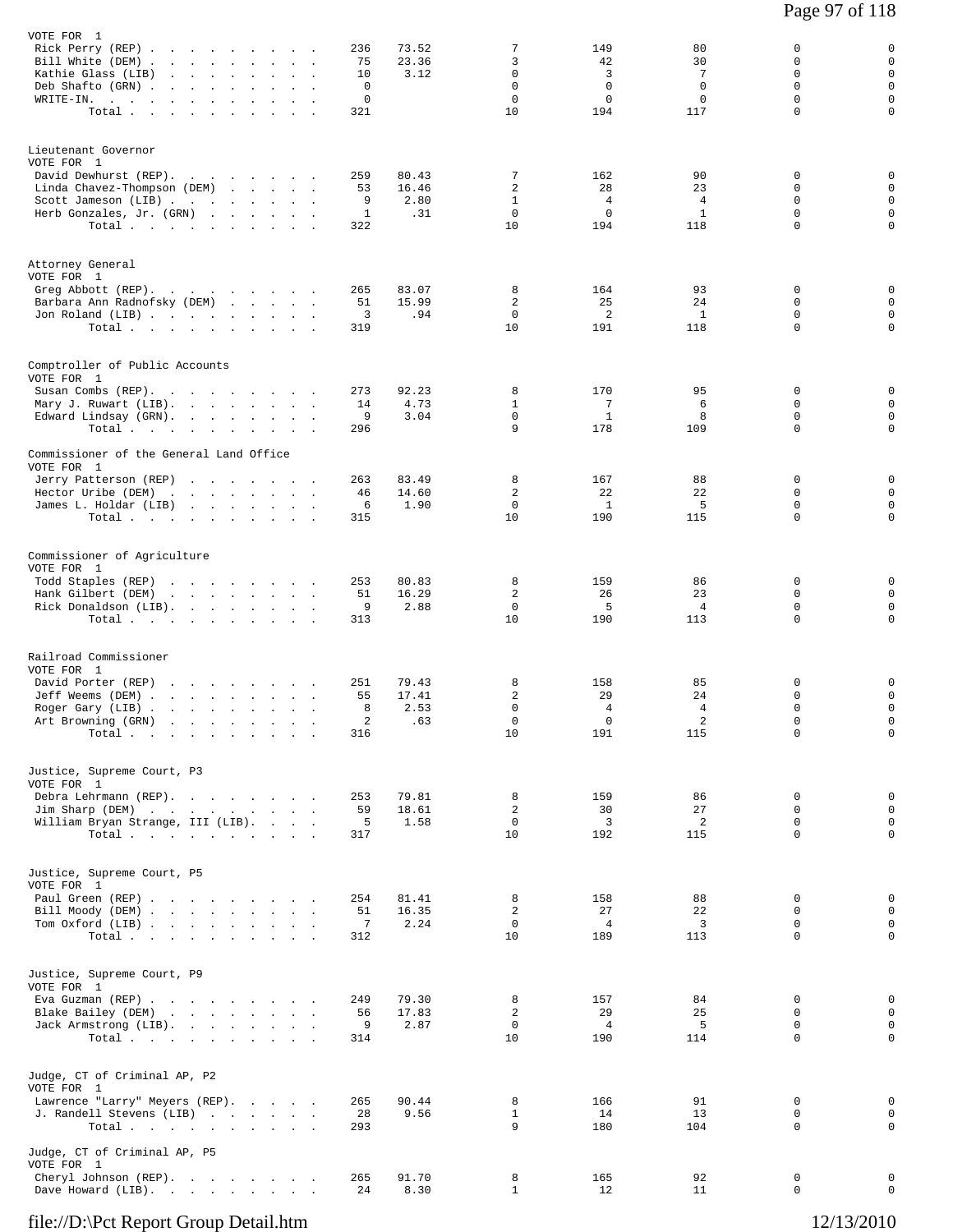VOTE FOR 1

| | | | | | | | |
|---|---|---|---|---|---|---|---|
| Rick Perry (REP) | 236 | 73.52 | 7 | 149 | 80 | 0 | 0 |
| Bill White (DEM) | 75 | 23.36 | 3 | 42 | 30 | 0 | 0 |
| Kathie Glass (LIB) | 10 | 3.12 | 0 | 3 | 7 | 0 | 0 |
| Deb Shafto (GRN) | 0 | | 0 | 0 | 0 | 0 | 0 |
| WRITE-IN. | 0 | | 0 | 0 | 0 | 0 | 0 |
| Total | 321 | | 10 | 194 | 117 | 0 | 0 |

Lieutenant Governor
VOTE FOR 1

| | | | | | | | |
|---|---|---|---|---|---|---|---|
| David Dewhurst (REP) | 259 | 80.43 | 7 | 162 | 90 | 0 | 0 |
| Linda Chavez-Thompson (DEM) | 53 | 16.46 | 2 | 28 | 23 | 0 | 0 |
| Scott Jameson (LIB) | 9 | 2.80 | 1 | 4 | 4 | 0 | 0 |
| Herb Gonzales, Jr. (GRN) | 1 | .31 | 0 | 0 | 1 | 0 | 0 |
| Total | 322 | | 10 | 194 | 118 | 0 | 0 |

Attorney General
VOTE FOR 1

| | | | | | | | |
|---|---|---|---|---|---|---|---|
| Greg Abbott (REP) | 265 | 83.07 | 8 | 164 | 93 | 0 | 0 |
| Barbara Ann Radnofsky (DEM) | 51 | 15.99 | 2 | 25 | 24 | 0 | 0 |
| Jon Roland (LIB) | 3 | .94 | 0 | 2 | 1 | 0 | 0 |
| Total | 319 | | 10 | 191 | 118 | 0 | 0 |

Comptroller of Public Accounts
VOTE FOR 1

| | | | | | | | |
|---|---|---|---|---|---|---|---|
| Susan Combs (REP) | 273 | 92.23 | 8 | 170 | 95 | 0 | 0 |
| Mary J. Ruwart (LIB) | 14 | 4.73 | 1 | 7 | 6 | 0 | 0 |
| Edward Lindsay (GRN) | 9 | 3.04 | 0 | 1 | 8 | 0 | 0 |
| Total | 296 | | 9 | 178 | 109 | 0 | 0 |

Commissioner of the General Land Office
VOTE FOR 1

| | | | | | | | |
|---|---|---|---|---|---|---|---|
| Jerry Patterson (REP) | 263 | 83.49 | 8 | 167 | 88 | 0 | 0 |
| Hector Uribe (DEM) | 46 | 14.60 | 2 | 22 | 22 | 0 | 0 |
| James L. Holdar (LIB) | 6 | 1.90 | 0 | 1 | 5 | 0 | 0 |
| Total | 315 | | 10 | 190 | 115 | 0 | 0 |

Commissioner of Agriculture
VOTE FOR 1

| | | | | | | | |
|---|---|---|---|---|---|---|---|
| Todd Staples (REP) | 253 | 80.83 | 8 | 159 | 86 | 0 | 0 |
| Hank Gilbert (DEM) | 51 | 16.29 | 2 | 26 | 23 | 0 | 0 |
| Rick Donaldson (LIB) | 9 | 2.88 | 0 | 5 | 4 | 0 | 0 |
| Total | 313 | | 10 | 190 | 113 | 0 | 0 |

Railroad Commissioner
VOTE FOR 1

| | | | | | | | |
|---|---|---|---|---|---|---|---|
| David Porter (REP) | 251 | 79.43 | 8 | 158 | 85 | 0 | 0 |
| Jeff Weems (DEM) | 55 | 17.41 | 2 | 29 | 24 | 0 | 0 |
| Roger Gary (LIB) | 8 | 2.53 | 0 | 4 | 4 | 0 | 0 |
| Art Browning (GRN) | 2 | .63 | 0 | 0 | 2 | 0 | 0 |
| Total | 316 | | 10 | 191 | 115 | 0 | 0 |

Justice, Supreme Court, P3
VOTE FOR 1

| | | | | | | | |
|---|---|---|---|---|---|---|---|
| Debra Lehrmann (REP) | 253 | 79.81 | 8 | 159 | 86 | 0 | 0 |
| Jim Sharp (DEM) | 59 | 18.61 | 2 | 30 | 27 | 0 | 0 |
| William Bryan Strange, III (LIB) | 5 | 1.58 | 0 | 3 | 2 | 0 | 0 |
| Total | 317 | | 10 | 192 | 115 | 0 | 0 |

Justice, Supreme Court, P5
VOTE FOR 1

| | | | | | | | |
|---|---|---|---|---|---|---|---|
| Paul Green (REP) | 254 | 81.41 | 8 | 158 | 88 | 0 | 0 |
| Bill Moody (DEM) | 51 | 16.35 | 2 | 27 | 22 | 0 | 0 |
| Tom Oxford (LIB) | 7 | 2.24 | 0 | 4 | 3 | 0 | 0 |
| Total | 312 | | 10 | 189 | 113 | 0 | 0 |

Justice, Supreme Court, P9
VOTE FOR 1

| | | | | | | | |
|---|---|---|---|---|---|---|---|
| Eva Guzman (REP) | 249 | 79.30 | 8 | 157 | 84 | 0 | 0 |
| Blake Bailey (DEM) | 56 | 17.83 | 2 | 29 | 25 | 0 | 0 |
| Jack Armstrong (LIB) | 9 | 2.87 | 0 | 4 | 5 | 0 | 0 |
| Total | 314 | | 10 | 190 | 114 | 0 | 0 |

Judge, CT of Criminal AP, P2
VOTE FOR 1

| | | | | | | | |
|---|---|---|---|---|---|---|---|
| Lawrence "Larry" Meyers (REP) | 265 | 90.44 | 8 | 166 | 91 | 0 | 0 |
| J. Randell Stevens (LIB) | 28 | 9.56 | 1 | 14 | 13 | 0 | 0 |
| Total | 293 | | 9 | 180 | 104 | 0 | 0 |

Judge, CT of Criminal AP, P5
VOTE FOR 1

| | | | | | | | |
|---|---|---|---|---|---|---|---|
| Cheryl Johnson (REP) | 265 | 91.70 | 8 | 165 | 92 | 0 | 0 |
| Dave Howard (LIB) | 24 | 8.30 | 1 | 12 | 11 | 0 | 0 |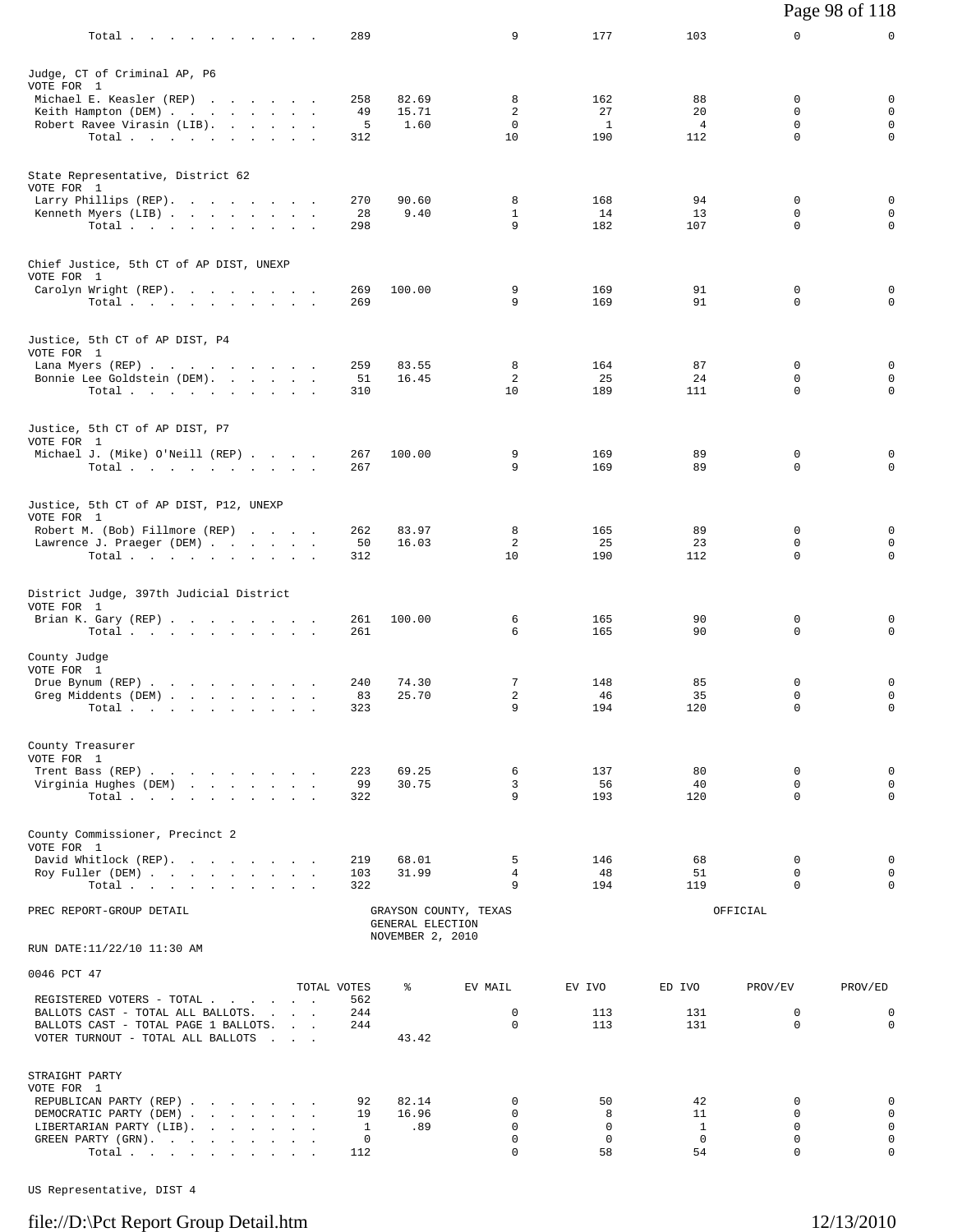| | TOTAL VOTES | % | EV MAIL | EV IVO | ED IVO | PROV/EV | PROV/ED |
|---|---|---|---|---|---|---|---|
| Total | 289 | | 9 | 177 | 103 | 0 | 0 |

Judge, CT of Criminal AP, P6
VOTE FOR 1

| | TOTAL VOTES | % | EV MAIL | EV IVO | ED IVO | PROV/EV | PROV/ED |
|---|---|---|---|---|---|---|---|
| Michael E. Keasler (REP) | 258 | 82.69 | 8 | 162 | 88 | 0 | 0 |
| Keith Hampton (DEM) | 49 | 15.71 | 2 | 27 | 20 | 0 | 0 |
| Robert Ravee Virasin (LIB) | 5 | 1.60 | 0 | 1 | 4 | 0 | 0 |
| Total | 312 | | 10 | 190 | 112 | 0 | 0 |

State Representative, District 62
VOTE FOR 1

| | TOTAL VOTES | % | EV MAIL | EV IVO | ED IVO | PROV/EV | PROV/ED |
|---|---|---|---|---|---|---|---|
| Larry Phillips (REP) | 270 | 90.60 | 8 | 168 | 94 | 0 | 0 |
| Kenneth Myers (LIB) | 28 | 9.40 | 1 | 14 | 13 | 0 | 0 |
| Total | 298 | | 9 | 182 | 107 | 0 | 0 |

Chief Justice, 5th CT of AP DIST, UNEXP
VOTE FOR 1

| | TOTAL VOTES | % | EV MAIL | EV IVO | ED IVO | PROV/EV | PROV/ED |
|---|---|---|---|---|---|---|---|
| Carolyn Wright (REP) | 269 | 100.00 | 9 | 169 | 91 | 0 | 0 |
| Total | 269 | | 9 | 169 | 91 | 0 | 0 |

Justice, 5th CT of AP DIST, P4
VOTE FOR 1

| | TOTAL VOTES | % | EV MAIL | EV IVO | ED IVO | PROV/EV | PROV/ED |
|---|---|---|---|---|---|---|---|
| Lana Myers (REP) | 259 | 83.55 | 8 | 164 | 87 | 0 | 0 |
| Bonnie Lee Goldstein (DEM) | 51 | 16.45 | 2 | 25 | 24 | 0 | 0 |
| Total | 310 | | 10 | 189 | 111 | 0 | 0 |

Justice, 5th CT of AP DIST, P7
VOTE FOR 1

| | TOTAL VOTES | % | EV MAIL | EV IVO | ED IVO | PROV/EV | PROV/ED |
|---|---|---|---|---|---|---|---|
| Michael J. (Mike) O'Neill (REP) | 267 | 100.00 | 9 | 169 | 89 | 0 | 0 |
| Total | 267 | | 9 | 169 | 89 | 0 | 0 |

Justice, 5th CT of AP DIST, P12, UNEXP
VOTE FOR 1

| | TOTAL VOTES | % | EV MAIL | EV IVO | ED IVO | PROV/EV | PROV/ED |
|---|---|---|---|---|---|---|---|
| Robert M. (Bob) Fillmore (REP) | 262 | 83.97 | 8 | 165 | 89 | 0 | 0 |
| Lawrence J. Praeger (DEM) | 50 | 16.03 | 2 | 25 | 23 | 0 | 0 |
| Total | 312 | | 10 | 190 | 112 | 0 | 0 |

District Judge, 397th Judicial District
VOTE FOR 1

| | TOTAL VOTES | % | EV MAIL | EV IVO | ED IVO | PROV/EV | PROV/ED |
|---|---|---|---|---|---|---|---|
| Brian K. Gary (REP) | 261 | 100.00 | 6 | 165 | 90 | 0 | 0 |
| Total | 261 | | 6 | 165 | 90 | 0 | 0 |

County Judge
VOTE FOR 1

| | TOTAL VOTES | % | EV MAIL | EV IVO | ED IVO | PROV/EV | PROV/ED |
|---|---|---|---|---|---|---|---|
| Drue Bynum (REP) | 240 | 74.30 | 7 | 148 | 85 | 0 | 0 |
| Greg Middents (DEM) | 83 | 25.70 | 2 | 46 | 35 | 0 | 0 |
| Total | 323 | | 9 | 194 | 120 | 0 | 0 |

County Treasurer
VOTE FOR 1

| | TOTAL VOTES | % | EV MAIL | EV IVO | ED IVO | PROV/EV | PROV/ED |
|---|---|---|---|---|---|---|---|
| Trent Bass (REP) | 223 | 69.25 | 6 | 137 | 80 | 0 | 0 |
| Virginia Hughes (DEM) | 99 | 30.75 | 3 | 56 | 40 | 0 | 0 |
| Total | 322 | | 9 | 193 | 120 | 0 | 0 |

County Commissioner, Precinct 2
VOTE FOR 1

| | TOTAL VOTES | % | EV MAIL | EV IVO | ED IVO | PROV/EV | PROV/ED |
|---|---|---|---|---|---|---|---|
| David Whitlock (REP) | 219 | 68.01 | 5 | 146 | 68 | 0 | 0 |
| Roy Fuller (DEM) | 103 | 31.99 | 4 | 48 | 51 | 0 | 0 |
| Total | 322 | | 9 | 194 | 119 | 0 | 0 |

PREC REPORT-GROUP DETAIL

GRAYSON COUNTY, TEXAS
GENERAL ELECTION
NOVEMBER 2, 2010

OFFICIAL

RUN DATE:11/22/10 11:30 AM

0046 PCT 47

| | TOTAL VOTES | % | EV MAIL | EV IVO | ED IVO | PROV/EV | PROV/ED |
|---|---|---|---|---|---|---|---|
| REGISTERED VOTERS - TOTAL | 562 | | | | | | |
| BALLOTS CAST - TOTAL ALL BALLOTS | 244 | | 0 | 113 | 131 | 0 | 0 |
| BALLOTS CAST - TOTAL PAGE 1 BALLOTS | 244 | | 0 | 113 | 131 | 0 | 0 |
| VOTER TURNOUT - TOTAL ALL BALLOTS | | 43.42 | | | | | |

STRAIGHT PARTY
VOTE FOR 1

| | TOTAL VOTES | % | EV MAIL | EV IVO | ED IVO | PROV/EV | PROV/ED |
|---|---|---|---|---|---|---|---|
| REPUBLICAN PARTY (REP) | 92 | 82.14 | 0 | 50 | 42 | 0 | 0 |
| DEMOCRATIC PARTY (DEM) | 19 | 16.96 | 0 | 8 | 11 | 0 | 0 |
| LIBERTARIAN PARTY (LIB) | 1 | .89 | 0 | 0 | 1 | 0 | 0 |
| GREEN PARTY (GRN) | 0 | | 0 | 0 | 0 | 0 | 0 |
| Total | 112 | | 0 | 58 | 54 | 0 | 0 |

US Representative, DIST 4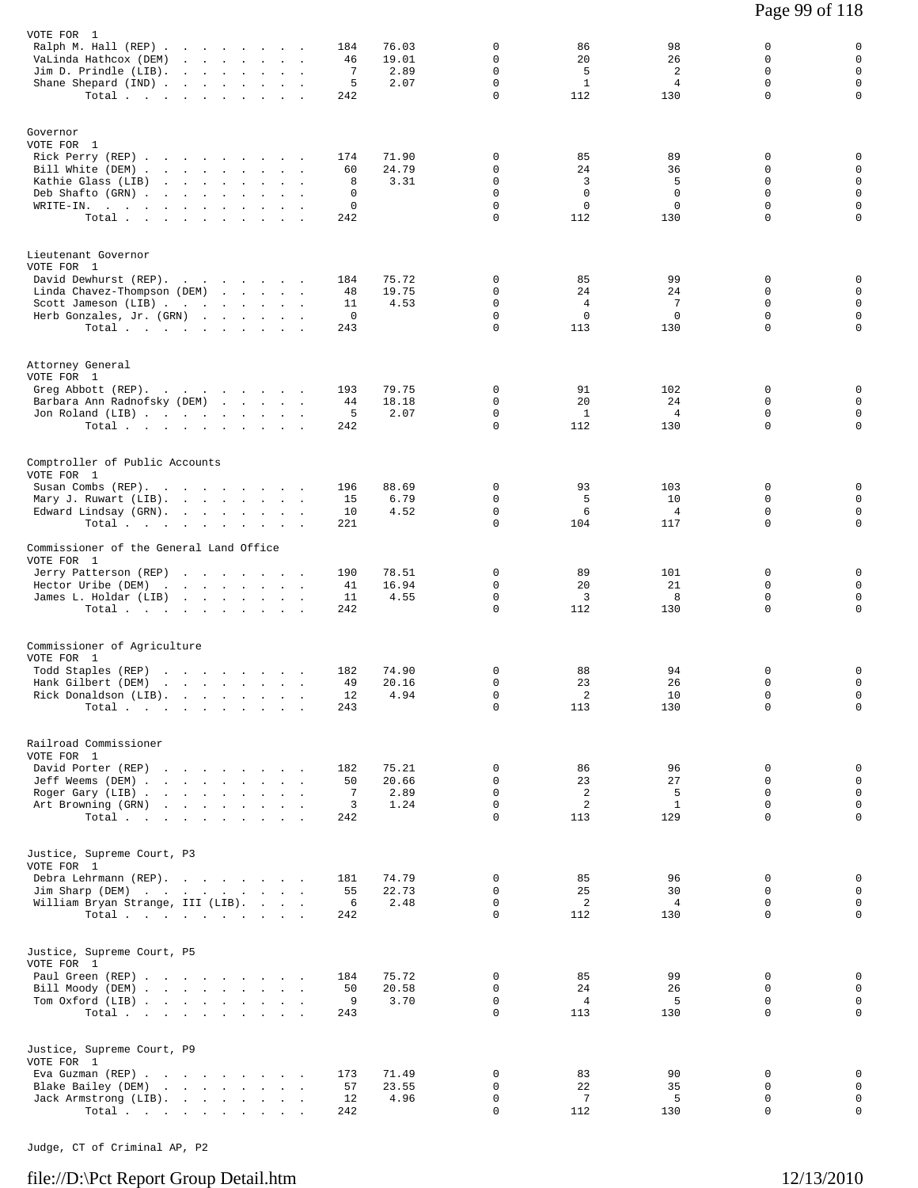VOTE FOR 1

| Candidate | Total | % | | | | | |
|---|---|---|---|---|---|---|---|
| Ralph M. Hall (REP) | 184 | 76.03 | 0 | 86 | 98 | 0 | 0 |
| VaLinda Hathcox (DEM) | 46 | 19.01 | 0 | 20 | 26 | 0 | 0 |
| Jim D. Prindle (LIB) | 7 | 2.89 | 0 | 5 | 2 | 0 | 0 |
| Shane Shepard (IND) | 5 | 2.07 | 0 | 1 | 4 | 0 | 0 |
| Total | 242 | | 0 | 112 | 130 | 0 | 0 |

Governor
VOTE FOR 1

| Candidate | Total | % | | | | | |
|---|---|---|---|---|---|---|---|
| Rick Perry (REP) | 174 | 71.90 | 0 | 85 | 89 | 0 | 0 |
| Bill White (DEM) | 60 | 24.79 | 0 | 24 | 36 | 0 | 0 |
| Kathie Glass (LIB) | 8 | 3.31 | 0 | 3 | 5 | 0 | 0 |
| Deb Shafto (GRN) | 0 | | 0 | 0 | 0 | 0 | 0 |
| WRITE-IN. | 0 | | 0 | 0 | 0 | 0 | 0 |
| Total | 242 | | 0 | 112 | 130 | 0 | 0 |

Lieutenant Governor
VOTE FOR 1

| Candidate | Total | % | | | | | |
|---|---|---|---|---|---|---|---|
| David Dewhurst (REP) | 184 | 75.72 | 0 | 85 | 99 | 0 | 0 |
| Linda Chavez-Thompson (DEM) | 48 | 19.75 | 0 | 24 | 24 | 0 | 0 |
| Scott Jameson (LIB) | 11 | 4.53 | 0 | 4 | 7 | 0 | 0 |
| Herb Gonzales, Jr. (GRN) | 0 | | 0 | 0 | 0 | 0 | 0 |
| Total | 243 | | 0 | 113 | 130 | 0 | 0 |

Attorney General
VOTE FOR 1

| Candidate | Total | % | | | | | |
|---|---|---|---|---|---|---|---|
| Greg Abbott (REP) | 193 | 79.75 | 0 | 91 | 102 | 0 | 0 |
| Barbara Ann Radnofsky (DEM) | 44 | 18.18 | 0 | 20 | 24 | 0 | 0 |
| Jon Roland (LIB) | 5 | 2.07 | 0 | 1 | 4 | 0 | 0 |
| Total | 242 | | 0 | 112 | 130 | 0 | 0 |

Comptroller of Public Accounts
VOTE FOR 1

| Candidate | Total | % | | | | | |
|---|---|---|---|---|---|---|---|
| Susan Combs (REP) | 196 | 88.69 | 0 | 93 | 103 | 0 | 0 |
| Mary J. Ruwart (LIB) | 15 | 6.79 | 0 | 5 | 10 | 0 | 0 |
| Edward Lindsay (GRN) | 10 | 4.52 | 0 | 6 | 4 | 0 | 0 |
| Total | 221 | | 0 | 104 | 117 | 0 | 0 |

Commissioner of the General Land Office
VOTE FOR 1

| Candidate | Total | % | | | | | |
|---|---|---|---|---|---|---|---|
| Jerry Patterson (REP) | 190 | 78.51 | 0 | 89 | 101 | 0 | 0 |
| Hector Uribe (DEM) | 41 | 16.94 | 0 | 20 | 21 | 0 | 0 |
| James L. Holdar (LIB) | 11 | 4.55 | 0 | 3 | 8 | 0 | 0 |
| Total | 242 | | 0 | 112 | 130 | 0 | 0 |

Commissioner of Agriculture
VOTE FOR 1

| Candidate | Total | % | | | | | |
|---|---|---|---|---|---|---|---|
| Todd Staples (REP) | 182 | 74.90 | 0 | 88 | 94 | 0 | 0 |
| Hank Gilbert (DEM) | 49 | 20.16 | 0 | 23 | 26 | 0 | 0 |
| Rick Donaldson (LIB) | 12 | 4.94 | 0 | 2 | 10 | 0 | 0 |
| Total | 243 | | 0 | 113 | 130 | 0 | 0 |

Railroad Commissioner
VOTE FOR 1

| Candidate | Total | % | | | | | |
|---|---|---|---|---|---|---|---|
| David Porter (REP) | 182 | 75.21 | 0 | 86 | 96 | 0 | 0 |
| Jeff Weems (DEM) | 50 | 20.66 | 0 | 23 | 27 | 0 | 0 |
| Roger Gary (LIB) | 7 | 2.89 | 0 | 2 | 5 | 0 | 0 |
| Art Browning (GRN) | 3 | 1.24 | 0 | 2 | 1 | 0 | 0 |
| Total | 242 | | 0 | 113 | 129 | 0 | 0 |

Justice, Supreme Court, P3
VOTE FOR 1

| Candidate | Total | % | | | | | |
|---|---|---|---|---|---|---|---|
| Debra Lehrmann (REP) | 181 | 74.79 | 0 | 85 | 96 | 0 | 0 |
| Jim Sharp (DEM) | 55 | 22.73 | 0 | 25 | 30 | 0 | 0 |
| William Bryan Strange, III (LIB) | 6 | 2.48 | 0 | 2 | 4 | 0 | 0 |
| Total | 242 | | 0 | 112 | 130 | 0 | 0 |

Justice, Supreme Court, P5
VOTE FOR 1

| Candidate | Total | % | | | | | |
|---|---|---|---|---|---|---|---|
| Paul Green (REP) | 184 | 75.72 | 0 | 85 | 99 | 0 | 0 |
| Bill Moody (DEM) | 50 | 20.58 | 0 | 24 | 26 | 0 | 0 |
| Tom Oxford (LIB) | 9 | 3.70 | 0 | 4 | 5 | 0 | 0 |
| Total | 243 | | 0 | 113 | 130 | 0 | 0 |

Justice, Supreme Court, P9
VOTE FOR 1

| Candidate | Total | % | | | | | |
|---|---|---|---|---|---|---|---|
| Eva Guzman (REP) | 173 | 71.49 | 0 | 83 | 90 | 0 | 0 |
| Blake Bailey (DEM) | 57 | 23.55 | 0 | 22 | 35 | 0 | 0 |
| Jack Armstrong (LIB) | 12 | 4.96 | 0 | 7 | 5 | 0 | 0 |
| Total | 242 | | 0 | 112 | 130 | 0 | 0 |

Judge, CT of Criminal AP, P2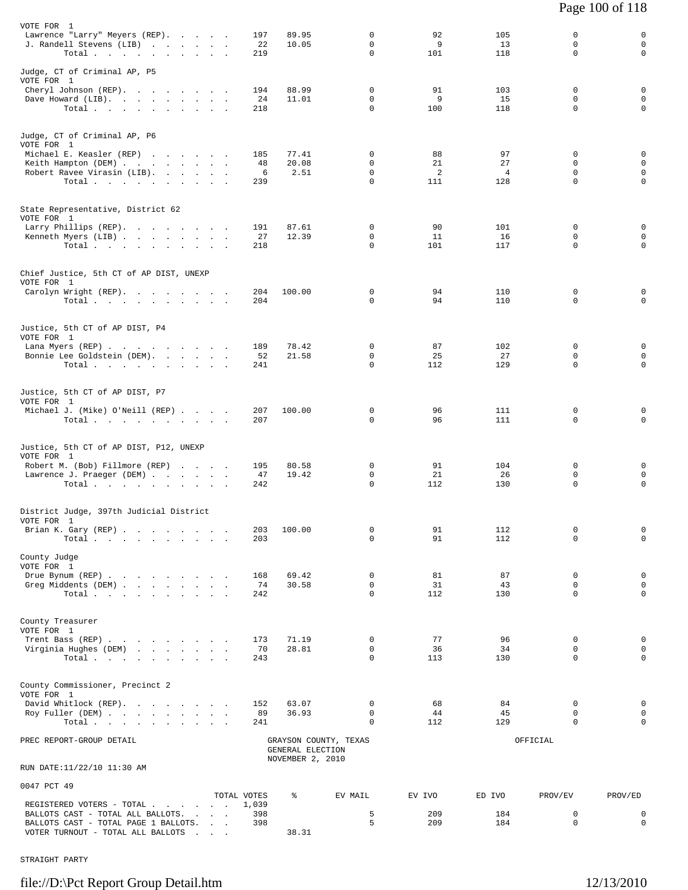VOTE FOR 1

| | TOTAL VOTES | % | EV MAIL | EV IVO | ED IVO | PROV/EV | PROV/ED |
|---|---|---|---|---|---|---|---|
| Lawrence "Larry" Meyers (REP) | 197 | 89.95 | 0 | 92 | 105 | 0 | 0 |
| J. Randell Stevens (LIB) | 22 | 10.05 | 0 | 9 | 13 | 0 | 0 |
| Total | 219 | | 0 | 101 | 118 | 0 | 0 |

Judge, CT of Criminal AP, P5
VOTE FOR 1

| | TOTAL VOTES | % | EV MAIL | EV IVO | ED IVO | PROV/EV | PROV/ED |
|---|---|---|---|---|---|---|---|
| Cheryl Johnson (REP) | 194 | 88.99 | 0 | 91 | 103 | 0 | 0 |
| Dave Howard (LIB) | 24 | 11.01 | 0 | 9 | 15 | 0 | 0 |
| Total | 218 | | 0 | 100 | 118 | 0 | 0 |

Judge, CT of Criminal AP, P6
VOTE FOR 1

| | TOTAL VOTES | % | EV MAIL | EV IVO | ED IVO | PROV/EV | PROV/ED |
|---|---|---|---|---|---|---|---|
| Michael E. Keasler (REP) | 185 | 77.41 | 0 | 88 | 97 | 0 | 0 |
| Keith Hampton (DEM) | 48 | 20.08 | 0 | 21 | 27 | 0 | 0 |
| Robert Ravee Virasin (LIB) | 6 | 2.51 | 0 | 2 | 4 | 0 | 0 |
| Total | 239 | | 0 | 111 | 128 | 0 | 0 |

State Representative, District 62
VOTE FOR 1

| | TOTAL VOTES | % | EV MAIL | EV IVO | ED IVO | PROV/EV | PROV/ED |
|---|---|---|---|---|---|---|---|
| Larry Phillips (REP) | 191 | 87.61 | 0 | 90 | 101 | 0 | 0 |
| Kenneth Myers (LIB) | 27 | 12.39 | 0 | 11 | 16 | 0 | 0 |
| Total | 218 | | 0 | 101 | 117 | 0 | 0 |

Chief Justice, 5th CT of AP DIST, UNEXP
VOTE FOR 1

| | TOTAL VOTES | % | EV MAIL | EV IVO | ED IVO | PROV/EV | PROV/ED |
|---|---|---|---|---|---|---|---|
| Carolyn Wright (REP) | 204 | 100.00 | 0 | 94 | 110 | 0 | 0 |
| Total | 204 | | 0 | 94 | 110 | 0 | 0 |

Justice, 5th CT of AP DIST, P4
VOTE FOR 1

| | TOTAL VOTES | % | EV MAIL | EV IVO | ED IVO | PROV/EV | PROV/ED |
|---|---|---|---|---|---|---|---|
| Lana Myers (REP) | 189 | 78.42 | 0 | 87 | 102 | 0 | 0 |
| Bonnie Lee Goldstein (DEM) | 52 | 21.58 | 0 | 25 | 27 | 0 | 0 |
| Total | 241 | | 0 | 112 | 129 | 0 | 0 |

Justice, 5th CT of AP DIST, P7
VOTE FOR 1

| | TOTAL VOTES | % | EV MAIL | EV IVO | ED IVO | PROV/EV | PROV/ED |
|---|---|---|---|---|---|---|---|
| Michael J. (Mike) O'Neill (REP) | 207 | 100.00 | 0 | 96 | 111 | 0 | 0 |
| Total | 207 | | 0 | 96 | 111 | 0 | 0 |

Justice, 5th CT of AP DIST, P12, UNEXP
VOTE FOR 1

| | TOTAL VOTES | % | EV MAIL | EV IVO | ED IVO | PROV/EV | PROV/ED |
|---|---|---|---|---|---|---|---|
| Robert M. (Bob) Fillmore (REP) | 195 | 80.58 | 0 | 91 | 104 | 0 | 0 |
| Lawrence J. Praeger (DEM) | 47 | 19.42 | 0 | 21 | 26 | 0 | 0 |
| Total | 242 | | 0 | 112 | 130 | 0 | 0 |

District Judge, 397th Judicial District
VOTE FOR 1

| | TOTAL VOTES | % | EV MAIL | EV IVO | ED IVO | PROV/EV | PROV/ED |
|---|---|---|---|---|---|---|---|
| Brian K. Gary (REP) | 203 | 100.00 | 0 | 91 | 112 | 0 | 0 |
| Total | 203 | | 0 | 91 | 112 | 0 | 0 |

County Judge
VOTE FOR 1

| | TOTAL VOTES | % | EV MAIL | EV IVO | ED IVO | PROV/EV | PROV/ED |
|---|---|---|---|---|---|---|---|
| Drue Bynum (REP) | 168 | 69.42 | 0 | 81 | 87 | 0 | 0 |
| Greg Middents (DEM) | 74 | 30.58 | 0 | 31 | 43 | 0 | 0 |
| Total | 242 | | 0 | 112 | 130 | 0 | 0 |

County Treasurer
VOTE FOR 1

| | TOTAL VOTES | % | EV MAIL | EV IVO | ED IVO | PROV/EV | PROV/ED |
|---|---|---|---|---|---|---|---|
| Trent Bass (REP) | 173 | 71.19 | 0 | 77 | 96 | 0 | 0 |
| Virginia Hughes (DEM) | 70 | 28.81 | 0 | 36 | 34 | 0 | 0 |
| Total | 243 | | 0 | 113 | 130 | 0 | 0 |

County Commissioner, Precinct 2
VOTE FOR 1

| | TOTAL VOTES | % | EV MAIL | EV IVO | ED IVO | PROV/EV | PROV/ED |
|---|---|---|---|---|---|---|---|
| David Whitlock (REP) | 152 | 63.07 | 0 | 68 | 84 | 0 | 0 |
| Roy Fuller (DEM) | 89 | 36.93 | 0 | 44 | 45 | 0 | 0 |
| Total | 241 | | 0 | 112 | 129 | 0 | 0 |

PREC REPORT-GROUP DETAIL

GRAYSON COUNTY, TEXAS
GENERAL ELECTION
NOVEMBER 2, 2010

OFFICIAL

RUN DATE:11/22/10 11:30 AM

0047 PCT 49

| | TOTAL VOTES | % | EV MAIL | EV IVO | ED IVO | PROV/EV | PROV/ED |
|---|---|---|---|---|---|---|---|
| REGISTERED VOTERS - TOTAL | 1,039 | | | | | | |
| BALLOTS CAST - TOTAL ALL BALLOTS | 398 | | 5 | 209 | 184 | 0 | 0 |
| BALLOTS CAST - TOTAL PAGE 1 BALLOTS | 398 | | 5 | 209 | 184 | 0 | 0 |
| VOTER TURNOUT - TOTAL ALL BALLOTS | | 38.31 | | | | | |

STRAIGHT PARTY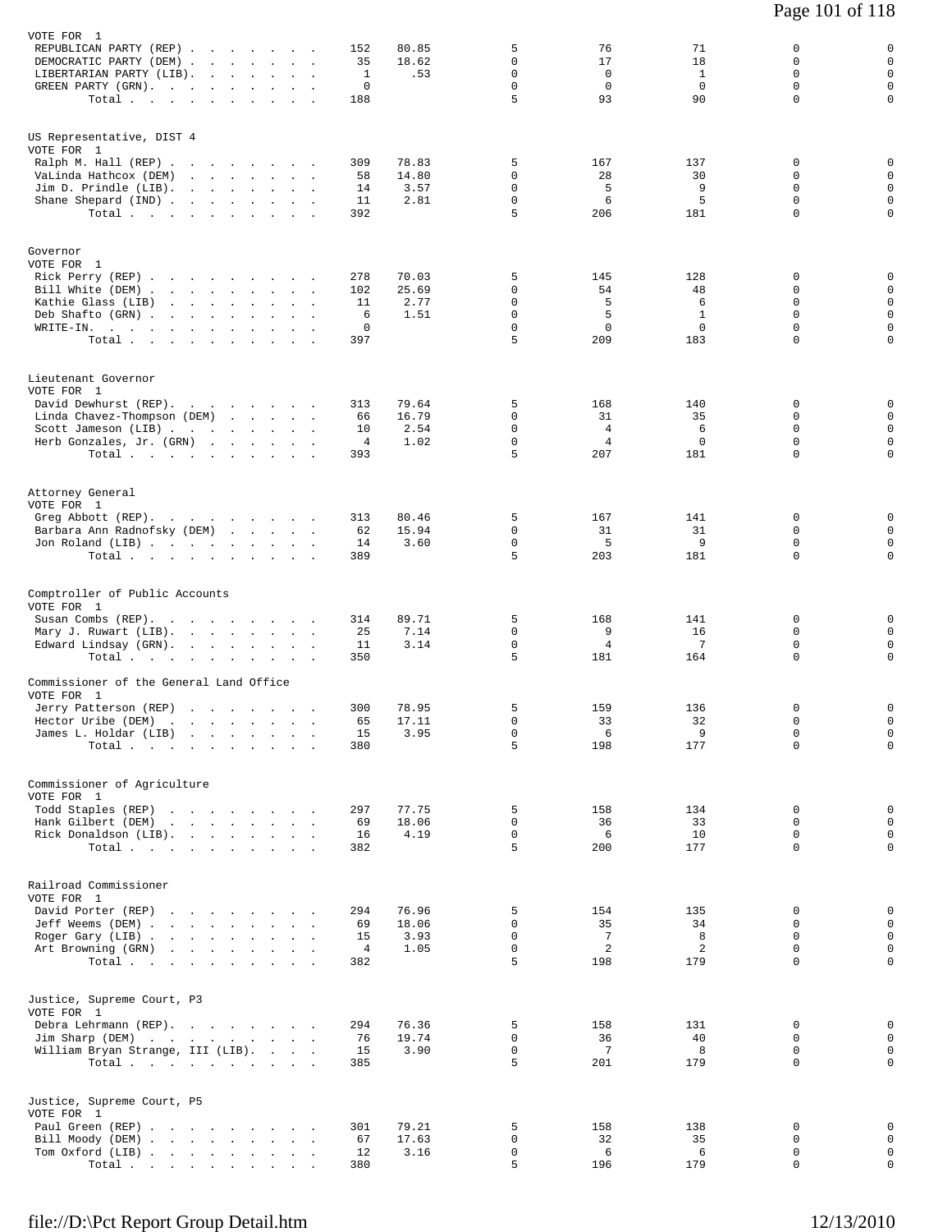VOTE FOR 1

| | | | | | | | |
|---|---|---|---|---|---|---|---|
| REPUBLICAN PARTY (REP) | 152 | 80.85 | 5 | 76 | 71 | 0 | 0 |
| DEMOCRATIC PARTY (DEM) | 35 | 18.62 | 0 | 17 | 18 | 0 | 0 |
| LIBERTARIAN PARTY (LIB) | 1 | .53 | 0 | 0 | 1 | 0 | 0 |
| GREEN PARTY (GRN) | 0 | | 0 | 0 | 0 | 0 | 0 |
| Total | 188 | | 5 | 93 | 90 | 0 | 0 |

US Representative, DIST 4
VOTE FOR 1

| | | | | | | | |
|---|---|---|---|---|---|---|---|
| Ralph M. Hall (REP) | 309 | 78.83 | 5 | 167 | 137 | 0 | 0 |
| VaLinda Hathcox (DEM) | 58 | 14.80 | 0 | 28 | 30 | 0 | 0 |
| Jim D. Prindle (LIB) | 14 | 3.57 | 0 | 5 | 9 | 0 | 0 |
| Shane Shepard (IND) | 11 | 2.81 | 0 | 6 | 5 | 0 | 0 |
| Total | 392 | | 5 | 206 | 181 | 0 | 0 |

Governor
VOTE FOR 1

| | | | | | | | |
|---|---|---|---|---|---|---|---|
| Rick Perry (REP) | 278 | 70.03 | 5 | 145 | 128 | 0 | 0 |
| Bill White (DEM) | 102 | 25.69 | 0 | 54 | 48 | 0 | 0 |
| Kathie Glass (LIB) | 11 | 2.77 | 0 | 5 | 6 | 0 | 0 |
| Deb Shafto (GRN) | 6 | 1.51 | 0 | 5 | 1 | 0 | 0 |
| WRITE-IN. | 0 | | 0 | 0 | 0 | 0 | 0 |
| Total | 397 | | 5 | 209 | 183 | 0 | 0 |

Lieutenant Governor
VOTE FOR 1

| | | | | | | | |
|---|---|---|---|---|---|---|---|
| David Dewhurst (REP) | 313 | 79.64 | 5 | 168 | 140 | 0 | 0 |
| Linda Chavez-Thompson (DEM) | 66 | 16.79 | 0 | 31 | 35 | 0 | 0 |
| Scott Jameson (LIB) | 10 | 2.54 | 0 | 4 | 6 | 0 | 0 |
| Herb Gonzales, Jr. (GRN) | 4 | 1.02 | 0 | 4 | 0 | 0 | 0 |
| Total | 393 | | 5 | 207 | 181 | 0 | 0 |

Attorney General
VOTE FOR 1

| | | | | | | | |
|---|---|---|---|---|---|---|---|
| Greg Abbott (REP) | 313 | 80.46 | 5 | 167 | 141 | 0 | 0 |
| Barbara Ann Radnofsky (DEM) | 62 | 15.94 | 0 | 31 | 31 | 0 | 0 |
| Jon Roland (LIB) | 14 | 3.60 | 0 | 5 | 9 | 0 | 0 |
| Total | 389 | | 5 | 203 | 181 | 0 | 0 |

Comptroller of Public Accounts
VOTE FOR 1

| | | | | | | | |
|---|---|---|---|---|---|---|---|
| Susan Combs (REP) | 314 | 89.71 | 5 | 168 | 141 | 0 | 0 |
| Mary J. Ruwart (LIB) | 25 | 7.14 | 0 | 9 | 16 | 0 | 0 |
| Edward Lindsay (GRN) | 11 | 3.14 | 0 | 4 | 7 | 0 | 0 |
| Total | 350 | | 5 | 181 | 164 | 0 | 0 |

Commissioner of the General Land Office
VOTE FOR 1

| | | | | | | | |
|---|---|---|---|---|---|---|---|
| Jerry Patterson (REP) | 300 | 78.95 | 5 | 159 | 136 | 0 | 0 |
| Hector Uribe (DEM) | 65 | 17.11 | 0 | 33 | 32 | 0 | 0 |
| James L. Holdar (LIB) | 15 | 3.95 | 0 | 6 | 9 | 0 | 0 |
| Total | 380 | | 5 | 198 | 177 | 0 | 0 |

Commissioner of Agriculture
VOTE FOR 1

| | | | | | | | |
|---|---|---|---|---|---|---|---|
| Todd Staples (REP) | 297 | 77.75 | 5 | 158 | 134 | 0 | 0 |
| Hank Gilbert (DEM) | 69 | 18.06 | 0 | 36 | 33 | 0 | 0 |
| Rick Donaldson (LIB) | 16 | 4.19 | 0 | 6 | 10 | 0 | 0 |
| Total | 382 | | 5 | 200 | 177 | 0 | 0 |

Railroad Commissioner
VOTE FOR 1

| | | | | | | | |
|---|---|---|---|---|---|---|---|
| David Porter (REP) | 294 | 76.96 | 5 | 154 | 135 | 0 | 0 |
| Jeff Weems (DEM) | 69 | 18.06 | 0 | 35 | 34 | 0 | 0 |
| Roger Gary (LIB) | 15 | 3.93 | 0 | 7 | 8 | 0 | 0 |
| Art Browning (GRN) | 4 | 1.05 | 0 | 2 | 2 | 0 | 0 |
| Total | 382 | | 5 | 198 | 179 | 0 | 0 |

Justice, Supreme Court, P3
VOTE FOR 1

| | | | | | | | |
|---|---|---|---|---|---|---|---|
| Debra Lehrmann (REP) | 294 | 76.36 | 5 | 158 | 131 | 0 | 0 |
| Jim Sharp (DEM) | 76 | 19.74 | 0 | 36 | 40 | 0 | 0 |
| William Bryan Strange, III (LIB) | 15 | 3.90 | 0 | 7 | 8 | 0 | 0 |
| Total | 385 | | 5 | 201 | 179 | 0 | 0 |

Justice, Supreme Court, P5
VOTE FOR 1

| | | | | | | | |
|---|---|---|---|---|---|---|---|
| Paul Green (REP) | 301 | 79.21 | 5 | 158 | 138 | 0 | 0 |
| Bill Moody (DEM) | 67 | 17.63 | 0 | 32 | 35 | 0 | 0 |
| Tom Oxford (LIB) | 12 | 3.16 | 0 | 6 | 6 | 0 | 0 |
| Total | 380 | | 5 | 196 | 179 | 0 | 0 |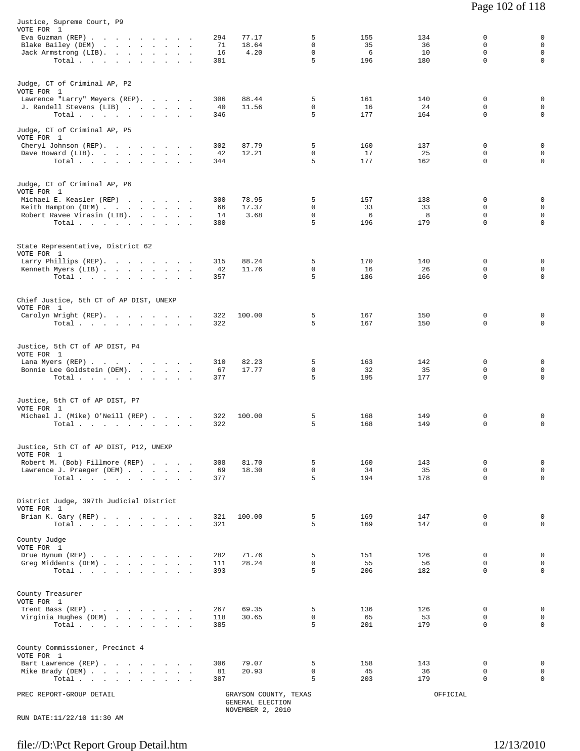**Justice, Supreme Court, P9**
VOTE FOR 1

| Candidate | Votes | % | | | | | |
|---|---|---|---|---|---|---|---|
| Eva Guzman (REP) | 294 | 77.17 | 5 | 155 | 134 | 0 | 0 |
| Blake Bailey (DEM) | 71 | 18.64 | 0 | 35 | 36 | 0 | 0 |
| Jack Armstrong (LIB) | 16 | 4.20 | 0 | 6 | 10 | 0 | 0 |
| Total | 381 | | 5 | 196 | 180 | 0 | 0 |

**Judge, CT of Criminal AP, P2**
VOTE FOR 1

| Candidate | Votes | % | | | | | |
|---|---|---|---|---|---|---|---|
| Lawrence "Larry" Meyers (REP) | 306 | 88.44 | 5 | 161 | 140 | 0 | 0 |
| J. Randell Stevens (LIB) | 40 | 11.56 | 0 | 16 | 24 | 0 | 0 |
| Total | 346 | | 5 | 177 | 164 | 0 | 0 |

**Judge, CT of Criminal AP, P5**
VOTE FOR 1

| Candidate | Votes | % | | | | | |
|---|---|---|---|---|---|---|---|
| Cheryl Johnson (REP) | 302 | 87.79 | 5 | 160 | 137 | 0 | 0 |
| Dave Howard (LIB) | 42 | 12.21 | 0 | 17 | 25 | 0 | 0 |
| Total | 344 | | 5 | 177 | 162 | 0 | 0 |

**Judge, CT of Criminal AP, P6**
VOTE FOR 1

| Candidate | Votes | % | | | | | |
|---|---|---|---|---|---|---|---|
| Michael E. Keasler (REP) | 300 | 78.95 | 5 | 157 | 138 | 0 | 0 |
| Keith Hampton (DEM) | 66 | 17.37 | 0 | 33 | 33 | 0 | 0 |
| Robert Ravee Virasin (LIB) | 14 | 3.68 | 0 | 6 | 8 | 0 | 0 |
| Total | 380 | | 5 | 196 | 179 | 0 | 0 |

**State Representative, District 62**
VOTE FOR 1

| Candidate | Votes | % | | | | | |
|---|---|---|---|---|---|---|---|
| Larry Phillips (REP) | 315 | 88.24 | 5 | 170 | 140 | 0 | 0 |
| Kenneth Myers (LIB) | 42 | 11.76 | 0 | 16 | 26 | 0 | 0 |
| Total | 357 | | 5 | 186 | 166 | 0 | 0 |

**Chief Justice, 5th CT of AP DIST, UNEXP**
VOTE FOR 1

| Candidate | Votes | % | | | | | |
|---|---|---|---|---|---|---|---|
| Carolyn Wright (REP) | 322 | 100.00 | 5 | 167 | 150 | 0 | 0 |
| Total | 322 | | 5 | 167 | 150 | 0 | 0 |

**Justice, 5th CT of AP DIST, P4**
VOTE FOR 1

| Candidate | Votes | % | | | | | |
|---|---|---|---|---|---|---|---|
| Lana Myers (REP) | 310 | 82.23 | 5 | 163 | 142 | 0 | 0 |
| Bonnie Lee Goldstein (DEM) | 67 | 17.77 | 0 | 32 | 35 | 0 | 0 |
| Total | 377 | | 5 | 195 | 177 | 0 | 0 |

**Justice, 5th CT of AP DIST, P7**
VOTE FOR 1

| Candidate | Votes | % | | | | | |
|---|---|---|---|---|---|---|---|
| Michael J. (Mike) O'Neill (REP) | 322 | 100.00 | 5 | 168 | 149 | 0 | 0 |
| Total | 322 | | 5 | 168 | 149 | 0 | 0 |

**Justice, 5th CT of AP DIST, P12, UNEXP**
VOTE FOR 1

| Candidate | Votes | % | | | | | |
|---|---|---|---|---|---|---|---|
| Robert M. (Bob) Fillmore (REP) | 308 | 81.70 | 5 | 160 | 143 | 0 | 0 |
| Lawrence J. Praeger (DEM) | 69 | 18.30 | 0 | 34 | 35 | 0 | 0 |
| Total | 377 | | 5 | 194 | 178 | 0 | 0 |

**District Judge, 397th Judicial District**
VOTE FOR 1

| Candidate | Votes | % | | | | | |
|---|---|---|---|---|---|---|---|
| Brian K. Gary (REP) | 321 | 100.00 | 5 | 169 | 147 | 0 | 0 |
| Total | 321 | | 5 | 169 | 147 | 0 | 0 |

**County Judge**
VOTE FOR 1

| Candidate | Votes | % | | | | | |
|---|---|---|---|---|---|---|---|
| Drue Bynum (REP) | 282 | 71.76 | 5 | 151 | 126 | 0 | 0 |
| Greg Middents (DEM) | 111 | 28.24 | 0 | 55 | 56 | 0 | 0 |
| Total | 393 | | 5 | 206 | 182 | 0 | 0 |

**County Treasurer**
VOTE FOR 1

| Candidate | Votes | % | | | | | |
|---|---|---|---|---|---|---|---|
| Trent Bass (REP) | 267 | 69.35 | 5 | 136 | 126 | 0 | 0 |
| Virginia Hughes (DEM) | 118 | 30.65 | 0 | 65 | 53 | 0 | 0 |
| Total | 385 | | 5 | 201 | 179 | 0 | 0 |

**County Commissioner, Precinct 4**
VOTE FOR 1

| Candidate | Votes | % | | | | | |
|---|---|---|---|---|---|---|---|
| Bart Lawrence (REP) | 306 | 79.07 | 5 | 158 | 143 | 0 | 0 |
| Mike Brady (DEM) | 81 | 20.93 | 0 | 45 | 36 | 0 | 0 |
| Total | 387 | | 5 | 203 | 179 | 0 | 0 |

PREC REPORT-GROUP DETAIL — GRAYSON COUNTY, TEXAS — GENERAL ELECTION — NOVEMBER 2, 2010 — OFFICIAL

RUN DATE:11/22/10 11:30 AM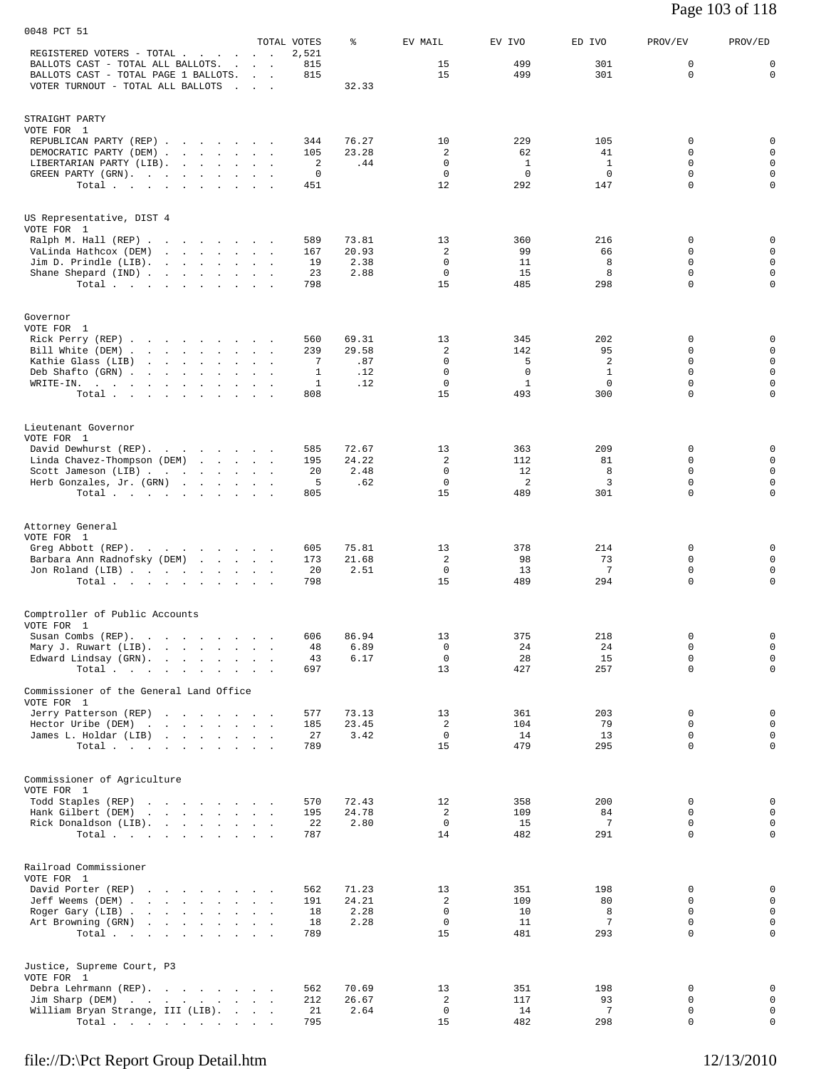0048 PCT 51

| | TOTAL VOTES | % | EV MAIL | EV IVO | ED IVO | PROV/EV | PROV/ED |
|---|---|---|---|---|---|---|---|
| REGISTERED VOTERS - TOTAL | 2,521 | | | | | | |
| BALLOTS CAST - TOTAL ALL BALLOTS | 815 | | 15 | 499 | 301 | 0 | 0 |
| BALLOTS CAST - TOTAL PAGE 1 BALLOTS | 815 | | 15 | 499 | 301 | 0 | 0 |
| VOTER TURNOUT - TOTAL ALL BALLOTS | | 32.33 | | | | | |

STRAIGHT PARTY
VOTE FOR 1

| | TOTAL VOTES | % | EV MAIL | EV IVO | ED IVO | PROV/EV | PROV/ED |
|---|---|---|---|---|---|---|---|
| REPUBLICAN PARTY (REP) | 344 | 76.27 | 10 | 229 | 105 | 0 | 0 |
| DEMOCRATIC PARTY (DEM) | 105 | 23.28 | 2 | 62 | 41 | 0 | 0 |
| LIBERTARIAN PARTY (LIB) | 2 | .44 | 0 | 1 | 1 | 0 | 0 |
| GREEN PARTY (GRN) | 0 | | 0 | 0 | 0 | 0 | 0 |
| Total | 451 | | 12 | 292 | 147 | 0 | 0 |

US Representative, DIST 4
VOTE FOR 1

| | TOTAL VOTES | % | EV MAIL | EV IVO | ED IVO | PROV/EV | PROV/ED |
|---|---|---|---|---|---|---|---|
| Ralph M. Hall (REP) | 589 | 73.81 | 13 | 360 | 216 | 0 | 0 |
| VaLinda Hathcox (DEM) | 167 | 20.93 | 2 | 99 | 66 | 0 | 0 |
| Jim D. Prindle (LIB) | 19 | 2.38 | 0 | 11 | 8 | 0 | 0 |
| Shane Shepard (IND) | 23 | 2.88 | 0 | 15 | 8 | 0 | 0 |
| Total | 798 | | 15 | 485 | 298 | 0 | 0 |

Governor
VOTE FOR 1

| | TOTAL VOTES | % | EV MAIL | EV IVO | ED IVO | PROV/EV | PROV/ED |
|---|---|---|---|---|---|---|---|
| Rick Perry (REP) | 560 | 69.31 | 13 | 345 | 202 | 0 | 0 |
| Bill White (DEM) | 239 | 29.58 | 2 | 142 | 95 | 0 | 0 |
| Kathie Glass (LIB) | 7 | .87 | 0 | 5 | 2 | 0 | 0 |
| Deb Shafto (GRN) | 1 | .12 | 0 | 0 | 1 | 0 | 0 |
| WRITE-IN. | 1 | .12 | 0 | 1 | 0 | 0 | 0 |
| Total | 808 | | 15 | 493 | 300 | 0 | 0 |

Lieutenant Governor
VOTE FOR 1

| | TOTAL VOTES | % | EV MAIL | EV IVO | ED IVO | PROV/EV | PROV/ED |
|---|---|---|---|---|---|---|---|
| David Dewhurst (REP) | 585 | 72.67 | 13 | 363 | 209 | 0 | 0 |
| Linda Chavez-Thompson (DEM) | 195 | 24.22 | 2 | 112 | 81 | 0 | 0 |
| Scott Jameson (LIB) | 20 | 2.48 | 0 | 12 | 8 | 0 | 0 |
| Herb Gonzales, Jr. (GRN) | 5 | .62 | 0 | 2 | 3 | 0 | 0 |
| Total | 805 | | 15 | 489 | 301 | 0 | 0 |

Attorney General
VOTE FOR 1

| | TOTAL VOTES | % | EV MAIL | EV IVO | ED IVO | PROV/EV | PROV/ED |
|---|---|---|---|---|---|---|---|
| Greg Abbott (REP) | 605 | 75.81 | 13 | 378 | 214 | 0 | 0 |
| Barbara Ann Radnofsky (DEM) | 173 | 21.68 | 2 | 98 | 73 | 0 | 0 |
| Jon Roland (LIB) | 20 | 2.51 | 0 | 13 | 7 | 0 | 0 |
| Total | 798 | | 15 | 489 | 294 | 0 | 0 |

Comptroller of Public Accounts
VOTE FOR 1

| | TOTAL VOTES | % | EV MAIL | EV IVO | ED IVO | PROV/EV | PROV/ED |
|---|---|---|---|---|---|---|---|
| Susan Combs (REP) | 606 | 86.94 | 13 | 375 | 218 | 0 | 0 |
| Mary J. Ruwart (LIB) | 48 | 6.89 | 0 | 24 | 24 | 0 | 0 |
| Edward Lindsay (GRN) | 43 | 6.17 | 0 | 28 | 15 | 0 | 0 |
| Total | 697 | | 13 | 427 | 257 | 0 | 0 |

Commissioner of the General Land Office
VOTE FOR 1

| | TOTAL VOTES | % | EV MAIL | EV IVO | ED IVO | PROV/EV | PROV/ED |
|---|---|---|---|---|---|---|---|
| Jerry Patterson (REP) | 577 | 73.13 | 13 | 361 | 203 | 0 | 0 |
| Hector Uribe (DEM) | 185 | 23.45 | 2 | 104 | 79 | 0 | 0 |
| James L. Holdar (LIB) | 27 | 3.42 | 0 | 14 | 13 | 0 | 0 |
| Total | 789 | | 15 | 479 | 295 | 0 | 0 |

Commissioner of Agriculture
VOTE FOR 1

| | TOTAL VOTES | % | EV MAIL | EV IVO | ED IVO | PROV/EV | PROV/ED |
|---|---|---|---|---|---|---|---|
| Todd Staples (REP) | 570 | 72.43 | 12 | 358 | 200 | 0 | 0 |
| Hank Gilbert (DEM) | 195 | 24.78 | 2 | 109 | 84 | 0 | 0 |
| Rick Donaldson (LIB) | 22 | 2.80 | 0 | 15 | 7 | 0 | 0 |
| Total | 787 | | 14 | 482 | 291 | 0 | 0 |

Railroad Commissioner
VOTE FOR 1

| | TOTAL VOTES | % | EV MAIL | EV IVO | ED IVO | PROV/EV | PROV/ED |
|---|---|---|---|---|---|---|---|
| David Porter (REP) | 562 | 71.23 | 13 | 351 | 198 | 0 | 0 |
| Jeff Weems (DEM) | 191 | 24.21 | 2 | 109 | 80 | 0 | 0 |
| Roger Gary (LIB) | 18 | 2.28 | 0 | 10 | 8 | 0 | 0 |
| Art Browning (GRN) | 18 | 2.28 | 0 | 11 | 7 | 0 | 0 |
| Total | 789 | | 15 | 481 | 293 | 0 | 0 |

Justice, Supreme Court, P3
VOTE FOR 1

| | TOTAL VOTES | % | EV MAIL | EV IVO | ED IVO | PROV/EV | PROV/ED |
|---|---|---|---|---|---|---|---|
| Debra Lehrmann (REP) | 562 | 70.69 | 13 | 351 | 198 | 0 | 0 |
| Jim Sharp (DEM) | 212 | 26.67 | 2 | 117 | 93 | 0 | 0 |
| William Bryan Strange, III (LIB) | 21 | 2.64 | 0 | 14 | 7 | 0 | 0 |
| Total | 795 | | 15 | 482 | 298 | 0 | 0 |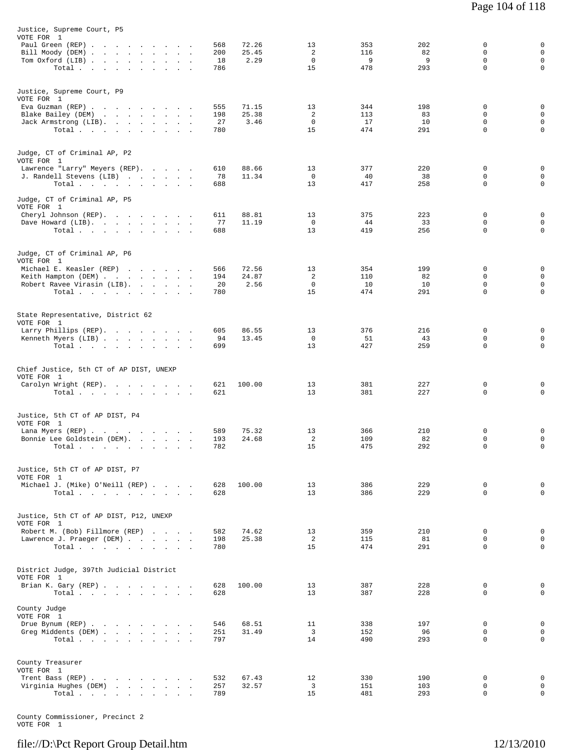Justice, Supreme Court, P5
VOTE FOR 1

| Candidate | Votes | Pct | | | | | |
|---|---|---|---|---|---|---|---|
| Paul Green (REP) | 568 | 72.26 | 13 | 353 | 202 | 0 | 0 |
| Bill Moody (DEM) | 200 | 25.45 | 2 | 116 | 82 | 0 | 0 |
| Tom Oxford (LIB) | 18 | 2.29 | 0 | 9 | 9 | 0 | 0 |
| Total | 786 | | 15 | 478 | 293 | 0 | 0 |

Justice, Supreme Court, P9
VOTE FOR 1

| Candidate | Votes | Pct | | | | | |
|---|---|---|---|---|---|---|---|
| Eva Guzman (REP) | 555 | 71.15 | 13 | 344 | 198 | 0 | 0 |
| Blake Bailey (DEM) | 198 | 25.38 | 2 | 113 | 83 | 0 | 0 |
| Jack Armstrong (LIB) | 27 | 3.46 | 0 | 17 | 10 | 0 | 0 |
| Total | 780 | | 15 | 474 | 291 | 0 | 0 |

Judge, CT of Criminal AP, P2
VOTE FOR 1

| Candidate | Votes | Pct | | | | | |
|---|---|---|---|---|---|---|---|
| Lawrence "Larry" Meyers (REP) | 610 | 88.66 | 13 | 377 | 220 | 0 | 0 |
| J. Randell Stevens (LIB) | 78 | 11.34 | 0 | 40 | 38 | 0 | 0 |
| Total | 688 | | 13 | 417 | 258 | 0 | 0 |

Judge, CT of Criminal AP, P5
VOTE FOR 1

| Candidate | Votes | Pct | | | | | |
|---|---|---|---|---|---|---|---|
| Cheryl Johnson (REP) | 611 | 88.81 | 13 | 375 | 223 | 0 | 0 |
| Dave Howard (LIB) | 77 | 11.19 | 0 | 44 | 33 | 0 | 0 |
| Total | 688 | | 13 | 419 | 256 | 0 | 0 |

Judge, CT of Criminal AP, P6
VOTE FOR 1

| Candidate | Votes | Pct | | | | | |
|---|---|---|---|---|---|---|---|
| Michael E. Keasler (REP) | 566 | 72.56 | 13 | 354 | 199 | 0 | 0 |
| Keith Hampton (DEM) | 194 | 24.87 | 2 | 110 | 82 | 0 | 0 |
| Robert Ravee Virasin (LIB) | 20 | 2.56 | 0 | 10 | 10 | 0 | 0 |
| Total | 780 | | 15 | 474 | 291 | 0 | 0 |

State Representative, District 62
VOTE FOR 1

| Candidate | Votes | Pct | | | | | |
|---|---|---|---|---|---|---|---|
| Larry Phillips (REP) | 605 | 86.55 | 13 | 376 | 216 | 0 | 0 |
| Kenneth Myers (LIB) | 94 | 13.45 | 0 | 51 | 43 | 0 | 0 |
| Total | 699 | | 13 | 427 | 259 | 0 | 0 |

Chief Justice, 5th CT of AP DIST, UNEXP
VOTE FOR 1

| Candidate | Votes | Pct | | | | | |
|---|---|---|---|---|---|---|---|
| Carolyn Wright (REP) | 621 | 100.00 | 13 | 381 | 227 | 0 | 0 |
| Total | 621 | | 13 | 381 | 227 | 0 | 0 |

Justice, 5th CT of AP DIST, P4
VOTE FOR 1

| Candidate | Votes | Pct | | | | | |
|---|---|---|---|---|---|---|---|
| Lana Myers (REP) | 589 | 75.32 | 13 | 366 | 210 | 0 | 0 |
| Bonnie Lee Goldstein (DEM) | 193 | 24.68 | 2 | 109 | 82 | 0 | 0 |
| Total | 782 | | 15 | 475 | 292 | 0 | 0 |

Justice, 5th CT of AP DIST, P7
VOTE FOR 1

| Candidate | Votes | Pct | | | | | |
|---|---|---|---|---|---|---|---|
| Michael J. (Mike) O'Neill (REP) | 628 | 100.00 | 13 | 386 | 229 | 0 | 0 |
| Total | 628 | | 13 | 386 | 229 | 0 | 0 |

Justice, 5th CT of AP DIST, P12, UNEXP
VOTE FOR 1

| Candidate | Votes | Pct | | | | | |
|---|---|---|---|---|---|---|---|
| Robert M. (Bob) Fillmore (REP) | 582 | 74.62 | 13 | 359 | 210 | 0 | 0 |
| Lawrence J. Praeger (DEM) | 198 | 25.38 | 2 | 115 | 81 | 0 | 0 |
| Total | 780 | | 15 | 474 | 291 | 0 | 0 |

District Judge, 397th Judicial District
VOTE FOR 1

| Candidate | Votes | Pct | | | | | |
|---|---|---|---|---|---|---|---|
| Brian K. Gary (REP) | 628 | 100.00 | 13 | 387 | 228 | 0 | 0 |
| Total | 628 | | 13 | 387 | 228 | 0 | 0 |

County Judge
VOTE FOR 1

| Candidate | Votes | Pct | | | | | |
|---|---|---|---|---|---|---|---|
| Drue Bynum (REP) | 546 | 68.51 | 11 | 338 | 197 | 0 | 0 |
| Greg Middents (DEM) | 251 | 31.49 | 3 | 152 | 96 | 0 | 0 |
| Total | 797 | | 14 | 490 | 293 | 0 | 0 |

County Treasurer
VOTE FOR 1

| Candidate | Votes | Pct | | | | | |
|---|---|---|---|---|---|---|---|
| Trent Bass (REP) | 532 | 67.43 | 12 | 330 | 190 | 0 | 0 |
| Virginia Hughes (DEM) | 257 | 32.57 | 3 | 151 | 103 | 0 | 0 |
| Total | 789 | | 15 | 481 | 293 | 0 | 0 |

County Commissioner, Precinct 2
VOTE FOR 1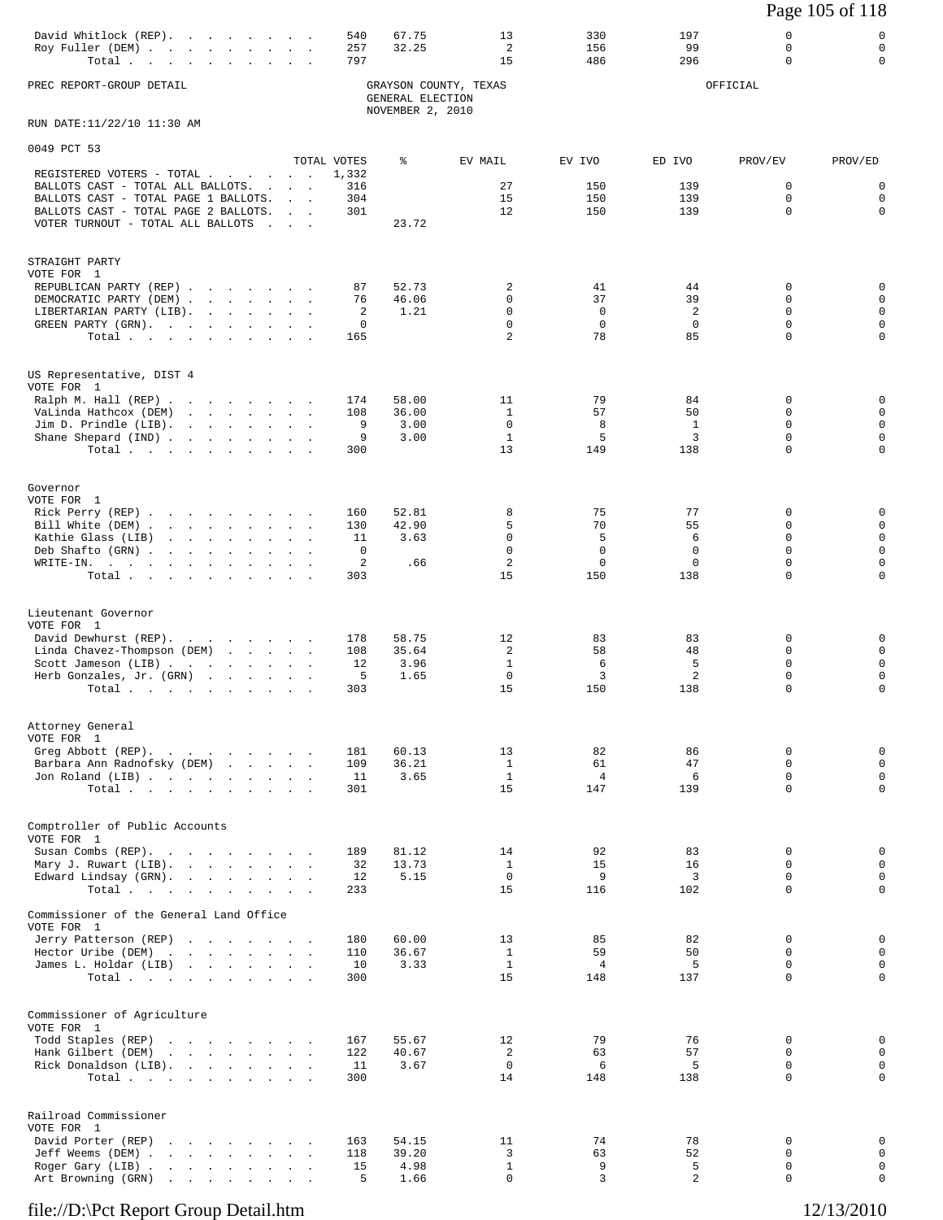| | TOTAL VOTES | % | EV MAIL | EV IVO | ED IVO | PROV/EV | PROV/ED |
|---|---|---|---|---|---|---|---|
| David Whitlock (REP) | 540 | 67.75 | 13 | 330 | 197 | 0 | 0 |
| Roy Fuller (DEM) | 257 | 32.25 | 2 | 156 | 99 | 0 | 0 |
| Total | 797 | | 15 | 486 | 296 | 0 | 0 |

PREC REPORT-GROUP DETAIL

GRAYSON COUNTY, TEXAS
GENERAL ELECTION
NOVEMBER 2, 2010

OFFICIAL

RUN DATE:11/22/10 11:30 AM

## 0049 PCT 53

| | TOTAL VOTES | % | EV MAIL | EV IVO | ED IVO | PROV/EV | PROV/ED |
|---|---|---|---|---|---|---|---|
| REGISTERED VOTERS - TOTAL | 1,332 | | | | | | |
| BALLOTS CAST - TOTAL ALL BALLOTS | 316 | | 27 | 150 | 139 | 0 | 0 |
| BALLOTS CAST - TOTAL PAGE 1 BALLOTS | 304 | | 15 | 150 | 139 | 0 | 0 |
| BALLOTS CAST - TOTAL PAGE 2 BALLOTS | 301 | | 12 | 150 | 139 | 0 | 0 |
| VOTER TURNOUT - TOTAL ALL BALLOTS | | 23.72 | | | | | |

### STRAIGHT PARTY
VOTE FOR 1

| | TOTAL VOTES | % | EV MAIL | EV IVO | ED IVO | PROV/EV | PROV/ED |
|---|---|---|---|---|---|---|---|
| REPUBLICAN PARTY (REP) | 87 | 52.73 | 2 | 41 | 44 | 0 | 0 |
| DEMOCRATIC PARTY (DEM) | 76 | 46.06 | 0 | 37 | 39 | 0 | 0 |
| LIBERTARIAN PARTY (LIB) | 2 | 1.21 | 0 | 0 | 2 | 0 | 0 |
| GREEN PARTY (GRN) | 0 | | 0 | 0 | 0 | 0 | 0 |
| Total | 165 | | 2 | 78 | 85 | 0 | 0 |

### US Representative, DIST 4
VOTE FOR 1

| | TOTAL VOTES | % | EV MAIL | EV IVO | ED IVO | PROV/EV | PROV/ED |
|---|---|---|---|---|---|---|---|
| Ralph M. Hall (REP) | 174 | 58.00 | 11 | 79 | 84 | 0 | 0 |
| VaLinda Hathcox (DEM) | 108 | 36.00 | 1 | 57 | 50 | 0 | 0 |
| Jim D. Prindle (LIB) | 9 | 3.00 | 0 | 8 | 1 | 0 | 0 |
| Shane Shepard (IND) | 9 | 3.00 | 1 | 5 | 3 | 0 | 0 |
| Total | 300 | | 13 | 149 | 138 | 0 | 0 |

### Governor
VOTE FOR 1

| | TOTAL VOTES | % | EV MAIL | EV IVO | ED IVO | PROV/EV | PROV/ED |
|---|---|---|---|---|---|---|---|
| Rick Perry (REP) | 160 | 52.81 | 8 | 75 | 77 | 0 | 0 |
| Bill White (DEM) | 130 | 42.90 | 5 | 70 | 55 | 0 | 0 |
| Kathie Glass (LIB) | 11 | 3.63 | 0 | 5 | 6 | 0 | 0 |
| Deb Shafto (GRN) | 0 | | 0 | 0 | 0 | 0 | 0 |
| WRITE-IN. | 2 | .66 | 2 | 0 | 0 | 0 | 0 |
| Total | 303 | | 15 | 150 | 138 | 0 | 0 |

### Lieutenant Governor
VOTE FOR 1

| | TOTAL VOTES | % | EV MAIL | EV IVO | ED IVO | PROV/EV | PROV/ED |
|---|---|---|---|---|---|---|---|
| David Dewhurst (REP) | 178 | 58.75 | 12 | 83 | 83 | 0 | 0 |
| Linda Chavez-Thompson (DEM) | 108 | 35.64 | 2 | 58 | 48 | 0 | 0 |
| Scott Jameson (LIB) | 12 | 3.96 | 1 | 6 | 5 | 0 | 0 |
| Herb Gonzales, Jr. (GRN) | 5 | 1.65 | 0 | 3 | 2 | 0 | 0 |
| Total | 303 | | 15 | 150 | 138 | 0 | 0 |

### Attorney General
VOTE FOR 1

| | TOTAL VOTES | % | EV MAIL | EV IVO | ED IVO | PROV/EV | PROV/ED |
|---|---|---|---|---|---|---|---|
| Greg Abbott (REP) | 181 | 60.13 | 13 | 82 | 86 | 0 | 0 |
| Barbara Ann Radnofsky (DEM) | 109 | 36.21 | 1 | 61 | 47 | 0 | 0 |
| Jon Roland (LIB) | 11 | 3.65 | 1 | 4 | 6 | 0 | 0 |
| Total | 301 | | 15 | 147 | 139 | 0 | 0 |

### Comptroller of Public Accounts
VOTE FOR 1

| | TOTAL VOTES | % | EV MAIL | EV IVO | ED IVO | PROV/EV | PROV/ED |
|---|---|---|---|---|---|---|---|
| Susan Combs (REP) | 189 | 81.12 | 14 | 92 | 83 | 0 | 0 |
| Mary J. Ruwart (LIB) | 32 | 13.73 | 1 | 15 | 16 | 0 | 0 |
| Edward Lindsay (GRN) | 12 | 5.15 | 0 | 9 | 3 | 0 | 0 |
| Total | 233 | | 15 | 116 | 102 | 0 | 0 |

### Commissioner of the General Land Office
VOTE FOR 1

| | TOTAL VOTES | % | EV MAIL | EV IVO | ED IVO | PROV/EV | PROV/ED |
|---|---|---|---|---|---|---|---|
| Jerry Patterson (REP) | 180 | 60.00 | 13 | 85 | 82 | 0 | 0 |
| Hector Uribe (DEM) | 110 | 36.67 | 1 | 59 | 50 | 0 | 0 |
| James L. Holdar (LIB) | 10 | 3.33 | 1 | 4 | 5 | 0 | 0 |
| Total | 300 | | 15 | 148 | 137 | 0 | 0 |

### Commissioner of Agriculture
VOTE FOR 1

| | TOTAL VOTES | % | EV MAIL | EV IVO | ED IVO | PROV/EV | PROV/ED |
|---|---|---|---|---|---|---|---|
| Todd Staples (REP) | 167 | 55.67 | 12 | 79 | 76 | 0 | 0 |
| Hank Gilbert (DEM) | 122 | 40.67 | 2 | 63 | 57 | 0 | 0 |
| Rick Donaldson (LIB) | 11 | 3.67 | 0 | 6 | 5 | 0 | 0 |
| Total | 300 | | 14 | 148 | 138 | 0 | 0 |

### Railroad Commissioner
VOTE FOR 1

| | TOTAL VOTES | % | EV MAIL | EV IVO | ED IVO | PROV/EV | PROV/ED |
|---|---|---|---|---|---|---|---|
| David Porter (REP) | 163 | 54.15 | 11 | 74 | 78 | 0 | 0 |
| Jeff Weems (DEM) | 118 | 39.20 | 3 | 63 | 52 | 0 | 0 |
| Roger Gary (LIB) | 15 | 4.98 | 1 | 9 | 5 | 0 | 0 |
| Art Browning (GRN) | 5 | 1.66 | 0 | 3 | 2 | 0 | 0 |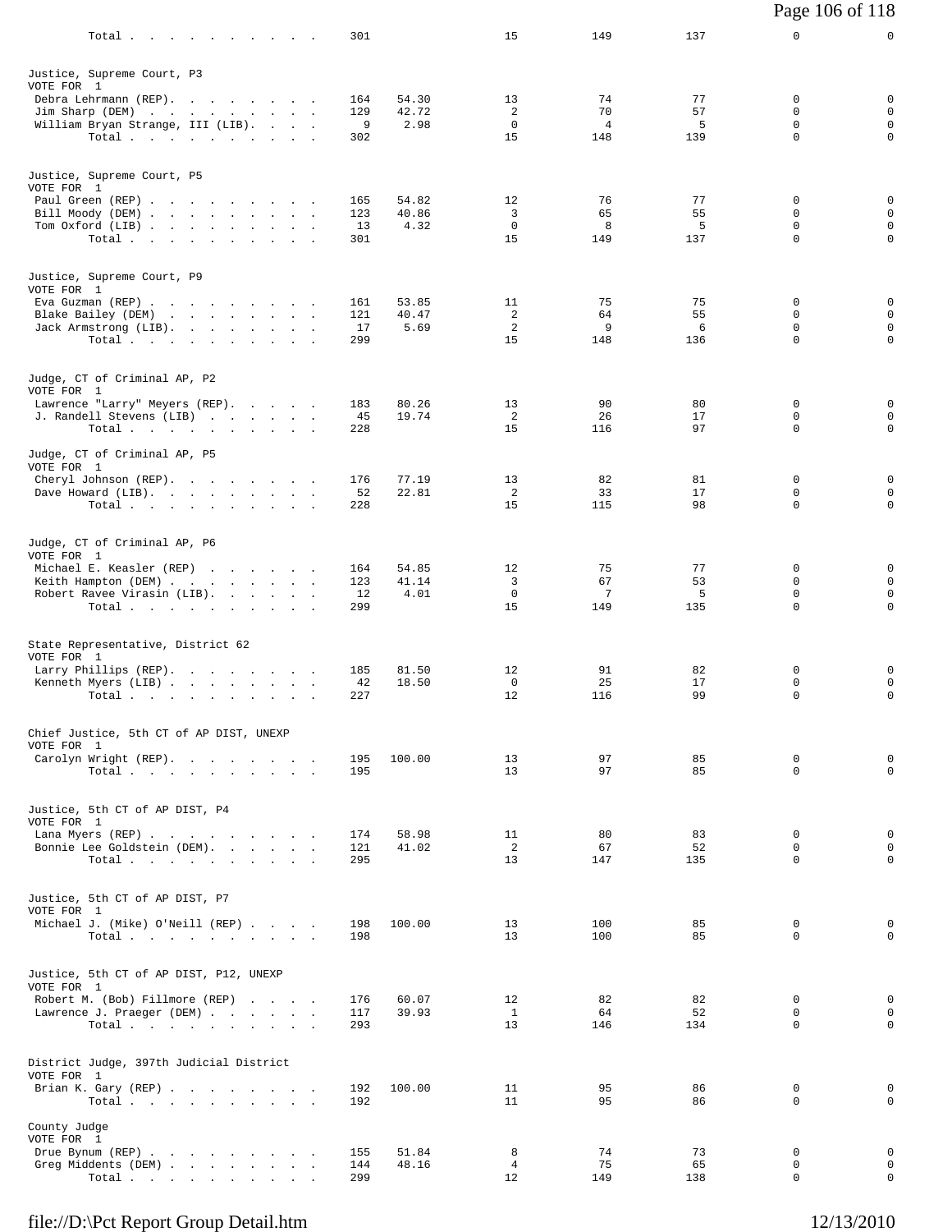| | Votes | Percent | | | | | |
|---|---|---|---|---|---|---|---|
| Total . . . . . . . . . . . | 301 | | 15 | 149 | 137 | 0 | 0 |

**Justice, Supreme Court, P3**
VOTE FOR 1

| | Votes | Percent | | | | | |
|---|---|---|---|---|---|---|---|
| Debra Lehrmann (REP). . . . . . . . | 164 | 54.30 | 13 | 74 | 77 | 0 | 0 |
| Jim Sharp (DEM) . . . . . . . . . . | 129 | 42.72 | 2 | 70 | 57 | 0 | 0 |
| William Bryan Strange, III (LIB). . . . | 9 | 2.98 | 0 | 4 | 5 | 0 | 0 |
| Total . . . . . . . . . . . | 302 | | 15 | 148 | 139 | 0 | 0 |

**Justice, Supreme Court, P5**
VOTE FOR 1

| | Votes | Percent | | | | | |
|---|---|---|---|---|---|---|---|
| Paul Green (REP) . . . . . . . . . . | 165 | 54.82 | 12 | 76 | 77 | 0 | 0 |
| Bill Moody (DEM) . . . . . . . . . . | 123 | 40.86 | 3 | 65 | 55 | 0 | 0 |
| Tom Oxford (LIB) . . . . . . . . . . | 13 | 4.32 | 0 | 8 | 5 | 0 | 0 |
| Total . . . . . . . . . . . | 301 | | 15 | 149 | 137 | 0 | 0 |

**Justice, Supreme Court, P9**
VOTE FOR 1

| | Votes | Percent | | | | | |
|---|---|---|---|---|---|---|---|
| Eva Guzman (REP) . . . . . . . . . . | 161 | 53.85 | 11 | 75 | 75 | 0 | 0 |
| Blake Bailey (DEM) . . . . . . . . . | 121 | 40.47 | 2 | 64 | 55 | 0 | 0 |
| Jack Armstrong (LIB). . . . . . . . . | 17 | 5.69 | 2 | 9 | 6 | 0 | 0 |
| Total . . . . . . . . . . . | 299 | | 15 | 148 | 136 | 0 | 0 |

**Judge, CT of Criminal AP, P2**
VOTE FOR 1

| | Votes | Percent | | | | | |
|---|---|---|---|---|---|---|---|
| Lawrence "Larry" Meyers (REP). . . . . | 183 | 80.26 | 13 | 90 | 80 | 0 | 0 |
| J. Randell Stevens (LIB) . . . . . . | 45 | 19.74 | 2 | 26 | 17 | 0 | 0 |
| Total . . . . . . . . . . . | 228 | | 15 | 116 | 97 | 0 | 0 |

**Judge, CT of Criminal AP, P5**
VOTE FOR 1

| | Votes | Percent | | | | | |
|---|---|---|---|---|---|---|---|
| Cheryl Johnson (REP). . . . . . . . . | 176 | 77.19 | 13 | 82 | 81 | 0 | 0 |
| Dave Howard (LIB). . . . . . . . . . | 52 | 22.81 | 2 | 33 | 17 | 0 | 0 |
| Total . . . . . . . . . . . | 228 | | 15 | 115 | 98 | 0 | 0 |

**Judge, CT of Criminal AP, P6**
VOTE FOR 1

| | Votes | Percent | | | | | |
|---|---|---|---|---|---|---|---|
| Michael E. Keasler (REP) . . . . . . | 164 | 54.85 | 12 | 75 | 77 | 0 | 0 |
| Keith Hampton (DEM) . . . . . . . . . | 123 | 41.14 | 3 | 67 | 53 | 0 | 0 |
| Robert Ravee Virasin (LIB). . . . . . | 12 | 4.01 | 0 | 7 | 5 | 0 | 0 |
| Total . . . . . . . . . . . | 299 | | 15 | 149 | 135 | 0 | 0 |

**State Representative, District 62**
VOTE FOR 1

| | Votes | Percent | | | | | |
|---|---|---|---|---|---|---|---|
| Larry Phillips (REP). . . . . . . . . | 185 | 81.50 | 12 | 91 | 82 | 0 | 0 |
| Kenneth Myers (LIB) . . . . . . . . . | 42 | 18.50 | 0 | 25 | 17 | 0 | 0 |
| Total . . . . . . . . . . . | 227 | | 12 | 116 | 99 | 0 | 0 |

**Chief Justice, 5th CT of AP DIST, UNEXP**
VOTE FOR 1

| | Votes | Percent | | | | | |
|---|---|---|---|---|---|---|---|
| Carolyn Wright (REP). . . . . . . . . | 195 | 100.00 | 13 | 97 | 85 | 0 | 0 |
| Total . . . . . . . . . . . | 195 | | 13 | 97 | 85 | 0 | 0 |

**Justice, 5th CT of AP DIST, P4**
VOTE FOR 1

| | Votes | Percent | | | | | |
|---|---|---|---|---|---|---|---|
| Lana Myers (REP) . . . . . . . . . . | 174 | 58.98 | 11 | 80 | 83 | 0 | 0 |
| Bonnie Lee Goldstein (DEM). . . . . . | 121 | 41.02 | 2 | 67 | 52 | 0 | 0 |
| Total . . . . . . . . . . . | 295 | | 13 | 147 | 135 | 0 | 0 |

**Justice, 5th CT of AP DIST, P7**
VOTE FOR 1

| | Votes | Percent | | | | | |
|---|---|---|---|---|---|---|---|
| Michael J. (Mike) O'Neill (REP) . . . . | 198 | 100.00 | 13 | 100 | 85 | 0 | 0 |
| Total . . . . . . . . . . . | 198 | | 13 | 100 | 85 | 0 | 0 |

**Justice, 5th CT of AP DIST, P12, UNEXP**
VOTE FOR 1

| | Votes | Percent | | | | | |
|---|---|---|---|---|---|---|---|
| Robert M. (Bob) Fillmore (REP) . . . . | 176 | 60.07 | 12 | 82 | 82 | 0 | 0 |
| Lawrence J. Praeger (DEM) . . . . . . | 117 | 39.93 | 1 | 64 | 52 | 0 | 0 |
| Total . . . . . . . . . . . | 293 | | 13 | 146 | 134 | 0 | 0 |

**District Judge, 397th Judicial District**
VOTE FOR 1

| | Votes | Percent | | | | | |
|---|---|---|---|---|---|---|---|
| Brian K. Gary (REP) . . . . . . . . . | 192 | 100.00 | 11 | 95 | 86 | 0 | 0 |
| Total . . . . . . . . . . . | 192 | | 11 | 95 | 86 | 0 | 0 |

**County Judge**
VOTE FOR 1

| | Votes | Percent | | | | | |
|---|---|---|---|---|---|---|---|
| Drue Bynum (REP) . . . . . . . . . . | 155 | 51.84 | 8 | 74 | 73 | 0 | 0 |
| Greg Middents (DEM) . . . . . . . . . | 144 | 48.16 | 4 | 75 | 65 | 0 | 0 |
| Total . . . . . . . . . . . | 299 | | 12 | 149 | 138 | 0 | 0 |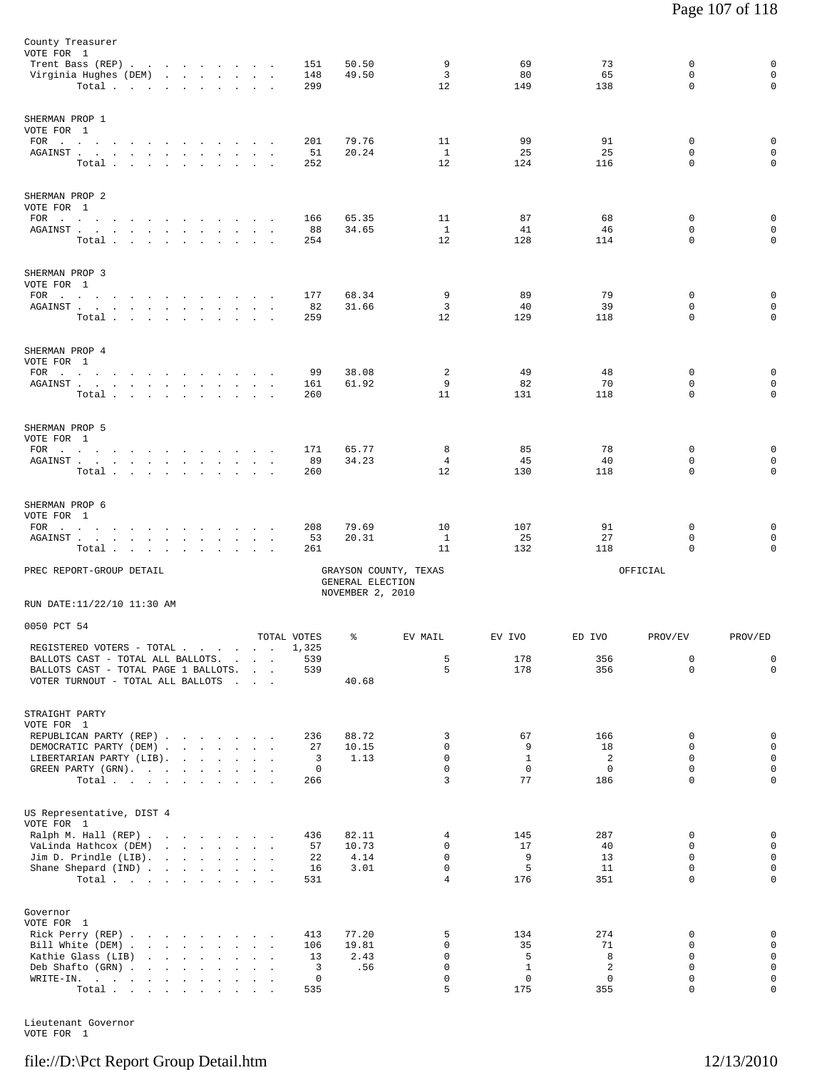County Treasurer
VOTE FOR 1

| | TOTAL VOTES | % | EV MAIL | EV IVO | ED IVO | PROV/EV | PROV/ED |
|---|---|---|---|---|---|---|---|
| Trent Bass (REP) | 151 | 50.50 | 9 | 69 | 73 | 0 | 0 |
| Virginia Hughes (DEM) | 148 | 49.50 | 3 | 80 | 65 | 0 | 0 |
| Total | 299 | | 12 | 149 | 138 | 0 | 0 |

SHERMAN PROP 1
VOTE FOR 1

| | TOTAL VOTES | % | EV MAIL | EV IVO | ED IVO | PROV/EV | PROV/ED |
|---|---|---|---|---|---|---|---|
| FOR | 201 | 79.76 | 11 | 99 | 91 | 0 | 0 |
| AGAINST | 51 | 20.24 | 1 | 25 | 25 | 0 | 0 |
| Total | 252 | | 12 | 124 | 116 | 0 | 0 |

SHERMAN PROP 2
VOTE FOR 1

| | TOTAL VOTES | % | EV MAIL | EV IVO | ED IVO | PROV/EV | PROV/ED |
|---|---|---|---|---|---|---|---|
| FOR | 166 | 65.35 | 11 | 87 | 68 | 0 | 0 |
| AGAINST | 88 | 34.65 | 1 | 41 | 46 | 0 | 0 |
| Total | 254 | | 12 | 128 | 114 | 0 | 0 |

SHERMAN PROP 3
VOTE FOR 1

| | TOTAL VOTES | % | EV MAIL | EV IVO | ED IVO | PROV/EV | PROV/ED |
|---|---|---|---|---|---|---|---|
| FOR | 177 | 68.34 | 9 | 89 | 79 | 0 | 0 |
| AGAINST | 82 | 31.66 | 3 | 40 | 39 | 0 | 0 |
| Total | 259 | | 12 | 129 | 118 | 0 | 0 |

SHERMAN PROP 4
VOTE FOR 1

| | TOTAL VOTES | % | EV MAIL | EV IVO | ED IVO | PROV/EV | PROV/ED |
|---|---|---|---|---|---|---|---|
| FOR | 99 | 38.08 | 2 | 49 | 48 | 0 | 0 |
| AGAINST | 161 | 61.92 | 9 | 82 | 70 | 0 | 0 |
| Total | 260 | | 11 | 131 | 118 | 0 | 0 |

SHERMAN PROP 5
VOTE FOR 1

| | TOTAL VOTES | % | EV MAIL | EV IVO | ED IVO | PROV/EV | PROV/ED |
|---|---|---|---|---|---|---|---|
| FOR | 171 | 65.77 | 8 | 85 | 78 | 0 | 0 |
| AGAINST | 89 | 34.23 | 4 | 45 | 40 | 0 | 0 |
| Total | 260 | | 12 | 130 | 118 | 0 | 0 |

SHERMAN PROP 6
VOTE FOR 1

| | TOTAL VOTES | % | EV MAIL | EV IVO | ED IVO | PROV/EV | PROV/ED |
|---|---|---|---|---|---|---|---|
| FOR | 208 | 79.69 | 10 | 107 | 91 | 0 | 0 |
| AGAINST | 53 | 20.31 | 1 | 25 | 27 | 0 | 0 |
| Total | 261 | | 11 | 132 | 118 | 0 | 0 |

PREC REPORT-GROUP DETAIL — GRAYSON COUNTY, TEXAS — GENERAL ELECTION — NOVEMBER 2, 2010 — OFFICIAL

RUN DATE:11/22/10 11:30 AM

0050 PCT 54

| | TOTAL VOTES | % | EV MAIL | EV IVO | ED IVO | PROV/EV | PROV/ED |
|---|---|---|---|---|---|---|---|
| REGISTERED VOTERS - TOTAL | 1,325 | | | | | | |
| BALLOTS CAST - TOTAL ALL BALLOTS | 539 | | 5 | 178 | 356 | 0 | 0 |
| BALLOTS CAST - TOTAL PAGE 1 BALLOTS | 539 | | 5 | 178 | 356 | 0 | 0 |
| VOTER TURNOUT - TOTAL ALL BALLOTS | | 40.68 | | | | | |

STRAIGHT PARTY
VOTE FOR 1

| | TOTAL VOTES | % | EV MAIL | EV IVO | ED IVO | PROV/EV | PROV/ED |
|---|---|---|---|---|---|---|---|
| REPUBLICAN PARTY (REP) | 236 | 88.72 | 3 | 67 | 166 | 0 | 0 |
| DEMOCRATIC PARTY (DEM) | 27 | 10.15 | 0 | 9 | 18 | 0 | 0 |
| LIBERTARIAN PARTY (LIB) | 3 | 1.13 | 0 | 1 | 2 | 0 | 0 |
| GREEN PARTY (GRN) | 0 | | 0 | 0 | 0 | 0 | 0 |
| Total | 266 | | 3 | 77 | 186 | 0 | 0 |

US Representative, DIST 4
VOTE FOR 1

| | TOTAL VOTES | % | EV MAIL | EV IVO | ED IVO | PROV/EV | PROV/ED |
|---|---|---|---|---|---|---|---|
| Ralph M. Hall (REP) | 436 | 82.11 | 4 | 145 | 287 | 0 | 0 |
| VaLinda Hathcox (DEM) | 57 | 10.73 | 0 | 17 | 40 | 0 | 0 |
| Jim D. Prindle (LIB) | 22 | 4.14 | 0 | 9 | 13 | 0 | 0 |
| Shane Shepard (IND) | 16 | 3.01 | 0 | 5 | 11 | 0 | 0 |
| Total | 531 | | 4 | 176 | 351 | 0 | 0 |

Governor
VOTE FOR 1

| | TOTAL VOTES | % | EV MAIL | EV IVO | ED IVO | PROV/EV | PROV/ED |
|---|---|---|---|---|---|---|---|
| Rick Perry (REP) | 413 | 77.20 | 5 | 134 | 274 | 0 | 0 |
| Bill White (DEM) | 106 | 19.81 | 0 | 35 | 71 | 0 | 0 |
| Kathie Glass (LIB) | 13 | 2.43 | 0 | 5 | 8 | 0 | 0 |
| Deb Shafto (GRN) | 3 | .56 | 0 | 1 | 2 | 0 | 0 |
| WRITE-IN. | 0 | | 0 | 0 | 0 | 0 | 0 |
| Total | 535 | | 5 | 175 | 355 | 0 | 0 |

Lieutenant Governor
VOTE FOR 1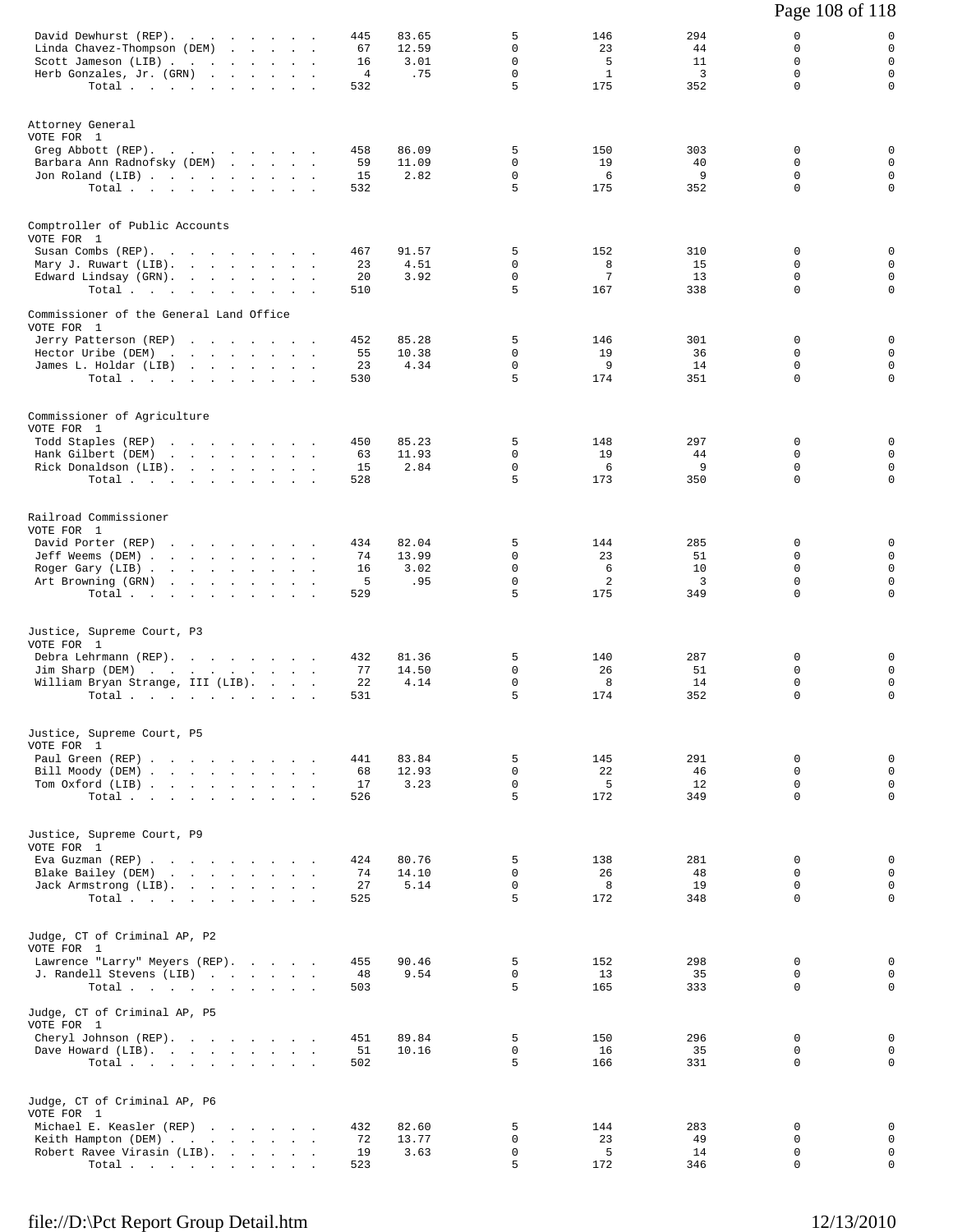| | | | | | | | |
|---|---|---|---|---|---|---|---|
| David Dewhurst (REP) | 445 | 83.65 | 5 | 146 | 294 | 0 | 0 |
| Linda Chavez-Thompson (DEM) | 67 | 12.59 | 0 | 23 | 44 | 0 | 0 |
| Scott Jameson (LIB) | 16 | 3.01 | 0 | 5 | 11 | 0 | 0 |
| Herb Gonzales, Jr. (GRN) | 4 | .75 | 0 | 1 | 3 | 0 | 0 |
| Total | 532 | | 5 | 175 | 352 | 0 | 0 |

Attorney General
VOTE FOR 1

| | | | | | | | |
|---|---|---|---|---|---|---|---|
| Greg Abbott (REP) | 458 | 86.09 | 5 | 150 | 303 | 0 | 0 |
| Barbara Ann Radnofsky (DEM) | 59 | 11.09 | 0 | 19 | 40 | 0 | 0 |
| Jon Roland (LIB) | 15 | 2.82 | 0 | 6 | 9 | 0 | 0 |
| Total | 532 | | 5 | 175 | 352 | 0 | 0 |

Comptroller of Public Accounts
VOTE FOR 1

| | | | | | | | |
|---|---|---|---|---|---|---|---|
| Susan Combs (REP) | 467 | 91.57 | 5 | 152 | 310 | 0 | 0 |
| Mary J. Ruwart (LIB) | 23 | 4.51 | 0 | 8 | 15 | 0 | 0 |
| Edward Lindsay (GRN) | 20 | 3.92 | 0 | 7 | 13 | 0 | 0 |
| Total | 510 | | 5 | 167 | 338 | 0 | 0 |

Commissioner of the General Land Office
VOTE FOR 1

| | | | | | | | |
|---|---|---|---|---|---|---|---|
| Jerry Patterson (REP) | 452 | 85.28 | 5 | 146 | 301 | 0 | 0 |
| Hector Uribe (DEM) | 55 | 10.38 | 0 | 19 | 36 | 0 | 0 |
| James L. Holdar (LIB) | 23 | 4.34 | 0 | 9 | 14 | 0 | 0 |
| Total | 530 | | 5 | 174 | 351 | 0 | 0 |

Commissioner of Agriculture
VOTE FOR 1

| | | | | | | | |
|---|---|---|---|---|---|---|---|
| Todd Staples (REP) | 450 | 85.23 | 5 | 148 | 297 | 0 | 0 |
| Hank Gilbert (DEM) | 63 | 11.93 | 0 | 19 | 44 | 0 | 0 |
| Rick Donaldson (LIB) | 15 | 2.84 | 0 | 6 | 9 | 0 | 0 |
| Total | 528 | | 5 | 173 | 350 | 0 | 0 |

Railroad Commissioner
VOTE FOR 1

| | | | | | | | |
|---|---|---|---|---|---|---|---|
| David Porter (REP) | 434 | 82.04 | 5 | 144 | 285 | 0 | 0 |
| Jeff Weems (DEM) | 74 | 13.99 | 0 | 23 | 51 | 0 | 0 |
| Roger Gary (LIB) | 16 | 3.02 | 0 | 6 | 10 | 0 | 0 |
| Art Browning (GRN) | 5 | .95 | 0 | 2 | 3 | 0 | 0 |
| Total | 529 | | 5 | 175 | 349 | 0 | 0 |

Justice, Supreme Court, P3
VOTE FOR 1

| | | | | | | | |
|---|---|---|---|---|---|---|---|
| Debra Lehrmann (REP) | 432 | 81.36 | 5 | 140 | 287 | 0 | 0 |
| Jim Sharp (DEM) | 77 | 14.50 | 0 | 26 | 51 | 0 | 0 |
| William Bryan Strange, III (LIB) | 22 | 4.14 | 0 | 8 | 14 | 0 | 0 |
| Total | 531 | | 5 | 174 | 352 | 0 | 0 |

Justice, Supreme Court, P5
VOTE FOR 1

| | | | | | | | |
|---|---|---|---|---|---|---|---|
| Paul Green (REP) | 441 | 83.84 | 5 | 145 | 291 | 0 | 0 |
| Bill Moody (DEM) | 68 | 12.93 | 0 | 22 | 46 | 0 | 0 |
| Tom Oxford (LIB) | 17 | 3.23 | 0 | 5 | 12 | 0 | 0 |
| Total | 526 | | 5 | 172 | 349 | 0 | 0 |

Justice, Supreme Court, P9
VOTE FOR 1

| | | | | | | | |
|---|---|---|---|---|---|---|---|
| Eva Guzman (REP) | 424 | 80.76 | 5 | 138 | 281 | 0 | 0 |
| Blake Bailey (DEM) | 74 | 14.10 | 0 | 26 | 48 | 0 | 0 |
| Jack Armstrong (LIB) | 27 | 5.14 | 0 | 8 | 19 | 0 | 0 |
| Total | 525 | | 5 | 172 | 348 | 0 | 0 |

Judge, CT of Criminal AP, P2
VOTE FOR 1

| | | | | | | | |
|---|---|---|---|---|---|---|---|
| Lawrence "Larry" Meyers (REP) | 455 | 90.46 | 5 | 152 | 298 | 0 | 0 |
| J. Randell Stevens (LIB) | 48 | 9.54 | 0 | 13 | 35 | 0 | 0 |
| Total | 503 | | 5 | 165 | 333 | 0 | 0 |

Judge, CT of Criminal AP, P5
VOTE FOR 1

| | | | | | | | |
|---|---|---|---|---|---|---|---|
| Cheryl Johnson (REP) | 451 | 89.84 | 5 | 150 | 296 | 0 | 0 |
| Dave Howard (LIB) | 51 | 10.16 | 0 | 16 | 35 | 0 | 0 |
| Total | 502 | | 5 | 166 | 331 | 0 | 0 |

Judge, CT of Criminal AP, P6
VOTE FOR 1

| | | | | | | | |
|---|---|---|---|---|---|---|---|
| Michael E. Keasler (REP) | 432 | 82.60 | 5 | 144 | 283 | 0 | 0 |
| Keith Hampton (DEM) | 72 | 13.77 | 0 | 23 | 49 | 0 | 0 |
| Robert Ravee Virasin (LIB) | 19 | 3.63 | 0 | 5 | 14 | 0 | 0 |
| Total | 523 | | 5 | 172 | 346 | 0 | 0 |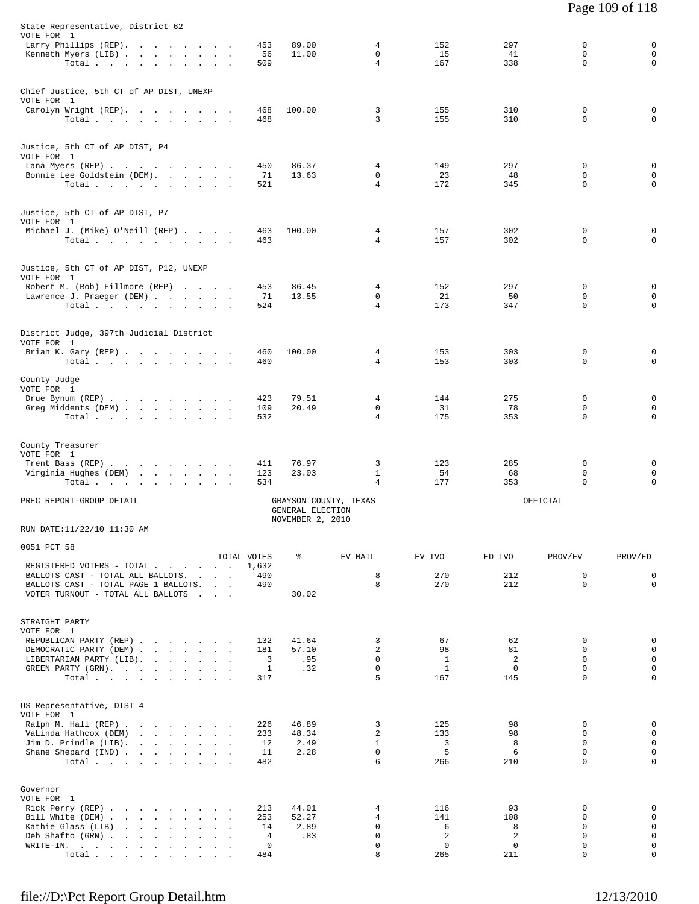State Representative, District 62
VOTE FOR 1

| | TOTAL VOTES | % | EV MAIL | EV IVO | ED IVO | PROV/EV | PROV/ED |
|---|---|---|---|---|---|---|---|
| Larry Phillips (REP) | 453 | 89.00 | 4 | 152 | 297 | 0 | 0 |
| Kenneth Myers (LIB) | 56 | 11.00 | 0 | 15 | 41 | 0 | 0 |
| Total | 509 | | 4 | 167 | 338 | 0 | 0 |

Chief Justice, 5th CT of AP DIST, UNEXP
VOTE FOR 1

| | TOTAL VOTES | % | EV MAIL | EV IVO | ED IVO | PROV/EV | PROV/ED |
|---|---|---|---|---|---|---|---|
| Carolyn Wright (REP) | 468 | 100.00 | 3 | 155 | 310 | 0 | 0 |
| Total | 468 | | 3 | 155 | 310 | 0 | 0 |

Justice, 5th CT of AP DIST, P4
VOTE FOR 1

| | TOTAL VOTES | % | EV MAIL | EV IVO | ED IVO | PROV/EV | PROV/ED |
|---|---|---|---|---|---|---|---|
| Lana Myers (REP) | 450 | 86.37 | 4 | 149 | 297 | 0 | 0 |
| Bonnie Lee Goldstein (DEM) | 71 | 13.63 | 0 | 23 | 48 | 0 | 0 |
| Total | 521 | | 4 | 172 | 345 | 0 | 0 |

Justice, 5th CT of AP DIST, P7
VOTE FOR 1

| | TOTAL VOTES | % | EV MAIL | EV IVO | ED IVO | PROV/EV | PROV/ED |
|---|---|---|---|---|---|---|---|
| Michael J. (Mike) O'Neill (REP) | 463 | 100.00 | 4 | 157 | 302 | 0 | 0 |
| Total | 463 | | 4 | 157 | 302 | 0 | 0 |

Justice, 5th CT of AP DIST, P12, UNEXP
VOTE FOR 1

| | TOTAL VOTES | % | EV MAIL | EV IVO | ED IVO | PROV/EV | PROV/ED |
|---|---|---|---|---|---|---|---|
| Robert M. (Bob) Fillmore (REP) | 453 | 86.45 | 4 | 152 | 297 | 0 | 0 |
| Lawrence J. Praeger (DEM) | 71 | 13.55 | 0 | 21 | 50 | 0 | 0 |
| Total | 524 | | 4 | 173 | 347 | 0 | 0 |

District Judge, 397th Judicial District
VOTE FOR 1

| | TOTAL VOTES | % | EV MAIL | EV IVO | ED IVO | PROV/EV | PROV/ED |
|---|---|---|---|---|---|---|---|
| Brian K. Gary (REP) | 460 | 100.00 | 4 | 153 | 303 | 0 | 0 |
| Total | 460 | | 4 | 153 | 303 | 0 | 0 |

County Judge
VOTE FOR 1

| | TOTAL VOTES | % | EV MAIL | EV IVO | ED IVO | PROV/EV | PROV/ED |
|---|---|---|---|---|---|---|---|
| Drue Bynum (REP) | 423 | 79.51 | 4 | 144 | 275 | 0 | 0 |
| Greg Middents (DEM) | 109 | 20.49 | 0 | 31 | 78 | 0 | 0 |
| Total | 532 | | 4 | 175 | 353 | 0 | 0 |

County Treasurer
VOTE FOR 1

| | TOTAL VOTES | % | EV MAIL | EV IVO | ED IVO | PROV/EV | PROV/ED |
|---|---|---|---|---|---|---|---|
| Trent Bass (REP) | 411 | 76.97 | 3 | 123 | 285 | 0 | 0 |
| Virginia Hughes (DEM) | 123 | 23.03 | 1 | 54 | 68 | 0 | 0 |
| Total | 534 | | 4 | 177 | 353 | 0 | 0 |

PREC REPORT-GROUP DETAIL

GRAYSON COUNTY, TEXAS
GENERAL ELECTION
NOVEMBER 2, 2010

OFFICIAL

RUN DATE:11/22/10 11:30 AM

0051 PCT 58

| | TOTAL VOTES | % | EV MAIL | EV IVO | ED IVO | PROV/EV | PROV/ED |
|---|---|---|---|---|---|---|---|
| REGISTERED VOTERS - TOTAL | 1,632 | | | | | | |
| BALLOTS CAST - TOTAL ALL BALLOTS. | 490 | | 8 | 270 | 212 | 0 | 0 |
| BALLOTS CAST - TOTAL PAGE 1 BALLOTS. | 490 | | 8 | 270 | 212 | 0 | 0 |
| VOTER TURNOUT - TOTAL ALL BALLOTS | | 30.02 | | | | | |

STRAIGHT PARTY
VOTE FOR 1

| | TOTAL VOTES | % | EV MAIL | EV IVO | ED IVO | PROV/EV | PROV/ED |
|---|---|---|---|---|---|---|---|
| REPUBLICAN PARTY (REP) | 132 | 41.64 | 3 | 67 | 62 | 0 | 0 |
| DEMOCRATIC PARTY (DEM) | 181 | 57.10 | 2 | 98 | 81 | 0 | 0 |
| LIBERTARIAN PARTY (LIB) | 3 | .95 | 0 | 1 | 2 | 0 | 0 |
| GREEN PARTY (GRN) | 1 | .32 | 0 | 1 | 0 | 0 | 0 |
| Total | 317 | | 5 | 167 | 145 | 0 | 0 |

US Representative, DIST 4
VOTE FOR 1

| | TOTAL VOTES | % | EV MAIL | EV IVO | ED IVO | PROV/EV | PROV/ED |
|---|---|---|---|---|---|---|---|
| Ralph M. Hall (REP) | 226 | 46.89 | 3 | 125 | 98 | 0 | 0 |
| VaLinda Hathcox (DEM) | 233 | 48.34 | 2 | 133 | 98 | 0 | 0 |
| Jim D. Prindle (LIB) | 12 | 2.49 | 1 | 3 | 8 | 0 | 0 |
| Shane Shepard (IND) | 11 | 2.28 | 0 | 5 | 6 | 0 | 0 |
| Total | 482 | | 6 | 266 | 210 | 0 | 0 |

Governor
VOTE FOR 1

| | TOTAL VOTES | % | EV MAIL | EV IVO | ED IVO | PROV/EV | PROV/ED |
|---|---|---|---|---|---|---|---|
| Rick Perry (REP) | 213 | 44.01 | 4 | 116 | 93 | 0 | 0 |
| Bill White (DEM) | 253 | 52.27 | 4 | 141 | 108 | 0 | 0 |
| Kathie Glass (LIB) | 14 | 2.89 | 0 | 6 | 8 | 0 | 0 |
| Deb Shafto (GRN) | 4 | .83 | 0 | 2 | 2 | 0 | 0 |
| WRITE-IN. | 0 | | 0 | 0 | 0 | 0 | 0 |
| Total | 484 | | 8 | 265 | 211 | 0 | 0 |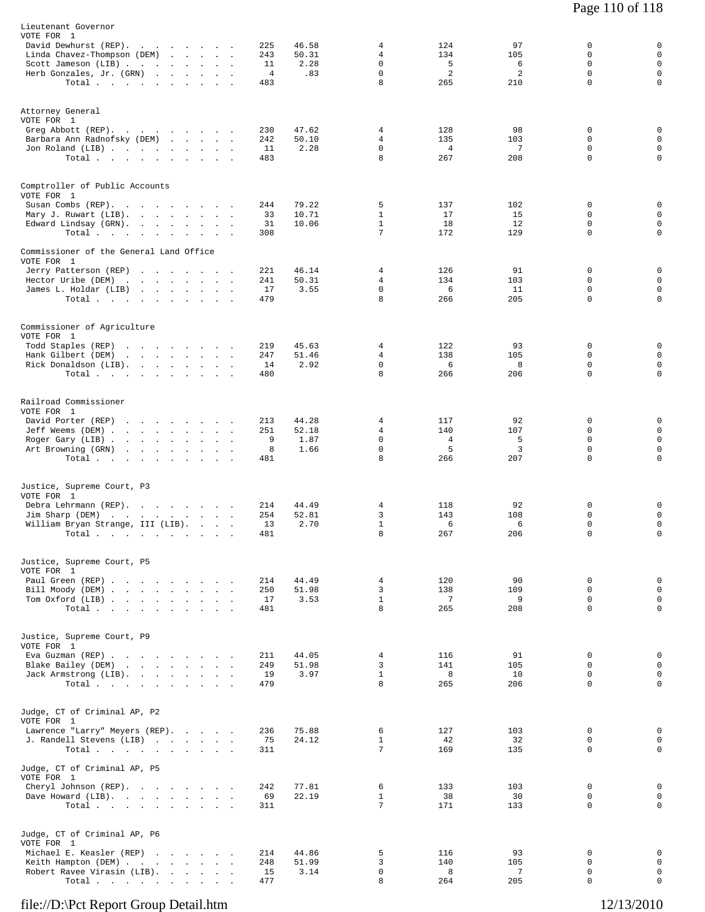## Lieutenant Governor

VOTE FOR 1

| Candidate | Votes | Percent | | | | | |
|---|---|---|---|---|---|---|---|
| David Dewhurst (REP) | 225 | 46.58 | 4 | 124 | 97 | 0 | 0 |
| Linda Chavez-Thompson (DEM) | 243 | 50.31 | 4 | 134 | 105 | 0 | 0 |
| Scott Jameson (LIB) | 11 | 2.28 | 0 | 5 | 6 | 0 | 0 |
| Herb Gonzales, Jr. (GRN) | 4 | .83 | 0 | 2 | 2 | 0 | 0 |
| Total | 483 | | 8 | 265 | 210 | 0 | 0 |

## Attorney General

VOTE FOR 1

| Candidate | Votes | Percent | | | | | |
|---|---|---|---|---|---|---|---|
| Greg Abbott (REP) | 230 | 47.62 | 4 | 128 | 98 | 0 | 0 |
| Barbara Ann Radnofsky (DEM) | 242 | 50.10 | 4 | 135 | 103 | 0 | 0 |
| Jon Roland (LIB) | 11 | 2.28 | 0 | 4 | 7 | 0 | 0 |
| Total | 483 | | 8 | 267 | 208 | 0 | 0 |

## Comptroller of Public Accounts

VOTE FOR 1

| Candidate | Votes | Percent | | | | | |
|---|---|---|---|---|---|---|---|
| Susan Combs (REP) | 244 | 79.22 | 5 | 137 | 102 | 0 | 0 |
| Mary J. Ruwart (LIB) | 33 | 10.71 | 1 | 17 | 15 | 0 | 0 |
| Edward Lindsay (GRN) | 31 | 10.06 | 1 | 18 | 12 | 0 | 0 |
| Total | 308 | | 7 | 172 | 129 | 0 | 0 |

## Commissioner of the General Land Office

VOTE FOR 1

| Candidate | Votes | Percent | | | | | |
|---|---|---|---|---|---|---|---|
| Jerry Patterson (REP) | 221 | 46.14 | 4 | 126 | 91 | 0 | 0 |
| Hector Uribe (DEM) | 241 | 50.31 | 4 | 134 | 103 | 0 | 0 |
| James L. Holdar (LIB) | 17 | 3.55 | 0 | 6 | 11 | 0 | 0 |
| Total | 479 | | 8 | 266 | 205 | 0 | 0 |

## Commissioner of Agriculture

VOTE FOR 1

| Candidate | Votes | Percent | | | | | |
|---|---|---|---|---|---|---|---|
| Todd Staples (REP) | 219 | 45.63 | 4 | 122 | 93 | 0 | 0 |
| Hank Gilbert (DEM) | 247 | 51.46 | 4 | 138 | 105 | 0 | 0 |
| Rick Donaldson (LIB) | 14 | 2.92 | 0 | 6 | 8 | 0 | 0 |
| Total | 480 | | 8 | 266 | 206 | 0 | 0 |

## Railroad Commissioner

VOTE FOR 1

| Candidate | Votes | Percent | | | | | |
|---|---|---|---|---|---|---|---|
| David Porter (REP) | 213 | 44.28 | 4 | 117 | 92 | 0 | 0 |
| Jeff Weems (DEM) | 251 | 52.18 | 4 | 140 | 107 | 0 | 0 |
| Roger Gary (LIB) | 9 | 1.87 | 0 | 4 | 5 | 0 | 0 |
| Art Browning (GRN) | 8 | 1.66 | 0 | 5 | 3 | 0 | 0 |
| Total | 481 | | 8 | 266 | 207 | 0 | 0 |

## Justice, Supreme Court, P3

VOTE FOR 1

| Candidate | Votes | Percent | | | | | |
|---|---|---|---|---|---|---|---|
| Debra Lehrmann (REP) | 214 | 44.49 | 4 | 118 | 92 | 0 | 0 |
| Jim Sharp (DEM) | 254 | 52.81 | 3 | 143 | 108 | 0 | 0 |
| William Bryan Strange, III (LIB) | 13 | 2.70 | 1 | 6 | 6 | 0 | 0 |
| Total | 481 | | 8 | 267 | 206 | 0 | 0 |

## Justice, Supreme Court, P5

VOTE FOR 1

| Candidate | Votes | Percent | | | | | |
|---|---|---|---|---|---|---|---|
| Paul Green (REP) | 214 | 44.49 | 4 | 120 | 90 | 0 | 0 |
| Bill Moody (DEM) | 250 | 51.98 | 3 | 138 | 109 | 0 | 0 |
| Tom Oxford (LIB) | 17 | 3.53 | 1 | 7 | 9 | 0 | 0 |
| Total | 481 | | 8 | 265 | 208 | 0 | 0 |

## Justice, Supreme Court, P9

VOTE FOR 1

| Candidate | Votes | Percent | | | | | |
|---|---|---|---|---|---|---|---|
| Eva Guzman (REP) | 211 | 44.05 | 4 | 116 | 91 | 0 | 0 |
| Blake Bailey (DEM) | 249 | 51.98 | 3 | 141 | 105 | 0 | 0 |
| Jack Armstrong (LIB) | 19 | 3.97 | 1 | 8 | 10 | 0 | 0 |
| Total | 479 | | 8 | 265 | 206 | 0 | 0 |

## Judge, CT of Criminal AP, P2

VOTE FOR 1

| Candidate | Votes | Percent | | | | | |
|---|---|---|---|---|---|---|---|
| Lawrence "Larry" Meyers (REP) | 236 | 75.88 | 6 | 127 | 103 | 0 | 0 |
| J. Randell Stevens (LIB) | 75 | 24.12 | 1 | 42 | 32 | 0 | 0 |
| Total | 311 | | 7 | 169 | 135 | 0 | 0 |

## Judge, CT of Criminal AP, P5

VOTE FOR 1

| Candidate | Votes | Percent | | | | | |
|---|---|---|---|---|---|---|---|
| Cheryl Johnson (REP) | 242 | 77.81 | 6 | 133 | 103 | 0 | 0 |
| Dave Howard (LIB) | 69 | 22.19 | 1 | 38 | 30 | 0 | 0 |
| Total | 311 | | 7 | 171 | 133 | 0 | 0 |

## Judge, CT of Criminal AP, P6

VOTE FOR 1

| Candidate | Votes | Percent | | | | | |
|---|---|---|---|---|---|---|---|
| Michael E. Keasler (REP) | 214 | 44.86 | 5 | 116 | 93 | 0 | 0 |
| Keith Hampton (DEM) | 248 | 51.99 | 3 | 140 | 105 | 0 | 0 |
| Robert Ravee Virasin (LIB) | 15 | 3.14 | 0 | 8 | 7 | 0 | 0 |
| Total | 477 | | 8 | 264 | 205 | 0 | 0 |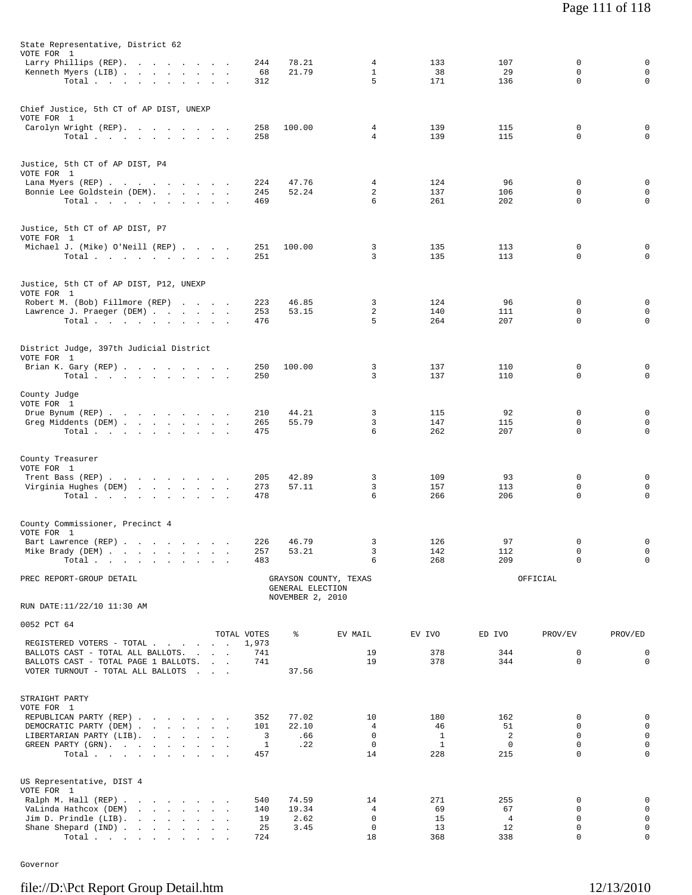State Representative, District 62
VOTE FOR 1

| | TOTAL VOTES | % | EV MAIL | EV IVO | ED IVO | PROV/EV | PROV/ED |
|---|---|---|---|---|---|---|---|
| Larry Phillips (REP) | 244 | 78.21 | 4 | 133 | 107 | 0 | 0 |
| Kenneth Myers (LIB) | 68 | 21.79 | 1 | 38 | 29 | 0 | 0 |
| Total | 312 | | 5 | 171 | 136 | 0 | 0 |

Chief Justice, 5th CT of AP DIST, UNEXP
VOTE FOR 1

| | TOTAL VOTES | % | EV MAIL | EV IVO | ED IVO | PROV/EV | PROV/ED |
|---|---|---|---|---|---|---|---|
| Carolyn Wright (REP) | 258 | 100.00 | 4 | 139 | 115 | 0 | 0 |
| Total | 258 | | 4 | 139 | 115 | 0 | 0 |

Justice, 5th CT of AP DIST, P4
VOTE FOR 1

| | TOTAL VOTES | % | EV MAIL | EV IVO | ED IVO | PROV/EV | PROV/ED |
|---|---|---|---|---|---|---|---|
| Lana Myers (REP) | 224 | 47.76 | 4 | 124 | 96 | 0 | 0 |
| Bonnie Lee Goldstein (DEM) | 245 | 52.24 | 2 | 137 | 106 | 0 | 0 |
| Total | 469 | | 6 | 261 | 202 | 0 | 0 |

Justice, 5th CT of AP DIST, P7
VOTE FOR 1

| | TOTAL VOTES | % | EV MAIL | EV IVO | ED IVO | PROV/EV | PROV/ED |
|---|---|---|---|---|---|---|---|
| Michael J. (Mike) O'Neill (REP) | 251 | 100.00 | 3 | 135 | 113 | 0 | 0 |
| Total | 251 | | 3 | 135 | 113 | 0 | 0 |

Justice, 5th CT of AP DIST, P12, UNEXP
VOTE FOR 1

| | TOTAL VOTES | % | EV MAIL | EV IVO | ED IVO | PROV/EV | PROV/ED |
|---|---|---|---|---|---|---|---|
| Robert M. (Bob) Fillmore (REP) | 223 | 46.85 | 3 | 124 | 96 | 0 | 0 |
| Lawrence J. Praeger (DEM) | 253 | 53.15 | 2 | 140 | 111 | 0 | 0 |
| Total | 476 | | 5 | 264 | 207 | 0 | 0 |

District Judge, 397th Judicial District
VOTE FOR 1

| | TOTAL VOTES | % | EV MAIL | EV IVO | ED IVO | PROV/EV | PROV/ED |
|---|---|---|---|---|---|---|---|
| Brian K. Gary (REP) | 250 | 100.00 | 3 | 137 | 110 | 0 | 0 |
| Total | 250 | | 3 | 137 | 110 | 0 | 0 |

County Judge
VOTE FOR 1

| | TOTAL VOTES | % | EV MAIL | EV IVO | ED IVO | PROV/EV | PROV/ED |
|---|---|---|---|---|---|---|---|
| Drue Bynum (REP) | 210 | 44.21 | 3 | 115 | 92 | 0 | 0 |
| Greg Middents (DEM) | 265 | 55.79 | 3 | 147 | 115 | 0 | 0 |
| Total | 475 | | 6 | 262 | 207 | 0 | 0 |

County Treasurer
VOTE FOR 1

| | TOTAL VOTES | % | EV MAIL | EV IVO | ED IVO | PROV/EV | PROV/ED |
|---|---|---|---|---|---|---|---|
| Trent Bass (REP) | 205 | 42.89 | 3 | 109 | 93 | 0 | 0 |
| Virginia Hughes (DEM) | 273 | 57.11 | 3 | 157 | 113 | 0 | 0 |
| Total | 478 | | 6 | 266 | 206 | 0 | 0 |

County Commissioner, Precinct 4
VOTE FOR 1

| | TOTAL VOTES | % | EV MAIL | EV IVO | ED IVO | PROV/EV | PROV/ED |
|---|---|---|---|---|---|---|---|
| Bart Lawrence (REP) | 226 | 46.79 | 3 | 126 | 97 | 0 | 0 |
| Mike Brady (DEM) | 257 | 53.21 | 3 | 142 | 112 | 0 | 0 |
| Total | 483 | | 6 | 268 | 209 | 0 | 0 |

PREC REPORT-GROUP DETAIL — GRAYSON COUNTY, TEXAS — GENERAL ELECTION — NOVEMBER 2, 2010 — OFFICIAL

RUN DATE:11/22/10 11:30 AM

0052 PCT 64

| | TOTAL VOTES | % | EV MAIL | EV IVO | ED IVO | PROV/EV | PROV/ED |
|---|---|---|---|---|---|---|---|
| REGISTERED VOTERS - TOTAL | 1,973 | | | | | | |
| BALLOTS CAST - TOTAL ALL BALLOTS | 741 | | 19 | 378 | 344 | 0 | 0 |
| BALLOTS CAST - TOTAL PAGE 1 BALLOTS | 741 | | 19 | 378 | 344 | 0 | 0 |
| VOTER TURNOUT - TOTAL ALL BALLOTS | | 37.56 | | | | | |

STRAIGHT PARTY
VOTE FOR 1

| | TOTAL VOTES | % | EV MAIL | EV IVO | ED IVO | PROV/EV | PROV/ED |
|---|---|---|---|---|---|---|---|
| REPUBLICAN PARTY (REP) | 352 | 77.02 | 10 | 180 | 162 | 0 | 0 |
| DEMOCRATIC PARTY (DEM) | 101 | 22.10 | 4 | 46 | 51 | 0 | 0 |
| LIBERTARIAN PARTY (LIB) | 3 | .66 | 0 | 1 | 2 | 0 | 0 |
| GREEN PARTY (GRN) | 1 | .22 | 0 | 1 | 0 | 0 | 0 |
| Total | 457 | | 14 | 228 | 215 | 0 | 0 |

US Representative, DIST 4
VOTE FOR 1

| | TOTAL VOTES | % | EV MAIL | EV IVO | ED IVO | PROV/EV | PROV/ED |
|---|---|---|---|---|---|---|---|
| Ralph M. Hall (REP) | 540 | 74.59 | 14 | 271 | 255 | 0 | 0 |
| VaLinda Hathcox (DEM) | 140 | 19.34 | 4 | 69 | 67 | 0 | 0 |
| Jim D. Prindle (LIB) | 19 | 2.62 | 0 | 15 | 4 | 0 | 0 |
| Shane Shepard (IND) | 25 | 3.45 | 0 | 13 | 12 | 0 | 0 |
| Total | 724 | | 18 | 368 | 338 | 0 | 0 |

Governor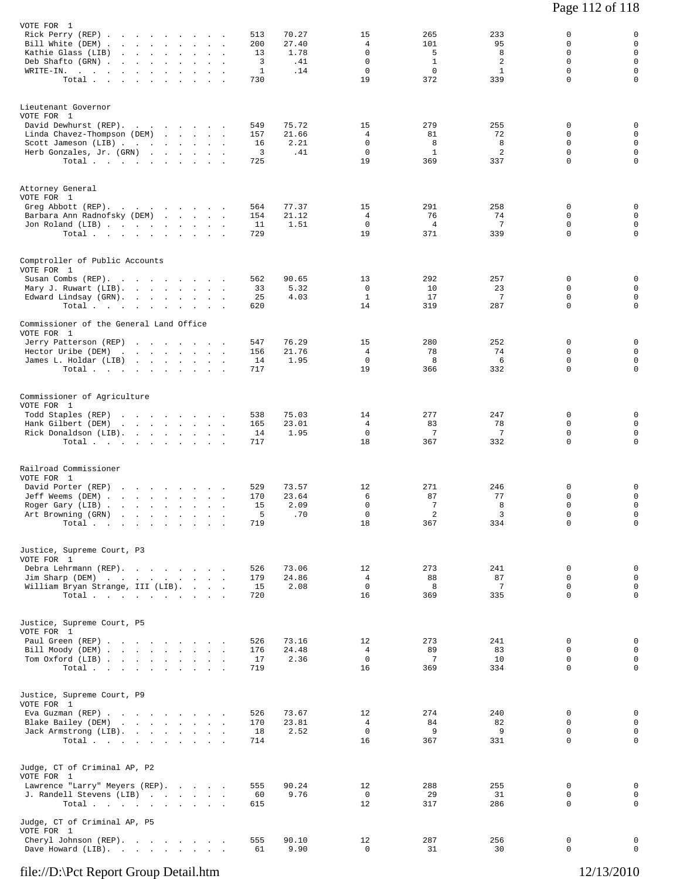VOTE FOR 1

| Candidate | Votes | % | | | | | |
|---|---|---|---|---|---|---|---|
| Rick Perry (REP) | 513 | 70.27 | 15 | 265 | 233 | 0 | 0 |
| Bill White (DEM) | 200 | 27.40 | 4 | 101 | 95 | 0 | 0 |
| Kathie Glass (LIB) | 13 | 1.78 | 0 | 5 | 8 | 0 | 0 |
| Deb Shafto (GRN) | 3 | .41 | 0 | 1 | 2 | 0 | 0 |
| WRITE-IN. | 1 | .14 | 0 | 0 | 1 | 0 | 0 |
| Total | 730 | | 19 | 372 | 339 | 0 | 0 |

Lieutenant Governor
VOTE FOR 1

| Candidate | Votes | % | | | | | |
|---|---|---|---|---|---|---|---|
| David Dewhurst (REP) | 549 | 75.72 | 15 | 279 | 255 | 0 | 0 |
| Linda Chavez-Thompson (DEM) | 157 | 21.66 | 4 | 81 | 72 | 0 | 0 |
| Scott Jameson (LIB) | 16 | 2.21 | 0 | 8 | 8 | 0 | 0 |
| Herb Gonzales, Jr. (GRN) | 3 | .41 | 0 | 1 | 2 | 0 | 0 |
| Total | 725 | | 19 | 369 | 337 | 0 | 0 |

Attorney General
VOTE FOR 1

| Candidate | Votes | % | | | | | |
|---|---|---|---|---|---|---|---|
| Greg Abbott (REP) | 564 | 77.37 | 15 | 291 | 258 | 0 | 0 |
| Barbara Ann Radnofsky (DEM) | 154 | 21.12 | 4 | 76 | 74 | 0 | 0 |
| Jon Roland (LIB) | 11 | 1.51 | 0 | 4 | 7 | 0 | 0 |
| Total | 729 | | 19 | 371 | 339 | 0 | 0 |

Comptroller of Public Accounts
VOTE FOR 1

| Candidate | Votes | % | | | | | |
|---|---|---|---|---|---|---|---|
| Susan Combs (REP) | 562 | 90.65 | 13 | 292 | 257 | 0 | 0 |
| Mary J. Ruwart (LIB) | 33 | 5.32 | 0 | 10 | 23 | 0 | 0 |
| Edward Lindsay (GRN) | 25 | 4.03 | 1 | 17 | 7 | 0 | 0 |
| Total | 620 | | 14 | 319 | 287 | 0 | 0 |

Commissioner of the General Land Office
VOTE FOR 1

| Candidate | Votes | % | | | | | |
|---|---|---|---|---|---|---|---|
| Jerry Patterson (REP) | 547 | 76.29 | 15 | 280 | 252 | 0 | 0 |
| Hector Uribe (DEM) | 156 | 21.76 | 4 | 78 | 74 | 0 | 0 |
| James L. Holdar (LIB) | 14 | 1.95 | 0 | 8 | 6 | 0 | 0 |
| Total | 717 | | 19 | 366 | 332 | 0 | 0 |

Commissioner of Agriculture
VOTE FOR 1

| Candidate | Votes | % | | | | | |
|---|---|---|---|---|---|---|---|
| Todd Staples (REP) | 538 | 75.03 | 14 | 277 | 247 | 0 | 0 |
| Hank Gilbert (DEM) | 165 | 23.01 | 4 | 83 | 78 | 0 | 0 |
| Rick Donaldson (LIB) | 14 | 1.95 | 0 | 7 | 7 | 0 | 0 |
| Total | 717 | | 18 | 367 | 332 | 0 | 0 |

Railroad Commissioner
VOTE FOR 1

| Candidate | Votes | % | | | | | |
|---|---|---|---|---|---|---|---|
| David Porter (REP) | 529 | 73.57 | 12 | 271 | 246 | 0 | 0 |
| Jeff Weems (DEM) | 170 | 23.64 | 6 | 87 | 77 | 0 | 0 |
| Roger Gary (LIB) | 15 | 2.09 | 0 | 7 | 8 | 0 | 0 |
| Art Browning (GRN) | 5 | .70 | 0 | 2 | 3 | 0 | 0 |
| Total | 719 | | 18 | 367 | 334 | 0 | 0 |

Justice, Supreme Court, P3
VOTE FOR 1

| Candidate | Votes | % | | | | | |
|---|---|---|---|---|---|---|---|
| Debra Lehrmann (REP) | 526 | 73.06 | 12 | 273 | 241 | 0 | 0 |
| Jim Sharp (DEM) | 179 | 24.86 | 4 | 88 | 87 | 0 | 0 |
| William Bryan Strange, III (LIB) | 15 | 2.08 | 0 | 8 | 7 | 0 | 0 |
| Total | 720 | | 16 | 369 | 335 | 0 | 0 |

Justice, Supreme Court, P5
VOTE FOR 1

| Candidate | Votes | % | | | | | |
|---|---|---|---|---|---|---|---|
| Paul Green (REP) | 526 | 73.16 | 12 | 273 | 241 | 0 | 0 |
| Bill Moody (DEM) | 176 | 24.48 | 4 | 89 | 83 | 0 | 0 |
| Tom Oxford (LIB) | 17 | 2.36 | 0 | 7 | 10 | 0 | 0 |
| Total | 719 | | 16 | 369 | 334 | 0 | 0 |

Justice, Supreme Court, P9
VOTE FOR 1

| Candidate | Votes | % | | | | | |
|---|---|---|---|---|---|---|---|
| Eva Guzman (REP) | 526 | 73.67 | 12 | 274 | 240 | 0 | 0 |
| Blake Bailey (DEM) | 170 | 23.81 | 4 | 84 | 82 | 0 | 0 |
| Jack Armstrong (LIB) | 18 | 2.52 | 0 | 9 | 9 | 0 | 0 |
| Total | 714 | | 16 | 367 | 331 | 0 | 0 |

Judge, CT of Criminal AP, P2
VOTE FOR 1

| Candidate | Votes | % | | | | | |
|---|---|---|---|---|---|---|---|
| Lawrence "Larry" Meyers (REP) | 555 | 90.24 | 12 | 288 | 255 | 0 | 0 |
| J. Randell Stevens (LIB) | 60 | 9.76 | 0 | 29 | 31 | 0 | 0 |
| Total | 615 | | 12 | 317 | 286 | 0 | 0 |

Judge, CT of Criminal AP, P5
VOTE FOR 1

| Candidate | Votes | % | | | | | |
|---|---|---|---|---|---|---|---|
| Cheryl Johnson (REP) | 555 | 90.10 | 12 | 287 | 256 | 0 | 0 |
| Dave Howard (LIB) | 61 | 9.90 | 0 | 31 | 30 | 0 | 0 |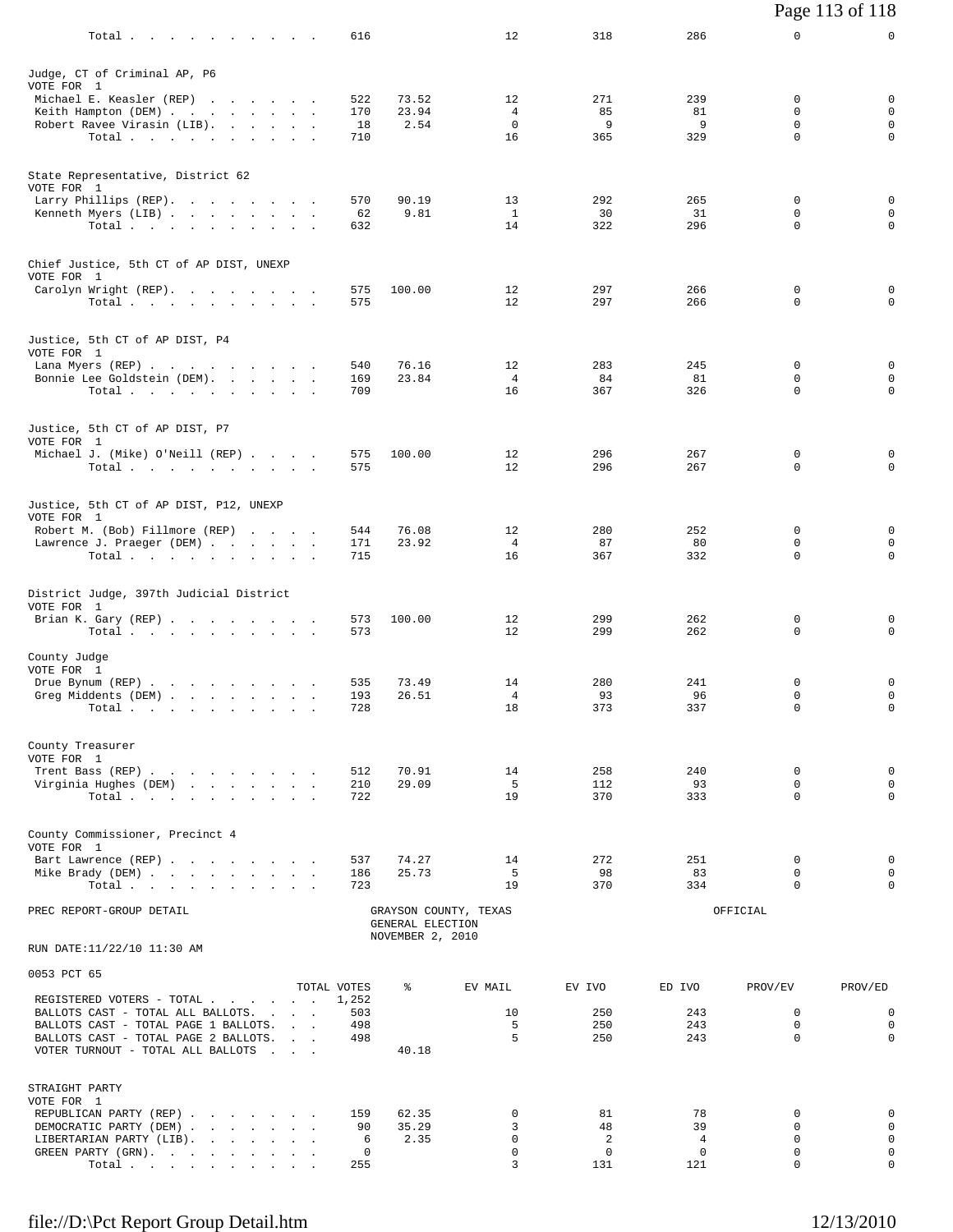| | TOTAL VOTES | % | EV MAIL | EV IVO | ED IVO | PROV/EV | PROV/ED |
|---|---|---|---|---|---|---|---|
| Total | 616 | | 12 | 318 | 286 | 0 | 0 |

**Judge, CT of Criminal AP, P6**
VOTE FOR 1

| | TOTAL VOTES | % | EV MAIL | EV IVO | ED IVO | PROV/EV | PROV/ED |
|---|---|---|---|---|---|---|---|
| Michael E. Keasler (REP) | 522 | 73.52 | 12 | 271 | 239 | 0 | 0 |
| Keith Hampton (DEM) | 170 | 23.94 | 4 | 85 | 81 | 0 | 0 |
| Robert Ravee Virasin (LIB) | 18 | 2.54 | 0 | 9 | 9 | 0 | 0 |
| Total | 710 | | 16 | 365 | 329 | 0 | 0 |

**State Representative, District 62**
VOTE FOR 1

| | TOTAL VOTES | % | EV MAIL | EV IVO | ED IVO | PROV/EV | PROV/ED |
|---|---|---|---|---|---|---|---|
| Larry Phillips (REP) | 570 | 90.19 | 13 | 292 | 265 | 0 | 0 |
| Kenneth Myers (LIB) | 62 | 9.81 | 1 | 30 | 31 | 0 | 0 |
| Total | 632 | | 14 | 322 | 296 | 0 | 0 |

**Chief Justice, 5th CT of AP DIST, UNEXP**
VOTE FOR 1

| | TOTAL VOTES | % | EV MAIL | EV IVO | ED IVO | PROV/EV | PROV/ED |
|---|---|---|---|---|---|---|---|
| Carolyn Wright (REP) | 575 | 100.00 | 12 | 297 | 266 | 0 | 0 |
| Total | 575 | | 12 | 297 | 266 | 0 | 0 |

**Justice, 5th CT of AP DIST, P4**
VOTE FOR 1

| | TOTAL VOTES | % | EV MAIL | EV IVO | ED IVO | PROV/EV | PROV/ED |
|---|---|---|---|---|---|---|---|
| Lana Myers (REP) | 540 | 76.16 | 12 | 283 | 245 | 0 | 0 |
| Bonnie Lee Goldstein (DEM) | 169 | 23.84 | 4 | 84 | 81 | 0 | 0 |
| Total | 709 | | 16 | 367 | 326 | 0 | 0 |

**Justice, 5th CT of AP DIST, P7**
VOTE FOR 1

| | TOTAL VOTES | % | EV MAIL | EV IVO | ED IVO | PROV/EV | PROV/ED |
|---|---|---|---|---|---|---|---|
| Michael J. (Mike) O'Neill (REP) | 575 | 100.00 | 12 | 296 | 267 | 0 | 0 |
| Total | 575 | | 12 | 296 | 267 | 0 | 0 |

**Justice, 5th CT of AP DIST, P12, UNEXP**
VOTE FOR 1

| | TOTAL VOTES | % | EV MAIL | EV IVO | ED IVO | PROV/EV | PROV/ED |
|---|---|---|---|---|---|---|---|
| Robert M. (Bob) Fillmore (REP) | 544 | 76.08 | 12 | 280 | 252 | 0 | 0 |
| Lawrence J. Praeger (DEM) | 171 | 23.92 | 4 | 87 | 80 | 0 | 0 |
| Total | 715 | | 16 | 367 | 332 | 0 | 0 |

**District Judge, 397th Judicial District**
VOTE FOR 1

| | TOTAL VOTES | % | EV MAIL | EV IVO | ED IVO | PROV/EV | PROV/ED |
|---|---|---|---|---|---|---|---|
| Brian K. Gary (REP) | 573 | 100.00 | 12 | 299 | 262 | 0 | 0 |
| Total | 573 | | 12 | 299 | 262 | 0 | 0 |

**County Judge**
VOTE FOR 1

| | TOTAL VOTES | % | EV MAIL | EV IVO | ED IVO | PROV/EV | PROV/ED |
|---|---|---|---|---|---|---|---|
| Drue Bynum (REP) | 535 | 73.49 | 14 | 280 | 241 | 0 | 0 |
| Greg Middents (DEM) | 193 | 26.51 | 4 | 93 | 96 | 0 | 0 |
| Total | 728 | | 18 | 373 | 337 | 0 | 0 |

**County Treasurer**
VOTE FOR 1

| | TOTAL VOTES | % | EV MAIL | EV IVO | ED IVO | PROV/EV | PROV/ED |
|---|---|---|---|---|---|---|---|
| Trent Bass (REP) | 512 | 70.91 | 14 | 258 | 240 | 0 | 0 |
| Virginia Hughes (DEM) | 210 | 29.09 | 5 | 112 | 93 | 0 | 0 |
| Total | 722 | | 19 | 370 | 333 | 0 | 0 |

**County Commissioner, Precinct 4**
VOTE FOR 1

| | TOTAL VOTES | % | EV MAIL | EV IVO | ED IVO | PROV/EV | PROV/ED |
|---|---|---|---|---|---|---|---|
| Bart Lawrence (REP) | 537 | 74.27 | 14 | 272 | 251 | 0 | 0 |
| Mike Brady (DEM) | 186 | 25.73 | 5 | 98 | 83 | 0 | 0 |
| Total | 723 | | 19 | 370 | 334 | 0 | 0 |

PREC REPORT-GROUP DETAIL — GRAYSON COUNTY, TEXAS — GENERAL ELECTION — NOVEMBER 2, 2010 — OFFICIAL

RUN DATE:11/22/10 11:30 AM

## 0053 PCT 65

| | TOTAL VOTES | % | EV MAIL | EV IVO | ED IVO | PROV/EV | PROV/ED |
|---|---|---|---|---|---|---|---|
| REGISTERED VOTERS - TOTAL | 1,252 | | | | | | |
| BALLOTS CAST - TOTAL ALL BALLOTS | 503 | | 10 | 250 | 243 | 0 | 0 |
| BALLOTS CAST - TOTAL PAGE 1 BALLOTS | 498 | | 5 | 250 | 243 | 0 | 0 |
| BALLOTS CAST - TOTAL PAGE 2 BALLOTS | 498 | | 5 | 250 | 243 | 0 | 0 |
| VOTER TURNOUT - TOTAL ALL BALLOTS | | 40.18 | | | | | |

**STRAIGHT PARTY**
VOTE FOR 1

| | TOTAL VOTES | % | EV MAIL | EV IVO | ED IVO | PROV/EV | PROV/ED |
|---|---|---|---|---|---|---|---|
| REPUBLICAN PARTY (REP) | 159 | 62.35 | 0 | 81 | 78 | 0 | 0 |
| DEMOCRATIC PARTY (DEM) | 90 | 35.29 | 3 | 48 | 39 | 0 | 0 |
| LIBERTARIAN PARTY (LIB) | 6 | 2.35 | 0 | 2 | 4 | 0 | 0 |
| GREEN PARTY (GRN) | 0 | | 0 | 0 | 0 | 0 | 0 |
| Total | 255 | | 3 | 131 | 121 | 0 | 0 |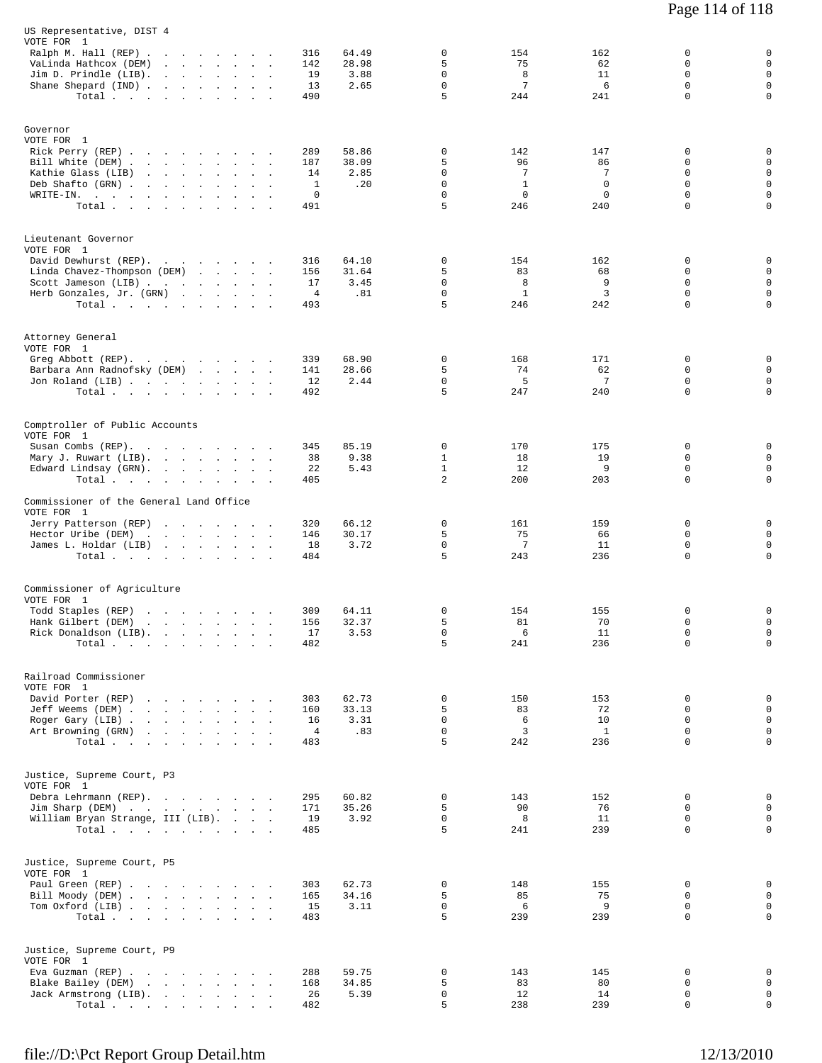## US Representative, DIST 4

VOTE FOR 1

| Candidate | Votes | % | | | | | |
|---|---|---|---|---|---|---|---|
| Ralph M. Hall (REP) | 316 | 64.49 | 0 | 154 | 162 | 0 | 0 |
| VaLinda Hathcox (DEM) | 142 | 28.98 | 5 | 75 | 62 | 0 | 0 |
| Jim D. Prindle (LIB) | 19 | 3.88 | 0 | 8 | 11 | 0 | 0 |
| Shane Shepard (IND) | 13 | 2.65 | 0 | 7 | 6 | 0 | 0 |
| Total | 490 | | 5 | 244 | 241 | 0 | 0 |

## Governor

VOTE FOR 1

| Candidate | Votes | % | | | | | |
|---|---|---|---|---|---|---|---|
| Rick Perry (REP) | 289 | 58.86 | 0 | 142 | 147 | 0 | 0 |
| Bill White (DEM) | 187 | 38.09 | 5 | 96 | 86 | 0 | 0 |
| Kathie Glass (LIB) | 14 | 2.85 | 0 | 7 | 7 | 0 | 0 |
| Deb Shafto (GRN) | 1 | .20 | 0 | 1 | 0 | 0 | 0 |
| WRITE-IN. | 0 | | 0 | 0 | 0 | 0 | 0 |
| Total | 491 | | 5 | 246 | 240 | 0 | 0 |

## Lieutenant Governor

VOTE FOR 1

| Candidate | Votes | % | | | | | |
|---|---|---|---|---|---|---|---|
| David Dewhurst (REP) | 316 | 64.10 | 0 | 154 | 162 | 0 | 0 |
| Linda Chavez-Thompson (DEM) | 156 | 31.64 | 5 | 83 | 68 | 0 | 0 |
| Scott Jameson (LIB) | 17 | 3.45 | 0 | 8 | 9 | 0 | 0 |
| Herb Gonzales, Jr. (GRN) | 4 | .81 | 0 | 1 | 3 | 0 | 0 |
| Total | 493 | | 5 | 246 | 242 | 0 | 0 |

## Attorney General

VOTE FOR 1

| Candidate | Votes | % | | | | | |
|---|---|---|---|---|---|---|---|
| Greg Abbott (REP) | 339 | 68.90 | 0 | 168 | 171 | 0 | 0 |
| Barbara Ann Radnofsky (DEM) | 141 | 28.66 | 5 | 74 | 62 | 0 | 0 |
| Jon Roland (LIB) | 12 | 2.44 | 0 | 5 | 7 | 0 | 0 |
| Total | 492 | | 5 | 247 | 240 | 0 | 0 |

## Comptroller of Public Accounts

VOTE FOR 1

| Candidate | Votes | % | | | | | |
|---|---|---|---|---|---|---|---|
| Susan Combs (REP) | 345 | 85.19 | 0 | 170 | 175 | 0 | 0 |
| Mary J. Ruwart (LIB) | 38 | 9.38 | 1 | 18 | 19 | 0 | 0 |
| Edward Lindsay (GRN) | 22 | 5.43 | 1 | 12 | 9 | 0 | 0 |
| Total | 405 | | 2 | 200 | 203 | 0 | 0 |

## Commissioner of the General Land Office

VOTE FOR 1

| Candidate | Votes | % | | | | | |
|---|---|---|---|---|---|---|---|
| Jerry Patterson (REP) | 320 | 66.12 | 0 | 161 | 159 | 0 | 0 |
| Hector Uribe (DEM) | 146 | 30.17 | 5 | 75 | 66 | 0 | 0 |
| James L. Holdar (LIB) | 18 | 3.72 | 0 | 7 | 11 | 0 | 0 |
| Total | 484 | | 5 | 243 | 236 | 0 | 0 |

## Commissioner of Agriculture

VOTE FOR 1

| Candidate | Votes | % | | | | | |
|---|---|---|---|---|---|---|---|
| Todd Staples (REP) | 309 | 64.11 | 0 | 154 | 155 | 0 | 0 |
| Hank Gilbert (DEM) | 156 | 32.37 | 5 | 81 | 70 | 0 | 0 |
| Rick Donaldson (LIB) | 17 | 3.53 | 0 | 6 | 11 | 0 | 0 |
| Total | 482 | | 5 | 241 | 236 | 0 | 0 |

## Railroad Commissioner

VOTE FOR 1

| Candidate | Votes | % | | | | | |
|---|---|---|---|---|---|---|---|
| David Porter (REP) | 303 | 62.73 | 0 | 150 | 153 | 0 | 0 |
| Jeff Weems (DEM) | 160 | 33.13 | 5 | 83 | 72 | 0 | 0 |
| Roger Gary (LIB) | 16 | 3.31 | 0 | 6 | 10 | 0 | 0 |
| Art Browning (GRN) | 4 | .83 | 0 | 3 | 1 | 0 | 0 |
| Total | 483 | | 5 | 242 | 236 | 0 | 0 |

## Justice, Supreme Court, P3

VOTE FOR 1

| Candidate | Votes | % | | | | | |
|---|---|---|---|---|---|---|---|
| Debra Lehrmann (REP) | 295 | 60.82 | 0 | 143 | 152 | 0 | 0 |
| Jim Sharp (DEM) | 171 | 35.26 | 5 | 90 | 76 | 0 | 0 |
| William Bryan Strange, III (LIB) | 19 | 3.92 | 0 | 8 | 11 | 0 | 0 |
| Total | 485 | | 5 | 241 | 239 | 0 | 0 |

## Justice, Supreme Court, P5

VOTE FOR 1

| Candidate | Votes | % | | | | | |
|---|---|---|---|---|---|---|---|
| Paul Green (REP) | 303 | 62.73 | 0 | 148 | 155 | 0 | 0 |
| Bill Moody (DEM) | 165 | 34.16 | 5 | 85 | 75 | 0 | 0 |
| Tom Oxford (LIB) | 15 | 3.11 | 0 | 6 | 9 | 0 | 0 |
| Total | 483 | | 5 | 239 | 239 | 0 | 0 |

## Justice, Supreme Court, P9

VOTE FOR 1

| Candidate | Votes | % | | | | | |
|---|---|---|---|---|---|---|---|
| Eva Guzman (REP) | 288 | 59.75 | 0 | 143 | 145 | 0 | 0 |
| Blake Bailey (DEM) | 168 | 34.85 | 5 | 83 | 80 | 0 | 0 |
| Jack Armstrong (LIB) | 26 | 5.39 | 0 | 12 | 14 | 0 | 0 |
| Total | 482 | | 5 | 238 | 239 | 0 | 0 |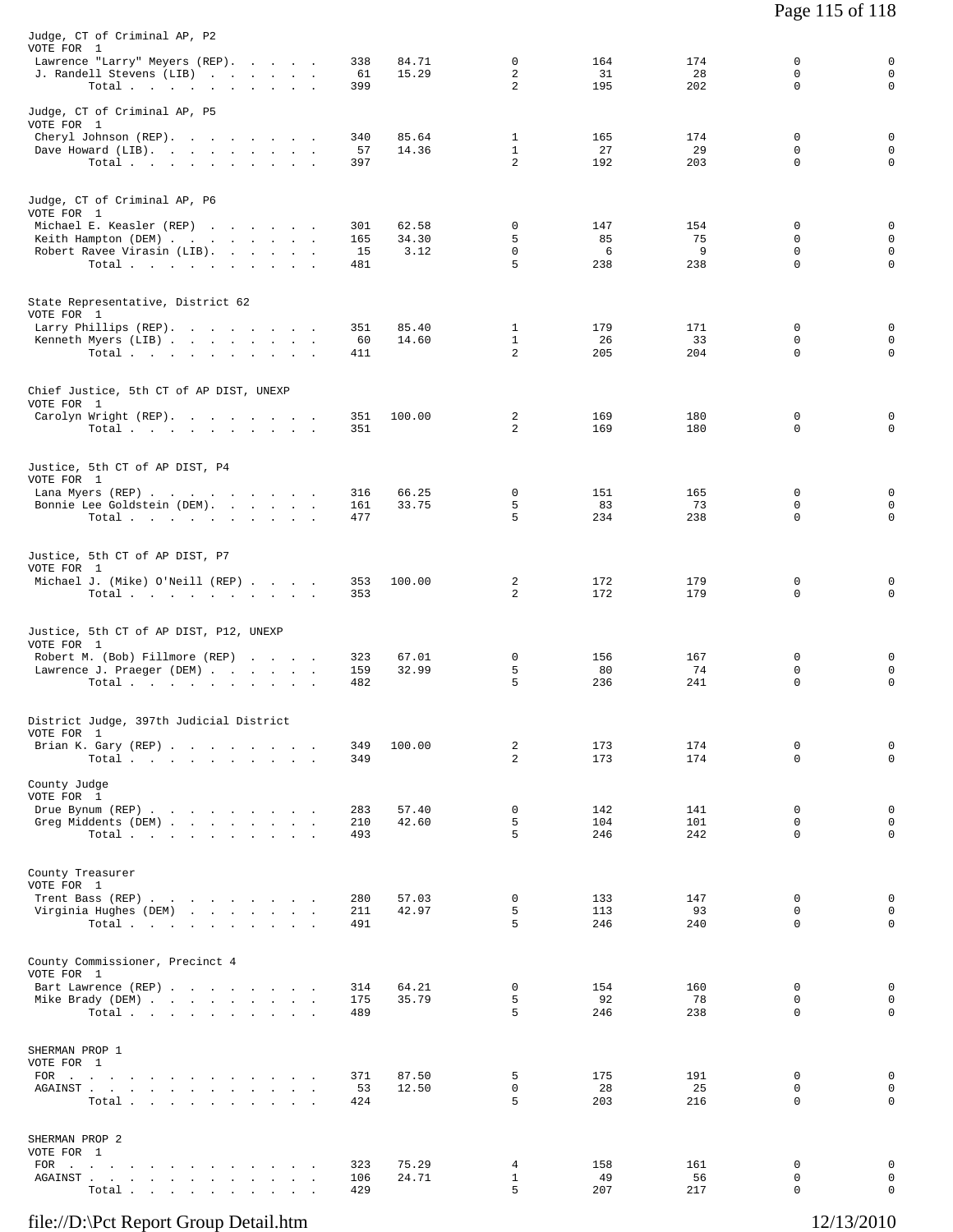| Judge, CT of Criminal AP, P2 | | | | | | | |
|---|---|---|---|---|---|---|---|
| VOTE FOR 1 | | | | | | | |
| Lawrence "Larry" Meyers (REP) | 338 | 84.71 | 0 | 164 | 174 | 0 | 0 |
| J. Randell Stevens (LIB) | 61 | 15.29 | 2 | 31 | 28 | 0 | 0 |
| Total | 399 | | 2 | 195 | 202 | 0 | 0 |

| Judge, CT of Criminal AP, P5 | | | | | | | |
|---|---|---|---|---|---|---|---|
| VOTE FOR 1 | | | | | | | |
| Cheryl Johnson (REP) | 340 | 85.64 | 1 | 165 | 174 | 0 | 0 |
| Dave Howard (LIB) | 57 | 14.36 | 1 | 27 | 29 | 0 | 0 |
| Total | 397 | | 2 | 192 | 203 | 0 | 0 |

| Judge, CT of Criminal AP, P6 | | | | | | | |
|---|---|---|---|---|---|---|---|
| VOTE FOR 1 | | | | | | | |
| Michael E. Keasler (REP) | 301 | 62.58 | 0 | 147 | 154 | 0 | 0 |
| Keith Hampton (DEM) | 165 | 34.30 | 5 | 85 | 75 | 0 | 0 |
| Robert Ravee Virasin (LIB) | 15 | 3.12 | 0 | 6 | 9 | 0 | 0 |
| Total | 481 | | 5 | 238 | 238 | 0 | 0 |

| State Representative, District 62 | | | | | | | |
|---|---|---|---|---|---|---|---|
| VOTE FOR 1 | | | | | | | |
| Larry Phillips (REP) | 351 | 85.40 | 1 | 179 | 171 | 0 | 0 |
| Kenneth Myers (LIB) | 60 | 14.60 | 1 | 26 | 33 | 0 | 0 |
| Total | 411 | | 2 | 205 | 204 | 0 | 0 |

| Chief Justice, 5th CT of AP DIST, UNEXP | | | | | | | |
|---|---|---|---|---|---|---|---|
| VOTE FOR 1 | | | | | | | |
| Carolyn Wright (REP) | 351 | 100.00 | 2 | 169 | 180 | 0 | 0 |
| Total | 351 | | 2 | 169 | 180 | 0 | 0 |

| Justice, 5th CT of AP DIST, P4 | | | | | | | |
|---|---|---|---|---|---|---|---|
| VOTE FOR 1 | | | | | | | |
| Lana Myers (REP) | 316 | 66.25 | 0 | 151 | 165 | 0 | 0 |
| Bonnie Lee Goldstein (DEM) | 161 | 33.75 | 5 | 83 | 73 | 0 | 0 |
| Total | 477 | | 5 | 234 | 238 | 0 | 0 |

| Justice, 5th CT of AP DIST, P7 | | | | | | | |
|---|---|---|---|---|---|---|---|
| VOTE FOR 1 | | | | | | | |
| Michael J. (Mike) O'Neill (REP) | 353 | 100.00 | 2 | 172 | 179 | 0 | 0 |
| Total | 353 | | 2 | 172 | 179 | 0 | 0 |

| Justice, 5th CT of AP DIST, P12, UNEXP | | | | | | | |
|---|---|---|---|---|---|---|---|
| VOTE FOR 1 | | | | | | | |
| Robert M. (Bob) Fillmore (REP) | 323 | 67.01 | 0 | 156 | 167 | 0 | 0 |
| Lawrence J. Praeger (DEM) | 159 | 32.99 | 5 | 80 | 74 | 0 | 0 |
| Total | 482 | | 5 | 236 | 241 | 0 | 0 |

| District Judge, 397th Judicial District | | | | | | | |
|---|---|---|---|---|---|---|---|
| VOTE FOR 1 | | | | | | | |
| Brian K. Gary (REP) | 349 | 100.00 | 2 | 173 | 174 | 0 | 0 |
| Total | 349 | | 2 | 173 | 174 | 0 | 0 |

| County Judge | | | | | | | |
|---|---|---|---|---|---|---|---|
| VOTE FOR 1 | | | | | | | |
| Drue Bynum (REP) | 283 | 57.40 | 0 | 142 | 141 | 0 | 0 |
| Greg Middents (DEM) | 210 | 42.60 | 5 | 104 | 101 | 0 | 0 |
| Total | 493 | | 5 | 246 | 242 | 0 | 0 |

| County Treasurer | | | | | | | |
|---|---|---|---|---|---|---|---|
| VOTE FOR 1 | | | | | | | |
| Trent Bass (REP) | 280 | 57.03 | 0 | 133 | 147 | 0 | 0 |
| Virginia Hughes (DEM) | 211 | 42.97 | 5 | 113 | 93 | 0 | 0 |
| Total | 491 | | 5 | 246 | 240 | 0 | 0 |

| County Commissioner, Precinct 4 | | | | | | | |
|---|---|---|---|---|---|---|---|
| VOTE FOR 1 | | | | | | | |
| Bart Lawrence (REP) | 314 | 64.21 | 0 | 154 | 160 | 0 | 0 |
| Mike Brady (DEM) | 175 | 35.79 | 5 | 92 | 78 | 0 | 0 |
| Total | 489 | | 5 | 246 | 238 | 0 | 0 |

| SHERMAN PROP 1 | | | | | | | |
|---|---|---|---|---|---|---|---|
| VOTE FOR 1 | | | | | | | |
| FOR | 371 | 87.50 | 5 | 175 | 191 | 0 | 0 |
| AGAINST | 53 | 12.50 | 0 | 28 | 25 | 0 | 0 |
| Total | 424 | | 5 | 203 | 216 | 0 | 0 |

| SHERMAN PROP 2 | | | | | | | |
|---|---|---|---|---|---|---|---|
| VOTE FOR 1 | | | | | | | |
| FOR | 323 | 75.29 | 4 | 158 | 161 | 0 | 0 |
| AGAINST | 106 | 24.71 | 1 | 49 | 56 | 0 | 0 |
| Total | 429 | | 5 | 207 | 217 | 0 | 0 |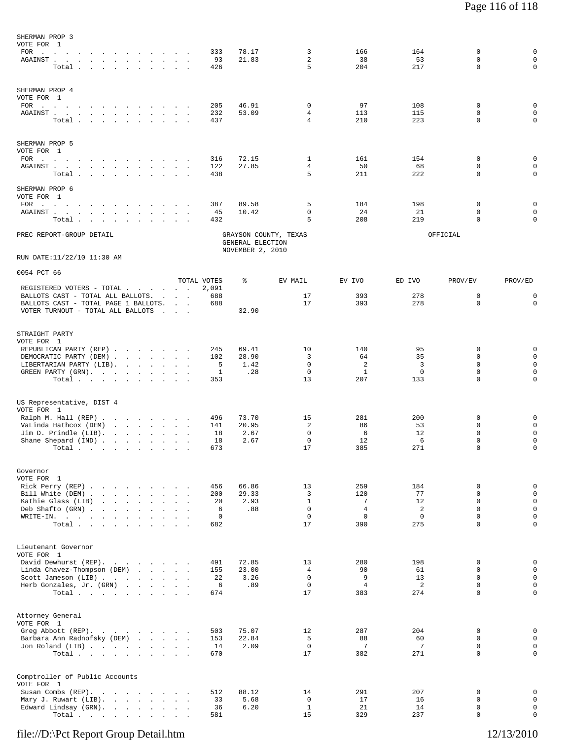SHERMAN PROP 3
VOTE FOR 1

| | TOTAL VOTES | % | EV MAIL | EV IVO | ED IVO | PROV/EV | PROV/ED |
|---|---|---|---|---|---|---|---|
| FOR | 333 | 78.17 | 3 | 166 | 164 | 0 | 0 |
| AGAINST | 93 | 21.83 | 2 | 38 | 53 | 0 | 0 |
| Total | 426 | | 5 | 204 | 217 | 0 | 0 |

SHERMAN PROP 4
VOTE FOR 1

| | TOTAL VOTES | % | EV MAIL | EV IVO | ED IVO | PROV/EV | PROV/ED |
|---|---|---|---|---|---|---|---|
| FOR | 205 | 46.91 | 0 | 97 | 108 | 0 | 0 |
| AGAINST | 232 | 53.09 | 4 | 113 | 115 | 0 | 0 |
| Total | 437 | | 4 | 210 | 223 | 0 | 0 |

SHERMAN PROP 5
VOTE FOR 1

| | TOTAL VOTES | % | EV MAIL | EV IVO | ED IVO | PROV/EV | PROV/ED |
|---|---|---|---|---|---|---|---|
| FOR | 316 | 72.15 | 1 | 161 | 154 | 0 | 0 |
| AGAINST | 122 | 27.85 | 4 | 50 | 68 | 0 | 0 |
| Total | 438 | | 5 | 211 | 222 | 0 | 0 |

SHERMAN PROP 6
VOTE FOR 1

| | TOTAL VOTES | % | EV MAIL | EV IVO | ED IVO | PROV/EV | PROV/ED |
|---|---|---|---|---|---|---|---|
| FOR | 387 | 89.58 | 5 | 184 | 198 | 0 | 0 |
| AGAINST | 45 | 10.42 | 0 | 24 | 21 | 0 | 0 |
| Total | 432 | | 5 | 208 | 219 | 0 | 0 |

PREC REPORT-GROUP DETAIL

GRAYSON COUNTY, TEXAS
GENERAL ELECTION
NOVEMBER 2, 2010

OFFICIAL

RUN DATE:11/22/10 11:30 AM

0054 PCT 66

| | TOTAL VOTES | % | EV MAIL | EV IVO | ED IVO | PROV/EV | PROV/ED |
|---|---|---|---|---|---|---|---|
| REGISTERED VOTERS - TOTAL | 2,091 | | | | | | |
| BALLOTS CAST - TOTAL ALL BALLOTS | 688 | | 17 | 393 | 278 | 0 | 0 |
| BALLOTS CAST - TOTAL PAGE 1 BALLOTS | 688 | | 17 | 393 | 278 | 0 | 0 |
| VOTER TURNOUT - TOTAL ALL BALLOTS | | 32.90 | | | | | |

STRAIGHT PARTY
VOTE FOR 1

| | TOTAL VOTES | % | EV MAIL | EV IVO | ED IVO | PROV/EV | PROV/ED |
|---|---|---|---|---|---|---|---|
| REPUBLICAN PARTY (REP) | 245 | 69.41 | 10 | 140 | 95 | 0 | 0 |
| DEMOCRATIC PARTY (DEM) | 102 | 28.90 | 3 | 64 | 35 | 0 | 0 |
| LIBERTARIAN PARTY (LIB) | 5 | 1.42 | 0 | 2 | 3 | 0 | 0 |
| GREEN PARTY (GRN) | 1 | .28 | 0 | 1 | 0 | 0 | 0 |
| Total | 353 | | 13 | 207 | 133 | 0 | 0 |

US Representative, DIST 4
VOTE FOR 1

| | TOTAL VOTES | % | EV MAIL | EV IVO | ED IVO | PROV/EV | PROV/ED |
|---|---|---|---|---|---|---|---|
| Ralph M. Hall (REP) | 496 | 73.70 | 15 | 281 | 200 | 0 | 0 |
| VaLinda Hathcox (DEM) | 141 | 20.95 | 2 | 86 | 53 | 0 | 0 |
| Jim D. Prindle (LIB) | 18 | 2.67 | 0 | 6 | 12 | 0 | 0 |
| Shane Shepard (IND) | 18 | 2.67 | 0 | 12 | 6 | 0 | 0 |
| Total | 673 | | 17 | 385 | 271 | 0 | 0 |

Governor
VOTE FOR 1

| | TOTAL VOTES | % | EV MAIL | EV IVO | ED IVO | PROV/EV | PROV/ED |
|---|---|---|---|---|---|---|---|
| Rick Perry (REP) | 456 | 66.86 | 13 | 259 | 184 | 0 | 0 |
| Bill White (DEM) | 200 | 29.33 | 3 | 120 | 77 | 0 | 0 |
| Kathie Glass (LIB) | 20 | 2.93 | 1 | 7 | 12 | 0 | 0 |
| Deb Shafto (GRN) | 6 | .88 | 0 | 4 | 2 | 0 | 0 |
| WRITE-IN. | 0 | | 0 | 0 | 0 | 0 | 0 |
| Total | 682 | | 17 | 390 | 275 | 0 | 0 |

Lieutenant Governor
VOTE FOR 1

| | TOTAL VOTES | % | EV MAIL | EV IVO | ED IVO | PROV/EV | PROV/ED |
|---|---|---|---|---|---|---|---|
| David Dewhurst (REP) | 491 | 72.85 | 13 | 280 | 198 | 0 | 0 |
| Linda Chavez-Thompson (DEM) | 155 | 23.00 | 4 | 90 | 61 | 0 | 0 |
| Scott Jameson (LIB) | 22 | 3.26 | 0 | 9 | 13 | 0 | 0 |
| Herb Gonzales, Jr. (GRN) | 6 | .89 | 0 | 4 | 2 | 0 | 0 |
| Total | 674 | | 17 | 383 | 274 | 0 | 0 |

Attorney General
VOTE FOR 1

| | TOTAL VOTES | % | EV MAIL | EV IVO | ED IVO | PROV/EV | PROV/ED |
|---|---|---|---|---|---|---|---|
| Greg Abbott (REP) | 503 | 75.07 | 12 | 287 | 204 | 0 | 0 |
| Barbara Ann Radnofsky (DEM) | 153 | 22.84 | 5 | 88 | 60 | 0 | 0 |
| Jon Roland (LIB) | 14 | 2.09 | 0 | 7 | 7 | 0 | 0 |
| Total | 670 | | 17 | 382 | 271 | 0 | 0 |

Comptroller of Public Accounts
VOTE FOR 1

| | TOTAL VOTES | % | EV MAIL | EV IVO | ED IVO | PROV/EV | PROV/ED |
|---|---|---|---|---|---|---|---|
| Susan Combs (REP) | 512 | 88.12 | 14 | 291 | 207 | 0 | 0 |
| Mary J. Ruwart (LIB) | 33 | 5.68 | 0 | 17 | 16 | 0 | 0 |
| Edward Lindsay (GRN) | 36 | 6.20 | 1 | 21 | 14 | 0 | 0 |
| Total | 581 | | 15 | 329 | 237 | 0 | 0 |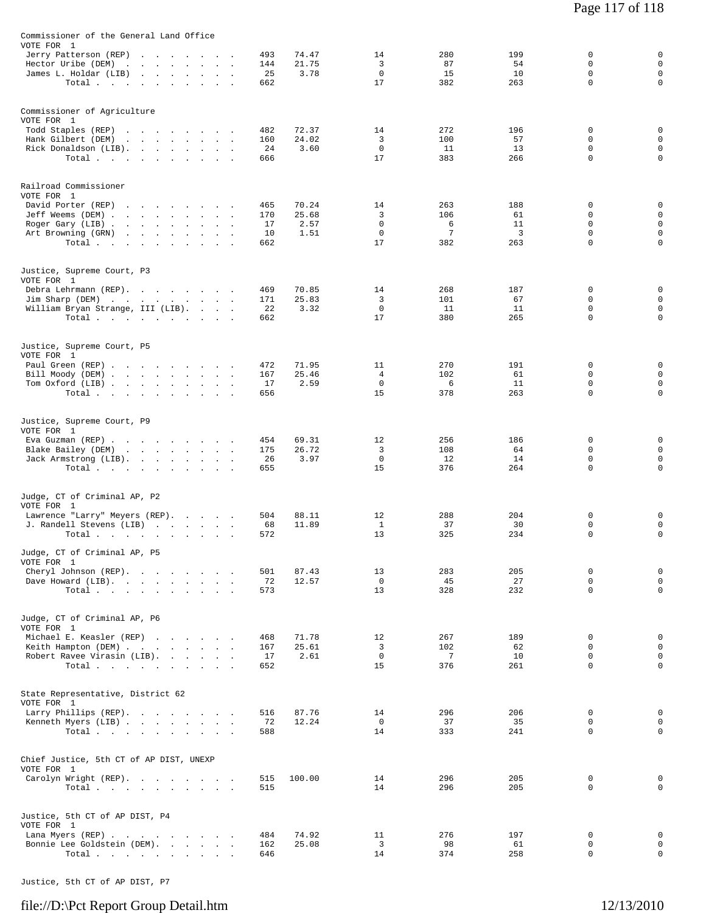### Commissioner of the General Land Office
VOTE FOR 1

| Candidate | Votes | % | | | | | |
|---|---|---|---|---|---|---|---|
| Jerry Patterson (REP) | 493 | 74.47 | 14 | 280 | 199 | 0 | 0 |
| Hector Uribe (DEM) | 144 | 21.75 | 3 | 87 | 54 | 0 | 0 |
| James L. Holdar (LIB) | 25 | 3.78 | 0 | 15 | 10 | 0 | 0 |
| Total | 662 | | 17 | 382 | 263 | 0 | 0 |

### Commissioner of Agriculture
VOTE FOR 1

| Candidate | Votes | % | | | | | |
|---|---|---|---|---|---|---|---|
| Todd Staples (REP) | 482 | 72.37 | 14 | 272 | 196 | 0 | 0 |
| Hank Gilbert (DEM) | 160 | 24.02 | 3 | 100 | 57 | 0 | 0 |
| Rick Donaldson (LIB) | 24 | 3.60 | 0 | 11 | 13 | 0 | 0 |
| Total | 666 | | 17 | 383 | 266 | 0 | 0 |

### Railroad Commissioner
VOTE FOR 1

| Candidate | Votes | % | | | | | |
|---|---|---|---|---|---|---|---|
| David Porter (REP) | 465 | 70.24 | 14 | 263 | 188 | 0 | 0 |
| Jeff Weems (DEM) | 170 | 25.68 | 3 | 106 | 61 | 0 | 0 |
| Roger Gary (LIB) | 17 | 2.57 | 0 | 6 | 11 | 0 | 0 |
| Art Browning (GRN) | 10 | 1.51 | 0 | 7 | 3 | 0 | 0 |
| Total | 662 | | 17 | 382 | 263 | 0 | 0 |

### Justice, Supreme Court, P3
VOTE FOR 1

| Candidate | Votes | % | | | | | |
|---|---|---|---|---|---|---|---|
| Debra Lehrmann (REP) | 469 | 70.85 | 14 | 268 | 187 | 0 | 0 |
| Jim Sharp (DEM) | 171 | 25.83 | 3 | 101 | 67 | 0 | 0 |
| William Bryan Strange, III (LIB) | 22 | 3.32 | 0 | 11 | 11 | 0 | 0 |
| Total | 662 | | 17 | 380 | 265 | 0 | 0 |

### Justice, Supreme Court, P5
VOTE FOR 1

| Candidate | Votes | % | | | | | |
|---|---|---|---|---|---|---|---|
| Paul Green (REP) | 472 | 71.95 | 11 | 270 | 191 | 0 | 0 |
| Bill Moody (DEM) | 167 | 25.46 | 4 | 102 | 61 | 0 | 0 |
| Tom Oxford (LIB) | 17 | 2.59 | 0 | 6 | 11 | 0 | 0 |
| Total | 656 | | 15 | 378 | 263 | 0 | 0 |

### Justice, Supreme Court, P9
VOTE FOR 1

| Candidate | Votes | % | | | | | |
|---|---|---|---|---|---|---|---|
| Eva Guzman (REP) | 454 | 69.31 | 12 | 256 | 186 | 0 | 0 |
| Blake Bailey (DEM) | 175 | 26.72 | 3 | 108 | 64 | 0 | 0 |
| Jack Armstrong (LIB) | 26 | 3.97 | 0 | 12 | 14 | 0 | 0 |
| Total | 655 | | 15 | 376 | 264 | 0 | 0 |

### Judge, CT of Criminal AP, P2
VOTE FOR 1

| Candidate | Votes | % | | | | | |
|---|---|---|---|---|---|---|---|
| Lawrence "Larry" Meyers (REP) | 504 | 88.11 | 12 | 288 | 204 | 0 | 0 |
| J. Randell Stevens (LIB) | 68 | 11.89 | 1 | 37 | 30 | 0 | 0 |
| Total | 572 | | 13 | 325 | 234 | 0 | 0 |

### Judge, CT of Criminal AP, P5
VOTE FOR 1

| Candidate | Votes | % | | | | | |
|---|---|---|---|---|---|---|---|
| Cheryl Johnson (REP) | 501 | 87.43 | 13 | 283 | 205 | 0 | 0 |
| Dave Howard (LIB) | 72 | 12.57 | 0 | 45 | 27 | 0 | 0 |
| Total | 573 | | 13 | 328 | 232 | 0 | 0 |

### Judge, CT of Criminal AP, P6
VOTE FOR 1

| Candidate | Votes | % | | | | | |
|---|---|---|---|---|---|---|---|
| Michael E. Keasler (REP) | 468 | 71.78 | 12 | 267 | 189 | 0 | 0 |
| Keith Hampton (DEM) | 167 | 25.61 | 3 | 102 | 62 | 0 | 0 |
| Robert Ravee Virasin (LIB) | 17 | 2.61 | 0 | 7 | 10 | 0 | 0 |
| Total | 652 | | 15 | 376 | 261 | 0 | 0 |

### State Representative, District 62
VOTE FOR 1

| Candidate | Votes | % | | | | | |
|---|---|---|---|---|---|---|---|
| Larry Phillips (REP) | 516 | 87.76 | 14 | 296 | 206 | 0 | 0 |
| Kenneth Myers (LIB) | 72 | 12.24 | 0 | 37 | 35 | 0 | 0 |
| Total | 588 | | 14 | 333 | 241 | 0 | 0 |

### Chief Justice, 5th CT of AP DIST, UNEXP
VOTE FOR 1

| Candidate | Votes | % | | | | | |
|---|---|---|---|---|---|---|---|
| Carolyn Wright (REP) | 515 | 100.00 | 14 | 296 | 205 | 0 | 0 |
| Total | 515 | | 14 | 296 | 205 | 0 | 0 |

### Justice, 5th CT of AP DIST, P4
VOTE FOR 1

| Candidate | Votes | % | | | | | |
|---|---|---|---|---|---|---|---|
| Lana Myers (REP) | 484 | 74.92 | 11 | 276 | 197 | 0 | 0 |
| Bonnie Lee Goldstein (DEM) | 162 | 25.08 | 3 | 98 | 61 | 0 | 0 |
| Total | 646 | | 14 | 374 | 258 | 0 | 0 |

### Justice, 5th CT of AP DIST, P7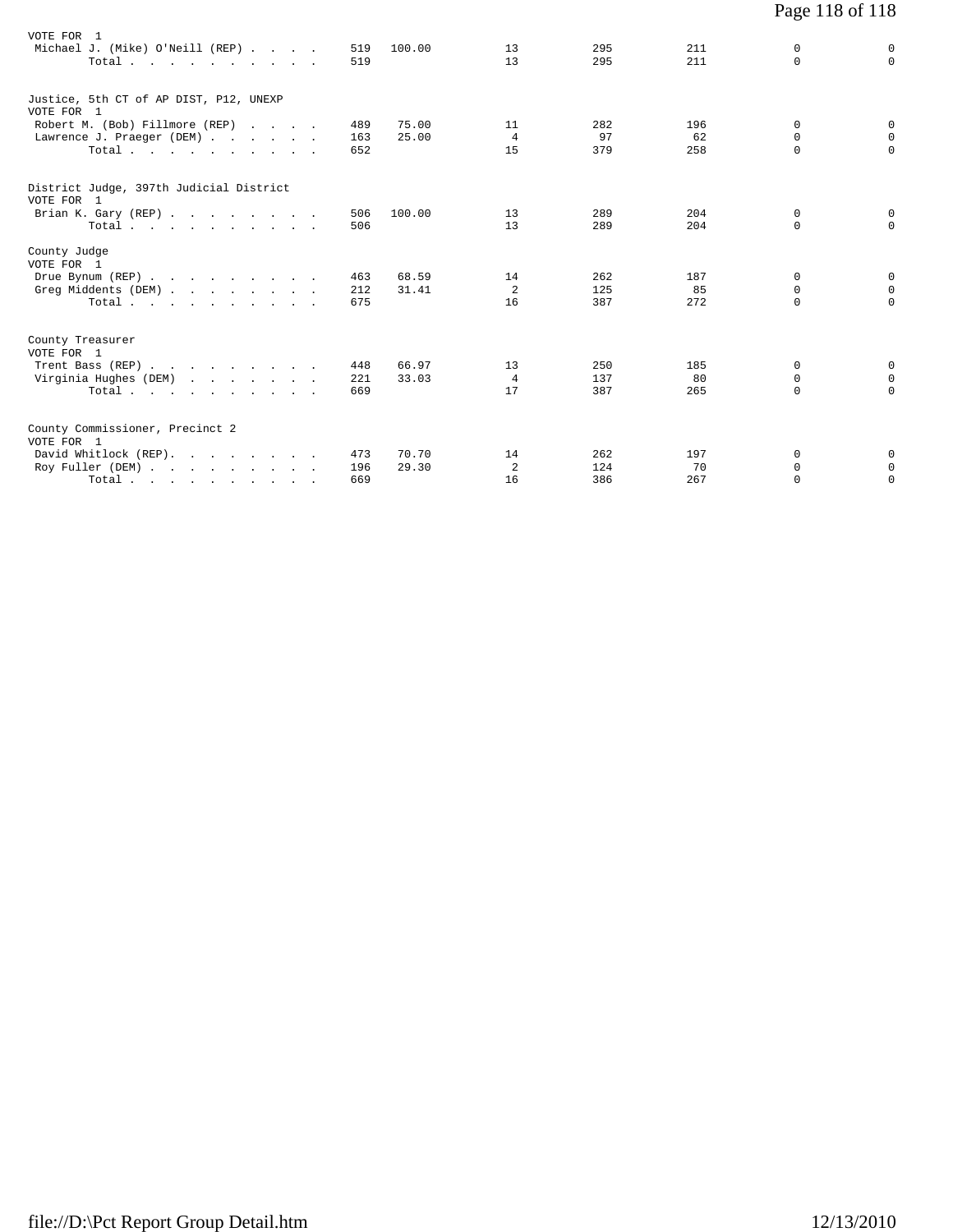VOTE FOR 1

| | | | | | | | |
|---|---|---|---|---|---|---|---|
| Michael J. (Mike) O'Neill (REP) | 519 | 100.00 | 13 | 295 | 211 | 0 | 0 |
| Total | 519 | | 13 | 295 | 211 | 0 | 0 |

Justice, 5th CT of AP DIST, P12, UNEXP
VOTE FOR 1

| | | | | | | | |
|---|---|---|---|---|---|---|---|
| Robert M. (Bob) Fillmore (REP) | 489 | 75.00 | 11 | 282 | 196 | 0 | 0 |
| Lawrence J. Praeger (DEM) | 163 | 25.00 | 4 | 97 | 62 | 0 | 0 |
| Total | 652 | | 15 | 379 | 258 | 0 | 0 |

District Judge, 397th Judicial District
VOTE FOR 1

| | | | | | | | |
|---|---|---|---|---|---|---|---|
| Brian K. Gary (REP) | 506 | 100.00 | 13 | 289 | 204 | 0 | 0 |
| Total | 506 | | 13 | 289 | 204 | 0 | 0 |

County Judge
VOTE FOR 1

| | | | | | | | |
|---|---|---|---|---|---|---|---|
| Drue Bynum (REP) | 463 | 68.59 | 14 | 262 | 187 | 0 | 0 |
| Greg Middents (DEM) | 212 | 31.41 | 2 | 125 | 85 | 0 | 0 |
| Total | 675 | | 16 | 387 | 272 | 0 | 0 |

County Treasurer
VOTE FOR 1

| | | | | | | | |
|---|---|---|---|---|---|---|---|
| Trent Bass (REP) | 448 | 66.97 | 13 | 250 | 185 | 0 | 0 |
| Virginia Hughes (DEM) | 221 | 33.03 | 4 | 137 | 80 | 0 | 0 |
| Total | 669 | | 17 | 387 | 265 | 0 | 0 |

County Commissioner, Precinct 2
VOTE FOR 1

| | | | | | | | |
|---|---|---|---|---|---|---|---|
| David Whitlock (REP) | 473 | 70.70 | 14 | 262 | 197 | 0 | 0 |
| Roy Fuller (DEM) | 196 | 29.30 | 2 | 124 | 70 | 0 | 0 |
| Total | 669 | | 16 | 386 | 267 | 0 | 0 |